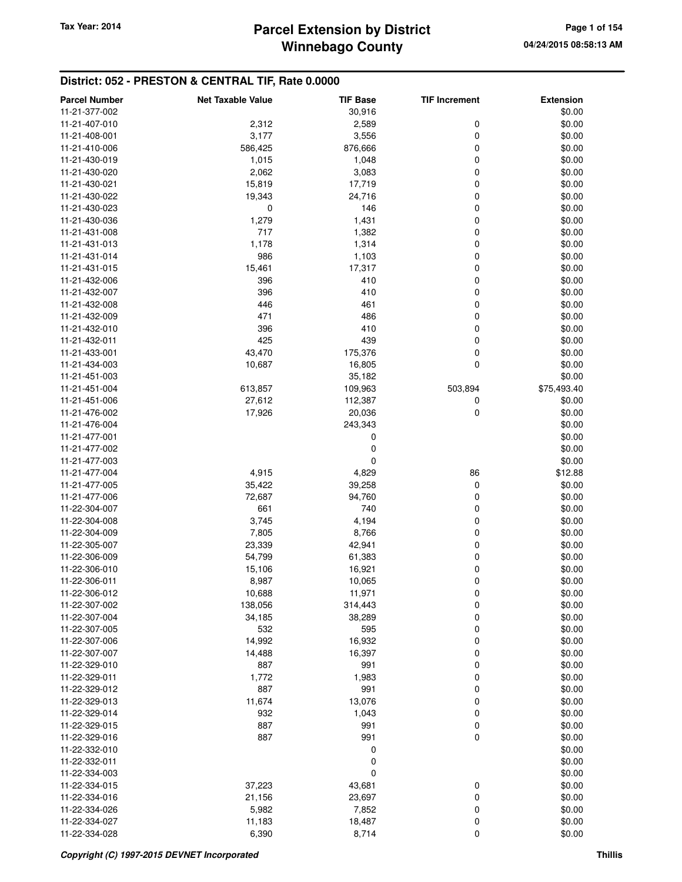## District: 052 - PRESTON & CENTRAL TIF, Rate 0.0000

| Parcel Number | Net Taxable Value | TIF Base | TIF Increment | Extension |
|---|---|---|---|---|
| 11-21-377-002 | | 30,916 | | $0.00 |
| 11-21-407-010 | 2,312 | 2,589 | 0 | $0.00 |
| 11-21-408-001 | 3,177 | 3,556 | 0 | $0.00 |
| 11-21-410-006 | 586,425 | 876,666 | 0 | $0.00 |
| 11-21-430-019 | 1,015 | 1,048 | 0 | $0.00 |
| 11-21-430-020 | 2,062 | 3,083 | 0 | $0.00 |
| 11-21-430-021 | 15,819 | 17,719 | 0 | $0.00 |
| 11-21-430-022 | 19,343 | 24,716 | 0 | $0.00 |
| 11-21-430-023 | 0 | 146 | 0 | $0.00 |
| 11-21-430-036 | 1,279 | 1,431 | 0 | $0.00 |
| 11-21-431-008 | 717 | 1,382 | 0 | $0.00 |
| 11-21-431-013 | 1,178 | 1,314 | 0 | $0.00 |
| 11-21-431-014 | 986 | 1,103 | 0 | $0.00 |
| 11-21-431-015 | 15,461 | 17,317 | 0 | $0.00 |
| 11-21-432-006 | 396 | 410 | 0 | $0.00 |
| 11-21-432-007 | 396 | 410 | 0 | $0.00 |
| 11-21-432-008 | 446 | 461 | 0 | $0.00 |
| 11-21-432-009 | 471 | 486 | 0 | $0.00 |
| 11-21-432-010 | 396 | 410 | 0 | $0.00 |
| 11-21-432-011 | 425 | 439 | 0 | $0.00 |
| 11-21-433-001 | 43,470 | 175,376 | 0 | $0.00 |
| 11-21-434-003 | 10,687 | 16,805 | 0 | $0.00 |
| 11-21-451-003 | | 35,182 | | $0.00 |
| 11-21-451-004 | 613,857 | 109,963 | 503,894 | $75,493.40 |
| 11-21-451-006 | 27,612 | 112,387 | 0 | $0.00 |
| 11-21-476-002 | 17,926 | 20,036 | 0 | $0.00 |
| 11-21-476-004 | | 243,343 | | $0.00 |
| 11-21-477-001 | | 0 | | $0.00 |
| 11-21-477-002 | | 0 | | $0.00 |
| 11-21-477-003 | | 0 | | $0.00 |
| 11-21-477-004 | 4,915 | 4,829 | 86 | $12.88 |
| 11-21-477-005 | 35,422 | 39,258 | 0 | $0.00 |
| 11-21-477-006 | 72,687 | 94,760 | 0 | $0.00 |
| 11-22-304-007 | 661 | 740 | 0 | $0.00 |
| 11-22-304-008 | 3,745 | 4,194 | 0 | $0.00 |
| 11-22-304-009 | 7,805 | 8,766 | 0 | $0.00 |
| 11-22-305-007 | 23,339 | 42,941 | 0 | $0.00 |
| 11-22-306-009 | 54,799 | 61,383 | 0 | $0.00 |
| 11-22-306-010 | 15,106 | 16,921 | 0 | $0.00 |
| 11-22-306-011 | 8,987 | 10,065 | 0 | $0.00 |
| 11-22-306-012 | 10,688 | 11,971 | 0 | $0.00 |
| 11-22-307-002 | 138,056 | 314,443 | 0 | $0.00 |
| 11-22-307-004 | 34,185 | 38,289 | 0 | $0.00 |
| 11-22-307-005 | 532 | 595 | 0 | $0.00 |
| 11-22-307-006 | 14,992 | 16,932 | 0 | $0.00 |
| 11-22-307-007 | 14,488 | 16,397 | 0 | $0.00 |
| 11-22-329-010 | 887 | 991 | 0 | $0.00 |
| 11-22-329-011 | 1,772 | 1,983 | 0 | $0.00 |
| 11-22-329-012 | 887 | 991 | 0 | $0.00 |
| 11-22-329-013 | 11,674 | 13,076 | 0 | $0.00 |
| 11-22-329-014 | 932 | 1,043 | 0 | $0.00 |
| 11-22-329-015 | 887 | 991 | 0 | $0.00 |
| 11-22-329-016 | 887 | 991 | 0 | $0.00 |
| 11-22-332-010 | | 0 | | $0.00 |
| 11-22-332-011 | | 0 | | $0.00 |
| 11-22-334-003 | | 0 | | $0.00 |
| 11-22-334-015 | 37,223 | 43,681 | 0 | $0.00 |
| 11-22-334-016 | 21,156 | 23,697 | 0 | $0.00 |
| 11-22-334-026 | 5,982 | 7,852 | 0 | $0.00 |
| 11-22-334-027 | 11,183 | 18,487 | 0 | $0.00 |
| 11-22-334-028 | 6,390 | 8,714 | 0 | $0.00 |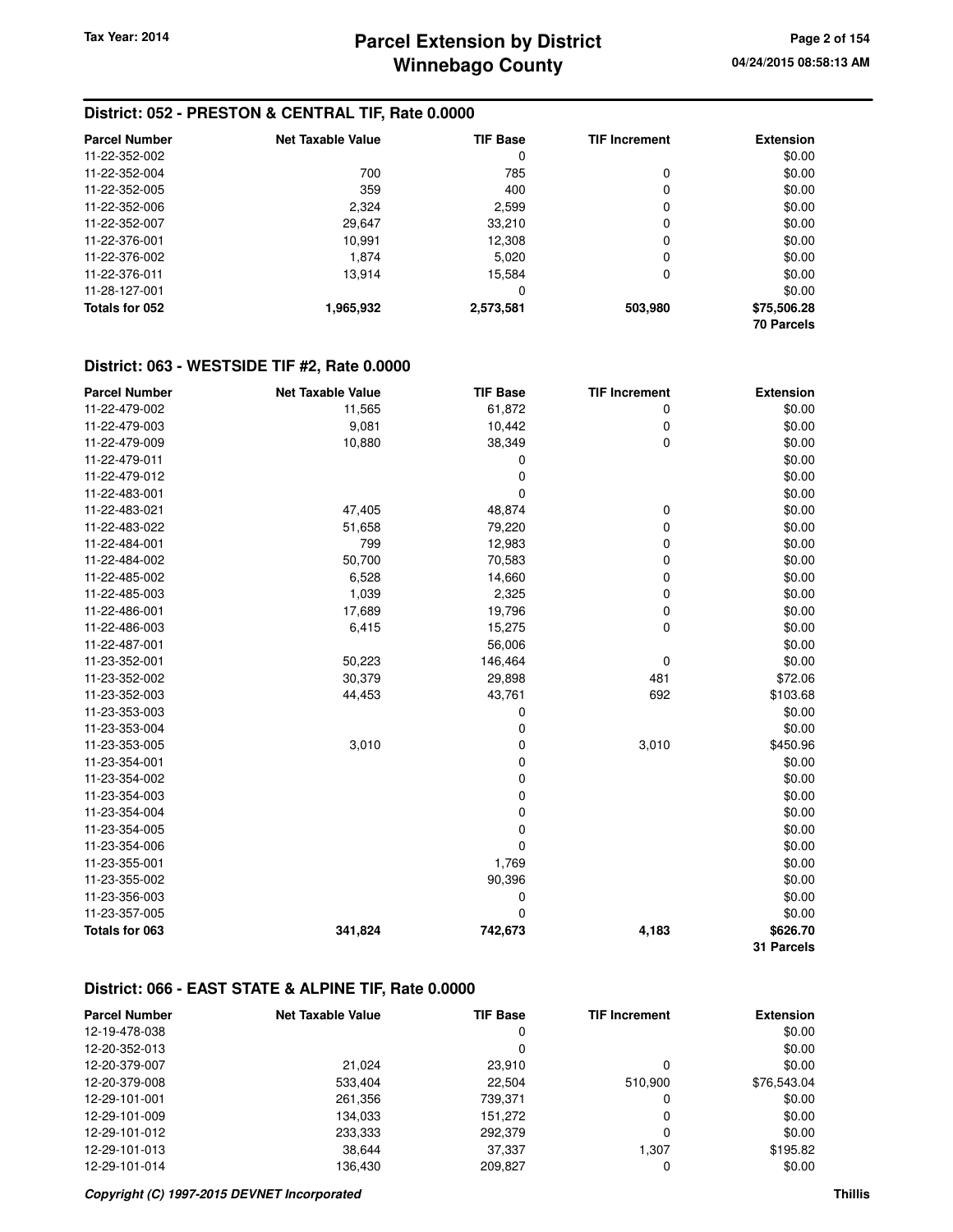### District: 052 - PRESTON & CENTRAL TIF, Rate 0.0000

| Parcel Number | Net Taxable Value | TIF Base | TIF Increment | Extension |
|---|---|---|---|---|
| 11-22-352-002 | | 0 | | $0.00 |
| 11-22-352-004 | 700 | 785 | 0 | $0.00 |
| 11-22-352-005 | 359 | 400 | 0 | $0.00 |
| 11-22-352-006 | 2,324 | 2,599 | 0 | $0.00 |
| 11-22-352-007 | 29,647 | 33,210 | 0 | $0.00 |
| 11-22-376-001 | 10,991 | 12,308 | 0 | $0.00 |
| 11-22-376-002 | 1,874 | 5,020 | 0 | $0.00 |
| 11-22-376-011 | 13,914 | 15,584 | 0 | $0.00 |
| 11-28-127-001 | | 0 | | $0.00 |
| **Totals for 052** | **1,965,932** | **2,573,581** | **503,980** | **$75,506.28** |
| | | | | **70 Parcels** |

### District: 063 - WESTSIDE TIF #2, Rate 0.0000

| Parcel Number | Net Taxable Value | TIF Base | TIF Increment | Extension |
|---|---|---|---|---|
| 11-22-479-002 | 11,565 | 61,872 | 0 | $0.00 |
| 11-22-479-003 | 9,081 | 10,442 | 0 | $0.00 |
| 11-22-479-009 | 10,880 | 38,349 | 0 | $0.00 |
| 11-22-479-011 | | 0 | | $0.00 |
| 11-22-479-012 | | 0 | | $0.00 |
| 11-22-483-001 | | 0 | | $0.00 |
| 11-22-483-021 | 47,405 | 48,874 | 0 | $0.00 |
| 11-22-483-022 | 51,658 | 79,220 | 0 | $0.00 |
| 11-22-484-001 | 799 | 12,983 | 0 | $0.00 |
| 11-22-484-002 | 50,700 | 70,583 | 0 | $0.00 |
| 11-22-485-002 | 6,528 | 14,660 | 0 | $0.00 |
| 11-22-485-003 | 1,039 | 2,325 | 0 | $0.00 |
| 11-22-486-001 | 17,689 | 19,796 | 0 | $0.00 |
| 11-22-486-003 | 6,415 | 15,275 | 0 | $0.00 |
| 11-22-487-001 | | 56,006 | | $0.00 |
| 11-23-352-001 | 50,223 | 146,464 | 0 | $0.00 |
| 11-23-352-002 | 30,379 | 29,898 | 481 | $72.06 |
| 11-23-352-003 | 44,453 | 43,761 | 692 | $103.68 |
| 11-23-353-003 | | 0 | | $0.00 |
| 11-23-353-004 | | 0 | | $0.00 |
| 11-23-353-005 | 3,010 | 0 | 3,010 | $450.96 |
| 11-23-354-001 | | 0 | | $0.00 |
| 11-23-354-002 | | 0 | | $0.00 |
| 11-23-354-003 | | 0 | | $0.00 |
| 11-23-354-004 | | 0 | | $0.00 |
| 11-23-354-005 | | 0 | | $0.00 |
| 11-23-354-006 | | 0 | | $0.00 |
| 11-23-355-001 | | 1,769 | | $0.00 |
| 11-23-355-002 | | 90,396 | | $0.00 |
| 11-23-356-003 | | 0 | | $0.00 |
| 11-23-357-005 | | 0 | | $0.00 |
| **Totals for 063** | **341,824** | **742,673** | **4,183** | **$626.70** |
| | | | | **31 Parcels** |

### District: 066 - EAST STATE & ALPINE TIF, Rate 0.0000

| Parcel Number | Net Taxable Value | TIF Base | TIF Increment | Extension |
|---|---|---|---|---|
| 12-19-478-038 | | 0 | | $0.00 |
| 12-20-352-013 | | 0 | | $0.00 |
| 12-20-379-007 | 21,024 | 23,910 | 0 | $0.00 |
| 12-20-379-008 | 533,404 | 22,504 | 510,900 | $76,543.04 |
| 12-29-101-001 | 261,356 | 739,371 | 0 | $0.00 |
| 12-29-101-009 | 134,033 | 151,272 | 0 | $0.00 |
| 12-29-101-012 | 233,333 | 292,379 | 0 | $0.00 |
| 12-29-101-013 | 38,644 | 37,337 | 1,307 | $195.82 |
| 12-29-101-014 | 136,430 | 209,827 | 0 | $0.00 |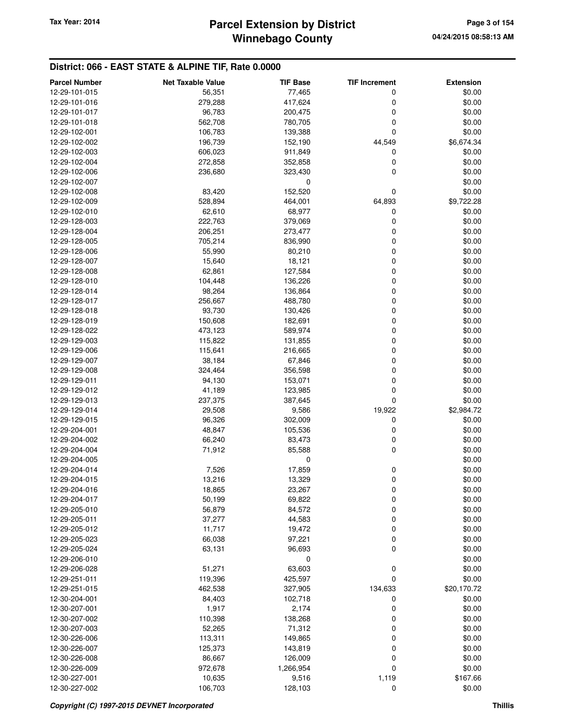## District: 066 - EAST STATE & ALPINE TIF, Rate 0.0000

| Parcel Number | Net Taxable Value | TIF Base | TIF Increment | Extension |
|---|---|---|---|---|
| 12-29-101-015 | 56,351 | 77,465 | 0 | $0.00 |
| 12-29-101-016 | 279,288 | 417,624 | 0 | $0.00 |
| 12-29-101-017 | 96,783 | 200,475 | 0 | $0.00 |
| 12-29-101-018 | 562,708 | 780,705 | 0 | $0.00 |
| 12-29-102-001 | 106,783 | 139,388 | 0 | $0.00 |
| 12-29-102-002 | 196,739 | 152,190 | 44,549 | $6,674.34 |
| 12-29-102-003 | 606,023 | 911,849 | 0 | $0.00 |
| 12-29-102-004 | 272,858 | 352,858 | 0 | $0.00 |
| 12-29-102-006 | 236,680 | 323,430 | 0 | $0.00 |
| 12-29-102-007 | | 0 | | $0.00 |
| 12-29-102-008 | 83,420 | 152,520 | 0 | $0.00 |
| 12-29-102-009 | 528,894 | 464,001 | 64,893 | $9,722.28 |
| 12-29-102-010 | 62,610 | 68,977 | 0 | $0.00 |
| 12-29-128-003 | 222,763 | 379,069 | 0 | $0.00 |
| 12-29-128-004 | 206,251 | 273,477 | 0 | $0.00 |
| 12-29-128-005 | 705,214 | 836,990 | 0 | $0.00 |
| 12-29-128-006 | 55,990 | 80,210 | 0 | $0.00 |
| 12-29-128-007 | 15,640 | 18,121 | 0 | $0.00 |
| 12-29-128-008 | 62,861 | 127,584 | 0 | $0.00 |
| 12-29-128-010 | 104,448 | 136,226 | 0 | $0.00 |
| 12-29-128-014 | 98,264 | 136,864 | 0 | $0.00 |
| 12-29-128-017 | 256,667 | 488,780 | 0 | $0.00 |
| 12-29-128-018 | 93,730 | 130,426 | 0 | $0.00 |
| 12-29-128-019 | 150,608 | 182,691 | 0 | $0.00 |
| 12-29-128-022 | 473,123 | 589,974 | 0 | $0.00 |
| 12-29-129-003 | 115,822 | 131,855 | 0 | $0.00 |
| 12-29-129-006 | 115,641 | 216,665 | 0 | $0.00 |
| 12-29-129-007 | 38,184 | 67,846 | 0 | $0.00 |
| 12-29-129-008 | 324,464 | 356,598 | 0 | $0.00 |
| 12-29-129-011 | 94,130 | 153,071 | 0 | $0.00 |
| 12-29-129-012 | 41,189 | 123,985 | 0 | $0.00 |
| 12-29-129-013 | 237,375 | 387,645 | 0 | $0.00 |
| 12-29-129-014 | 29,508 | 9,586 | 19,922 | $2,984.72 |
| 12-29-129-015 | 96,326 | 302,009 | 0 | $0.00 |
| 12-29-204-001 | 48,847 | 105,536 | 0 | $0.00 |
| 12-29-204-002 | 66,240 | 83,473 | 0 | $0.00 |
| 12-29-204-004 | 71,912 | 85,588 | 0 | $0.00 |
| 12-29-204-005 | | 0 | | $0.00 |
| 12-29-204-014 | 7,526 | 17,859 | 0 | $0.00 |
| 12-29-204-015 | 13,216 | 13,329 | 0 | $0.00 |
| 12-29-204-016 | 18,865 | 23,267 | 0 | $0.00 |
| 12-29-204-017 | 50,199 | 69,822 | 0 | $0.00 |
| 12-29-205-010 | 56,879 | 84,572 | 0 | $0.00 |
| 12-29-205-011 | 37,277 | 44,583 | 0 | $0.00 |
| 12-29-205-012 | 11,717 | 19,472 | 0 | $0.00 |
| 12-29-205-023 | 66,038 | 97,221 | 0 | $0.00 |
| 12-29-205-024 | 63,131 | 96,693 | 0 | $0.00 |
| 12-29-206-010 | | 0 | | $0.00 |
| 12-29-206-028 | 51,271 | 63,603 | 0 | $0.00 |
| 12-29-251-011 | 119,396 | 425,597 | 0 | $0.00 |
| 12-29-251-015 | 462,538 | 327,905 | 134,633 | $20,170.72 |
| 12-30-204-001 | 84,403 | 102,718 | 0 | $0.00 |
| 12-30-207-001 | 1,917 | 2,174 | 0 | $0.00 |
| 12-30-207-002 | 110,398 | 138,268 | 0 | $0.00 |
| 12-30-207-003 | 52,265 | 71,312 | 0 | $0.00 |
| 12-30-226-006 | 113,311 | 149,865 | 0 | $0.00 |
| 12-30-226-007 | 125,373 | 143,819 | 0 | $0.00 |
| 12-30-226-008 | 86,667 | 126,009 | 0 | $0.00 |
| 12-30-226-009 | 972,678 | 1,266,954 | 0 | $0.00 |
| 12-30-227-001 | 10,635 | 9,516 | 1,119 | $167.66 |
| 12-30-227-002 | 106,703 | 128,103 | 0 | $0.00 |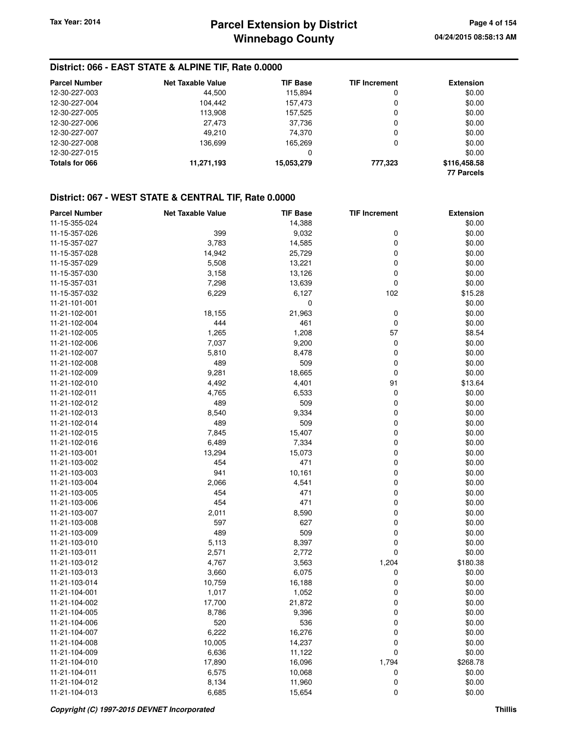## District: 066 - EAST STATE & ALPINE TIF, Rate 0.0000

| Parcel Number | Net Taxable Value | TIF Base | TIF Increment | Extension |
|---|---|---|---|---|
| 12-30-227-003 | 44,500 | 115,894 | 0 | $0.00 |
| 12-30-227-004 | 104,442 | 157,473 | 0 | $0.00 |
| 12-30-227-005 | 113,908 | 157,525 | 0 | $0.00 |
| 12-30-227-006 | 27,473 | 37,736 | 0 | $0.00 |
| 12-30-227-007 | 49,210 | 74,370 | 0 | $0.00 |
| 12-30-227-008 | 136,699 | 165,269 | 0 | $0.00 |
| 12-30-227-015 | | 0 | | $0.00 |
| **Totals for 066** | **11,271,193** | **15,053,279** | **777,323** | **$116,458.58** |
| | | | | **77 Parcels** |

## District: 067 - WEST STATE & CENTRAL TIF, Rate 0.0000

| Parcel Number | Net Taxable Value | TIF Base | TIF Increment | Extension |
|---|---|---|---|---|
| 11-15-355-024 | | 14,388 | | $0.00 |
| 11-15-357-026 | 399 | 9,032 | 0 | $0.00 |
| 11-15-357-027 | 3,783 | 14,585 | 0 | $0.00 |
| 11-15-357-028 | 14,942 | 25,729 | 0 | $0.00 |
| 11-15-357-029 | 5,508 | 13,221 | 0 | $0.00 |
| 11-15-357-030 | 3,158 | 13,126 | 0 | $0.00 |
| 11-15-357-031 | 7,298 | 13,639 | 0 | $0.00 |
| 11-15-357-032 | 6,229 | 6,127 | 102 | $15.28 |
| 11-21-101-001 | | 0 | | $0.00 |
| 11-21-102-001 | 18,155 | 21,963 | 0 | $0.00 |
| 11-21-102-004 | 444 | 461 | 0 | $0.00 |
| 11-21-102-005 | 1,265 | 1,208 | 57 | $8.54 |
| 11-21-102-006 | 7,037 | 9,200 | 0 | $0.00 |
| 11-21-102-007 | 5,810 | 8,478 | 0 | $0.00 |
| 11-21-102-008 | 489 | 509 | 0 | $0.00 |
| 11-21-102-009 | 9,281 | 18,665 | 0 | $0.00 |
| 11-21-102-010 | 4,492 | 4,401 | 91 | $13.64 |
| 11-21-102-011 | 4,765 | 6,533 | 0 | $0.00 |
| 11-21-102-012 | 489 | 509 | 0 | $0.00 |
| 11-21-102-013 | 8,540 | 9,334 | 0 | $0.00 |
| 11-21-102-014 | 489 | 509 | 0 | $0.00 |
| 11-21-102-015 | 7,845 | 15,407 | 0 | $0.00 |
| 11-21-102-016 | 6,489 | 7,334 | 0 | $0.00 |
| 11-21-103-001 | 13,294 | 15,073 | 0 | $0.00 |
| 11-21-103-002 | 454 | 471 | 0 | $0.00 |
| 11-21-103-003 | 941 | 10,161 | 0 | $0.00 |
| 11-21-103-004 | 2,066 | 4,541 | 0 | $0.00 |
| 11-21-103-005 | 454 | 471 | 0 | $0.00 |
| 11-21-103-006 | 454 | 471 | 0 | $0.00 |
| 11-21-103-007 | 2,011 | 8,590 | 0 | $0.00 |
| 11-21-103-008 | 597 | 627 | 0 | $0.00 |
| 11-21-103-009 | 489 | 509 | 0 | $0.00 |
| 11-21-103-010 | 5,113 | 8,397 | 0 | $0.00 |
| 11-21-103-011 | 2,571 | 2,772 | 0 | $0.00 |
| 11-21-103-012 | 4,767 | 3,563 | 1,204 | $180.38 |
| 11-21-103-013 | 3,660 | 6,075 | 0 | $0.00 |
| 11-21-103-014 | 10,759 | 16,188 | 0 | $0.00 |
| 11-21-104-001 | 1,017 | 1,052 | 0 | $0.00 |
| 11-21-104-002 | 17,700 | 21,872 | 0 | $0.00 |
| 11-21-104-005 | 8,786 | 9,396 | 0 | $0.00 |
| 11-21-104-006 | 520 | 536 | 0 | $0.00 |
| 11-21-104-007 | 6,222 | 16,276 | 0 | $0.00 |
| 11-21-104-008 | 10,005 | 14,237 | 0 | $0.00 |
| 11-21-104-009 | 6,636 | 11,122 | 0 | $0.00 |
| 11-21-104-010 | 17,890 | 16,096 | 1,794 | $268.78 |
| 11-21-104-011 | 6,575 | 10,068 | 0 | $0.00 |
| 11-21-104-012 | 8,134 | 11,960 | 0 | $0.00 |
| 11-21-104-013 | 6,685 | 15,654 | 0 | $0.00 |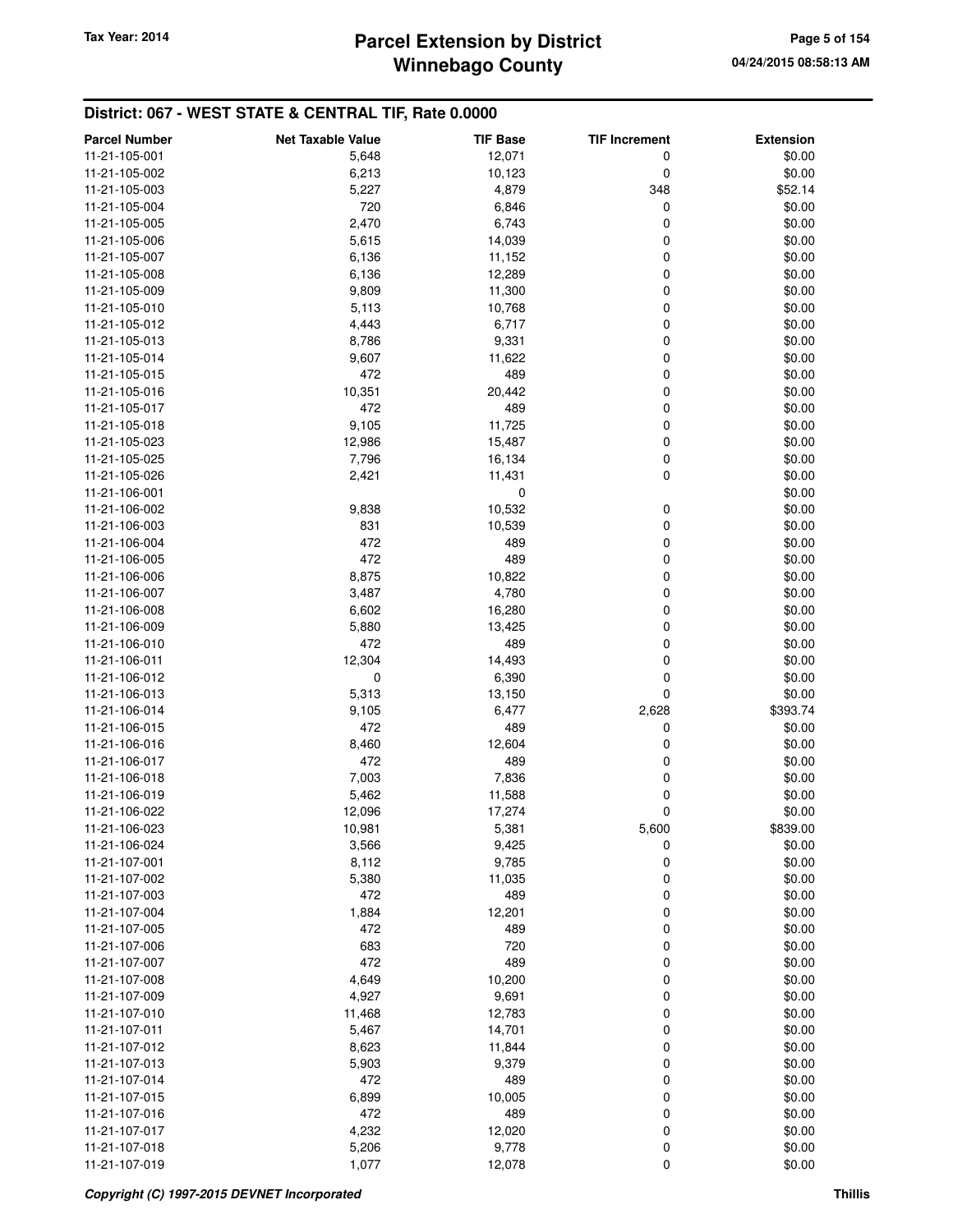## District: 067 - WEST STATE & CENTRAL TIF, Rate 0.0000

| Parcel Number | Net Taxable Value | TIF Base | TIF Increment | Extension |
|---|---|---|---|---|
| 11-21-105-001 | 5,648 | 12,071 | 0 | $0.00 |
| 11-21-105-002 | 6,213 | 10,123 | 0 | $0.00 |
| 11-21-105-003 | 5,227 | 4,879 | 348 | $52.14 |
| 11-21-105-004 | 720 | 6,846 | 0 | $0.00 |
| 11-21-105-005 | 2,470 | 6,743 | 0 | $0.00 |
| 11-21-105-006 | 5,615 | 14,039 | 0 | $0.00 |
| 11-21-105-007 | 6,136 | 11,152 | 0 | $0.00 |
| 11-21-105-008 | 6,136 | 12,289 | 0 | $0.00 |
| 11-21-105-009 | 9,809 | 11,300 | 0 | $0.00 |
| 11-21-105-010 | 5,113 | 10,768 | 0 | $0.00 |
| 11-21-105-012 | 4,443 | 6,717 | 0 | $0.00 |
| 11-21-105-013 | 8,786 | 9,331 | 0 | $0.00 |
| 11-21-105-014 | 9,607 | 11,622 | 0 | $0.00 |
| 11-21-105-015 | 472 | 489 | 0 | $0.00 |
| 11-21-105-016 | 10,351 | 20,442 | 0 | $0.00 |
| 11-21-105-017 | 472 | 489 | 0 | $0.00 |
| 11-21-105-018 | 9,105 | 11,725 | 0 | $0.00 |
| 11-21-105-023 | 12,986 | 15,487 | 0 | $0.00 |
| 11-21-105-025 | 7,796 | 16,134 | 0 | $0.00 |
| 11-21-105-026 | 2,421 | 11,431 | 0 | $0.00 |
| 11-21-106-001 | | 0 | | $0.00 |
| 11-21-106-002 | 9,838 | 10,532 | 0 | $0.00 |
| 11-21-106-003 | 831 | 10,539 | 0 | $0.00 |
| 11-21-106-004 | 472 | 489 | 0 | $0.00 |
| 11-21-106-005 | 472 | 489 | 0 | $0.00 |
| 11-21-106-006 | 8,875 | 10,822 | 0 | $0.00 |
| 11-21-106-007 | 3,487 | 4,780 | 0 | $0.00 |
| 11-21-106-008 | 6,602 | 16,280 | 0 | $0.00 |
| 11-21-106-009 | 5,880 | 13,425 | 0 | $0.00 |
| 11-21-106-010 | 472 | 489 | 0 | $0.00 |
| 11-21-106-011 | 12,304 | 14,493 | 0 | $0.00 |
| 11-21-106-012 | 0 | 6,390 | 0 | $0.00 |
| 11-21-106-013 | 5,313 | 13,150 | 0 | $0.00 |
| 11-21-106-014 | 9,105 | 6,477 | 2,628 | $393.74 |
| 11-21-106-015 | 472 | 489 | 0 | $0.00 |
| 11-21-106-016 | 8,460 | 12,604 | 0 | $0.00 |
| 11-21-106-017 | 472 | 489 | 0 | $0.00 |
| 11-21-106-018 | 7,003 | 7,836 | 0 | $0.00 |
| 11-21-106-019 | 5,462 | 11,588 | 0 | $0.00 |
| 11-21-106-022 | 12,096 | 17,274 | 0 | $0.00 |
| 11-21-106-023 | 10,981 | 5,381 | 5,600 | $839.00 |
| 11-21-106-024 | 3,566 | 9,425 | 0 | $0.00 |
| 11-21-107-001 | 8,112 | 9,785 | 0 | $0.00 |
| 11-21-107-002 | 5,380 | 11,035 | 0 | $0.00 |
| 11-21-107-003 | 472 | 489 | 0 | $0.00 |
| 11-21-107-004 | 1,884 | 12,201 | 0 | $0.00 |
| 11-21-107-005 | 472 | 489 | 0 | $0.00 |
| 11-21-107-006 | 683 | 720 | 0 | $0.00 |
| 11-21-107-007 | 472 | 489 | 0 | $0.00 |
| 11-21-107-008 | 4,649 | 10,200 | 0 | $0.00 |
| 11-21-107-009 | 4,927 | 9,691 | 0 | $0.00 |
| 11-21-107-010 | 11,468 | 12,783 | 0 | $0.00 |
| 11-21-107-011 | 5,467 | 14,701 | 0 | $0.00 |
| 11-21-107-012 | 8,623 | 11,844 | 0 | $0.00 |
| 11-21-107-013 | 5,903 | 9,379 | 0 | $0.00 |
| 11-21-107-014 | 472 | 489 | 0 | $0.00 |
| 11-21-107-015 | 6,899 | 10,005 | 0 | $0.00 |
| 11-21-107-016 | 472 | 489 | 0 | $0.00 |
| 11-21-107-017 | 4,232 | 12,020 | 0 | $0.00 |
| 11-21-107-018 | 5,206 | 9,778 | 0 | $0.00 |
| 11-21-107-019 | 1,077 | 12,078 | 0 | $0.00 |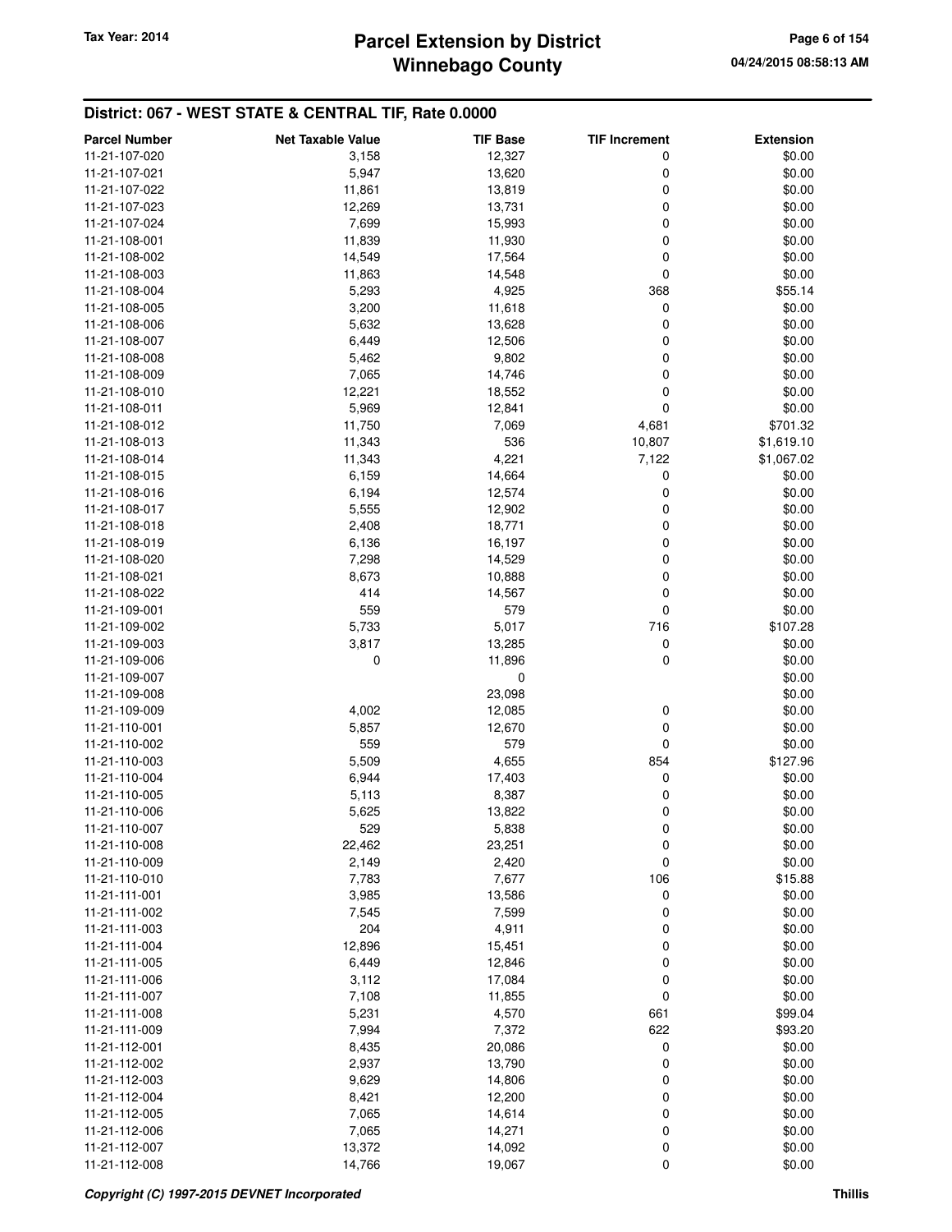## District: 067 - WEST STATE & CENTRAL TIF, Rate 0.0000

| Parcel Number | Net Taxable Value | TIF Base | TIF Increment | Extension |
|---|---|---|---|---|
| 11-21-107-020 | 3,158 | 12,327 | 0 | $0.00 |
| 11-21-107-021 | 5,947 | 13,620 | 0 | $0.00 |
| 11-21-107-022 | 11,861 | 13,819 | 0 | $0.00 |
| 11-21-107-023 | 12,269 | 13,731 | 0 | $0.00 |
| 11-21-107-024 | 7,699 | 15,993 | 0 | $0.00 |
| 11-21-108-001 | 11,839 | 11,930 | 0 | $0.00 |
| 11-21-108-002 | 14,549 | 17,564 | 0 | $0.00 |
| 11-21-108-003 | 11,863 | 14,548 | 0 | $0.00 |
| 11-21-108-004 | 5,293 | 4,925 | 368 | $55.14 |
| 11-21-108-005 | 3,200 | 11,618 | 0 | $0.00 |
| 11-21-108-006 | 5,632 | 13,628 | 0 | $0.00 |
| 11-21-108-007 | 6,449 | 12,506 | 0 | $0.00 |
| 11-21-108-008 | 5,462 | 9,802 | 0 | $0.00 |
| 11-21-108-009 | 7,065 | 14,746 | 0 | $0.00 |
| 11-21-108-010 | 12,221 | 18,552 | 0 | $0.00 |
| 11-21-108-011 | 5,969 | 12,841 | 0 | $0.00 |
| 11-21-108-012 | 11,750 | 7,069 | 4,681 | $701.32 |
| 11-21-108-013 | 11,343 | 536 | 10,807 | $1,619.10 |
| 11-21-108-014 | 11,343 | 4,221 | 7,122 | $1,067.02 |
| 11-21-108-015 | 6,159 | 14,664 | 0 | $0.00 |
| 11-21-108-016 | 6,194 | 12,574 | 0 | $0.00 |
| 11-21-108-017 | 5,555 | 12,902 | 0 | $0.00 |
| 11-21-108-018 | 2,408 | 18,771 | 0 | $0.00 |
| 11-21-108-019 | 6,136 | 16,197 | 0 | $0.00 |
| 11-21-108-020 | 7,298 | 14,529 | 0 | $0.00 |
| 11-21-108-021 | 8,673 | 10,888 | 0 | $0.00 |
| 11-21-108-022 | 414 | 14,567 | 0 | $0.00 |
| 11-21-109-001 | 559 | 579 | 0 | $0.00 |
| 11-21-109-002 | 5,733 | 5,017 | 716 | $107.28 |
| 11-21-109-003 | 3,817 | 13,285 | 0 | $0.00 |
| 11-21-109-006 | 0 | 11,896 | 0 | $0.00 |
| 11-21-109-007 | | 0 | | $0.00 |
| 11-21-109-008 | | 23,098 | | $0.00 |
| 11-21-109-009 | 4,002 | 12,085 | 0 | $0.00 |
| 11-21-110-001 | 5,857 | 12,670 | 0 | $0.00 |
| 11-21-110-002 | 559 | 579 | 0 | $0.00 |
| 11-21-110-003 | 5,509 | 4,655 | 854 | $127.96 |
| 11-21-110-004 | 6,944 | 17,403 | 0 | $0.00 |
| 11-21-110-005 | 5,113 | 8,387 | 0 | $0.00 |
| 11-21-110-006 | 5,625 | 13,822 | 0 | $0.00 |
| 11-21-110-007 | 529 | 5,838 | 0 | $0.00 |
| 11-21-110-008 | 22,462 | 23,251 | 0 | $0.00 |
| 11-21-110-009 | 2,149 | 2,420 | 0 | $0.00 |
| 11-21-110-010 | 7,783 | 7,677 | 106 | $15.88 |
| 11-21-111-001 | 3,985 | 13,586 | 0 | $0.00 |
| 11-21-111-002 | 7,545 | 7,599 | 0 | $0.00 |
| 11-21-111-003 | 204 | 4,911 | 0 | $0.00 |
| 11-21-111-004 | 12,896 | 15,451 | 0 | $0.00 |
| 11-21-111-005 | 6,449 | 12,846 | 0 | $0.00 |
| 11-21-111-006 | 3,112 | 17,084 | 0 | $0.00 |
| 11-21-111-007 | 7,108 | 11,855 | 0 | $0.00 |
| 11-21-111-008 | 5,231 | 4,570 | 661 | $99.04 |
| 11-21-111-009 | 7,994 | 7,372 | 622 | $93.20 |
| 11-21-112-001 | 8,435 | 20,086 | 0 | $0.00 |
| 11-21-112-002 | 2,937 | 13,790 | 0 | $0.00 |
| 11-21-112-003 | 9,629 | 14,806 | 0 | $0.00 |
| 11-21-112-004 | 8,421 | 12,200 | 0 | $0.00 |
| 11-21-112-005 | 7,065 | 14,614 | 0 | $0.00 |
| 11-21-112-006 | 7,065 | 14,271 | 0 | $0.00 |
| 11-21-112-007 | 13,372 | 14,092 | 0 | $0.00 |
| 11-21-112-008 | 14,766 | 19,067 | 0 | $0.00 |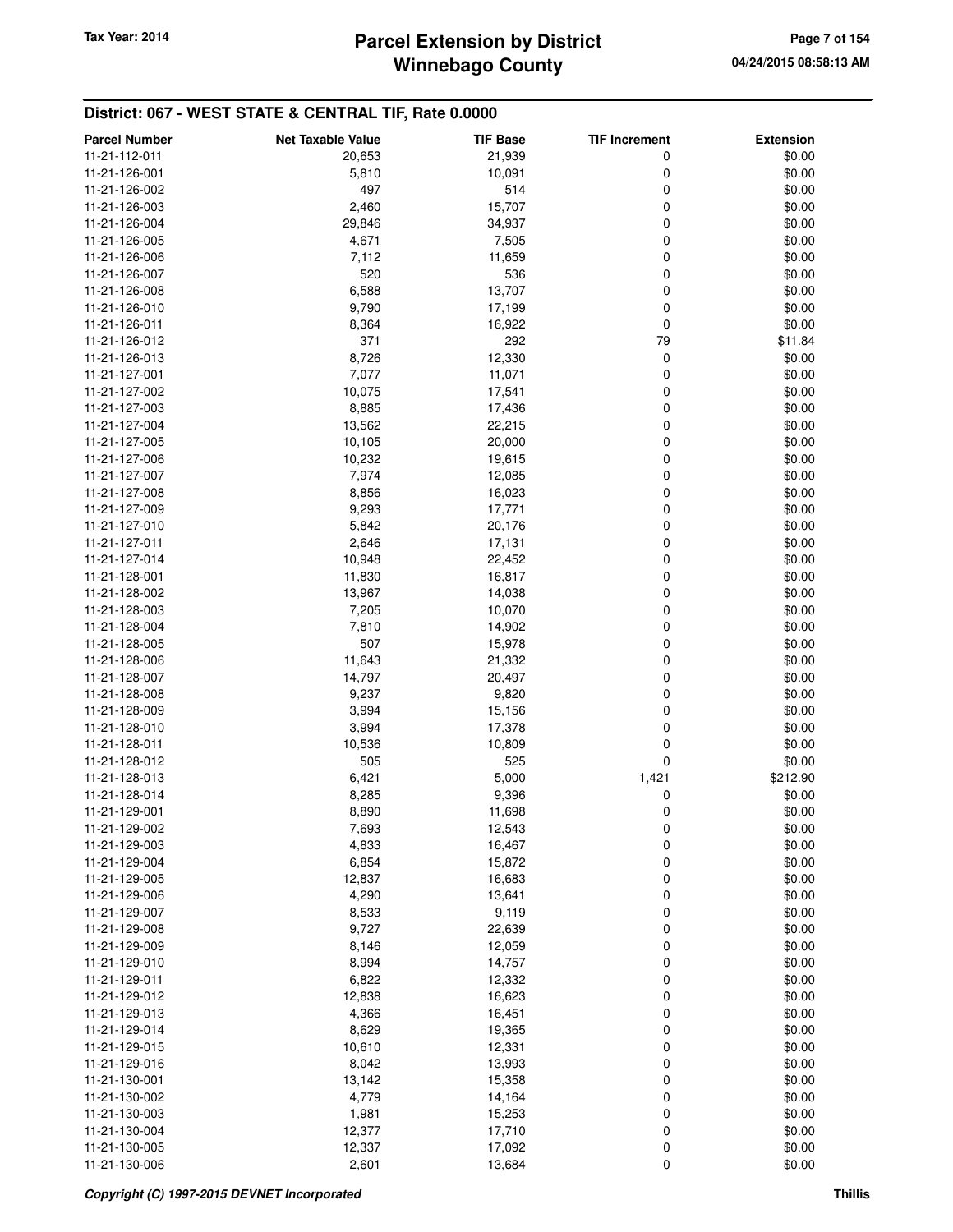# Parcel Extension by District

# Winnebago County

Tax Year: 2014

04/24/2015 08:58:13 AM

## District: 067 - WEST STATE & CENTRAL TIF, Rate 0.0000

| Parcel Number | Net Taxable Value | TIF Base | TIF Increment | Extension |
|---|---|---|---|---|
| 11-21-112-011 | 20,653 | 21,939 | 0 | $0.00 |
| 11-21-126-001 | 5,810 | 10,091 | 0 | $0.00 |
| 11-21-126-002 | 497 | 514 | 0 | $0.00 |
| 11-21-126-003 | 2,460 | 15,707 | 0 | $0.00 |
| 11-21-126-004 | 29,846 | 34,937 | 0 | $0.00 |
| 11-21-126-005 | 4,671 | 7,505 | 0 | $0.00 |
| 11-21-126-006 | 7,112 | 11,659 | 0 | $0.00 |
| 11-21-126-007 | 520 | 536 | 0 | $0.00 |
| 11-21-126-008 | 6,588 | 13,707 | 0 | $0.00 |
| 11-21-126-010 | 9,790 | 17,199 | 0 | $0.00 |
| 11-21-126-011 | 8,364 | 16,922 | 0 | $0.00 |
| 11-21-126-012 | 371 | 292 | 79 | $11.84 |
| 11-21-126-013 | 8,726 | 12,330 | 0 | $0.00 |
| 11-21-127-001 | 7,077 | 11,071 | 0 | $0.00 |
| 11-21-127-002 | 10,075 | 17,541 | 0 | $0.00 |
| 11-21-127-003 | 8,885 | 17,436 | 0 | $0.00 |
| 11-21-127-004 | 13,562 | 22,215 | 0 | $0.00 |
| 11-21-127-005 | 10,105 | 20,000 | 0 | $0.00 |
| 11-21-127-006 | 10,232 | 19,615 | 0 | $0.00 |
| 11-21-127-007 | 7,974 | 12,085 | 0 | $0.00 |
| 11-21-127-008 | 8,856 | 16,023 | 0 | $0.00 |
| 11-21-127-009 | 9,293 | 17,771 | 0 | $0.00 |
| 11-21-127-010 | 5,842 | 20,176 | 0 | $0.00 |
| 11-21-127-011 | 2,646 | 17,131 | 0 | $0.00 |
| 11-21-127-014 | 10,948 | 22,452 | 0 | $0.00 |
| 11-21-128-001 | 11,830 | 16,817 | 0 | $0.00 |
| 11-21-128-002 | 13,967 | 14,038 | 0 | $0.00 |
| 11-21-128-003 | 7,205 | 10,070 | 0 | $0.00 |
| 11-21-128-004 | 7,810 | 14,902 | 0 | $0.00 |
| 11-21-128-005 | 507 | 15,978 | 0 | $0.00 |
| 11-21-128-006 | 11,643 | 21,332 | 0 | $0.00 |
| 11-21-128-007 | 14,797 | 20,497 | 0 | $0.00 |
| 11-21-128-008 | 9,237 | 9,820 | 0 | $0.00 |
| 11-21-128-009 | 3,994 | 15,156 | 0 | $0.00 |
| 11-21-128-010 | 3,994 | 17,378 | 0 | $0.00 |
| 11-21-128-011 | 10,536 | 10,809 | 0 | $0.00 |
| 11-21-128-012 | 505 | 525 | 0 | $0.00 |
| 11-21-128-013 | 6,421 | 5,000 | 1,421 | $212.90 |
| 11-21-128-014 | 8,285 | 9,396 | 0 | $0.00 |
| 11-21-129-001 | 8,890 | 11,698 | 0 | $0.00 |
| 11-21-129-002 | 7,693 | 12,543 | 0 | $0.00 |
| 11-21-129-003 | 4,833 | 16,467 | 0 | $0.00 |
| 11-21-129-004 | 6,854 | 15,872 | 0 | $0.00 |
| 11-21-129-005 | 12,837 | 16,683 | 0 | $0.00 |
| 11-21-129-006 | 4,290 | 13,641 | 0 | $0.00 |
| 11-21-129-007 | 8,533 | 9,119 | 0 | $0.00 |
| 11-21-129-008 | 9,727 | 22,639 | 0 | $0.00 |
| 11-21-129-009 | 8,146 | 12,059 | 0 | $0.00 |
| 11-21-129-010 | 8,994 | 14,757 | 0 | $0.00 |
| 11-21-129-011 | 6,822 | 12,332 | 0 | $0.00 |
| 11-21-129-012 | 12,838 | 16,623 | 0 | $0.00 |
| 11-21-129-013 | 4,366 | 16,451 | 0 | $0.00 |
| 11-21-129-014 | 8,629 | 19,365 | 0 | $0.00 |
| 11-21-129-015 | 10,610 | 12,331 | 0 | $0.00 |
| 11-21-129-016 | 8,042 | 13,993 | 0 | $0.00 |
| 11-21-130-001 | 13,142 | 15,358 | 0 | $0.00 |
| 11-21-130-002 | 4,779 | 14,164 | 0 | $0.00 |
| 11-21-130-003 | 1,981 | 15,253 | 0 | $0.00 |
| 11-21-130-004 | 12,377 | 17,710 | 0 | $0.00 |
| 11-21-130-005 | 12,337 | 17,092 | 0 | $0.00 |
| 11-21-130-006 | 2,601 | 13,684 | 0 | $0.00 |

*Copyright (C) 1997-2015 DEVNET Incorporated* Thillis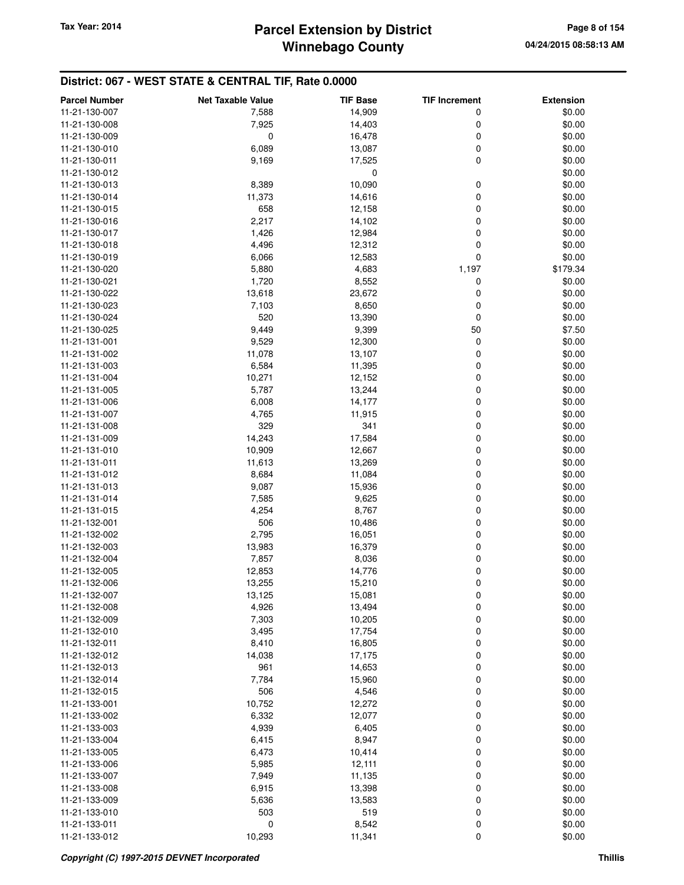## District: 067 - WEST STATE & CENTRAL TIF, Rate 0.0000

| Parcel Number | Net Taxable Value | TIF Base | TIF Increment | Extension |
|---|---|---|---|---|
| 11-21-130-007 | 7,588 | 14,909 | 0 | $0.00 |
| 11-21-130-008 | 7,925 | 14,403 | 0 | $0.00 |
| 11-21-130-009 | 0 | 16,478 | 0 | $0.00 |
| 11-21-130-010 | 6,089 | 13,087 | 0 | $0.00 |
| 11-21-130-011 | 9,169 | 17,525 | 0 | $0.00 |
| 11-21-130-012 | | 0 | | $0.00 |
| 11-21-130-013 | 8,389 | 10,090 | 0 | $0.00 |
| 11-21-130-014 | 11,373 | 14,616 | 0 | $0.00 |
| 11-21-130-015 | 658 | 12,158 | 0 | $0.00 |
| 11-21-130-016 | 2,217 | 14,102 | 0 | $0.00 |
| 11-21-130-017 | 1,426 | 12,984 | 0 | $0.00 |
| 11-21-130-018 | 4,496 | 12,312 | 0 | $0.00 |
| 11-21-130-019 | 6,066 | 12,583 | 0 | $0.00 |
| 11-21-130-020 | 5,880 | 4,683 | 1,197 | $179.34 |
| 11-21-130-021 | 1,720 | 8,552 | 0 | $0.00 |
| 11-21-130-022 | 13,618 | 23,672 | 0 | $0.00 |
| 11-21-130-023 | 7,103 | 8,650 | 0 | $0.00 |
| 11-21-130-024 | 520 | 13,390 | 0 | $0.00 |
| 11-21-130-025 | 9,449 | 9,399 | 50 | $7.50 |
| 11-21-131-001 | 9,529 | 12,300 | 0 | $0.00 |
| 11-21-131-002 | 11,078 | 13,107 | 0 | $0.00 |
| 11-21-131-003 | 6,584 | 11,395 | 0 | $0.00 |
| 11-21-131-004 | 10,271 | 12,152 | 0 | $0.00 |
| 11-21-131-005 | 5,787 | 13,244 | 0 | $0.00 |
| 11-21-131-006 | 6,008 | 14,177 | 0 | $0.00 |
| 11-21-131-007 | 4,765 | 11,915 | 0 | $0.00 |
| 11-21-131-008 | 329 | 341 | 0 | $0.00 |
| 11-21-131-009 | 14,243 | 17,584 | 0 | $0.00 |
| 11-21-131-010 | 10,909 | 12,667 | 0 | $0.00 |
| 11-21-131-011 | 11,613 | 13,269 | 0 | $0.00 |
| 11-21-131-012 | 8,684 | 11,084 | 0 | $0.00 |
| 11-21-131-013 | 9,087 | 15,936 | 0 | $0.00 |
| 11-21-131-014 | 7,585 | 9,625 | 0 | $0.00 |
| 11-21-131-015 | 4,254 | 8,767 | 0 | $0.00 |
| 11-21-132-001 | 506 | 10,486 | 0 | $0.00 |
| 11-21-132-002 | 2,795 | 16,051 | 0 | $0.00 |
| 11-21-132-003 | 13,983 | 16,379 | 0 | $0.00 |
| 11-21-132-004 | 7,857 | 8,036 | 0 | $0.00 |
| 11-21-132-005 | 12,853 | 14,776 | 0 | $0.00 |
| 11-21-132-006 | 13,255 | 15,210 | 0 | $0.00 |
| 11-21-132-007 | 13,125 | 15,081 | 0 | $0.00 |
| 11-21-132-008 | 4,926 | 13,494 | 0 | $0.00 |
| 11-21-132-009 | 7,303 | 10,205 | 0 | $0.00 |
| 11-21-132-010 | 3,495 | 17,754 | 0 | $0.00 |
| 11-21-132-011 | 8,410 | 16,805 | 0 | $0.00 |
| 11-21-132-012 | 14,038 | 17,175 | 0 | $0.00 |
| 11-21-132-013 | 961 | 14,653 | 0 | $0.00 |
| 11-21-132-014 | 7,784 | 15,960 | 0 | $0.00 |
| 11-21-132-015 | 506 | 4,546 | 0 | $0.00 |
| 11-21-133-001 | 10,752 | 12,272 | 0 | $0.00 |
| 11-21-133-002 | 6,332 | 12,077 | 0 | $0.00 |
| 11-21-133-003 | 4,939 | 6,405 | 0 | $0.00 |
| 11-21-133-004 | 6,415 | 8,947 | 0 | $0.00 |
| 11-21-133-005 | 6,473 | 10,414 | 0 | $0.00 |
| 11-21-133-006 | 5,985 | 12,111 | 0 | $0.00 |
| 11-21-133-007 | 7,949 | 11,135 | 0 | $0.00 |
| 11-21-133-008 | 6,915 | 13,398 | 0 | $0.00 |
| 11-21-133-009 | 5,636 | 13,583 | 0 | $0.00 |
| 11-21-133-010 | 503 | 519 | 0 | $0.00 |
| 11-21-133-011 | 0 | 8,542 | 0 | $0.00 |
| 11-21-133-012 | 10,293 | 11,341 | 0 | $0.00 |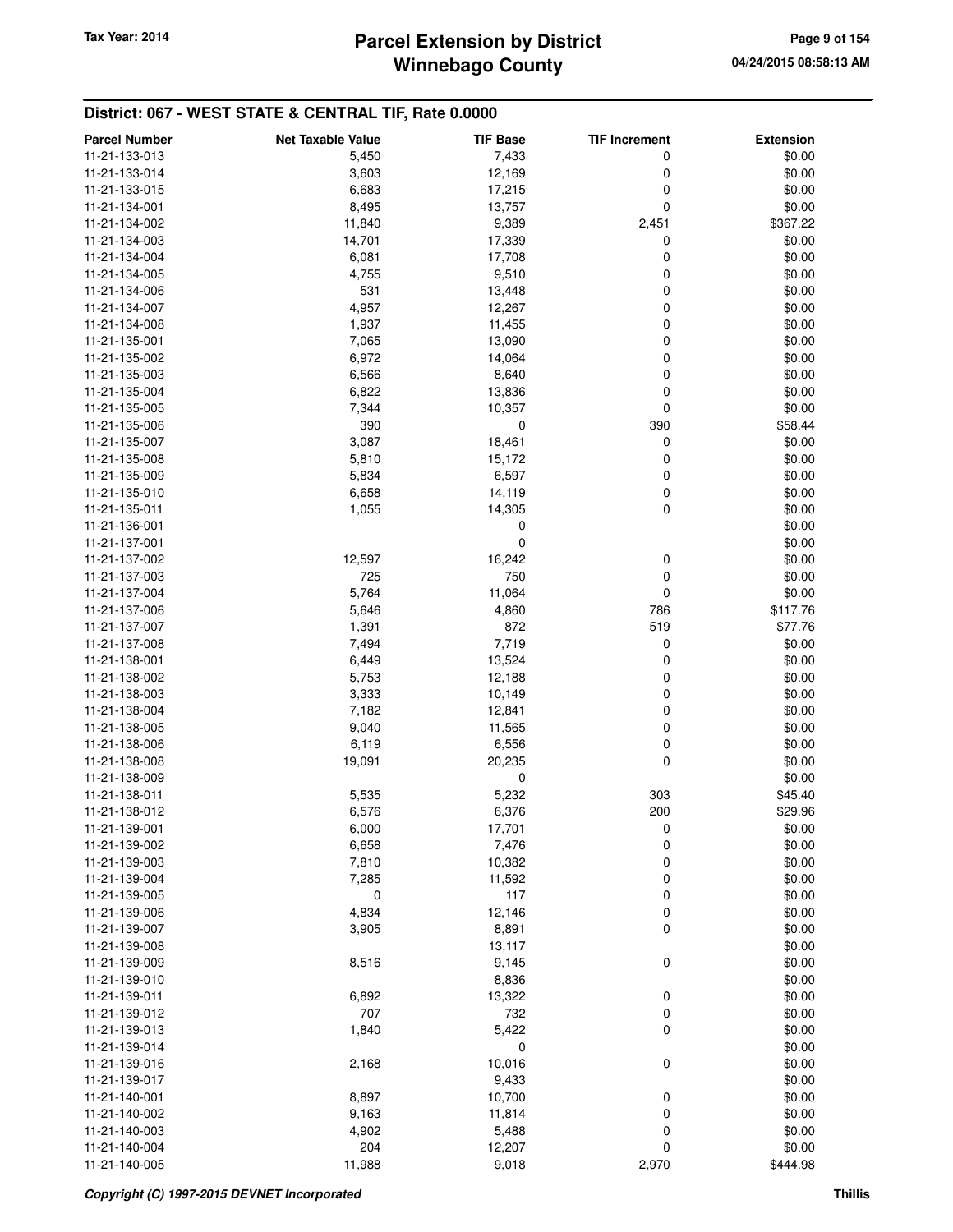## District: 067 - WEST STATE & CENTRAL TIF, Rate 0.0000

| Parcel Number | Net Taxable Value | TIF Base | TIF Increment | Extension |
|---|---|---|---|---|
| 11-21-133-013 | 5,450 | 7,433 | 0 | $0.00 |
| 11-21-133-014 | 3,603 | 12,169 | 0 | $0.00 |
| 11-21-133-015 | 6,683 | 17,215 | 0 | $0.00 |
| 11-21-134-001 | 8,495 | 13,757 | 0 | $0.00 |
| 11-21-134-002 | 11,840 | 9,389 | 2,451 | $367.22 |
| 11-21-134-003 | 14,701 | 17,339 | 0 | $0.00 |
| 11-21-134-004 | 6,081 | 17,708 | 0 | $0.00 |
| 11-21-134-005 | 4,755 | 9,510 | 0 | $0.00 |
| 11-21-134-006 | 531 | 13,448 | 0 | $0.00 |
| 11-21-134-007 | 4,957 | 12,267 | 0 | $0.00 |
| 11-21-134-008 | 1,937 | 11,455 | 0 | $0.00 |
| 11-21-135-001 | 7,065 | 13,090 | 0 | $0.00 |
| 11-21-135-002 | 6,972 | 14,064 | 0 | $0.00 |
| 11-21-135-003 | 6,566 | 8,640 | 0 | $0.00 |
| 11-21-135-004 | 6,822 | 13,836 | 0 | $0.00 |
| 11-21-135-005 | 7,344 | 10,357 | 0 | $0.00 |
| 11-21-135-006 | 390 | 0 | 390 | $58.44 |
| 11-21-135-007 | 3,087 | 18,461 | 0 | $0.00 |
| 11-21-135-008 | 5,810 | 15,172 | 0 | $0.00 |
| 11-21-135-009 | 5,834 | 6,597 | 0 | $0.00 |
| 11-21-135-010 | 6,658 | 14,119 | 0 | $0.00 |
| 11-21-135-011 | 1,055 | 14,305 | 0 | $0.00 |
| 11-21-136-001 | | 0 | | $0.00 |
| 11-21-137-001 | | 0 | | $0.00 |
| 11-21-137-002 | 12,597 | 16,242 | 0 | $0.00 |
| 11-21-137-003 | 725 | 750 | 0 | $0.00 |
| 11-21-137-004 | 5,764 | 11,064 | 0 | $0.00 |
| 11-21-137-006 | 5,646 | 4,860 | 786 | $117.76 |
| 11-21-137-007 | 1,391 | 872 | 519 | $77.76 |
| 11-21-137-008 | 7,494 | 7,719 | 0 | $0.00 |
| 11-21-138-001 | 6,449 | 13,524 | 0 | $0.00 |
| 11-21-138-002 | 5,753 | 12,188 | 0 | $0.00 |
| 11-21-138-003 | 3,333 | 10,149 | 0 | $0.00 |
| 11-21-138-004 | 7,182 | 12,841 | 0 | $0.00 |
| 11-21-138-005 | 9,040 | 11,565 | 0 | $0.00 |
| 11-21-138-006 | 6,119 | 6,556 | 0 | $0.00 |
| 11-21-138-008 | 19,091 | 20,235 | 0 | $0.00 |
| 11-21-138-009 | | 0 | | $0.00 |
| 11-21-138-011 | 5,535 | 5,232 | 303 | $45.40 |
| 11-21-138-012 | 6,576 | 6,376 | 200 | $29.96 |
| 11-21-139-001 | 6,000 | 17,701 | 0 | $0.00 |
| 11-21-139-002 | 6,658 | 7,476 | 0 | $0.00 |
| 11-21-139-003 | 7,810 | 10,382 | 0 | $0.00 |
| 11-21-139-004 | 7,285 | 11,592 | 0 | $0.00 |
| 11-21-139-005 | 0 | 117 | 0 | $0.00 |
| 11-21-139-006 | 4,834 | 12,146 | 0 | $0.00 |
| 11-21-139-007 | 3,905 | 8,891 | 0 | $0.00 |
| 11-21-139-008 | | 13,117 | | $0.00 |
| 11-21-139-009 | 8,516 | 9,145 | 0 | $0.00 |
| 11-21-139-010 | | 8,836 | | $0.00 |
| 11-21-139-011 | 6,892 | 13,322 | 0 | $0.00 |
| 11-21-139-012 | 707 | 732 | 0 | $0.00 |
| 11-21-139-013 | 1,840 | 5,422 | 0 | $0.00 |
| 11-21-139-014 | | 0 | | $0.00 |
| 11-21-139-016 | 2,168 | 10,016 | 0 | $0.00 |
| 11-21-139-017 | | 9,433 | | $0.00 |
| 11-21-140-001 | 8,897 | 10,700 | 0 | $0.00 |
| 11-21-140-002 | 9,163 | 11,814 | 0 | $0.00 |
| 11-21-140-003 | 4,902 | 5,488 | 0 | $0.00 |
| 11-21-140-004 | 204 | 12,207 | 0 | $0.00 |
| 11-21-140-005 | 11,988 | 9,018 | 2,970 | $444.98 |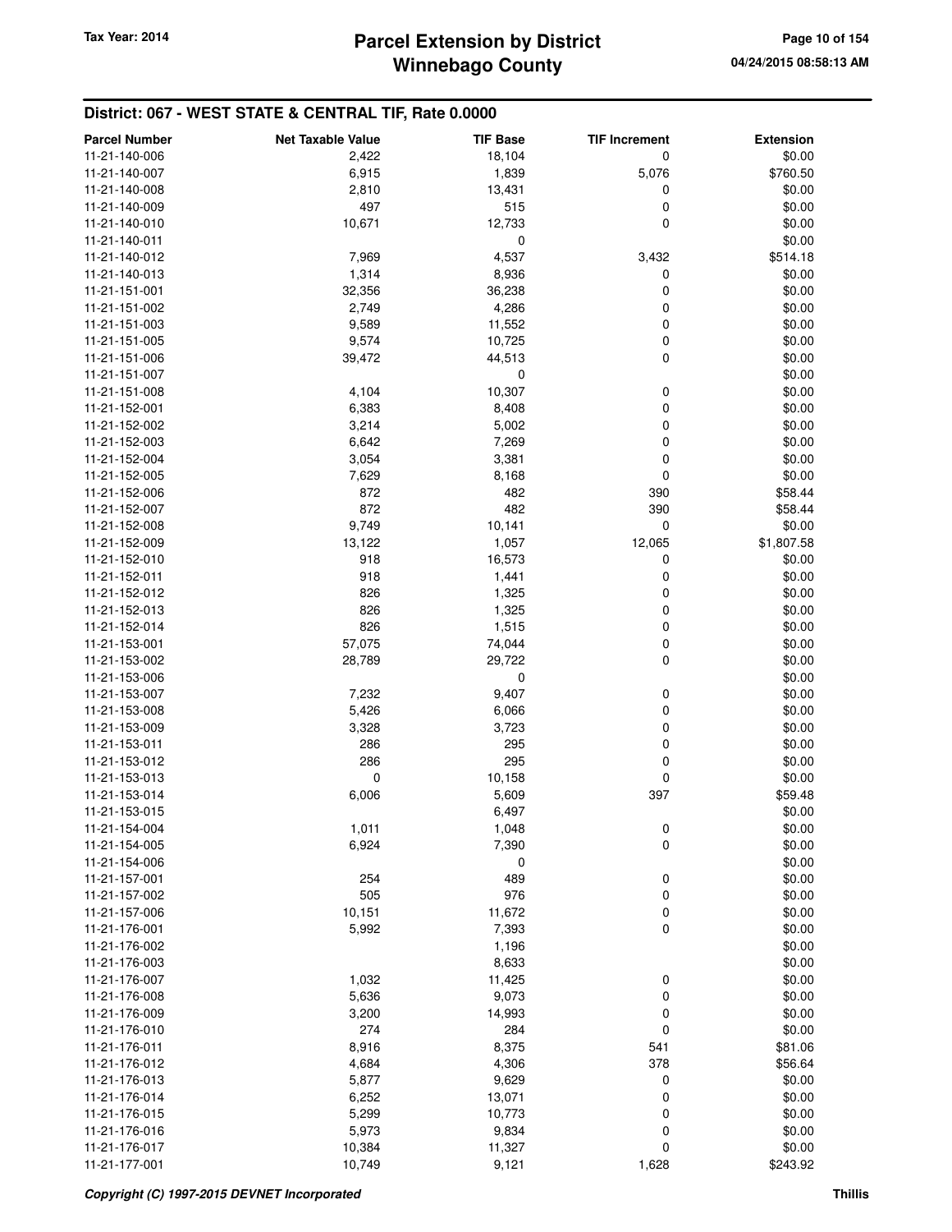## District: 067 - WEST STATE & CENTRAL TIF, Rate 0.0000

| Parcel Number | Net Taxable Value | TIF Base | TIF Increment | Extension |
|---|---|---|---|---|
| 11-21-140-006 | 2,422 | 18,104 | 0 | $0.00 |
| 11-21-140-007 | 6,915 | 1,839 | 5,076 | $760.50 |
| 11-21-140-008 | 2,810 | 13,431 | 0 | $0.00 |
| 11-21-140-009 | 497 | 515 | 0 | $0.00 |
| 11-21-140-010 | 10,671 | 12,733 | 0 | $0.00 |
| 11-21-140-011 | | 0 | | $0.00 |
| 11-21-140-012 | 7,969 | 4,537 | 3,432 | $514.18 |
| 11-21-140-013 | 1,314 | 8,936 | 0 | $0.00 |
| 11-21-151-001 | 32,356 | 36,238 | 0 | $0.00 |
| 11-21-151-002 | 2,749 | 4,286 | 0 | $0.00 |
| 11-21-151-003 | 9,589 | 11,552 | 0 | $0.00 |
| 11-21-151-005 | 9,574 | 10,725 | 0 | $0.00 |
| 11-21-151-006 | 39,472 | 44,513 | 0 | $0.00 |
| 11-21-151-007 | | 0 | | $0.00 |
| 11-21-151-008 | 4,104 | 10,307 | 0 | $0.00 |
| 11-21-152-001 | 6,383 | 8,408 | 0 | $0.00 |
| 11-21-152-002 | 3,214 | 5,002 | 0 | $0.00 |
| 11-21-152-003 | 6,642 | 7,269 | 0 | $0.00 |
| 11-21-152-004 | 3,054 | 3,381 | 0 | $0.00 |
| 11-21-152-005 | 7,629 | 8,168 | 0 | $0.00 |
| 11-21-152-006 | 872 | 482 | 390 | $58.44 |
| 11-21-152-007 | 872 | 482 | 390 | $58.44 |
| 11-21-152-008 | 9,749 | 10,141 | 0 | $0.00 |
| 11-21-152-009 | 13,122 | 1,057 | 12,065 | $1,807.58 |
| 11-21-152-010 | 918 | 16,573 | 0 | $0.00 |
| 11-21-152-011 | 918 | 1,441 | 0 | $0.00 |
| 11-21-152-012 | 826 | 1,325 | 0 | $0.00 |
| 11-21-152-013 | 826 | 1,325 | 0 | $0.00 |
| 11-21-152-014 | 826 | 1,515 | 0 | $0.00 |
| 11-21-153-001 | 57,075 | 74,044 | 0 | $0.00 |
| 11-21-153-002 | 28,789 | 29,722 | 0 | $0.00 |
| 11-21-153-006 | | 0 | | $0.00 |
| 11-21-153-007 | 7,232 | 9,407 | 0 | $0.00 |
| 11-21-153-008 | 5,426 | 6,066 | 0 | $0.00 |
| 11-21-153-009 | 3,328 | 3,723 | 0 | $0.00 |
| 11-21-153-011 | 286 | 295 | 0 | $0.00 |
| 11-21-153-012 | 286 | 295 | 0 | $0.00 |
| 11-21-153-013 | 0 | 10,158 | 0 | $0.00 |
| 11-21-153-014 | 6,006 | 5,609 | 397 | $59.48 |
| 11-21-153-015 | | 6,497 | | $0.00 |
| 11-21-154-004 | 1,011 | 1,048 | 0 | $0.00 |
| 11-21-154-005 | 6,924 | 7,390 | 0 | $0.00 |
| 11-21-154-006 | | 0 | | $0.00 |
| 11-21-157-001 | 254 | 489 | 0 | $0.00 |
| 11-21-157-002 | 505 | 976 | 0 | $0.00 |
| 11-21-157-006 | 10,151 | 11,672 | 0 | $0.00 |
| 11-21-176-001 | 5,992 | 7,393 | 0 | $0.00 |
| 11-21-176-002 | | 1,196 | | $0.00 |
| 11-21-176-003 | | 8,633 | | $0.00 |
| 11-21-176-007 | 1,032 | 11,425 | 0 | $0.00 |
| 11-21-176-008 | 5,636 | 9,073 | 0 | $0.00 |
| 11-21-176-009 | 3,200 | 14,993 | 0 | $0.00 |
| 11-21-176-010 | 274 | 284 | 0 | $0.00 |
| 11-21-176-011 | 8,916 | 8,375 | 541 | $81.06 |
| 11-21-176-012 | 4,684 | 4,306 | 378 | $56.64 |
| 11-21-176-013 | 5,877 | 9,629 | 0 | $0.00 |
| 11-21-176-014 | 6,252 | 13,071 | 0 | $0.00 |
| 11-21-176-015 | 5,299 | 10,773 | 0 | $0.00 |
| 11-21-176-016 | 5,973 | 9,834 | 0 | $0.00 |
| 11-21-176-017 | 10,384 | 11,327 | 0 | $0.00 |
| 11-21-177-001 | 10,749 | 9,121 | 1,628 | $243.92 |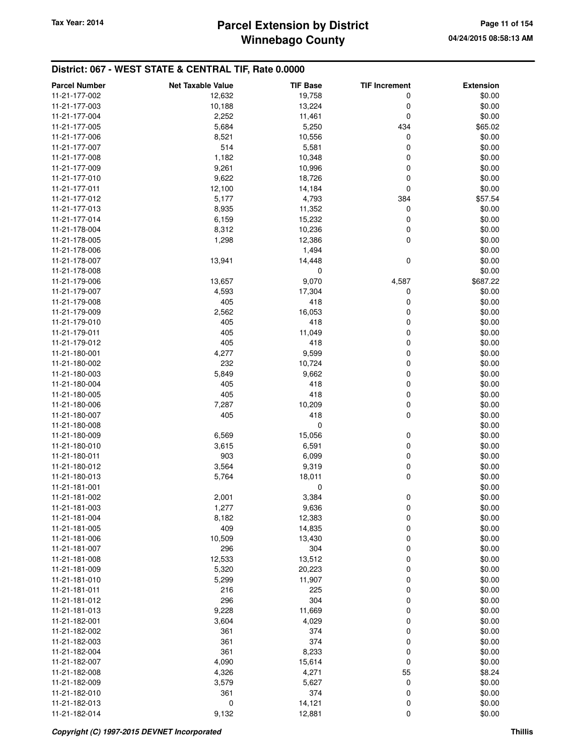## District: 067 - WEST STATE & CENTRAL TIF, Rate 0.0000

| Parcel Number | Net Taxable Value | TIF Base | TIF Increment | Extension |
|---|---|---|---|---|
| 11-21-177-002 | 12,632 | 19,758 | 0 | $0.00 |
| 11-21-177-003 | 10,188 | 13,224 | 0 | $0.00 |
| 11-21-177-004 | 2,252 | 11,461 | 0 | $0.00 |
| 11-21-177-005 | 5,684 | 5,250 | 434 | $65.02 |
| 11-21-177-006 | 8,521 | 10,556 | 0 | $0.00 |
| 11-21-177-007 | 514 | 5,581 | 0 | $0.00 |
| 11-21-177-008 | 1,182 | 10,348 | 0 | $0.00 |
| 11-21-177-009 | 9,261 | 10,996 | 0 | $0.00 |
| 11-21-177-010 | 9,622 | 18,726 | 0 | $0.00 |
| 11-21-177-011 | 12,100 | 14,184 | 0 | $0.00 |
| 11-21-177-012 | 5,177 | 4,793 | 384 | $57.54 |
| 11-21-177-013 | 8,935 | 11,352 | 0 | $0.00 |
| 11-21-177-014 | 6,159 | 15,232 | 0 | $0.00 |
| 11-21-178-004 | 8,312 | 10,236 | 0 | $0.00 |
| 11-21-178-005 | 1,298 | 12,386 | 0 | $0.00 |
| 11-21-178-006 | | 1,494 | | $0.00 |
| 11-21-178-007 | 13,941 | 14,448 | 0 | $0.00 |
| 11-21-178-008 | | 0 | | $0.00 |
| 11-21-179-006 | 13,657 | 9,070 | 4,587 | $687.22 |
| 11-21-179-007 | 4,593 | 17,304 | 0 | $0.00 |
| 11-21-179-008 | 405 | 418 | 0 | $0.00 |
| 11-21-179-009 | 2,562 | 16,053 | 0 | $0.00 |
| 11-21-179-010 | 405 | 418 | 0 | $0.00 |
| 11-21-179-011 | 405 | 11,049 | 0 | $0.00 |
| 11-21-179-012 | 405 | 418 | 0 | $0.00 |
| 11-21-180-001 | 4,277 | 9,599 | 0 | $0.00 |
| 11-21-180-002 | 232 | 10,724 | 0 | $0.00 |
| 11-21-180-003 | 5,849 | 9,662 | 0 | $0.00 |
| 11-21-180-004 | 405 | 418 | 0 | $0.00 |
| 11-21-180-005 | 405 | 418 | 0 | $0.00 |
| 11-21-180-006 | 7,287 | 10,209 | 0 | $0.00 |
| 11-21-180-007 | 405 | 418 | 0 | $0.00 |
| 11-21-180-008 | | 0 | | $0.00 |
| 11-21-180-009 | 6,569 | 15,056 | 0 | $0.00 |
| 11-21-180-010 | 3,615 | 6,591 | 0 | $0.00 |
| 11-21-180-011 | 903 | 6,099 | 0 | $0.00 |
| 11-21-180-012 | 3,564 | 9,319 | 0 | $0.00 |
| 11-21-180-013 | 5,764 | 18,011 | 0 | $0.00 |
| 11-21-181-001 | | 0 | | $0.00 |
| 11-21-181-002 | 2,001 | 3,384 | 0 | $0.00 |
| 11-21-181-003 | 1,277 | 9,636 | 0 | $0.00 |
| 11-21-181-004 | 8,182 | 12,383 | 0 | $0.00 |
| 11-21-181-005 | 409 | 14,835 | 0 | $0.00 |
| 11-21-181-006 | 10,509 | 13,430 | 0 | $0.00 |
| 11-21-181-007 | 296 | 304 | 0 | $0.00 |
| 11-21-181-008 | 12,533 | 13,512 | 0 | $0.00 |
| 11-21-181-009 | 5,320 | 20,223 | 0 | $0.00 |
| 11-21-181-010 | 5,299 | 11,907 | 0 | $0.00 |
| 11-21-181-011 | 216 | 225 | 0 | $0.00 |
| 11-21-181-012 | 296 | 304 | 0 | $0.00 |
| 11-21-181-013 | 9,228 | 11,669 | 0 | $0.00 |
| 11-21-182-001 | 3,604 | 4,029 | 0 | $0.00 |
| 11-21-182-002 | 361 | 374 | 0 | $0.00 |
| 11-21-182-003 | 361 | 374 | 0 | $0.00 |
| 11-21-182-004 | 361 | 8,233 | 0 | $0.00 |
| 11-21-182-007 | 4,090 | 15,614 | 0 | $0.00 |
| 11-21-182-008 | 4,326 | 4,271 | 55 | $8.24 |
| 11-21-182-009 | 3,579 | 5,627 | 0 | $0.00 |
| 11-21-182-010 | 361 | 374 | 0 | $0.00 |
| 11-21-182-013 | 0 | 14,121 | 0 | $0.00 |
| 11-21-182-014 | 9,132 | 12,881 | 0 | $0.00 |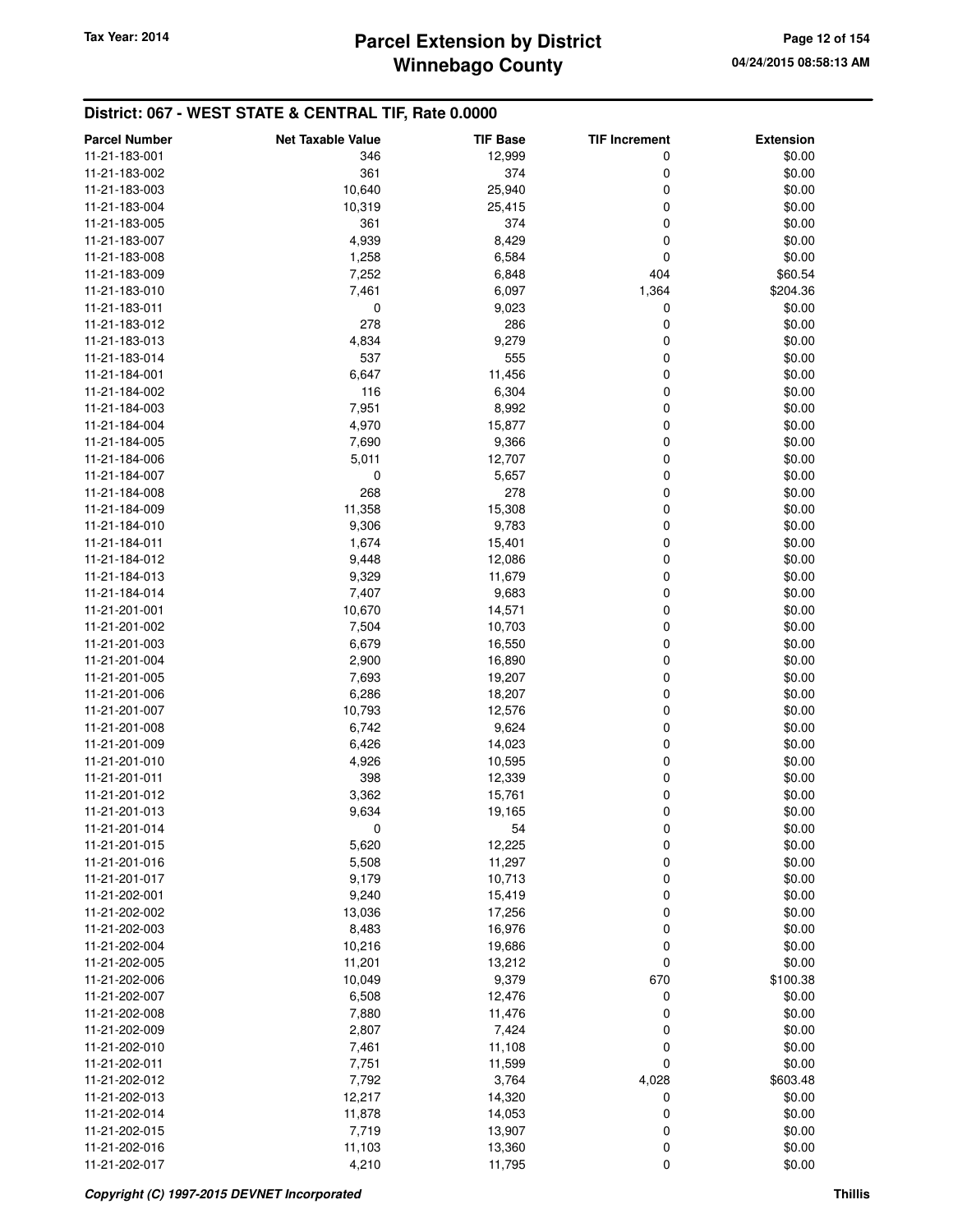## District: 067 - WEST STATE & CENTRAL TIF, Rate 0.0000

| Parcel Number | Net Taxable Value | TIF Base | TIF Increment | Extension |
|---|---|---|---|---|
| 11-21-183-001 | 346 | 12,999 | 0 | $0.00 |
| 11-21-183-002 | 361 | 374 | 0 | $0.00 |
| 11-21-183-003 | 10,640 | 25,940 | 0 | $0.00 |
| 11-21-183-004 | 10,319 | 25,415 | 0 | $0.00 |
| 11-21-183-005 | 361 | 374 | 0 | $0.00 |
| 11-21-183-007 | 4,939 | 8,429 | 0 | $0.00 |
| 11-21-183-008 | 1,258 | 6,584 | 0 | $0.00 |
| 11-21-183-009 | 7,252 | 6,848 | 404 | $60.54 |
| 11-21-183-010 | 7,461 | 6,097 | 1,364 | $204.36 |
| 11-21-183-011 | 0 | 9,023 | 0 | $0.00 |
| 11-21-183-012 | 278 | 286 | 0 | $0.00 |
| 11-21-183-013 | 4,834 | 9,279 | 0 | $0.00 |
| 11-21-183-014 | 537 | 555 | 0 | $0.00 |
| 11-21-184-001 | 6,647 | 11,456 | 0 | $0.00 |
| 11-21-184-002 | 116 | 6,304 | 0 | $0.00 |
| 11-21-184-003 | 7,951 | 8,992 | 0 | $0.00 |
| 11-21-184-004 | 4,970 | 15,877 | 0 | $0.00 |
| 11-21-184-005 | 7,690 | 9,366 | 0 | $0.00 |
| 11-21-184-006 | 5,011 | 12,707 | 0 | $0.00 |
| 11-21-184-007 | 0 | 5,657 | 0 | $0.00 |
| 11-21-184-008 | 268 | 278 | 0 | $0.00 |
| 11-21-184-009 | 11,358 | 15,308 | 0 | $0.00 |
| 11-21-184-010 | 9,306 | 9,783 | 0 | $0.00 |
| 11-21-184-011 | 1,674 | 15,401 | 0 | $0.00 |
| 11-21-184-012 | 9,448 | 12,086 | 0 | $0.00 |
| 11-21-184-013 | 9,329 | 11,679 | 0 | $0.00 |
| 11-21-184-014 | 7,407 | 9,683 | 0 | $0.00 |
| 11-21-201-001 | 10,670 | 14,571 | 0 | $0.00 |
| 11-21-201-002 | 7,504 | 10,703 | 0 | $0.00 |
| 11-21-201-003 | 6,679 | 16,550 | 0 | $0.00 |
| 11-21-201-004 | 2,900 | 16,890 | 0 | $0.00 |
| 11-21-201-005 | 7,693 | 19,207 | 0 | $0.00 |
| 11-21-201-006 | 6,286 | 18,207 | 0 | $0.00 |
| 11-21-201-007 | 10,793 | 12,576 | 0 | $0.00 |
| 11-21-201-008 | 6,742 | 9,624 | 0 | $0.00 |
| 11-21-201-009 | 6,426 | 14,023 | 0 | $0.00 |
| 11-21-201-010 | 4,926 | 10,595 | 0 | $0.00 |
| 11-21-201-011 | 398 | 12,339 | 0 | $0.00 |
| 11-21-201-012 | 3,362 | 15,761 | 0 | $0.00 |
| 11-21-201-013 | 9,634 | 19,165 | 0 | $0.00 |
| 11-21-201-014 | 0 | 54 | 0 | $0.00 |
| 11-21-201-015 | 5,620 | 12,225 | 0 | $0.00 |
| 11-21-201-016 | 5,508 | 11,297 | 0 | $0.00 |
| 11-21-201-017 | 9,179 | 10,713 | 0 | $0.00 |
| 11-21-202-001 | 9,240 | 15,419 | 0 | $0.00 |
| 11-21-202-002 | 13,036 | 17,256 | 0 | $0.00 |
| 11-21-202-003 | 8,483 | 16,976 | 0 | $0.00 |
| 11-21-202-004 | 10,216 | 19,686 | 0 | $0.00 |
| 11-21-202-005 | 11,201 | 13,212 | 0 | $0.00 |
| 11-21-202-006 | 10,049 | 9,379 | 670 | $100.38 |
| 11-21-202-007 | 6,508 | 12,476 | 0 | $0.00 |
| 11-21-202-008 | 7,880 | 11,476 | 0 | $0.00 |
| 11-21-202-009 | 2,807 | 7,424 | 0 | $0.00 |
| 11-21-202-010 | 7,461 | 11,108 | 0 | $0.00 |
| 11-21-202-011 | 7,751 | 11,599 | 0 | $0.00 |
| 11-21-202-012 | 7,792 | 3,764 | 4,028 | $603.48 |
| 11-21-202-013 | 12,217 | 14,320 | 0 | $0.00 |
| 11-21-202-014 | 11,878 | 14,053 | 0 | $0.00 |
| 11-21-202-015 | 7,719 | 13,907 | 0 | $0.00 |
| 11-21-202-016 | 11,103 | 13,360 | 0 | $0.00 |
| 11-21-202-017 | 4,210 | 11,795 | 0 | $0.00 |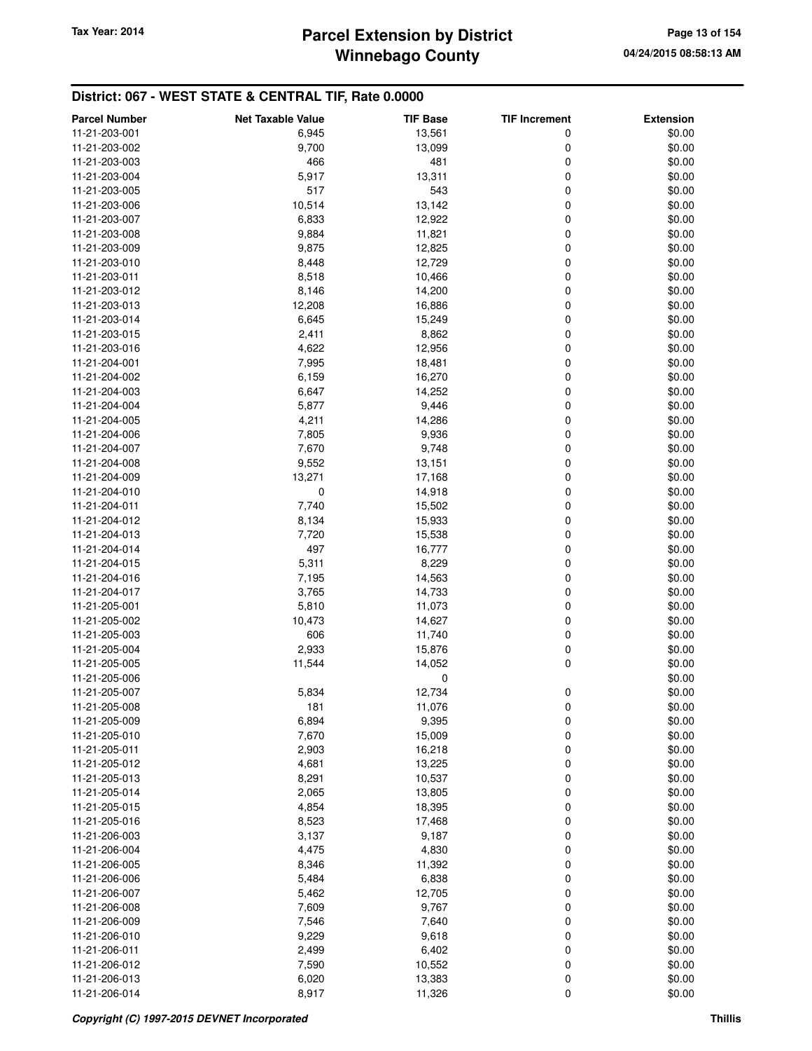## District: 067 - WEST STATE & CENTRAL TIF, Rate 0.0000

| Parcel Number | Net Taxable Value | TIF Base | TIF Increment | Extension |
|---|---|---|---|---|
| 11-21-203-001 | 6,945 | 13,561 | 0 | $0.00 |
| 11-21-203-002 | 9,700 | 13,099 | 0 | $0.00 |
| 11-21-203-003 | 466 | 481 | 0 | $0.00 |
| 11-21-203-004 | 5,917 | 13,311 | 0 | $0.00 |
| 11-21-203-005 | 517 | 543 | 0 | $0.00 |
| 11-21-203-006 | 10,514 | 13,142 | 0 | $0.00 |
| 11-21-203-007 | 6,833 | 12,922 | 0 | $0.00 |
| 11-21-203-008 | 9,884 | 11,821 | 0 | $0.00 |
| 11-21-203-009 | 9,875 | 12,825 | 0 | $0.00 |
| 11-21-203-010 | 8,448 | 12,729 | 0 | $0.00 |
| 11-21-203-011 | 8,518 | 10,466 | 0 | $0.00 |
| 11-21-203-012 | 8,146 | 14,200 | 0 | $0.00 |
| 11-21-203-013 | 12,208 | 16,886 | 0 | $0.00 |
| 11-21-203-014 | 6,645 | 15,249 | 0 | $0.00 |
| 11-21-203-015 | 2,411 | 8,862 | 0 | $0.00 |
| 11-21-203-016 | 4,622 | 12,956 | 0 | $0.00 |
| 11-21-204-001 | 7,995 | 18,481 | 0 | $0.00 |
| 11-21-204-002 | 6,159 | 16,270 | 0 | $0.00 |
| 11-21-204-003 | 6,647 | 14,252 | 0 | $0.00 |
| 11-21-204-004 | 5,877 | 9,446 | 0 | $0.00 |
| 11-21-204-005 | 4,211 | 14,286 | 0 | $0.00 |
| 11-21-204-006 | 7,805 | 9,936 | 0 | $0.00 |
| 11-21-204-007 | 7,670 | 9,748 | 0 | $0.00 |
| 11-21-204-008 | 9,552 | 13,151 | 0 | $0.00 |
| 11-21-204-009 | 13,271 | 17,168 | 0 | $0.00 |
| 11-21-204-010 | 0 | 14,918 | 0 | $0.00 |
| 11-21-204-011 | 7,740 | 15,502 | 0 | $0.00 |
| 11-21-204-012 | 8,134 | 15,933 | 0 | $0.00 |
| 11-21-204-013 | 7,720 | 15,538 | 0 | $0.00 |
| 11-21-204-014 | 497 | 16,777 | 0 | $0.00 |
| 11-21-204-015 | 5,311 | 8,229 | 0 | $0.00 |
| 11-21-204-016 | 7,195 | 14,563 | 0 | $0.00 |
| 11-21-204-017 | 3,765 | 14,733 | 0 | $0.00 |
| 11-21-205-001 | 5,810 | 11,073 | 0 | $0.00 |
| 11-21-205-002 | 10,473 | 14,627 | 0 | $0.00 |
| 11-21-205-003 | 606 | 11,740 | 0 | $0.00 |
| 11-21-205-004 | 2,933 | 15,876 | 0 | $0.00 |
| 11-21-205-005 | 11,544 | 14,052 | 0 | $0.00 |
| 11-21-205-006 | | 0 | | $0.00 |
| 11-21-205-007 | 5,834 | 12,734 | 0 | $0.00 |
| 11-21-205-008 | 181 | 11,076 | 0 | $0.00 |
| 11-21-205-009 | 6,894 | 9,395 | 0 | $0.00 |
| 11-21-205-010 | 7,670 | 15,009 | 0 | $0.00 |
| 11-21-205-011 | 2,903 | 16,218 | 0 | $0.00 |
| 11-21-205-012 | 4,681 | 13,225 | 0 | $0.00 |
| 11-21-205-013 | 8,291 | 10,537 | 0 | $0.00 |
| 11-21-205-014 | 2,065 | 13,805 | 0 | $0.00 |
| 11-21-205-015 | 4,854 | 18,395 | 0 | $0.00 |
| 11-21-205-016 | 8,523 | 17,468 | 0 | $0.00 |
| 11-21-206-003 | 3,137 | 9,187 | 0 | $0.00 |
| 11-21-206-004 | 4,475 | 4,830 | 0 | $0.00 |
| 11-21-206-005 | 8,346 | 11,392 | 0 | $0.00 |
| 11-21-206-006 | 5,484 | 6,838 | 0 | $0.00 |
| 11-21-206-007 | 5,462 | 12,705 | 0 | $0.00 |
| 11-21-206-008 | 7,609 | 9,767 | 0 | $0.00 |
| 11-21-206-009 | 7,546 | 7,640 | 0 | $0.00 |
| 11-21-206-010 | 9,229 | 9,618 | 0 | $0.00 |
| 11-21-206-011 | 2,499 | 6,402 | 0 | $0.00 |
| 11-21-206-012 | 7,590 | 10,552 | 0 | $0.00 |
| 11-21-206-013 | 6,020 | 13,383 | 0 | $0.00 |
| 11-21-206-014 | 8,917 | 11,326 | 0 | $0.00 |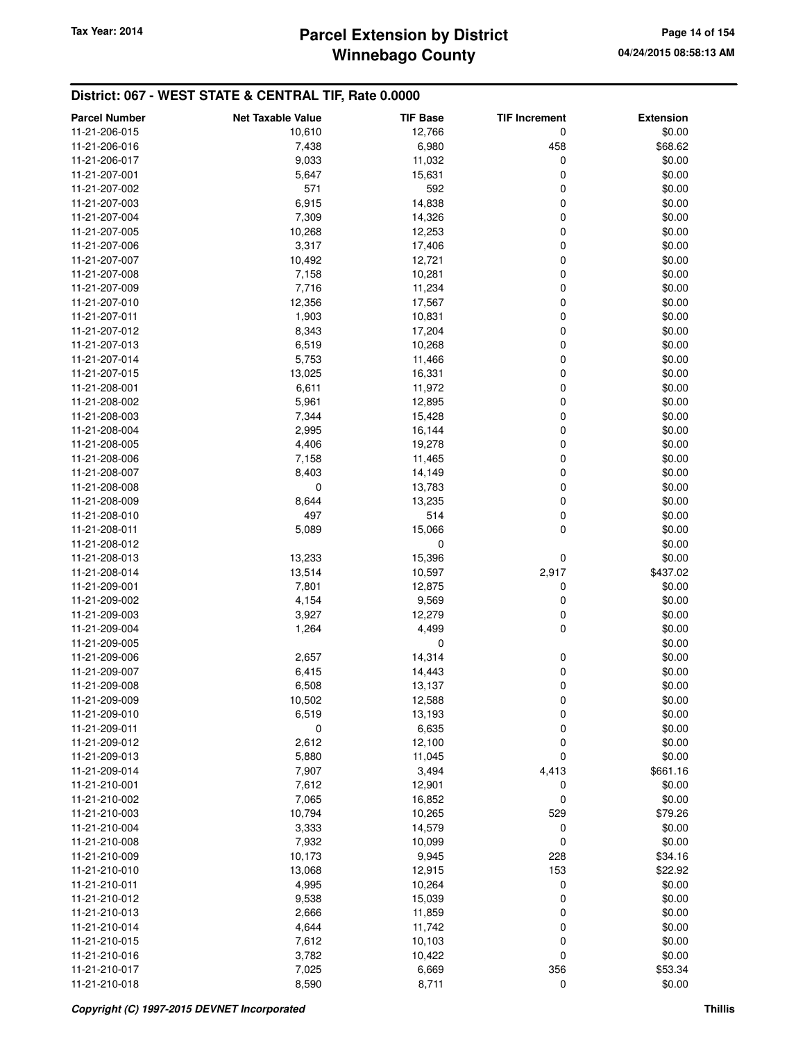## District: 067 - WEST STATE & CENTRAL TIF, Rate 0.0000

| Parcel Number | Net Taxable Value | TIF Base | TIF Increment | Extension |
|---|---|---|---|---|
| 11-21-206-015 | 10,610 | 12,766 | 0 | $0.00 |
| 11-21-206-016 | 7,438 | 6,980 | 458 | $68.62 |
| 11-21-206-017 | 9,033 | 11,032 | 0 | $0.00 |
| 11-21-207-001 | 5,647 | 15,631 | 0 | $0.00 |
| 11-21-207-002 | 571 | 592 | 0 | $0.00 |
| 11-21-207-003 | 6,915 | 14,838 | 0 | $0.00 |
| 11-21-207-004 | 7,309 | 14,326 | 0 | $0.00 |
| 11-21-207-005 | 10,268 | 12,253 | 0 | $0.00 |
| 11-21-207-006 | 3,317 | 17,406 | 0 | $0.00 |
| 11-21-207-007 | 10,492 | 12,721 | 0 | $0.00 |
| 11-21-207-008 | 7,158 | 10,281 | 0 | $0.00 |
| 11-21-207-009 | 7,716 | 11,234 | 0 | $0.00 |
| 11-21-207-010 | 12,356 | 17,567 | 0 | $0.00 |
| 11-21-207-011 | 1,903 | 10,831 | 0 | $0.00 |
| 11-21-207-012 | 8,343 | 17,204 | 0 | $0.00 |
| 11-21-207-013 | 6,519 | 10,268 | 0 | $0.00 |
| 11-21-207-014 | 5,753 | 11,466 | 0 | $0.00 |
| 11-21-207-015 | 13,025 | 16,331 | 0 | $0.00 |
| 11-21-208-001 | 6,611 | 11,972 | 0 | $0.00 |
| 11-21-208-002 | 5,961 | 12,895 | 0 | $0.00 |
| 11-21-208-003 | 7,344 | 15,428 | 0 | $0.00 |
| 11-21-208-004 | 2,995 | 16,144 | 0 | $0.00 |
| 11-21-208-005 | 4,406 | 19,278 | 0 | $0.00 |
| 11-21-208-006 | 7,158 | 11,465 | 0 | $0.00 |
| 11-21-208-007 | 8,403 | 14,149 | 0 | $0.00 |
| 11-21-208-008 | 0 | 13,783 | 0 | $0.00 |
| 11-21-208-009 | 8,644 | 13,235 | 0 | $0.00 |
| 11-21-208-010 | 497 | 514 | 0 | $0.00 |
| 11-21-208-011 | 5,089 | 15,066 | 0 | $0.00 |
| 11-21-208-012 | | 0 | | $0.00 |
| 11-21-208-013 | 13,233 | 15,396 | 0 | $0.00 |
| 11-21-208-014 | 13,514 | 10,597 | 2,917 | $437.02 |
| 11-21-209-001 | 7,801 | 12,875 | 0 | $0.00 |
| 11-21-209-002 | 4,154 | 9,569 | 0 | $0.00 |
| 11-21-209-003 | 3,927 | 12,279 | 0 | $0.00 |
| 11-21-209-004 | 1,264 | 4,499 | 0 | $0.00 |
| 11-21-209-005 | | 0 | | $0.00 |
| 11-21-209-006 | 2,657 | 14,314 | 0 | $0.00 |
| 11-21-209-007 | 6,415 | 14,443 | 0 | $0.00 |
| 11-21-209-008 | 6,508 | 13,137 | 0 | $0.00 |
| 11-21-209-009 | 10,502 | 12,588 | 0 | $0.00 |
| 11-21-209-010 | 6,519 | 13,193 | 0 | $0.00 |
| 11-21-209-011 | 0 | 6,635 | 0 | $0.00 |
| 11-21-209-012 | 2,612 | 12,100 | 0 | $0.00 |
| 11-21-209-013 | 5,880 | 11,045 | 0 | $0.00 |
| 11-21-209-014 | 7,907 | 3,494 | 4,413 | $661.16 |
| 11-21-210-001 | 7,612 | 12,901 | 0 | $0.00 |
| 11-21-210-002 | 7,065 | 16,852 | 0 | $0.00 |
| 11-21-210-003 | 10,794 | 10,265 | 529 | $79.26 |
| 11-21-210-004 | 3,333 | 14,579 | 0 | $0.00 |
| 11-21-210-008 | 7,932 | 10,099 | 0 | $0.00 |
| 11-21-210-009 | 10,173 | 9,945 | 228 | $34.16 |
| 11-21-210-010 | 13,068 | 12,915 | 153 | $22.92 |
| 11-21-210-011 | 4,995 | 10,264 | 0 | $0.00 |
| 11-21-210-012 | 9,538 | 15,039 | 0 | $0.00 |
| 11-21-210-013 | 2,666 | 11,859 | 0 | $0.00 |
| 11-21-210-014 | 4,644 | 11,742 | 0 | $0.00 |
| 11-21-210-015 | 7,612 | 10,103 | 0 | $0.00 |
| 11-21-210-016 | 3,782 | 10,422 | 0 | $0.00 |
| 11-21-210-017 | 7,025 | 6,669 | 356 | $53.34 |
| 11-21-210-018 | 8,590 | 8,711 | 0 | $0.00 |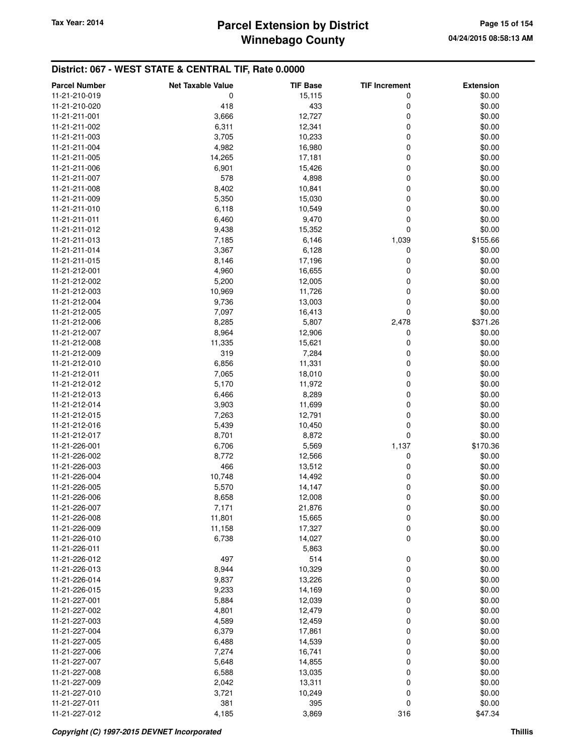## District: 067 - WEST STATE & CENTRAL TIF, Rate 0.0000

| Parcel Number | Net Taxable Value | TIF Base | TIF Increment | Extension |
|---|---|---|---|---|
| 11-21-210-019 | 0 | 15,115 | 0 | $0.00 |
| 11-21-210-020 | 418 | 433 | 0 | $0.00 |
| 11-21-211-001 | 3,666 | 12,727 | 0 | $0.00 |
| 11-21-211-002 | 6,311 | 12,341 | 0 | $0.00 |
| 11-21-211-003 | 3,705 | 10,233 | 0 | $0.00 |
| 11-21-211-004 | 4,982 | 16,980 | 0 | $0.00 |
| 11-21-211-005 | 14,265 | 17,181 | 0 | $0.00 |
| 11-21-211-006 | 6,901 | 15,426 | 0 | $0.00 |
| 11-21-211-007 | 578 | 4,898 | 0 | $0.00 |
| 11-21-211-008 | 8,402 | 10,841 | 0 | $0.00 |
| 11-21-211-009 | 5,350 | 15,030 | 0 | $0.00 |
| 11-21-211-010 | 6,118 | 10,549 | 0 | $0.00 |
| 11-21-211-011 | 6,460 | 9,470 | 0 | $0.00 |
| 11-21-211-012 | 9,438 | 15,352 | 0 | $0.00 |
| 11-21-211-013 | 7,185 | 6,146 | 1,039 | $155.66 |
| 11-21-211-014 | 3,367 | 6,128 | 0 | $0.00 |
| 11-21-211-015 | 8,146 | 17,196 | 0 | $0.00 |
| 11-21-212-001 | 4,960 | 16,655 | 0 | $0.00 |
| 11-21-212-002 | 5,200 | 12,005 | 0 | $0.00 |
| 11-21-212-003 | 10,969 | 11,726 | 0 | $0.00 |
| 11-21-212-004 | 9,736 | 13,003 | 0 | $0.00 |
| 11-21-212-005 | 7,097 | 16,413 | 0 | $0.00 |
| 11-21-212-006 | 8,285 | 5,807 | 2,478 | $371.26 |
| 11-21-212-007 | 8,964 | 12,906 | 0 | $0.00 |
| 11-21-212-008 | 11,335 | 15,621 | 0 | $0.00 |
| 11-21-212-009 | 319 | 7,284 | 0 | $0.00 |
| 11-21-212-010 | 6,856 | 11,331 | 0 | $0.00 |
| 11-21-212-011 | 7,065 | 18,010 | 0 | $0.00 |
| 11-21-212-012 | 5,170 | 11,972 | 0 | $0.00 |
| 11-21-212-013 | 6,466 | 8,289 | 0 | $0.00 |
| 11-21-212-014 | 3,903 | 11,699 | 0 | $0.00 |
| 11-21-212-015 | 7,263 | 12,791 | 0 | $0.00 |
| 11-21-212-016 | 5,439 | 10,450 | 0 | $0.00 |
| 11-21-212-017 | 8,701 | 8,872 | 0 | $0.00 |
| 11-21-226-001 | 6,706 | 5,569 | 1,137 | $170.36 |
| 11-21-226-002 | 8,772 | 12,566 | 0 | $0.00 |
| 11-21-226-003 | 466 | 13,512 | 0 | $0.00 |
| 11-21-226-004 | 10,748 | 14,492 | 0 | $0.00 |
| 11-21-226-005 | 5,570 | 14,147 | 0 | $0.00 |
| 11-21-226-006 | 8,658 | 12,008 | 0 | $0.00 |
| 11-21-226-007 | 7,171 | 21,876 | 0 | $0.00 |
| 11-21-226-008 | 11,801 | 15,665 | 0 | $0.00 |
| 11-21-226-009 | 11,158 | 17,327 | 0 | $0.00 |
| 11-21-226-010 | 6,738 | 14,027 | 0 | $0.00 |
| 11-21-226-011 | | 5,863 | | $0.00 |
| 11-21-226-012 | 497 | 514 | 0 | $0.00 |
| 11-21-226-013 | 8,944 | 10,329 | 0 | $0.00 |
| 11-21-226-014 | 9,837 | 13,226 | 0 | $0.00 |
| 11-21-226-015 | 9,233 | 14,169 | 0 | $0.00 |
| 11-21-227-001 | 5,884 | 12,039 | 0 | $0.00 |
| 11-21-227-002 | 4,801 | 12,479 | 0 | $0.00 |
| 11-21-227-003 | 4,589 | 12,459 | 0 | $0.00 |
| 11-21-227-004 | 6,379 | 17,861 | 0 | $0.00 |
| 11-21-227-005 | 6,488 | 14,539 | 0 | $0.00 |
| 11-21-227-006 | 7,274 | 16,741 | 0 | $0.00 |
| 11-21-227-007 | 5,648 | 14,855 | 0 | $0.00 |
| 11-21-227-008 | 6,588 | 13,035 | 0 | $0.00 |
| 11-21-227-009 | 2,042 | 13,311 | 0 | $0.00 |
| 11-21-227-010 | 3,721 | 10,249 | 0 | $0.00 |
| 11-21-227-011 | 381 | 395 | 0 | $0.00 |
| 11-21-227-012 | 4,185 | 3,869 | 316 | $47.34 |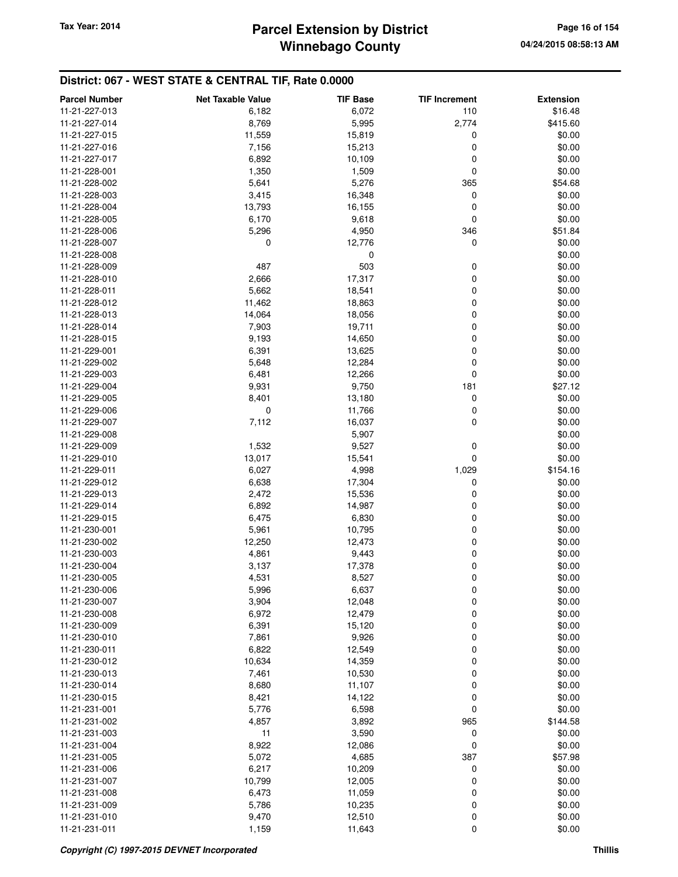## District: 067 - WEST STATE & CENTRAL TIF, Rate 0.0000

| Parcel Number | Net Taxable Value | TIF Base | TIF Increment | Extension |
|---|---|---|---|---|
| 11-21-227-013 | 6,182 | 6,072 | 110 | $16.48 |
| 11-21-227-014 | 8,769 | 5,995 | 2,774 | $415.60 |
| 11-21-227-015 | 11,559 | 15,819 | 0 | $0.00 |
| 11-21-227-016 | 7,156 | 15,213 | 0 | $0.00 |
| 11-21-227-017 | 6,892 | 10,109 | 0 | $0.00 |
| 11-21-228-001 | 1,350 | 1,509 | 0 | $0.00 |
| 11-21-228-002 | 5,641 | 5,276 | 365 | $54.68 |
| 11-21-228-003 | 3,415 | 16,348 | 0 | $0.00 |
| 11-21-228-004 | 13,793 | 16,155 | 0 | $0.00 |
| 11-21-228-005 | 6,170 | 9,618 | 0 | $0.00 |
| 11-21-228-006 | 5,296 | 4,950 | 346 | $51.84 |
| 11-21-228-007 | 0 | 12,776 | 0 | $0.00 |
| 11-21-228-008 | | 0 | | $0.00 |
| 11-21-228-009 | 487 | 503 | 0 | $0.00 |
| 11-21-228-010 | 2,666 | 17,317 | 0 | $0.00 |
| 11-21-228-011 | 5,662 | 18,541 | 0 | $0.00 |
| 11-21-228-012 | 11,462 | 18,863 | 0 | $0.00 |
| 11-21-228-013 | 14,064 | 18,056 | 0 | $0.00 |
| 11-21-228-014 | 7,903 | 19,711 | 0 | $0.00 |
| 11-21-228-015 | 9,193 | 14,650 | 0 | $0.00 |
| 11-21-229-001 | 6,391 | 13,625 | 0 | $0.00 |
| 11-21-229-002 | 5,648 | 12,284 | 0 | $0.00 |
| 11-21-229-003 | 6,481 | 12,266 | 0 | $0.00 |
| 11-21-229-004 | 9,931 | 9,750 | 181 | $27.12 |
| 11-21-229-005 | 8,401 | 13,180 | 0 | $0.00 |
| 11-21-229-006 | 0 | 11,766 | 0 | $0.00 |
| 11-21-229-007 | 7,112 | 16,037 | 0 | $0.00 |
| 11-21-229-008 | | 5,907 | | $0.00 |
| 11-21-229-009 | 1,532 | 9,527 | 0 | $0.00 |
| 11-21-229-010 | 13,017 | 15,541 | 0 | $0.00 |
| 11-21-229-011 | 6,027 | 4,998 | 1,029 | $154.16 |
| 11-21-229-012 | 6,638 | 17,304 | 0 | $0.00 |
| 11-21-229-013 | 2,472 | 15,536 | 0 | $0.00 |
| 11-21-229-014 | 6,892 | 14,987 | 0 | $0.00 |
| 11-21-229-015 | 6,475 | 6,830 | 0 | $0.00 |
| 11-21-230-001 | 5,961 | 10,795 | 0 | $0.00 |
| 11-21-230-002 | 12,250 | 12,473 | 0 | $0.00 |
| 11-21-230-003 | 4,861 | 9,443 | 0 | $0.00 |
| 11-21-230-004 | 3,137 | 17,378 | 0 | $0.00 |
| 11-21-230-005 | 4,531 | 8,527 | 0 | $0.00 |
| 11-21-230-006 | 5,996 | 6,637 | 0 | $0.00 |
| 11-21-230-007 | 3,904 | 12,048 | 0 | $0.00 |
| 11-21-230-008 | 6,972 | 12,479 | 0 | $0.00 |
| 11-21-230-009 | 6,391 | 15,120 | 0 | $0.00 |
| 11-21-230-010 | 7,861 | 9,926 | 0 | $0.00 |
| 11-21-230-011 | 6,822 | 12,549 | 0 | $0.00 |
| 11-21-230-012 | 10,634 | 14,359 | 0 | $0.00 |
| 11-21-230-013 | 7,461 | 10,530 | 0 | $0.00 |
| 11-21-230-014 | 8,680 | 11,107 | 0 | $0.00 |
| 11-21-230-015 | 8,421 | 14,122 | 0 | $0.00 |
| 11-21-231-001 | 5,776 | 6,598 | 0 | $0.00 |
| 11-21-231-002 | 4,857 | 3,892 | 965 | $144.58 |
| 11-21-231-003 | 11 | 3,590 | 0 | $0.00 |
| 11-21-231-004 | 8,922 | 12,086 | 0 | $0.00 |
| 11-21-231-005 | 5,072 | 4,685 | 387 | $57.98 |
| 11-21-231-006 | 6,217 | 10,209 | 0 | $0.00 |
| 11-21-231-007 | 10,799 | 12,005 | 0 | $0.00 |
| 11-21-231-008 | 6,473 | 11,059 | 0 | $0.00 |
| 11-21-231-009 | 5,786 | 10,235 | 0 | $0.00 |
| 11-21-231-010 | 9,470 | 12,510 | 0 | $0.00 |
| 11-21-231-011 | 1,159 | 11,643 | 0 | $0.00 |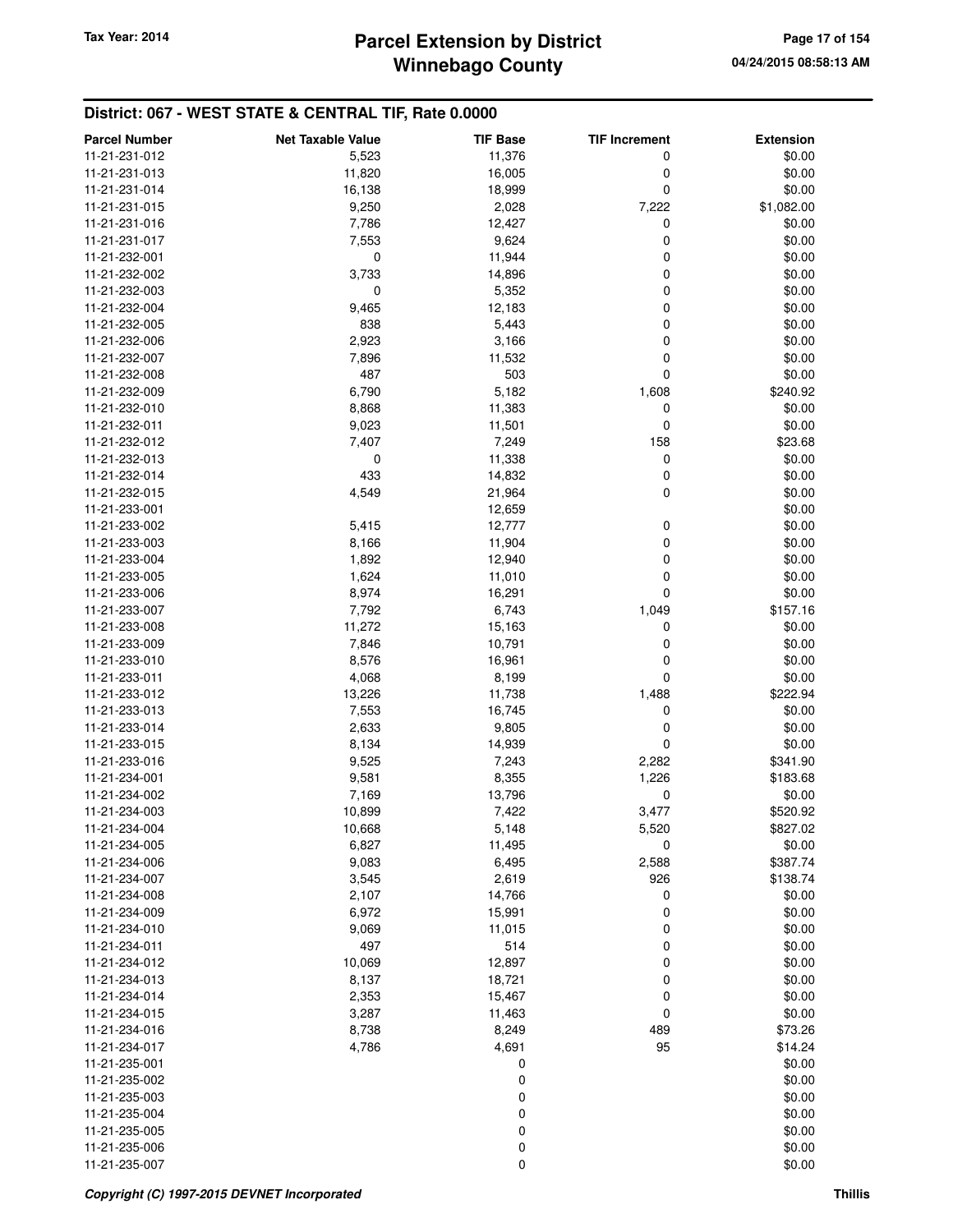## District: 067 - WEST STATE & CENTRAL TIF, Rate 0.0000

| Parcel Number | Net Taxable Value | TIF Base | TIF Increment | Extension |
|---|---|---|---|---|
| 11-21-231-012 | 5,523 | 11,376 | 0 | $0.00 |
| 11-21-231-013 | 11,820 | 16,005 | 0 | $0.00 |
| 11-21-231-014 | 16,138 | 18,999 | 0 | $0.00 |
| 11-21-231-015 | 9,250 | 2,028 | 7,222 | $1,082.00 |
| 11-21-231-016 | 7,786 | 12,427 | 0 | $0.00 |
| 11-21-231-017 | 7,553 | 9,624 | 0 | $0.00 |
| 11-21-232-001 | 0 | 11,944 | 0 | $0.00 |
| 11-21-232-002 | 3,733 | 14,896 | 0 | $0.00 |
| 11-21-232-003 | 0 | 5,352 | 0 | $0.00 |
| 11-21-232-004 | 9,465 | 12,183 | 0 | $0.00 |
| 11-21-232-005 | 838 | 5,443 | 0 | $0.00 |
| 11-21-232-006 | 2,923 | 3,166 | 0 | $0.00 |
| 11-21-232-007 | 7,896 | 11,532 | 0 | $0.00 |
| 11-21-232-008 | 487 | 503 | 0 | $0.00 |
| 11-21-232-009 | 6,790 | 5,182 | 1,608 | $240.92 |
| 11-21-232-010 | 8,868 | 11,383 | 0 | $0.00 |
| 11-21-232-011 | 9,023 | 11,501 | 0 | $0.00 |
| 11-21-232-012 | 7,407 | 7,249 | 158 | $23.68 |
| 11-21-232-013 | 0 | 11,338 | 0 | $0.00 |
| 11-21-232-014 | 433 | 14,832 | 0 | $0.00 |
| 11-21-232-015 | 4,549 | 21,964 | 0 | $0.00 |
| 11-21-233-001 | | 12,659 | | $0.00 |
| 11-21-233-002 | 5,415 | 12,777 | 0 | $0.00 |
| 11-21-233-003 | 8,166 | 11,904 | 0 | $0.00 |
| 11-21-233-004 | 1,892 | 12,940 | 0 | $0.00 |
| 11-21-233-005 | 1,624 | 11,010 | 0 | $0.00 |
| 11-21-233-006 | 8,974 | 16,291 | 0 | $0.00 |
| 11-21-233-007 | 7,792 | 6,743 | 1,049 | $157.16 |
| 11-21-233-008 | 11,272 | 15,163 | 0 | $0.00 |
| 11-21-233-009 | 7,846 | 10,791 | 0 | $0.00 |
| 11-21-233-010 | 8,576 | 16,961 | 0 | $0.00 |
| 11-21-233-011 | 4,068 | 8,199 | 0 | $0.00 |
| 11-21-233-012 | 13,226 | 11,738 | 1,488 | $222.94 |
| 11-21-233-013 | 7,553 | 16,745 | 0 | $0.00 |
| 11-21-233-014 | 2,633 | 9,805 | 0 | $0.00 |
| 11-21-233-015 | 8,134 | 14,939 | 0 | $0.00 |
| 11-21-233-016 | 9,525 | 7,243 | 2,282 | $341.90 |
| 11-21-234-001 | 9,581 | 8,355 | 1,226 | $183.68 |
| 11-21-234-002 | 7,169 | 13,796 | 0 | $0.00 |
| 11-21-234-003 | 10,899 | 7,422 | 3,477 | $520.92 |
| 11-21-234-004 | 10,668 | 5,148 | 5,520 | $827.02 |
| 11-21-234-005 | 6,827 | 11,495 | 0 | $0.00 |
| 11-21-234-006 | 9,083 | 6,495 | 2,588 | $387.74 |
| 11-21-234-007 | 3,545 | 2,619 | 926 | $138.74 |
| 11-21-234-008 | 2,107 | 14,766 | 0 | $0.00 |
| 11-21-234-009 | 6,972 | 15,991 | 0 | $0.00 |
| 11-21-234-010 | 9,069 | 11,015 | 0 | $0.00 |
| 11-21-234-011 | 497 | 514 | 0 | $0.00 |
| 11-21-234-012 | 10,069 | 12,897 | 0 | $0.00 |
| 11-21-234-013 | 8,137 | 18,721 | 0 | $0.00 |
| 11-21-234-014 | 2,353 | 15,467 | 0 | $0.00 |
| 11-21-234-015 | 3,287 | 11,463 | 0 | $0.00 |
| 11-21-234-016 | 8,738 | 8,249 | 489 | $73.26 |
| 11-21-234-017 | 4,786 | 4,691 | 95 | $14.24 |
| 11-21-235-001 | | 0 | | $0.00 |
| 11-21-235-002 | | 0 | | $0.00 |
| 11-21-235-003 | | 0 | | $0.00 |
| 11-21-235-004 | | 0 | | $0.00 |
| 11-21-235-005 | | 0 | | $0.00 |
| 11-21-235-006 | | 0 | | $0.00 |
| 11-21-235-007 | | 0 | | $0.00 |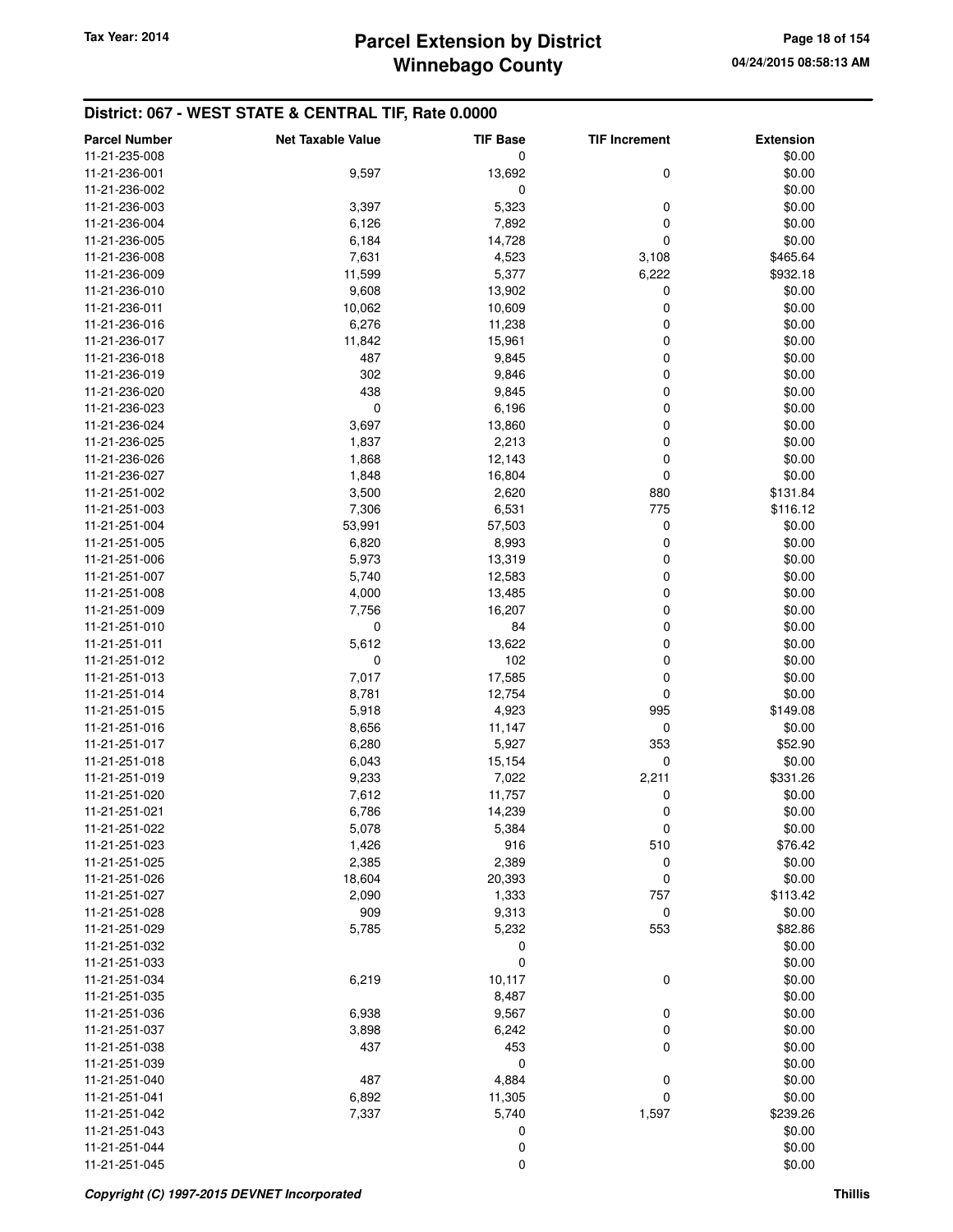## District: 067 - WEST STATE & CENTRAL TIF, Rate 0.0000

| Parcel Number | Net Taxable Value | TIF Base | TIF Increment | Extension |
|---|---|---|---|---|
| 11-21-235-008 | | 0 | | $0.00 |
| 11-21-236-001 | 9,597 | 13,692 | 0 | $0.00 |
| 11-21-236-002 | | 0 | | $0.00 |
| 11-21-236-003 | 3,397 | 5,323 | 0 | $0.00 |
| 11-21-236-004 | 6,126 | 7,892 | 0 | $0.00 |
| 11-21-236-005 | 6,184 | 14,728 | 0 | $0.00 |
| 11-21-236-008 | 7,631 | 4,523 | 3,108 | $465.64 |
| 11-21-236-009 | 11,599 | 5,377 | 6,222 | $932.18 |
| 11-21-236-010 | 9,608 | 13,902 | 0 | $0.00 |
| 11-21-236-011 | 10,062 | 10,609 | 0 | $0.00 |
| 11-21-236-016 | 6,276 | 11,238 | 0 | $0.00 |
| 11-21-236-017 | 11,842 | 15,961 | 0 | $0.00 |
| 11-21-236-018 | 487 | 9,845 | 0 | $0.00 |
| 11-21-236-019 | 302 | 9,846 | 0 | $0.00 |
| 11-21-236-020 | 438 | 9,845 | 0 | $0.00 |
| 11-21-236-023 | 0 | 6,196 | 0 | $0.00 |
| 11-21-236-024 | 3,697 | 13,860 | 0 | $0.00 |
| 11-21-236-025 | 1,837 | 2,213 | 0 | $0.00 |
| 11-21-236-026 | 1,868 | 12,143 | 0 | $0.00 |
| 11-21-236-027 | 1,848 | 16,804 | 0 | $0.00 |
| 11-21-251-002 | 3,500 | 2,620 | 880 | $131.84 |
| 11-21-251-003 | 7,306 | 6,531 | 775 | $116.12 |
| 11-21-251-004 | 53,991 | 57,503 | 0 | $0.00 |
| 11-21-251-005 | 6,820 | 8,993 | 0 | $0.00 |
| 11-21-251-006 | 5,973 | 13,319 | 0 | $0.00 |
| 11-21-251-007 | 5,740 | 12,583 | 0 | $0.00 |
| 11-21-251-008 | 4,000 | 13,485 | 0 | $0.00 |
| 11-21-251-009 | 7,756 | 16,207 | 0 | $0.00 |
| 11-21-251-010 | 0 | 84 | 0 | $0.00 |
| 11-21-251-011 | 5,612 | 13,622 | 0 | $0.00 |
| 11-21-251-012 | 0 | 102 | 0 | $0.00 |
| 11-21-251-013 | 7,017 | 17,585 | 0 | $0.00 |
| 11-21-251-014 | 8,781 | 12,754 | 0 | $0.00 |
| 11-21-251-015 | 5,918 | 4,923 | 995 | $149.08 |
| 11-21-251-016 | 8,656 | 11,147 | 0 | $0.00 |
| 11-21-251-017 | 6,280 | 5,927 | 353 | $52.90 |
| 11-21-251-018 | 6,043 | 15,154 | 0 | $0.00 |
| 11-21-251-019 | 9,233 | 7,022 | 2,211 | $331.26 |
| 11-21-251-020 | 7,612 | 11,757 | 0 | $0.00 |
| 11-21-251-021 | 6,786 | 14,239 | 0 | $0.00 |
| 11-21-251-022 | 5,078 | 5,384 | 0 | $0.00 |
| 11-21-251-023 | 1,426 | 916 | 510 | $76.42 |
| 11-21-251-025 | 2,385 | 2,389 | 0 | $0.00 |
| 11-21-251-026 | 18,604 | 20,393 | 0 | $0.00 |
| 11-21-251-027 | 2,090 | 1,333 | 757 | $113.42 |
| 11-21-251-028 | 909 | 9,313 | 0 | $0.00 |
| 11-21-251-029 | 5,785 | 5,232 | 553 | $82.86 |
| 11-21-251-032 | | 0 | | $0.00 |
| 11-21-251-033 | | 0 | | $0.00 |
| 11-21-251-034 | 6,219 | 10,117 | 0 | $0.00 |
| 11-21-251-035 | | 8,487 | | $0.00 |
| 11-21-251-036 | 6,938 | 9,567 | 0 | $0.00 |
| 11-21-251-037 | 3,898 | 6,242 | 0 | $0.00 |
| 11-21-251-038 | 437 | 453 | 0 | $0.00 |
| 11-21-251-039 | | 0 | | $0.00 |
| 11-21-251-040 | 487 | 4,884 | 0 | $0.00 |
| 11-21-251-041 | 6,892 | 11,305 | 0 | $0.00 |
| 11-21-251-042 | 7,337 | 5,740 | 1,597 | $239.26 |
| 11-21-251-043 | | 0 | | $0.00 |
| 11-21-251-044 | | 0 | | $0.00 |
| 11-21-251-045 | | 0 | | $0.00 |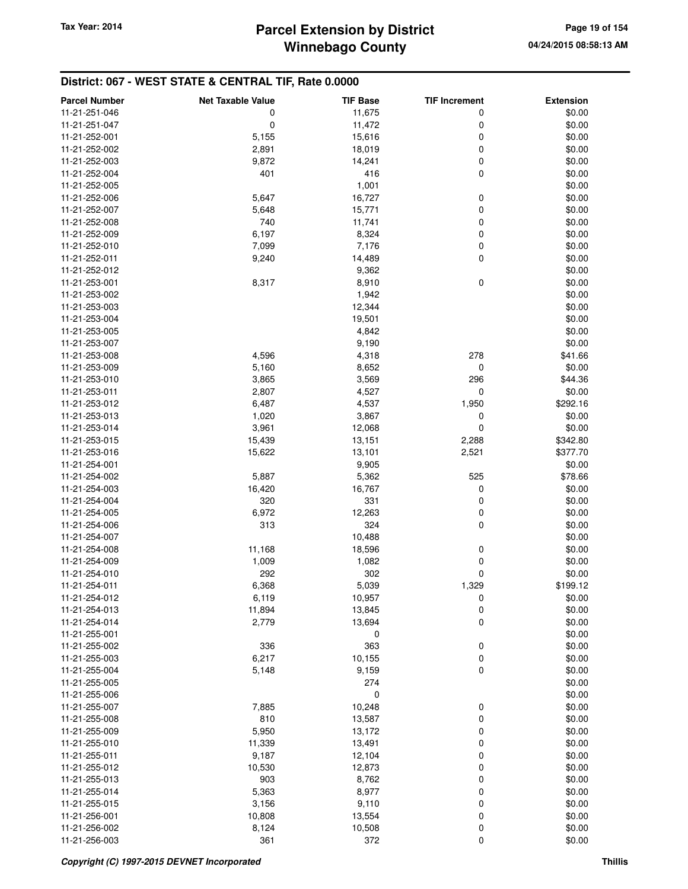## District: 067 - WEST STATE & CENTRAL TIF, Rate 0.0000

| Parcel Number | Net Taxable Value | TIF Base | TIF Increment | Extension |
|---|---|---|---|---|
| 11-21-251-046 | 0 | 11,675 | 0 | $0.00 |
| 11-21-251-047 | 0 | 11,472 | 0 | $0.00 |
| 11-21-252-001 | 5,155 | 15,616 | 0 | $0.00 |
| 11-21-252-002 | 2,891 | 18,019 | 0 | $0.00 |
| 11-21-252-003 | 9,872 | 14,241 | 0 | $0.00 |
| 11-21-252-004 | 401 | 416 | 0 | $0.00 |
| 11-21-252-005 | | 1,001 | | $0.00 |
| 11-21-252-006 | 5,647 | 16,727 | 0 | $0.00 |
| 11-21-252-007 | 5,648 | 15,771 | 0 | $0.00 |
| 11-21-252-008 | 740 | 11,741 | 0 | $0.00 |
| 11-21-252-009 | 6,197 | 8,324 | 0 | $0.00 |
| 11-21-252-010 | 7,099 | 7,176 | 0 | $0.00 |
| 11-21-252-011 | 9,240 | 14,489 | 0 | $0.00 |
| 11-21-252-012 | | 9,362 | | $0.00 |
| 11-21-253-001 | 8,317 | 8,910 | 0 | $0.00 |
| 11-21-253-002 | | 1,942 | | $0.00 |
| 11-21-253-003 | | 12,344 | | $0.00 |
| 11-21-253-004 | | 19,501 | | $0.00 |
| 11-21-253-005 | | 4,842 | | $0.00 |
| 11-21-253-007 | | 9,190 | | $0.00 |
| 11-21-253-008 | 4,596 | 4,318 | 278 | $41.66 |
| 11-21-253-009 | 5,160 | 8,652 | 0 | $0.00 |
| 11-21-253-010 | 3,865 | 3,569 | 296 | $44.36 |
| 11-21-253-011 | 2,807 | 4,527 | 0 | $0.00 |
| 11-21-253-012 | 6,487 | 4,537 | 1,950 | $292.16 |
| 11-21-253-013 | 1,020 | 3,867 | 0 | $0.00 |
| 11-21-253-014 | 3,961 | 12,068 | 0 | $0.00 |
| 11-21-253-015 | 15,439 | 13,151 | 2,288 | $342.80 |
| 11-21-253-016 | 15,622 | 13,101 | 2,521 | $377.70 |
| 11-21-254-001 | | 9,905 | | $0.00 |
| 11-21-254-002 | 5,887 | 5,362 | 525 | $78.66 |
| 11-21-254-003 | 16,420 | 16,767 | 0 | $0.00 |
| 11-21-254-004 | 320 | 331 | 0 | $0.00 |
| 11-21-254-005 | 6,972 | 12,263 | 0 | $0.00 |
| 11-21-254-006 | 313 | 324 | 0 | $0.00 |
| 11-21-254-007 | | 10,488 | | $0.00 |
| 11-21-254-008 | 11,168 | 18,596 | 0 | $0.00 |
| 11-21-254-009 | 1,009 | 1,082 | 0 | $0.00 |
| 11-21-254-010 | 292 | 302 | 0 | $0.00 |
| 11-21-254-011 | 6,368 | 5,039 | 1,329 | $199.12 |
| 11-21-254-012 | 6,119 | 10,957 | 0 | $0.00 |
| 11-21-254-013 | 11,894 | 13,845 | 0 | $0.00 |
| 11-21-254-014 | 2,779 | 13,694 | 0 | $0.00 |
| 11-21-255-001 | | 0 | | $0.00 |
| 11-21-255-002 | 336 | 363 | 0 | $0.00 |
| 11-21-255-003 | 6,217 | 10,155 | 0 | $0.00 |
| 11-21-255-004 | 5,148 | 9,159 | 0 | $0.00 |
| 11-21-255-005 | | 274 | | $0.00 |
| 11-21-255-006 | | 0 | | $0.00 |
| 11-21-255-007 | 7,885 | 10,248 | 0 | $0.00 |
| 11-21-255-008 | 810 | 13,587 | 0 | $0.00 |
| 11-21-255-009 | 5,950 | 13,172 | 0 | $0.00 |
| 11-21-255-010 | 11,339 | 13,491 | 0 | $0.00 |
| 11-21-255-011 | 9,187 | 12,104 | 0 | $0.00 |
| 11-21-255-012 | 10,530 | 12,873 | 0 | $0.00 |
| 11-21-255-013 | 903 | 8,762 | 0 | $0.00 |
| 11-21-255-014 | 5,363 | 8,977 | 0 | $0.00 |
| 11-21-255-015 | 3,156 | 9,110 | 0 | $0.00 |
| 11-21-256-001 | 10,808 | 13,554 | 0 | $0.00 |
| 11-21-256-002 | 8,124 | 10,508 | 0 | $0.00 |
| 11-21-256-003 | 361 | 372 | 0 | $0.00 |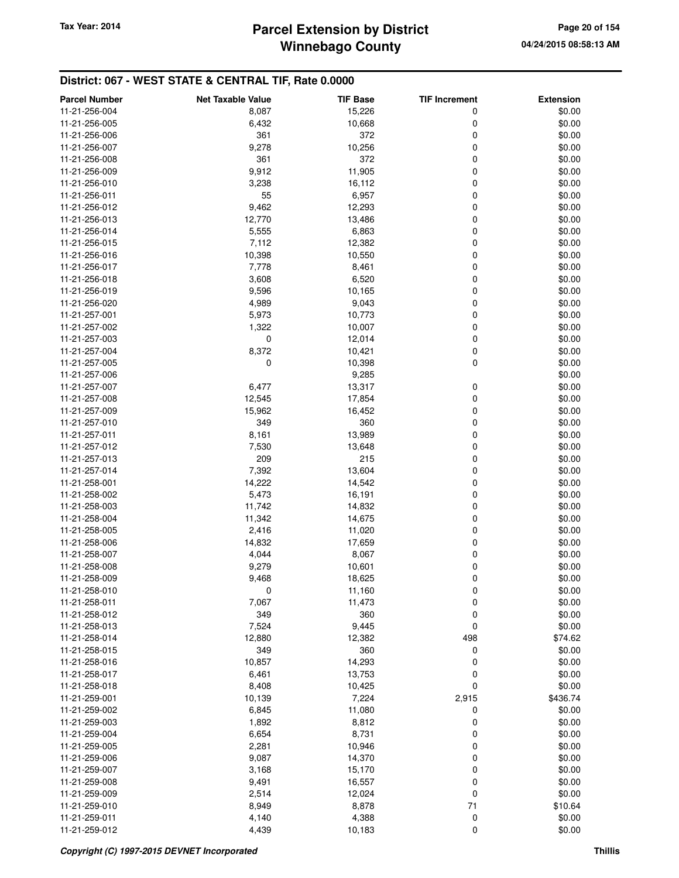## District: 067 - WEST STATE & CENTRAL TIF, Rate 0.0000

| Parcel Number | Net Taxable Value | TIF Base | TIF Increment | Extension |
|---|---|---|---|---|
| 11-21-256-004 | 8,087 | 15,226 | 0 | $0.00 |
| 11-21-256-005 | 6,432 | 10,668 | 0 | $0.00 |
| 11-21-256-006 | 361 | 372 | 0 | $0.00 |
| 11-21-256-007 | 9,278 | 10,256 | 0 | $0.00 |
| 11-21-256-008 | 361 | 372 | 0 | $0.00 |
| 11-21-256-009 | 9,912 | 11,905 | 0 | $0.00 |
| 11-21-256-010 | 3,238 | 16,112 | 0 | $0.00 |
| 11-21-256-011 | 55 | 6,957 | 0 | $0.00 |
| 11-21-256-012 | 9,462 | 12,293 | 0 | $0.00 |
| 11-21-256-013 | 12,770 | 13,486 | 0 | $0.00 |
| 11-21-256-014 | 5,555 | 6,863 | 0 | $0.00 |
| 11-21-256-015 | 7,112 | 12,382 | 0 | $0.00 |
| 11-21-256-016 | 10,398 | 10,550 | 0 | $0.00 |
| 11-21-256-017 | 7,778 | 8,461 | 0 | $0.00 |
| 11-21-256-018 | 3,608 | 6,520 | 0 | $0.00 |
| 11-21-256-019 | 9,596 | 10,165 | 0 | $0.00 |
| 11-21-256-020 | 4,989 | 9,043 | 0 | $0.00 |
| 11-21-257-001 | 5,973 | 10,773 | 0 | $0.00 |
| 11-21-257-002 | 1,322 | 10,007 | 0 | $0.00 |
| 11-21-257-003 | 0 | 12,014 | 0 | $0.00 |
| 11-21-257-004 | 8,372 | 10,421 | 0 | $0.00 |
| 11-21-257-005 | 0 | 10,398 | 0 | $0.00 |
| 11-21-257-006 | | 9,285 | | $0.00 |
| 11-21-257-007 | 6,477 | 13,317 | 0 | $0.00 |
| 11-21-257-008 | 12,545 | 17,854 | 0 | $0.00 |
| 11-21-257-009 | 15,962 | 16,452 | 0 | $0.00 |
| 11-21-257-010 | 349 | 360 | 0 | $0.00 |
| 11-21-257-011 | 8,161 | 13,989 | 0 | $0.00 |
| 11-21-257-012 | 7,530 | 13,648 | 0 | $0.00 |
| 11-21-257-013 | 209 | 215 | 0 | $0.00 |
| 11-21-257-014 | 7,392 | 13,604 | 0 | $0.00 |
| 11-21-258-001 | 14,222 | 14,542 | 0 | $0.00 |
| 11-21-258-002 | 5,473 | 16,191 | 0 | $0.00 |
| 11-21-258-003 | 11,742 | 14,832 | 0 | $0.00 |
| 11-21-258-004 | 11,342 | 14,675 | 0 | $0.00 |
| 11-21-258-005 | 2,416 | 11,020 | 0 | $0.00 |
| 11-21-258-006 | 14,832 | 17,659 | 0 | $0.00 |
| 11-21-258-007 | 4,044 | 8,067 | 0 | $0.00 |
| 11-21-258-008 | 9,279 | 10,601 | 0 | $0.00 |
| 11-21-258-009 | 9,468 | 18,625 | 0 | $0.00 |
| 11-21-258-010 | 0 | 11,160 | 0 | $0.00 |
| 11-21-258-011 | 7,067 | 11,473 | 0 | $0.00 |
| 11-21-258-012 | 349 | 360 | 0 | $0.00 |
| 11-21-258-013 | 7,524 | 9,445 | 0 | $0.00 |
| 11-21-258-014 | 12,880 | 12,382 | 498 | $74.62 |
| 11-21-258-015 | 349 | 360 | 0 | $0.00 |
| 11-21-258-016 | 10,857 | 14,293 | 0 | $0.00 |
| 11-21-258-017 | 6,461 | 13,753 | 0 | $0.00 |
| 11-21-258-018 | 8,408 | 10,425 | 0 | $0.00 |
| 11-21-259-001 | 10,139 | 7,224 | 2,915 | $436.74 |
| 11-21-259-002 | 6,845 | 11,080 | 0 | $0.00 |
| 11-21-259-003 | 1,892 | 8,812 | 0 | $0.00 |
| 11-21-259-004 | 6,654 | 8,731 | 0 | $0.00 |
| 11-21-259-005 | 2,281 | 10,946 | 0 | $0.00 |
| 11-21-259-006 | 9,087 | 14,370 | 0 | $0.00 |
| 11-21-259-007 | 3,168 | 15,170 | 0 | $0.00 |
| 11-21-259-008 | 9,491 | 16,557 | 0 | $0.00 |
| 11-21-259-009 | 2,514 | 12,024 | 0 | $0.00 |
| 11-21-259-010 | 8,949 | 8,878 | 71 | $10.64 |
| 11-21-259-011 | 4,140 | 4,388 | 0 | $0.00 |
| 11-21-259-012 | 4,439 | 10,183 | 0 | $0.00 |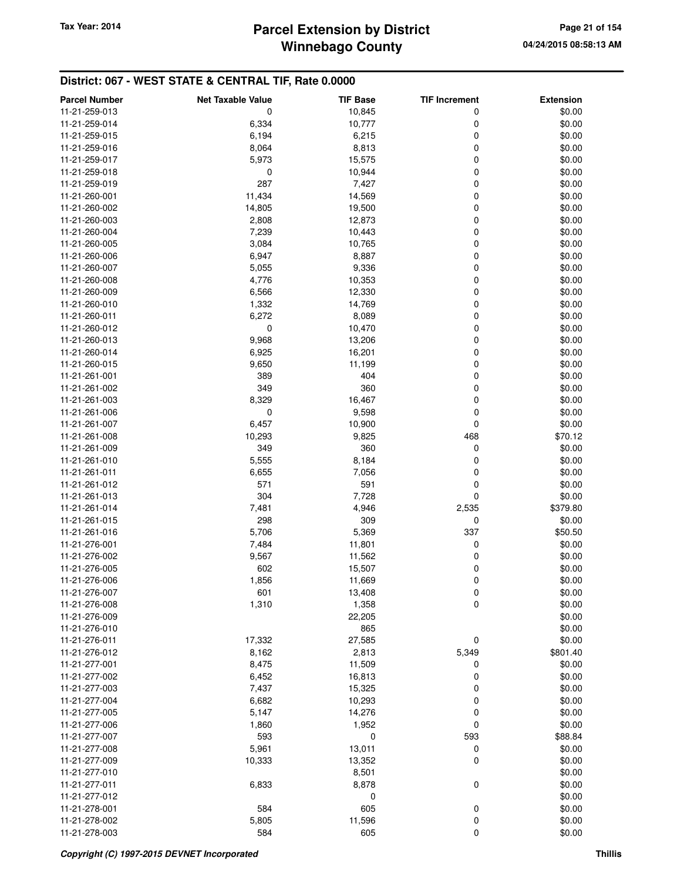## District: 067 - WEST STATE & CENTRAL TIF, Rate 0.0000

| Parcel Number | Net Taxable Value | TIF Base | TIF Increment | Extension |
|---|---|---|---|---|
| 11-21-259-013 | 0 | 10,845 | 0 | $0.00 |
| 11-21-259-014 | 6,334 | 10,777 | 0 | $0.00 |
| 11-21-259-015 | 6,194 | 6,215 | 0 | $0.00 |
| 11-21-259-016 | 8,064 | 8,813 | 0 | $0.00 |
| 11-21-259-017 | 5,973 | 15,575 | 0 | $0.00 |
| 11-21-259-018 | 0 | 10,944 | 0 | $0.00 |
| 11-21-259-019 | 287 | 7,427 | 0 | $0.00 |
| 11-21-260-001 | 11,434 | 14,569 | 0 | $0.00 |
| 11-21-260-002 | 14,805 | 19,500 | 0 | $0.00 |
| 11-21-260-003 | 2,808 | 12,873 | 0 | $0.00 |
| 11-21-260-004 | 7,239 | 10,443 | 0 | $0.00 |
| 11-21-260-005 | 3,084 | 10,765 | 0 | $0.00 |
| 11-21-260-006 | 6,947 | 8,887 | 0 | $0.00 |
| 11-21-260-007 | 5,055 | 9,336 | 0 | $0.00 |
| 11-21-260-008 | 4,776 | 10,353 | 0 | $0.00 |
| 11-21-260-009 | 6,566 | 12,330 | 0 | $0.00 |
| 11-21-260-010 | 1,332 | 14,769 | 0 | $0.00 |
| 11-21-260-011 | 6,272 | 8,089 | 0 | $0.00 |
| 11-21-260-012 | 0 | 10,470 | 0 | $0.00 |
| 11-21-260-013 | 9,968 | 13,206 | 0 | $0.00 |
| 11-21-260-014 | 6,925 | 16,201 | 0 | $0.00 |
| 11-21-260-015 | 9,650 | 11,199 | 0 | $0.00 |
| 11-21-261-001 | 389 | 404 | 0 | $0.00 |
| 11-21-261-002 | 349 | 360 | 0 | $0.00 |
| 11-21-261-003 | 8,329 | 16,467 | 0 | $0.00 |
| 11-21-261-006 | 0 | 9,598 | 0 | $0.00 |
| 11-21-261-007 | 6,457 | 10,900 | 0 | $0.00 |
| 11-21-261-008 | 10,293 | 9,825 | 468 | $70.12 |
| 11-21-261-009 | 349 | 360 | 0 | $0.00 |
| 11-21-261-010 | 5,555 | 8,184 | 0 | $0.00 |
| 11-21-261-011 | 6,655 | 7,056 | 0 | $0.00 |
| 11-21-261-012 | 571 | 591 | 0 | $0.00 |
| 11-21-261-013 | 304 | 7,728 | 0 | $0.00 |
| 11-21-261-014 | 7,481 | 4,946 | 2,535 | $379.80 |
| 11-21-261-015 | 298 | 309 | 0 | $0.00 |
| 11-21-261-016 | 5,706 | 5,369 | 337 | $50.50 |
| 11-21-276-001 | 7,484 | 11,801 | 0 | $0.00 |
| 11-21-276-002 | 9,567 | 11,562 | 0 | $0.00 |
| 11-21-276-005 | 602 | 15,507 | 0 | $0.00 |
| 11-21-276-006 | 1,856 | 11,669 | 0 | $0.00 |
| 11-21-276-007 | 601 | 13,408 | 0 | $0.00 |
| 11-21-276-008 | 1,310 | 1,358 | 0 | $0.00 |
| 11-21-276-009 | | 22,205 | | $0.00 |
| 11-21-276-010 | | 865 | | $0.00 |
| 11-21-276-011 | 17,332 | 27,585 | 0 | $0.00 |
| 11-21-276-012 | 8,162 | 2,813 | 5,349 | $801.40 |
| 11-21-277-001 | 8,475 | 11,509 | 0 | $0.00 |
| 11-21-277-002 | 6,452 | 16,813 | 0 | $0.00 |
| 11-21-277-003 | 7,437 | 15,325 | 0 | $0.00 |
| 11-21-277-004 | 6,682 | 10,293 | 0 | $0.00 |
| 11-21-277-005 | 5,147 | 14,276 | 0 | $0.00 |
| 11-21-277-006 | 1,860 | 1,952 | 0 | $0.00 |
| 11-21-277-007 | 593 | 0 | 593 | $88.84 |
| 11-21-277-008 | 5,961 | 13,011 | 0 | $0.00 |
| 11-21-277-009 | 10,333 | 13,352 | 0 | $0.00 |
| 11-21-277-010 | | 8,501 | | $0.00 |
| 11-21-277-011 | 6,833 | 8,878 | 0 | $0.00 |
| 11-21-277-012 | | 0 | | $0.00 |
| 11-21-278-001 | 584 | 605 | 0 | $0.00 |
| 11-21-278-002 | 5,805 | 11,596 | 0 | $0.00 |
| 11-21-278-003 | 584 | 605 | 0 | $0.00 |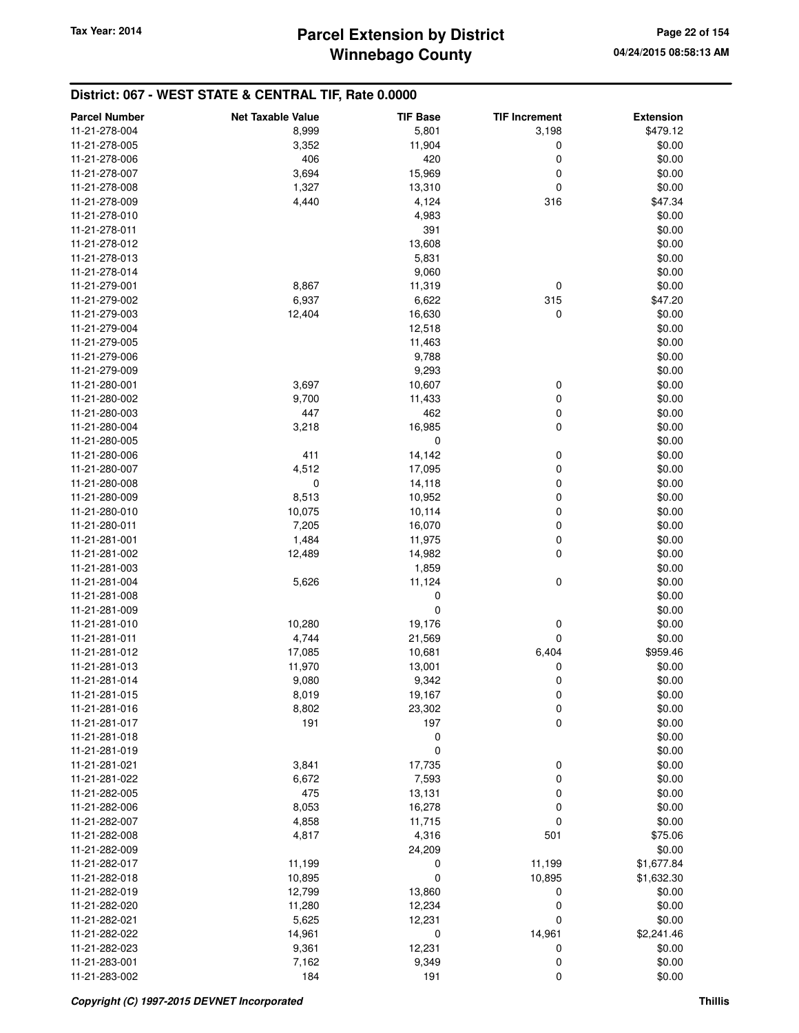## District: 067 - WEST STATE & CENTRAL TIF, Rate 0.0000

| Parcel Number | Net Taxable Value | TIF Base | TIF Increment | Extension |
|---|---|---|---|---|
| 11-21-278-004 | 8,999 | 5,801 | 3,198 | $479.12 |
| 11-21-278-005 | 3,352 | 11,904 | 0 | $0.00 |
| 11-21-278-006 | 406 | 420 | 0 | $0.00 |
| 11-21-278-007 | 3,694 | 15,969 | 0 | $0.00 |
| 11-21-278-008 | 1,327 | 13,310 | 0 | $0.00 |
| 11-21-278-009 | 4,440 | 4,124 | 316 | $47.34 |
| 11-21-278-010 | | 4,983 | | $0.00 |
| 11-21-278-011 | | 391 | | $0.00 |
| 11-21-278-012 | | 13,608 | | $0.00 |
| 11-21-278-013 | | 5,831 | | $0.00 |
| 11-21-278-014 | | 9,060 | | $0.00 |
| 11-21-279-001 | 8,867 | 11,319 | 0 | $0.00 |
| 11-21-279-002 | 6,937 | 6,622 | 315 | $47.20 |
| 11-21-279-003 | 12,404 | 16,630 | 0 | $0.00 |
| 11-21-279-004 | | 12,518 | | $0.00 |
| 11-21-279-005 | | 11,463 | | $0.00 |
| 11-21-279-006 | | 9,788 | | $0.00 |
| 11-21-279-009 | | 9,293 | | $0.00 |
| 11-21-280-001 | 3,697 | 10,607 | 0 | $0.00 |
| 11-21-280-002 | 9,700 | 11,433 | 0 | $0.00 |
| 11-21-280-003 | 447 | 462 | 0 | $0.00 |
| 11-21-280-004 | 3,218 | 16,985 | 0 | $0.00 |
| 11-21-280-005 | | 0 | | $0.00 |
| 11-21-280-006 | 411 | 14,142 | 0 | $0.00 |
| 11-21-280-007 | 4,512 | 17,095 | 0 | $0.00 |
| 11-21-280-008 | 0 | 14,118 | 0 | $0.00 |
| 11-21-280-009 | 8,513 | 10,952 | 0 | $0.00 |
| 11-21-280-010 | 10,075 | 10,114 | 0 | $0.00 |
| 11-21-280-011 | 7,205 | 16,070 | 0 | $0.00 |
| 11-21-281-001 | 1,484 | 11,975 | 0 | $0.00 |
| 11-21-281-002 | 12,489 | 14,982 | 0 | $0.00 |
| 11-21-281-003 | | 1,859 | | $0.00 |
| 11-21-281-004 | 5,626 | 11,124 | 0 | $0.00 |
| 11-21-281-008 | | 0 | | $0.00 |
| 11-21-281-009 | | 0 | | $0.00 |
| 11-21-281-010 | 10,280 | 19,176 | 0 | $0.00 |
| 11-21-281-011 | 4,744 | 21,569 | 0 | $0.00 |
| 11-21-281-012 | 17,085 | 10,681 | 6,404 | $959.46 |
| 11-21-281-013 | 11,970 | 13,001 | 0 | $0.00 |
| 11-21-281-014 | 9,080 | 9,342 | 0 | $0.00 |
| 11-21-281-015 | 8,019 | 19,167 | 0 | $0.00 |
| 11-21-281-016 | 8,802 | 23,302 | 0 | $0.00 |
| 11-21-281-017 | 191 | 197 | 0 | $0.00 |
| 11-21-281-018 | | 0 | | $0.00 |
| 11-21-281-019 | | 0 | | $0.00 |
| 11-21-281-021 | 3,841 | 17,735 | 0 | $0.00 |
| 11-21-281-022 | 6,672 | 7,593 | 0 | $0.00 |
| 11-21-282-005 | 475 | 13,131 | 0 | $0.00 |
| 11-21-282-006 | 8,053 | 16,278 | 0 | $0.00 |
| 11-21-282-007 | 4,858 | 11,715 | 0 | $0.00 |
| 11-21-282-008 | 4,817 | 4,316 | 501 | $75.06 |
| 11-21-282-009 | | 24,209 | | $0.00 |
| 11-21-282-017 | 11,199 | 0 | 11,199 | $1,677.84 |
| 11-21-282-018 | 10,895 | 0 | 10,895 | $1,632.30 |
| 11-21-282-019 | 12,799 | 13,860 | 0 | $0.00 |
| 11-21-282-020 | 11,280 | 12,234 | 0 | $0.00 |
| 11-21-282-021 | 5,625 | 12,231 | 0 | $0.00 |
| 11-21-282-022 | 14,961 | 0 | 14,961 | $2,241.46 |
| 11-21-282-023 | 9,361 | 12,231 | 0 | $0.00 |
| 11-21-283-001 | 7,162 | 9,349 | 0 | $0.00 |
| 11-21-283-002 | 184 | 191 | 0 | $0.00 |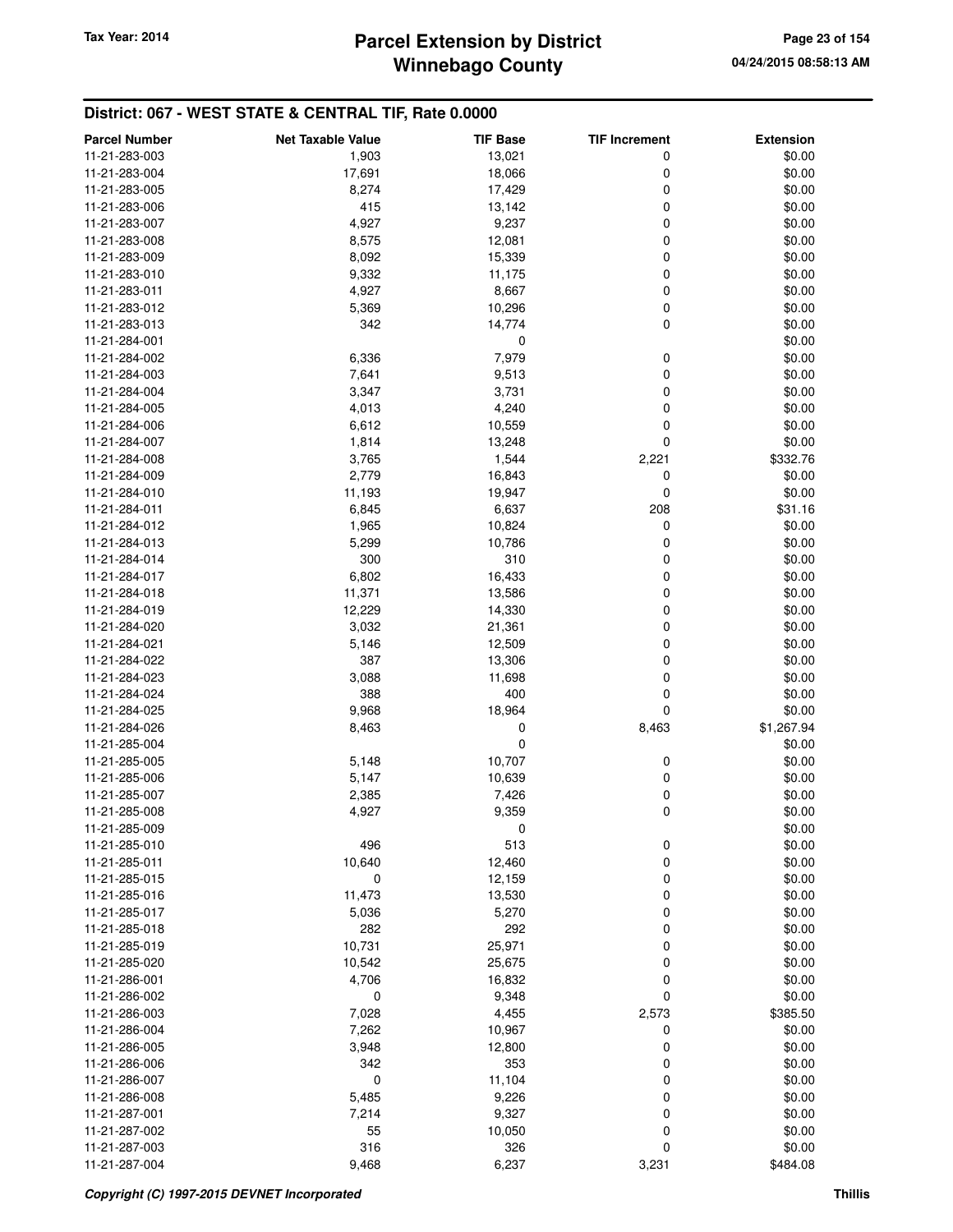## District: 067 - WEST STATE & CENTRAL TIF, Rate 0.0000

| Parcel Number | Net Taxable Value | TIF Base | TIF Increment | Extension |
|---|---|---|---|---|
| 11-21-283-003 | 1,903 | 13,021 | 0 | $0.00 |
| 11-21-283-004 | 17,691 | 18,066 | 0 | $0.00 |
| 11-21-283-005 | 8,274 | 17,429 | 0 | $0.00 |
| 11-21-283-006 | 415 | 13,142 | 0 | $0.00 |
| 11-21-283-007 | 4,927 | 9,237 | 0 | $0.00 |
| 11-21-283-008 | 8,575 | 12,081 | 0 | $0.00 |
| 11-21-283-009 | 8,092 | 15,339 | 0 | $0.00 |
| 11-21-283-010 | 9,332 | 11,175 | 0 | $0.00 |
| 11-21-283-011 | 4,927 | 8,667 | 0 | $0.00 |
| 11-21-283-012 | 5,369 | 10,296 | 0 | $0.00 |
| 11-21-283-013 | 342 | 14,774 | 0 | $0.00 |
| 11-21-284-001 | | 0 | | $0.00 |
| 11-21-284-002 | 6,336 | 7,979 | 0 | $0.00 |
| 11-21-284-003 | 7,641 | 9,513 | 0 | $0.00 |
| 11-21-284-004 | 3,347 | 3,731 | 0 | $0.00 |
| 11-21-284-005 | 4,013 | 4,240 | 0 | $0.00 |
| 11-21-284-006 | 6,612 | 10,559 | 0 | $0.00 |
| 11-21-284-007 | 1,814 | 13,248 | 0 | $0.00 |
| 11-21-284-008 | 3,765 | 1,544 | 2,221 | $332.76 |
| 11-21-284-009 | 2,779 | 16,843 | 0 | $0.00 |
| 11-21-284-010 | 11,193 | 19,947 | 0 | $0.00 |
| 11-21-284-011 | 6,845 | 6,637 | 208 | $31.16 |
| 11-21-284-012 | 1,965 | 10,824 | 0 | $0.00 |
| 11-21-284-013 | 5,299 | 10,786 | 0 | $0.00 |
| 11-21-284-014 | 300 | 310 | 0 | $0.00 |
| 11-21-284-017 | 6,802 | 16,433 | 0 | $0.00 |
| 11-21-284-018 | 11,371 | 13,586 | 0 | $0.00 |
| 11-21-284-019 | 12,229 | 14,330 | 0 | $0.00 |
| 11-21-284-020 | 3,032 | 21,361 | 0 | $0.00 |
| 11-21-284-021 | 5,146 | 12,509 | 0 | $0.00 |
| 11-21-284-022 | 387 | 13,306 | 0 | $0.00 |
| 11-21-284-023 | 3,088 | 11,698 | 0 | $0.00 |
| 11-21-284-024 | 388 | 400 | 0 | $0.00 |
| 11-21-284-025 | 9,968 | 18,964 | 0 | $0.00 |
| 11-21-284-026 | 8,463 | 0 | 8,463 | $1,267.94 |
| 11-21-285-004 | | 0 | | $0.00 |
| 11-21-285-005 | 5,148 | 10,707 | 0 | $0.00 |
| 11-21-285-006 | 5,147 | 10,639 | 0 | $0.00 |
| 11-21-285-007 | 2,385 | 7,426 | 0 | $0.00 |
| 11-21-285-008 | 4,927 | 9,359 | 0 | $0.00 |
| 11-21-285-009 | | 0 | | $0.00 |
| 11-21-285-010 | 496 | 513 | 0 | $0.00 |
| 11-21-285-011 | 10,640 | 12,460 | 0 | $0.00 |
| 11-21-285-015 | 0 | 12,159 | 0 | $0.00 |
| 11-21-285-016 | 11,473 | 13,530 | 0 | $0.00 |
| 11-21-285-017 | 5,036 | 5,270 | 0 | $0.00 |
| 11-21-285-018 | 282 | 292 | 0 | $0.00 |
| 11-21-285-019 | 10,731 | 25,971 | 0 | $0.00 |
| 11-21-285-020 | 10,542 | 25,675 | 0 | $0.00 |
| 11-21-286-001 | 4,706 | 16,832 | 0 | $0.00 |
| 11-21-286-002 | 0 | 9,348 | 0 | $0.00 |
| 11-21-286-003 | 7,028 | 4,455 | 2,573 | $385.50 |
| 11-21-286-004 | 7,262 | 10,967 | 0 | $0.00 |
| 11-21-286-005 | 3,948 | 12,800 | 0 | $0.00 |
| 11-21-286-006 | 342 | 353 | 0 | $0.00 |
| 11-21-286-007 | 0 | 11,104 | 0 | $0.00 |
| 11-21-286-008 | 5,485 | 9,226 | 0 | $0.00 |
| 11-21-287-001 | 7,214 | 9,327 | 0 | $0.00 |
| 11-21-287-002 | 55 | 10,050 | 0 | $0.00 |
| 11-21-287-003 | 316 | 326 | 0 | $0.00 |
| 11-21-287-004 | 9,468 | 6,237 | 3,231 | $484.08 |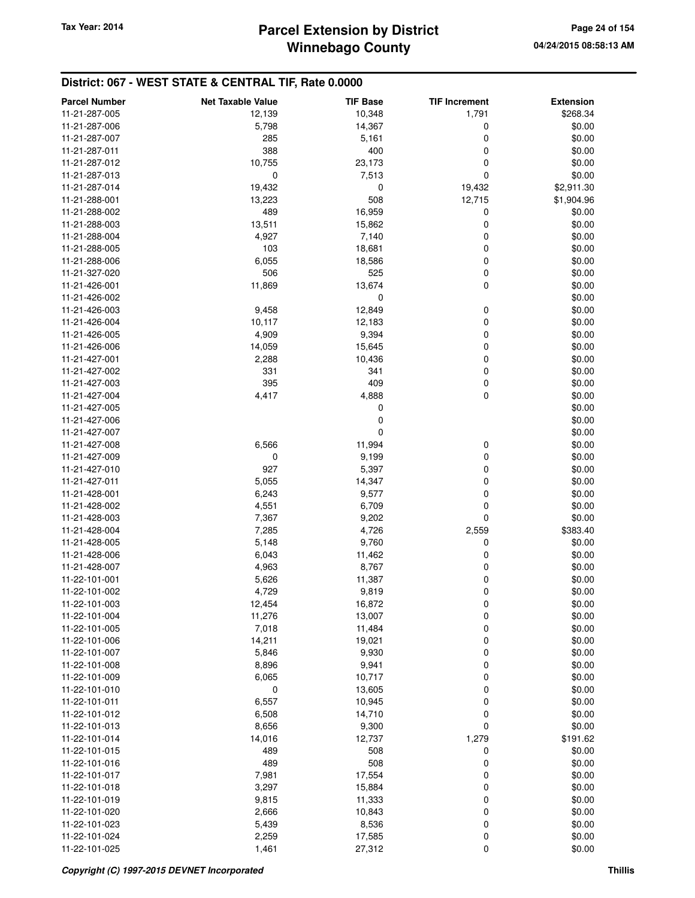## District: 067 - WEST STATE & CENTRAL TIF, Rate 0.0000

| Parcel Number | Net Taxable Value | TIF Base | TIF Increment | Extension |
|---|---|---|---|---|
| 11-21-287-005 | 12,139 | 10,348 | 1,791 | $268.34 |
| 11-21-287-006 | 5,798 | 14,367 | 0 | $0.00 |
| 11-21-287-007 | 285 | 5,161 | 0 | $0.00 |
| 11-21-287-011 | 388 | 400 | 0 | $0.00 |
| 11-21-287-012 | 10,755 | 23,173 | 0 | $0.00 |
| 11-21-287-013 | 0 | 7,513 | 0 | $0.00 |
| 11-21-287-014 | 19,432 | 0 | 19,432 | $2,911.30 |
| 11-21-288-001 | 13,223 | 508 | 12,715 | $1,904.96 |
| 11-21-288-002 | 489 | 16,959 | 0 | $0.00 |
| 11-21-288-003 | 13,511 | 15,862 | 0 | $0.00 |
| 11-21-288-004 | 4,927 | 7,140 | 0 | $0.00 |
| 11-21-288-005 | 103 | 18,681 | 0 | $0.00 |
| 11-21-288-006 | 6,055 | 18,586 | 0 | $0.00 |
| 11-21-327-020 | 506 | 525 | 0 | $0.00 |
| 11-21-426-001 | 11,869 | 13,674 | 0 | $0.00 |
| 11-21-426-002 | | 0 | | $0.00 |
| 11-21-426-003 | 9,458 | 12,849 | 0 | $0.00 |
| 11-21-426-004 | 10,117 | 12,183 | 0 | $0.00 |
| 11-21-426-005 | 4,909 | 9,394 | 0 | $0.00 |
| 11-21-426-006 | 14,059 | 15,645 | 0 | $0.00 |
| 11-21-427-001 | 2,288 | 10,436 | 0 | $0.00 |
| 11-21-427-002 | 331 | 341 | 0 | $0.00 |
| 11-21-427-003 | 395 | 409 | 0 | $0.00 |
| 11-21-427-004 | 4,417 | 4,888 | 0 | $0.00 |
| 11-21-427-005 | | 0 | | $0.00 |
| 11-21-427-006 | | 0 | | $0.00 |
| 11-21-427-007 | | 0 | | $0.00 |
| 11-21-427-008 | 6,566 | 11,994 | 0 | $0.00 |
| 11-21-427-009 | 0 | 9,199 | 0 | $0.00 |
| 11-21-427-010 | 927 | 5,397 | 0 | $0.00 |
| 11-21-427-011 | 5,055 | 14,347 | 0 | $0.00 |
| 11-21-428-001 | 6,243 | 9,577 | 0 | $0.00 |
| 11-21-428-002 | 4,551 | 6,709 | 0 | $0.00 |
| 11-21-428-003 | 7,367 | 9,202 | 0 | $0.00 |
| 11-21-428-004 | 7,285 | 4,726 | 2,559 | $383.40 |
| 11-21-428-005 | 5,148 | 9,760 | 0 | $0.00 |
| 11-21-428-006 | 6,043 | 11,462 | 0 | $0.00 |
| 11-21-428-007 | 4,963 | 8,767 | 0 | $0.00 |
| 11-22-101-001 | 5,626 | 11,387 | 0 | $0.00 |
| 11-22-101-002 | 4,729 | 9,819 | 0 | $0.00 |
| 11-22-101-003 | 12,454 | 16,872 | 0 | $0.00 |
| 11-22-101-004 | 11,276 | 13,007 | 0 | $0.00 |
| 11-22-101-005 | 7,018 | 11,484 | 0 | $0.00 |
| 11-22-101-006 | 14,211 | 19,021 | 0 | $0.00 |
| 11-22-101-007 | 5,846 | 9,930 | 0 | $0.00 |
| 11-22-101-008 | 8,896 | 9,941 | 0 | $0.00 |
| 11-22-101-009 | 6,065 | 10,717 | 0 | $0.00 |
| 11-22-101-010 | 0 | 13,605 | 0 | $0.00 |
| 11-22-101-011 | 6,557 | 10,945 | 0 | $0.00 |
| 11-22-101-012 | 6,508 | 14,710 | 0 | $0.00 |
| 11-22-101-013 | 8,656 | 9,300 | 0 | $0.00 |
| 11-22-101-014 | 14,016 | 12,737 | 1,279 | $191.62 |
| 11-22-101-015 | 489 | 508 | 0 | $0.00 |
| 11-22-101-016 | 489 | 508 | 0 | $0.00 |
| 11-22-101-017 | 7,981 | 17,554 | 0 | $0.00 |
| 11-22-101-018 | 3,297 | 15,884 | 0 | $0.00 |
| 11-22-101-019 | 9,815 | 11,333 | 0 | $0.00 |
| 11-22-101-020 | 2,666 | 10,843 | 0 | $0.00 |
| 11-22-101-023 | 5,439 | 8,536 | 0 | $0.00 |
| 11-22-101-024 | 2,259 | 17,585 | 0 | $0.00 |
| 11-22-101-025 | 1,461 | 27,312 | 0 | $0.00 |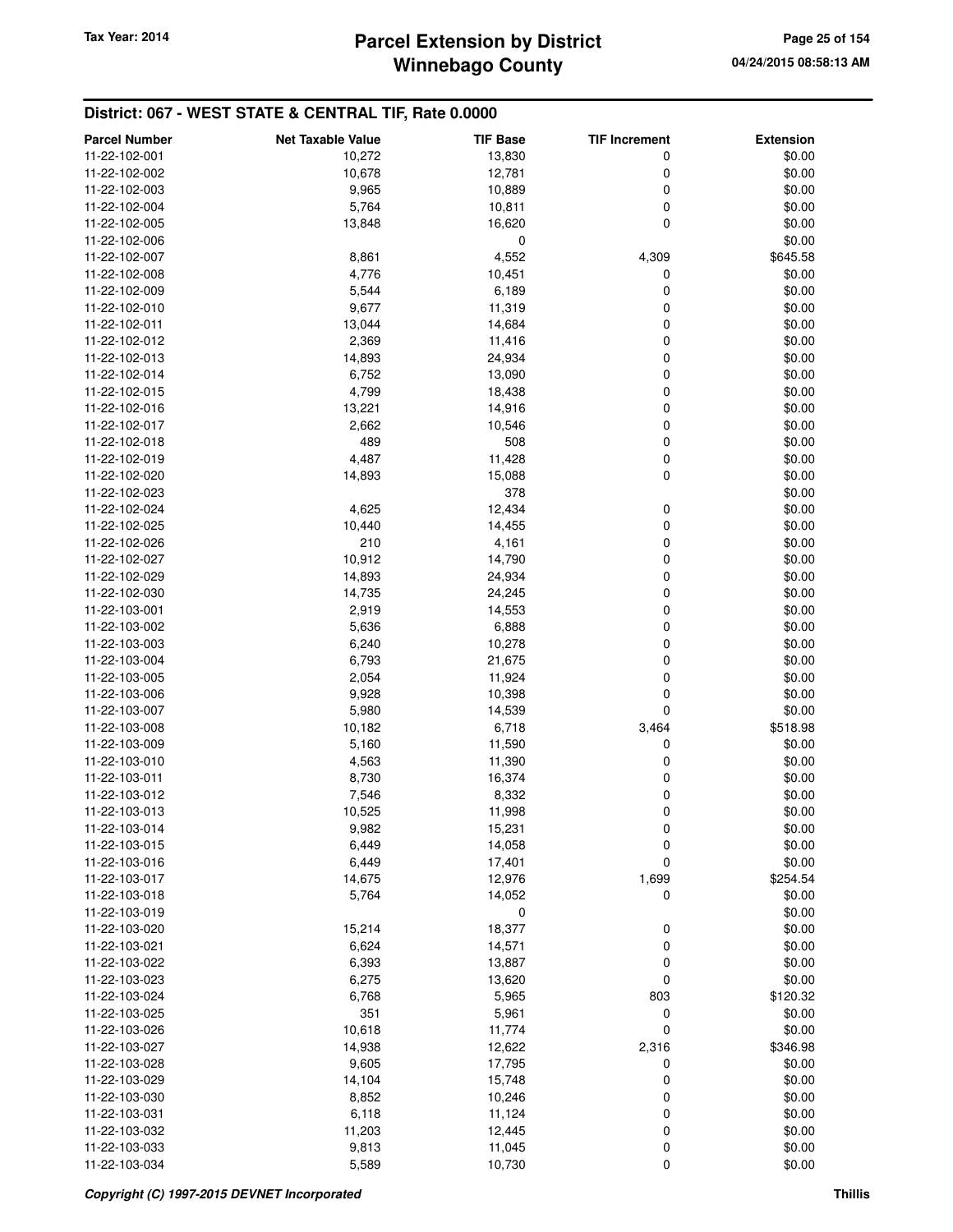## District: 067 - WEST STATE & CENTRAL TIF, Rate 0.0000

| Parcel Number | Net Taxable Value | TIF Base | TIF Increment | Extension |
|---|---|---|---|---|
| 11-22-102-001 | 10,272 | 13,830 | 0 | $0.00 |
| 11-22-102-002 | 10,678 | 12,781 | 0 | $0.00 |
| 11-22-102-003 | 9,965 | 10,889 | 0 | $0.00 |
| 11-22-102-004 | 5,764 | 10,811 | 0 | $0.00 |
| 11-22-102-005 | 13,848 | 16,620 | 0 | $0.00 |
| 11-22-102-006 | | 0 | | $0.00 |
| 11-22-102-007 | 8,861 | 4,552 | 4,309 | $645.58 |
| 11-22-102-008 | 4,776 | 10,451 | 0 | $0.00 |
| 11-22-102-009 | 5,544 | 6,189 | 0 | $0.00 |
| 11-22-102-010 | 9,677 | 11,319 | 0 | $0.00 |
| 11-22-102-011 | 13,044 | 14,684 | 0 | $0.00 |
| 11-22-102-012 | 2,369 | 11,416 | 0 | $0.00 |
| 11-22-102-013 | 14,893 | 24,934 | 0 | $0.00 |
| 11-22-102-014 | 6,752 | 13,090 | 0 | $0.00 |
| 11-22-102-015 | 4,799 | 18,438 | 0 | $0.00 |
| 11-22-102-016 | 13,221 | 14,916 | 0 | $0.00 |
| 11-22-102-017 | 2,662 | 10,546 | 0 | $0.00 |
| 11-22-102-018 | 489 | 508 | 0 | $0.00 |
| 11-22-102-019 | 4,487 | 11,428 | 0 | $0.00 |
| 11-22-102-020 | 14,893 | 15,088 | 0 | $0.00 |
| 11-22-102-023 | | 378 | | $0.00 |
| 11-22-102-024 | 4,625 | 12,434 | 0 | $0.00 |
| 11-22-102-025 | 10,440 | 14,455 | 0 | $0.00 |
| 11-22-102-026 | 210 | 4,161 | 0 | $0.00 |
| 11-22-102-027 | 10,912 | 14,790 | 0 | $0.00 |
| 11-22-102-029 | 14,893 | 24,934 | 0 | $0.00 |
| 11-22-102-030 | 14,735 | 24,245 | 0 | $0.00 |
| 11-22-103-001 | 2,919 | 14,553 | 0 | $0.00 |
| 11-22-103-002 | 5,636 | 6,888 | 0 | $0.00 |
| 11-22-103-003 | 6,240 | 10,278 | 0 | $0.00 |
| 11-22-103-004 | 6,793 | 21,675 | 0 | $0.00 |
| 11-22-103-005 | 2,054 | 11,924 | 0 | $0.00 |
| 11-22-103-006 | 9,928 | 10,398 | 0 | $0.00 |
| 11-22-103-007 | 5,980 | 14,539 | 0 | $0.00 |
| 11-22-103-008 | 10,182 | 6,718 | 3,464 | $518.98 |
| 11-22-103-009 | 5,160 | 11,590 | 0 | $0.00 |
| 11-22-103-010 | 4,563 | 11,390 | 0 | $0.00 |
| 11-22-103-011 | 8,730 | 16,374 | 0 | $0.00 |
| 11-22-103-012 | 7,546 | 8,332 | 0 | $0.00 |
| 11-22-103-013 | 10,525 | 11,998 | 0 | $0.00 |
| 11-22-103-014 | 9,982 | 15,231 | 0 | $0.00 |
| 11-22-103-015 | 6,449 | 14,058 | 0 | $0.00 |
| 11-22-103-016 | 6,449 | 17,401 | 0 | $0.00 |
| 11-22-103-017 | 14,675 | 12,976 | 1,699 | $254.54 |
| 11-22-103-018 | 5,764 | 14,052 | 0 | $0.00 |
| 11-22-103-019 | | 0 | | $0.00 |
| 11-22-103-020 | 15,214 | 18,377 | 0 | $0.00 |
| 11-22-103-021 | 6,624 | 14,571 | 0 | $0.00 |
| 11-22-103-022 | 6,393 | 13,887 | 0 | $0.00 |
| 11-22-103-023 | 6,275 | 13,620 | 0 | $0.00 |
| 11-22-103-024 | 6,768 | 5,965 | 803 | $120.32 |
| 11-22-103-025 | 351 | 5,961 | 0 | $0.00 |
| 11-22-103-026 | 10,618 | 11,774 | 0 | $0.00 |
| 11-22-103-027 | 14,938 | 12,622 | 2,316 | $346.98 |
| 11-22-103-028 | 9,605 | 17,795 | 0 | $0.00 |
| 11-22-103-029 | 14,104 | 15,748 | 0 | $0.00 |
| 11-22-103-030 | 8,852 | 10,246 | 0 | $0.00 |
| 11-22-103-031 | 6,118 | 11,124 | 0 | $0.00 |
| 11-22-103-032 | 11,203 | 12,445 | 0 | $0.00 |
| 11-22-103-033 | 9,813 | 11,045 | 0 | $0.00 |
| 11-22-103-034 | 5,589 | 10,730 | 0 | $0.00 |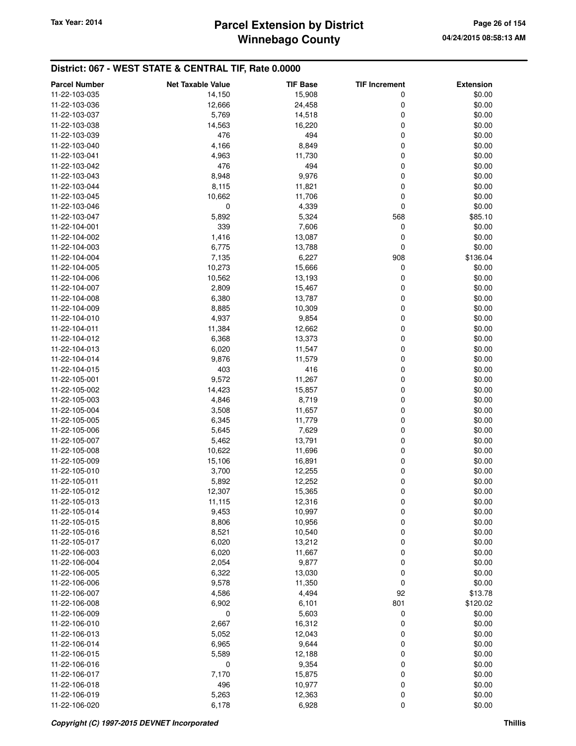## District: 067 - WEST STATE & CENTRAL TIF, Rate 0.0000

| Parcel Number | Net Taxable Value | TIF Base | TIF Increment | Extension |
|---|---|---|---|---|
| 11-22-103-035 | 14,150 | 15,908 | 0 | $0.00 |
| 11-22-103-036 | 12,666 | 24,458 | 0 | $0.00 |
| 11-22-103-037 | 5,769 | 14,518 | 0 | $0.00 |
| 11-22-103-038 | 14,563 | 16,220 | 0 | $0.00 |
| 11-22-103-039 | 476 | 494 | 0 | $0.00 |
| 11-22-103-040 | 4,166 | 8,849 | 0 | $0.00 |
| 11-22-103-041 | 4,963 | 11,730 | 0 | $0.00 |
| 11-22-103-042 | 476 | 494 | 0 | $0.00 |
| 11-22-103-043 | 8,948 | 9,976 | 0 | $0.00 |
| 11-22-103-044 | 8,115 | 11,821 | 0 | $0.00 |
| 11-22-103-045 | 10,662 | 11,706 | 0 | $0.00 |
| 11-22-103-046 | 0 | 4,339 | 0 | $0.00 |
| 11-22-103-047 | 5,892 | 5,324 | 568 | $85.10 |
| 11-22-104-001 | 339 | 7,606 | 0 | $0.00 |
| 11-22-104-002 | 1,416 | 13,087 | 0 | $0.00 |
| 11-22-104-003 | 6,775 | 13,788 | 0 | $0.00 |
| 11-22-104-004 | 7,135 | 6,227 | 908 | $136.04 |
| 11-22-104-005 | 10,273 | 15,666 | 0 | $0.00 |
| 11-22-104-006 | 10,562 | 13,193 | 0 | $0.00 |
| 11-22-104-007 | 2,809 | 15,467 | 0 | $0.00 |
| 11-22-104-008 | 6,380 | 13,787 | 0 | $0.00 |
| 11-22-104-009 | 8,885 | 10,309 | 0 | $0.00 |
| 11-22-104-010 | 4,937 | 9,854 | 0 | $0.00 |
| 11-22-104-011 | 11,384 | 12,662 | 0 | $0.00 |
| 11-22-104-012 | 6,368 | 13,373 | 0 | $0.00 |
| 11-22-104-013 | 6,020 | 11,547 | 0 | $0.00 |
| 11-22-104-014 | 9,876 | 11,579 | 0 | $0.00 |
| 11-22-104-015 | 403 | 416 | 0 | $0.00 |
| 11-22-105-001 | 9,572 | 11,267 | 0 | $0.00 |
| 11-22-105-002 | 14,423 | 15,857 | 0 | $0.00 |
| 11-22-105-003 | 4,846 | 8,719 | 0 | $0.00 |
| 11-22-105-004 | 3,508 | 11,657 | 0 | $0.00 |
| 11-22-105-005 | 6,345 | 11,779 | 0 | $0.00 |
| 11-22-105-006 | 5,645 | 7,629 | 0 | $0.00 |
| 11-22-105-007 | 5,462 | 13,791 | 0 | $0.00 |
| 11-22-105-008 | 10,622 | 11,696 | 0 | $0.00 |
| 11-22-105-009 | 15,106 | 16,891 | 0 | $0.00 |
| 11-22-105-010 | 3,700 | 12,255 | 0 | $0.00 |
| 11-22-105-011 | 5,892 | 12,252 | 0 | $0.00 |
| 11-22-105-012 | 12,307 | 15,365 | 0 | $0.00 |
| 11-22-105-013 | 11,115 | 12,316 | 0 | $0.00 |
| 11-22-105-014 | 9,453 | 10,997 | 0 | $0.00 |
| 11-22-105-015 | 8,806 | 10,956 | 0 | $0.00 |
| 11-22-105-016 | 8,521 | 10,540 | 0 | $0.00 |
| 11-22-105-017 | 6,020 | 13,212 | 0 | $0.00 |
| 11-22-106-003 | 6,020 | 11,667 | 0 | $0.00 |
| 11-22-106-004 | 2,054 | 9,877 | 0 | $0.00 |
| 11-22-106-005 | 6,322 | 13,030 | 0 | $0.00 |
| 11-22-106-006 | 9,578 | 11,350 | 0 | $0.00 |
| 11-22-106-007 | 4,586 | 4,494 | 92 | $13.78 |
| 11-22-106-008 | 6,902 | 6,101 | 801 | $120.02 |
| 11-22-106-009 | 0 | 5,603 | 0 | $0.00 |
| 11-22-106-010 | 2,667 | 16,312 | 0 | $0.00 |
| 11-22-106-013 | 5,052 | 12,043 | 0 | $0.00 |
| 11-22-106-014 | 6,965 | 9,644 | 0 | $0.00 |
| 11-22-106-015 | 5,589 | 12,188 | 0 | $0.00 |
| 11-22-106-016 | 0 | 9,354 | 0 | $0.00 |
| 11-22-106-017 | 7,170 | 15,875 | 0 | $0.00 |
| 11-22-106-018 | 496 | 10,977 | 0 | $0.00 |
| 11-22-106-019 | 5,263 | 12,363 | 0 | $0.00 |
| 11-22-106-020 | 6,178 | 6,928 | 0 | $0.00 |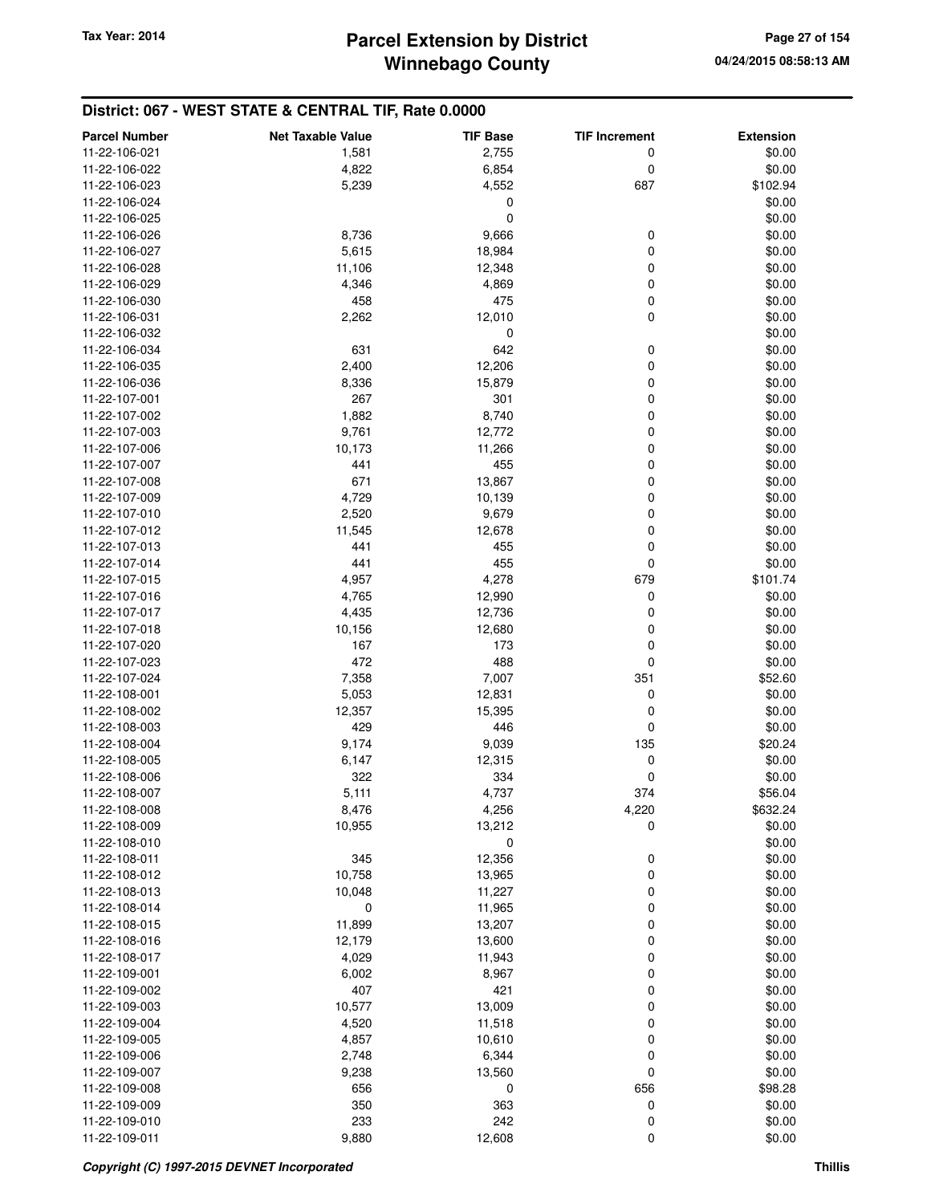## District: 067 - WEST STATE & CENTRAL TIF, Rate 0.0000

| Parcel Number | Net Taxable Value | TIF Base | TIF Increment | Extension |
|---|---|---|---|---|
| 11-22-106-021 | 1,581 | 2,755 | 0 | $0.00 |
| 11-22-106-022 | 4,822 | 6,854 | 0 | $0.00 |
| 11-22-106-023 | 5,239 | 4,552 | 687 | $102.94 |
| 11-22-106-024 | | 0 | | $0.00 |
| 11-22-106-025 | | 0 | | $0.00 |
| 11-22-106-026 | 8,736 | 9,666 | 0 | $0.00 |
| 11-22-106-027 | 5,615 | 18,984 | 0 | $0.00 |
| 11-22-106-028 | 11,106 | 12,348 | 0 | $0.00 |
| 11-22-106-029 | 4,346 | 4,869 | 0 | $0.00 |
| 11-22-106-030 | 458 | 475 | 0 | $0.00 |
| 11-22-106-031 | 2,262 | 12,010 | 0 | $0.00 |
| 11-22-106-032 | | 0 | | $0.00 |
| 11-22-106-034 | 631 | 642 | 0 | $0.00 |
| 11-22-106-035 | 2,400 | 12,206 | 0 | $0.00 |
| 11-22-106-036 | 8,336 | 15,879 | 0 | $0.00 |
| 11-22-107-001 | 267 | 301 | 0 | $0.00 |
| 11-22-107-002 | 1,882 | 8,740 | 0 | $0.00 |
| 11-22-107-003 | 9,761 | 12,772 | 0 | $0.00 |
| 11-22-107-006 | 10,173 | 11,266 | 0 | $0.00 |
| 11-22-107-007 | 441 | 455 | 0 | $0.00 |
| 11-22-107-008 | 671 | 13,867 | 0 | $0.00 |
| 11-22-107-009 | 4,729 | 10,139 | 0 | $0.00 |
| 11-22-107-010 | 2,520 | 9,679 | 0 | $0.00 |
| 11-22-107-012 | 11,545 | 12,678 | 0 | $0.00 |
| 11-22-107-013 | 441 | 455 | 0 | $0.00 |
| 11-22-107-014 | 441 | 455 | 0 | $0.00 |
| 11-22-107-015 | 4,957 | 4,278 | 679 | $101.74 |
| 11-22-107-016 | 4,765 | 12,990 | 0 | $0.00 |
| 11-22-107-017 | 4,435 | 12,736 | 0 | $0.00 |
| 11-22-107-018 | 10,156 | 12,680 | 0 | $0.00 |
| 11-22-107-020 | 167 | 173 | 0 | $0.00 |
| 11-22-107-023 | 472 | 488 | 0 | $0.00 |
| 11-22-107-024 | 7,358 | 7,007 | 351 | $52.60 |
| 11-22-108-001 | 5,053 | 12,831 | 0 | $0.00 |
| 11-22-108-002 | 12,357 | 15,395 | 0 | $0.00 |
| 11-22-108-003 | 429 | 446 | 0 | $0.00 |
| 11-22-108-004 | 9,174 | 9,039 | 135 | $20.24 |
| 11-22-108-005 | 6,147 | 12,315 | 0 | $0.00 |
| 11-22-108-006 | 322 | 334 | 0 | $0.00 |
| 11-22-108-007 | 5,111 | 4,737 | 374 | $56.04 |
| 11-22-108-008 | 8,476 | 4,256 | 4,220 | $632.24 |
| 11-22-108-009 | 10,955 | 13,212 | 0 | $0.00 |
| 11-22-108-010 | | 0 | | $0.00 |
| 11-22-108-011 | 345 | 12,356 | 0 | $0.00 |
| 11-22-108-012 | 10,758 | 13,965 | 0 | $0.00 |
| 11-22-108-013 | 10,048 | 11,227 | 0 | $0.00 |
| 11-22-108-014 | 0 | 11,965 | 0 | $0.00 |
| 11-22-108-015 | 11,899 | 13,207 | 0 | $0.00 |
| 11-22-108-016 | 12,179 | 13,600 | 0 | $0.00 |
| 11-22-108-017 | 4,029 | 11,943 | 0 | $0.00 |
| 11-22-109-001 | 6,002 | 8,967 | 0 | $0.00 |
| 11-22-109-002 | 407 | 421 | 0 | $0.00 |
| 11-22-109-003 | 10,577 | 13,009 | 0 | $0.00 |
| 11-22-109-004 | 4,520 | 11,518 | 0 | $0.00 |
| 11-22-109-005 | 4,857 | 10,610 | 0 | $0.00 |
| 11-22-109-006 | 2,748 | 6,344 | 0 | $0.00 |
| 11-22-109-007 | 9,238 | 13,560 | 0 | $0.00 |
| 11-22-109-008 | 656 | 0 | 656 | $98.28 |
| 11-22-109-009 | 350 | 363 | 0 | $0.00 |
| 11-22-109-010 | 233 | 242 | 0 | $0.00 |
| 11-22-109-011 | 9,880 | 12,608 | 0 | $0.00 |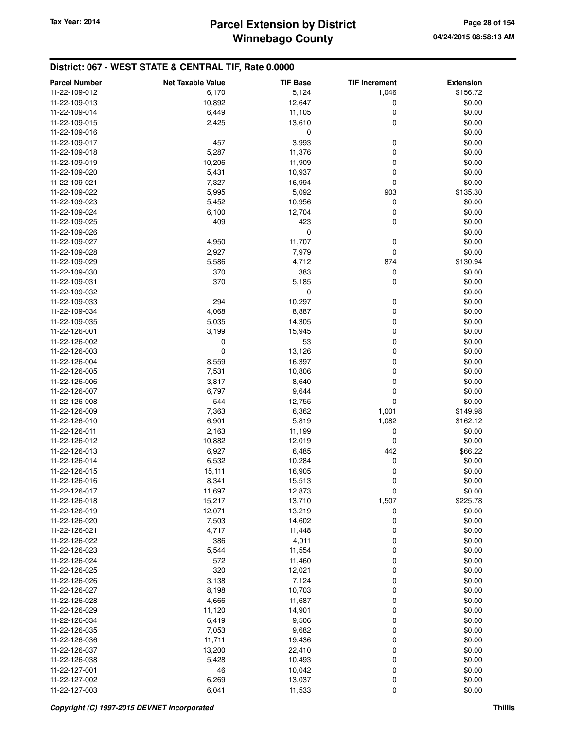## District: 067 - WEST STATE & CENTRAL TIF, Rate 0.0000

| Parcel Number | Net Taxable Value | TIF Base | TIF Increment | Extension |
|---|---|---|---|---|
| 11-22-109-012 | 6,170 | 5,124 | 1,046 | $156.72 |
| 11-22-109-013 | 10,892 | 12,647 | 0 | $0.00 |
| 11-22-109-014 | 6,449 | 11,105 | 0 | $0.00 |
| 11-22-109-015 | 2,425 | 13,610 | 0 | $0.00 |
| 11-22-109-016 | | 0 | | $0.00 |
| 11-22-109-017 | 457 | 3,993 | 0 | $0.00 |
| 11-22-109-018 | 5,287 | 11,376 | 0 | $0.00 |
| 11-22-109-019 | 10,206 | 11,909 | 0 | $0.00 |
| 11-22-109-020 | 5,431 | 10,937 | 0 | $0.00 |
| 11-22-109-021 | 7,327 | 16,994 | 0 | $0.00 |
| 11-22-109-022 | 5,995 | 5,092 | 903 | $135.30 |
| 11-22-109-023 | 5,452 | 10,956 | 0 | $0.00 |
| 11-22-109-024 | 6,100 | 12,704 | 0 | $0.00 |
| 11-22-109-025 | 409 | 423 | 0 | $0.00 |
| 11-22-109-026 | | 0 | | $0.00 |
| 11-22-109-027 | 4,950 | 11,707 | 0 | $0.00 |
| 11-22-109-028 | 2,927 | 7,979 | 0 | $0.00 |
| 11-22-109-029 | 5,586 | 4,712 | 874 | $130.94 |
| 11-22-109-030 | 370 | 383 | 0 | $0.00 |
| 11-22-109-031 | 370 | 5,185 | 0 | $0.00 |
| 11-22-109-032 | | 0 | | $0.00 |
| 11-22-109-033 | 294 | 10,297 | 0 | $0.00 |
| 11-22-109-034 | 4,068 | 8,887 | 0 | $0.00 |
| 11-22-109-035 | 5,035 | 14,305 | 0 | $0.00 |
| 11-22-126-001 | 3,199 | 15,945 | 0 | $0.00 |
| 11-22-126-002 | 0 | 53 | 0 | $0.00 |
| 11-22-126-003 | 0 | 13,126 | 0 | $0.00 |
| 11-22-126-004 | 8,559 | 16,397 | 0 | $0.00 |
| 11-22-126-005 | 7,531 | 10,806 | 0 | $0.00 |
| 11-22-126-006 | 3,817 | 8,640 | 0 | $0.00 |
| 11-22-126-007 | 6,797 | 9,644 | 0 | $0.00 |
| 11-22-126-008 | 544 | 12,755 | 0 | $0.00 |
| 11-22-126-009 | 7,363 | 6,362 | 1,001 | $149.98 |
| 11-22-126-010 | 6,901 | 5,819 | 1,082 | $162.12 |
| 11-22-126-011 | 2,163 | 11,199 | 0 | $0.00 |
| 11-22-126-012 | 10,882 | 12,019 | 0 | $0.00 |
| 11-22-126-013 | 6,927 | 6,485 | 442 | $66.22 |
| 11-22-126-014 | 6,532 | 10,284 | 0 | $0.00 |
| 11-22-126-015 | 15,111 | 16,905 | 0 | $0.00 |
| 11-22-126-016 | 8,341 | 15,513 | 0 | $0.00 |
| 11-22-126-017 | 11,697 | 12,873 | 0 | $0.00 |
| 11-22-126-018 | 15,217 | 13,710 | 1,507 | $225.78 |
| 11-22-126-019 | 12,071 | 13,219 | 0 | $0.00 |
| 11-22-126-020 | 7,503 | 14,602 | 0 | $0.00 |
| 11-22-126-021 | 4,717 | 11,448 | 0 | $0.00 |
| 11-22-126-022 | 386 | 4,011 | 0 | $0.00 |
| 11-22-126-023 | 5,544 | 11,554 | 0 | $0.00 |
| 11-22-126-024 | 572 | 11,460 | 0 | $0.00 |
| 11-22-126-025 | 320 | 12,021 | 0 | $0.00 |
| 11-22-126-026 | 3,138 | 7,124 | 0 | $0.00 |
| 11-22-126-027 | 8,198 | 10,703 | 0 | $0.00 |
| 11-22-126-028 | 4,666 | 11,687 | 0 | $0.00 |
| 11-22-126-029 | 11,120 | 14,901 | 0 | $0.00 |
| 11-22-126-034 | 6,419 | 9,506 | 0 | $0.00 |
| 11-22-126-035 | 7,053 | 9,682 | 0 | $0.00 |
| 11-22-126-036 | 11,711 | 19,436 | 0 | $0.00 |
| 11-22-126-037 | 13,200 | 22,410 | 0 | $0.00 |
| 11-22-126-038 | 5,428 | 10,493 | 0 | $0.00 |
| 11-22-127-001 | 46 | 10,042 | 0 | $0.00 |
| 11-22-127-002 | 6,269 | 13,037 | 0 | $0.00 |
| 11-22-127-003 | 6,041 | 11,533 | 0 | $0.00 |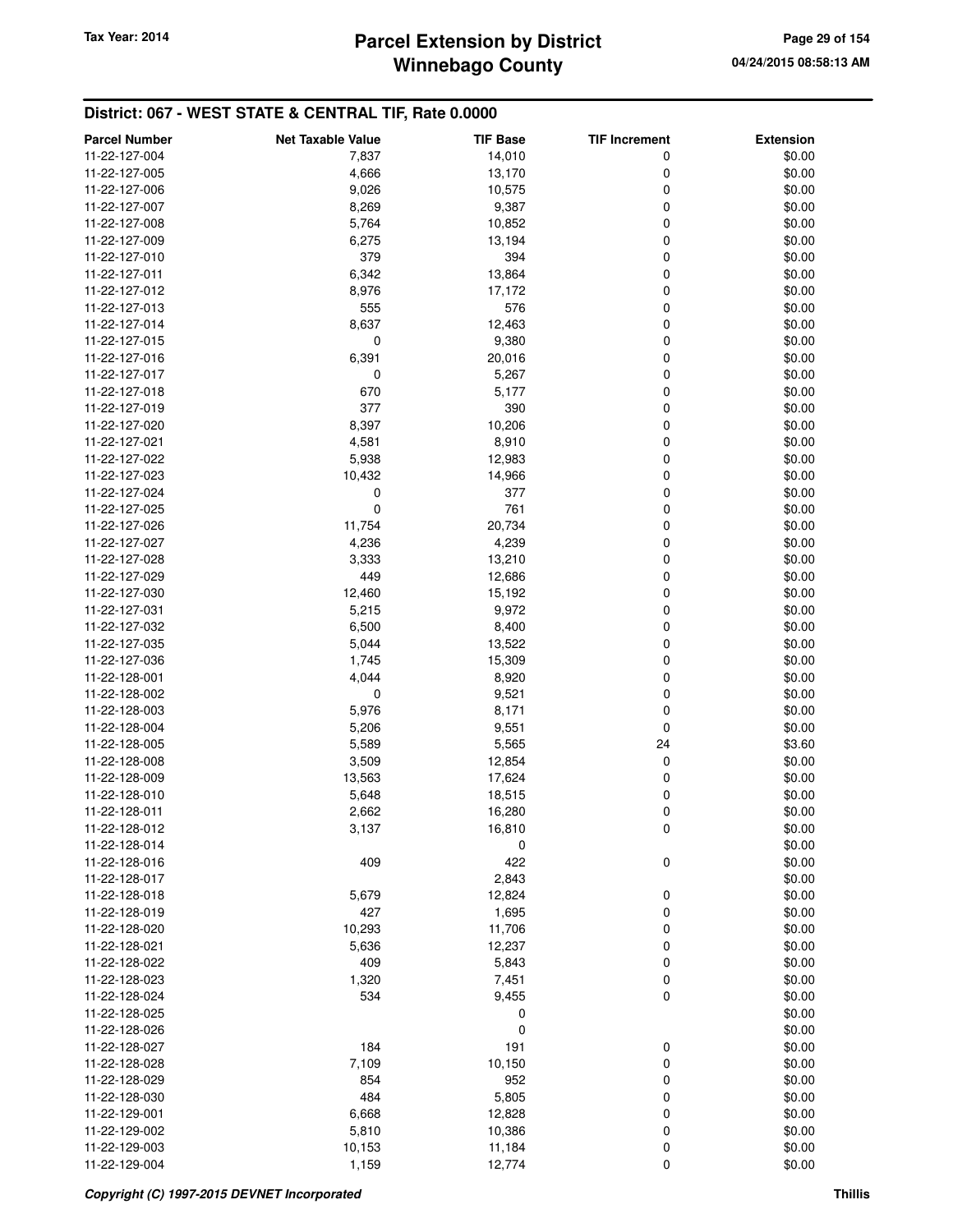## District: 067 - WEST STATE & CENTRAL TIF, Rate 0.0000

| Parcel Number | Net Taxable Value | TIF Base | TIF Increment | Extension |
|---|---|---|---|---|
| 11-22-127-004 | 7,837 | 14,010 | 0 | $0.00 |
| 11-22-127-005 | 4,666 | 13,170 | 0 | $0.00 |
| 11-22-127-006 | 9,026 | 10,575 | 0 | $0.00 |
| 11-22-127-007 | 8,269 | 9,387 | 0 | $0.00 |
| 11-22-127-008 | 5,764 | 10,852 | 0 | $0.00 |
| 11-22-127-009 | 6,275 | 13,194 | 0 | $0.00 |
| 11-22-127-010 | 379 | 394 | 0 | $0.00 |
| 11-22-127-011 | 6,342 | 13,864 | 0 | $0.00 |
| 11-22-127-012 | 8,976 | 17,172 | 0 | $0.00 |
| 11-22-127-013 | 555 | 576 | 0 | $0.00 |
| 11-22-127-014 | 8,637 | 12,463 | 0 | $0.00 |
| 11-22-127-015 | 0 | 9,380 | 0 | $0.00 |
| 11-22-127-016 | 6,391 | 20,016 | 0 | $0.00 |
| 11-22-127-017 | 0 | 5,267 | 0 | $0.00 |
| 11-22-127-018 | 670 | 5,177 | 0 | $0.00 |
| 11-22-127-019 | 377 | 390 | 0 | $0.00 |
| 11-22-127-020 | 8,397 | 10,206 | 0 | $0.00 |
| 11-22-127-021 | 4,581 | 8,910 | 0 | $0.00 |
| 11-22-127-022 | 5,938 | 12,983 | 0 | $0.00 |
| 11-22-127-023 | 10,432 | 14,966 | 0 | $0.00 |
| 11-22-127-024 | 0 | 377 | 0 | $0.00 |
| 11-22-127-025 | 0 | 761 | 0 | $0.00 |
| 11-22-127-026 | 11,754 | 20,734 | 0 | $0.00 |
| 11-22-127-027 | 4,236 | 4,239 | 0 | $0.00 |
| 11-22-127-028 | 3,333 | 13,210 | 0 | $0.00 |
| 11-22-127-029 | 449 | 12,686 | 0 | $0.00 |
| 11-22-127-030 | 12,460 | 15,192 | 0 | $0.00 |
| 11-22-127-031 | 5,215 | 9,972 | 0 | $0.00 |
| 11-22-127-032 | 6,500 | 8,400 | 0 | $0.00 |
| 11-22-127-035 | 5,044 | 13,522 | 0 | $0.00 |
| 11-22-127-036 | 1,745 | 15,309 | 0 | $0.00 |
| 11-22-128-001 | 4,044 | 8,920 | 0 | $0.00 |
| 11-22-128-002 | 0 | 9,521 | 0 | $0.00 |
| 11-22-128-003 | 5,976 | 8,171 | 0 | $0.00 |
| 11-22-128-004 | 5,206 | 9,551 | 0 | $0.00 |
| 11-22-128-005 | 5,589 | 5,565 | 24 | $3.60 |
| 11-22-128-008 | 3,509 | 12,854 | 0 | $0.00 |
| 11-22-128-009 | 13,563 | 17,624 | 0 | $0.00 |
| 11-22-128-010 | 5,648 | 18,515 | 0 | $0.00 |
| 11-22-128-011 | 2,662 | 16,280 | 0 | $0.00 |
| 11-22-128-012 | 3,137 | 16,810 | 0 | $0.00 |
| 11-22-128-014 | | 0 | | $0.00 |
| 11-22-128-016 | 409 | 422 | 0 | $0.00 |
| 11-22-128-017 | | 2,843 | | $0.00 |
| 11-22-128-018 | 5,679 | 12,824 | 0 | $0.00 |
| 11-22-128-019 | 427 | 1,695 | 0 | $0.00 |
| 11-22-128-020 | 10,293 | 11,706 | 0 | $0.00 |
| 11-22-128-021 | 5,636 | 12,237 | 0 | $0.00 |
| 11-22-128-022 | 409 | 5,843 | 0 | $0.00 |
| 11-22-128-023 | 1,320 | 7,451 | 0 | $0.00 |
| 11-22-128-024 | 534 | 9,455 | 0 | $0.00 |
| 11-22-128-025 | | 0 | | $0.00 |
| 11-22-128-026 | | 0 | | $0.00 |
| 11-22-128-027 | 184 | 191 | 0 | $0.00 |
| 11-22-128-028 | 7,109 | 10,150 | 0 | $0.00 |
| 11-22-128-029 | 854 | 952 | 0 | $0.00 |
| 11-22-128-030 | 484 | 5,805 | 0 | $0.00 |
| 11-22-129-001 | 6,668 | 12,828 | 0 | $0.00 |
| 11-22-129-002 | 5,810 | 10,386 | 0 | $0.00 |
| 11-22-129-003 | 10,153 | 11,184 | 0 | $0.00 |
| 11-22-129-004 | 1,159 | 12,774 | 0 | $0.00 |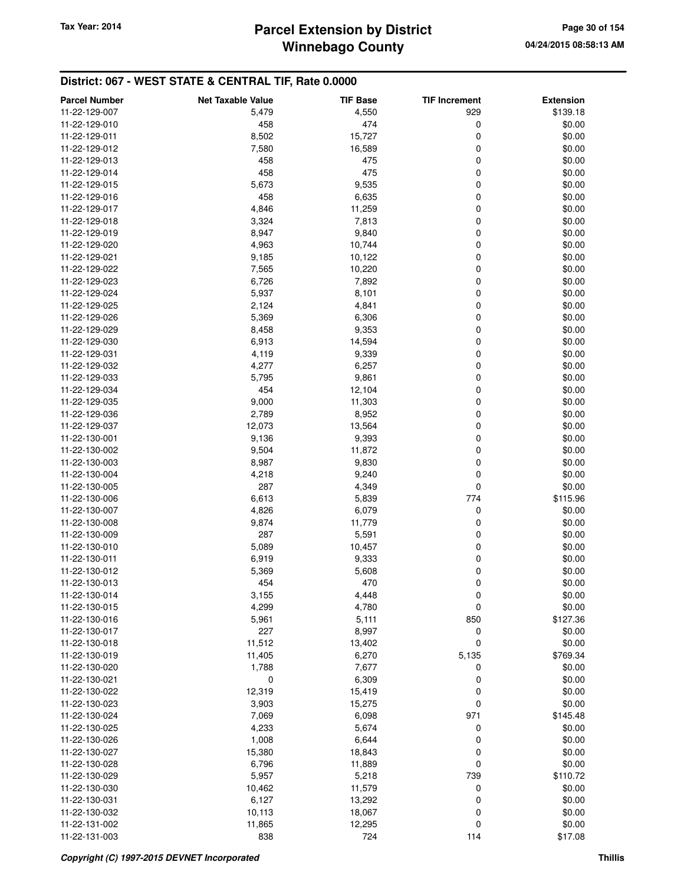## District: 067 - WEST STATE & CENTRAL TIF, Rate 0.0000

| Parcel Number | Net Taxable Value | TIF Base | TIF Increment | Extension |
|---|---|---|---|---|
| 11-22-129-007 | 5,479 | 4,550 | 929 | $139.18 |
| 11-22-129-010 | 458 | 474 | 0 | $0.00 |
| 11-22-129-011 | 8,502 | 15,727 | 0 | $0.00 |
| 11-22-129-012 | 7,580 | 16,589 | 0 | $0.00 |
| 11-22-129-013 | 458 | 475 | 0 | $0.00 |
| 11-22-129-014 | 458 | 475 | 0 | $0.00 |
| 11-22-129-015 | 5,673 | 9,535 | 0 | $0.00 |
| 11-22-129-016 | 458 | 6,635 | 0 | $0.00 |
| 11-22-129-017 | 4,846 | 11,259 | 0 | $0.00 |
| 11-22-129-018 | 3,324 | 7,813 | 0 | $0.00 |
| 11-22-129-019 | 8,947 | 9,840 | 0 | $0.00 |
| 11-22-129-020 | 4,963 | 10,744 | 0 | $0.00 |
| 11-22-129-021 | 9,185 | 10,122 | 0 | $0.00 |
| 11-22-129-022 | 7,565 | 10,220 | 0 | $0.00 |
| 11-22-129-023 | 6,726 | 7,892 | 0 | $0.00 |
| 11-22-129-024 | 5,937 | 8,101 | 0 | $0.00 |
| 11-22-129-025 | 2,124 | 4,841 | 0 | $0.00 |
| 11-22-129-026 | 5,369 | 6,306 | 0 | $0.00 |
| 11-22-129-029 | 8,458 | 9,353 | 0 | $0.00 |
| 11-22-129-030 | 6,913 | 14,594 | 0 | $0.00 |
| 11-22-129-031 | 4,119 | 9,339 | 0 | $0.00 |
| 11-22-129-032 | 4,277 | 6,257 | 0 | $0.00 |
| 11-22-129-033 | 5,795 | 9,861 | 0 | $0.00 |
| 11-22-129-034 | 454 | 12,104 | 0 | $0.00 |
| 11-22-129-035 | 9,000 | 11,303 | 0 | $0.00 |
| 11-22-129-036 | 2,789 | 8,952 | 0 | $0.00 |
| 11-22-129-037 | 12,073 | 13,564 | 0 | $0.00 |
| 11-22-130-001 | 9,136 | 9,393 | 0 | $0.00 |
| 11-22-130-002 | 9,504 | 11,872 | 0 | $0.00 |
| 11-22-130-003 | 8,987 | 9,830 | 0 | $0.00 |
| 11-22-130-004 | 4,218 | 9,240 | 0 | $0.00 |
| 11-22-130-005 | 287 | 4,349 | 0 | $0.00 |
| 11-22-130-006 | 6,613 | 5,839 | 774 | $115.96 |
| 11-22-130-007 | 4,826 | 6,079 | 0 | $0.00 |
| 11-22-130-008 | 9,874 | 11,779 | 0 | $0.00 |
| 11-22-130-009 | 287 | 5,591 | 0 | $0.00 |
| 11-22-130-010 | 5,089 | 10,457 | 0 | $0.00 |
| 11-22-130-011 | 6,919 | 9,333 | 0 | $0.00 |
| 11-22-130-012 | 5,369 | 5,608 | 0 | $0.00 |
| 11-22-130-013 | 454 | 470 | 0 | $0.00 |
| 11-22-130-014 | 3,155 | 4,448 | 0 | $0.00 |
| 11-22-130-015 | 4,299 | 4,780 | 0 | $0.00 |
| 11-22-130-016 | 5,961 | 5,111 | 850 | $127.36 |
| 11-22-130-017 | 227 | 8,997 | 0 | $0.00 |
| 11-22-130-018 | 11,512 | 13,402 | 0 | $0.00 |
| 11-22-130-019 | 11,405 | 6,270 | 5,135 | $769.34 |
| 11-22-130-020 | 1,788 | 7,677 | 0 | $0.00 |
| 11-22-130-021 | 0 | 6,309 | 0 | $0.00 |
| 11-22-130-022 | 12,319 | 15,419 | 0 | $0.00 |
| 11-22-130-023 | 3,903 | 15,275 | 0 | $0.00 |
| 11-22-130-024 | 7,069 | 6,098 | 971 | $145.48 |
| 11-22-130-025 | 4,233 | 5,674 | 0 | $0.00 |
| 11-22-130-026 | 1,008 | 6,644 | 0 | $0.00 |
| 11-22-130-027 | 15,380 | 18,843 | 0 | $0.00 |
| 11-22-130-028 | 6,796 | 11,889 | 0 | $0.00 |
| 11-22-130-029 | 5,957 | 5,218 | 739 | $110.72 |
| 11-22-130-030 | 10,462 | 11,579 | 0 | $0.00 |
| 11-22-130-031 | 6,127 | 13,292 | 0 | $0.00 |
| 11-22-130-032 | 10,113 | 18,067 | 0 | $0.00 |
| 11-22-131-002 | 11,865 | 12,295 | 0 | $0.00 |
| 11-22-131-003 | 838 | 724 | 114 | $17.08 |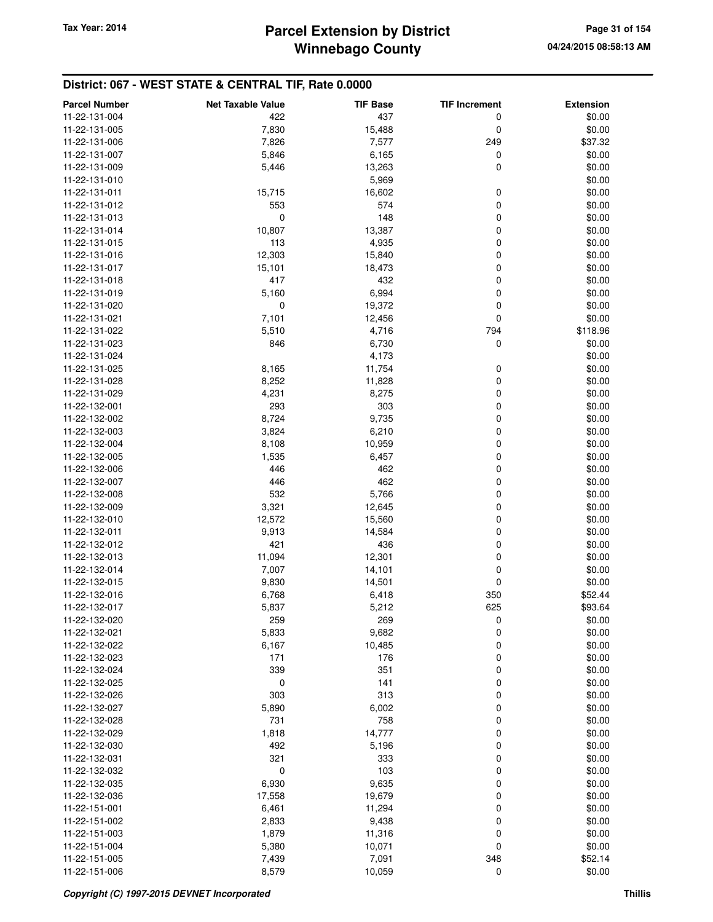## District: 067 - WEST STATE & CENTRAL TIF, Rate 0.0000

| Parcel Number | Net Taxable Value | TIF Base | TIF Increment | Extension |
|---|---|---|---|---|
| 11-22-131-004 | 422 | 437 | 0 | $0.00 |
| 11-22-131-005 | 7,830 | 15,488 | 0 | $0.00 |
| 11-22-131-006 | 7,826 | 7,577 | 249 | $37.32 |
| 11-22-131-007 | 5,846 | 6,165 | 0 | $0.00 |
| 11-22-131-009 | 5,446 | 13,263 | 0 | $0.00 |
| 11-22-131-010 | | 5,969 | | $0.00 |
| 11-22-131-011 | 15,715 | 16,602 | 0 | $0.00 |
| 11-22-131-012 | 553 | 574 | 0 | $0.00 |
| 11-22-131-013 | 0 | 148 | 0 | $0.00 |
| 11-22-131-014 | 10,807 | 13,387 | 0 | $0.00 |
| 11-22-131-015 | 113 | 4,935 | 0 | $0.00 |
| 11-22-131-016 | 12,303 | 15,840 | 0 | $0.00 |
| 11-22-131-017 | 15,101 | 18,473 | 0 | $0.00 |
| 11-22-131-018 | 417 | 432 | 0 | $0.00 |
| 11-22-131-019 | 5,160 | 6,994 | 0 | $0.00 |
| 11-22-131-020 | 0 | 19,372 | 0 | $0.00 |
| 11-22-131-021 | 7,101 | 12,456 | 0 | $0.00 |
| 11-22-131-022 | 5,510 | 4,716 | 794 | $118.96 |
| 11-22-131-023 | 846 | 6,730 | 0 | $0.00 |
| 11-22-131-024 | | 4,173 | | $0.00 |
| 11-22-131-025 | 8,165 | 11,754 | 0 | $0.00 |
| 11-22-131-028 | 8,252 | 11,828 | 0 | $0.00 |
| 11-22-131-029 | 4,231 | 8,275 | 0 | $0.00 |
| 11-22-132-001 | 293 | 303 | 0 | $0.00 |
| 11-22-132-002 | 8,724 | 9,735 | 0 | $0.00 |
| 11-22-132-003 | 3,824 | 6,210 | 0 | $0.00 |
| 11-22-132-004 | 8,108 | 10,959 | 0 | $0.00 |
| 11-22-132-005 | 1,535 | 6,457 | 0 | $0.00 |
| 11-22-132-006 | 446 | 462 | 0 | $0.00 |
| 11-22-132-007 | 446 | 462 | 0 | $0.00 |
| 11-22-132-008 | 532 | 5,766 | 0 | $0.00 |
| 11-22-132-009 | 3,321 | 12,645 | 0 | $0.00 |
| 11-22-132-010 | 12,572 | 15,560 | 0 | $0.00 |
| 11-22-132-011 | 9,913 | 14,584 | 0 | $0.00 |
| 11-22-132-012 | 421 | 436 | 0 | $0.00 |
| 11-22-132-013 | 11,094 | 12,301 | 0 | $0.00 |
| 11-22-132-014 | 7,007 | 14,101 | 0 | $0.00 |
| 11-22-132-015 | 9,830 | 14,501 | 0 | $0.00 |
| 11-22-132-016 | 6,768 | 6,418 | 350 | $52.44 |
| 11-22-132-017 | 5,837 | 5,212 | 625 | $93.64 |
| 11-22-132-020 | 259 | 269 | 0 | $0.00 |
| 11-22-132-021 | 5,833 | 9,682 | 0 | $0.00 |
| 11-22-132-022 | 6,167 | 10,485 | 0 | $0.00 |
| 11-22-132-023 | 171 | 176 | 0 | $0.00 |
| 11-22-132-024 | 339 | 351 | 0 | $0.00 |
| 11-22-132-025 | 0 | 141 | 0 | $0.00 |
| 11-22-132-026 | 303 | 313 | 0 | $0.00 |
| 11-22-132-027 | 5,890 | 6,002 | 0 | $0.00 |
| 11-22-132-028 | 731 | 758 | 0 | $0.00 |
| 11-22-132-029 | 1,818 | 14,777 | 0 | $0.00 |
| 11-22-132-030 | 492 | 5,196 | 0 | $0.00 |
| 11-22-132-031 | 321 | 333 | 0 | $0.00 |
| 11-22-132-032 | 0 | 103 | 0 | $0.00 |
| 11-22-132-035 | 6,930 | 9,635 | 0 | $0.00 |
| 11-22-132-036 | 17,558 | 19,679 | 0 | $0.00 |
| 11-22-151-001 | 6,461 | 11,294 | 0 | $0.00 |
| 11-22-151-002 | 2,833 | 9,438 | 0 | $0.00 |
| 11-22-151-003 | 1,879 | 11,316 | 0 | $0.00 |
| 11-22-151-004 | 5,380 | 10,071 | 0 | $0.00 |
| 11-22-151-005 | 7,439 | 7,091 | 348 | $52.14 |
| 11-22-151-006 | 8,579 | 10,059 | 0 | $0.00 |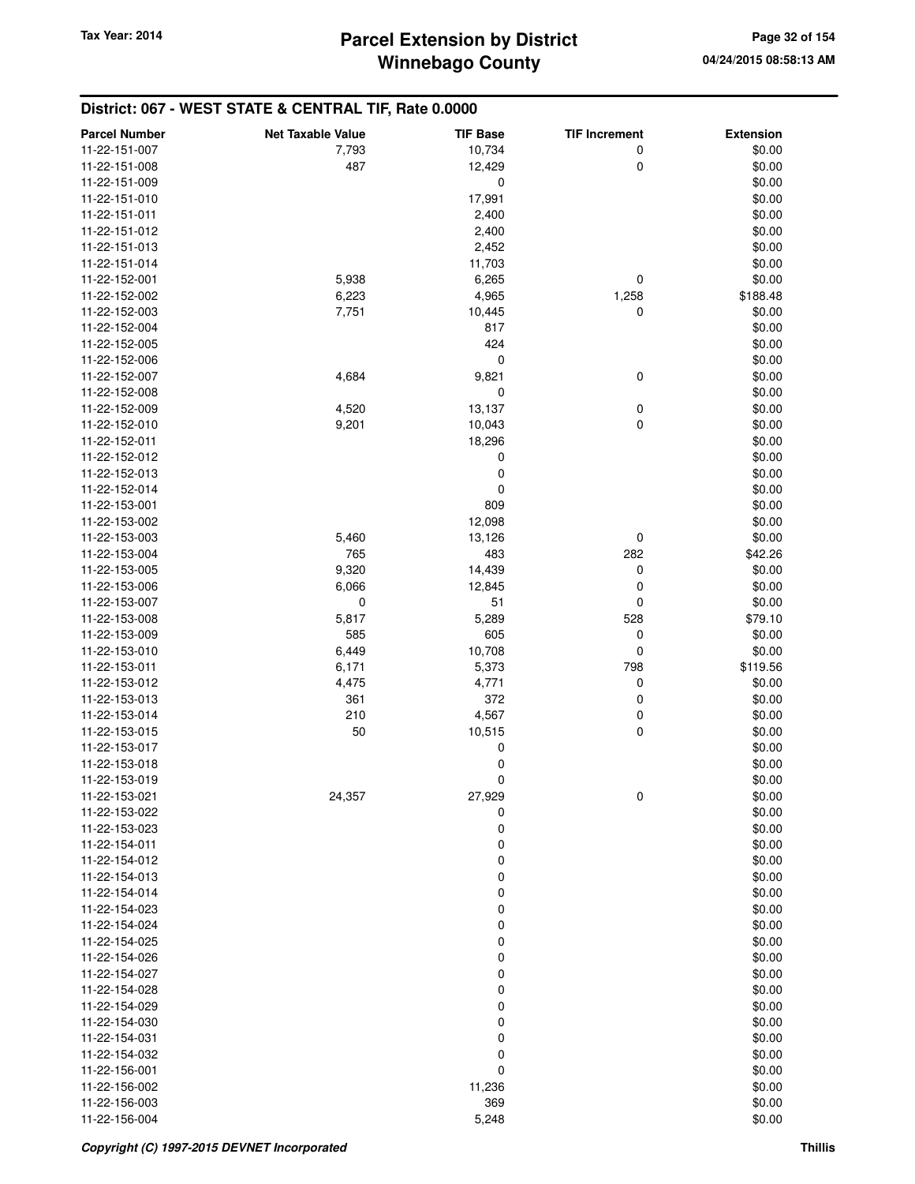Tax Year: 2014

# Parcel Extension by District
# Winnebago County

04/24/2015 08:58:13 AM

## District: 067 - WEST STATE & CENTRAL TIF, Rate 0.0000

| Parcel Number | Net Taxable Value | TIF Base | TIF Increment | Extension |
|---|---|---|---|---|
| 11-22-151-007 | 7,793 | 10,734 | 0 | $0.00 |
| 11-22-151-008 | 487 | 12,429 | 0 | $0.00 |
| 11-22-151-009 | | 0 | | $0.00 |
| 11-22-151-010 | | 17,991 | | $0.00 |
| 11-22-151-011 | | 2,400 | | $0.00 |
| 11-22-151-012 | | 2,400 | | $0.00 |
| 11-22-151-013 | | 2,452 | | $0.00 |
| 11-22-151-014 | | 11,703 | | $0.00 |
| 11-22-152-001 | 5,938 | 6,265 | 0 | $0.00 |
| 11-22-152-002 | 6,223 | 4,965 | 1,258 | $188.48 |
| 11-22-152-003 | 7,751 | 10,445 | 0 | $0.00 |
| 11-22-152-004 | | 817 | | $0.00 |
| 11-22-152-005 | | 424 | | $0.00 |
| 11-22-152-006 | | 0 | | $0.00 |
| 11-22-152-007 | 4,684 | 9,821 | 0 | $0.00 |
| 11-22-152-008 | | 0 | | $0.00 |
| 11-22-152-009 | 4,520 | 13,137 | 0 | $0.00 |
| 11-22-152-010 | 9,201 | 10,043 | 0 | $0.00 |
| 11-22-152-011 | | 18,296 | | $0.00 |
| 11-22-152-012 | | 0 | | $0.00 |
| 11-22-152-013 | | 0 | | $0.00 |
| 11-22-152-014 | | 0 | | $0.00 |
| 11-22-153-001 | | 809 | | $0.00 |
| 11-22-153-002 | | 12,098 | | $0.00 |
| 11-22-153-003 | 5,460 | 13,126 | 0 | $0.00 |
| 11-22-153-004 | 765 | 483 | 282 | $42.26 |
| 11-22-153-005 | 9,320 | 14,439 | 0 | $0.00 |
| 11-22-153-006 | 6,066 | 12,845 | 0 | $0.00 |
| 11-22-153-007 | 0 | 51 | 0 | $0.00 |
| 11-22-153-008 | 5,817 | 5,289 | 528 | $79.10 |
| 11-22-153-009 | 585 | 605 | 0 | $0.00 |
| 11-22-153-010 | 6,449 | 10,708 | 0 | $0.00 |
| 11-22-153-011 | 6,171 | 5,373 | 798 | $119.56 |
| 11-22-153-012 | 4,475 | 4,771 | 0 | $0.00 |
| 11-22-153-013 | 361 | 372 | 0 | $0.00 |
| 11-22-153-014 | 210 | 4,567 | 0 | $0.00 |
| 11-22-153-015 | 50 | 10,515 | 0 | $0.00 |
| 11-22-153-017 | | 0 | | $0.00 |
| 11-22-153-018 | | 0 | | $0.00 |
| 11-22-153-019 | | 0 | | $0.00 |
| 11-22-153-021 | 24,357 | 27,929 | 0 | $0.00 |
| 11-22-153-022 | | 0 | | $0.00 |
| 11-22-153-023 | | 0 | | $0.00 |
| 11-22-154-011 | | 0 | | $0.00 |
| 11-22-154-012 | | 0 | | $0.00 |
| 11-22-154-013 | | 0 | | $0.00 |
| 11-22-154-014 | | 0 | | $0.00 |
| 11-22-154-023 | | 0 | | $0.00 |
| 11-22-154-024 | | 0 | | $0.00 |
| 11-22-154-025 | | 0 | | $0.00 |
| 11-22-154-026 | | 0 | | $0.00 |
| 11-22-154-027 | | 0 | | $0.00 |
| 11-22-154-028 | | 0 | | $0.00 |
| 11-22-154-029 | | 0 | | $0.00 |
| 11-22-154-030 | | 0 | | $0.00 |
| 11-22-154-031 | | 0 | | $0.00 |
| 11-22-154-032 | | 0 | | $0.00 |
| 11-22-156-001 | | 0 | | $0.00 |
| 11-22-156-002 | | 11,236 | | $0.00 |
| 11-22-156-003 | | 369 | | $0.00 |
| 11-22-156-004 | | 5,248 | | $0.00 |

*Copyright (C) 1997-2015 DEVNET Incorporated* Thillis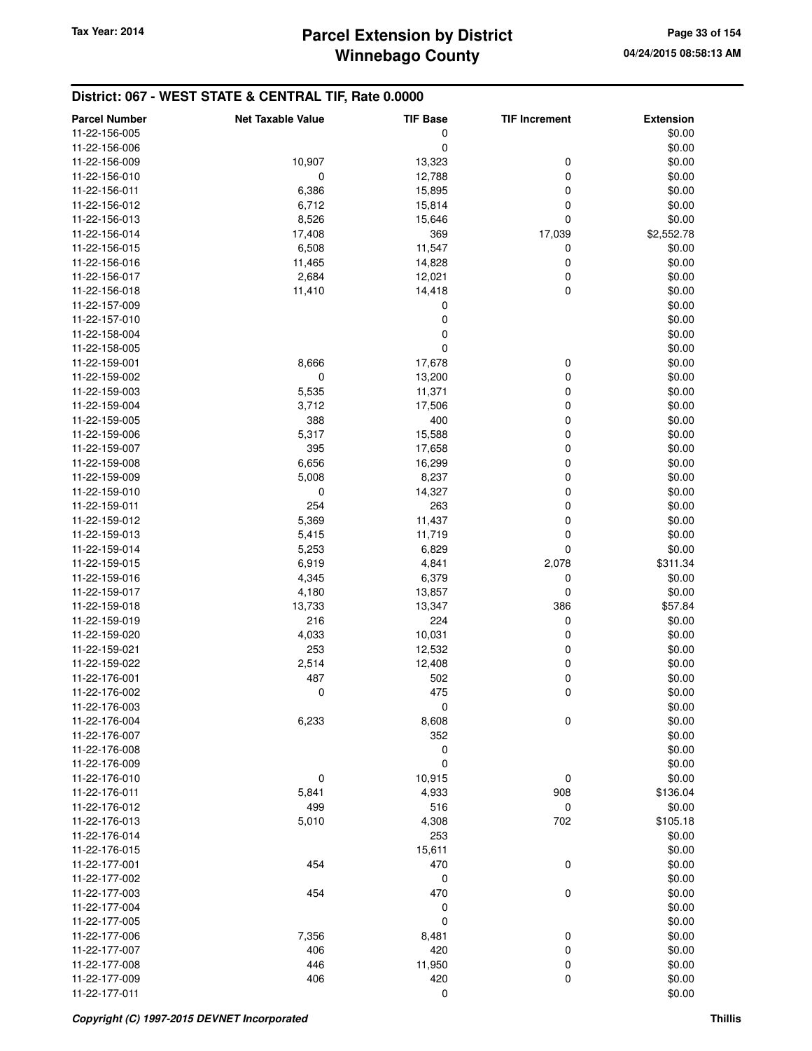# Parcel Extension by District
# Winnebago County

Tax Year: 2014

04/24/2015 08:58:13 AM

## District: 067 - WEST STATE & CENTRAL TIF, Rate 0.0000

| Parcel Number | Net Taxable Value | TIF Base | TIF Increment | Extension |
|---|---|---|---|---|
| 11-22-156-005 | | 0 | | $0.00 |
| 11-22-156-006 | | 0 | | $0.00 |
| 11-22-156-009 | 10,907 | 13,323 | 0 | $0.00 |
| 11-22-156-010 | 0 | 12,788 | 0 | $0.00 |
| 11-22-156-011 | 6,386 | 15,895 | 0 | $0.00 |
| 11-22-156-012 | 6,712 | 15,814 | 0 | $0.00 |
| 11-22-156-013 | 8,526 | 15,646 | 0 | $0.00 |
| 11-22-156-014 | 17,408 | 369 | 17,039 | $2,552.78 |
| 11-22-156-015 | 6,508 | 11,547 | 0 | $0.00 |
| 11-22-156-016 | 11,465 | 14,828 | 0 | $0.00 |
| 11-22-156-017 | 2,684 | 12,021 | 0 | $0.00 |
| 11-22-156-018 | 11,410 | 14,418 | 0 | $0.00 |
| 11-22-157-009 | | 0 | | $0.00 |
| 11-22-157-010 | | 0 | | $0.00 |
| 11-22-158-004 | | 0 | | $0.00 |
| 11-22-158-005 | | 0 | | $0.00 |
| 11-22-159-001 | 8,666 | 17,678 | 0 | $0.00 |
| 11-22-159-002 | 0 | 13,200 | 0 | $0.00 |
| 11-22-159-003 | 5,535 | 11,371 | 0 | $0.00 |
| 11-22-159-004 | 3,712 | 17,506 | 0 | $0.00 |
| 11-22-159-005 | 388 | 400 | 0 | $0.00 |
| 11-22-159-006 | 5,317 | 15,588 | 0 | $0.00 |
| 11-22-159-007 | 395 | 17,658 | 0 | $0.00 |
| 11-22-159-008 | 6,656 | 16,299 | 0 | $0.00 |
| 11-22-159-009 | 5,008 | 8,237 | 0 | $0.00 |
| 11-22-159-010 | 0 | 14,327 | 0 | $0.00 |
| 11-22-159-011 | 254 | 263 | 0 | $0.00 |
| 11-22-159-012 | 5,369 | 11,437 | 0 | $0.00 |
| 11-22-159-013 | 5,415 | 11,719 | 0 | $0.00 |
| 11-22-159-014 | 5,253 | 6,829 | 0 | $0.00 |
| 11-22-159-015 | 6,919 | 4,841 | 2,078 | $311.34 |
| 11-22-159-016 | 4,345 | 6,379 | 0 | $0.00 |
| 11-22-159-017 | 4,180 | 13,857 | 0 | $0.00 |
| 11-22-159-018 | 13,733 | 13,347 | 386 | $57.84 |
| 11-22-159-019 | 216 | 224 | 0 | $0.00 |
| 11-22-159-020 | 4,033 | 10,031 | 0 | $0.00 |
| 11-22-159-021 | 253 | 12,532 | 0 | $0.00 |
| 11-22-159-022 | 2,514 | 12,408 | 0 | $0.00 |
| 11-22-176-001 | 487 | 502 | 0 | $0.00 |
| 11-22-176-002 | 0 | 475 | 0 | $0.00 |
| 11-22-176-003 | | 0 | | $0.00 |
| 11-22-176-004 | 6,233 | 8,608 | 0 | $0.00 |
| 11-22-176-007 | | 352 | | $0.00 |
| 11-22-176-008 | | 0 | | $0.00 |
| 11-22-176-009 | | 0 | | $0.00 |
| 11-22-176-010 | 0 | 10,915 | 0 | $0.00 |
| 11-22-176-011 | 5,841 | 4,933 | 908 | $136.04 |
| 11-22-176-012 | 499 | 516 | 0 | $0.00 |
| 11-22-176-013 | 5,010 | 4,308 | 702 | $105.18 |
| 11-22-176-014 | | 253 | | $0.00 |
| 11-22-176-015 | | 15,611 | | $0.00 |
| 11-22-177-001 | 454 | 470 | 0 | $0.00 |
| 11-22-177-002 | | 0 | | $0.00 |
| 11-22-177-003 | 454 | 470 | 0 | $0.00 |
| 11-22-177-004 | | 0 | | $0.00 |
| 11-22-177-005 | | 0 | | $0.00 |
| 11-22-177-006 | 7,356 | 8,481 | 0 | $0.00 |
| 11-22-177-007 | 406 | 420 | 0 | $0.00 |
| 11-22-177-008 | 446 | 11,950 | 0 | $0.00 |
| 11-22-177-009 | 406 | 420 | 0 | $0.00 |
| 11-22-177-011 | | 0 | | $0.00 |

*Copyright (C) 1997-2015 DEVNET Incorporated* — Thillis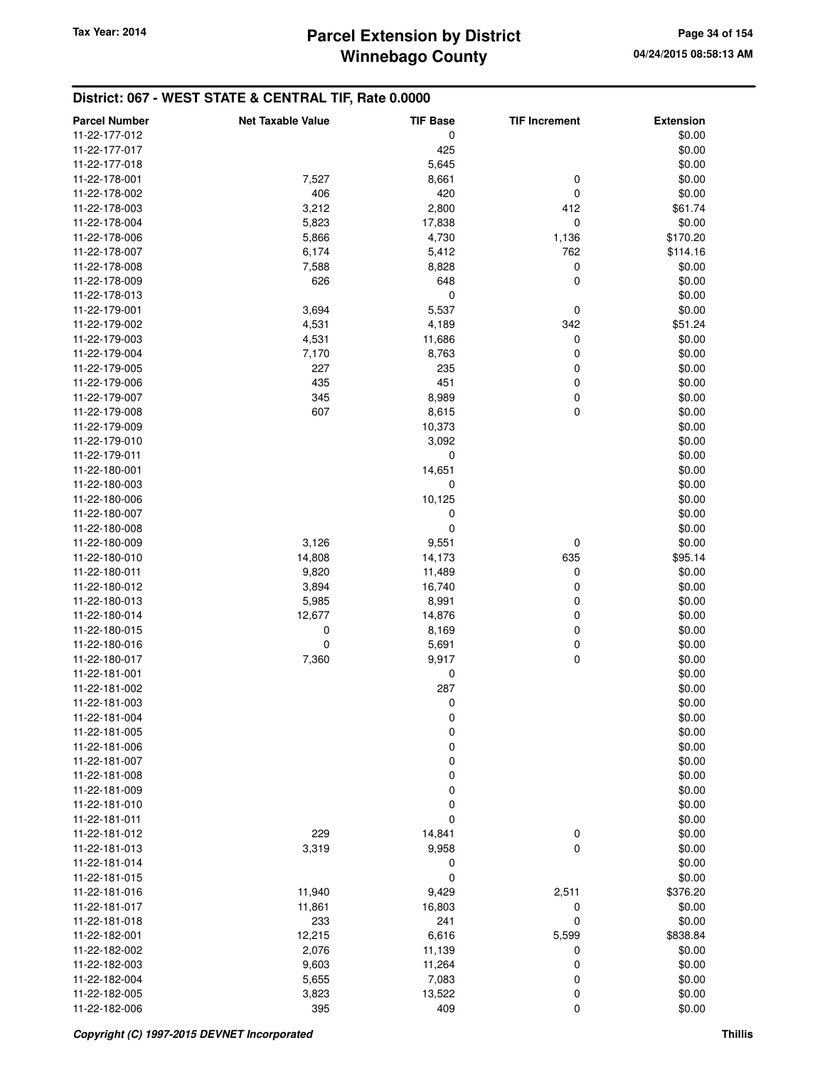## District: 067 - WEST STATE & CENTRAL TIF, Rate 0.0000

| Parcel Number | Net Taxable Value | TIF Base | TIF Increment | Extension |
|---|---|---|---|---|
| 11-22-177-012 | | 0 | | $0.00 |
| 11-22-177-017 | | 425 | | $0.00 |
| 11-22-177-018 | | 5,645 | | $0.00 |
| 11-22-178-001 | 7,527 | 8,661 | 0 | $0.00 |
| 11-22-178-002 | 406 | 420 | 0 | $0.00 |
| 11-22-178-003 | 3,212 | 2,800 | 412 | $61.74 |
| 11-22-178-004 | 5,823 | 17,838 | 0 | $0.00 |
| 11-22-178-006 | 5,866 | 4,730 | 1,136 | $170.20 |
| 11-22-178-007 | 6,174 | 5,412 | 762 | $114.16 |
| 11-22-178-008 | 7,588 | 8,828 | 0 | $0.00 |
| 11-22-178-009 | 626 | 648 | 0 | $0.00 |
| 11-22-178-013 | | 0 | | $0.00 |
| 11-22-179-001 | 3,694 | 5,537 | 0 | $0.00 |
| 11-22-179-002 | 4,531 | 4,189 | 342 | $51.24 |
| 11-22-179-003 | 4,531 | 11,686 | 0 | $0.00 |
| 11-22-179-004 | 7,170 | 8,763 | 0 | $0.00 |
| 11-22-179-005 | 227 | 235 | 0 | $0.00 |
| 11-22-179-006 | 435 | 451 | 0 | $0.00 |
| 11-22-179-007 | 345 | 8,989 | 0 | $0.00 |
| 11-22-179-008 | 607 | 8,615 | 0 | $0.00 |
| 11-22-179-009 | | 10,373 | | $0.00 |
| 11-22-179-010 | | 3,092 | | $0.00 |
| 11-22-179-011 | | 0 | | $0.00 |
| 11-22-180-001 | | 14,651 | | $0.00 |
| 11-22-180-003 | | 0 | | $0.00 |
| 11-22-180-006 | | 10,125 | | $0.00 |
| 11-22-180-007 | | 0 | | $0.00 |
| 11-22-180-008 | | 0 | | $0.00 |
| 11-22-180-009 | 3,126 | 9,551 | 0 | $0.00 |
| 11-22-180-010 | 14,808 | 14,173 | 635 | $95.14 |
| 11-22-180-011 | 9,820 | 11,489 | 0 | $0.00 |
| 11-22-180-012 | 3,894 | 16,740 | 0 | $0.00 |
| 11-22-180-013 | 5,985 | 8,991 | 0 | $0.00 |
| 11-22-180-014 | 12,677 | 14,876 | 0 | $0.00 |
| 11-22-180-015 | 0 | 8,169 | 0 | $0.00 |
| 11-22-180-016 | 0 | 5,691 | 0 | $0.00 |
| 11-22-180-017 | 7,360 | 9,917 | 0 | $0.00 |
| 11-22-181-001 | | 0 | | $0.00 |
| 11-22-181-002 | | 287 | | $0.00 |
| 11-22-181-003 | | 0 | | $0.00 |
| 11-22-181-004 | | 0 | | $0.00 |
| 11-22-181-005 | | 0 | | $0.00 |
| 11-22-181-006 | | 0 | | $0.00 |
| 11-22-181-007 | | 0 | | $0.00 |
| 11-22-181-008 | | 0 | | $0.00 |
| 11-22-181-009 | | 0 | | $0.00 |
| 11-22-181-010 | | 0 | | $0.00 |
| 11-22-181-011 | | 0 | | $0.00 |
| 11-22-181-012 | 229 | 14,841 | 0 | $0.00 |
| 11-22-181-013 | 3,319 | 9,958 | 0 | $0.00 |
| 11-22-181-014 | | 0 | | $0.00 |
| 11-22-181-015 | | 0 | | $0.00 |
| 11-22-181-016 | 11,940 | 9,429 | 2,511 | $376.20 |
| 11-22-181-017 | 11,861 | 16,803 | 0 | $0.00 |
| 11-22-181-018 | 233 | 241 | 0 | $0.00 |
| 11-22-182-001 | 12,215 | 6,616 | 5,599 | $838.84 |
| 11-22-182-002 | 2,076 | 11,139 | 0 | $0.00 |
| 11-22-182-003 | 9,603 | 11,264 | 0 | $0.00 |
| 11-22-182-004 | 5,655 | 7,083 | 0 | $0.00 |
| 11-22-182-005 | 3,823 | 13,522 | 0 | $0.00 |
| 11-22-182-006 | 395 | 409 | 0 | $0.00 |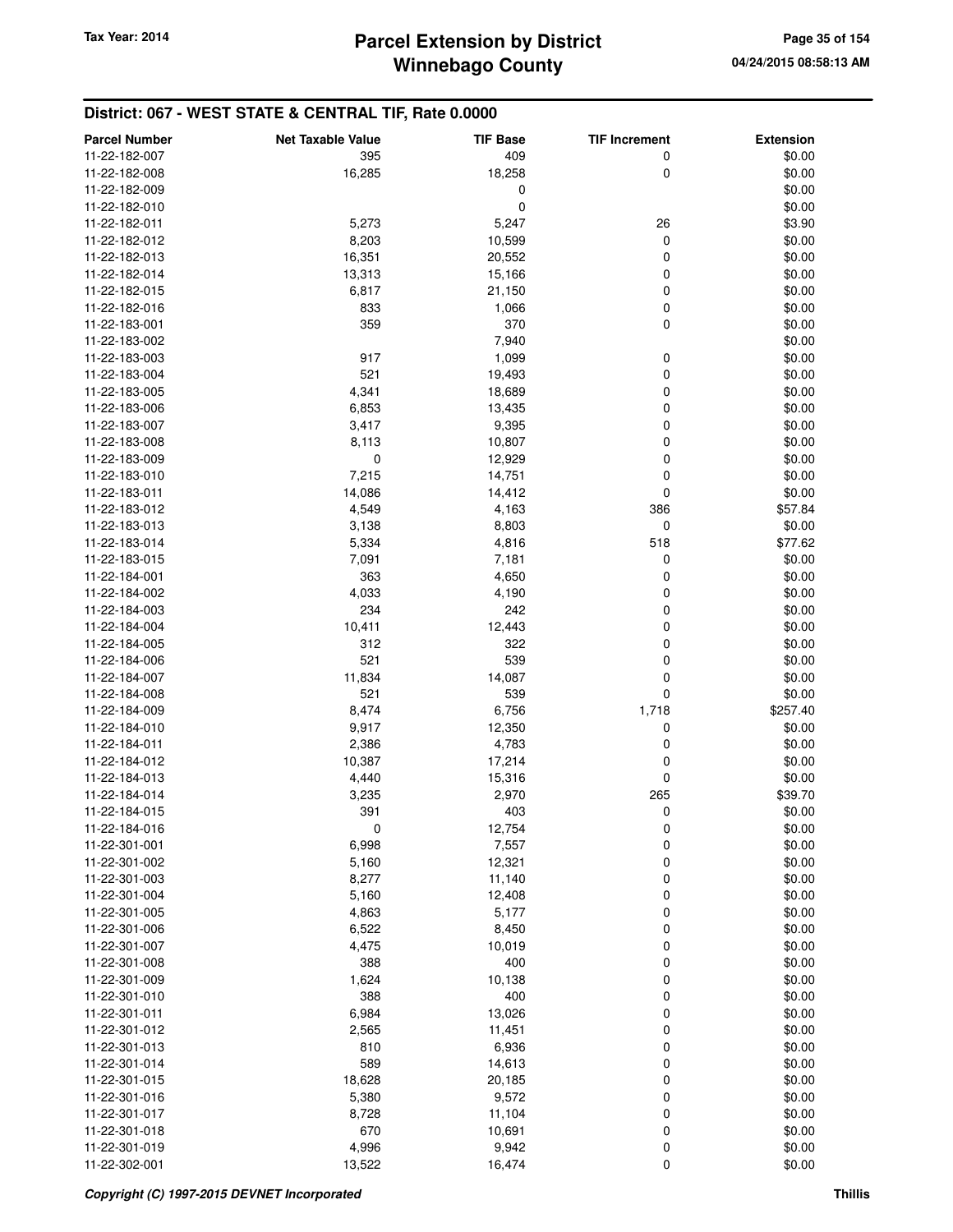## District: 067 - WEST STATE & CENTRAL TIF, Rate 0.0000

| Parcel Number | Net Taxable Value | TIF Base | TIF Increment | Extension |
|---|---|---|---|---|
| 11-22-182-007 | 395 | 409 | 0 | $0.00 |
| 11-22-182-008 | 16,285 | 18,258 | 0 | $0.00 |
| 11-22-182-009 | | 0 | | $0.00 |
| 11-22-182-010 | | 0 | | $0.00 |
| 11-22-182-011 | 5,273 | 5,247 | 26 | $3.90 |
| 11-22-182-012 | 8,203 | 10,599 | 0 | $0.00 |
| 11-22-182-013 | 16,351 | 20,552 | 0 | $0.00 |
| 11-22-182-014 | 13,313 | 15,166 | 0 | $0.00 |
| 11-22-182-015 | 6,817 | 21,150 | 0 | $0.00 |
| 11-22-182-016 | 833 | 1,066 | 0 | $0.00 |
| 11-22-183-001 | 359 | 370 | 0 | $0.00 |
| 11-22-183-002 | | 7,940 | | $0.00 |
| 11-22-183-003 | 917 | 1,099 | 0 | $0.00 |
| 11-22-183-004 | 521 | 19,493 | 0 | $0.00 |
| 11-22-183-005 | 4,341 | 18,689 | 0 | $0.00 |
| 11-22-183-006 | 6,853 | 13,435 | 0 | $0.00 |
| 11-22-183-007 | 3,417 | 9,395 | 0 | $0.00 |
| 11-22-183-008 | 8,113 | 10,807 | 0 | $0.00 |
| 11-22-183-009 | 0 | 12,929 | 0 | $0.00 |
| 11-22-183-010 | 7,215 | 14,751 | 0 | $0.00 |
| 11-22-183-011 | 14,086 | 14,412 | 0 | $0.00 |
| 11-22-183-012 | 4,549 | 4,163 | 386 | $57.84 |
| 11-22-183-013 | 3,138 | 8,803 | 0 | $0.00 |
| 11-22-183-014 | 5,334 | 4,816 | 518 | $77.62 |
| 11-22-183-015 | 7,091 | 7,181 | 0 | $0.00 |
| 11-22-184-001 | 363 | 4,650 | 0 | $0.00 |
| 11-22-184-002 | 4,033 | 4,190 | 0 | $0.00 |
| 11-22-184-003 | 234 | 242 | 0 | $0.00 |
| 11-22-184-004 | 10,411 | 12,443 | 0 | $0.00 |
| 11-22-184-005 | 312 | 322 | 0 | $0.00 |
| 11-22-184-006 | 521 | 539 | 0 | $0.00 |
| 11-22-184-007 | 11,834 | 14,087 | 0 | $0.00 |
| 11-22-184-008 | 521 | 539 | 0 | $0.00 |
| 11-22-184-009 | 8,474 | 6,756 | 1,718 | $257.40 |
| 11-22-184-010 | 9,917 | 12,350 | 0 | $0.00 |
| 11-22-184-011 | 2,386 | 4,783 | 0 | $0.00 |
| 11-22-184-012 | 10,387 | 17,214 | 0 | $0.00 |
| 11-22-184-013 | 4,440 | 15,316 | 0 | $0.00 |
| 11-22-184-014 | 3,235 | 2,970 | 265 | $39.70 |
| 11-22-184-015 | 391 | 403 | 0 | $0.00 |
| 11-22-184-016 | 0 | 12,754 | 0 | $0.00 |
| 11-22-301-001 | 6,998 | 7,557 | 0 | $0.00 |
| 11-22-301-002 | 5,160 | 12,321 | 0 | $0.00 |
| 11-22-301-003 | 8,277 | 11,140 | 0 | $0.00 |
| 11-22-301-004 | 5,160 | 12,408 | 0 | $0.00 |
| 11-22-301-005 | 4,863 | 5,177 | 0 | $0.00 |
| 11-22-301-006 | 6,522 | 8,450 | 0 | $0.00 |
| 11-22-301-007 | 4,475 | 10,019 | 0 | $0.00 |
| 11-22-301-008 | 388 | 400 | 0 | $0.00 |
| 11-22-301-009 | 1,624 | 10,138 | 0 | $0.00 |
| 11-22-301-010 | 388 | 400 | 0 | $0.00 |
| 11-22-301-011 | 6,984 | 13,026 | 0 | $0.00 |
| 11-22-301-012 | 2,565 | 11,451 | 0 | $0.00 |
| 11-22-301-013 | 810 | 6,936 | 0 | $0.00 |
| 11-22-301-014 | 589 | 14,613 | 0 | $0.00 |
| 11-22-301-015 | 18,628 | 20,185 | 0 | $0.00 |
| 11-22-301-016 | 5,380 | 9,572 | 0 | $0.00 |
| 11-22-301-017 | 8,728 | 11,104 | 0 | $0.00 |
| 11-22-301-018 | 670 | 10,691 | 0 | $0.00 |
| 11-22-301-019 | 4,996 | 9,942 | 0 | $0.00 |
| 11-22-302-001 | 13,522 | 16,474 | 0 | $0.00 |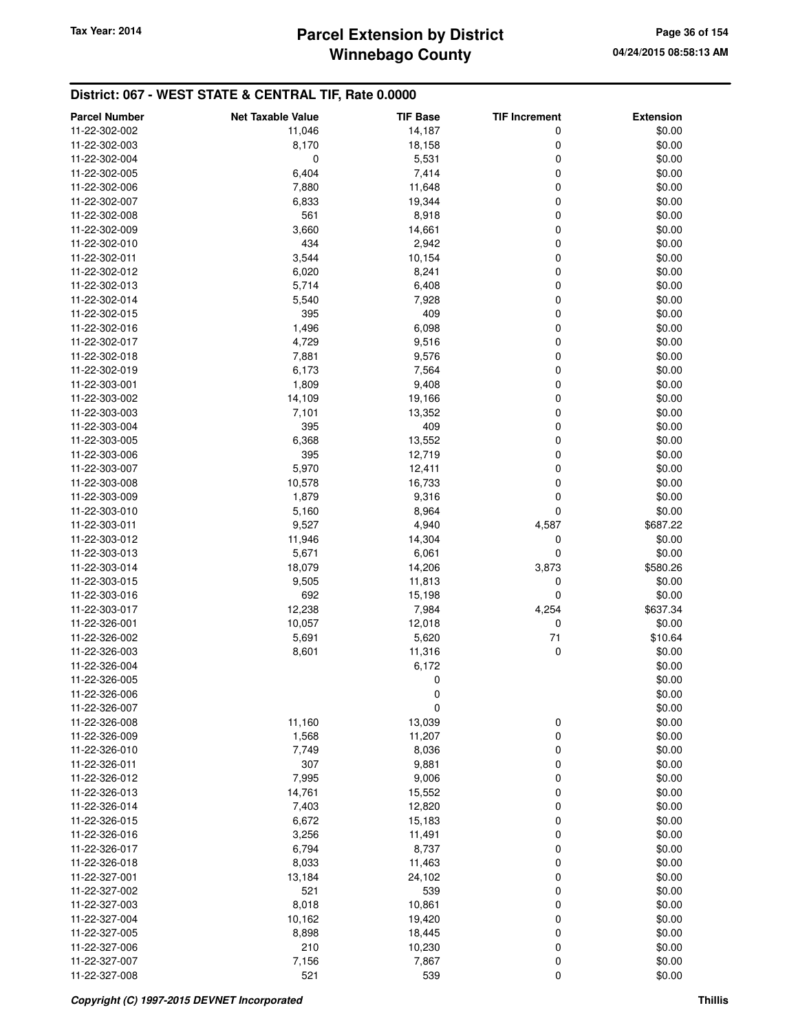# Parcel Extension by District
# Winnebago County

Tax Year: 2014

04/24/2015 08:58:13 AM

## District: 067 - WEST STATE & CENTRAL TIF, Rate 0.0000

| Parcel Number | Net Taxable Value | TIF Base | TIF Increment | Extension |
|---|---|---|---|---|
| 11-22-302-002 | 11,046 | 14,187 | 0 | $0.00 |
| 11-22-302-003 | 8,170 | 18,158 | 0 | $0.00 |
| 11-22-302-004 | 0 | 5,531 | 0 | $0.00 |
| 11-22-302-005 | 6,404 | 7,414 | 0 | $0.00 |
| 11-22-302-006 | 7,880 | 11,648 | 0 | $0.00 |
| 11-22-302-007 | 6,833 | 19,344 | 0 | $0.00 |
| 11-22-302-008 | 561 | 8,918 | 0 | $0.00 |
| 11-22-302-009 | 3,660 | 14,661 | 0 | $0.00 |
| 11-22-302-010 | 434 | 2,942 | 0 | $0.00 |
| 11-22-302-011 | 3,544 | 10,154 | 0 | $0.00 |
| 11-22-302-012 | 6,020 | 8,241 | 0 | $0.00 |
| 11-22-302-013 | 5,714 | 6,408 | 0 | $0.00 |
| 11-22-302-014 | 5,540 | 7,928 | 0 | $0.00 |
| 11-22-302-015 | 395 | 409 | 0 | $0.00 |
| 11-22-302-016 | 1,496 | 6,098 | 0 | $0.00 |
| 11-22-302-017 | 4,729 | 9,516 | 0 | $0.00 |
| 11-22-302-018 | 7,881 | 9,576 | 0 | $0.00 |
| 11-22-302-019 | 6,173 | 7,564 | 0 | $0.00 |
| 11-22-303-001 | 1,809 | 9,408 | 0 | $0.00 |
| 11-22-303-002 | 14,109 | 19,166 | 0 | $0.00 |
| 11-22-303-003 | 7,101 | 13,352 | 0 | $0.00 |
| 11-22-303-004 | 395 | 409 | 0 | $0.00 |
| 11-22-303-005 | 6,368 | 13,552 | 0 | $0.00 |
| 11-22-303-006 | 395 | 12,719 | 0 | $0.00 |
| 11-22-303-007 | 5,970 | 12,411 | 0 | $0.00 |
| 11-22-303-008 | 10,578 | 16,733 | 0 | $0.00 |
| 11-22-303-009 | 1,879 | 9,316 | 0 | $0.00 |
| 11-22-303-010 | 5,160 | 8,964 | 0 | $0.00 |
| 11-22-303-011 | 9,527 | 4,940 | 4,587 | $687.22 |
| 11-22-303-012 | 11,946 | 14,304 | 0 | $0.00 |
| 11-22-303-013 | 5,671 | 6,061 | 0 | $0.00 |
| 11-22-303-014 | 18,079 | 14,206 | 3,873 | $580.26 |
| 11-22-303-015 | 9,505 | 11,813 | 0 | $0.00 |
| 11-22-303-016 | 692 | 15,198 | 0 | $0.00 |
| 11-22-303-017 | 12,238 | 7,984 | 4,254 | $637.34 |
| 11-22-326-001 | 10,057 | 12,018 | 0 | $0.00 |
| 11-22-326-002 | 5,691 | 5,620 | 71 | $10.64 |
| 11-22-326-003 | 8,601 | 11,316 | 0 | $0.00 |
| 11-22-326-004 | | 6,172 | | $0.00 |
| 11-22-326-005 | | 0 | | $0.00 |
| 11-22-326-006 | | 0 | | $0.00 |
| 11-22-326-007 | | 0 | | $0.00 |
| 11-22-326-008 | 11,160 | 13,039 | 0 | $0.00 |
| 11-22-326-009 | 1,568 | 11,207 | 0 | $0.00 |
| 11-22-326-010 | 7,749 | 8,036 | 0 | $0.00 |
| 11-22-326-011 | 307 | 9,881 | 0 | $0.00 |
| 11-22-326-012 | 7,995 | 9,006 | 0 | $0.00 |
| 11-22-326-013 | 14,761 | 15,552 | 0 | $0.00 |
| 11-22-326-014 | 7,403 | 12,820 | 0 | $0.00 |
| 11-22-326-015 | 6,672 | 15,183 | 0 | $0.00 |
| 11-22-326-016 | 3,256 | 11,491 | 0 | $0.00 |
| 11-22-326-017 | 6,794 | 8,737 | 0 | $0.00 |
| 11-22-326-018 | 8,033 | 11,463 | 0 | $0.00 |
| 11-22-327-001 | 13,184 | 24,102 | 0 | $0.00 |
| 11-22-327-002 | 521 | 539 | 0 | $0.00 |
| 11-22-327-003 | 8,018 | 10,861 | 0 | $0.00 |
| 11-22-327-004 | 10,162 | 19,420 | 0 | $0.00 |
| 11-22-327-005 | 8,898 | 18,445 | 0 | $0.00 |
| 11-22-327-006 | 210 | 10,230 | 0 | $0.00 |
| 11-22-327-007 | 7,156 | 7,867 | 0 | $0.00 |
| 11-22-327-008 | 521 | 539 | 0 | $0.00 |

*Copyright (C) 1997-2015 DEVNET Incorporated* — Thillis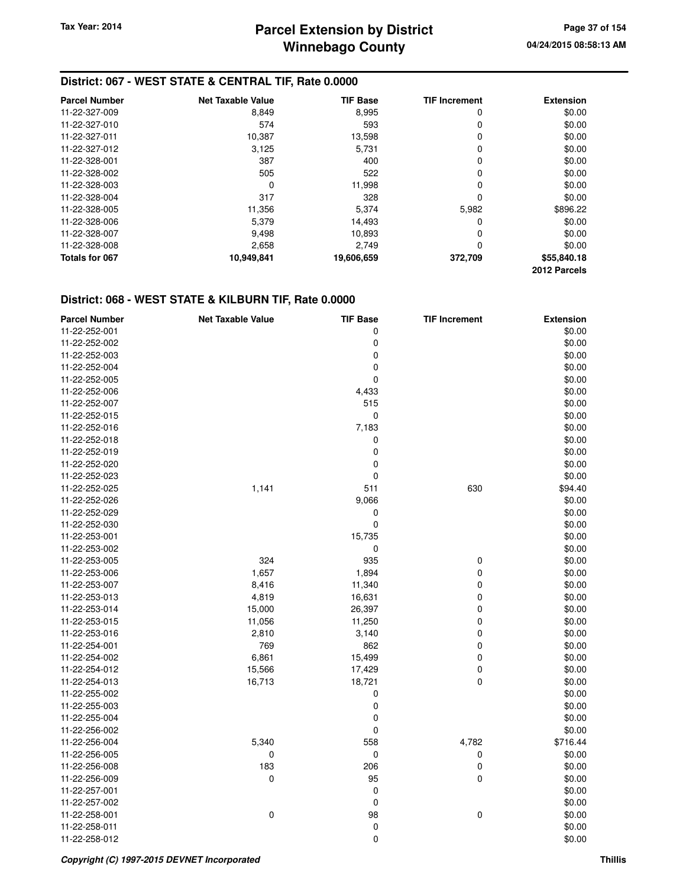## District: 067 - WEST STATE & CENTRAL TIF, Rate 0.0000

| Parcel Number | Net Taxable Value | TIF Base | TIF Increment | Extension |
|---|---|---|---|---|
| 11-22-327-009 | 8,849 | 8,995 | 0 | $0.00 |
| 11-22-327-010 | 574 | 593 | 0 | $0.00 |
| 11-22-327-011 | 10,387 | 13,598 | 0 | $0.00 |
| 11-22-327-012 | 3,125 | 5,731 | 0 | $0.00 |
| 11-22-328-001 | 387 | 400 | 0 | $0.00 |
| 11-22-328-002 | 505 | 522 | 0 | $0.00 |
| 11-22-328-003 | 0 | 11,998 | 0 | $0.00 |
| 11-22-328-004 | 317 | 328 | 0 | $0.00 |
| 11-22-328-005 | 11,356 | 5,374 | 5,982 | $896.22 |
| 11-22-328-006 | 5,379 | 14,493 | 0 | $0.00 |
| 11-22-328-007 | 9,498 | 10,893 | 0 | $0.00 |
| 11-22-328-008 | 2,658 | 2,749 | 0 | $0.00 |
| **Totals for 067** | **10,949,841** | **19,606,659** | **372,709** | **$55,840.18** |
| | | | | **2012 Parcels** |

## District: 068 - WEST STATE & KILBURN TIF, Rate 0.0000

| Parcel Number | Net Taxable Value | TIF Base | TIF Increment | Extension |
|---|---|---|---|---|
| 11-22-252-001 | | 0 | | $0.00 |
| 11-22-252-002 | | 0 | | $0.00 |
| 11-22-252-003 | | 0 | | $0.00 |
| 11-22-252-004 | | 0 | | $0.00 |
| 11-22-252-005 | | 0 | | $0.00 |
| 11-22-252-006 | | 4,433 | | $0.00 |
| 11-22-252-007 | | 515 | | $0.00 |
| 11-22-252-015 | | 0 | | $0.00 |
| 11-22-252-016 | | 7,183 | | $0.00 |
| 11-22-252-018 | | 0 | | $0.00 |
| 11-22-252-019 | | 0 | | $0.00 |
| 11-22-252-020 | | 0 | | $0.00 |
| 11-22-252-023 | | 0 | | $0.00 |
| 11-22-252-025 | 1,141 | 511 | 630 | $94.40 |
| 11-22-252-026 | | 9,066 | | $0.00 |
| 11-22-252-029 | | 0 | | $0.00 |
| 11-22-252-030 | | 0 | | $0.00 |
| 11-22-253-001 | | 15,735 | | $0.00 |
| 11-22-253-002 | | 0 | | $0.00 |
| 11-22-253-005 | 324 | 935 | 0 | $0.00 |
| 11-22-253-006 | 1,657 | 1,894 | 0 | $0.00 |
| 11-22-253-007 | 8,416 | 11,340 | 0 | $0.00 |
| 11-22-253-013 | 4,819 | 16,631 | 0 | $0.00 |
| 11-22-253-014 | 15,000 | 26,397 | 0 | $0.00 |
| 11-22-253-015 | 11,056 | 11,250 | 0 | $0.00 |
| 11-22-253-016 | 2,810 | 3,140 | 0 | $0.00 |
| 11-22-254-001 | 769 | 862 | 0 | $0.00 |
| 11-22-254-002 | 6,861 | 15,499 | 0 | $0.00 |
| 11-22-254-012 | 15,566 | 17,429 | 0 | $0.00 |
| 11-22-254-013 | 16,713 | 18,721 | 0 | $0.00 |
| 11-22-255-002 | | 0 | | $0.00 |
| 11-22-255-003 | | 0 | | $0.00 |
| 11-22-255-004 | | 0 | | $0.00 |
| 11-22-256-002 | | 0 | | $0.00 |
| 11-22-256-004 | 5,340 | 558 | 4,782 | $716.44 |
| 11-22-256-005 | 0 | 0 | 0 | $0.00 |
| 11-22-256-008 | 183 | 206 | 0 | $0.00 |
| 11-22-256-009 | 0 | 95 | 0 | $0.00 |
| 11-22-257-001 | | 0 | | $0.00 |
| 11-22-257-002 | | 0 | | $0.00 |
| 11-22-258-001 | 0 | 98 | 0 | $0.00 |
| 11-22-258-011 | | 0 | | $0.00 |
| 11-22-258-012 | | 0 | | $0.00 |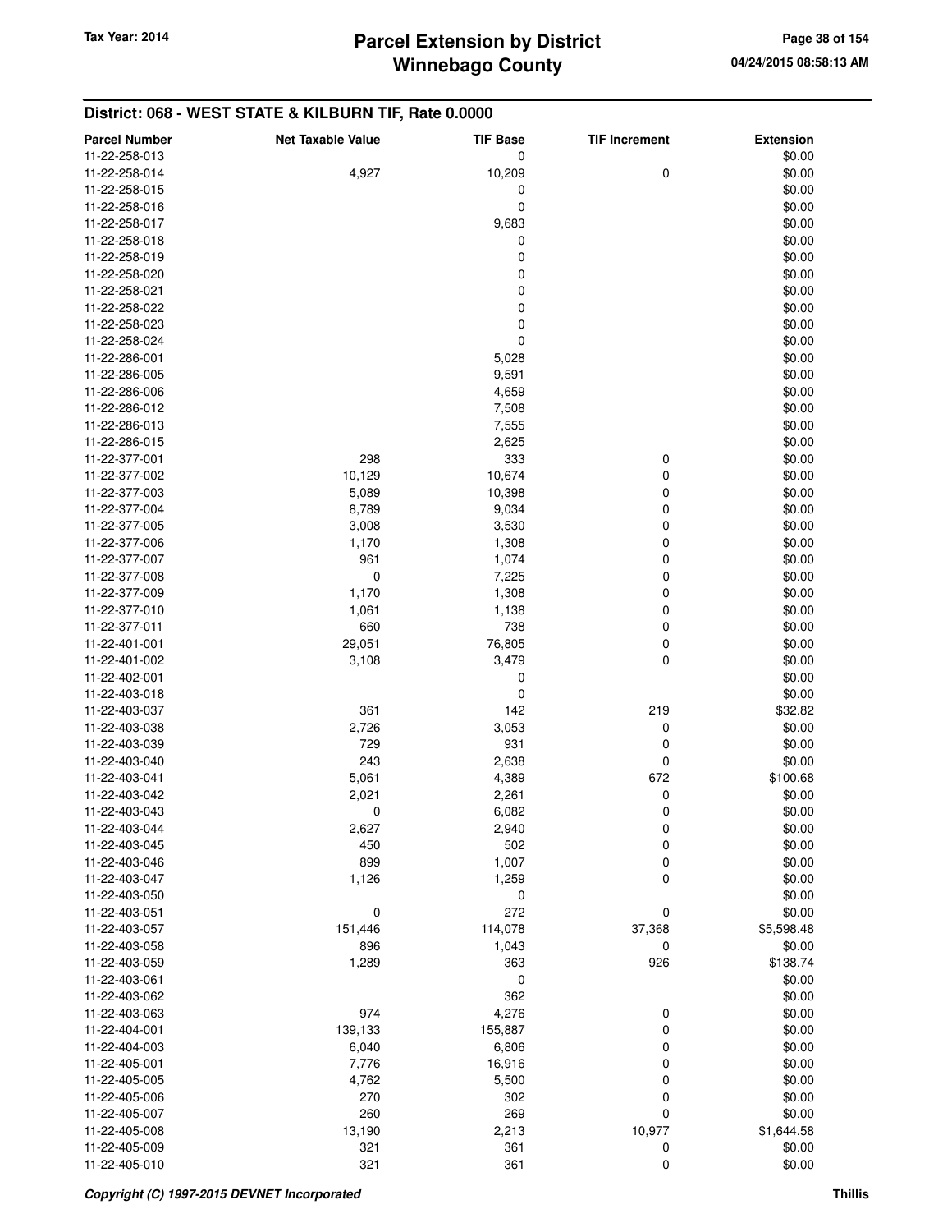## District: 068 - WEST STATE & KILBURN TIF, Rate 0.0000

| Parcel Number | Net Taxable Value | TIF Base | TIF Increment | Extension |
|---|---|---|---|---|
| 11-22-258-013 | | 0 | | $0.00 |
| 11-22-258-014 | 4,927 | 10,209 | 0 | $0.00 |
| 11-22-258-015 | | 0 | | $0.00 |
| 11-22-258-016 | | 0 | | $0.00 |
| 11-22-258-017 | | 9,683 | | $0.00 |
| 11-22-258-018 | | 0 | | $0.00 |
| 11-22-258-019 | | 0 | | $0.00 |
| 11-22-258-020 | | 0 | | $0.00 |
| 11-22-258-021 | | 0 | | $0.00 |
| 11-22-258-022 | | 0 | | $0.00 |
| 11-22-258-023 | | 0 | | $0.00 |
| 11-22-258-024 | | 0 | | $0.00 |
| 11-22-286-001 | | 5,028 | | $0.00 |
| 11-22-286-005 | | 9,591 | | $0.00 |
| 11-22-286-006 | | 4,659 | | $0.00 |
| 11-22-286-012 | | 7,508 | | $0.00 |
| 11-22-286-013 | | 7,555 | | $0.00 |
| 11-22-286-015 | | 2,625 | | $0.00 |
| 11-22-377-001 | 298 | 333 | 0 | $0.00 |
| 11-22-377-002 | 10,129 | 10,674 | 0 | $0.00 |
| 11-22-377-003 | 5,089 | 10,398 | 0 | $0.00 |
| 11-22-377-004 | 8,789 | 9,034 | 0 | $0.00 |
| 11-22-377-005 | 3,008 | 3,530 | 0 | $0.00 |
| 11-22-377-006 | 1,170 | 1,308 | 0 | $0.00 |
| 11-22-377-007 | 961 | 1,074 | 0 | $0.00 |
| 11-22-377-008 | 0 | 7,225 | 0 | $0.00 |
| 11-22-377-009 | 1,170 | 1,308 | 0 | $0.00 |
| 11-22-377-010 | 1,061 | 1,138 | 0 | $0.00 |
| 11-22-377-011 | 660 | 738 | 0 | $0.00 |
| 11-22-401-001 | 29,051 | 76,805 | 0 | $0.00 |
| 11-22-401-002 | 3,108 | 3,479 | 0 | $0.00 |
| 11-22-402-001 | | 0 | | $0.00 |
| 11-22-403-018 | | 0 | | $0.00 |
| 11-22-403-037 | 361 | 142 | 219 | $32.82 |
| 11-22-403-038 | 2,726 | 3,053 | 0 | $0.00 |
| 11-22-403-039 | 729 | 931 | 0 | $0.00 |
| 11-22-403-040 | 243 | 2,638 | 0 | $0.00 |
| 11-22-403-041 | 5,061 | 4,389 | 672 | $100.68 |
| 11-22-403-042 | 2,021 | 2,261 | 0 | $0.00 |
| 11-22-403-043 | 0 | 6,082 | 0 | $0.00 |
| 11-22-403-044 | 2,627 | 2,940 | 0 | $0.00 |
| 11-22-403-045 | 450 | 502 | 0 | $0.00 |
| 11-22-403-046 | 899 | 1,007 | 0 | $0.00 |
| 11-22-403-047 | 1,126 | 1,259 | 0 | $0.00 |
| 11-22-403-050 | | 0 | | $0.00 |
| 11-22-403-051 | 0 | 272 | 0 | $0.00 |
| 11-22-403-057 | 151,446 | 114,078 | 37,368 | $5,598.48 |
| 11-22-403-058 | 896 | 1,043 | 0 | $0.00 |
| 11-22-403-059 | 1,289 | 363 | 926 | $138.74 |
| 11-22-403-061 | | 0 | | $0.00 |
| 11-22-403-062 | | 362 | | $0.00 |
| 11-22-403-063 | 974 | 4,276 | 0 | $0.00 |
| 11-22-404-001 | 139,133 | 155,887 | 0 | $0.00 |
| 11-22-404-003 | 6,040 | 6,806 | 0 | $0.00 |
| 11-22-405-001 | 7,776 | 16,916 | 0 | $0.00 |
| 11-22-405-005 | 4,762 | 5,500 | 0 | $0.00 |
| 11-22-405-006 | 270 | 302 | 0 | $0.00 |
| 11-22-405-007 | 260 | 269 | 0 | $0.00 |
| 11-22-405-008 | 13,190 | 2,213 | 10,977 | $1,644.58 |
| 11-22-405-009 | 321 | 361 | 0 | $0.00 |
| 11-22-405-010 | 321 | 361 | 0 | $0.00 |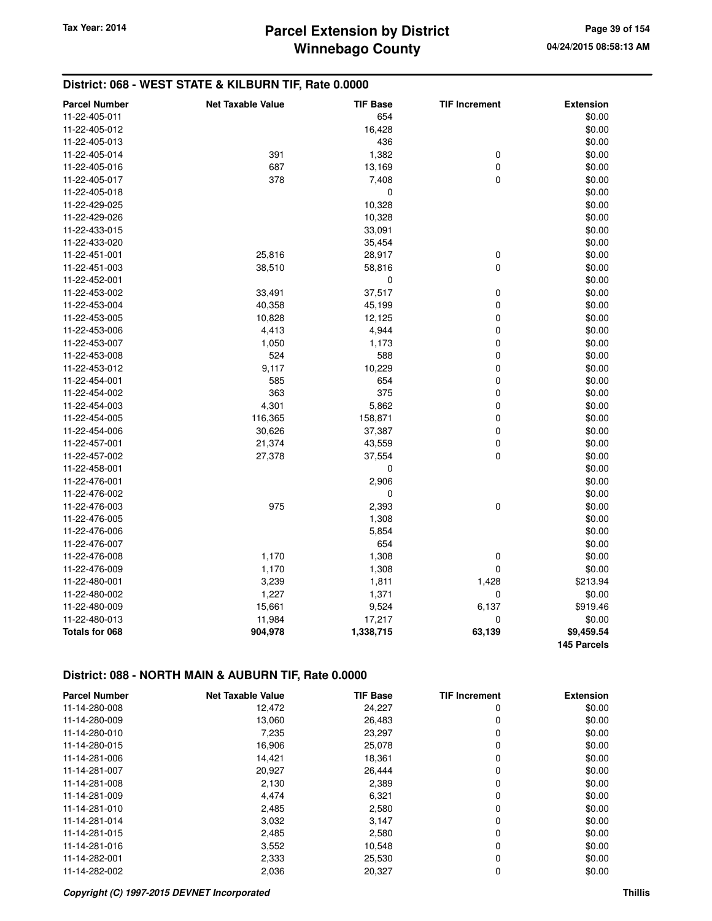## District: 068 - WEST STATE & KILBURN TIF, Rate 0.0000

| Parcel Number | Net Taxable Value | TIF Base | TIF Increment | Extension |
|---|---|---|---|---|
| 11-22-405-011 | | 654 | | $0.00 |
| 11-22-405-012 | | 16,428 | | $0.00 |
| 11-22-405-013 | | 436 | | $0.00 |
| 11-22-405-014 | 391 | 1,382 | 0 | $0.00 |
| 11-22-405-016 | 687 | 13,169 | 0 | $0.00 |
| 11-22-405-017 | 378 | 7,408 | 0 | $0.00 |
| 11-22-405-018 | | 0 | | $0.00 |
| 11-22-429-025 | | 10,328 | | $0.00 |
| 11-22-429-026 | | 10,328 | | $0.00 |
| 11-22-433-015 | | 33,091 | | $0.00 |
| 11-22-433-020 | | 35,454 | | $0.00 |
| 11-22-451-001 | 25,816 | 28,917 | 0 | $0.00 |
| 11-22-451-003 | 38,510 | 58,816 | 0 | $0.00 |
| 11-22-452-001 | | 0 | | $0.00 |
| 11-22-453-002 | 33,491 | 37,517 | 0 | $0.00 |
| 11-22-453-004 | 40,358 | 45,199 | 0 | $0.00 |
| 11-22-453-005 | 10,828 | 12,125 | 0 | $0.00 |
| 11-22-453-006 | 4,413 | 4,944 | 0 | $0.00 |
| 11-22-453-007 | 1,050 | 1,173 | 0 | $0.00 |
| 11-22-453-008 | 524 | 588 | 0 | $0.00 |
| 11-22-453-012 | 9,117 | 10,229 | 0 | $0.00 |
| 11-22-454-001 | 585 | 654 | 0 | $0.00 |
| 11-22-454-002 | 363 | 375 | 0 | $0.00 |
| 11-22-454-003 | 4,301 | 5,862 | 0 | $0.00 |
| 11-22-454-005 | 116,365 | 158,871 | 0 | $0.00 |
| 11-22-454-006 | 30,626 | 37,387 | 0 | $0.00 |
| 11-22-457-001 | 21,374 | 43,559 | 0 | $0.00 |
| 11-22-457-002 | 27,378 | 37,554 | 0 | $0.00 |
| 11-22-458-001 | | 0 | | $0.00 |
| 11-22-476-001 | | 2,906 | | $0.00 |
| 11-22-476-002 | | 0 | | $0.00 |
| 11-22-476-003 | 975 | 2,393 | 0 | $0.00 |
| 11-22-476-005 | | 1,308 | | $0.00 |
| 11-22-476-006 | | 5,854 | | $0.00 |
| 11-22-476-007 | | 654 | | $0.00 |
| 11-22-476-008 | 1,170 | 1,308 | 0 | $0.00 |
| 11-22-476-009 | 1,170 | 1,308 | 0 | $0.00 |
| 11-22-480-001 | 3,239 | 1,811 | 1,428 | $213.94 |
| 11-22-480-002 | 1,227 | 1,371 | 0 | $0.00 |
| 11-22-480-009 | 15,661 | 9,524 | 6,137 | $919.46 |
| 11-22-480-013 | 11,984 | 17,217 | 0 | $0.00 |
| **Totals for 068** | **904,978** | **1,338,715** | **63,139** | **$9,459.54** |
| | | | | **145 Parcels** |

## District: 088 - NORTH MAIN & AUBURN TIF, Rate 0.0000

| Parcel Number | Net Taxable Value | TIF Base | TIF Increment | Extension |
|---|---|---|---|---|
| 11-14-280-008 | 12,472 | 24,227 | 0 | $0.00 |
| 11-14-280-009 | 13,060 | 26,483 | 0 | $0.00 |
| 11-14-280-010 | 7,235 | 23,297 | 0 | $0.00 |
| 11-14-280-015 | 16,906 | 25,078 | 0 | $0.00 |
| 11-14-281-006 | 14,421 | 18,361 | 0 | $0.00 |
| 11-14-281-007 | 20,927 | 26,444 | 0 | $0.00 |
| 11-14-281-008 | 2,130 | 2,389 | 0 | $0.00 |
| 11-14-281-009 | 4,474 | 6,321 | 0 | $0.00 |
| 11-14-281-010 | 2,485 | 2,580 | 0 | $0.00 |
| 11-14-281-014 | 3,032 | 3,147 | 0 | $0.00 |
| 11-14-281-015 | 2,485 | 2,580 | 0 | $0.00 |
| 11-14-281-016 | 3,552 | 10,548 | 0 | $0.00 |
| 11-14-282-001 | 2,333 | 25,530 | 0 | $0.00 |
| 11-14-282-002 | 2,036 | 20,327 | 0 | $0.00 |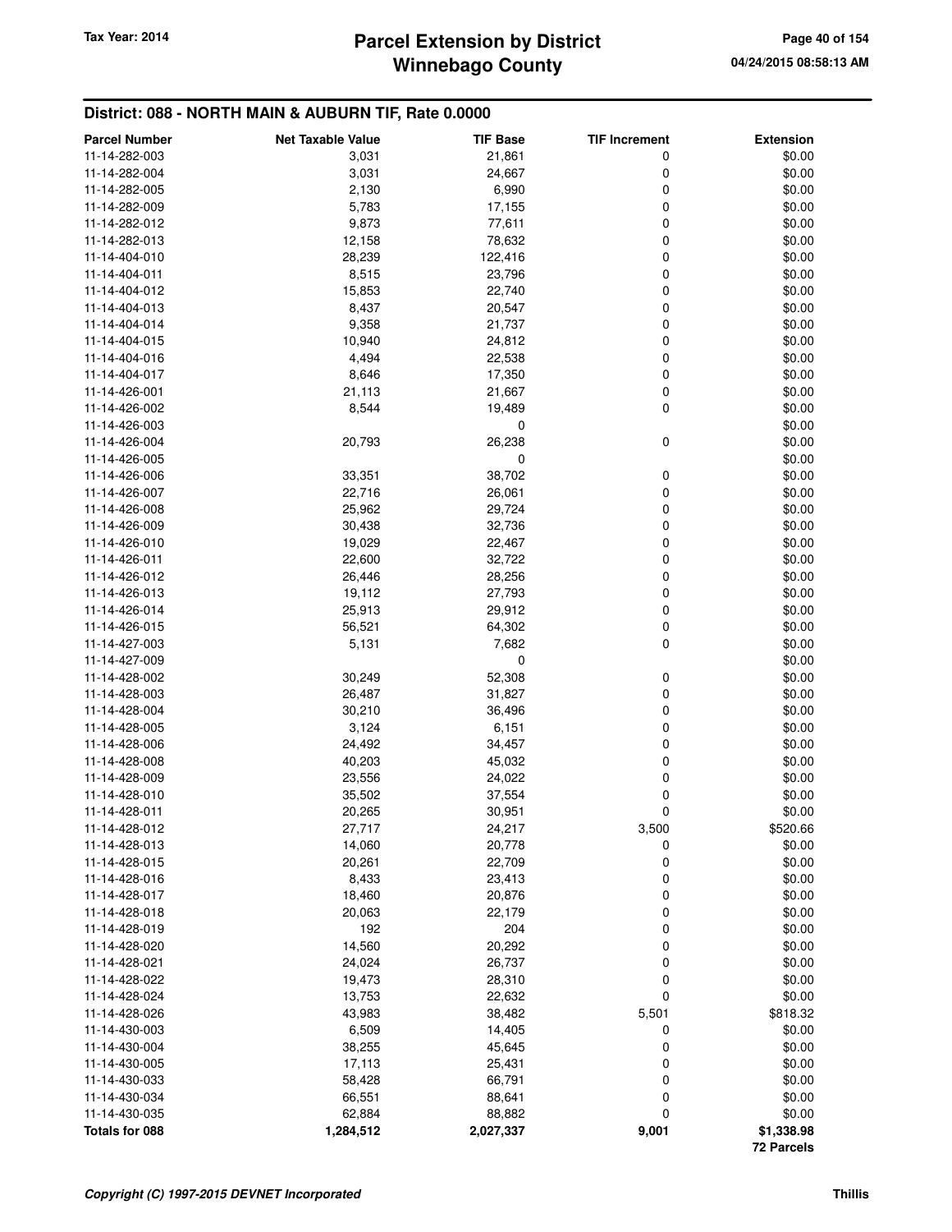## District: 088 - NORTH MAIN & AUBURN TIF, Rate 0.0000

| Parcel Number | Net Taxable Value | TIF Base | TIF Increment | Extension |
|---|---|---|---|---|
| 11-14-282-003 | 3,031 | 21,861 | 0 | $0.00 |
| 11-14-282-004 | 3,031 | 24,667 | 0 | $0.00 |
| 11-14-282-005 | 2,130 | 6,990 | 0 | $0.00 |
| 11-14-282-009 | 5,783 | 17,155 | 0 | $0.00 |
| 11-14-282-012 | 9,873 | 77,611 | 0 | $0.00 |
| 11-14-282-013 | 12,158 | 78,632 | 0 | $0.00 |
| 11-14-404-010 | 28,239 | 122,416 | 0 | $0.00 |
| 11-14-404-011 | 8,515 | 23,796 | 0 | $0.00 |
| 11-14-404-012 | 15,853 | 22,740 | 0 | $0.00 |
| 11-14-404-013 | 8,437 | 20,547 | 0 | $0.00 |
| 11-14-404-014 | 9,358 | 21,737 | 0 | $0.00 |
| 11-14-404-015 | 10,940 | 24,812 | 0 | $0.00 |
| 11-14-404-016 | 4,494 | 22,538 | 0 | $0.00 |
| 11-14-404-017 | 8,646 | 17,350 | 0 | $0.00 |
| 11-14-426-001 | 21,113 | 21,667 | 0 | $0.00 |
| 11-14-426-002 | 8,544 | 19,489 | 0 | $0.00 |
| 11-14-426-003 | | 0 | | $0.00 |
| 11-14-426-004 | 20,793 | 26,238 | 0 | $0.00 |
| 11-14-426-005 | | 0 | | $0.00 |
| 11-14-426-006 | 33,351 | 38,702 | 0 | $0.00 |
| 11-14-426-007 | 22,716 | 26,061 | 0 | $0.00 |
| 11-14-426-008 | 25,962 | 29,724 | 0 | $0.00 |
| 11-14-426-009 | 30,438 | 32,736 | 0 | $0.00 |
| 11-14-426-010 | 19,029 | 22,467 | 0 | $0.00 |
| 11-14-426-011 | 22,600 | 32,722 | 0 | $0.00 |
| 11-14-426-012 | 26,446 | 28,256 | 0 | $0.00 |
| 11-14-426-013 | 19,112 | 27,793 | 0 | $0.00 |
| 11-14-426-014 | 25,913 | 29,912 | 0 | $0.00 |
| 11-14-426-015 | 56,521 | 64,302 | 0 | $0.00 |
| 11-14-427-003 | 5,131 | 7,682 | 0 | $0.00 |
| 11-14-427-009 | | 0 | | $0.00 |
| 11-14-428-002 | 30,249 | 52,308 | 0 | $0.00 |
| 11-14-428-003 | 26,487 | 31,827 | 0 | $0.00 |
| 11-14-428-004 | 30,210 | 36,496 | 0 | $0.00 |
| 11-14-428-005 | 3,124 | 6,151 | 0 | $0.00 |
| 11-14-428-006 | 24,492 | 34,457 | 0 | $0.00 |
| 11-14-428-008 | 40,203 | 45,032 | 0 | $0.00 |
| 11-14-428-009 | 23,556 | 24,022 | 0 | $0.00 |
| 11-14-428-010 | 35,502 | 37,554 | 0 | $0.00 |
| 11-14-428-011 | 20,265 | 30,951 | 0 | $0.00 |
| 11-14-428-012 | 27,717 | 24,217 | 3,500 | $520.66 |
| 11-14-428-013 | 14,060 | 20,778 | 0 | $0.00 |
| 11-14-428-015 | 20,261 | 22,709 | 0 | $0.00 |
| 11-14-428-016 | 8,433 | 23,413 | 0 | $0.00 |
| 11-14-428-017 | 18,460 | 20,876 | 0 | $0.00 |
| 11-14-428-018 | 20,063 | 22,179 | 0 | $0.00 |
| 11-14-428-019 | 192 | 204 | 0 | $0.00 |
| 11-14-428-020 | 14,560 | 20,292 | 0 | $0.00 |
| 11-14-428-021 | 24,024 | 26,737 | 0 | $0.00 |
| 11-14-428-022 | 19,473 | 28,310 | 0 | $0.00 |
| 11-14-428-024 | 13,753 | 22,632 | 0 | $0.00 |
| 11-14-428-026 | 43,983 | 38,482 | 5,501 | $818.32 |
| 11-14-430-003 | 6,509 | 14,405 | 0 | $0.00 |
| 11-14-430-004 | 38,255 | 45,645 | 0 | $0.00 |
| 11-14-430-005 | 17,113 | 25,431 | 0 | $0.00 |
| 11-14-430-033 | 58,428 | 66,791 | 0 | $0.00 |
| 11-14-430-034 | 66,551 | 88,641 | 0 | $0.00 |
| 11-14-430-035 | 62,884 | 88,882 | 0 | $0.00 |
| **Totals for 088** | **1,284,512** | **2,027,337** | **9,001** | **$1,338.98** |
| | | | | **72 Parcels** |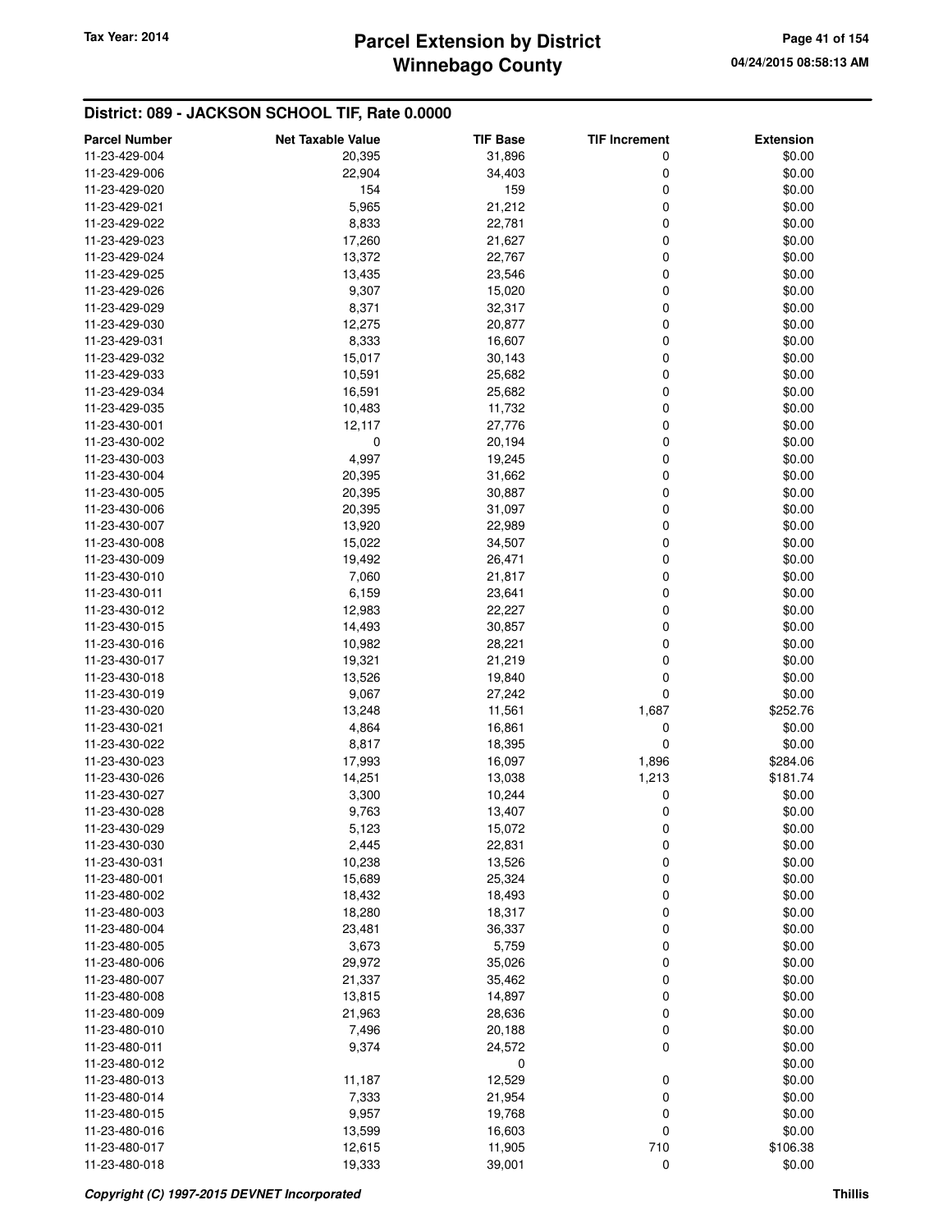## District: 089 - JACKSON SCHOOL TIF, Rate 0.0000

| Parcel Number | Net Taxable Value | TIF Base | TIF Increment | Extension |
|---|---|---|---|---|
| 11-23-429-004 | 20,395 | 31,896 | 0 | $0.00 |
| 11-23-429-006 | 22,904 | 34,403 | 0 | $0.00 |
| 11-23-429-020 | 154 | 159 | 0 | $0.00 |
| 11-23-429-021 | 5,965 | 21,212 | 0 | $0.00 |
| 11-23-429-022 | 8,833 | 22,781 | 0 | $0.00 |
| 11-23-429-023 | 17,260 | 21,627 | 0 | $0.00 |
| 11-23-429-024 | 13,372 | 22,767 | 0 | $0.00 |
| 11-23-429-025 | 13,435 | 23,546 | 0 | $0.00 |
| 11-23-429-026 | 9,307 | 15,020 | 0 | $0.00 |
| 11-23-429-029 | 8,371 | 32,317 | 0 | $0.00 |
| 11-23-429-030 | 12,275 | 20,877 | 0 | $0.00 |
| 11-23-429-031 | 8,333 | 16,607 | 0 | $0.00 |
| 11-23-429-032 | 15,017 | 30,143 | 0 | $0.00 |
| 11-23-429-033 | 10,591 | 25,682 | 0 | $0.00 |
| 11-23-429-034 | 16,591 | 25,682 | 0 | $0.00 |
| 11-23-429-035 | 10,483 | 11,732 | 0 | $0.00 |
| 11-23-430-001 | 12,117 | 27,776 | 0 | $0.00 |
| 11-23-430-002 | 0 | 20,194 | 0 | $0.00 |
| 11-23-430-003 | 4,997 | 19,245 | 0 | $0.00 |
| 11-23-430-004 | 20,395 | 31,662 | 0 | $0.00 |
| 11-23-430-005 | 20,395 | 30,887 | 0 | $0.00 |
| 11-23-430-006 | 20,395 | 31,097 | 0 | $0.00 |
| 11-23-430-007 | 13,920 | 22,989 | 0 | $0.00 |
| 11-23-430-008 | 15,022 | 34,507 | 0 | $0.00 |
| 11-23-430-009 | 19,492 | 26,471 | 0 | $0.00 |
| 11-23-430-010 | 7,060 | 21,817 | 0 | $0.00 |
| 11-23-430-011 | 6,159 | 23,641 | 0 | $0.00 |
| 11-23-430-012 | 12,983 | 22,227 | 0 | $0.00 |
| 11-23-430-015 | 14,493 | 30,857 | 0 | $0.00 |
| 11-23-430-016 | 10,982 | 28,221 | 0 | $0.00 |
| 11-23-430-017 | 19,321 | 21,219 | 0 | $0.00 |
| 11-23-430-018 | 13,526 | 19,840 | 0 | $0.00 |
| 11-23-430-019 | 9,067 | 27,242 | 0 | $0.00 |
| 11-23-430-020 | 13,248 | 11,561 | 1,687 | $252.76 |
| 11-23-430-021 | 4,864 | 16,861 | 0 | $0.00 |
| 11-23-430-022 | 8,817 | 18,395 | 0 | $0.00 |
| 11-23-430-023 | 17,993 | 16,097 | 1,896 | $284.06 |
| 11-23-430-026 | 14,251 | 13,038 | 1,213 | $181.74 |
| 11-23-430-027 | 3,300 | 10,244 | 0 | $0.00 |
| 11-23-430-028 | 9,763 | 13,407 | 0 | $0.00 |
| 11-23-430-029 | 5,123 | 15,072 | 0 | $0.00 |
| 11-23-430-030 | 2,445 | 22,831 | 0 | $0.00 |
| 11-23-430-031 | 10,238 | 13,526 | 0 | $0.00 |
| 11-23-480-001 | 15,689 | 25,324 | 0 | $0.00 |
| 11-23-480-002 | 18,432 | 18,493 | 0 | $0.00 |
| 11-23-480-003 | 18,280 | 18,317 | 0 | $0.00 |
| 11-23-480-004 | 23,481 | 36,337 | 0 | $0.00 |
| 11-23-480-005 | 3,673 | 5,759 | 0 | $0.00 |
| 11-23-480-006 | 29,972 | 35,026 | 0 | $0.00 |
| 11-23-480-007 | 21,337 | 35,462 | 0 | $0.00 |
| 11-23-480-008 | 13,815 | 14,897 | 0 | $0.00 |
| 11-23-480-009 | 21,963 | 28,636 | 0 | $0.00 |
| 11-23-480-010 | 7,496 | 20,188 | 0 | $0.00 |
| 11-23-480-011 | 9,374 | 24,572 | 0 | $0.00 |
| 11-23-480-012 | | 0 | | $0.00 |
| 11-23-480-013 | 11,187 | 12,529 | 0 | $0.00 |
| 11-23-480-014 | 7,333 | 21,954 | 0 | $0.00 |
| 11-23-480-015 | 9,957 | 19,768 | 0 | $0.00 |
| 11-23-480-016 | 13,599 | 16,603 | 0 | $0.00 |
| 11-23-480-017 | 12,615 | 11,905 | 710 | $106.38 |
| 11-23-480-018 | 19,333 | 39,001 | 0 | $0.00 |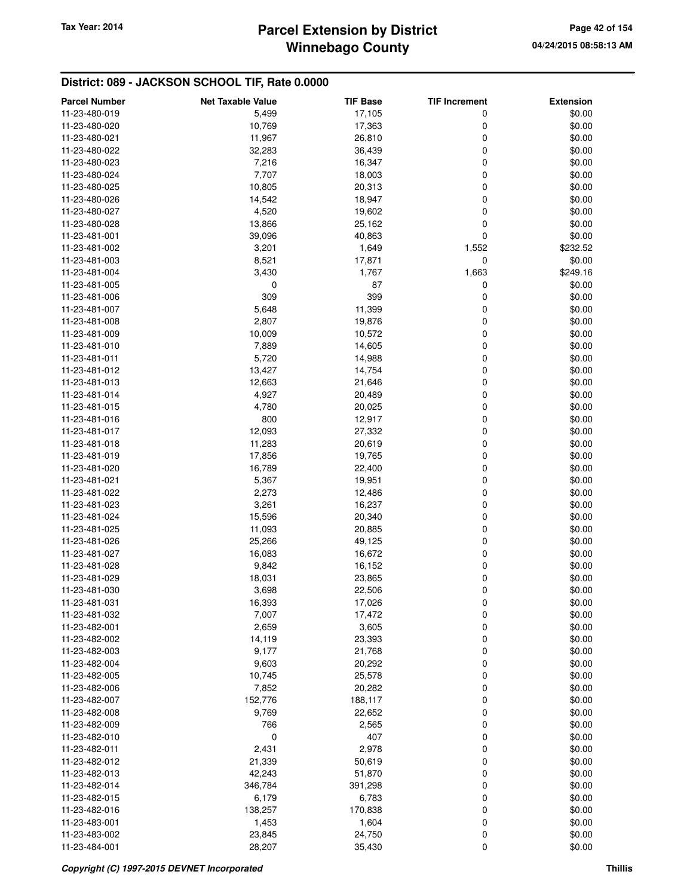## District: 089 - JACKSON SCHOOL TIF, Rate 0.0000

| Parcel Number | Net Taxable Value | TIF Base | TIF Increment | Extension |
|---|---|---|---|---|
| 11-23-480-019 | 5,499 | 17,105 | 0 | $0.00 |
| 11-23-480-020 | 10,769 | 17,363 | 0 | $0.00 |
| 11-23-480-021 | 11,967 | 26,810 | 0 | $0.00 |
| 11-23-480-022 | 32,283 | 36,439 | 0 | $0.00 |
| 11-23-480-023 | 7,216 | 16,347 | 0 | $0.00 |
| 11-23-480-024 | 7,707 | 18,003 | 0 | $0.00 |
| 11-23-480-025 | 10,805 | 20,313 | 0 | $0.00 |
| 11-23-480-026 | 14,542 | 18,947 | 0 | $0.00 |
| 11-23-480-027 | 4,520 | 19,602 | 0 | $0.00 |
| 11-23-480-028 | 13,866 | 25,162 | 0 | $0.00 |
| 11-23-481-001 | 39,096 | 40,863 | 0 | $0.00 |
| 11-23-481-002 | 3,201 | 1,649 | 1,552 | $232.52 |
| 11-23-481-003 | 8,521 | 17,871 | 0 | $0.00 |
| 11-23-481-004 | 3,430 | 1,767 | 1,663 | $249.16 |
| 11-23-481-005 | 0 | 87 | 0 | $0.00 |
| 11-23-481-006 | 309 | 399 | 0 | $0.00 |
| 11-23-481-007 | 5,648 | 11,399 | 0 | $0.00 |
| 11-23-481-008 | 2,807 | 19,876 | 0 | $0.00 |
| 11-23-481-009 | 10,009 | 10,572 | 0 | $0.00 |
| 11-23-481-010 | 7,889 | 14,605 | 0 | $0.00 |
| 11-23-481-011 | 5,720 | 14,988 | 0 | $0.00 |
| 11-23-481-012 | 13,427 | 14,754 | 0 | $0.00 |
| 11-23-481-013 | 12,663 | 21,646 | 0 | $0.00 |
| 11-23-481-014 | 4,927 | 20,489 | 0 | $0.00 |
| 11-23-481-015 | 4,780 | 20,025 | 0 | $0.00 |
| 11-23-481-016 | 800 | 12,917 | 0 | $0.00 |
| 11-23-481-017 | 12,093 | 27,332 | 0 | $0.00 |
| 11-23-481-018 | 11,283 | 20,619 | 0 | $0.00 |
| 11-23-481-019 | 17,856 | 19,765 | 0 | $0.00 |
| 11-23-481-020 | 16,789 | 22,400 | 0 | $0.00 |
| 11-23-481-021 | 5,367 | 19,951 | 0 | $0.00 |
| 11-23-481-022 | 2,273 | 12,486 | 0 | $0.00 |
| 11-23-481-023 | 3,261 | 16,237 | 0 | $0.00 |
| 11-23-481-024 | 15,596 | 20,340 | 0 | $0.00 |
| 11-23-481-025 | 11,093 | 20,885 | 0 | $0.00 |
| 11-23-481-026 | 25,266 | 49,125 | 0 | $0.00 |
| 11-23-481-027 | 16,083 | 16,672 | 0 | $0.00 |
| 11-23-481-028 | 9,842 | 16,152 | 0 | $0.00 |
| 11-23-481-029 | 18,031 | 23,865 | 0 | $0.00 |
| 11-23-481-030 | 3,698 | 22,506 | 0 | $0.00 |
| 11-23-481-031 | 16,393 | 17,026 | 0 | $0.00 |
| 11-23-481-032 | 7,007 | 17,472 | 0 | $0.00 |
| 11-23-482-001 | 2,659 | 3,605 | 0 | $0.00 |
| 11-23-482-002 | 14,119 | 23,393 | 0 | $0.00 |
| 11-23-482-003 | 9,177 | 21,768 | 0 | $0.00 |
| 11-23-482-004 | 9,603 | 20,292 | 0 | $0.00 |
| 11-23-482-005 | 10,745 | 25,578 | 0 | $0.00 |
| 11-23-482-006 | 7,852 | 20,282 | 0 | $0.00 |
| 11-23-482-007 | 152,776 | 188,117 | 0 | $0.00 |
| 11-23-482-008 | 9,769 | 22,652 | 0 | $0.00 |
| 11-23-482-009 | 766 | 2,565 | 0 | $0.00 |
| 11-23-482-010 | 0 | 407 | 0 | $0.00 |
| 11-23-482-011 | 2,431 | 2,978 | 0 | $0.00 |
| 11-23-482-012 | 21,339 | 50,619 | 0 | $0.00 |
| 11-23-482-013 | 42,243 | 51,870 | 0 | $0.00 |
| 11-23-482-014 | 346,784 | 391,298 | 0 | $0.00 |
| 11-23-482-015 | 6,179 | 6,783 | 0 | $0.00 |
| 11-23-482-016 | 138,257 | 170,838 | 0 | $0.00 |
| 11-23-483-001 | 1,453 | 1,604 | 0 | $0.00 |
| 11-23-483-002 | 23,845 | 24,750 | 0 | $0.00 |
| 11-23-484-001 | 28,207 | 35,430 | 0 | $0.00 |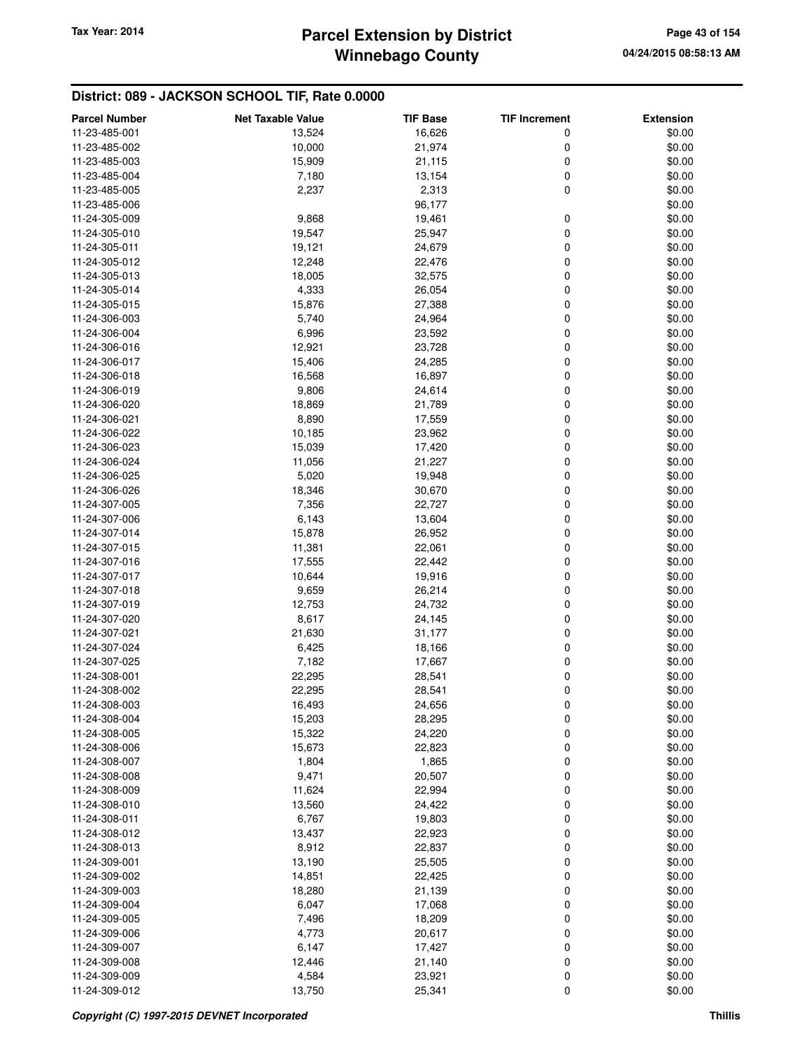## District: 089 - JACKSON SCHOOL TIF, Rate 0.0000

| Parcel Number | Net Taxable Value | TIF Base | TIF Increment | Extension |
|---|---|---|---|---|
| 11-23-485-001 | 13,524 | 16,626 | 0 | $0.00 |
| 11-23-485-002 | 10,000 | 21,974 | 0 | $0.00 |
| 11-23-485-003 | 15,909 | 21,115 | 0 | $0.00 |
| 11-23-485-004 | 7,180 | 13,154 | 0 | $0.00 |
| 11-23-485-005 | 2,237 | 2,313 | 0 | $0.00 |
| 11-23-485-006 | | 96,177 | | $0.00 |
| 11-24-305-009 | 9,868 | 19,461 | 0 | $0.00 |
| 11-24-305-010 | 19,547 | 25,947 | 0 | $0.00 |
| 11-24-305-011 | 19,121 | 24,679 | 0 | $0.00 |
| 11-24-305-012 | 12,248 | 22,476 | 0 | $0.00 |
| 11-24-305-013 | 18,005 | 32,575 | 0 | $0.00 |
| 11-24-305-014 | 4,333 | 26,054 | 0 | $0.00 |
| 11-24-305-015 | 15,876 | 27,388 | 0 | $0.00 |
| 11-24-306-003 | 5,740 | 24,964 | 0 | $0.00 |
| 11-24-306-004 | 6,996 | 23,592 | 0 | $0.00 |
| 11-24-306-016 | 12,921 | 23,728 | 0 | $0.00 |
| 11-24-306-017 | 15,406 | 24,285 | 0 | $0.00 |
| 11-24-306-018 | 16,568 | 16,897 | 0 | $0.00 |
| 11-24-306-019 | 9,806 | 24,614 | 0 | $0.00 |
| 11-24-306-020 | 18,869 | 21,789 | 0 | $0.00 |
| 11-24-306-021 | 8,890 | 17,559 | 0 | $0.00 |
| 11-24-306-022 | 10,185 | 23,962 | 0 | $0.00 |
| 11-24-306-023 | 15,039 | 17,420 | 0 | $0.00 |
| 11-24-306-024 | 11,056 | 21,227 | 0 | $0.00 |
| 11-24-306-025 | 5,020 | 19,948 | 0 | $0.00 |
| 11-24-306-026 | 18,346 | 30,670 | 0 | $0.00 |
| 11-24-307-005 | 7,356 | 22,727 | 0 | $0.00 |
| 11-24-307-006 | 6,143 | 13,604 | 0 | $0.00 |
| 11-24-307-014 | 15,878 | 26,952 | 0 | $0.00 |
| 11-24-307-015 | 11,381 | 22,061 | 0 | $0.00 |
| 11-24-307-016 | 17,555 | 22,442 | 0 | $0.00 |
| 11-24-307-017 | 10,644 | 19,916 | 0 | $0.00 |
| 11-24-307-018 | 9,659 | 26,214 | 0 | $0.00 |
| 11-24-307-019 | 12,753 | 24,732 | 0 | $0.00 |
| 11-24-307-020 | 8,617 | 24,145 | 0 | $0.00 |
| 11-24-307-021 | 21,630 | 31,177 | 0 | $0.00 |
| 11-24-307-024 | 6,425 | 18,166 | 0 | $0.00 |
| 11-24-307-025 | 7,182 | 17,667 | 0 | $0.00 |
| 11-24-308-001 | 22,295 | 28,541 | 0 | $0.00 |
| 11-24-308-002 | 22,295 | 28,541 | 0 | $0.00 |
| 11-24-308-003 | 16,493 | 24,656 | 0 | $0.00 |
| 11-24-308-004 | 15,203 | 28,295 | 0 | $0.00 |
| 11-24-308-005 | 15,322 | 24,220 | 0 | $0.00 |
| 11-24-308-006 | 15,673 | 22,823 | 0 | $0.00 |
| 11-24-308-007 | 1,804 | 1,865 | 0 | $0.00 |
| 11-24-308-008 | 9,471 | 20,507 | 0 | $0.00 |
| 11-24-308-009 | 11,624 | 22,994 | 0 | $0.00 |
| 11-24-308-010 | 13,560 | 24,422 | 0 | $0.00 |
| 11-24-308-011 | 6,767 | 19,803 | 0 | $0.00 |
| 11-24-308-012 | 13,437 | 22,923 | 0 | $0.00 |
| 11-24-308-013 | 8,912 | 22,837 | 0 | $0.00 |
| 11-24-309-001 | 13,190 | 25,505 | 0 | $0.00 |
| 11-24-309-002 | 14,851 | 22,425 | 0 | $0.00 |
| 11-24-309-003 | 18,280 | 21,139 | 0 | $0.00 |
| 11-24-309-004 | 6,047 | 17,068 | 0 | $0.00 |
| 11-24-309-005 | 7,496 | 18,209 | 0 | $0.00 |
| 11-24-309-006 | 4,773 | 20,617 | 0 | $0.00 |
| 11-24-309-007 | 6,147 | 17,427 | 0 | $0.00 |
| 11-24-309-008 | 12,446 | 21,140 | 0 | $0.00 |
| 11-24-309-009 | 4,584 | 23,921 | 0 | $0.00 |
| 11-24-309-012 | 13,750 | 25,341 | 0 | $0.00 |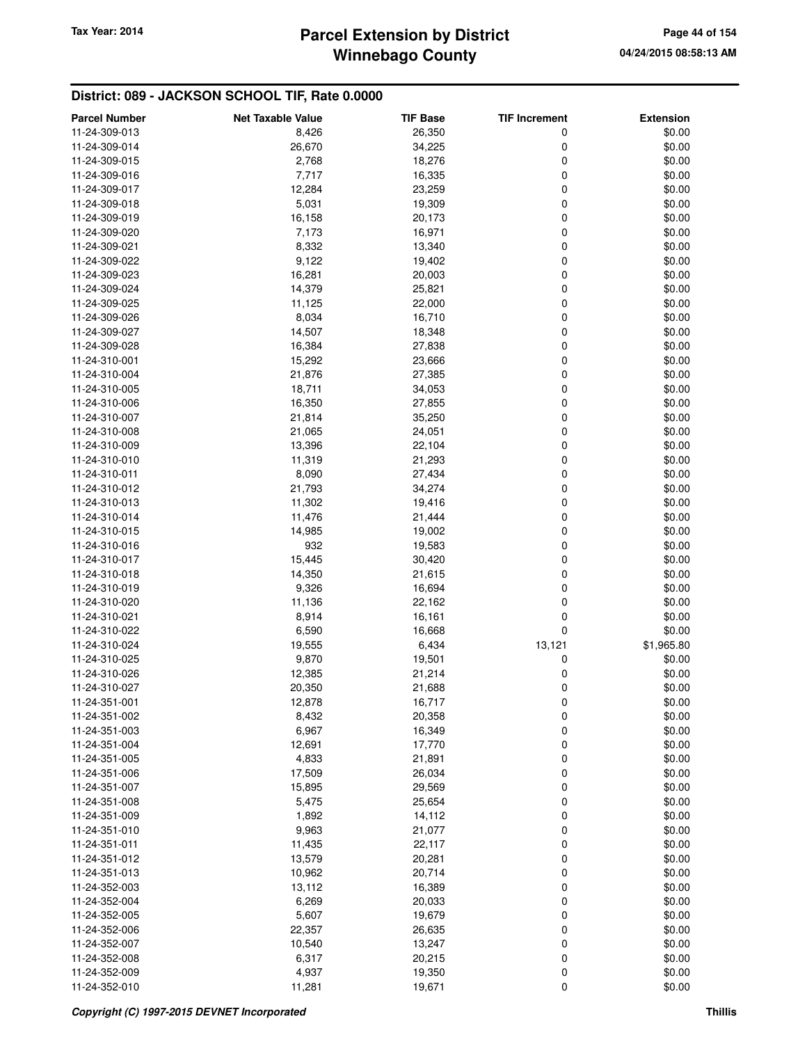## District: 089 - JACKSON SCHOOL TIF, Rate 0.0000

| Parcel Number | Net Taxable Value | TIF Base | TIF Increment | Extension |
|---|---|---|---|---|
| 11-24-309-013 | 8,426 | 26,350 | 0 | $0.00 |
| 11-24-309-014 | 26,670 | 34,225 | 0 | $0.00 |
| 11-24-309-015 | 2,768 | 18,276 | 0 | $0.00 |
| 11-24-309-016 | 7,717 | 16,335 | 0 | $0.00 |
| 11-24-309-017 | 12,284 | 23,259 | 0 | $0.00 |
| 11-24-309-018 | 5,031 | 19,309 | 0 | $0.00 |
| 11-24-309-019 | 16,158 | 20,173 | 0 | $0.00 |
| 11-24-309-020 | 7,173 | 16,971 | 0 | $0.00 |
| 11-24-309-021 | 8,332 | 13,340 | 0 | $0.00 |
| 11-24-309-022 | 9,122 | 19,402 | 0 | $0.00 |
| 11-24-309-023 | 16,281 | 20,003 | 0 | $0.00 |
| 11-24-309-024 | 14,379 | 25,821 | 0 | $0.00 |
| 11-24-309-025 | 11,125 | 22,000 | 0 | $0.00 |
| 11-24-309-026 | 8,034 | 16,710 | 0 | $0.00 |
| 11-24-309-027 | 14,507 | 18,348 | 0 | $0.00 |
| 11-24-309-028 | 16,384 | 27,838 | 0 | $0.00 |
| 11-24-310-001 | 15,292 | 23,666 | 0 | $0.00 |
| 11-24-310-004 | 21,876 | 27,385 | 0 | $0.00 |
| 11-24-310-005 | 18,711 | 34,053 | 0 | $0.00 |
| 11-24-310-006 | 16,350 | 27,855 | 0 | $0.00 |
| 11-24-310-007 | 21,814 | 35,250 | 0 | $0.00 |
| 11-24-310-008 | 21,065 | 24,051 | 0 | $0.00 |
| 11-24-310-009 | 13,396 | 22,104 | 0 | $0.00 |
| 11-24-310-010 | 11,319 | 21,293 | 0 | $0.00 |
| 11-24-310-011 | 8,090 | 27,434 | 0 | $0.00 |
| 11-24-310-012 | 21,793 | 34,274 | 0 | $0.00 |
| 11-24-310-013 | 11,302 | 19,416 | 0 | $0.00 |
| 11-24-310-014 | 11,476 | 21,444 | 0 | $0.00 |
| 11-24-310-015 | 14,985 | 19,002 | 0 | $0.00 |
| 11-24-310-016 | 932 | 19,583 | 0 | $0.00 |
| 11-24-310-017 | 15,445 | 30,420 | 0 | $0.00 |
| 11-24-310-018 | 14,350 | 21,615 | 0 | $0.00 |
| 11-24-310-019 | 9,326 | 16,694 | 0 | $0.00 |
| 11-24-310-020 | 11,136 | 22,162 | 0 | $0.00 |
| 11-24-310-021 | 8,914 | 16,161 | 0 | $0.00 |
| 11-24-310-022 | 6,590 | 16,668 | 0 | $0.00 |
| 11-24-310-024 | 19,555 | 6,434 | 13,121 | $1,965.80 |
| 11-24-310-025 | 9,870 | 19,501 | 0 | $0.00 |
| 11-24-310-026 | 12,385 | 21,214 | 0 | $0.00 |
| 11-24-310-027 | 20,350 | 21,688 | 0 | $0.00 |
| 11-24-351-001 | 12,878 | 16,717 | 0 | $0.00 |
| 11-24-351-002 | 8,432 | 20,358 | 0 | $0.00 |
| 11-24-351-003 | 6,967 | 16,349 | 0 | $0.00 |
| 11-24-351-004 | 12,691 | 17,770 | 0 | $0.00 |
| 11-24-351-005 | 4,833 | 21,891 | 0 | $0.00 |
| 11-24-351-006 | 17,509 | 26,034 | 0 | $0.00 |
| 11-24-351-007 | 15,895 | 29,569 | 0 | $0.00 |
| 11-24-351-008 | 5,475 | 25,654 | 0 | $0.00 |
| 11-24-351-009 | 1,892 | 14,112 | 0 | $0.00 |
| 11-24-351-010 | 9,963 | 21,077 | 0 | $0.00 |
| 11-24-351-011 | 11,435 | 22,117 | 0 | $0.00 |
| 11-24-351-012 | 13,579 | 20,281 | 0 | $0.00 |
| 11-24-351-013 | 10,962 | 20,714 | 0 | $0.00 |
| 11-24-352-003 | 13,112 | 16,389 | 0 | $0.00 |
| 11-24-352-004 | 6,269 | 20,033 | 0 | $0.00 |
| 11-24-352-005 | 5,607 | 19,679 | 0 | $0.00 |
| 11-24-352-006 | 22,357 | 26,635 | 0 | $0.00 |
| 11-24-352-007 | 10,540 | 13,247 | 0 | $0.00 |
| 11-24-352-008 | 6,317 | 20,215 | 0 | $0.00 |
| 11-24-352-009 | 4,937 | 19,350 | 0 | $0.00 |
| 11-24-352-010 | 11,281 | 19,671 | 0 | $0.00 |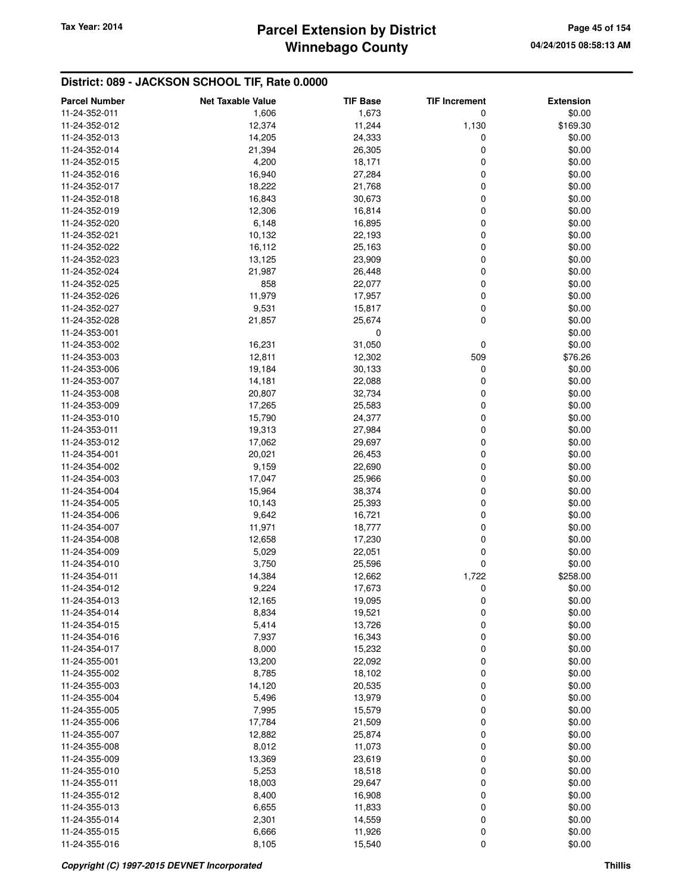## District: 089 - JACKSON SCHOOL TIF, Rate 0.0000

| Parcel Number | Net Taxable Value | TIF Base | TIF Increment | Extension |
|---|---|---|---|---|
| 11-24-352-011 | 1,606 | 1,673 | 0 | $0.00 |
| 11-24-352-012 | 12,374 | 11,244 | 1,130 | $169.30 |
| 11-24-352-013 | 14,205 | 24,333 | 0 | $0.00 |
| 11-24-352-014 | 21,394 | 26,305 | 0 | $0.00 |
| 11-24-352-015 | 4,200 | 18,171 | 0 | $0.00 |
| 11-24-352-016 | 16,940 | 27,284 | 0 | $0.00 |
| 11-24-352-017 | 18,222 | 21,768 | 0 | $0.00 |
| 11-24-352-018 | 16,843 | 30,673 | 0 | $0.00 |
| 11-24-352-019 | 12,306 | 16,814 | 0 | $0.00 |
| 11-24-352-020 | 6,148 | 16,895 | 0 | $0.00 |
| 11-24-352-021 | 10,132 | 22,193 | 0 | $0.00 |
| 11-24-352-022 | 16,112 | 25,163 | 0 | $0.00 |
| 11-24-352-023 | 13,125 | 23,909 | 0 | $0.00 |
| 11-24-352-024 | 21,987 | 26,448 | 0 | $0.00 |
| 11-24-352-025 | 858 | 22,077 | 0 | $0.00 |
| 11-24-352-026 | 11,979 | 17,957 | 0 | $0.00 |
| 11-24-352-027 | 9,531 | 15,817 | 0 | $0.00 |
| 11-24-352-028 | 21,857 | 25,674 | 0 | $0.00 |
| 11-24-353-001 | | 0 | | $0.00 |
| 11-24-353-002 | 16,231 | 31,050 | 0 | $0.00 |
| 11-24-353-003 | 12,811 | 12,302 | 509 | $76.26 |
| 11-24-353-006 | 19,184 | 30,133 | 0 | $0.00 |
| 11-24-353-007 | 14,181 | 22,088 | 0 | $0.00 |
| 11-24-353-008 | 20,807 | 32,734 | 0 | $0.00 |
| 11-24-353-009 | 17,265 | 25,583 | 0 | $0.00 |
| 11-24-353-010 | 15,790 | 24,377 | 0 | $0.00 |
| 11-24-353-011 | 19,313 | 27,984 | 0 | $0.00 |
| 11-24-353-012 | 17,062 | 29,697 | 0 | $0.00 |
| 11-24-354-001 | 20,021 | 26,453 | 0 | $0.00 |
| 11-24-354-002 | 9,159 | 22,690 | 0 | $0.00 |
| 11-24-354-003 | 17,047 | 25,966 | 0 | $0.00 |
| 11-24-354-004 | 15,964 | 38,374 | 0 | $0.00 |
| 11-24-354-005 | 10,143 | 25,393 | 0 | $0.00 |
| 11-24-354-006 | 9,642 | 16,721 | 0 | $0.00 |
| 11-24-354-007 | 11,971 | 18,777 | 0 | $0.00 |
| 11-24-354-008 | 12,658 | 17,230 | 0 | $0.00 |
| 11-24-354-009 | 5,029 | 22,051 | 0 | $0.00 |
| 11-24-354-010 | 3,750 | 25,596 | 0 | $0.00 |
| 11-24-354-011 | 14,384 | 12,662 | 1,722 | $258.00 |
| 11-24-354-012 | 9,224 | 17,673 | 0 | $0.00 |
| 11-24-354-013 | 12,165 | 19,095 | 0 | $0.00 |
| 11-24-354-014 | 8,834 | 19,521 | 0 | $0.00 |
| 11-24-354-015 | 5,414 | 13,726 | 0 | $0.00 |
| 11-24-354-016 | 7,937 | 16,343 | 0 | $0.00 |
| 11-24-354-017 | 8,000 | 15,232 | 0 | $0.00 |
| 11-24-355-001 | 13,200 | 22,092 | 0 | $0.00 |
| 11-24-355-002 | 8,785 | 18,102 | 0 | $0.00 |
| 11-24-355-003 | 14,120 | 20,535 | 0 | $0.00 |
| 11-24-355-004 | 5,496 | 13,979 | 0 | $0.00 |
| 11-24-355-005 | 7,995 | 15,579 | 0 | $0.00 |
| 11-24-355-006 | 17,784 | 21,509 | 0 | $0.00 |
| 11-24-355-007 | 12,882 | 25,874 | 0 | $0.00 |
| 11-24-355-008 | 8,012 | 11,073 | 0 | $0.00 |
| 11-24-355-009 | 13,369 | 23,619 | 0 | $0.00 |
| 11-24-355-010 | 5,253 | 18,518 | 0 | $0.00 |
| 11-24-355-011 | 18,003 | 29,647 | 0 | $0.00 |
| 11-24-355-012 | 8,400 | 16,908 | 0 | $0.00 |
| 11-24-355-013 | 6,655 | 11,833 | 0 | $0.00 |
| 11-24-355-014 | 2,301 | 14,559 | 0 | $0.00 |
| 11-24-355-015 | 6,666 | 11,926 | 0 | $0.00 |
| 11-24-355-016 | 8,105 | 15,540 | 0 | $0.00 |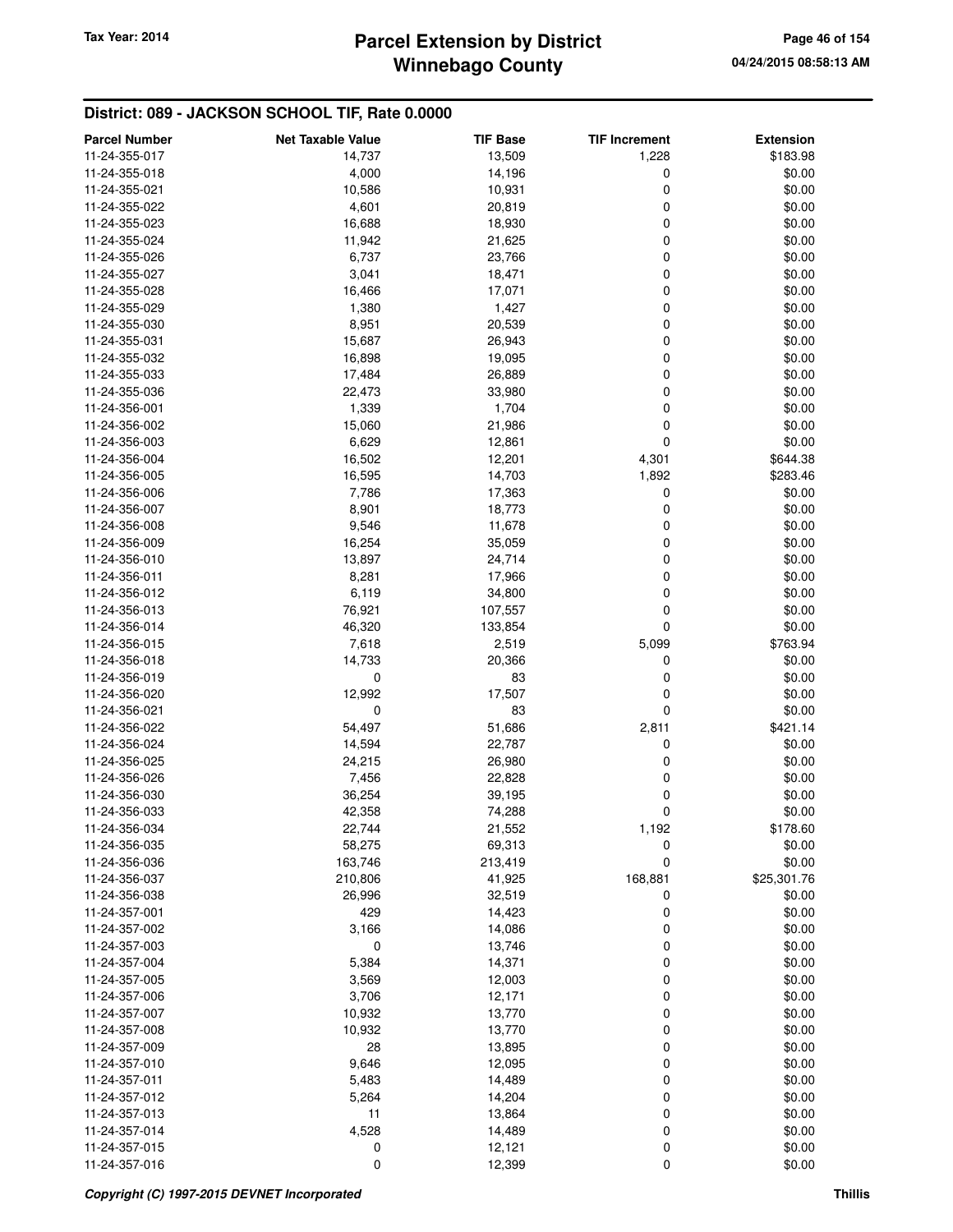## District: 089 - JACKSON SCHOOL TIF, Rate 0.0000

| Parcel Number | Net Taxable Value | TIF Base | TIF Increment | Extension |
|---|---|---|---|---|
| 11-24-355-017 | 14,737 | 13,509 | 1,228 | $183.98 |
| 11-24-355-018 | 4,000 | 14,196 | 0 | $0.00 |
| 11-24-355-021 | 10,586 | 10,931 | 0 | $0.00 |
| 11-24-355-022 | 4,601 | 20,819 | 0 | $0.00 |
| 11-24-355-023 | 16,688 | 18,930 | 0 | $0.00 |
| 11-24-355-024 | 11,942 | 21,625 | 0 | $0.00 |
| 11-24-355-026 | 6,737 | 23,766 | 0 | $0.00 |
| 11-24-355-027 | 3,041 | 18,471 | 0 | $0.00 |
| 11-24-355-028 | 16,466 | 17,071 | 0 | $0.00 |
| 11-24-355-029 | 1,380 | 1,427 | 0 | $0.00 |
| 11-24-355-030 | 8,951 | 20,539 | 0 | $0.00 |
| 11-24-355-031 | 15,687 | 26,943 | 0 | $0.00 |
| 11-24-355-032 | 16,898 | 19,095 | 0 | $0.00 |
| 11-24-355-033 | 17,484 | 26,889 | 0 | $0.00 |
| 11-24-355-036 | 22,473 | 33,980 | 0 | $0.00 |
| 11-24-356-001 | 1,339 | 1,704 | 0 | $0.00 |
| 11-24-356-002 | 15,060 | 21,986 | 0 | $0.00 |
| 11-24-356-003 | 6,629 | 12,861 | 0 | $0.00 |
| 11-24-356-004 | 16,502 | 12,201 | 4,301 | $644.38 |
| 11-24-356-005 | 16,595 | 14,703 | 1,892 | $283.46 |
| 11-24-356-006 | 7,786 | 17,363 | 0 | $0.00 |
| 11-24-356-007 | 8,901 | 18,773 | 0 | $0.00 |
| 11-24-356-008 | 9,546 | 11,678 | 0 | $0.00 |
| 11-24-356-009 | 16,254 | 35,059 | 0 | $0.00 |
| 11-24-356-010 | 13,897 | 24,714 | 0 | $0.00 |
| 11-24-356-011 | 8,281 | 17,966 | 0 | $0.00 |
| 11-24-356-012 | 6,119 | 34,800 | 0 | $0.00 |
| 11-24-356-013 | 76,921 | 107,557 | 0 | $0.00 |
| 11-24-356-014 | 46,320 | 133,854 | 0 | $0.00 |
| 11-24-356-015 | 7,618 | 2,519 | 5,099 | $763.94 |
| 11-24-356-018 | 14,733 | 20,366 | 0 | $0.00 |
| 11-24-356-019 | 0 | 83 | 0 | $0.00 |
| 11-24-356-020 | 12,992 | 17,507 | 0 | $0.00 |
| 11-24-356-021 | 0 | 83 | 0 | $0.00 |
| 11-24-356-022 | 54,497 | 51,686 | 2,811 | $421.14 |
| 11-24-356-024 | 14,594 | 22,787 | 0 | $0.00 |
| 11-24-356-025 | 24,215 | 26,980 | 0 | $0.00 |
| 11-24-356-026 | 7,456 | 22,828 | 0 | $0.00 |
| 11-24-356-030 | 36,254 | 39,195 | 0 | $0.00 |
| 11-24-356-033 | 42,358 | 74,288 | 0 | $0.00 |
| 11-24-356-034 | 22,744 | 21,552 | 1,192 | $178.60 |
| 11-24-356-035 | 58,275 | 69,313 | 0 | $0.00 |
| 11-24-356-036 | 163,746 | 213,419 | 0 | $0.00 |
| 11-24-356-037 | 210,806 | 41,925 | 168,881 | $25,301.76 |
| 11-24-356-038 | 26,996 | 32,519 | 0 | $0.00 |
| 11-24-357-001 | 429 | 14,423 | 0 | $0.00 |
| 11-24-357-002 | 3,166 | 14,086 | 0 | $0.00 |
| 11-24-357-003 | 0 | 13,746 | 0 | $0.00 |
| 11-24-357-004 | 5,384 | 14,371 | 0 | $0.00 |
| 11-24-357-005 | 3,569 | 12,003 | 0 | $0.00 |
| 11-24-357-006 | 3,706 | 12,171 | 0 | $0.00 |
| 11-24-357-007 | 10,932 | 13,770 | 0 | $0.00 |
| 11-24-357-008 | 10,932 | 13,770 | 0 | $0.00 |
| 11-24-357-009 | 28 | 13,895 | 0 | $0.00 |
| 11-24-357-010 | 9,646 | 12,095 | 0 | $0.00 |
| 11-24-357-011 | 5,483 | 14,489 | 0 | $0.00 |
| 11-24-357-012 | 5,264 | 14,204 | 0 | $0.00 |
| 11-24-357-013 | 11 | 13,864 | 0 | $0.00 |
| 11-24-357-014 | 4,528 | 14,489 | 0 | $0.00 |
| 11-24-357-015 | 0 | 12,121 | 0 | $0.00 |
| 11-24-357-016 | 0 | 12,399 | 0 | $0.00 |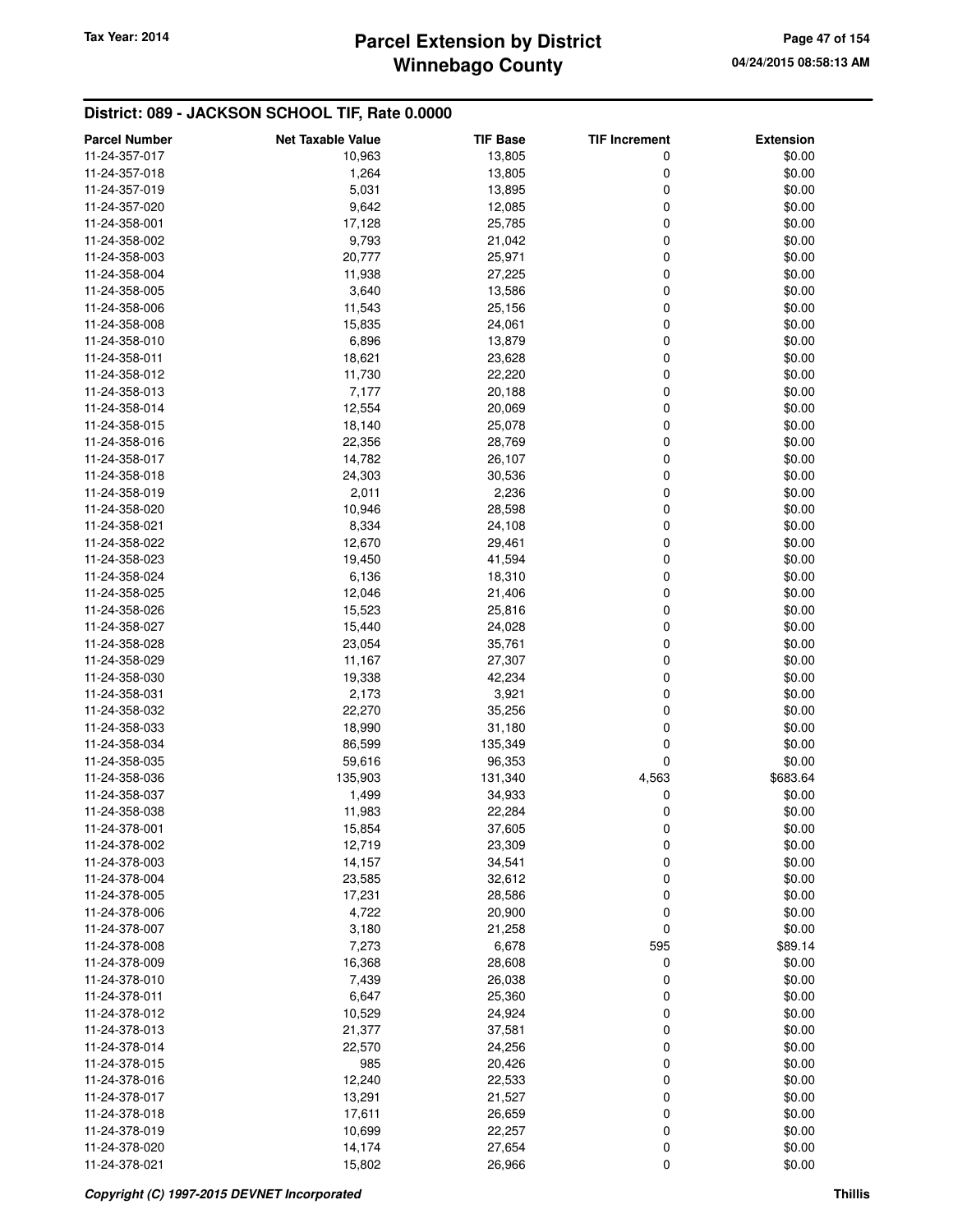## District: 089 - JACKSON SCHOOL TIF, Rate 0.0000

| Parcel Number | Net Taxable Value | TIF Base | TIF Increment | Extension |
|---|---|---|---|---|
| 11-24-357-017 | 10,963 | 13,805 | 0 | $0.00 |
| 11-24-357-018 | 1,264 | 13,805 | 0 | $0.00 |
| 11-24-357-019 | 5,031 | 13,895 | 0 | $0.00 |
| 11-24-357-020 | 9,642 | 12,085 | 0 | $0.00 |
| 11-24-358-001 | 17,128 | 25,785 | 0 | $0.00 |
| 11-24-358-002 | 9,793 | 21,042 | 0 | $0.00 |
| 11-24-358-003 | 20,777 | 25,971 | 0 | $0.00 |
| 11-24-358-004 | 11,938 | 27,225 | 0 | $0.00 |
| 11-24-358-005 | 3,640 | 13,586 | 0 | $0.00 |
| 11-24-358-006 | 11,543 | 25,156 | 0 | $0.00 |
| 11-24-358-008 | 15,835 | 24,061 | 0 | $0.00 |
| 11-24-358-010 | 6,896 | 13,879 | 0 | $0.00 |
| 11-24-358-011 | 18,621 | 23,628 | 0 | $0.00 |
| 11-24-358-012 | 11,730 | 22,220 | 0 | $0.00 |
| 11-24-358-013 | 7,177 | 20,188 | 0 | $0.00 |
| 11-24-358-014 | 12,554 | 20,069 | 0 | $0.00 |
| 11-24-358-015 | 18,140 | 25,078 | 0 | $0.00 |
| 11-24-358-016 | 22,356 | 28,769 | 0 | $0.00 |
| 11-24-358-017 | 14,782 | 26,107 | 0 | $0.00 |
| 11-24-358-018 | 24,303 | 30,536 | 0 | $0.00 |
| 11-24-358-019 | 2,011 | 2,236 | 0 | $0.00 |
| 11-24-358-020 | 10,946 | 28,598 | 0 | $0.00 |
| 11-24-358-021 | 8,334 | 24,108 | 0 | $0.00 |
| 11-24-358-022 | 12,670 | 29,461 | 0 | $0.00 |
| 11-24-358-023 | 19,450 | 41,594 | 0 | $0.00 |
| 11-24-358-024 | 6,136 | 18,310 | 0 | $0.00 |
| 11-24-358-025 | 12,046 | 21,406 | 0 | $0.00 |
| 11-24-358-026 | 15,523 | 25,816 | 0 | $0.00 |
| 11-24-358-027 | 15,440 | 24,028 | 0 | $0.00 |
| 11-24-358-028 | 23,054 | 35,761 | 0 | $0.00 |
| 11-24-358-029 | 11,167 | 27,307 | 0 | $0.00 |
| 11-24-358-030 | 19,338 | 42,234 | 0 | $0.00 |
| 11-24-358-031 | 2,173 | 3,921 | 0 | $0.00 |
| 11-24-358-032 | 22,270 | 35,256 | 0 | $0.00 |
| 11-24-358-033 | 18,990 | 31,180 | 0 | $0.00 |
| 11-24-358-034 | 86,599 | 135,349 | 0 | $0.00 |
| 11-24-358-035 | 59,616 | 96,353 | 0 | $0.00 |
| 11-24-358-036 | 135,903 | 131,340 | 4,563 | $683.64 |
| 11-24-358-037 | 1,499 | 34,933 | 0 | $0.00 |
| 11-24-358-038 | 11,983 | 22,284 | 0 | $0.00 |
| 11-24-378-001 | 15,854 | 37,605 | 0 | $0.00 |
| 11-24-378-002 | 12,719 | 23,309 | 0 | $0.00 |
| 11-24-378-003 | 14,157 | 34,541 | 0 | $0.00 |
| 11-24-378-004 | 23,585 | 32,612 | 0 | $0.00 |
| 11-24-378-005 | 17,231 | 28,586 | 0 | $0.00 |
| 11-24-378-006 | 4,722 | 20,900 | 0 | $0.00 |
| 11-24-378-007 | 3,180 | 21,258 | 0 | $0.00 |
| 11-24-378-008 | 7,273 | 6,678 | 595 | $89.14 |
| 11-24-378-009 | 16,368 | 28,608 | 0 | $0.00 |
| 11-24-378-010 | 7,439 | 26,038 | 0 | $0.00 |
| 11-24-378-011 | 6,647 | 25,360 | 0 | $0.00 |
| 11-24-378-012 | 10,529 | 24,924 | 0 | $0.00 |
| 11-24-378-013 | 21,377 | 37,581 | 0 | $0.00 |
| 11-24-378-014 | 22,570 | 24,256 | 0 | $0.00 |
| 11-24-378-015 | 985 | 20,426 | 0 | $0.00 |
| 11-24-378-016 | 12,240 | 22,533 | 0 | $0.00 |
| 11-24-378-017 | 13,291 | 21,527 | 0 | $0.00 |
| 11-24-378-018 | 17,611 | 26,659 | 0 | $0.00 |
| 11-24-378-019 | 10,699 | 22,257 | 0 | $0.00 |
| 11-24-378-020 | 14,174 | 27,654 | 0 | $0.00 |
| 11-24-378-021 | 15,802 | 26,966 | 0 | $0.00 |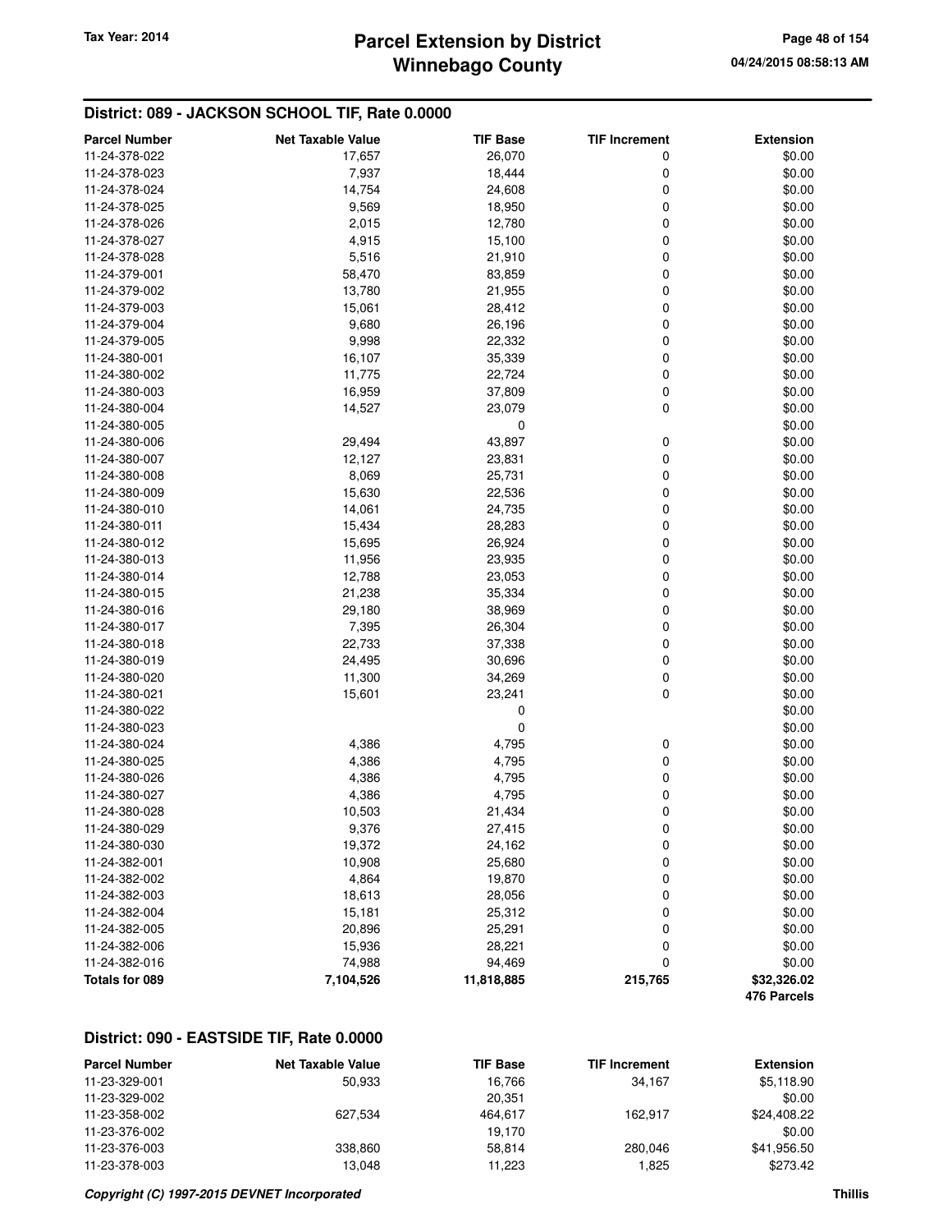## District: 089 - JACKSON SCHOOL TIF, Rate 0.0000

| Parcel Number | Net Taxable Value | TIF Base | TIF Increment | Extension |
|---|---|---|---|---|
| 11-24-378-022 | 17,657 | 26,070 | 0 | $0.00 |
| 11-24-378-023 | 7,937 | 18,444 | 0 | $0.00 |
| 11-24-378-024 | 14,754 | 24,608 | 0 | $0.00 |
| 11-24-378-025 | 9,569 | 18,950 | 0 | $0.00 |
| 11-24-378-026 | 2,015 | 12,780 | 0 | $0.00 |
| 11-24-378-027 | 4,915 | 15,100 | 0 | $0.00 |
| 11-24-378-028 | 5,516 | 21,910 | 0 | $0.00 |
| 11-24-379-001 | 58,470 | 83,859 | 0 | $0.00 |
| 11-24-379-002 | 13,780 | 21,955 | 0 | $0.00 |
| 11-24-379-003 | 15,061 | 28,412 | 0 | $0.00 |
| 11-24-379-004 | 9,680 | 26,196 | 0 | $0.00 |
| 11-24-379-005 | 9,998 | 22,332 | 0 | $0.00 |
| 11-24-380-001 | 16,107 | 35,339 | 0 | $0.00 |
| 11-24-380-002 | 11,775 | 22,724 | 0 | $0.00 |
| 11-24-380-003 | 16,959 | 37,809 | 0 | $0.00 |
| 11-24-380-004 | 14,527 | 23,079 | 0 | $0.00 |
| 11-24-380-005 | | 0 | | $0.00 |
| 11-24-380-006 | 29,494 | 43,897 | 0 | $0.00 |
| 11-24-380-007 | 12,127 | 23,831 | 0 | $0.00 |
| 11-24-380-008 | 8,069 | 25,731 | 0 | $0.00 |
| 11-24-380-009 | 15,630 | 22,536 | 0 | $0.00 |
| 11-24-380-010 | 14,061 | 24,735 | 0 | $0.00 |
| 11-24-380-011 | 15,434 | 28,283 | 0 | $0.00 |
| 11-24-380-012 | 15,695 | 26,924 | 0 | $0.00 |
| 11-24-380-013 | 11,956 | 23,935 | 0 | $0.00 |
| 11-24-380-014 | 12,788 | 23,053 | 0 | $0.00 |
| 11-24-380-015 | 21,238 | 35,334 | 0 | $0.00 |
| 11-24-380-016 | 29,180 | 38,969 | 0 | $0.00 |
| 11-24-380-017 | 7,395 | 26,304 | 0 | $0.00 |
| 11-24-380-018 | 22,733 | 37,338 | 0 | $0.00 |
| 11-24-380-019 | 24,495 | 30,696 | 0 | $0.00 |
| 11-24-380-020 | 11,300 | 34,269 | 0 | $0.00 |
| 11-24-380-021 | 15,601 | 23,241 | 0 | $0.00 |
| 11-24-380-022 | | 0 | | $0.00 |
| 11-24-380-023 | | 0 | | $0.00 |
| 11-24-380-024 | 4,386 | 4,795 | 0 | $0.00 |
| 11-24-380-025 | 4,386 | 4,795 | 0 | $0.00 |
| 11-24-380-026 | 4,386 | 4,795 | 0 | $0.00 |
| 11-24-380-027 | 4,386 | 4,795 | 0 | $0.00 |
| 11-24-380-028 | 10,503 | 21,434 | 0 | $0.00 |
| 11-24-380-029 | 9,376 | 27,415 | 0 | $0.00 |
| 11-24-380-030 | 19,372 | 24,162 | 0 | $0.00 |
| 11-24-382-001 | 10,908 | 25,680 | 0 | $0.00 |
| 11-24-382-002 | 4,864 | 19,870 | 0 | $0.00 |
| 11-24-382-003 | 18,613 | 28,056 | 0 | $0.00 |
| 11-24-382-004 | 15,181 | 25,312 | 0 | $0.00 |
| 11-24-382-005 | 20,896 | 25,291 | 0 | $0.00 |
| 11-24-382-006 | 15,936 | 28,221 | 0 | $0.00 |
| 11-24-382-016 | 74,988 | 94,469 | 0 | $0.00 |
| **Totals for 089** | **7,104,526** | **11,818,885** | **215,765** | **$32,326.02** |
| | | | | **476 Parcels** |

## District: 090 - EASTSIDE TIF, Rate 0.0000

| Parcel Number | Net Taxable Value | TIF Base | TIF Increment | Extension |
|---|---|---|---|---|
| 11-23-329-001 | 50,933 | 16,766 | 34,167 | $5,118.90 |
| 11-23-329-002 | | 20,351 | | $0.00 |
| 11-23-358-002 | 627,534 | 464,617 | 162,917 | $24,408.22 |
| 11-23-376-002 | | 19,170 | | $0.00 |
| 11-23-376-003 | 338,860 | 58,814 | 280,046 | $41,956.50 |
| 11-23-378-003 | 13,048 | 11,223 | 1,825 | $273.42 |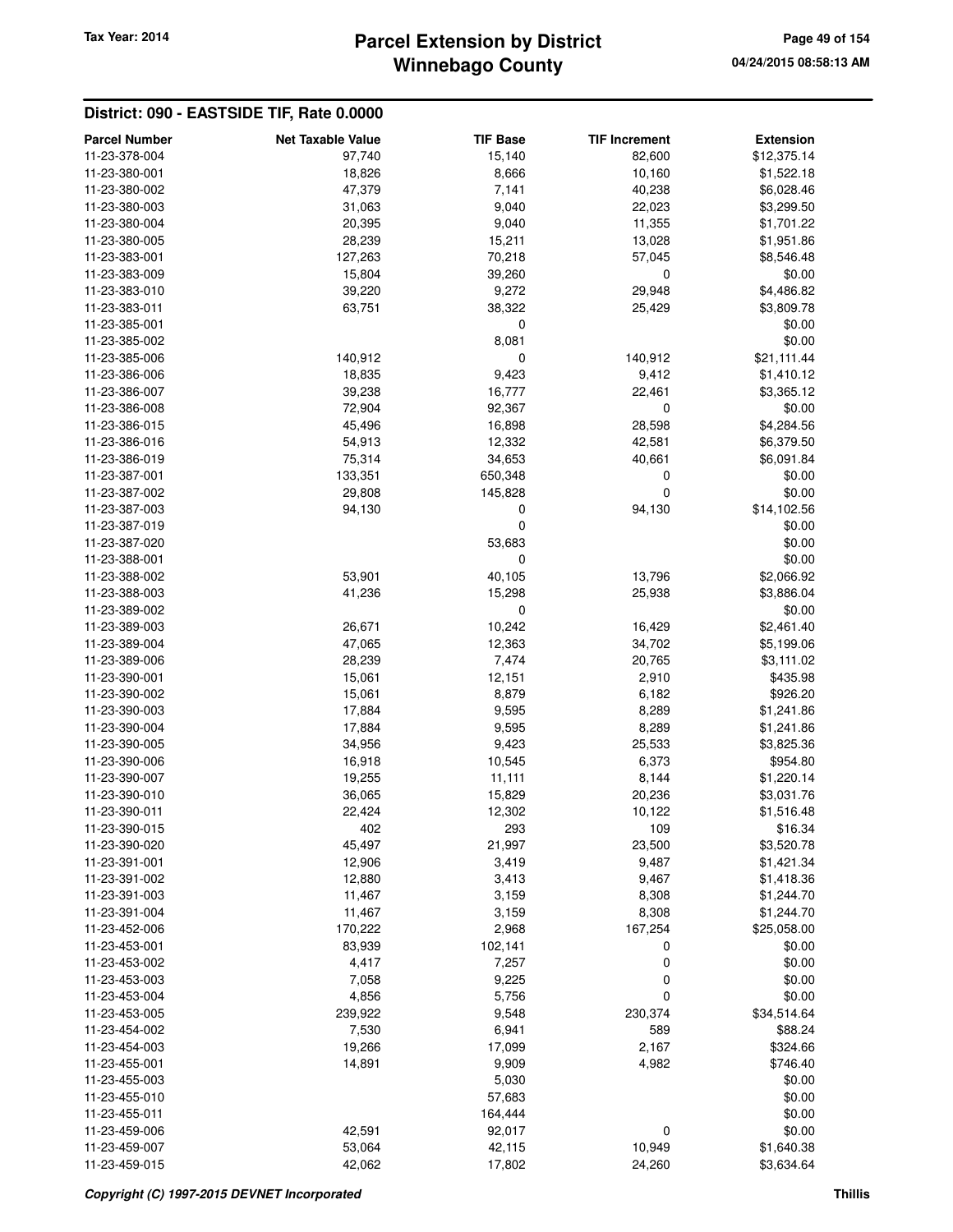## District: 090 - EASTSIDE TIF, Rate 0.0000

| Parcel Number | Net Taxable Value | TIF Base | TIF Increment | Extension |
|---|---|---|---|---|
| 11-23-378-004 | 97,740 | 15,140 | 82,600 | $12,375.14 |
| 11-23-380-001 | 18,826 | 8,666 | 10,160 | $1,522.18 |
| 11-23-380-002 | 47,379 | 7,141 | 40,238 | $6,028.46 |
| 11-23-380-003 | 31,063 | 9,040 | 22,023 | $3,299.50 |
| 11-23-380-004 | 20,395 | 9,040 | 11,355 | $1,701.22 |
| 11-23-380-005 | 28,239 | 15,211 | 13,028 | $1,951.86 |
| 11-23-383-001 | 127,263 | 70,218 | 57,045 | $8,546.48 |
| 11-23-383-009 | 15,804 | 39,260 | 0 | $0.00 |
| 11-23-383-010 | 39,220 | 9,272 | 29,948 | $4,486.82 |
| 11-23-383-011 | 63,751 | 38,322 | 25,429 | $3,809.78 |
| 11-23-385-001 | | 0 | | $0.00 |
| 11-23-385-002 | | 8,081 | | $0.00 |
| 11-23-385-006 | 140,912 | 0 | 140,912 | $21,111.44 |
| 11-23-386-006 | 18,835 | 9,423 | 9,412 | $1,410.12 |
| 11-23-386-007 | 39,238 | 16,777 | 22,461 | $3,365.12 |
| 11-23-386-008 | 72,904 | 92,367 | 0 | $0.00 |
| 11-23-386-015 | 45,496 | 16,898 | 28,598 | $4,284.56 |
| 11-23-386-016 | 54,913 | 12,332 | 42,581 | $6,379.50 |
| 11-23-386-019 | 75,314 | 34,653 | 40,661 | $6,091.84 |
| 11-23-387-001 | 133,351 | 650,348 | 0 | $0.00 |
| 11-23-387-002 | 29,808 | 145,828 | 0 | $0.00 |
| 11-23-387-003 | 94,130 | 0 | 94,130 | $14,102.56 |
| 11-23-387-019 | | 0 | | $0.00 |
| 11-23-387-020 | | 53,683 | | $0.00 |
| 11-23-388-001 | | 0 | | $0.00 |
| 11-23-388-002 | 53,901 | 40,105 | 13,796 | $2,066.92 |
| 11-23-388-003 | 41,236 | 15,298 | 25,938 | $3,886.04 |
| 11-23-389-002 | | 0 | | $0.00 |
| 11-23-389-003 | 26,671 | 10,242 | 16,429 | $2,461.40 |
| 11-23-389-004 | 47,065 | 12,363 | 34,702 | $5,199.06 |
| 11-23-389-006 | 28,239 | 7,474 | 20,765 | $3,111.02 |
| 11-23-390-001 | 15,061 | 12,151 | 2,910 | $435.98 |
| 11-23-390-002 | 15,061 | 8,879 | 6,182 | $926.20 |
| 11-23-390-003 | 17,884 | 9,595 | 8,289 | $1,241.86 |
| 11-23-390-004 | 17,884 | 9,595 | 8,289 | $1,241.86 |
| 11-23-390-005 | 34,956 | 9,423 | 25,533 | $3,825.36 |
| 11-23-390-006 | 16,918 | 10,545 | 6,373 | $954.80 |
| 11-23-390-007 | 19,255 | 11,111 | 8,144 | $1,220.14 |
| 11-23-390-010 | 36,065 | 15,829 | 20,236 | $3,031.76 |
| 11-23-390-011 | 22,424 | 12,302 | 10,122 | $1,516.48 |
| 11-23-390-015 | 402 | 293 | 109 | $16.34 |
| 11-23-390-020 | 45,497 | 21,997 | 23,500 | $3,520.78 |
| 11-23-391-001 | 12,906 | 3,419 | 9,487 | $1,421.34 |
| 11-23-391-002 | 12,880 | 3,413 | 9,467 | $1,418.36 |
| 11-23-391-003 | 11,467 | 3,159 | 8,308 | $1,244.70 |
| 11-23-391-004 | 11,467 | 3,159 | 8,308 | $1,244.70 |
| 11-23-452-006 | 170,222 | 2,968 | 167,254 | $25,058.00 |
| 11-23-453-001 | 83,939 | 102,141 | 0 | $0.00 |
| 11-23-453-002 | 4,417 | 7,257 | 0 | $0.00 |
| 11-23-453-003 | 7,058 | 9,225 | 0 | $0.00 |
| 11-23-453-004 | 4,856 | 5,756 | 0 | $0.00 |
| 11-23-453-005 | 239,922 | 9,548 | 230,374 | $34,514.64 |
| 11-23-454-002 | 7,530 | 6,941 | 589 | $88.24 |
| 11-23-454-003 | 19,266 | 17,099 | 2,167 | $324.66 |
| 11-23-455-001 | 14,891 | 9,909 | 4,982 | $746.40 |
| 11-23-455-003 | | 5,030 | | $0.00 |
| 11-23-455-010 | | 57,683 | | $0.00 |
| 11-23-455-011 | | 164,444 | | $0.00 |
| 11-23-459-006 | 42,591 | 92,017 | 0 | $0.00 |
| 11-23-459-007 | 53,064 | 42,115 | 10,949 | $1,640.38 |
| 11-23-459-015 | 42,062 | 17,802 | 24,260 | $3,634.64 |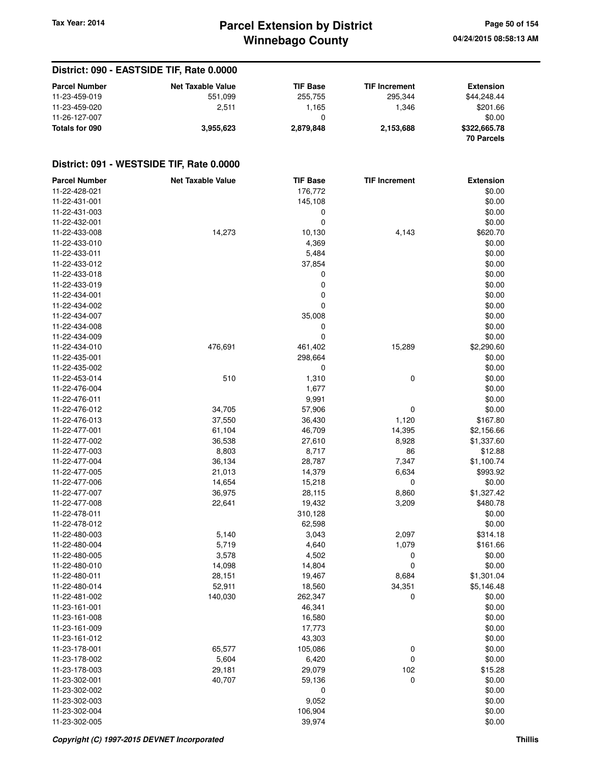## District: 090 - EASTSIDE TIF, Rate 0.0000

| Parcel Number | Net Taxable Value | TIF Base | TIF Increment | Extension |
|---|---|---|---|---|
| 11-23-459-019 | 551,099 | 255,755 | 295,344 | $44,248.44 |
| 11-23-459-020 | 2,511 | 1,165 | 1,346 | $201.66 |
| 11-26-127-007 | | 0 | | $0.00 |
| **Totals for 090** | **3,955,623** | **2,879,848** | **2,153,688** | **$322,665.78** |
| | | | | **70 Parcels** |

## District: 091 - WESTSIDE TIF, Rate 0.0000

| Parcel Number | Net Taxable Value | TIF Base | TIF Increment | Extension |
|---|---|---|---|---|
| 11-22-428-021 | | 176,772 | | $0.00 |
| 11-22-431-001 | | 145,108 | | $0.00 |
| 11-22-431-003 | | 0 | | $0.00 |
| 11-22-432-001 | | 0 | | $0.00 |
| 11-22-433-008 | 14,273 | 10,130 | 4,143 | $620.70 |
| 11-22-433-010 | | 4,369 | | $0.00 |
| 11-22-433-011 | | 5,484 | | $0.00 |
| 11-22-433-012 | | 37,854 | | $0.00 |
| 11-22-433-018 | | 0 | | $0.00 |
| 11-22-433-019 | | 0 | | $0.00 |
| 11-22-434-001 | | 0 | | $0.00 |
| 11-22-434-002 | | 0 | | $0.00 |
| 11-22-434-007 | | 35,008 | | $0.00 |
| 11-22-434-008 | | 0 | | $0.00 |
| 11-22-434-009 | | 0 | | $0.00 |
| 11-22-434-010 | 476,691 | 461,402 | 15,289 | $2,290.60 |
| 11-22-435-001 | | 298,664 | | $0.00 |
| 11-22-435-002 | | 0 | | $0.00 |
| 11-22-453-014 | 510 | 1,310 | 0 | $0.00 |
| 11-22-476-004 | | 1,677 | | $0.00 |
| 11-22-476-011 | | 9,991 | | $0.00 |
| 11-22-476-012 | 34,705 | 57,906 | 0 | $0.00 |
| 11-22-476-013 | 37,550 | 36,430 | 1,120 | $167.80 |
| 11-22-477-001 | 61,104 | 46,709 | 14,395 | $2,156.66 |
| 11-22-477-002 | 36,538 | 27,610 | 8,928 | $1,337.60 |
| 11-22-477-003 | 8,803 | 8,717 | 86 | $12.88 |
| 11-22-477-004 | 36,134 | 28,787 | 7,347 | $1,100.74 |
| 11-22-477-005 | 21,013 | 14,379 | 6,634 | $993.92 |
| 11-22-477-006 | 14,654 | 15,218 | 0 | $0.00 |
| 11-22-477-007 | 36,975 | 28,115 | 8,860 | $1,327.42 |
| 11-22-477-008 | 22,641 | 19,432 | 3,209 | $480.78 |
| 11-22-478-011 | | 310,128 | | $0.00 |
| 11-22-478-012 | | 62,598 | | $0.00 |
| 11-22-480-003 | 5,140 | 3,043 | 2,097 | $314.18 |
| 11-22-480-004 | 5,719 | 4,640 | 1,079 | $161.66 |
| 11-22-480-005 | 3,578 | 4,502 | 0 | $0.00 |
| 11-22-480-010 | 14,098 | 14,804 | 0 | $0.00 |
| 11-22-480-011 | 28,151 | 19,467 | 8,684 | $1,301.04 |
| 11-22-480-014 | 52,911 | 18,560 | 34,351 | $5,146.48 |
| 11-22-481-002 | 140,030 | 262,347 | 0 | $0.00 |
| 11-23-161-001 | | 46,341 | | $0.00 |
| 11-23-161-008 | | 16,580 | | $0.00 |
| 11-23-161-009 | | 17,773 | | $0.00 |
| 11-23-161-012 | | 43,303 | | $0.00 |
| 11-23-178-001 | 65,577 | 105,086 | 0 | $0.00 |
| 11-23-178-002 | 5,604 | 6,420 | 0 | $0.00 |
| 11-23-178-003 | 29,181 | 29,079 | 102 | $15.28 |
| 11-23-302-001 | 40,707 | 59,136 | 0 | $0.00 |
| 11-23-302-002 | | 0 | | $0.00 |
| 11-23-302-003 | | 9,052 | | $0.00 |
| 11-23-302-004 | | 106,904 | | $0.00 |
| 11-23-302-005 | | 39,974 | | $0.00 |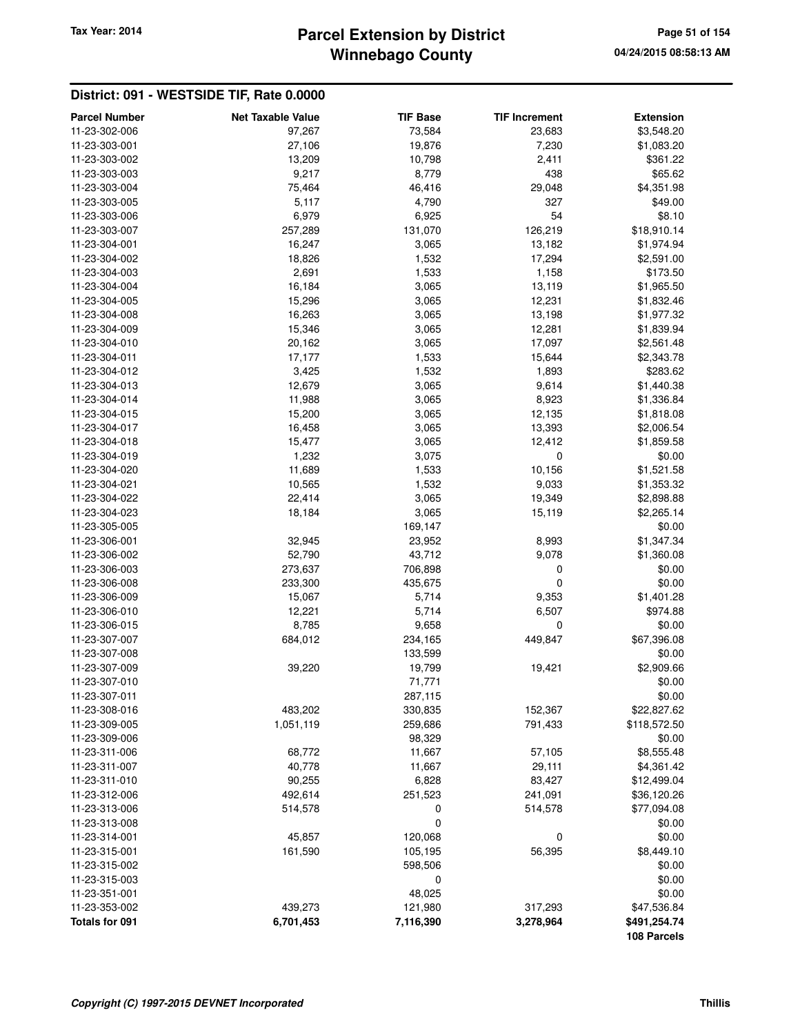# Parcel Extension by District
# Winnebago County

Tax Year: 2014

04/24/2015 08:58:13 AM

## District: 091 - WESTSIDE TIF, Rate 0.0000

| Parcel Number | Net Taxable Value | TIF Base | TIF Increment | Extension |
|---|---|---|---|---|
| 11-23-302-006 | 97,267 | 73,584 | 23,683 | $3,548.20 |
| 11-23-303-001 | 27,106 | 19,876 | 7,230 | $1,083.20 |
| 11-23-303-002 | 13,209 | 10,798 | 2,411 | $361.22 |
| 11-23-303-003 | 9,217 | 8,779 | 438 | $65.62 |
| 11-23-303-004 | 75,464 | 46,416 | 29,048 | $4,351.98 |
| 11-23-303-005 | 5,117 | 4,790 | 327 | $49.00 |
| 11-23-303-006 | 6,979 | 6,925 | 54 | $8.10 |
| 11-23-303-007 | 257,289 | 131,070 | 126,219 | $18,910.14 |
| 11-23-304-001 | 16,247 | 3,065 | 13,182 | $1,974.94 |
| 11-23-304-002 | 18,826 | 1,532 | 17,294 | $2,591.00 |
| 11-23-304-003 | 2,691 | 1,533 | 1,158 | $173.50 |
| 11-23-304-004 | 16,184 | 3,065 | 13,119 | $1,965.50 |
| 11-23-304-005 | 15,296 | 3,065 | 12,231 | $1,832.46 |
| 11-23-304-008 | 16,263 | 3,065 | 13,198 | $1,977.32 |
| 11-23-304-009 | 15,346 | 3,065 | 12,281 | $1,839.94 |
| 11-23-304-010 | 20,162 | 3,065 | 17,097 | $2,561.48 |
| 11-23-304-011 | 17,177 | 1,533 | 15,644 | $2,343.78 |
| 11-23-304-012 | 3,425 | 1,532 | 1,893 | $283.62 |
| 11-23-304-013 | 12,679 | 3,065 | 9,614 | $1,440.38 |
| 11-23-304-014 | 11,988 | 3,065 | 8,923 | $1,336.84 |
| 11-23-304-015 | 15,200 | 3,065 | 12,135 | $1,818.08 |
| 11-23-304-017 | 16,458 | 3,065 | 13,393 | $2,006.54 |
| 11-23-304-018 | 15,477 | 3,065 | 12,412 | $1,859.58 |
| 11-23-304-019 | 1,232 | 3,075 | 0 | $0.00 |
| 11-23-304-020 | 11,689 | 1,533 | 10,156 | $1,521.58 |
| 11-23-304-021 | 10,565 | 1,532 | 9,033 | $1,353.32 |
| 11-23-304-022 | 22,414 | 3,065 | 19,349 | $2,898.88 |
| 11-23-304-023 | 18,184 | 3,065 | 15,119 | $2,265.14 |
| 11-23-305-005 | | 169,147 | | $0.00 |
| 11-23-306-001 | 32,945 | 23,952 | 8,993 | $1,347.34 |
| 11-23-306-002 | 52,790 | 43,712 | 9,078 | $1,360.08 |
| 11-23-306-003 | 273,637 | 706,898 | 0 | $0.00 |
| 11-23-306-008 | 233,300 | 435,675 | 0 | $0.00 |
| 11-23-306-009 | 15,067 | 5,714 | 9,353 | $1,401.28 |
| 11-23-306-010 | 12,221 | 5,714 | 6,507 | $974.88 |
| 11-23-306-015 | 8,785 | 9,658 | 0 | $0.00 |
| 11-23-307-007 | 684,012 | 234,165 | 449,847 | $67,396.08 |
| 11-23-307-008 | | 133,599 | | $0.00 |
| 11-23-307-009 | 39,220 | 19,799 | 19,421 | $2,909.66 |
| 11-23-307-010 | | 71,771 | | $0.00 |
| 11-23-307-011 | | 287,115 | | $0.00 |
| 11-23-308-016 | 483,202 | 330,835 | 152,367 | $22,827.62 |
| 11-23-309-005 | 1,051,119 | 259,686 | 791,433 | $118,572.50 |
| 11-23-309-006 | | 98,329 | | $0.00 |
| 11-23-311-006 | 68,772 | 11,667 | 57,105 | $8,555.48 |
| 11-23-311-007 | 40,778 | 11,667 | 29,111 | $4,361.42 |
| 11-23-311-010 | 90,255 | 6,828 | 83,427 | $12,499.04 |
| 11-23-312-006 | 492,614 | 251,523 | 241,091 | $36,120.26 |
| 11-23-313-006 | 514,578 | 0 | 514,578 | $77,094.08 |
| 11-23-313-008 | | 0 | | $0.00 |
| 11-23-314-001 | 45,857 | 120,068 | 0 | $0.00 |
| 11-23-315-001 | 161,590 | 105,195 | 56,395 | $8,449.10 |
| 11-23-315-002 | | 598,506 | | $0.00 |
| 11-23-315-003 | | 0 | | $0.00 |
| 11-23-351-001 | | 48,025 | | $0.00 |
| 11-23-353-002 | 439,273 | 121,980 | 317,293 | $47,536.84 |
| **Totals for 091** | **6,701,453** | **7,116,390** | **3,278,964** | **$491,254.74** |
| | | | | **108 Parcels** |

*Copyright (C) 1997-2015 DEVNET Incorporated*

**Thillis**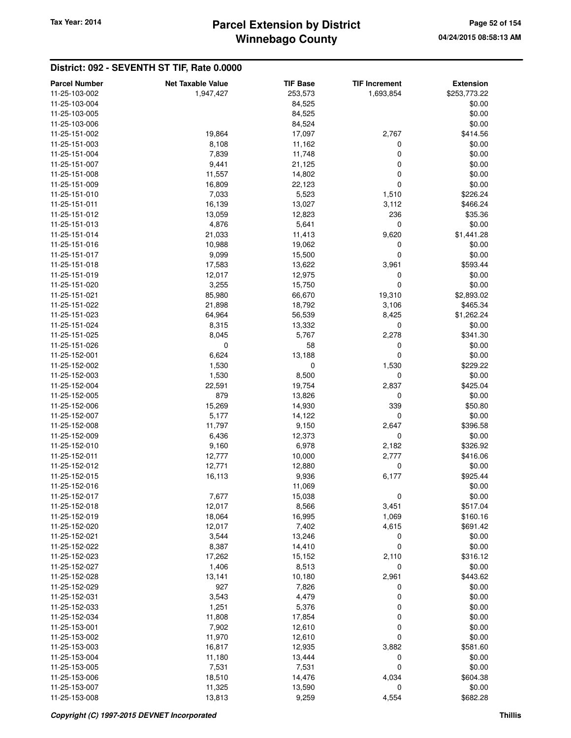## District: 092 - SEVENTH ST TIF, Rate 0.0000

| Parcel Number | Net Taxable Value | TIF Base | TIF Increment | Extension |
|---|---|---|---|---|
| 11-25-103-002 | 1,947,427 | 253,573 | 1,693,854 | $253,773.22 |
| 11-25-103-004 | | 84,525 | | $0.00 |
| 11-25-103-005 | | 84,525 | | $0.00 |
| 11-25-103-006 | | 84,524 | | $0.00 |
| 11-25-151-002 | 19,864 | 17,097 | 2,767 | $414.56 |
| 11-25-151-003 | 8,108 | 11,162 | 0 | $0.00 |
| 11-25-151-004 | 7,839 | 11,748 | 0 | $0.00 |
| 11-25-151-007 | 9,441 | 21,125 | 0 | $0.00 |
| 11-25-151-008 | 11,557 | 14,802 | 0 | $0.00 |
| 11-25-151-009 | 16,809 | 22,123 | 0 | $0.00 |
| 11-25-151-010 | 7,033 | 5,523 | 1,510 | $226.24 |
| 11-25-151-011 | 16,139 | 13,027 | 3,112 | $466.24 |
| 11-25-151-012 | 13,059 | 12,823 | 236 | $35.36 |
| 11-25-151-013 | 4,876 | 5,641 | 0 | $0.00 |
| 11-25-151-014 | 21,033 | 11,413 | 9,620 | $1,441.28 |
| 11-25-151-016 | 10,988 | 19,062 | 0 | $0.00 |
| 11-25-151-017 | 9,099 | 15,500 | 0 | $0.00 |
| 11-25-151-018 | 17,583 | 13,622 | 3,961 | $593.44 |
| 11-25-151-019 | 12,017 | 12,975 | 0 | $0.00 |
| 11-25-151-020 | 3,255 | 15,750 | 0 | $0.00 |
| 11-25-151-021 | 85,980 | 66,670 | 19,310 | $2,893.02 |
| 11-25-151-022 | 21,898 | 18,792 | 3,106 | $465.34 |
| 11-25-151-023 | 64,964 | 56,539 | 8,425 | $1,262.24 |
| 11-25-151-024 | 8,315 | 13,332 | 0 | $0.00 |
| 11-25-151-025 | 8,045 | 5,767 | 2,278 | $341.30 |
| 11-25-151-026 | 0 | 58 | 0 | $0.00 |
| 11-25-152-001 | 6,624 | 13,188 | 0 | $0.00 |
| 11-25-152-002 | 1,530 | 0 | 1,530 | $229.22 |
| 11-25-152-003 | 1,530 | 8,500 | 0 | $0.00 |
| 11-25-152-004 | 22,591 | 19,754 | 2,837 | $425.04 |
| 11-25-152-005 | 879 | 13,826 | 0 | $0.00 |
| 11-25-152-006 | 15,269 | 14,930 | 339 | $50.80 |
| 11-25-152-007 | 5,177 | 14,122 | 0 | $0.00 |
| 11-25-152-008 | 11,797 | 9,150 | 2,647 | $396.58 |
| 11-25-152-009 | 6,436 | 12,373 | 0 | $0.00 |
| 11-25-152-010 | 9,160 | 6,978 | 2,182 | $326.92 |
| 11-25-152-011 | 12,777 | 10,000 | 2,777 | $416.06 |
| 11-25-152-012 | 12,771 | 12,880 | 0 | $0.00 |
| 11-25-152-015 | 16,113 | 9,936 | 6,177 | $925.44 |
| 11-25-152-016 | | 11,069 | | $0.00 |
| 11-25-152-017 | 7,677 | 15,038 | 0 | $0.00 |
| 11-25-152-018 | 12,017 | 8,566 | 3,451 | $517.04 |
| 11-25-152-019 | 18,064 | 16,995 | 1,069 | $160.16 |
| 11-25-152-020 | 12,017 | 7,402 | 4,615 | $691.42 |
| 11-25-152-021 | 3,544 | 13,246 | 0 | $0.00 |
| 11-25-152-022 | 8,387 | 14,410 | 0 | $0.00 |
| 11-25-152-023 | 17,262 | 15,152 | 2,110 | $316.12 |
| 11-25-152-027 | 1,406 | 8,513 | 0 | $0.00 |
| 11-25-152-028 | 13,141 | 10,180 | 2,961 | $443.62 |
| 11-25-152-029 | 927 | 7,826 | 0 | $0.00 |
| 11-25-152-031 | 3,543 | 4,479 | 0 | $0.00 |
| 11-25-152-033 | 1,251 | 5,376 | 0 | $0.00 |
| 11-25-152-034 | 11,808 | 17,854 | 0 | $0.00 |
| 11-25-153-001 | 7,902 | 12,610 | 0 | $0.00 |
| 11-25-153-002 | 11,970 | 12,610 | 0 | $0.00 |
| 11-25-153-003 | 16,817 | 12,935 | 3,882 | $581.60 |
| 11-25-153-004 | 11,180 | 13,444 | 0 | $0.00 |
| 11-25-153-005 | 7,531 | 7,531 | 0 | $0.00 |
| 11-25-153-006 | 18,510 | 14,476 | 4,034 | $604.38 |
| 11-25-153-007 | 11,325 | 13,590 | 0 | $0.00 |
| 11-25-153-008 | 13,813 | 9,259 | 4,554 | $682.28 |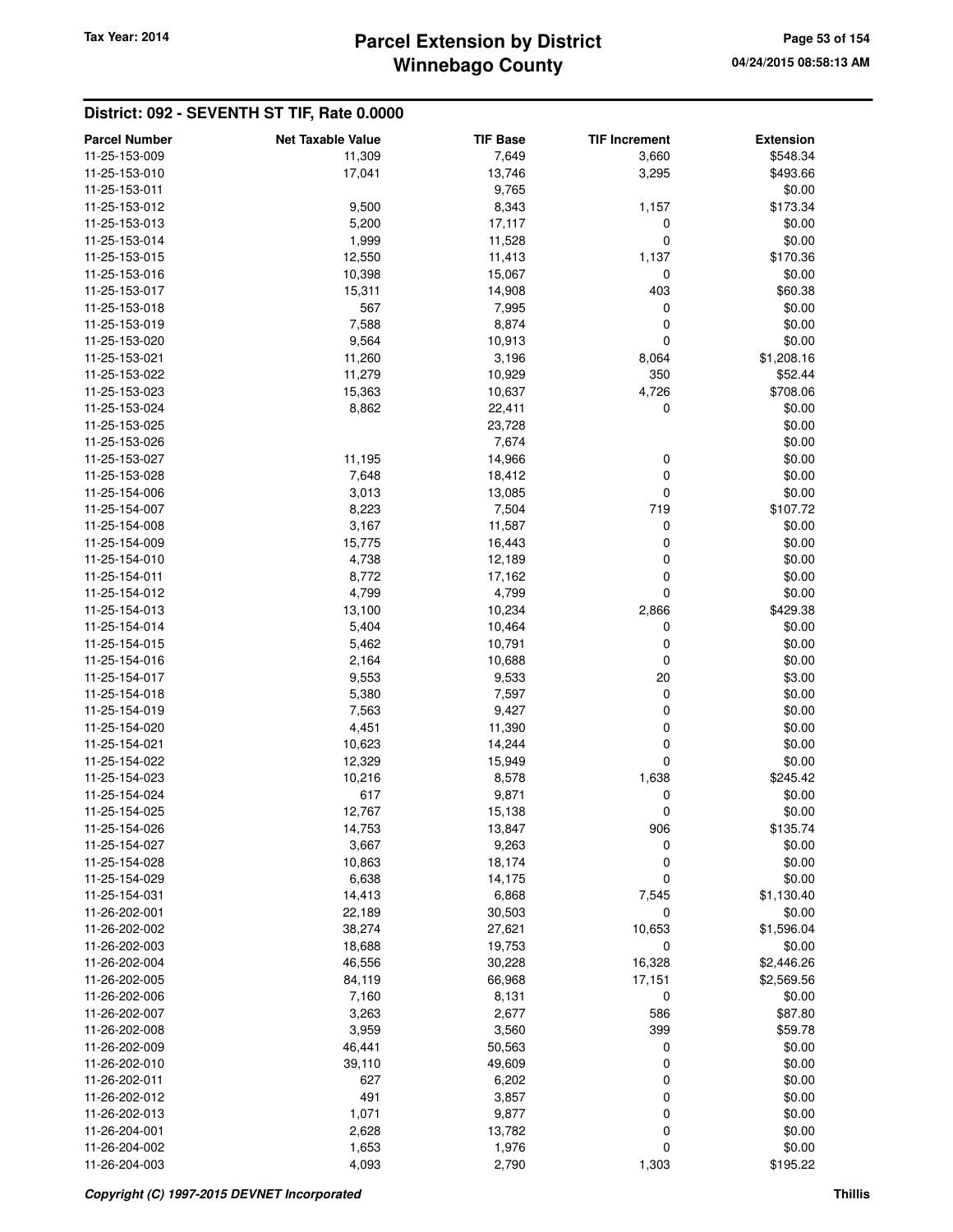## District: 092 - SEVENTH ST TIF, Rate 0.0000

| Parcel Number | Net Taxable Value | TIF Base | TIF Increment | Extension |
|---|---|---|---|---|
| 11-25-153-009 | 11,309 | 7,649 | 3,660 | $548.34 |
| 11-25-153-010 | 17,041 | 13,746 | 3,295 | $493.66 |
| 11-25-153-011 | | 9,765 | | $0.00 |
| 11-25-153-012 | 9,500 | 8,343 | 1,157 | $173.34 |
| 11-25-153-013 | 5,200 | 17,117 | 0 | $0.00 |
| 11-25-153-014 | 1,999 | 11,528 | 0 | $0.00 |
| 11-25-153-015 | 12,550 | 11,413 | 1,137 | $170.36 |
| 11-25-153-016 | 10,398 | 15,067 | 0 | $0.00 |
| 11-25-153-017 | 15,311 | 14,908 | 403 | $60.38 |
| 11-25-153-018 | 567 | 7,995 | 0 | $0.00 |
| 11-25-153-019 | 7,588 | 8,874 | 0 | $0.00 |
| 11-25-153-020 | 9,564 | 10,913 | 0 | $0.00 |
| 11-25-153-021 | 11,260 | 3,196 | 8,064 | $1,208.16 |
| 11-25-153-022 | 11,279 | 10,929 | 350 | $52.44 |
| 11-25-153-023 | 15,363 | 10,637 | 4,726 | $708.06 |
| 11-25-153-024 | 8,862 | 22,411 | 0 | $0.00 |
| 11-25-153-025 | | 23,728 | | $0.00 |
| 11-25-153-026 | | 7,674 | | $0.00 |
| 11-25-153-027 | 11,195 | 14,966 | 0 | $0.00 |
| 11-25-153-028 | 7,648 | 18,412 | 0 | $0.00 |
| 11-25-154-006 | 3,013 | 13,085 | 0 | $0.00 |
| 11-25-154-007 | 8,223 | 7,504 | 719 | $107.72 |
| 11-25-154-008 | 3,167 | 11,587 | 0 | $0.00 |
| 11-25-154-009 | 15,775 | 16,443 | 0 | $0.00 |
| 11-25-154-010 | 4,738 | 12,189 | 0 | $0.00 |
| 11-25-154-011 | 8,772 | 17,162 | 0 | $0.00 |
| 11-25-154-012 | 4,799 | 4,799 | 0 | $0.00 |
| 11-25-154-013 | 13,100 | 10,234 | 2,866 | $429.38 |
| 11-25-154-014 | 5,404 | 10,464 | 0 | $0.00 |
| 11-25-154-015 | 5,462 | 10,791 | 0 | $0.00 |
| 11-25-154-016 | 2,164 | 10,688 | 0 | $0.00 |
| 11-25-154-017 | 9,553 | 9,533 | 20 | $3.00 |
| 11-25-154-018 | 5,380 | 7,597 | 0 | $0.00 |
| 11-25-154-019 | 7,563 | 9,427 | 0 | $0.00 |
| 11-25-154-020 | 4,451 | 11,390 | 0 | $0.00 |
| 11-25-154-021 | 10,623 | 14,244 | 0 | $0.00 |
| 11-25-154-022 | 12,329 | 15,949 | 0 | $0.00 |
| 11-25-154-023 | 10,216 | 8,578 | 1,638 | $245.42 |
| 11-25-154-024 | 617 | 9,871 | 0 | $0.00 |
| 11-25-154-025 | 12,767 | 15,138 | 0 | $0.00 |
| 11-25-154-026 | 14,753 | 13,847 | 906 | $135.74 |
| 11-25-154-027 | 3,667 | 9,263 | 0 | $0.00 |
| 11-25-154-028 | 10,863 | 18,174 | 0 | $0.00 |
| 11-25-154-029 | 6,638 | 14,175 | 0 | $0.00 |
| 11-25-154-031 | 14,413 | 6,868 | 7,545 | $1,130.40 |
| 11-26-202-001 | 22,189 | 30,503 | 0 | $0.00 |
| 11-26-202-002 | 38,274 | 27,621 | 10,653 | $1,596.04 |
| 11-26-202-003 | 18,688 | 19,753 | 0 | $0.00 |
| 11-26-202-004 | 46,556 | 30,228 | 16,328 | $2,446.26 |
| 11-26-202-005 | 84,119 | 66,968 | 17,151 | $2,569.56 |
| 11-26-202-006 | 7,160 | 8,131 | 0 | $0.00 |
| 11-26-202-007 | 3,263 | 2,677 | 586 | $87.80 |
| 11-26-202-008 | 3,959 | 3,560 | 399 | $59.78 |
| 11-26-202-009 | 46,441 | 50,563 | 0 | $0.00 |
| 11-26-202-010 | 39,110 | 49,609 | 0 | $0.00 |
| 11-26-202-011 | 627 | 6,202 | 0 | $0.00 |
| 11-26-202-012 | 491 | 3,857 | 0 | $0.00 |
| 11-26-202-013 | 1,071 | 9,877 | 0 | $0.00 |
| 11-26-204-001 | 2,628 | 13,782 | 0 | $0.00 |
| 11-26-204-002 | 1,653 | 1,976 | 0 | $0.00 |
| 11-26-204-003 | 4,093 | 2,790 | 1,303 | $195.22 |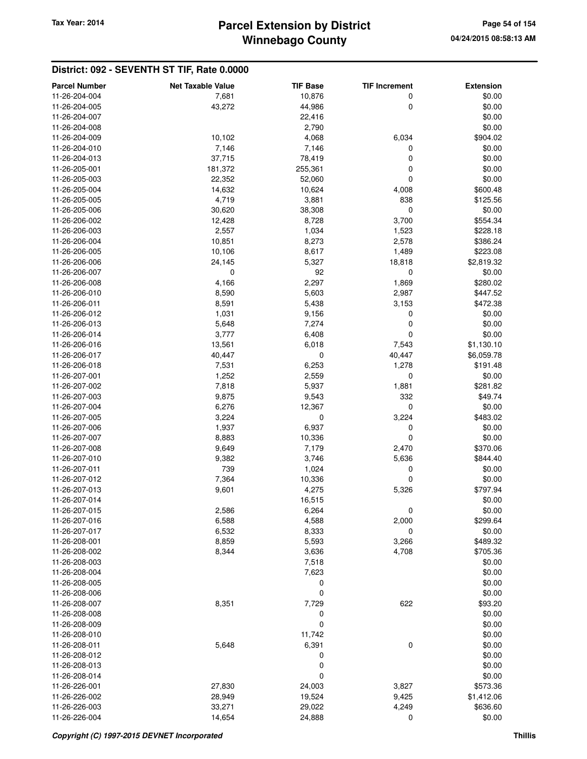## District: 092 - SEVENTH ST TIF, Rate 0.0000

| Parcel Number | Net Taxable Value | TIF Base | TIF Increment | Extension |
|---|---|---|---|---|
| 11-26-204-004 | 7,681 | 10,876 | 0 | $0.00 |
| 11-26-204-005 | 43,272 | 44,986 | 0 | $0.00 |
| 11-26-204-007 | | 22,416 | | $0.00 |
| 11-26-204-008 | | 2,790 | | $0.00 |
| 11-26-204-009 | 10,102 | 4,068 | 6,034 | $904.02 |
| 11-26-204-010 | 7,146 | 7,146 | 0 | $0.00 |
| 11-26-204-013 | 37,715 | 78,419 | 0 | $0.00 |
| 11-26-205-001 | 181,372 | 255,361 | 0 | $0.00 |
| 11-26-205-003 | 22,352 | 52,060 | 0 | $0.00 |
| 11-26-205-004 | 14,632 | 10,624 | 4,008 | $600.48 |
| 11-26-205-005 | 4,719 | 3,881 | 838 | $125.56 |
| 11-26-205-006 | 30,620 | 38,308 | 0 | $0.00 |
| 11-26-206-002 | 12,428 | 8,728 | 3,700 | $554.34 |
| 11-26-206-003 | 2,557 | 1,034 | 1,523 | $228.18 |
| 11-26-206-004 | 10,851 | 8,273 | 2,578 | $386.24 |
| 11-26-206-005 | 10,106 | 8,617 | 1,489 | $223.08 |
| 11-26-206-006 | 24,145 | 5,327 | 18,818 | $2,819.32 |
| 11-26-206-007 | 0 | 92 | 0 | $0.00 |
| 11-26-206-008 | 4,166 | 2,297 | 1,869 | $280.02 |
| 11-26-206-010 | 8,590 | 5,603 | 2,987 | $447.52 |
| 11-26-206-011 | 8,591 | 5,438 | 3,153 | $472.38 |
| 11-26-206-012 | 1,031 | 9,156 | 0 | $0.00 |
| 11-26-206-013 | 5,648 | 7,274 | 0 | $0.00 |
| 11-26-206-014 | 3,777 | 6,408 | 0 | $0.00 |
| 11-26-206-016 | 13,561 | 6,018 | 7,543 | $1,130.10 |
| 11-26-206-017 | 40,447 | 0 | 40,447 | $6,059.78 |
| 11-26-206-018 | 7,531 | 6,253 | 1,278 | $191.48 |
| 11-26-207-001 | 1,252 | 2,559 | 0 | $0.00 |
| 11-26-207-002 | 7,818 | 5,937 | 1,881 | $281.82 |
| 11-26-207-003 | 9,875 | 9,543 | 332 | $49.74 |
| 11-26-207-004 | 6,276 | 12,367 | 0 | $0.00 |
| 11-26-207-005 | 3,224 | 0 | 3,224 | $483.02 |
| 11-26-207-006 | 1,937 | 6,937 | 0 | $0.00 |
| 11-26-207-007 | 8,883 | 10,336 | 0 | $0.00 |
| 11-26-207-008 | 9,649 | 7,179 | 2,470 | $370.06 |
| 11-26-207-010 | 9,382 | 3,746 | 5,636 | $844.40 |
| 11-26-207-011 | 739 | 1,024 | 0 | $0.00 |
| 11-26-207-012 | 7,364 | 10,336 | 0 | $0.00 |
| 11-26-207-013 | 9,601 | 4,275 | 5,326 | $797.94 |
| 11-26-207-014 | | 16,515 | | $0.00 |
| 11-26-207-015 | 2,586 | 6,264 | 0 | $0.00 |
| 11-26-207-016 | 6,588 | 4,588 | 2,000 | $299.64 |
| 11-26-207-017 | 6,532 | 8,333 | 0 | $0.00 |
| 11-26-208-001 | 8,859 | 5,593 | 3,266 | $489.32 |
| 11-26-208-002 | 8,344 | 3,636 | 4,708 | $705.36 |
| 11-26-208-003 | | 7,518 | | $0.00 |
| 11-26-208-004 | | 7,623 | | $0.00 |
| 11-26-208-005 | | 0 | | $0.00 |
| 11-26-208-006 | | 0 | | $0.00 |
| 11-26-208-007 | 8,351 | 7,729 | 622 | $93.20 |
| 11-26-208-008 | | 0 | | $0.00 |
| 11-26-208-009 | | 0 | | $0.00 |
| 11-26-208-010 | | 11,742 | | $0.00 |
| 11-26-208-011 | 5,648 | 6,391 | 0 | $0.00 |
| 11-26-208-012 | | 0 | | $0.00 |
| 11-26-208-013 | | 0 | | $0.00 |
| 11-26-208-014 | | 0 | | $0.00 |
| 11-26-226-001 | 27,830 | 24,003 | 3,827 | $573.36 |
| 11-26-226-002 | 28,949 | 19,524 | 9,425 | $1,412.06 |
| 11-26-226-003 | 33,271 | 29,022 | 4,249 | $636.60 |
| 11-26-226-004 | 14,654 | 24,888 | 0 | $0.00 |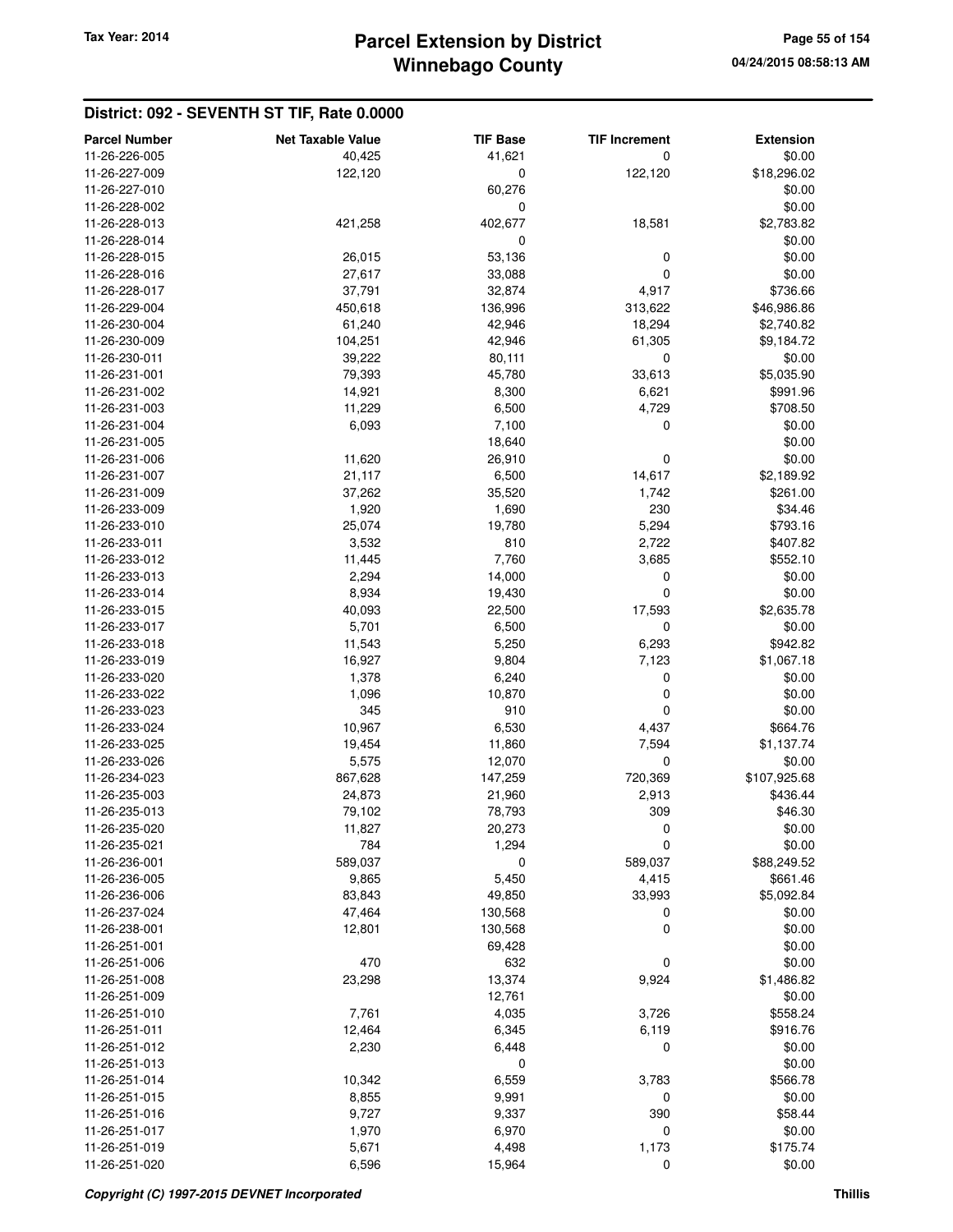## District: 092 - SEVENTH ST TIF, Rate 0.0000

| Parcel Number | Net Taxable Value | TIF Base | TIF Increment | Extension |
|---|---|---|---|---|
| 11-26-226-005 | 40,425 | 41,621 | 0 | $0.00 |
| 11-26-227-009 | 122,120 | 0 | 122,120 | $18,296.02 |
| 11-26-227-010 | | 60,276 | | $0.00 |
| 11-26-228-002 | | 0 | | $0.00 |
| 11-26-228-013 | 421,258 | 402,677 | 18,581 | $2,783.82 |
| 11-26-228-014 | | 0 | | $0.00 |
| 11-26-228-015 | 26,015 | 53,136 | 0 | $0.00 |
| 11-26-228-016 | 27,617 | 33,088 | 0 | $0.00 |
| 11-26-228-017 | 37,791 | 32,874 | 4,917 | $736.66 |
| 11-26-229-004 | 450,618 | 136,996 | 313,622 | $46,986.86 |
| 11-26-230-004 | 61,240 | 42,946 | 18,294 | $2,740.82 |
| 11-26-230-009 | 104,251 | 42,946 | 61,305 | $9,184.72 |
| 11-26-230-011 | 39,222 | 80,111 | 0 | $0.00 |
| 11-26-231-001 | 79,393 | 45,780 | 33,613 | $5,035.90 |
| 11-26-231-002 | 14,921 | 8,300 | 6,621 | $991.96 |
| 11-26-231-003 | 11,229 | 6,500 | 4,729 | $708.50 |
| 11-26-231-004 | 6,093 | 7,100 | 0 | $0.00 |
| 11-26-231-005 | | 18,640 | | $0.00 |
| 11-26-231-006 | 11,620 | 26,910 | 0 | $0.00 |
| 11-26-231-007 | 21,117 | 6,500 | 14,617 | $2,189.92 |
| 11-26-231-009 | 37,262 | 35,520 | 1,742 | $261.00 |
| 11-26-233-009 | 1,920 | 1,690 | 230 | $34.46 |
| 11-26-233-010 | 25,074 | 19,780 | 5,294 | $793.16 |
| 11-26-233-011 | 3,532 | 810 | 2,722 | $407.82 |
| 11-26-233-012 | 11,445 | 7,760 | 3,685 | $552.10 |
| 11-26-233-013 | 2,294 | 14,000 | 0 | $0.00 |
| 11-26-233-014 | 8,934 | 19,430 | 0 | $0.00 |
| 11-26-233-015 | 40,093 | 22,500 | 17,593 | $2,635.78 |
| 11-26-233-017 | 5,701 | 6,500 | 0 | $0.00 |
| 11-26-233-018 | 11,543 | 5,250 | 6,293 | $942.82 |
| 11-26-233-019 | 16,927 | 9,804 | 7,123 | $1,067.18 |
| 11-26-233-020 | 1,378 | 6,240 | 0 | $0.00 |
| 11-26-233-022 | 1,096 | 10,870 | 0 | $0.00 |
| 11-26-233-023 | 345 | 910 | 0 | $0.00 |
| 11-26-233-024 | 10,967 | 6,530 | 4,437 | $664.76 |
| 11-26-233-025 | 19,454 | 11,860 | 7,594 | $1,137.74 |
| 11-26-233-026 | 5,575 | 12,070 | 0 | $0.00 |
| 11-26-234-023 | 867,628 | 147,259 | 720,369 | $107,925.68 |
| 11-26-235-003 | 24,873 | 21,960 | 2,913 | $436.44 |
| 11-26-235-013 | 79,102 | 78,793 | 309 | $46.30 |
| 11-26-235-020 | 11,827 | 20,273 | 0 | $0.00 |
| 11-26-235-021 | 784 | 1,294 | 0 | $0.00 |
| 11-26-236-001 | 589,037 | 0 | 589,037 | $88,249.52 |
| 11-26-236-005 | 9,865 | 5,450 | 4,415 | $661.46 |
| 11-26-236-006 | 83,843 | 49,850 | 33,993 | $5,092.84 |
| 11-26-237-024 | 47,464 | 130,568 | 0 | $0.00 |
| 11-26-238-001 | 12,801 | 130,568 | 0 | $0.00 |
| 11-26-251-001 | | 69,428 | | $0.00 |
| 11-26-251-006 | 470 | 632 | 0 | $0.00 |
| 11-26-251-008 | 23,298 | 13,374 | 9,924 | $1,486.82 |
| 11-26-251-009 | | 12,761 | | $0.00 |
| 11-26-251-010 | 7,761 | 4,035 | 3,726 | $558.24 |
| 11-26-251-011 | 12,464 | 6,345 | 6,119 | $916.76 |
| 11-26-251-012 | 2,230 | 6,448 | 0 | $0.00 |
| 11-26-251-013 | | 0 | | $0.00 |
| 11-26-251-014 | 10,342 | 6,559 | 3,783 | $566.78 |
| 11-26-251-015 | 8,855 | 9,991 | 0 | $0.00 |
| 11-26-251-016 | 9,727 | 9,337 | 390 | $58.44 |
| 11-26-251-017 | 1,970 | 6,970 | 0 | $0.00 |
| 11-26-251-019 | 5,671 | 4,498 | 1,173 | $175.74 |
| 11-26-251-020 | 6,596 | 15,964 | 0 | $0.00 |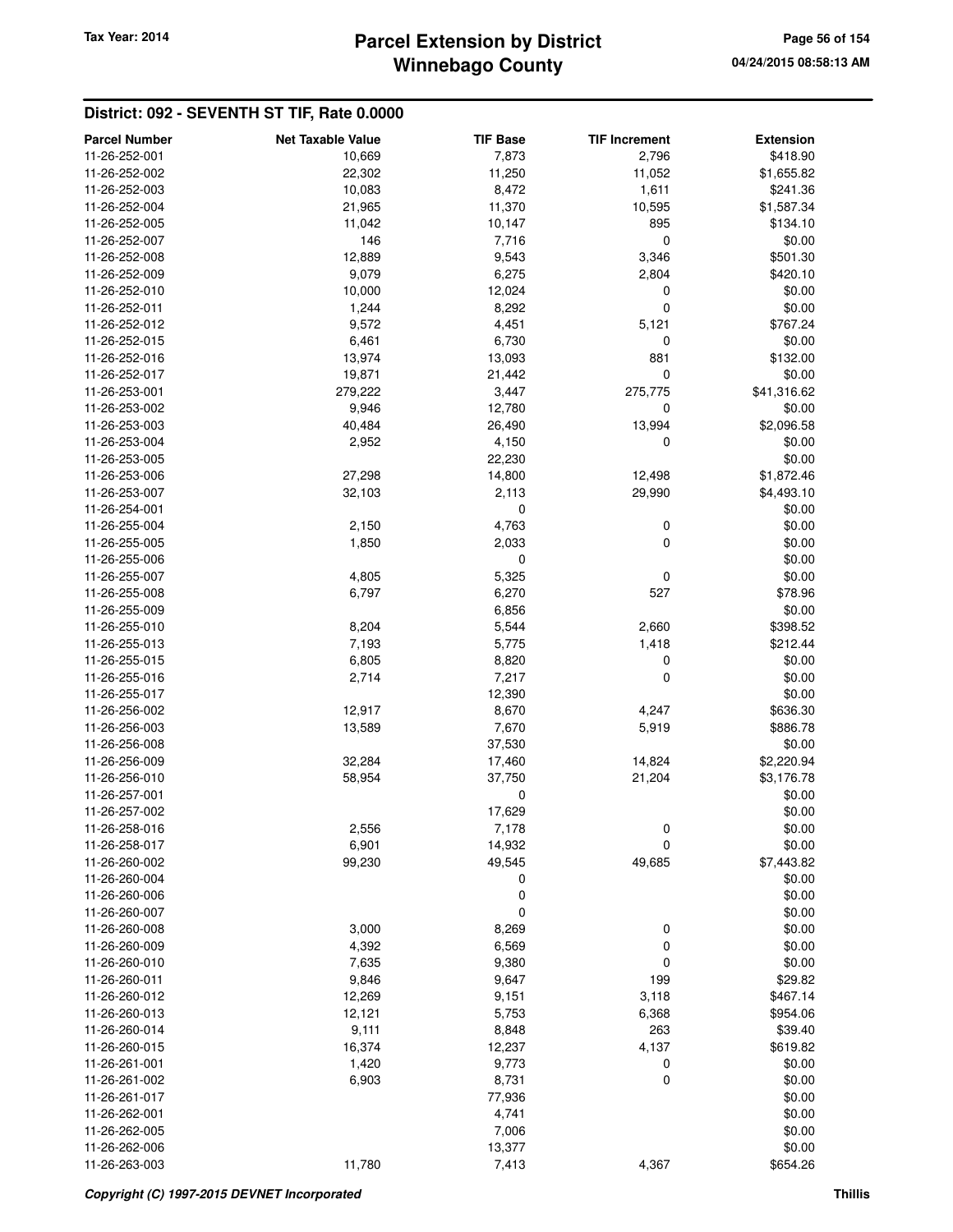## District: 092 - SEVENTH ST TIF, Rate 0.0000

| Parcel Number | Net Taxable Value | TIF Base | TIF Increment | Extension |
|---|---|---|---|---|
| 11-26-252-001 | 10,669 | 7,873 | 2,796 | $418.90 |
| 11-26-252-002 | 22,302 | 11,250 | 11,052 | $1,655.82 |
| 11-26-252-003 | 10,083 | 8,472 | 1,611 | $241.36 |
| 11-26-252-004 | 21,965 | 11,370 | 10,595 | $1,587.34 |
| 11-26-252-005 | 11,042 | 10,147 | 895 | $134.10 |
| 11-26-252-007 | 146 | 7,716 | 0 | $0.00 |
| 11-26-252-008 | 12,889 | 9,543 | 3,346 | $501.30 |
| 11-26-252-009 | 9,079 | 6,275 | 2,804 | $420.10 |
| 11-26-252-010 | 10,000 | 12,024 | 0 | $0.00 |
| 11-26-252-011 | 1,244 | 8,292 | 0 | $0.00 |
| 11-26-252-012 | 9,572 | 4,451 | 5,121 | $767.24 |
| 11-26-252-015 | 6,461 | 6,730 | 0 | $0.00 |
| 11-26-252-016 | 13,974 | 13,093 | 881 | $132.00 |
| 11-26-252-017 | 19,871 | 21,442 | 0 | $0.00 |
| 11-26-253-001 | 279,222 | 3,447 | 275,775 | $41,316.62 |
| 11-26-253-002 | 9,946 | 12,780 | 0 | $0.00 |
| 11-26-253-003 | 40,484 | 26,490 | 13,994 | $2,096.58 |
| 11-26-253-004 | 2,952 | 4,150 | 0 | $0.00 |
| 11-26-253-005 | | 22,230 | | $0.00 |
| 11-26-253-006 | 27,298 | 14,800 | 12,498 | $1,872.46 |
| 11-26-253-007 | 32,103 | 2,113 | 29,990 | $4,493.10 |
| 11-26-254-001 | | 0 | | $0.00 |
| 11-26-255-004 | 2,150 | 4,763 | 0 | $0.00 |
| 11-26-255-005 | 1,850 | 2,033 | 0 | $0.00 |
| 11-26-255-006 | | 0 | | $0.00 |
| 11-26-255-007 | 4,805 | 5,325 | 0 | $0.00 |
| 11-26-255-008 | 6,797 | 6,270 | 527 | $78.96 |
| 11-26-255-009 | | 6,856 | | $0.00 |
| 11-26-255-010 | 8,204 | 5,544 | 2,660 | $398.52 |
| 11-26-255-013 | 7,193 | 5,775 | 1,418 | $212.44 |
| 11-26-255-015 | 6,805 | 8,820 | 0 | $0.00 |
| 11-26-255-016 | 2,714 | 7,217 | 0 | $0.00 |
| 11-26-255-017 | | 12,390 | | $0.00 |
| 11-26-256-002 | 12,917 | 8,670 | 4,247 | $636.30 |
| 11-26-256-003 | 13,589 | 7,670 | 5,919 | $886.78 |
| 11-26-256-008 | | 37,530 | | $0.00 |
| 11-26-256-009 | 32,284 | 17,460 | 14,824 | $2,220.94 |
| 11-26-256-010 | 58,954 | 37,750 | 21,204 | $3,176.78 |
| 11-26-257-001 | | 0 | | $0.00 |
| 11-26-257-002 | | 17,629 | | $0.00 |
| 11-26-258-016 | 2,556 | 7,178 | 0 | $0.00 |
| 11-26-258-017 | 6,901 | 14,932 | 0 | $0.00 |
| 11-26-260-002 | 99,230 | 49,545 | 49,685 | $7,443.82 |
| 11-26-260-004 | | 0 | | $0.00 |
| 11-26-260-006 | | 0 | | $0.00 |
| 11-26-260-007 | | 0 | | $0.00 |
| 11-26-260-008 | 3,000 | 8,269 | 0 | $0.00 |
| 11-26-260-009 | 4,392 | 6,569 | 0 | $0.00 |
| 11-26-260-010 | 7,635 | 9,380 | 0 | $0.00 |
| 11-26-260-011 | 9,846 | 9,647 | 199 | $29.82 |
| 11-26-260-012 | 12,269 | 9,151 | 3,118 | $467.14 |
| 11-26-260-013 | 12,121 | 5,753 | 6,368 | $954.06 |
| 11-26-260-014 | 9,111 | 8,848 | 263 | $39.40 |
| 11-26-260-015 | 16,374 | 12,237 | 4,137 | $619.82 |
| 11-26-261-001 | 1,420 | 9,773 | 0 | $0.00 |
| 11-26-261-002 | 6,903 | 8,731 | 0 | $0.00 |
| 11-26-261-017 | | 77,936 | | $0.00 |
| 11-26-262-001 | | 4,741 | | $0.00 |
| 11-26-262-005 | | 7,006 | | $0.00 |
| 11-26-262-006 | | 13,377 | | $0.00 |
| 11-26-263-003 | 11,780 | 7,413 | 4,367 | $654.26 |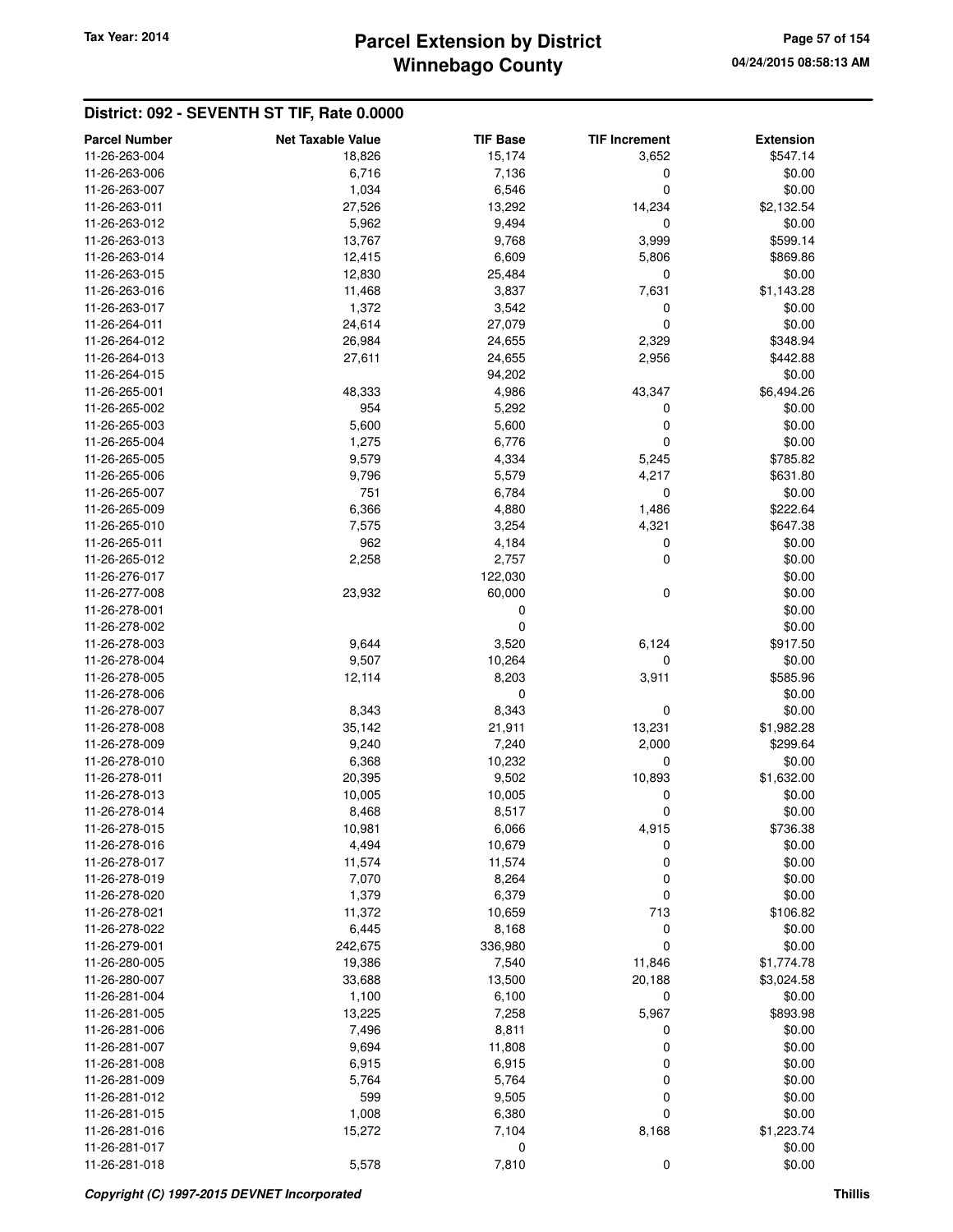## District: 092 - SEVENTH ST TIF, Rate 0.0000

| Parcel Number | Net Taxable Value | TIF Base | TIF Increment | Extension |
|---|---|---|---|---|
| 11-26-263-004 | 18,826 | 15,174 | 3,652 | $547.14 |
| 11-26-263-006 | 6,716 | 7,136 | 0 | $0.00 |
| 11-26-263-007 | 1,034 | 6,546 | 0 | $0.00 |
| 11-26-263-011 | 27,526 | 13,292 | 14,234 | $2,132.54 |
| 11-26-263-012 | 5,962 | 9,494 | 0 | $0.00 |
| 11-26-263-013 | 13,767 | 9,768 | 3,999 | $599.14 |
| 11-26-263-014 | 12,415 | 6,609 | 5,806 | $869.86 |
| 11-26-263-015 | 12,830 | 25,484 | 0 | $0.00 |
| 11-26-263-016 | 11,468 | 3,837 | 7,631 | $1,143.28 |
| 11-26-263-017 | 1,372 | 3,542 | 0 | $0.00 |
| 11-26-264-011 | 24,614 | 27,079 | 0 | $0.00 |
| 11-26-264-012 | 26,984 | 24,655 | 2,329 | $348.94 |
| 11-26-264-013 | 27,611 | 24,655 | 2,956 | $442.88 |
| 11-26-264-015 | | 94,202 | | $0.00 |
| 11-26-265-001 | 48,333 | 4,986 | 43,347 | $6,494.26 |
| 11-26-265-002 | 954 | 5,292 | 0 | $0.00 |
| 11-26-265-003 | 5,600 | 5,600 | 0 | $0.00 |
| 11-26-265-004 | 1,275 | 6,776 | 0 | $0.00 |
| 11-26-265-005 | 9,579 | 4,334 | 5,245 | $785.82 |
| 11-26-265-006 | 9,796 | 5,579 | 4,217 | $631.80 |
| 11-26-265-007 | 751 | 6,784 | 0 | $0.00 |
| 11-26-265-009 | 6,366 | 4,880 | 1,486 | $222.64 |
| 11-26-265-010 | 7,575 | 3,254 | 4,321 | $647.38 |
| 11-26-265-011 | 962 | 4,184 | 0 | $0.00 |
| 11-26-265-012 | 2,258 | 2,757 | 0 | $0.00 |
| 11-26-276-017 | | 122,030 | | $0.00 |
| 11-26-277-008 | 23,932 | 60,000 | 0 | $0.00 |
| 11-26-278-001 | | 0 | | $0.00 |
| 11-26-278-002 | | 0 | | $0.00 |
| 11-26-278-003 | 9,644 | 3,520 | 6,124 | $917.50 |
| 11-26-278-004 | 9,507 | 10,264 | 0 | $0.00 |
| 11-26-278-005 | 12,114 | 8,203 | 3,911 | $585.96 |
| 11-26-278-006 | | 0 | | $0.00 |
| 11-26-278-007 | 8,343 | 8,343 | 0 | $0.00 |
| 11-26-278-008 | 35,142 | 21,911 | 13,231 | $1,982.28 |
| 11-26-278-009 | 9,240 | 7,240 | 2,000 | $299.64 |
| 11-26-278-010 | 6,368 | 10,232 | 0 | $0.00 |
| 11-26-278-011 | 20,395 | 9,502 | 10,893 | $1,632.00 |
| 11-26-278-013 | 10,005 | 10,005 | 0 | $0.00 |
| 11-26-278-014 | 8,468 | 8,517 | 0 | $0.00 |
| 11-26-278-015 | 10,981 | 6,066 | 4,915 | $736.38 |
| 11-26-278-016 | 4,494 | 10,679 | 0 | $0.00 |
| 11-26-278-017 | 11,574 | 11,574 | 0 | $0.00 |
| 11-26-278-019 | 7,070 | 8,264 | 0 | $0.00 |
| 11-26-278-020 | 1,379 | 6,379 | 0 | $0.00 |
| 11-26-278-021 | 11,372 | 10,659 | 713 | $106.82 |
| 11-26-278-022 | 6,445 | 8,168 | 0 | $0.00 |
| 11-26-279-001 | 242,675 | 336,980 | 0 | $0.00 |
| 11-26-280-005 | 19,386 | 7,540 | 11,846 | $1,774.78 |
| 11-26-280-007 | 33,688 | 13,500 | 20,188 | $3,024.58 |
| 11-26-281-004 | 1,100 | 6,100 | 0 | $0.00 |
| 11-26-281-005 | 13,225 | 7,258 | 5,967 | $893.98 |
| 11-26-281-006 | 7,496 | 8,811 | 0 | $0.00 |
| 11-26-281-007 | 9,694 | 11,808 | 0 | $0.00 |
| 11-26-281-008 | 6,915 | 6,915 | 0 | $0.00 |
| 11-26-281-009 | 5,764 | 5,764 | 0 | $0.00 |
| 11-26-281-012 | 599 | 9,505 | 0 | $0.00 |
| 11-26-281-015 | 1,008 | 6,380 | 0 | $0.00 |
| 11-26-281-016 | 15,272 | 7,104 | 8,168 | $1,223.74 |
| 11-26-281-017 | | 0 | | $0.00 |
| 11-26-281-018 | 5,578 | 7,810 | 0 | $0.00 |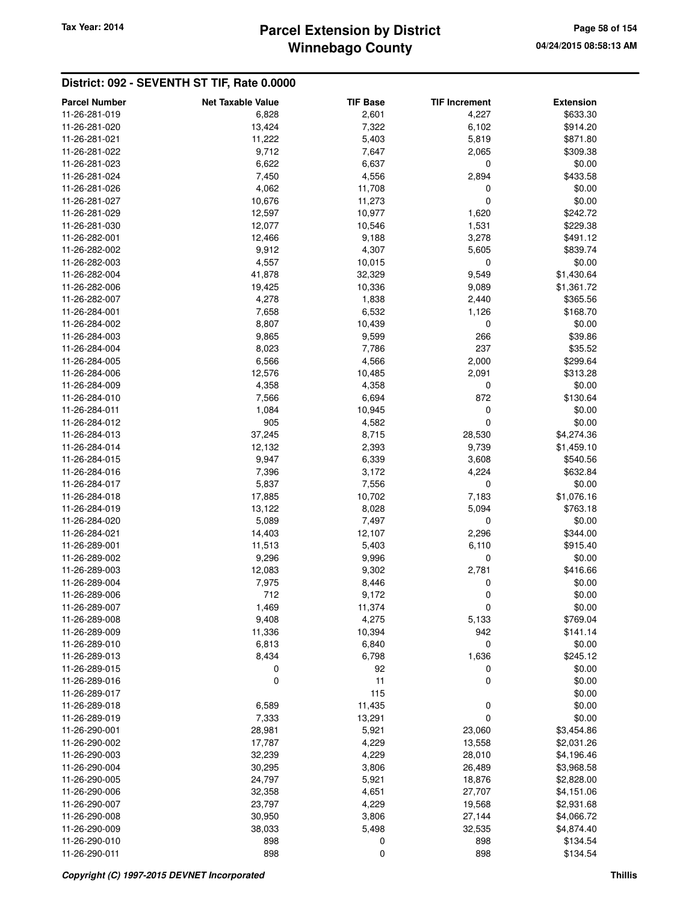## District: 092 - SEVENTH ST TIF, Rate 0.0000

| Parcel Number | Net Taxable Value | TIF Base | TIF Increment | Extension |
|---|---|---|---|---|
| 11-26-281-019 | 6,828 | 2,601 | 4,227 | $633.30 |
| 11-26-281-020 | 13,424 | 7,322 | 6,102 | $914.20 |
| 11-26-281-021 | 11,222 | 5,403 | 5,819 | $871.80 |
| 11-26-281-022 | 9,712 | 7,647 | 2,065 | $309.38 |
| 11-26-281-023 | 6,622 | 6,637 | 0 | $0.00 |
| 11-26-281-024 | 7,450 | 4,556 | 2,894 | $433.58 |
| 11-26-281-026 | 4,062 | 11,708 | 0 | $0.00 |
| 11-26-281-027 | 10,676 | 11,273 | 0 | $0.00 |
| 11-26-281-029 | 12,597 | 10,977 | 1,620 | $242.72 |
| 11-26-281-030 | 12,077 | 10,546 | 1,531 | $229.38 |
| 11-26-282-001 | 12,466 | 9,188 | 3,278 | $491.12 |
| 11-26-282-002 | 9,912 | 4,307 | 5,605 | $839.74 |
| 11-26-282-003 | 4,557 | 10,015 | 0 | $0.00 |
| 11-26-282-004 | 41,878 | 32,329 | 9,549 | $1,430.64 |
| 11-26-282-006 | 19,425 | 10,336 | 9,089 | $1,361.72 |
| 11-26-282-007 | 4,278 | 1,838 | 2,440 | $365.56 |
| 11-26-284-001 | 7,658 | 6,532 | 1,126 | $168.70 |
| 11-26-284-002 | 8,807 | 10,439 | 0 | $0.00 |
| 11-26-284-003 | 9,865 | 9,599 | 266 | $39.86 |
| 11-26-284-004 | 8,023 | 7,786 | 237 | $35.52 |
| 11-26-284-005 | 6,566 | 4,566 | 2,000 | $299.64 |
| 11-26-284-006 | 12,576 | 10,485 | 2,091 | $313.28 |
| 11-26-284-009 | 4,358 | 4,358 | 0 | $0.00 |
| 11-26-284-010 | 7,566 | 6,694 | 872 | $130.64 |
| 11-26-284-011 | 1,084 | 10,945 | 0 | $0.00 |
| 11-26-284-012 | 905 | 4,582 | 0 | $0.00 |
| 11-26-284-013 | 37,245 | 8,715 | 28,530 | $4,274.36 |
| 11-26-284-014 | 12,132 | 2,393 | 9,739 | $1,459.10 |
| 11-26-284-015 | 9,947 | 6,339 | 3,608 | $540.56 |
| 11-26-284-016 | 7,396 | 3,172 | 4,224 | $632.84 |
| 11-26-284-017 | 5,837 | 7,556 | 0 | $0.00 |
| 11-26-284-018 | 17,885 | 10,702 | 7,183 | $1,076.16 |
| 11-26-284-019 | 13,122 | 8,028 | 5,094 | $763.18 |
| 11-26-284-020 | 5,089 | 7,497 | 0 | $0.00 |
| 11-26-284-021 | 14,403 | 12,107 | 2,296 | $344.00 |
| 11-26-289-001 | 11,513 | 5,403 | 6,110 | $915.40 |
| 11-26-289-002 | 9,296 | 9,996 | 0 | $0.00 |
| 11-26-289-003 | 12,083 | 9,302 | 2,781 | $416.66 |
| 11-26-289-004 | 7,975 | 8,446 | 0 | $0.00 |
| 11-26-289-006 | 712 | 9,172 | 0 | $0.00 |
| 11-26-289-007 | 1,469 | 11,374 | 0 | $0.00 |
| 11-26-289-008 | 9,408 | 4,275 | 5,133 | $769.04 |
| 11-26-289-009 | 11,336 | 10,394 | 942 | $141.14 |
| 11-26-289-010 | 6,813 | 6,840 | 0 | $0.00 |
| 11-26-289-013 | 8,434 | 6,798 | 1,636 | $245.12 |
| 11-26-289-015 | 0 | 92 | 0 | $0.00 |
| 11-26-289-016 | 0 | 11 | 0 | $0.00 |
| 11-26-289-017 | | 115 | | $0.00 |
| 11-26-289-018 | 6,589 | 11,435 | 0 | $0.00 |
| 11-26-289-019 | 7,333 | 13,291 | 0 | $0.00 |
| 11-26-290-001 | 28,981 | 5,921 | 23,060 | $3,454.86 |
| 11-26-290-002 | 17,787 | 4,229 | 13,558 | $2,031.26 |
| 11-26-290-003 | 32,239 | 4,229 | 28,010 | $4,196.46 |
| 11-26-290-004 | 30,295 | 3,806 | 26,489 | $3,968.58 |
| 11-26-290-005 | 24,797 | 5,921 | 18,876 | $2,828.00 |
| 11-26-290-006 | 32,358 | 4,651 | 27,707 | $4,151.06 |
| 11-26-290-007 | 23,797 | 4,229 | 19,568 | $2,931.68 |
| 11-26-290-008 | 30,950 | 3,806 | 27,144 | $4,066.72 |
| 11-26-290-009 | 38,033 | 5,498 | 32,535 | $4,874.40 |
| 11-26-290-010 | 898 | 0 | 898 | $134.54 |
| 11-26-290-011 | 898 | 0 | 898 | $134.54 |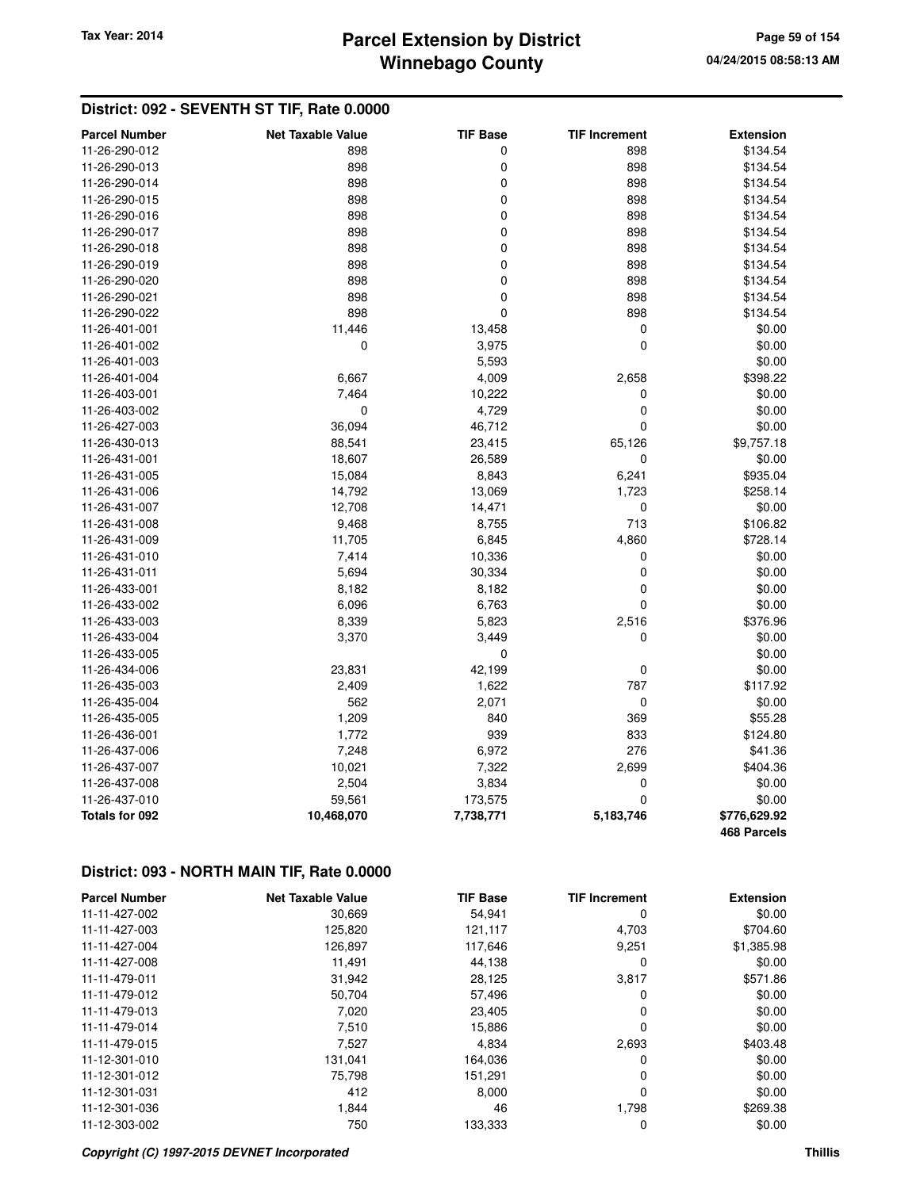## District: 092 - SEVENTH ST TIF, Rate 0.0000

| Parcel Number | Net Taxable Value | TIF Base | TIF Increment | Extension |
|---|---|---|---|---|
| 11-26-290-012 | 898 | 0 | 898 | $134.54 |
| 11-26-290-013 | 898 | 0 | 898 | $134.54 |
| 11-26-290-014 | 898 | 0 | 898 | $134.54 |
| 11-26-290-015 | 898 | 0 | 898 | $134.54 |
| 11-26-290-016 | 898 | 0 | 898 | $134.54 |
| 11-26-290-017 | 898 | 0 | 898 | $134.54 |
| 11-26-290-018 | 898 | 0 | 898 | $134.54 |
| 11-26-290-019 | 898 | 0 | 898 | $134.54 |
| 11-26-290-020 | 898 | 0 | 898 | $134.54 |
| 11-26-290-021 | 898 | 0 | 898 | $134.54 |
| 11-26-290-022 | 898 | 0 | 898 | $134.54 |
| 11-26-401-001 | 11,446 | 13,458 | 0 | $0.00 |
| 11-26-401-002 | 0 | 3,975 | 0 | $0.00 |
| 11-26-401-003 | | 5,593 | | $0.00 |
| 11-26-401-004 | 6,667 | 4,009 | 2,658 | $398.22 |
| 11-26-403-001 | 7,464 | 10,222 | 0 | $0.00 |
| 11-26-403-002 | 0 | 4,729 | 0 | $0.00 |
| 11-26-427-003 | 36,094 | 46,712 | 0 | $0.00 |
| 11-26-430-013 | 88,541 | 23,415 | 65,126 | $9,757.18 |
| 11-26-431-001 | 18,607 | 26,589 | 0 | $0.00 |
| 11-26-431-005 | 15,084 | 8,843 | 6,241 | $935.04 |
| 11-26-431-006 | 14,792 | 13,069 | 1,723 | $258.14 |
| 11-26-431-007 | 12,708 | 14,471 | 0 | $0.00 |
| 11-26-431-008 | 9,468 | 8,755 | 713 | $106.82 |
| 11-26-431-009 | 11,705 | 6,845 | 4,860 | $728.14 |
| 11-26-431-010 | 7,414 | 10,336 | 0 | $0.00 |
| 11-26-431-011 | 5,694 | 30,334 | 0 | $0.00 |
| 11-26-433-001 | 8,182 | 8,182 | 0 | $0.00 |
| 11-26-433-002 | 6,096 | 6,763 | 0 | $0.00 |
| 11-26-433-003 | 8,339 | 5,823 | 2,516 | $376.96 |
| 11-26-433-004 | 3,370 | 3,449 | 0 | $0.00 |
| 11-26-433-005 | | 0 | | $0.00 |
| 11-26-434-006 | 23,831 | 42,199 | 0 | $0.00 |
| 11-26-435-003 | 2,409 | 1,622 | 787 | $117.92 |
| 11-26-435-004 | 562 | 2,071 | 0 | $0.00 |
| 11-26-435-005 | 1,209 | 840 | 369 | $55.28 |
| 11-26-436-001 | 1,772 | 939 | 833 | $124.80 |
| 11-26-437-006 | 7,248 | 6,972 | 276 | $41.36 |
| 11-26-437-007 | 10,021 | 7,322 | 2,699 | $404.36 |
| 11-26-437-008 | 2,504 | 3,834 | 0 | $0.00 |
| 11-26-437-010 | 59,561 | 173,575 | 0 | $0.00 |
| **Totals for 092** | **10,468,070** | **7,738,771** | **5,183,746** | **$776,629.92** |
| | | | | **468 Parcels** |

## District: 093 - NORTH MAIN TIF, Rate 0.0000

| Parcel Number | Net Taxable Value | TIF Base | TIF Increment | Extension |
|---|---|---|---|---|
| 11-11-427-002 | 30,669 | 54,941 | 0 | $0.00 |
| 11-11-427-003 | 125,820 | 121,117 | 4,703 | $704.60 |
| 11-11-427-004 | 126,897 | 117,646 | 9,251 | $1,385.98 |
| 11-11-427-008 | 11,491 | 44,138 | 0 | $0.00 |
| 11-11-479-011 | 31,942 | 28,125 | 3,817 | $571.86 |
| 11-11-479-012 | 50,704 | 57,496 | 0 | $0.00 |
| 11-11-479-013 | 7,020 | 23,405 | 0 | $0.00 |
| 11-11-479-014 | 7,510 | 15,886 | 0 | $0.00 |
| 11-11-479-015 | 7,527 | 4,834 | 2,693 | $403.48 |
| 11-12-301-010 | 131,041 | 164,036 | 0 | $0.00 |
| 11-12-301-012 | 75,798 | 151,291 | 0 | $0.00 |
| 11-12-301-031 | 412 | 8,000 | 0 | $0.00 |
| 11-12-301-036 | 1,844 | 46 | 1,798 | $269.38 |
| 11-12-303-002 | 750 | 133,333 | 0 | $0.00 |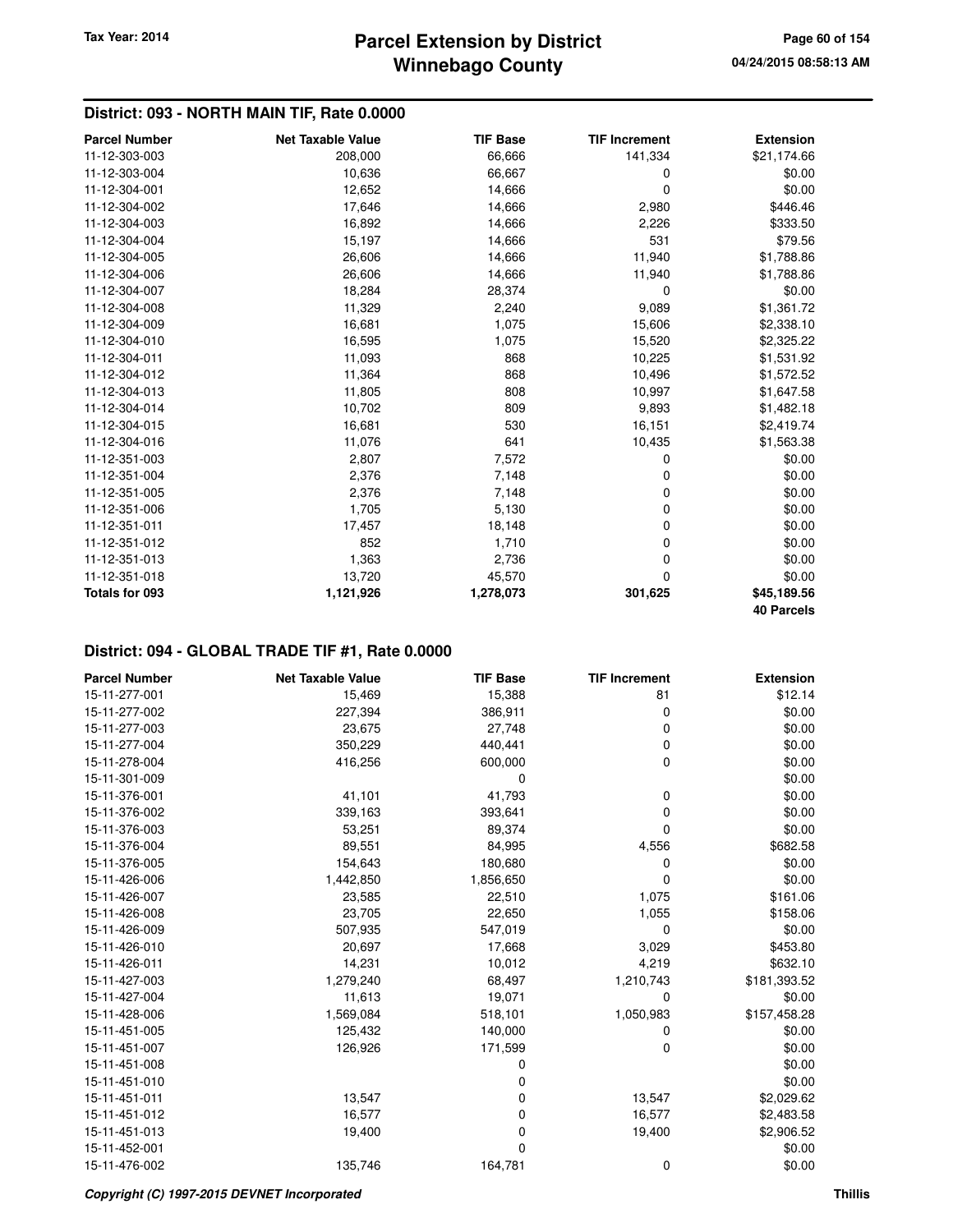## District: 093 - NORTH MAIN TIF, Rate 0.0000

| Parcel Number | Net Taxable Value | TIF Base | TIF Increment | Extension |
|---|---|---|---|---|
| 11-12-303-003 | 208,000 | 66,666 | 141,334 | $21,174.66 |
| 11-12-303-004 | 10,636 | 66,667 | 0 | $0.00 |
| 11-12-304-001 | 12,652 | 14,666 | 0 | $0.00 |
| 11-12-304-002 | 17,646 | 14,666 | 2,980 | $446.46 |
| 11-12-304-003 | 16,892 | 14,666 | 2,226 | $333.50 |
| 11-12-304-004 | 15,197 | 14,666 | 531 | $79.56 |
| 11-12-304-005 | 26,606 | 14,666 | 11,940 | $1,788.86 |
| 11-12-304-006 | 26,606 | 14,666 | 11,940 | $1,788.86 |
| 11-12-304-007 | 18,284 | 28,374 | 0 | $0.00 |
| 11-12-304-008 | 11,329 | 2,240 | 9,089 | $1,361.72 |
| 11-12-304-009 | 16,681 | 1,075 | 15,606 | $2,338.10 |
| 11-12-304-010 | 16,595 | 1,075 | 15,520 | $2,325.22 |
| 11-12-304-011 | 11,093 | 868 | 10,225 | $1,531.92 |
| 11-12-304-012 | 11,364 | 868 | 10,496 | $1,572.52 |
| 11-12-304-013 | 11,805 | 808 | 10,997 | $1,647.58 |
| 11-12-304-014 | 10,702 | 809 | 9,893 | $1,482.18 |
| 11-12-304-015 | 16,681 | 530 | 16,151 | $2,419.74 |
| 11-12-304-016 | 11,076 | 641 | 10,435 | $1,563.38 |
| 11-12-351-003 | 2,807 | 7,572 | 0 | $0.00 |
| 11-12-351-004 | 2,376 | 7,148 | 0 | $0.00 |
| 11-12-351-005 | 2,376 | 7,148 | 0 | $0.00 |
| 11-12-351-006 | 1,705 | 5,130 | 0 | $0.00 |
| 11-12-351-011 | 17,457 | 18,148 | 0 | $0.00 |
| 11-12-351-012 | 852 | 1,710 | 0 | $0.00 |
| 11-12-351-013 | 1,363 | 2,736 | 0 | $0.00 |
| 11-12-351-018 | 13,720 | 45,570 | 0 | $0.00 |
| **Totals for 093** | **1,121,926** | **1,278,073** | **301,625** | **$45,189.56** |
| | | | | **40 Parcels** |

## District: 094 - GLOBAL TRADE TIF #1, Rate 0.0000

| Parcel Number | Net Taxable Value | TIF Base | TIF Increment | Extension |
|---|---|---|---|---|
| 15-11-277-001 | 15,469 | 15,388 | 81 | $12.14 |
| 15-11-277-002 | 227,394 | 386,911 | 0 | $0.00 |
| 15-11-277-003 | 23,675 | 27,748 | 0 | $0.00 |
| 15-11-277-004 | 350,229 | 440,441 | 0 | $0.00 |
| 15-11-278-004 | 416,256 | 600,000 | 0 | $0.00 |
| 15-11-301-009 | | 0 | | $0.00 |
| 15-11-376-001 | 41,101 | 41,793 | 0 | $0.00 |
| 15-11-376-002 | 339,163 | 393,641 | 0 | $0.00 |
| 15-11-376-003 | 53,251 | 89,374 | 0 | $0.00 |
| 15-11-376-004 | 89,551 | 84,995 | 4,556 | $682.58 |
| 15-11-376-005 | 154,643 | 180,680 | 0 | $0.00 |
| 15-11-426-006 | 1,442,850 | 1,856,650 | 0 | $0.00 |
| 15-11-426-007 | 23,585 | 22,510 | 1,075 | $161.06 |
| 15-11-426-008 | 23,705 | 22,650 | 1,055 | $158.06 |
| 15-11-426-009 | 507,935 | 547,019 | 0 | $0.00 |
| 15-11-426-010 | 20,697 | 17,668 | 3,029 | $453.80 |
| 15-11-426-011 | 14,231 | 10,012 | 4,219 | $632.10 |
| 15-11-427-003 | 1,279,240 | 68,497 | 1,210,743 | $181,393.52 |
| 15-11-427-004 | 11,613 | 19,071 | 0 | $0.00 |
| 15-11-428-006 | 1,569,084 | 518,101 | 1,050,983 | $157,458.28 |
| 15-11-451-005 | 125,432 | 140,000 | 0 | $0.00 |
| 15-11-451-007 | 126,926 | 171,599 | 0 | $0.00 |
| 15-11-451-008 | | 0 | | $0.00 |
| 15-11-451-010 | | 0 | | $0.00 |
| 15-11-451-011 | 13,547 | 0 | 13,547 | $2,029.62 |
| 15-11-451-012 | 16,577 | 0 | 16,577 | $2,483.58 |
| 15-11-451-013 | 19,400 | 0 | 19,400 | $2,906.52 |
| 15-11-452-001 | | 0 | | $0.00 |
| 15-11-476-002 | 135,746 | 164,781 | 0 | $0.00 |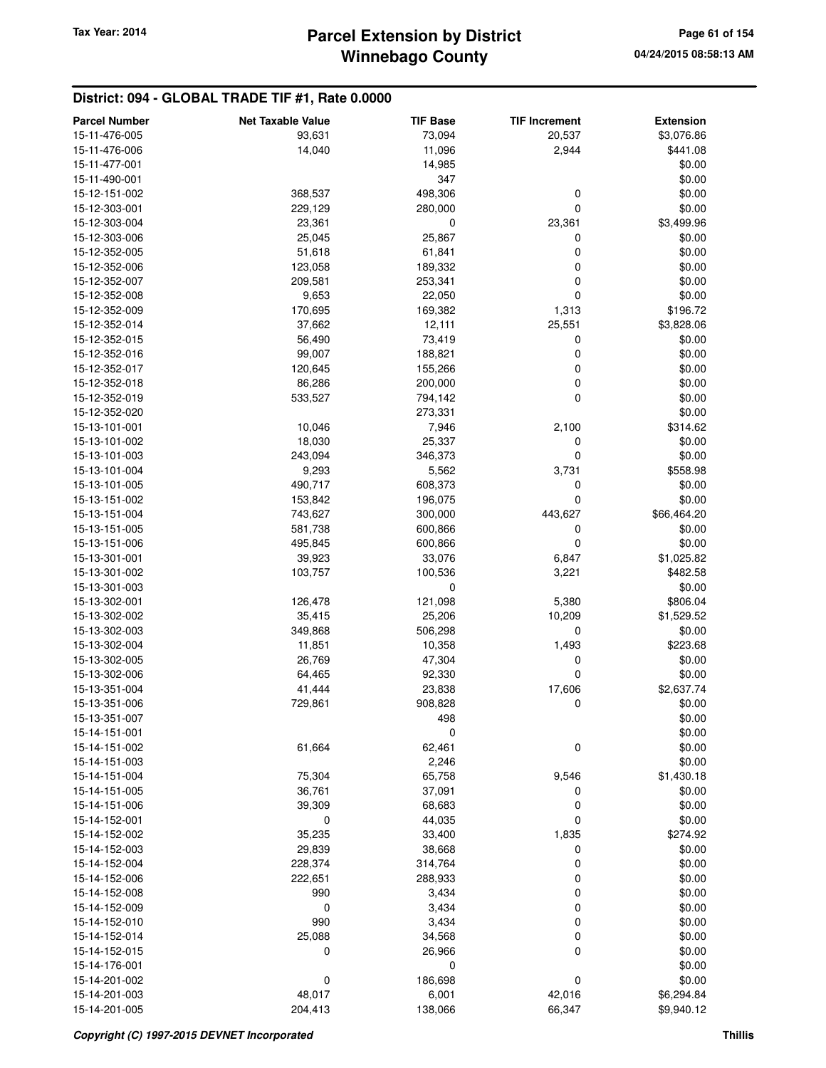## District: 094 - GLOBAL TRADE TIF #1, Rate 0.0000

| Parcel Number | Net Taxable Value | TIF Base | TIF Increment | Extension |
|---|---|---|---|---|
| 15-11-476-005 | 93,631 | 73,094 | 20,537 | $3,076.86 |
| 15-11-476-006 | 14,040 | 11,096 | 2,944 | $441.08 |
| 15-11-477-001 | | 14,985 | | $0.00 |
| 15-11-490-001 | | 347 | | $0.00 |
| 15-12-151-002 | 368,537 | 498,306 | 0 | $0.00 |
| 15-12-303-001 | 229,129 | 280,000 | 0 | $0.00 |
| 15-12-303-004 | 23,361 | 0 | 23,361 | $3,499.96 |
| 15-12-303-006 | 25,045 | 25,867 | 0 | $0.00 |
| 15-12-352-005 | 51,618 | 61,841 | 0 | $0.00 |
| 15-12-352-006 | 123,058 | 189,332 | 0 | $0.00 |
| 15-12-352-007 | 209,581 | 253,341 | 0 | $0.00 |
| 15-12-352-008 | 9,653 | 22,050 | 0 | $0.00 |
| 15-12-352-009 | 170,695 | 169,382 | 1,313 | $196.72 |
| 15-12-352-014 | 37,662 | 12,111 | 25,551 | $3,828.06 |
| 15-12-352-015 | 56,490 | 73,419 | 0 | $0.00 |
| 15-12-352-016 | 99,007 | 188,821 | 0 | $0.00 |
| 15-12-352-017 | 120,645 | 155,266 | 0 | $0.00 |
| 15-12-352-018 | 86,286 | 200,000 | 0 | $0.00 |
| 15-12-352-019 | 533,527 | 794,142 | 0 | $0.00 |
| 15-12-352-020 | | 273,331 | | $0.00 |
| 15-13-101-001 | 10,046 | 7,946 | 2,100 | $314.62 |
| 15-13-101-002 | 18,030 | 25,337 | 0 | $0.00 |
| 15-13-101-003 | 243,094 | 346,373 | 0 | $0.00 |
| 15-13-101-004 | 9,293 | 5,562 | 3,731 | $558.98 |
| 15-13-101-005 | 490,717 | 608,373 | 0 | $0.00 |
| 15-13-151-002 | 153,842 | 196,075 | 0 | $0.00 |
| 15-13-151-004 | 743,627 | 300,000 | 443,627 | $66,464.20 |
| 15-13-151-005 | 581,738 | 600,866 | 0 | $0.00 |
| 15-13-151-006 | 495,845 | 600,866 | 0 | $0.00 |
| 15-13-301-001 | 39,923 | 33,076 | 6,847 | $1,025.82 |
| 15-13-301-002 | 103,757 | 100,536 | 3,221 | $482.58 |
| 15-13-301-003 | | 0 | | $0.00 |
| 15-13-302-001 | 126,478 | 121,098 | 5,380 | $806.04 |
| 15-13-302-002 | 35,415 | 25,206 | 10,209 | $1,529.52 |
| 15-13-302-003 | 349,868 | 506,298 | 0 | $0.00 |
| 15-13-302-004 | 11,851 | 10,358 | 1,493 | $223.68 |
| 15-13-302-005 | 26,769 | 47,304 | 0 | $0.00 |
| 15-13-302-006 | 64,465 | 92,330 | 0 | $0.00 |
| 15-13-351-004 | 41,444 | 23,838 | 17,606 | $2,637.74 |
| 15-13-351-006 | 729,861 | 908,828 | 0 | $0.00 |
| 15-13-351-007 | | 498 | | $0.00 |
| 15-14-151-001 | | 0 | | $0.00 |
| 15-14-151-002 | 61,664 | 62,461 | 0 | $0.00 |
| 15-14-151-003 | | 2,246 | | $0.00 |
| 15-14-151-004 | 75,304 | 65,758 | 9,546 | $1,430.18 |
| 15-14-151-005 | 36,761 | 37,091 | 0 | $0.00 |
| 15-14-151-006 | 39,309 | 68,683 | 0 | $0.00 |
| 15-14-152-001 | 0 | 44,035 | 0 | $0.00 |
| 15-14-152-002 | 35,235 | 33,400 | 1,835 | $274.92 |
| 15-14-152-003 | 29,839 | 38,668 | 0 | $0.00 |
| 15-14-152-004 | 228,374 | 314,764 | 0 | $0.00 |
| 15-14-152-006 | 222,651 | 288,933 | 0 | $0.00 |
| 15-14-152-008 | 990 | 3,434 | 0 | $0.00 |
| 15-14-152-009 | 0 | 3,434 | 0 | $0.00 |
| 15-14-152-010 | 990 | 3,434 | 0 | $0.00 |
| 15-14-152-014 | 25,088 | 34,568 | 0 | $0.00 |
| 15-14-152-015 | 0 | 26,966 | 0 | $0.00 |
| 15-14-176-001 | | 0 | | $0.00 |
| 15-14-201-002 | 0 | 186,698 | 0 | $0.00 |
| 15-14-201-003 | 48,017 | 6,001 | 42,016 | $6,294.84 |
| 15-14-201-005 | 204,413 | 138,066 | 66,347 | $9,940.12 |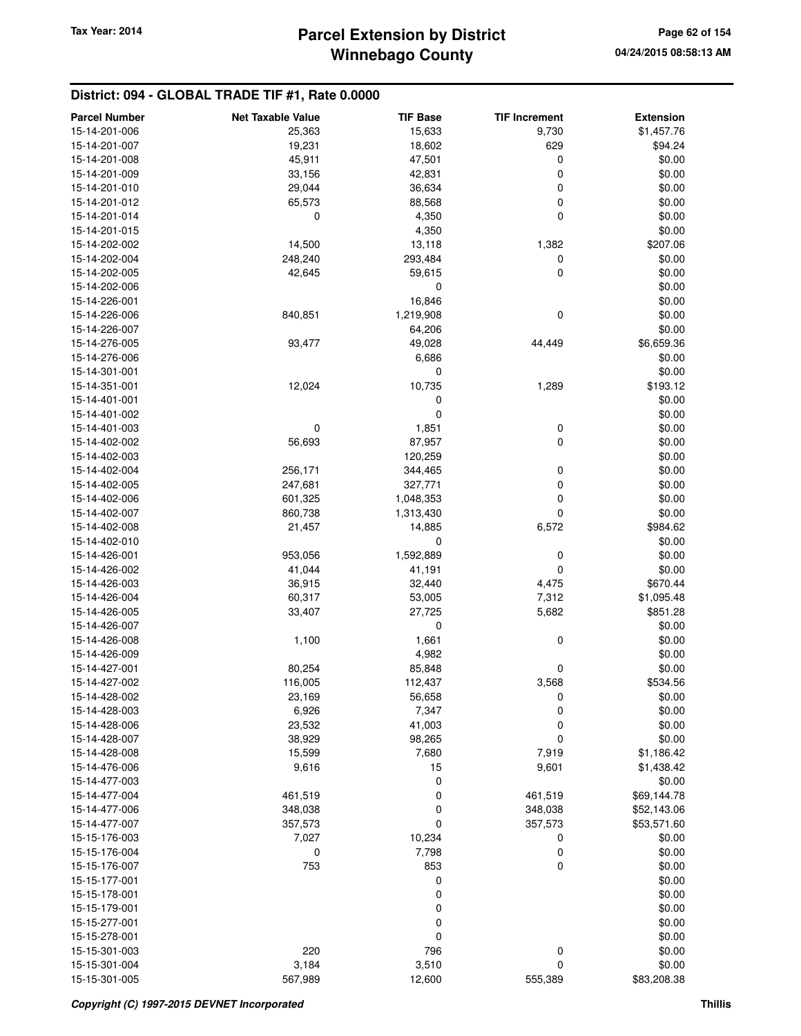## District: 094 - GLOBAL TRADE TIF #1, Rate 0.0000

| Parcel Number | Net Taxable Value | TIF Base | TIF Increment | Extension |
|---|---|---|---|---|
| 15-14-201-006 | 25,363 | 15,633 | 9,730 | $1,457.76 |
| 15-14-201-007 | 19,231 | 18,602 | 629 | $94.24 |
| 15-14-201-008 | 45,911 | 47,501 | 0 | $0.00 |
| 15-14-201-009 | 33,156 | 42,831 | 0 | $0.00 |
| 15-14-201-010 | 29,044 | 36,634 | 0 | $0.00 |
| 15-14-201-012 | 65,573 | 88,568 | 0 | $0.00 |
| 15-14-201-014 | 0 | 4,350 | 0 | $0.00 |
| 15-14-201-015 | | 4,350 | | $0.00 |
| 15-14-202-002 | 14,500 | 13,118 | 1,382 | $207.06 |
| 15-14-202-004 | 248,240 | 293,484 | 0 | $0.00 |
| 15-14-202-005 | 42,645 | 59,615 | 0 | $0.00 |
| 15-14-202-006 | | 0 | | $0.00 |
| 15-14-226-001 | | 16,846 | | $0.00 |
| 15-14-226-006 | 840,851 | 1,219,908 | 0 | $0.00 |
| 15-14-226-007 | | 64,206 | | $0.00 |
| 15-14-276-005 | 93,477 | 49,028 | 44,449 | $6,659.36 |
| 15-14-276-006 | | 6,686 | | $0.00 |
| 15-14-301-001 | | 0 | | $0.00 |
| 15-14-351-001 | 12,024 | 10,735 | 1,289 | $193.12 |
| 15-14-401-001 | | 0 | | $0.00 |
| 15-14-401-002 | | 0 | | $0.00 |
| 15-14-401-003 | 0 | 1,851 | 0 | $0.00 |
| 15-14-402-002 | 56,693 | 87,957 | 0 | $0.00 |
| 15-14-402-003 | | 120,259 | | $0.00 |
| 15-14-402-004 | 256,171 | 344,465 | 0 | $0.00 |
| 15-14-402-005 | 247,681 | 327,771 | 0 | $0.00 |
| 15-14-402-006 | 601,325 | 1,048,353 | 0 | $0.00 |
| 15-14-402-007 | 860,738 | 1,313,430 | 0 | $0.00 |
| 15-14-402-008 | 21,457 | 14,885 | 6,572 | $984.62 |
| 15-14-402-010 | | 0 | | $0.00 |
| 15-14-426-001 | 953,056 | 1,592,889 | 0 | $0.00 |
| 15-14-426-002 | 41,044 | 41,191 | 0 | $0.00 |
| 15-14-426-003 | 36,915 | 32,440 | 4,475 | $670.44 |
| 15-14-426-004 | 60,317 | 53,005 | 7,312 | $1,095.48 |
| 15-14-426-005 | 33,407 | 27,725 | 5,682 | $851.28 |
| 15-14-426-007 | | 0 | | $0.00 |
| 15-14-426-008 | 1,100 | 1,661 | 0 | $0.00 |
| 15-14-426-009 | | 4,982 | | $0.00 |
| 15-14-427-001 | 80,254 | 85,848 | 0 | $0.00 |
| 15-14-427-002 | 116,005 | 112,437 | 3,568 | $534.56 |
| 15-14-428-002 | 23,169 | 56,658 | 0 | $0.00 |
| 15-14-428-003 | 6,926 | 7,347 | 0 | $0.00 |
| 15-14-428-006 | 23,532 | 41,003 | 0 | $0.00 |
| 15-14-428-007 | 38,929 | 98,265 | 0 | $0.00 |
| 15-14-428-008 | 15,599 | 7,680 | 7,919 | $1,186.42 |
| 15-14-476-006 | 9,616 | 15 | 9,601 | $1,438.42 |
| 15-14-477-003 | | 0 | | $0.00 |
| 15-14-477-004 | 461,519 | 0 | 461,519 | $69,144.78 |
| 15-14-477-006 | 348,038 | 0 | 348,038 | $52,143.06 |
| 15-14-477-007 | 357,573 | 0 | 357,573 | $53,571.60 |
| 15-15-176-003 | 7,027 | 10,234 | 0 | $0.00 |
| 15-15-176-004 | 0 | 7,798 | 0 | $0.00 |
| 15-15-176-007 | 753 | 853 | 0 | $0.00 |
| 15-15-177-001 | | 0 | | $0.00 |
| 15-15-178-001 | | 0 | | $0.00 |
| 15-15-179-001 | | 0 | | $0.00 |
| 15-15-277-001 | | 0 | | $0.00 |
| 15-15-278-001 | | 0 | | $0.00 |
| 15-15-301-003 | 220 | 796 | 0 | $0.00 |
| 15-15-301-004 | 3,184 | 3,510 | 0 | $0.00 |
| 15-15-301-005 | 567,989 | 12,600 | 555,389 | $83,208.38 |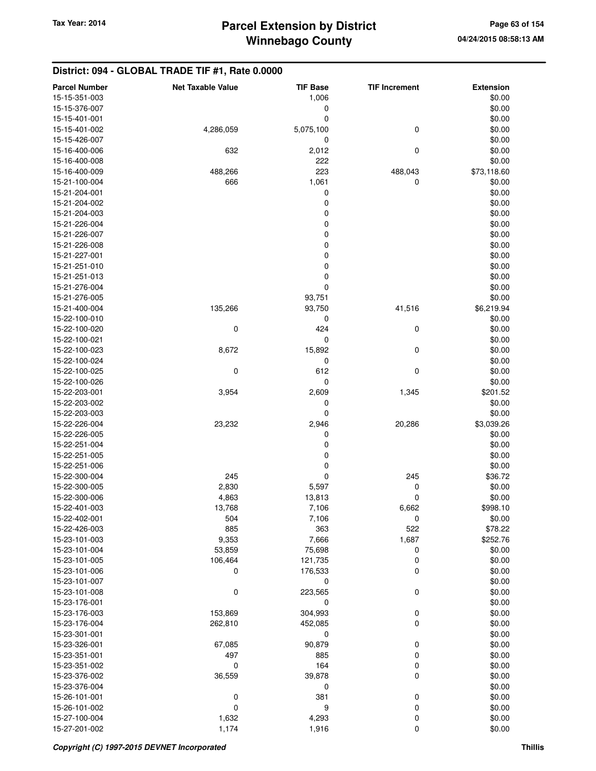## District: 094 - GLOBAL TRADE TIF #1, Rate 0.0000

| Parcel Number | Net Taxable Value | TIF Base | TIF Increment | Extension |
|---|---|---|---|---|
| 15-15-351-003 | | 1,006 | | $0.00 |
| 15-15-376-007 | | 0 | | $0.00 |
| 15-15-401-001 | | 0 | | $0.00 |
| 15-15-401-002 | 4,286,059 | 5,075,100 | 0 | $0.00 |
| 15-15-426-007 | | 0 | | $0.00 |
| 15-16-400-006 | 632 | 2,012 | 0 | $0.00 |
| 15-16-400-008 | | 222 | | $0.00 |
| 15-16-400-009 | 488,266 | 223 | 488,043 | $73,118.60 |
| 15-21-100-004 | 666 | 1,061 | 0 | $0.00 |
| 15-21-204-001 | | 0 | | $0.00 |
| 15-21-204-002 | | 0 | | $0.00 |
| 15-21-204-003 | | 0 | | $0.00 |
| 15-21-226-004 | | 0 | | $0.00 |
| 15-21-226-007 | | 0 | | $0.00 |
| 15-21-226-008 | | 0 | | $0.00 |
| 15-21-227-001 | | 0 | | $0.00 |
| 15-21-251-010 | | 0 | | $0.00 |
| 15-21-251-013 | | 0 | | $0.00 |
| 15-21-276-004 | | 0 | | $0.00 |
| 15-21-276-005 | | 93,751 | | $0.00 |
| 15-21-400-004 | 135,266 | 93,750 | 41,516 | $6,219.94 |
| 15-22-100-010 | | 0 | | $0.00 |
| 15-22-100-020 | 0 | 424 | 0 | $0.00 |
| 15-22-100-021 | | 0 | | $0.00 |
| 15-22-100-023 | 8,672 | 15,892 | 0 | $0.00 |
| 15-22-100-024 | | 0 | | $0.00 |
| 15-22-100-025 | 0 | 612 | 0 | $0.00 |
| 15-22-100-026 | | 0 | | $0.00 |
| 15-22-203-001 | 3,954 | 2,609 | 1,345 | $201.52 |
| 15-22-203-002 | | 0 | | $0.00 |
| 15-22-203-003 | | 0 | | $0.00 |
| 15-22-226-004 | 23,232 | 2,946 | 20,286 | $3,039.26 |
| 15-22-226-005 | | 0 | | $0.00 |
| 15-22-251-004 | | 0 | | $0.00 |
| 15-22-251-005 | | 0 | | $0.00 |
| 15-22-251-006 | | 0 | | $0.00 |
| 15-22-300-004 | 245 | 0 | 245 | $36.72 |
| 15-22-300-005 | 2,830 | 5,597 | 0 | $0.00 |
| 15-22-300-006 | 4,863 | 13,813 | 0 | $0.00 |
| 15-22-401-003 | 13,768 | 7,106 | 6,662 | $998.10 |
| 15-22-402-001 | 504 | 7,106 | 0 | $0.00 |
| 15-22-426-003 | 885 | 363 | 522 | $78.22 |
| 15-23-101-003 | 9,353 | 7,666 | 1,687 | $252.76 |
| 15-23-101-004 | 53,859 | 75,698 | 0 | $0.00 |
| 15-23-101-005 | 106,464 | 121,735 | 0 | $0.00 |
| 15-23-101-006 | 0 | 176,533 | 0 | $0.00 |
| 15-23-101-007 | | 0 | | $0.00 |
| 15-23-101-008 | 0 | 223,565 | 0 | $0.00 |
| 15-23-176-001 | | 0 | | $0.00 |
| 15-23-176-003 | 153,869 | 304,993 | 0 | $0.00 |
| 15-23-176-004 | 262,810 | 452,085 | 0 | $0.00 |
| 15-23-301-001 | | 0 | | $0.00 |
| 15-23-326-001 | 67,085 | 90,879 | 0 | $0.00 |
| 15-23-351-001 | 497 | 885 | 0 | $0.00 |
| 15-23-351-002 | 0 | 164 | 0 | $0.00 |
| 15-23-376-002 | 36,559 | 39,878 | 0 | $0.00 |
| 15-23-376-004 | | 0 | | $0.00 |
| 15-26-101-001 | 0 | 381 | 0 | $0.00 |
| 15-26-101-002 | 0 | 9 | 0 | $0.00 |
| 15-27-100-004 | 1,632 | 4,293 | 0 | $0.00 |
| 15-27-201-002 | 1,174 | 1,916 | 0 | $0.00 |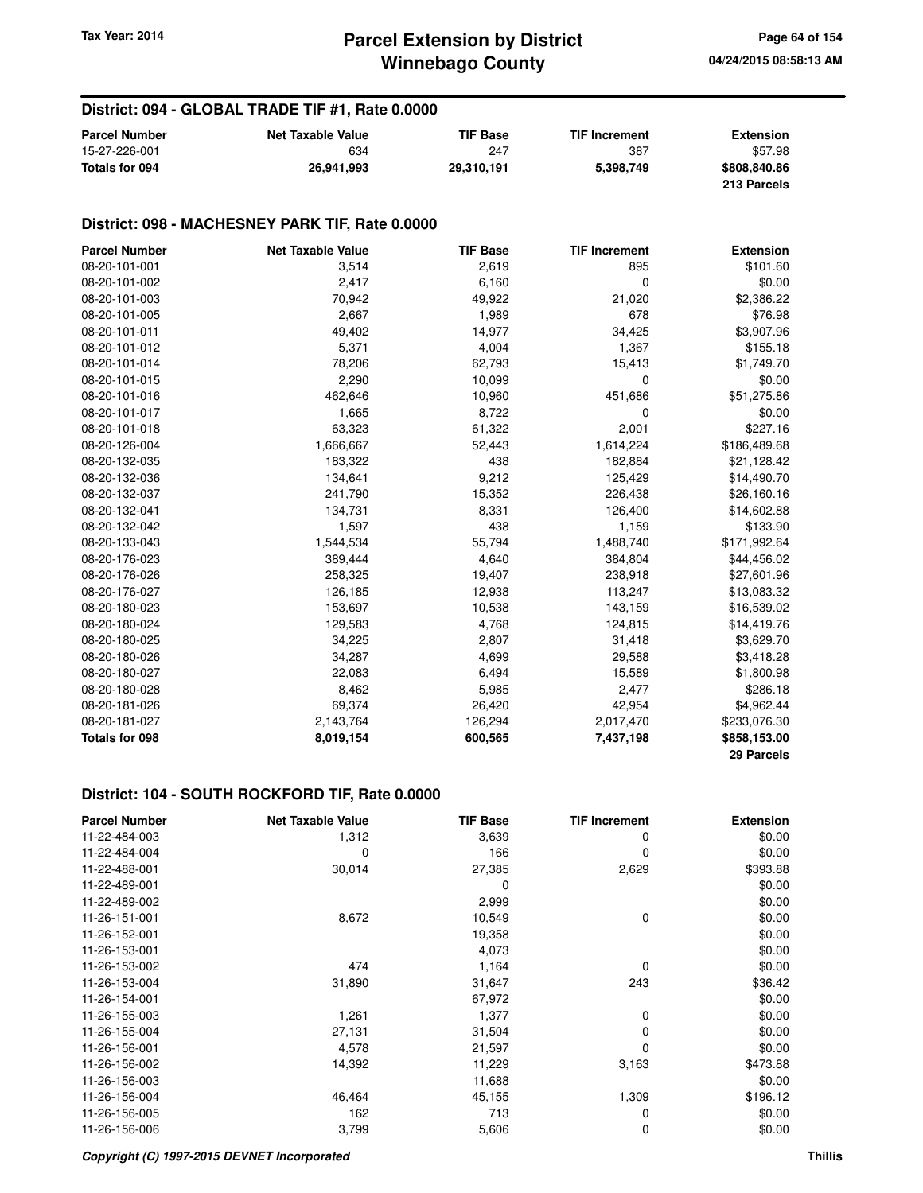## District: 094 - GLOBAL TRADE TIF #1, Rate 0.0000

| Parcel Number | Net Taxable Value | TIF Base | TIF Increment | Extension |
|---|---|---|---|---|
| 15-27-226-001 | 634 | 247 | 387 | $57.98 |
| **Totals for 094** | **26,941,993** | **29,310,191** | **5,398,749** | **$808,840.86** |
| | | | | **213 Parcels** |

## District: 098 - MACHESNEY PARK TIF, Rate 0.0000

| Parcel Number | Net Taxable Value | TIF Base | TIF Increment | Extension |
|---|---|---|---|---|
| 08-20-101-001 | 3,514 | 2,619 | 895 | $101.60 |
| 08-20-101-002 | 2,417 | 6,160 | 0 | $0.00 |
| 08-20-101-003 | 70,942 | 49,922 | 21,020 | $2,386.22 |
| 08-20-101-005 | 2,667 | 1,989 | 678 | $76.98 |
| 08-20-101-011 | 49,402 | 14,977 | 34,425 | $3,907.96 |
| 08-20-101-012 | 5,371 | 4,004 | 1,367 | $155.18 |
| 08-20-101-014 | 78,206 | 62,793 | 15,413 | $1,749.70 |
| 08-20-101-015 | 2,290 | 10,099 | 0 | $0.00 |
| 08-20-101-016 | 462,646 | 10,960 | 451,686 | $51,275.86 |
| 08-20-101-017 | 1,665 | 8,722 | 0 | $0.00 |
| 08-20-101-018 | 63,323 | 61,322 | 2,001 | $227.16 |
| 08-20-126-004 | 1,666,667 | 52,443 | 1,614,224 | $186,489.68 |
| 08-20-132-035 | 183,322 | 438 | 182,884 | $21,128.42 |
| 08-20-132-036 | 134,641 | 9,212 | 125,429 | $14,490.70 |
| 08-20-132-037 | 241,790 | 15,352 | 226,438 | $26,160.16 |
| 08-20-132-041 | 134,731 | 8,331 | 126,400 | $14,602.88 |
| 08-20-132-042 | 1,597 | 438 | 1,159 | $133.90 |
| 08-20-133-043 | 1,544,534 | 55,794 | 1,488,740 | $171,992.64 |
| 08-20-176-023 | 389,444 | 4,640 | 384,804 | $44,456.02 |
| 08-20-176-026 | 258,325 | 19,407 | 238,918 | $27,601.96 |
| 08-20-176-027 | 126,185 | 12,938 | 113,247 | $13,083.32 |
| 08-20-180-023 | 153,697 | 10,538 | 143,159 | $16,539.02 |
| 08-20-180-024 | 129,583 | 4,768 | 124,815 | $14,419.76 |
| 08-20-180-025 | 34,225 | 2,807 | 31,418 | $3,629.70 |
| 08-20-180-026 | 34,287 | 4,699 | 29,588 | $3,418.28 |
| 08-20-180-027 | 22,083 | 6,494 | 15,589 | $1,800.98 |
| 08-20-180-028 | 8,462 | 5,985 | 2,477 | $286.18 |
| 08-20-181-026 | 69,374 | 26,420 | 42,954 | $4,962.44 |
| 08-20-181-027 | 2,143,764 | 126,294 | 2,017,470 | $233,076.30 |
| **Totals for 098** | **8,019,154** | **600,565** | **7,437,198** | **$858,153.00** |
| | | | | **29 Parcels** |

## District: 104 - SOUTH ROCKFORD TIF, Rate 0.0000

| Parcel Number | Net Taxable Value | TIF Base | TIF Increment | Extension |
|---|---|---|---|---|
| 11-22-484-003 | 1,312 | 3,639 | 0 | $0.00 |
| 11-22-484-004 | 0 | 166 | 0 | $0.00 |
| 11-22-488-001 | 30,014 | 27,385 | 2,629 | $393.88 |
| 11-22-489-001 | | 0 | | $0.00 |
| 11-22-489-002 | | 2,999 | | $0.00 |
| 11-26-151-001 | 8,672 | 10,549 | 0 | $0.00 |
| 11-26-152-001 | | 19,358 | | $0.00 |
| 11-26-153-001 | | 4,073 | | $0.00 |
| 11-26-153-002 | 474 | 1,164 | 0 | $0.00 |
| 11-26-153-004 | 31,890 | 31,647 | 243 | $36.42 |
| 11-26-154-001 | | 67,972 | | $0.00 |
| 11-26-155-003 | 1,261 | 1,377 | 0 | $0.00 |
| 11-26-155-004 | 27,131 | 31,504 | 0 | $0.00 |
| 11-26-156-001 | 4,578 | 21,597 | 0 | $0.00 |
| 11-26-156-002 | 14,392 | 11,229 | 3,163 | $473.88 |
| 11-26-156-003 | | 11,688 | | $0.00 |
| 11-26-156-004 | 46,464 | 45,155 | 1,309 | $196.12 |
| 11-26-156-005 | 162 | 713 | 0 | $0.00 |
| 11-26-156-006 | 3,799 | 5,606 | 0 | $0.00 |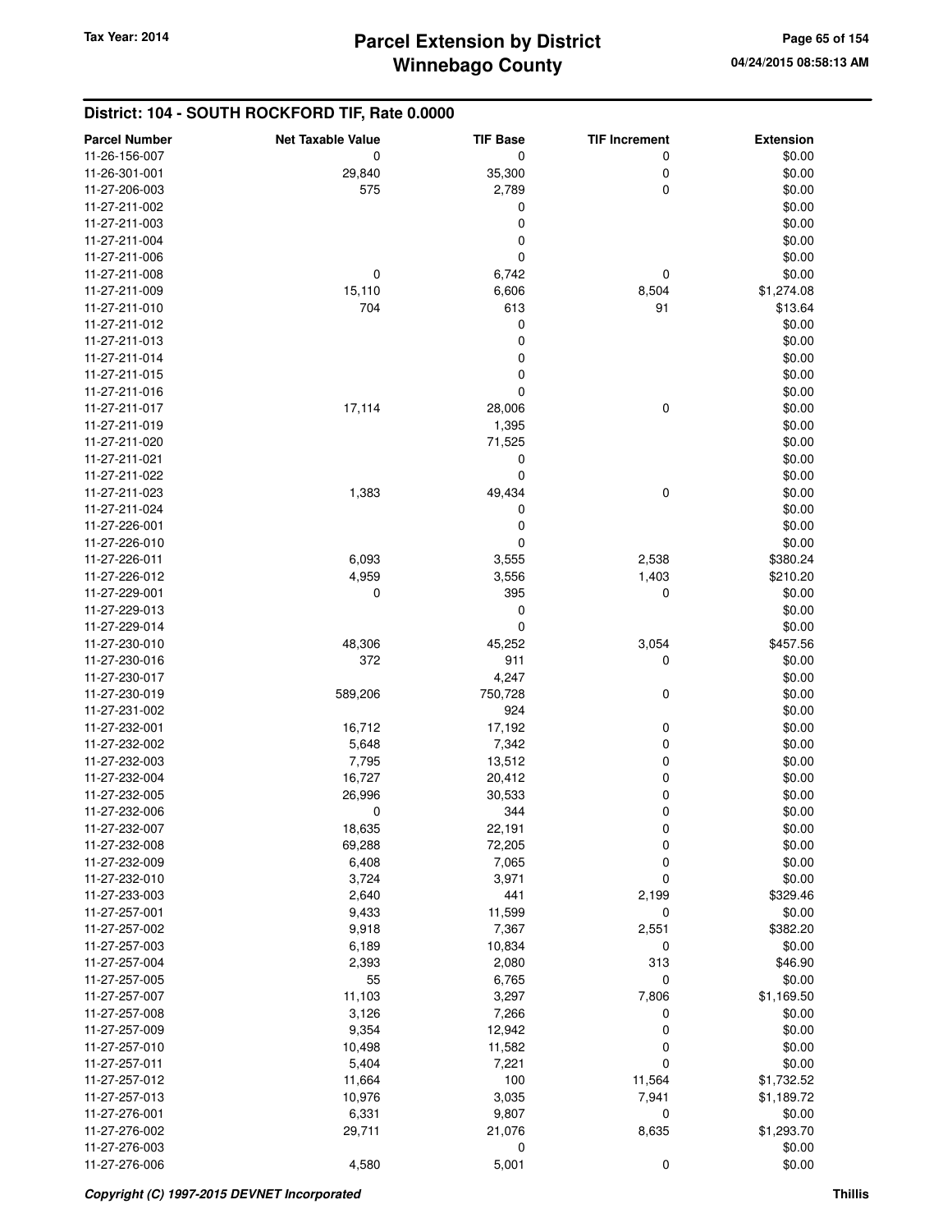## District: 104 - SOUTH ROCKFORD TIF, Rate 0.0000

| Parcel Number | Net Taxable Value | TIF Base | TIF Increment | Extension |
|---|---|---|---|---|
| 11-26-156-007 | 0 | 0 | 0 | $0.00 |
| 11-26-301-001 | 29,840 | 35,300 | 0 | $0.00 |
| 11-27-206-003 | 575 | 2,789 | 0 | $0.00 |
| 11-27-211-002 | | 0 | | $0.00 |
| 11-27-211-003 | | 0 | | $0.00 |
| 11-27-211-004 | | 0 | | $0.00 |
| 11-27-211-006 | | 0 | | $0.00 |
| 11-27-211-008 | 0 | 6,742 | 0 | $0.00 |
| 11-27-211-009 | 15,110 | 6,606 | 8,504 | $1,274.08 |
| 11-27-211-010 | 704 | 613 | 91 | $13.64 |
| 11-27-211-012 | | 0 | | $0.00 |
| 11-27-211-013 | | 0 | | $0.00 |
| 11-27-211-014 | | 0 | | $0.00 |
| 11-27-211-015 | | 0 | | $0.00 |
| 11-27-211-016 | | 0 | | $0.00 |
| 11-27-211-017 | 17,114 | 28,006 | 0 | $0.00 |
| 11-27-211-019 | | 1,395 | | $0.00 |
| 11-27-211-020 | | 71,525 | | $0.00 |
| 11-27-211-021 | | 0 | | $0.00 |
| 11-27-211-022 | | 0 | | $0.00 |
| 11-27-211-023 | 1,383 | 49,434 | 0 | $0.00 |
| 11-27-211-024 | | 0 | | $0.00 |
| 11-27-226-001 | | 0 | | $0.00 |
| 11-27-226-010 | | 0 | | $0.00 |
| 11-27-226-011 | 6,093 | 3,555 | 2,538 | $380.24 |
| 11-27-226-012 | 4,959 | 3,556 | 1,403 | $210.20 |
| 11-27-229-001 | 0 | 395 | 0 | $0.00 |
| 11-27-229-013 | | 0 | | $0.00 |
| 11-27-229-014 | | 0 | | $0.00 |
| 11-27-230-010 | 48,306 | 45,252 | 3,054 | $457.56 |
| 11-27-230-016 | 372 | 911 | 0 | $0.00 |
| 11-27-230-017 | | 4,247 | | $0.00 |
| 11-27-230-019 | 589,206 | 750,728 | 0 | $0.00 |
| 11-27-231-002 | | 924 | | $0.00 |
| 11-27-232-001 | 16,712 | 17,192 | 0 | $0.00 |
| 11-27-232-002 | 5,648 | 7,342 | 0 | $0.00 |
| 11-27-232-003 | 7,795 | 13,512 | 0 | $0.00 |
| 11-27-232-004 | 16,727 | 20,412 | 0 | $0.00 |
| 11-27-232-005 | 26,996 | 30,533 | 0 | $0.00 |
| 11-27-232-006 | 0 | 344 | 0 | $0.00 |
| 11-27-232-007 | 18,635 | 22,191 | 0 | $0.00 |
| 11-27-232-008 | 69,288 | 72,205 | 0 | $0.00 |
| 11-27-232-009 | 6,408 | 7,065 | 0 | $0.00 |
| 11-27-232-010 | 3,724 | 3,971 | 0 | $0.00 |
| 11-27-233-003 | 2,640 | 441 | 2,199 | $329.46 |
| 11-27-257-001 | 9,433 | 11,599 | 0 | $0.00 |
| 11-27-257-002 | 9,918 | 7,367 | 2,551 | $382.20 |
| 11-27-257-003 | 6,189 | 10,834 | 0 | $0.00 |
| 11-27-257-004 | 2,393 | 2,080 | 313 | $46.90 |
| 11-27-257-005 | 55 | 6,765 | 0 | $0.00 |
| 11-27-257-007 | 11,103 | 3,297 | 7,806 | $1,169.50 |
| 11-27-257-008 | 3,126 | 7,266 | 0 | $0.00 |
| 11-27-257-009 | 9,354 | 12,942 | 0 | $0.00 |
| 11-27-257-010 | 10,498 | 11,582 | 0 | $0.00 |
| 11-27-257-011 | 5,404 | 7,221 | 0 | $0.00 |
| 11-27-257-012 | 11,664 | 100 | 11,564 | $1,732.52 |
| 11-27-257-013 | 10,976 | 3,035 | 7,941 | $1,189.72 |
| 11-27-276-001 | 6,331 | 9,807 | 0 | $0.00 |
| 11-27-276-002 | 29,711 | 21,076 | 8,635 | $1,293.70 |
| 11-27-276-003 | | 0 | | $0.00 |
| 11-27-276-006 | 4,580 | 5,001 | 0 | $0.00 |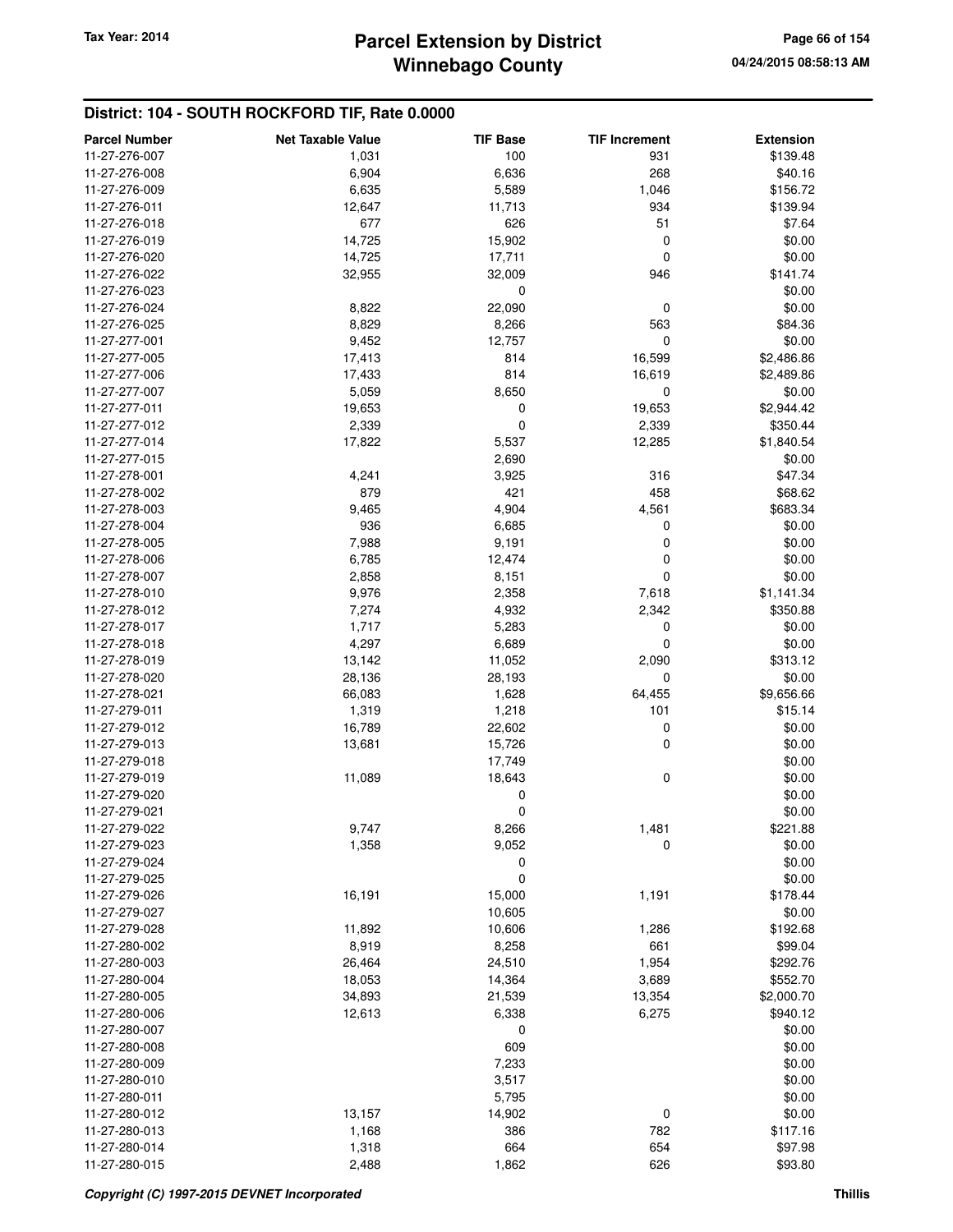## District: 104 - SOUTH ROCKFORD TIF, Rate 0.0000

| Parcel Number | Net Taxable Value | TIF Base | TIF Increment | Extension |
|---|---|---|---|---|
| 11-27-276-007 | 1,031 | 100 | 931 | $139.48 |
| 11-27-276-008 | 6,904 | 6,636 | 268 | $40.16 |
| 11-27-276-009 | 6,635 | 5,589 | 1,046 | $156.72 |
| 11-27-276-011 | 12,647 | 11,713 | 934 | $139.94 |
| 11-27-276-018 | 677 | 626 | 51 | $7.64 |
| 11-27-276-019 | 14,725 | 15,902 | 0 | $0.00 |
| 11-27-276-020 | 14,725 | 17,711 | 0 | $0.00 |
| 11-27-276-022 | 32,955 | 32,009 | 946 | $141.74 |
| 11-27-276-023 | | 0 | | $0.00 |
| 11-27-276-024 | 8,822 | 22,090 | 0 | $0.00 |
| 11-27-276-025 | 8,829 | 8,266 | 563 | $84.36 |
| 11-27-277-001 | 9,452 | 12,757 | 0 | $0.00 |
| 11-27-277-005 | 17,413 | 814 | 16,599 | $2,486.86 |
| 11-27-277-006 | 17,433 | 814 | 16,619 | $2,489.86 |
| 11-27-277-007 | 5,059 | 8,650 | 0 | $0.00 |
| 11-27-277-011 | 19,653 | 0 | 19,653 | $2,944.42 |
| 11-27-277-012 | 2,339 | 0 | 2,339 | $350.44 |
| 11-27-277-014 | 17,822 | 5,537 | 12,285 | $1,840.54 |
| 11-27-277-015 | | 2,690 | | $0.00 |
| 11-27-278-001 | 4,241 | 3,925 | 316 | $47.34 |
| 11-27-278-002 | 879 | 421 | 458 | $68.62 |
| 11-27-278-003 | 9,465 | 4,904 | 4,561 | $683.34 |
| 11-27-278-004 | 936 | 6,685 | 0 | $0.00 |
| 11-27-278-005 | 7,988 | 9,191 | 0 | $0.00 |
| 11-27-278-006 | 6,785 | 12,474 | 0 | $0.00 |
| 11-27-278-007 | 2,858 | 8,151 | 0 | $0.00 |
| 11-27-278-010 | 9,976 | 2,358 | 7,618 | $1,141.34 |
| 11-27-278-012 | 7,274 | 4,932 | 2,342 | $350.88 |
| 11-27-278-017 | 1,717 | 5,283 | 0 | $0.00 |
| 11-27-278-018 | 4,297 | 6,689 | 0 | $0.00 |
| 11-27-278-019 | 13,142 | 11,052 | 2,090 | $313.12 |
| 11-27-278-020 | 28,136 | 28,193 | 0 | $0.00 |
| 11-27-278-021 | 66,083 | 1,628 | 64,455 | $9,656.66 |
| 11-27-279-011 | 1,319 | 1,218 | 101 | $15.14 |
| 11-27-279-012 | 16,789 | 22,602 | 0 | $0.00 |
| 11-27-279-013 | 13,681 | 15,726 | 0 | $0.00 |
| 11-27-279-018 | | 17,749 | | $0.00 |
| 11-27-279-019 | 11,089 | 18,643 | 0 | $0.00 |
| 11-27-279-020 | | 0 | | $0.00 |
| 11-27-279-021 | | 0 | | $0.00 |
| 11-27-279-022 | 9,747 | 8,266 | 1,481 | $221.88 |
| 11-27-279-023 | 1,358 | 9,052 | 0 | $0.00 |
| 11-27-279-024 | | 0 | | $0.00 |
| 11-27-279-025 | | 0 | | $0.00 |
| 11-27-279-026 | 16,191 | 15,000 | 1,191 | $178.44 |
| 11-27-279-027 | | 10,605 | | $0.00 |
| 11-27-279-028 | 11,892 | 10,606 | 1,286 | $192.68 |
| 11-27-280-002 | 8,919 | 8,258 | 661 | $99.04 |
| 11-27-280-003 | 26,464 | 24,510 | 1,954 | $292.76 |
| 11-27-280-004 | 18,053 | 14,364 | 3,689 | $552.70 |
| 11-27-280-005 | 34,893 | 21,539 | 13,354 | $2,000.70 |
| 11-27-280-006 | 12,613 | 6,338 | 6,275 | $940.12 |
| 11-27-280-007 | | 0 | | $0.00 |
| 11-27-280-008 | | 609 | | $0.00 |
| 11-27-280-009 | | 7,233 | | $0.00 |
| 11-27-280-010 | | 3,517 | | $0.00 |
| 11-27-280-011 | | 5,795 | | $0.00 |
| 11-27-280-012 | 13,157 | 14,902 | 0 | $0.00 |
| 11-27-280-013 | 1,168 | 386 | 782 | $117.16 |
| 11-27-280-014 | 1,318 | 664 | 654 | $97.98 |
| 11-27-280-015 | 2,488 | 1,862 | 626 | $93.80 |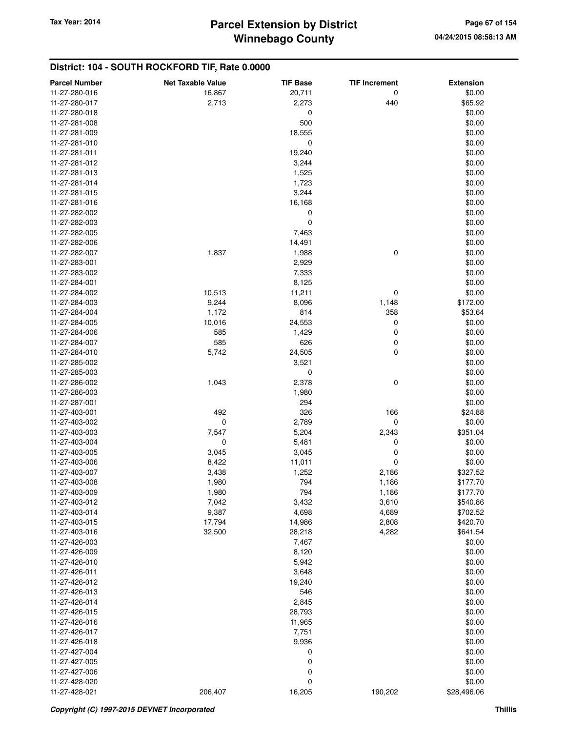## District: 104 - SOUTH ROCKFORD TIF, Rate 0.0000

| Parcel Number | Net Taxable Value | TIF Base | TIF Increment | Extension |
|---|---|---|---|---|
| 11-27-280-016 | 16,867 | 20,711 | 0 | $0.00 |
| 11-27-280-017 | 2,713 | 2,273 | 440 | $65.92 |
| 11-27-280-018 | | 0 | | $0.00 |
| 11-27-281-008 | | 500 | | $0.00 |
| 11-27-281-009 | | 18,555 | | $0.00 |
| 11-27-281-010 | | 0 | | $0.00 |
| 11-27-281-011 | | 19,240 | | $0.00 |
| 11-27-281-012 | | 3,244 | | $0.00 |
| 11-27-281-013 | | 1,525 | | $0.00 |
| 11-27-281-014 | | 1,723 | | $0.00 |
| 11-27-281-015 | | 3,244 | | $0.00 |
| 11-27-281-016 | | 16,168 | | $0.00 |
| 11-27-282-002 | | 0 | | $0.00 |
| 11-27-282-003 | | 0 | | $0.00 |
| 11-27-282-005 | | 7,463 | | $0.00 |
| 11-27-282-006 | | 14,491 | | $0.00 |
| 11-27-282-007 | 1,837 | 1,988 | 0 | $0.00 |
| 11-27-283-001 | | 2,929 | | $0.00 |
| 11-27-283-002 | | 7,333 | | $0.00 |
| 11-27-284-001 | | 8,125 | | $0.00 |
| 11-27-284-002 | 10,513 | 11,211 | 0 | $0.00 |
| 11-27-284-003 | 9,244 | 8,096 | 1,148 | $172.00 |
| 11-27-284-004 | 1,172 | 814 | 358 | $53.64 |
| 11-27-284-005 | 10,016 | 24,553 | 0 | $0.00 |
| 11-27-284-006 | 585 | 1,429 | 0 | $0.00 |
| 11-27-284-007 | 585 | 626 | 0 | $0.00 |
| 11-27-284-010 | 5,742 | 24,505 | 0 | $0.00 |
| 11-27-285-002 | | 3,521 | | $0.00 |
| 11-27-285-003 | | 0 | | $0.00 |
| 11-27-286-002 | 1,043 | 2,378 | 0 | $0.00 |
| 11-27-286-003 | | 1,980 | | $0.00 |
| 11-27-287-001 | | 294 | | $0.00 |
| 11-27-403-001 | 492 | 326 | 166 | $24.88 |
| 11-27-403-002 | 0 | 2,789 | 0 | $0.00 |
| 11-27-403-003 | 7,547 | 5,204 | 2,343 | $351.04 |
| 11-27-403-004 | 0 | 5,481 | 0 | $0.00 |
| 11-27-403-005 | 3,045 | 3,045 | 0 | $0.00 |
| 11-27-403-006 | 8,422 | 11,011 | 0 | $0.00 |
| 11-27-403-007 | 3,438 | 1,252 | 2,186 | $327.52 |
| 11-27-403-008 | 1,980 | 794 | 1,186 | $177.70 |
| 11-27-403-009 | 1,980 | 794 | 1,186 | $177.70 |
| 11-27-403-012 | 7,042 | 3,432 | 3,610 | $540.86 |
| 11-27-403-014 | 9,387 | 4,698 | 4,689 | $702.52 |
| 11-27-403-015 | 17,794 | 14,986 | 2,808 | $420.70 |
| 11-27-403-016 | 32,500 | 28,218 | 4,282 | $641.54 |
| 11-27-426-003 | | 7,467 | | $0.00 |
| 11-27-426-009 | | 8,120 | | $0.00 |
| 11-27-426-010 | | 5,942 | | $0.00 |
| 11-27-426-011 | | 3,648 | | $0.00 |
| 11-27-426-012 | | 19,240 | | $0.00 |
| 11-27-426-013 | | 546 | | $0.00 |
| 11-27-426-014 | | 2,845 | | $0.00 |
| 11-27-426-015 | | 28,793 | | $0.00 |
| 11-27-426-016 | | 11,965 | | $0.00 |
| 11-27-426-017 | | 7,751 | | $0.00 |
| 11-27-426-018 | | 9,936 | | $0.00 |
| 11-27-427-004 | | 0 | | $0.00 |
| 11-27-427-005 | | 0 | | $0.00 |
| 11-27-427-006 | | 0 | | $0.00 |
| 11-27-428-020 | | 0 | | $0.00 |
| 11-27-428-021 | 206,407 | 16,205 | 190,202 | $28,496.06 |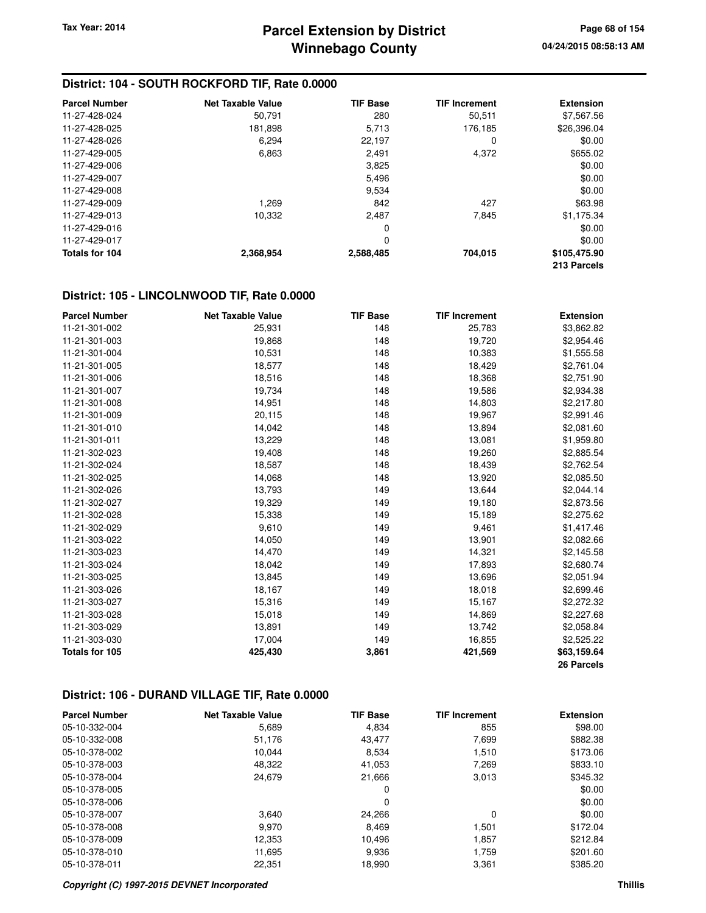## District: 104 - SOUTH ROCKFORD TIF, Rate 0.0000

| Parcel Number | Net Taxable Value | TIF Base | TIF Increment | Extension |
|---|---|---|---|---|
| 11-27-428-024 | 50,791 | 280 | 50,511 | $7,567.56 |
| 11-27-428-025 | 181,898 | 5,713 | 176,185 | $26,396.04 |
| 11-27-428-026 | 6,294 | 22,197 | 0 | $0.00 |
| 11-27-429-005 | 6,863 | 2,491 | 4,372 | $655.02 |
| 11-27-429-006 | | 3,825 | | $0.00 |
| 11-27-429-007 | | 5,496 | | $0.00 |
| 11-27-429-008 | | 9,534 | | $0.00 |
| 11-27-429-009 | 1,269 | 842 | 427 | $63.98 |
| 11-27-429-013 | 10,332 | 2,487 | 7,845 | $1,175.34 |
| 11-27-429-016 | | 0 | | $0.00 |
| 11-27-429-017 | | 0 | | $0.00 |
| **Totals for 104** | **2,368,954** | **2,588,485** | **704,015** | **$105,475.90** |
| | | | | **213 Parcels** |

## District: 105 - LINCOLNWOOD TIF, Rate 0.0000

| Parcel Number | Net Taxable Value | TIF Base | TIF Increment | Extension |
|---|---|---|---|---|
| 11-21-301-002 | 25,931 | 148 | 25,783 | $3,862.82 |
| 11-21-301-003 | 19,868 | 148 | 19,720 | $2,954.46 |
| 11-21-301-004 | 10,531 | 148 | 10,383 | $1,555.58 |
| 11-21-301-005 | 18,577 | 148 | 18,429 | $2,761.04 |
| 11-21-301-006 | 18,516 | 148 | 18,368 | $2,751.90 |
| 11-21-301-007 | 19,734 | 148 | 19,586 | $2,934.38 |
| 11-21-301-008 | 14,951 | 148 | 14,803 | $2,217.80 |
| 11-21-301-009 | 20,115 | 148 | 19,967 | $2,991.46 |
| 11-21-301-010 | 14,042 | 148 | 13,894 | $2,081.60 |
| 11-21-301-011 | 13,229 | 148 | 13,081 | $1,959.80 |
| 11-21-302-023 | 19,408 | 148 | 19,260 | $2,885.54 |
| 11-21-302-024 | 18,587 | 148 | 18,439 | $2,762.54 |
| 11-21-302-025 | 14,068 | 148 | 13,920 | $2,085.50 |
| 11-21-302-026 | 13,793 | 149 | 13,644 | $2,044.14 |
| 11-21-302-027 | 19,329 | 149 | 19,180 | $2,873.56 |
| 11-21-302-028 | 15,338 | 149 | 15,189 | $2,275.62 |
| 11-21-302-029 | 9,610 | 149 | 9,461 | $1,417.46 |
| 11-21-303-022 | 14,050 | 149 | 13,901 | $2,082.66 |
| 11-21-303-023 | 14,470 | 149 | 14,321 | $2,145.58 |
| 11-21-303-024 | 18,042 | 149 | 17,893 | $2,680.74 |
| 11-21-303-025 | 13,845 | 149 | 13,696 | $2,051.94 |
| 11-21-303-026 | 18,167 | 149 | 18,018 | $2,699.46 |
| 11-21-303-027 | 15,316 | 149 | 15,167 | $2,272.32 |
| 11-21-303-028 | 15,018 | 149 | 14,869 | $2,227.68 |
| 11-21-303-029 | 13,891 | 149 | 13,742 | $2,058.84 |
| 11-21-303-030 | 17,004 | 149 | 16,855 | $2,525.22 |
| **Totals for 105** | **425,430** | **3,861** | **421,569** | **$63,159.64** |
| | | | | **26 Parcels** |

## District: 106 - DURAND VILLAGE TIF, Rate 0.0000

| Parcel Number | Net Taxable Value | TIF Base | TIF Increment | Extension |
|---|---|---|---|---|
| 05-10-332-004 | 5,689 | 4,834 | 855 | $98.00 |
| 05-10-332-008 | 51,176 | 43,477 | 7,699 | $882.38 |
| 05-10-378-002 | 10,044 | 8,534 | 1,510 | $173.06 |
| 05-10-378-003 | 48,322 | 41,053 | 7,269 | $833.10 |
| 05-10-378-004 | 24,679 | 21,666 | 3,013 | $345.32 |
| 05-10-378-005 | | 0 | | $0.00 |
| 05-10-378-006 | | 0 | | $0.00 |
| 05-10-378-007 | 3,640 | 24,266 | 0 | $0.00 |
| 05-10-378-008 | 9,970 | 8,469 | 1,501 | $172.04 |
| 05-10-378-009 | 12,353 | 10,496 | 1,857 | $212.84 |
| 05-10-378-010 | 11,695 | 9,936 | 1,759 | $201.60 |
| 05-10-378-011 | 22,351 | 18,990 | 3,361 | $385.20 |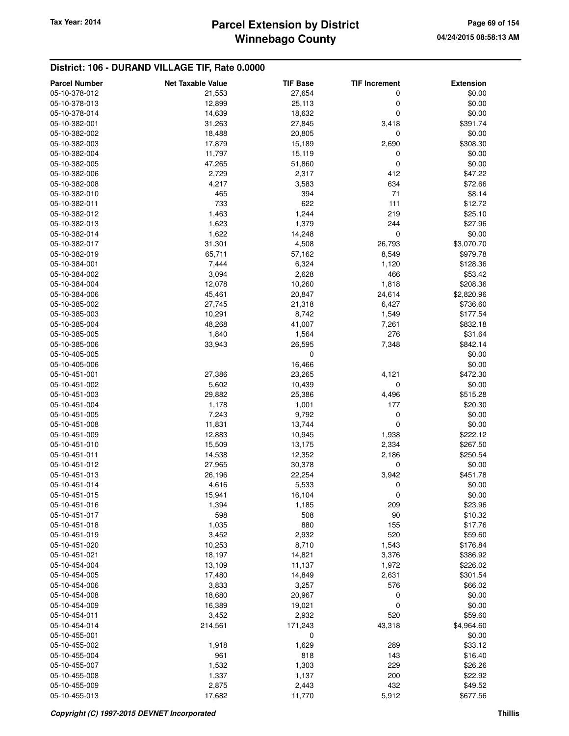## District: 106 - DURAND VILLAGE TIF, Rate 0.0000

| Parcel Number | Net Taxable Value | TIF Base | TIF Increment | Extension |
|---|---|---|---|---|
| 05-10-378-012 | 21,553 | 27,654 | 0 | $0.00 |
| 05-10-378-013 | 12,899 | 25,113 | 0 | $0.00 |
| 05-10-378-014 | 14,639 | 18,632 | 0 | $0.00 |
| 05-10-382-001 | 31,263 | 27,845 | 3,418 | $391.74 |
| 05-10-382-002 | 18,488 | 20,805 | 0 | $0.00 |
| 05-10-382-003 | 17,879 | 15,189 | 2,690 | $308.30 |
| 05-10-382-004 | 11,797 | 15,119 | 0 | $0.00 |
| 05-10-382-005 | 47,265 | 51,860 | 0 | $0.00 |
| 05-10-382-006 | 2,729 | 2,317 | 412 | $47.22 |
| 05-10-382-008 | 4,217 | 3,583 | 634 | $72.66 |
| 05-10-382-010 | 465 | 394 | 71 | $8.14 |
| 05-10-382-011 | 733 | 622 | 111 | $12.72 |
| 05-10-382-012 | 1,463 | 1,244 | 219 | $25.10 |
| 05-10-382-013 | 1,623 | 1,379 | 244 | $27.96 |
| 05-10-382-014 | 1,622 | 14,248 | 0 | $0.00 |
| 05-10-382-017 | 31,301 | 4,508 | 26,793 | $3,070.70 |
| 05-10-382-019 | 65,711 | 57,162 | 8,549 | $979.78 |
| 05-10-384-001 | 7,444 | 6,324 | 1,120 | $128.36 |
| 05-10-384-002 | 3,094 | 2,628 | 466 | $53.42 |
| 05-10-384-004 | 12,078 | 10,260 | 1,818 | $208.36 |
| 05-10-384-006 | 45,461 | 20,847 | 24,614 | $2,820.96 |
| 05-10-385-002 | 27,745 | 21,318 | 6,427 | $736.60 |
| 05-10-385-003 | 10,291 | 8,742 | 1,549 | $177.54 |
| 05-10-385-004 | 48,268 | 41,007 | 7,261 | $832.18 |
| 05-10-385-005 | 1,840 | 1,564 | 276 | $31.64 |
| 05-10-385-006 | 33,943 | 26,595 | 7,348 | $842.14 |
| 05-10-405-005 | | 0 | | $0.00 |
| 05-10-405-006 | | 16,466 | | $0.00 |
| 05-10-451-001 | 27,386 | 23,265 | 4,121 | $472.30 |
| 05-10-451-002 | 5,602 | 10,439 | 0 | $0.00 |
| 05-10-451-003 | 29,882 | 25,386 | 4,496 | $515.28 |
| 05-10-451-004 | 1,178 | 1,001 | 177 | $20.30 |
| 05-10-451-005 | 7,243 | 9,792 | 0 | $0.00 |
| 05-10-451-008 | 11,831 | 13,744 | 0 | $0.00 |
| 05-10-451-009 | 12,883 | 10,945 | 1,938 | $222.12 |
| 05-10-451-010 | 15,509 | 13,175 | 2,334 | $267.50 |
| 05-10-451-011 | 14,538 | 12,352 | 2,186 | $250.54 |
| 05-10-451-012 | 27,965 | 30,378 | 0 | $0.00 |
| 05-10-451-013 | 26,196 | 22,254 | 3,942 | $451.78 |
| 05-10-451-014 | 4,616 | 5,533 | 0 | $0.00 |
| 05-10-451-015 | 15,941 | 16,104 | 0 | $0.00 |
| 05-10-451-016 | 1,394 | 1,185 | 209 | $23.96 |
| 05-10-451-017 | 598 | 508 | 90 | $10.32 |
| 05-10-451-018 | 1,035 | 880 | 155 | $17.76 |
| 05-10-451-019 | 3,452 | 2,932 | 520 | $59.60 |
| 05-10-451-020 | 10,253 | 8,710 | 1,543 | $176.84 |
| 05-10-451-021 | 18,197 | 14,821 | 3,376 | $386.92 |
| 05-10-454-004 | 13,109 | 11,137 | 1,972 | $226.02 |
| 05-10-454-005 | 17,480 | 14,849 | 2,631 | $301.54 |
| 05-10-454-006 | 3,833 | 3,257 | 576 | $66.02 |
| 05-10-454-008 | 18,680 | 20,967 | 0 | $0.00 |
| 05-10-454-009 | 16,389 | 19,021 | 0 | $0.00 |
| 05-10-454-011 | 3,452 | 2,932 | 520 | $59.60 |
| 05-10-454-014 | 214,561 | 171,243 | 43,318 | $4,964.60 |
| 05-10-455-001 | | 0 | | $0.00 |
| 05-10-455-002 | 1,918 | 1,629 | 289 | $33.12 |
| 05-10-455-004 | 961 | 818 | 143 | $16.40 |
| 05-10-455-007 | 1,532 | 1,303 | 229 | $26.26 |
| 05-10-455-008 | 1,337 | 1,137 | 200 | $22.92 |
| 05-10-455-009 | 2,875 | 2,443 | 432 | $49.52 |
| 05-10-455-013 | 17,682 | 11,770 | 5,912 | $677.56 |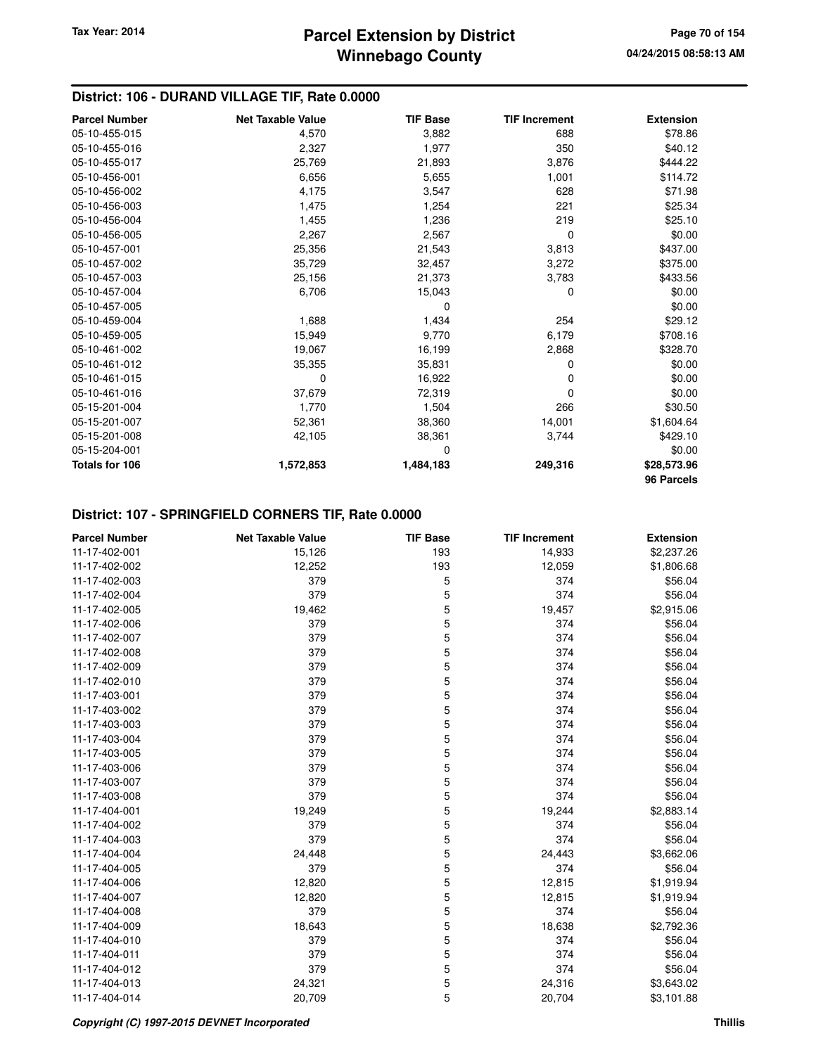## District: 106 - DURAND VILLAGE TIF, Rate 0.0000

| Parcel Number | Net Taxable Value | TIF Base | TIF Increment | Extension |
|---|---|---|---|---|
| 05-10-455-015 | 4,570 | 3,882 | 688 | $78.86 |
| 05-10-455-016 | 2,327 | 1,977 | 350 | $40.12 |
| 05-10-455-017 | 25,769 | 21,893 | 3,876 | $444.22 |
| 05-10-456-001 | 6,656 | 5,655 | 1,001 | $114.72 |
| 05-10-456-002 | 4,175 | 3,547 | 628 | $71.98 |
| 05-10-456-003 | 1,475 | 1,254 | 221 | $25.34 |
| 05-10-456-004 | 1,455 | 1,236 | 219 | $25.10 |
| 05-10-456-005 | 2,267 | 2,567 | 0 | $0.00 |
| 05-10-457-001 | 25,356 | 21,543 | 3,813 | $437.00 |
| 05-10-457-002 | 35,729 | 32,457 | 3,272 | $375.00 |
| 05-10-457-003 | 25,156 | 21,373 | 3,783 | $433.56 |
| 05-10-457-004 | 6,706 | 15,043 | 0 | $0.00 |
| 05-10-457-005 | | 0 | | $0.00 |
| 05-10-459-004 | 1,688 | 1,434 | 254 | $29.12 |
| 05-10-459-005 | 15,949 | 9,770 | 6,179 | $708.16 |
| 05-10-461-002 | 19,067 | 16,199 | 2,868 | $328.70 |
| 05-10-461-012 | 35,355 | 35,831 | 0 | $0.00 |
| 05-10-461-015 | 0 | 16,922 | 0 | $0.00 |
| 05-10-461-016 | 37,679 | 72,319 | 0 | $0.00 |
| 05-15-201-004 | 1,770 | 1,504 | 266 | $30.50 |
| 05-15-201-007 | 52,361 | 38,360 | 14,001 | $1,604.64 |
| 05-15-201-008 | 42,105 | 38,361 | 3,744 | $429.10 |
| 05-15-204-001 | | 0 | | $0.00 |
| **Totals for 106** | **1,572,853** | **1,484,183** | **249,316** | **$28,573.96** |
| | | | | **96 Parcels** |

## District: 107 - SPRINGFIELD CORNERS TIF, Rate 0.0000

| Parcel Number | Net Taxable Value | TIF Base | TIF Increment | Extension |
|---|---|---|---|---|
| 11-17-402-001 | 15,126 | 193 | 14,933 | $2,237.26 |
| 11-17-402-002 | 12,252 | 193 | 12,059 | $1,806.68 |
| 11-17-402-003 | 379 | 5 | 374 | $56.04 |
| 11-17-402-004 | 379 | 5 | 374 | $56.04 |
| 11-17-402-005 | 19,462 | 5 | 19,457 | $2,915.06 |
| 11-17-402-006 | 379 | 5 | 374 | $56.04 |
| 11-17-402-007 | 379 | 5 | 374 | $56.04 |
| 11-17-402-008 | 379 | 5 | 374 | $56.04 |
| 11-17-402-009 | 379 | 5 | 374 | $56.04 |
| 11-17-402-010 | 379 | 5 | 374 | $56.04 |
| 11-17-403-001 | 379 | 5 | 374 | $56.04 |
| 11-17-403-002 | 379 | 5 | 374 | $56.04 |
| 11-17-403-003 | 379 | 5 | 374 | $56.04 |
| 11-17-403-004 | 379 | 5 | 374 | $56.04 |
| 11-17-403-005 | 379 | 5 | 374 | $56.04 |
| 11-17-403-006 | 379 | 5 | 374 | $56.04 |
| 11-17-403-007 | 379 | 5 | 374 | $56.04 |
| 11-17-403-008 | 379 | 5 | 374 | $56.04 |
| 11-17-404-001 | 19,249 | 5 | 19,244 | $2,883.14 |
| 11-17-404-002 | 379 | 5 | 374 | $56.04 |
| 11-17-404-003 | 379 | 5 | 374 | $56.04 |
| 11-17-404-004 | 24,448 | 5 | 24,443 | $3,662.06 |
| 11-17-404-005 | 379 | 5 | 374 | $56.04 |
| 11-17-404-006 | 12,820 | 5 | 12,815 | $1,919.94 |
| 11-17-404-007 | 12,820 | 5 | 12,815 | $1,919.94 |
| 11-17-404-008 | 379 | 5 | 374 | $56.04 |
| 11-17-404-009 | 18,643 | 5 | 18,638 | $2,792.36 |
| 11-17-404-010 | 379 | 5 | 374 | $56.04 |
| 11-17-404-011 | 379 | 5 | 374 | $56.04 |
| 11-17-404-012 | 379 | 5 | 374 | $56.04 |
| 11-17-404-013 | 24,321 | 5 | 24,316 | $3,643.02 |
| 11-17-404-014 | 20,709 | 5 | 20,704 | $3,101.88 |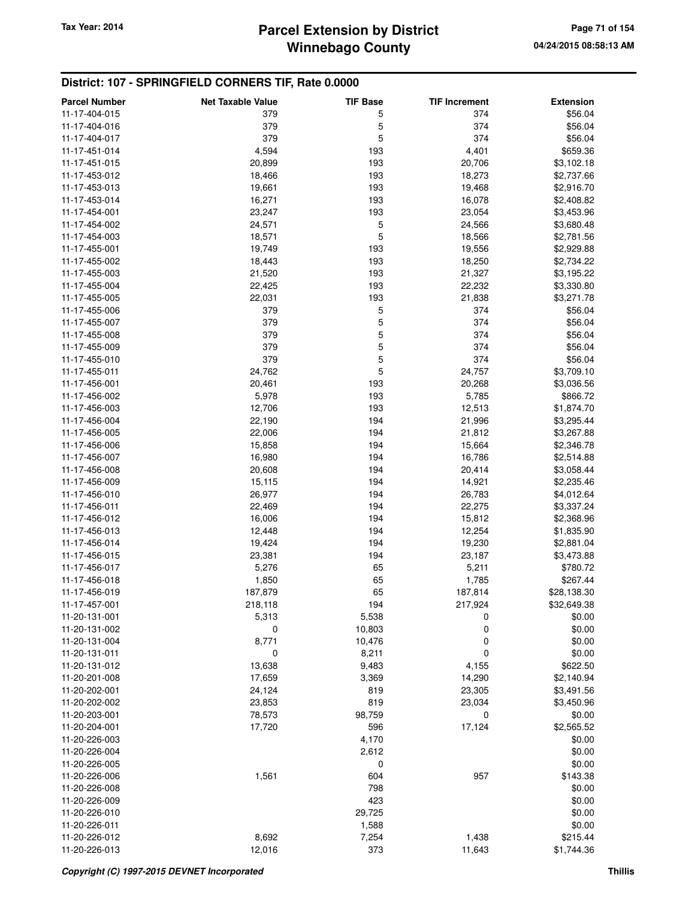## District: 107 - SPRINGFIELD CORNERS TIF, Rate 0.0000

| Parcel Number | Net Taxable Value | TIF Base | TIF Increment | Extension |
|---|---|---|---|---|
| 11-17-404-015 | 379 | 5 | 374 | $56.04 |
| 11-17-404-016 | 379 | 5 | 374 | $56.04 |
| 11-17-404-017 | 379 | 5 | 374 | $56.04 |
| 11-17-451-014 | 4,594 | 193 | 4,401 | $659.36 |
| 11-17-451-015 | 20,899 | 193 | 20,706 | $3,102.18 |
| 11-17-453-012 | 18,466 | 193 | 18,273 | $2,737.66 |
| 11-17-453-013 | 19,661 | 193 | 19,468 | $2,916.70 |
| 11-17-453-014 | 16,271 | 193 | 16,078 | $2,408.82 |
| 11-17-454-001 | 23,247 | 193 | 23,054 | $3,453.96 |
| 11-17-454-002 | 24,571 | 5 | 24,566 | $3,680.48 |
| 11-17-454-003 | 18,571 | 5 | 18,566 | $2,781.56 |
| 11-17-455-001 | 19,749 | 193 | 19,556 | $2,929.88 |
| 11-17-455-002 | 18,443 | 193 | 18,250 | $2,734.22 |
| 11-17-455-003 | 21,520 | 193 | 21,327 | $3,195.22 |
| 11-17-455-004 | 22,425 | 193 | 22,232 | $3,330.80 |
| 11-17-455-005 | 22,031 | 193 | 21,838 | $3,271.78 |
| 11-17-455-006 | 379 | 5 | 374 | $56.04 |
| 11-17-455-007 | 379 | 5 | 374 | $56.04 |
| 11-17-455-008 | 379 | 5 | 374 | $56.04 |
| 11-17-455-009 | 379 | 5 | 374 | $56.04 |
| 11-17-455-010 | 379 | 5 | 374 | $56.04 |
| 11-17-455-011 | 24,762 | 5 | 24,757 | $3,709.10 |
| 11-17-456-001 | 20,461 | 193 | 20,268 | $3,036.56 |
| 11-17-456-002 | 5,978 | 193 | 5,785 | $866.72 |
| 11-17-456-003 | 12,706 | 193 | 12,513 | $1,874.70 |
| 11-17-456-004 | 22,190 | 194 | 21,996 | $3,295.44 |
| 11-17-456-005 | 22,006 | 194 | 21,812 | $3,267.88 |
| 11-17-456-006 | 15,858 | 194 | 15,664 | $2,346.78 |
| 11-17-456-007 | 16,980 | 194 | 16,786 | $2,514.88 |
| 11-17-456-008 | 20,608 | 194 | 20,414 | $3,058.44 |
| 11-17-456-009 | 15,115 | 194 | 14,921 | $2,235.46 |
| 11-17-456-010 | 26,977 | 194 | 26,783 | $4,012.64 |
| 11-17-456-011 | 22,469 | 194 | 22,275 | $3,337.24 |
| 11-17-456-012 | 16,006 | 194 | 15,812 | $2,368.96 |
| 11-17-456-013 | 12,448 | 194 | 12,254 | $1,835.90 |
| 11-17-456-014 | 19,424 | 194 | 19,230 | $2,881.04 |
| 11-17-456-015 | 23,381 | 194 | 23,187 | $3,473.88 |
| 11-17-456-017 | 5,276 | 65 | 5,211 | $780.72 |
| 11-17-456-018 | 1,850 | 65 | 1,785 | $267.44 |
| 11-17-456-019 | 187,879 | 65 | 187,814 | $28,138.30 |
| 11-17-457-001 | 218,118 | 194 | 217,924 | $32,649.38 |
| 11-20-131-001 | 5,313 | 5,538 | 0 | $0.00 |
| 11-20-131-002 | 0 | 10,803 | 0 | $0.00 |
| 11-20-131-004 | 8,771 | 10,476 | 0 | $0.00 |
| 11-20-131-011 | 0 | 8,211 | 0 | $0.00 |
| 11-20-131-012 | 13,638 | 9,483 | 4,155 | $622.50 |
| 11-20-201-008 | 17,659 | 3,369 | 14,290 | $2,140.94 |
| 11-20-202-001 | 24,124 | 819 | 23,305 | $3,491.56 |
| 11-20-202-002 | 23,853 | 819 | 23,034 | $3,450.96 |
| 11-20-203-001 | 78,573 | 98,759 | 0 | $0.00 |
| 11-20-204-001 | 17,720 | 596 | 17,124 | $2,565.52 |
| 11-20-226-003 | | 4,170 | | $0.00 |
| 11-20-226-004 | | 2,612 | | $0.00 |
| 11-20-226-005 | | 0 | | $0.00 |
| 11-20-226-006 | 1,561 | 604 | 957 | $143.38 |
| 11-20-226-008 | | 798 | | $0.00 |
| 11-20-226-009 | | 423 | | $0.00 |
| 11-20-226-010 | | 29,725 | | $0.00 |
| 11-20-226-011 | | 1,588 | | $0.00 |
| 11-20-226-012 | 8,692 | 7,254 | 1,438 | $215.44 |
| 11-20-226-013 | 12,016 | 373 | 11,643 | $1,744.36 |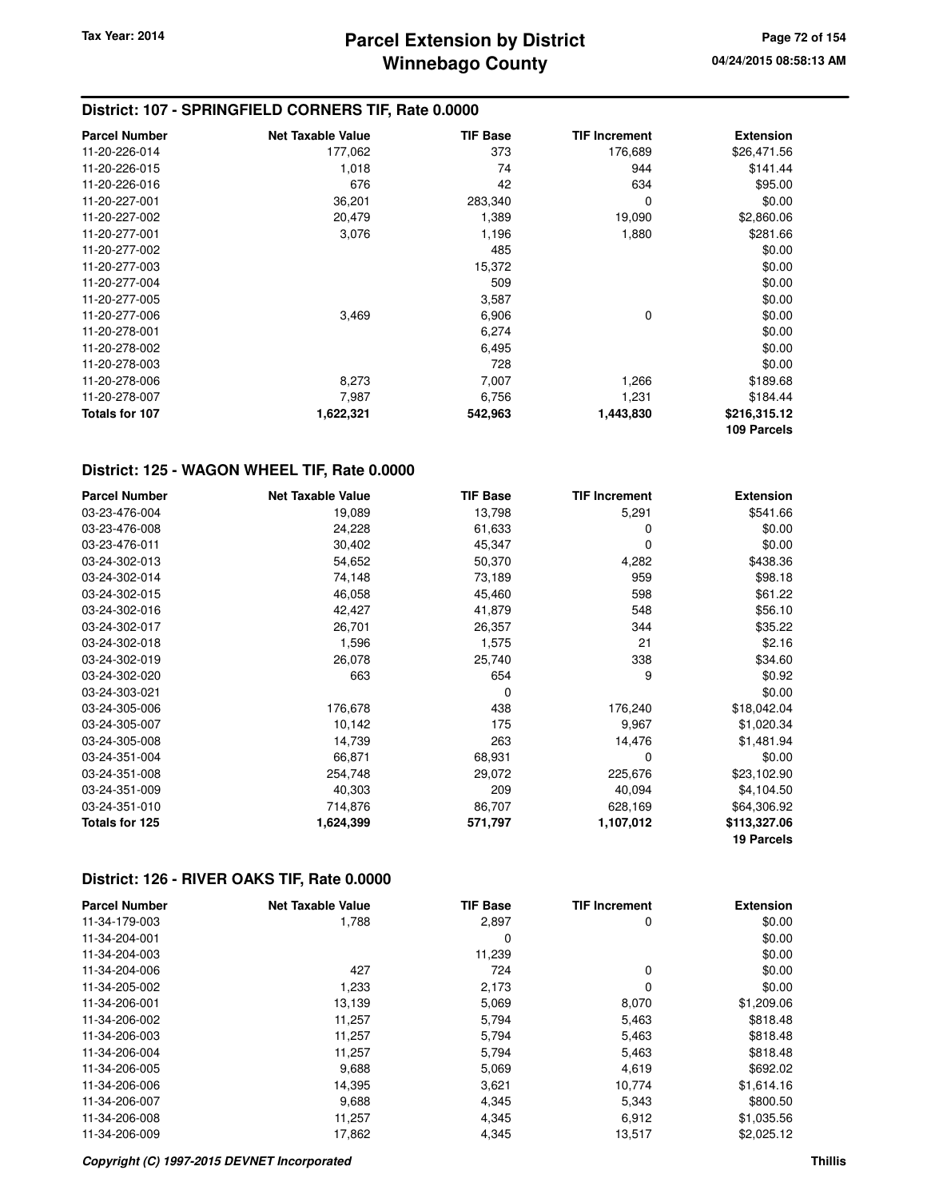## District: 107 - SPRINGFIELD CORNERS TIF, Rate 0.0000

| Parcel Number | Net Taxable Value | TIF Base | TIF Increment | Extension |
|---|---|---|---|---|
| 11-20-226-014 | 177,062 | 373 | 176,689 | $26,471.56 |
| 11-20-226-015 | 1,018 | 74 | 944 | $141.44 |
| 11-20-226-016 | 676 | 42 | 634 | $95.00 |
| 11-20-227-001 | 36,201 | 283,340 | 0 | $0.00 |
| 11-20-227-002 | 20,479 | 1,389 | 19,090 | $2,860.06 |
| 11-20-277-001 | 3,076 | 1,196 | 1,880 | $281.66 |
| 11-20-277-002 | | 485 | | $0.00 |
| 11-20-277-003 | | 15,372 | | $0.00 |
| 11-20-277-004 | | 509 | | $0.00 |
| 11-20-277-005 | | 3,587 | | $0.00 |
| 11-20-277-006 | 3,469 | 6,906 | 0 | $0.00 |
| 11-20-278-001 | | 6,274 | | $0.00 |
| 11-20-278-002 | | 6,495 | | $0.00 |
| 11-20-278-003 | | 728 | | $0.00 |
| 11-20-278-006 | 8,273 | 7,007 | 1,266 | $189.68 |
| 11-20-278-007 | 7,987 | 6,756 | 1,231 | $184.44 |
| **Totals for 107** | **1,622,321** | **542,963** | **1,443,830** | **$216,315.12** |
| | | | | **109 Parcels** |

## District: 125 - WAGON WHEEL TIF, Rate 0.0000

| Parcel Number | Net Taxable Value | TIF Base | TIF Increment | Extension |
|---|---|---|---|---|
| 03-23-476-004 | 19,089 | 13,798 | 5,291 | $541.66 |
| 03-23-476-008 | 24,228 | 61,633 | 0 | $0.00 |
| 03-23-476-011 | 30,402 | 45,347 | 0 | $0.00 |
| 03-24-302-013 | 54,652 | 50,370 | 4,282 | $438.36 |
| 03-24-302-014 | 74,148 | 73,189 | 959 | $98.18 |
| 03-24-302-015 | 46,058 | 45,460 | 598 | $61.22 |
| 03-24-302-016 | 42,427 | 41,879 | 548 | $56.10 |
| 03-24-302-017 | 26,701 | 26,357 | 344 | $35.22 |
| 03-24-302-018 | 1,596 | 1,575 | 21 | $2.16 |
| 03-24-302-019 | 26,078 | 25,740 | 338 | $34.60 |
| 03-24-302-020 | 663 | 654 | 9 | $0.92 |
| 03-24-303-021 | | 0 | | $0.00 |
| 03-24-305-006 | 176,678 | 438 | 176,240 | $18,042.04 |
| 03-24-305-007 | 10,142 | 175 | 9,967 | $1,020.34 |
| 03-24-305-008 | 14,739 | 263 | 14,476 | $1,481.94 |
| 03-24-351-004 | 66,871 | 68,931 | 0 | $0.00 |
| 03-24-351-008 | 254,748 | 29,072 | 225,676 | $23,102.90 |
| 03-24-351-009 | 40,303 | 209 | 40,094 | $4,104.50 |
| 03-24-351-010 | 714,876 | 86,707 | 628,169 | $64,306.92 |
| **Totals for 125** | **1,624,399** | **571,797** | **1,107,012** | **$113,327.06** |
| | | | | **19 Parcels** |

## District: 126 - RIVER OAKS TIF, Rate 0.0000

| Parcel Number | Net Taxable Value | TIF Base | TIF Increment | Extension |
|---|---|---|---|---|
| 11-34-179-003 | 1,788 | 2,897 | 0 | $0.00 |
| 11-34-204-001 | | 0 | | $0.00 |
| 11-34-204-003 | | 11,239 | | $0.00 |
| 11-34-204-006 | 427 | 724 | 0 | $0.00 |
| 11-34-205-002 | 1,233 | 2,173 | 0 | $0.00 |
| 11-34-206-001 | 13,139 | 5,069 | 8,070 | $1,209.06 |
| 11-34-206-002 | 11,257 | 5,794 | 5,463 | $818.48 |
| 11-34-206-003 | 11,257 | 5,794 | 5,463 | $818.48 |
| 11-34-206-004 | 11,257 | 5,794 | 5,463 | $818.48 |
| 11-34-206-005 | 9,688 | 5,069 | 4,619 | $692.02 |
| 11-34-206-006 | 14,395 | 3,621 | 10,774 | $1,614.16 |
| 11-34-206-007 | 9,688 | 4,345 | 5,343 | $800.50 |
| 11-34-206-008 | 11,257 | 4,345 | 6,912 | $1,035.56 |
| 11-34-206-009 | 17,862 | 4,345 | 13,517 | $2,025.12 |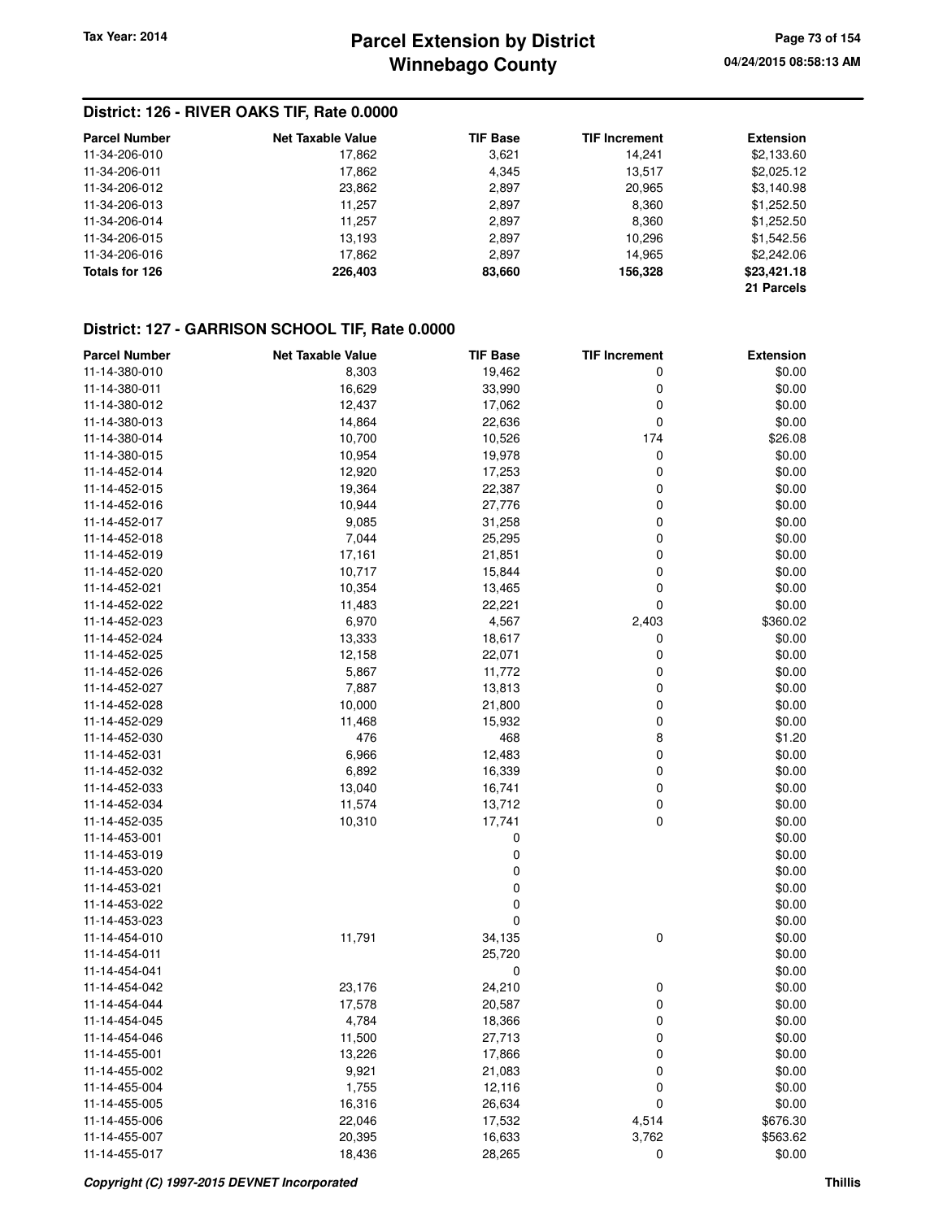## District: 126 - RIVER OAKS TIF, Rate 0.0000

| Parcel Number | Net Taxable Value | TIF Base | TIF Increment | Extension |
|---|---|---|---|---|
| 11-34-206-010 | 17,862 | 3,621 | 14,241 | $2,133.60 |
| 11-34-206-011 | 17,862 | 4,345 | 13,517 | $2,025.12 |
| 11-34-206-012 | 23,862 | 2,897 | 20,965 | $3,140.98 |
| 11-34-206-013 | 11,257 | 2,897 | 8,360 | $1,252.50 |
| 11-34-206-014 | 11,257 | 2,897 | 8,360 | $1,252.50 |
| 11-34-206-015 | 13,193 | 2,897 | 10,296 | $1,542.56 |
| 11-34-206-016 | 17,862 | 2,897 | 14,965 | $2,242.06 |
| **Totals for 126** | **226,403** | **83,660** | **156,328** | **$23,421.18** |
| | | | | **21 Parcels** |

## District: 127 - GARRISON SCHOOL TIF, Rate 0.0000

| Parcel Number | Net Taxable Value | TIF Base | TIF Increment | Extension |
|---|---|---|---|---|
| 11-14-380-010 | 8,303 | 19,462 | 0 | $0.00 |
| 11-14-380-011 | 16,629 | 33,990 | 0 | $0.00 |
| 11-14-380-012 | 12,437 | 17,062 | 0 | $0.00 |
| 11-14-380-013 | 14,864 | 22,636 | 0 | $0.00 |
| 11-14-380-014 | 10,700 | 10,526 | 174 | $26.08 |
| 11-14-380-015 | 10,954 | 19,978 | 0 | $0.00 |
| 11-14-452-014 | 12,920 | 17,253 | 0 | $0.00 |
| 11-14-452-015 | 19,364 | 22,387 | 0 | $0.00 |
| 11-14-452-016 | 10,944 | 27,776 | 0 | $0.00 |
| 11-14-452-017 | 9,085 | 31,258 | 0 | $0.00 |
| 11-14-452-018 | 7,044 | 25,295 | 0 | $0.00 |
| 11-14-452-019 | 17,161 | 21,851 | 0 | $0.00 |
| 11-14-452-020 | 10,717 | 15,844 | 0 | $0.00 |
| 11-14-452-021 | 10,354 | 13,465 | 0 | $0.00 |
| 11-14-452-022 | 11,483 | 22,221 | 0 | $0.00 |
| 11-14-452-023 | 6,970 | 4,567 | 2,403 | $360.02 |
| 11-14-452-024 | 13,333 | 18,617 | 0 | $0.00 |
| 11-14-452-025 | 12,158 | 22,071 | 0 | $0.00 |
| 11-14-452-026 | 5,867 | 11,772 | 0 | $0.00 |
| 11-14-452-027 | 7,887 | 13,813 | 0 | $0.00 |
| 11-14-452-028 | 10,000 | 21,800 | 0 | $0.00 |
| 11-14-452-029 | 11,468 | 15,932 | 0 | $0.00 |
| 11-14-452-030 | 476 | 468 | 8 | $1.20 |
| 11-14-452-031 | 6,966 | 12,483 | 0 | $0.00 |
| 11-14-452-032 | 6,892 | 16,339 | 0 | $0.00 |
| 11-14-452-033 | 13,040 | 16,741 | 0 | $0.00 |
| 11-14-452-034 | 11,574 | 13,712 | 0 | $0.00 |
| 11-14-452-035 | 10,310 | 17,741 | 0 | $0.00 |
| 11-14-453-001 | | 0 | | $0.00 |
| 11-14-453-019 | | 0 | | $0.00 |
| 11-14-453-020 | | 0 | | $0.00 |
| 11-14-453-021 | | 0 | | $0.00 |
| 11-14-453-022 | | 0 | | $0.00 |
| 11-14-453-023 | | 0 | | $0.00 |
| 11-14-454-010 | 11,791 | 34,135 | 0 | $0.00 |
| 11-14-454-011 | | 25,720 | | $0.00 |
| 11-14-454-041 | | 0 | | $0.00 |
| 11-14-454-042 | 23,176 | 24,210 | 0 | $0.00 |
| 11-14-454-044 | 17,578 | 20,587 | 0 | $0.00 |
| 11-14-454-045 | 4,784 | 18,366 | 0 | $0.00 |
| 11-14-454-046 | 11,500 | 27,713 | 0 | $0.00 |
| 11-14-455-001 | 13,226 | 17,866 | 0 | $0.00 |
| 11-14-455-002 | 9,921 | 21,083 | 0 | $0.00 |
| 11-14-455-004 | 1,755 | 12,116 | 0 | $0.00 |
| 11-14-455-005 | 16,316 | 26,634 | 0 | $0.00 |
| 11-14-455-006 | 22,046 | 17,532 | 4,514 | $676.30 |
| 11-14-455-007 | 20,395 | 16,633 | 3,762 | $563.62 |
| 11-14-455-017 | 18,436 | 28,265 | 0 | $0.00 |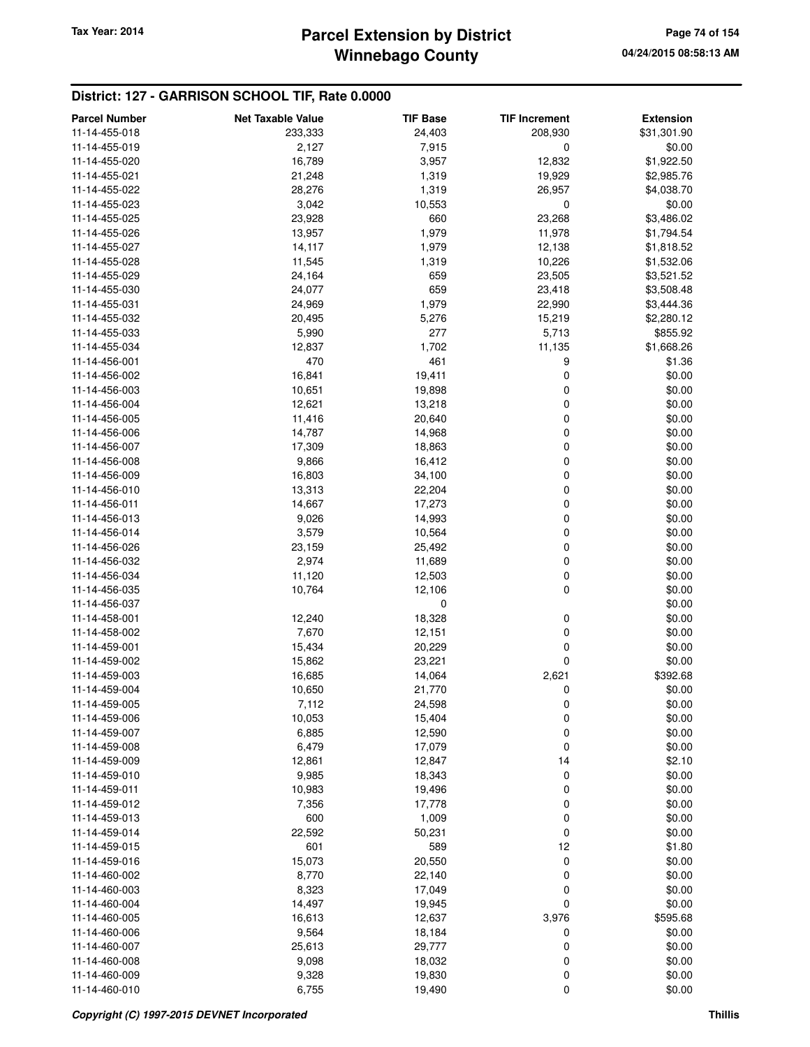## District: 127 - GARRISON SCHOOL TIF, Rate 0.0000

| Parcel Number | Net Taxable Value | TIF Base | TIF Increment | Extension |
|---|---|---|---|---|
| 11-14-455-018 | 233,333 | 24,403 | 208,930 | $31,301.90 |
| 11-14-455-019 | 2,127 | 7,915 | 0 | $0.00 |
| 11-14-455-020 | 16,789 | 3,957 | 12,832 | $1,922.50 |
| 11-14-455-021 | 21,248 | 1,319 | 19,929 | $2,985.76 |
| 11-14-455-022 | 28,276 | 1,319 | 26,957 | $4,038.70 |
| 11-14-455-023 | 3,042 | 10,553 | 0 | $0.00 |
| 11-14-455-025 | 23,928 | 660 | 23,268 | $3,486.02 |
| 11-14-455-026 | 13,957 | 1,979 | 11,978 | $1,794.54 |
| 11-14-455-027 | 14,117 | 1,979 | 12,138 | $1,818.52 |
| 11-14-455-028 | 11,545 | 1,319 | 10,226 | $1,532.06 |
| 11-14-455-029 | 24,164 | 659 | 23,505 | $3,521.52 |
| 11-14-455-030 | 24,077 | 659 | 23,418 | $3,508.48 |
| 11-14-455-031 | 24,969 | 1,979 | 22,990 | $3,444.36 |
| 11-14-455-032 | 20,495 | 5,276 | 15,219 | $2,280.12 |
| 11-14-455-033 | 5,990 | 277 | 5,713 | $855.92 |
| 11-14-455-034 | 12,837 | 1,702 | 11,135 | $1,668.26 |
| 11-14-456-001 | 470 | 461 | 9 | $1.36 |
| 11-14-456-002 | 16,841 | 19,411 | 0 | $0.00 |
| 11-14-456-003 | 10,651 | 19,898 | 0 | $0.00 |
| 11-14-456-004 | 12,621 | 13,218 | 0 | $0.00 |
| 11-14-456-005 | 11,416 | 20,640 | 0 | $0.00 |
| 11-14-456-006 | 14,787 | 14,968 | 0 | $0.00 |
| 11-14-456-007 | 17,309 | 18,863 | 0 | $0.00 |
| 11-14-456-008 | 9,866 | 16,412 | 0 | $0.00 |
| 11-14-456-009 | 16,803 | 34,100 | 0 | $0.00 |
| 11-14-456-010 | 13,313 | 22,204 | 0 | $0.00 |
| 11-14-456-011 | 14,667 | 17,273 | 0 | $0.00 |
| 11-14-456-013 | 9,026 | 14,993 | 0 | $0.00 |
| 11-14-456-014 | 3,579 | 10,564 | 0 | $0.00 |
| 11-14-456-026 | 23,159 | 25,492 | 0 | $0.00 |
| 11-14-456-032 | 2,974 | 11,689 | 0 | $0.00 |
| 11-14-456-034 | 11,120 | 12,503 | 0 | $0.00 |
| 11-14-456-035 | 10,764 | 12,106 | 0 | $0.00 |
| 11-14-456-037 | | 0 | | $0.00 |
| 11-14-458-001 | 12,240 | 18,328 | 0 | $0.00 |
| 11-14-458-002 | 7,670 | 12,151 | 0 | $0.00 |
| 11-14-459-001 | 15,434 | 20,229 | 0 | $0.00 |
| 11-14-459-002 | 15,862 | 23,221 | 0 | $0.00 |
| 11-14-459-003 | 16,685 | 14,064 | 2,621 | $392.68 |
| 11-14-459-004 | 10,650 | 21,770 | 0 | $0.00 |
| 11-14-459-005 | 7,112 | 24,598 | 0 | $0.00 |
| 11-14-459-006 | 10,053 | 15,404 | 0 | $0.00 |
| 11-14-459-007 | 6,885 | 12,590 | 0 | $0.00 |
| 11-14-459-008 | 6,479 | 17,079 | 0 | $0.00 |
| 11-14-459-009 | 12,861 | 12,847 | 14 | $2.10 |
| 11-14-459-010 | 9,985 | 18,343 | 0 | $0.00 |
| 11-14-459-011 | 10,983 | 19,496 | 0 | $0.00 |
| 11-14-459-012 | 7,356 | 17,778 | 0 | $0.00 |
| 11-14-459-013 | 600 | 1,009 | 0 | $0.00 |
| 11-14-459-014 | 22,592 | 50,231 | 0 | $0.00 |
| 11-14-459-015 | 601 | 589 | 12 | $1.80 |
| 11-14-459-016 | 15,073 | 20,550 | 0 | $0.00 |
| 11-14-460-002 | 8,770 | 22,140 | 0 | $0.00 |
| 11-14-460-003 | 8,323 | 17,049 | 0 | $0.00 |
| 11-14-460-004 | 14,497 | 19,945 | 0 | $0.00 |
| 11-14-460-005 | 16,613 | 12,637 | 3,976 | $595.68 |
| 11-14-460-006 | 9,564 | 18,184 | 0 | $0.00 |
| 11-14-460-007 | 25,613 | 29,777 | 0 | $0.00 |
| 11-14-460-008 | 9,098 | 18,032 | 0 | $0.00 |
| 11-14-460-009 | 9,328 | 19,830 | 0 | $0.00 |
| 11-14-460-010 | 6,755 | 19,490 | 0 | $0.00 |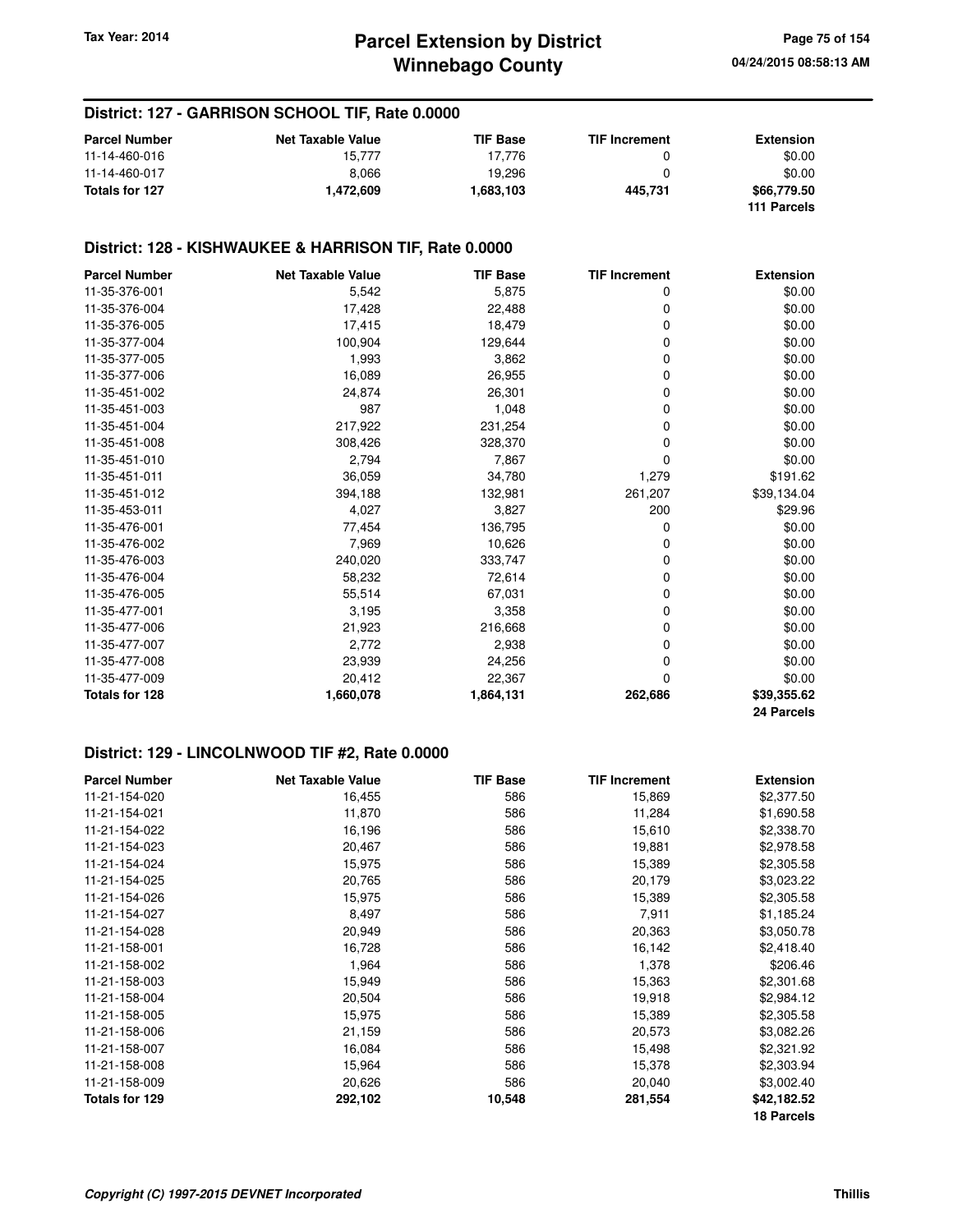## District: 127 - GARRISON SCHOOL TIF, Rate 0.0000

| Parcel Number | Net Taxable Value | TIF Base | TIF Increment | Extension |
|---|---|---|---|---|
| 11-14-460-016 | 15,777 | 17,776 | 0 | $0.00 |
| 11-14-460-017 | 8,066 | 19,296 | 0 | $0.00 |
| **Totals for 127** | **1,472,609** | **1,683,103** | **445,731** | **$66,779.50** |
| | | | | **111 Parcels** |

## District: 128 - KISHWAUKEE & HARRISON TIF, Rate 0.0000

| Parcel Number | Net Taxable Value | TIF Base | TIF Increment | Extension |
|---|---|---|---|---|
| 11-35-376-001 | 5,542 | 5,875 | 0 | $0.00 |
| 11-35-376-004 | 17,428 | 22,488 | 0 | $0.00 |
| 11-35-376-005 | 17,415 | 18,479 | 0 | $0.00 |
| 11-35-377-004 | 100,904 | 129,644 | 0 | $0.00 |
| 11-35-377-005 | 1,993 | 3,862 | 0 | $0.00 |
| 11-35-377-006 | 16,089 | 26,955 | 0 | $0.00 |
| 11-35-451-002 | 24,874 | 26,301 | 0 | $0.00 |
| 11-35-451-003 | 987 | 1,048 | 0 | $0.00 |
| 11-35-451-004 | 217,922 | 231,254 | 0 | $0.00 |
| 11-35-451-008 | 308,426 | 328,370 | 0 | $0.00 |
| 11-35-451-010 | 2,794 | 7,867 | 0 | $0.00 |
| 11-35-451-011 | 36,059 | 34,780 | 1,279 | $191.62 |
| 11-35-451-012 | 394,188 | 132,981 | 261,207 | $39,134.04 |
| 11-35-453-011 | 4,027 | 3,827 | 200 | $29.96 |
| 11-35-476-001 | 77,454 | 136,795 | 0 | $0.00 |
| 11-35-476-002 | 7,969 | 10,626 | 0 | $0.00 |
| 11-35-476-003 | 240,020 | 333,747 | 0 | $0.00 |
| 11-35-476-004 | 58,232 | 72,614 | 0 | $0.00 |
| 11-35-476-005 | 55,514 | 67,031 | 0 | $0.00 |
| 11-35-477-001 | 3,195 | 3,358 | 0 | $0.00 |
| 11-35-477-006 | 21,923 | 216,668 | 0 | $0.00 |
| 11-35-477-007 | 2,772 | 2,938 | 0 | $0.00 |
| 11-35-477-008 | 23,939 | 24,256 | 0 | $0.00 |
| 11-35-477-009 | 20,412 | 22,367 | 0 | $0.00 |
| **Totals for 128** | **1,660,078** | **1,864,131** | **262,686** | **$39,355.62** |
| | | | | **24 Parcels** |

## District: 129 - LINCOLNWOOD TIF #2, Rate 0.0000

| Parcel Number | Net Taxable Value | TIF Base | TIF Increment | Extension |
|---|---|---|---|---|
| 11-21-154-020 | 16,455 | 586 | 15,869 | $2,377.50 |
| 11-21-154-021 | 11,870 | 586 | 11,284 | $1,690.58 |
| 11-21-154-022 | 16,196 | 586 | 15,610 | $2,338.70 |
| 11-21-154-023 | 20,467 | 586 | 19,881 | $2,978.58 |
| 11-21-154-024 | 15,975 | 586 | 15,389 | $2,305.58 |
| 11-21-154-025 | 20,765 | 586 | 20,179 | $3,023.22 |
| 11-21-154-026 | 15,975 | 586 | 15,389 | $2,305.58 |
| 11-21-154-027 | 8,497 | 586 | 7,911 | $1,185.24 |
| 11-21-154-028 | 20,949 | 586 | 20,363 | $3,050.78 |
| 11-21-158-001 | 16,728 | 586 | 16,142 | $2,418.40 |
| 11-21-158-002 | 1,964 | 586 | 1,378 | $206.46 |
| 11-21-158-003 | 15,949 | 586 | 15,363 | $2,301.68 |
| 11-21-158-004 | 20,504 | 586 | 19,918 | $2,984.12 |
| 11-21-158-005 | 15,975 | 586 | 15,389 | $2,305.58 |
| 11-21-158-006 | 21,159 | 586 | 20,573 | $3,082.26 |
| 11-21-158-007 | 16,084 | 586 | 15,498 | $2,321.92 |
| 11-21-158-008 | 15,964 | 586 | 15,378 | $2,303.94 |
| 11-21-158-009 | 20,626 | 586 | 20,040 | $3,002.40 |
| **Totals for 129** | **292,102** | **10,548** | **281,554** | **$42,182.52** |
| | | | | **18 Parcels** |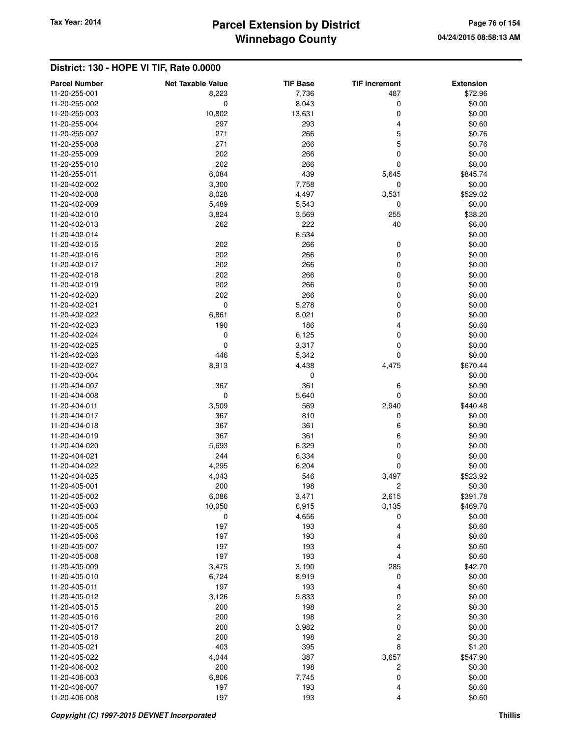## District: 130 - HOPE VI TIF, Rate 0.0000

| Parcel Number | Net Taxable Value | TIF Base | TIF Increment | Extension |
|---|---|---|---|---|
| 11-20-255-001 | 8,223 | 7,736 | 487 | $72.96 |
| 11-20-255-002 | 0 | 8,043 | 0 | $0.00 |
| 11-20-255-003 | 10,802 | 13,631 | 0 | $0.00 |
| 11-20-255-004 | 297 | 293 | 4 | $0.60 |
| 11-20-255-007 | 271 | 266 | 5 | $0.76 |
| 11-20-255-008 | 271 | 266 | 5 | $0.76 |
| 11-20-255-009 | 202 | 266 | 0 | $0.00 |
| 11-20-255-010 | 202 | 266 | 0 | $0.00 |
| 11-20-255-011 | 6,084 | 439 | 5,645 | $845.74 |
| 11-20-402-002 | 3,300 | 7,758 | 0 | $0.00 |
| 11-20-402-008 | 8,028 | 4,497 | 3,531 | $529.02 |
| 11-20-402-009 | 5,489 | 5,543 | 0 | $0.00 |
| 11-20-402-010 | 3,824 | 3,569 | 255 | $38.20 |
| 11-20-402-013 | 262 | 222 | 40 | $6.00 |
| 11-20-402-014 | | 6,534 | | $0.00 |
| 11-20-402-015 | 202 | 266 | 0 | $0.00 |
| 11-20-402-016 | 202 | 266 | 0 | $0.00 |
| 11-20-402-017 | 202 | 266 | 0 | $0.00 |
| 11-20-402-018 | 202 | 266 | 0 | $0.00 |
| 11-20-402-019 | 202 | 266 | 0 | $0.00 |
| 11-20-402-020 | 202 | 266 | 0 | $0.00 |
| 11-20-402-021 | 0 | 5,278 | 0 | $0.00 |
| 11-20-402-022 | 6,861 | 8,021 | 0 | $0.00 |
| 11-20-402-023 | 190 | 186 | 4 | $0.60 |
| 11-20-402-024 | 0 | 6,125 | 0 | $0.00 |
| 11-20-402-025 | 0 | 3,317 | 0 | $0.00 |
| 11-20-402-026 | 446 | 5,342 | 0 | $0.00 |
| 11-20-402-027 | 8,913 | 4,438 | 4,475 | $670.44 |
| 11-20-403-004 | | 0 | | $0.00 |
| 11-20-404-007 | 367 | 361 | 6 | $0.90 |
| 11-20-404-008 | 0 | 5,640 | 0 | $0.00 |
| 11-20-404-011 | 3,509 | 569 | 2,940 | $440.48 |
| 11-20-404-017 | 367 | 810 | 0 | $0.00 |
| 11-20-404-018 | 367 | 361 | 6 | $0.90 |
| 11-20-404-019 | 367 | 361 | 6 | $0.90 |
| 11-20-404-020 | 5,693 | 6,329 | 0 | $0.00 |
| 11-20-404-021 | 244 | 6,334 | 0 | $0.00 |
| 11-20-404-022 | 4,295 | 6,204 | 0 | $0.00 |
| 11-20-404-025 | 4,043 | 546 | 3,497 | $523.92 |
| 11-20-405-001 | 200 | 198 | 2 | $0.30 |
| 11-20-405-002 | 6,086 | 3,471 | 2,615 | $391.78 |
| 11-20-405-003 | 10,050 | 6,915 | 3,135 | $469.70 |
| 11-20-405-004 | 0 | 4,656 | 0 | $0.00 |
| 11-20-405-005 | 197 | 193 | 4 | $0.60 |
| 11-20-405-006 | 197 | 193 | 4 | $0.60 |
| 11-20-405-007 | 197 | 193 | 4 | $0.60 |
| 11-20-405-008 | 197 | 193 | 4 | $0.60 |
| 11-20-405-009 | 3,475 | 3,190 | 285 | $42.70 |
| 11-20-405-010 | 6,724 | 8,919 | 0 | $0.00 |
| 11-20-405-011 | 197 | 193 | 4 | $0.60 |
| 11-20-405-012 | 3,126 | 9,833 | 0 | $0.00 |
| 11-20-405-015 | 200 | 198 | 2 | $0.30 |
| 11-20-405-016 | 200 | 198 | 2 | $0.30 |
| 11-20-405-017 | 200 | 3,982 | 0 | $0.00 |
| 11-20-405-018 | 200 | 198 | 2 | $0.30 |
| 11-20-405-021 | 403 | 395 | 8 | $1.20 |
| 11-20-405-022 | 4,044 | 387 | 3,657 | $547.90 |
| 11-20-406-002 | 200 | 198 | 2 | $0.30 |
| 11-20-406-003 | 6,806 | 7,745 | 0 | $0.00 |
| 11-20-406-007 | 197 | 193 | 4 | $0.60 |
| 11-20-406-008 | 197 | 193 | 4 | $0.60 |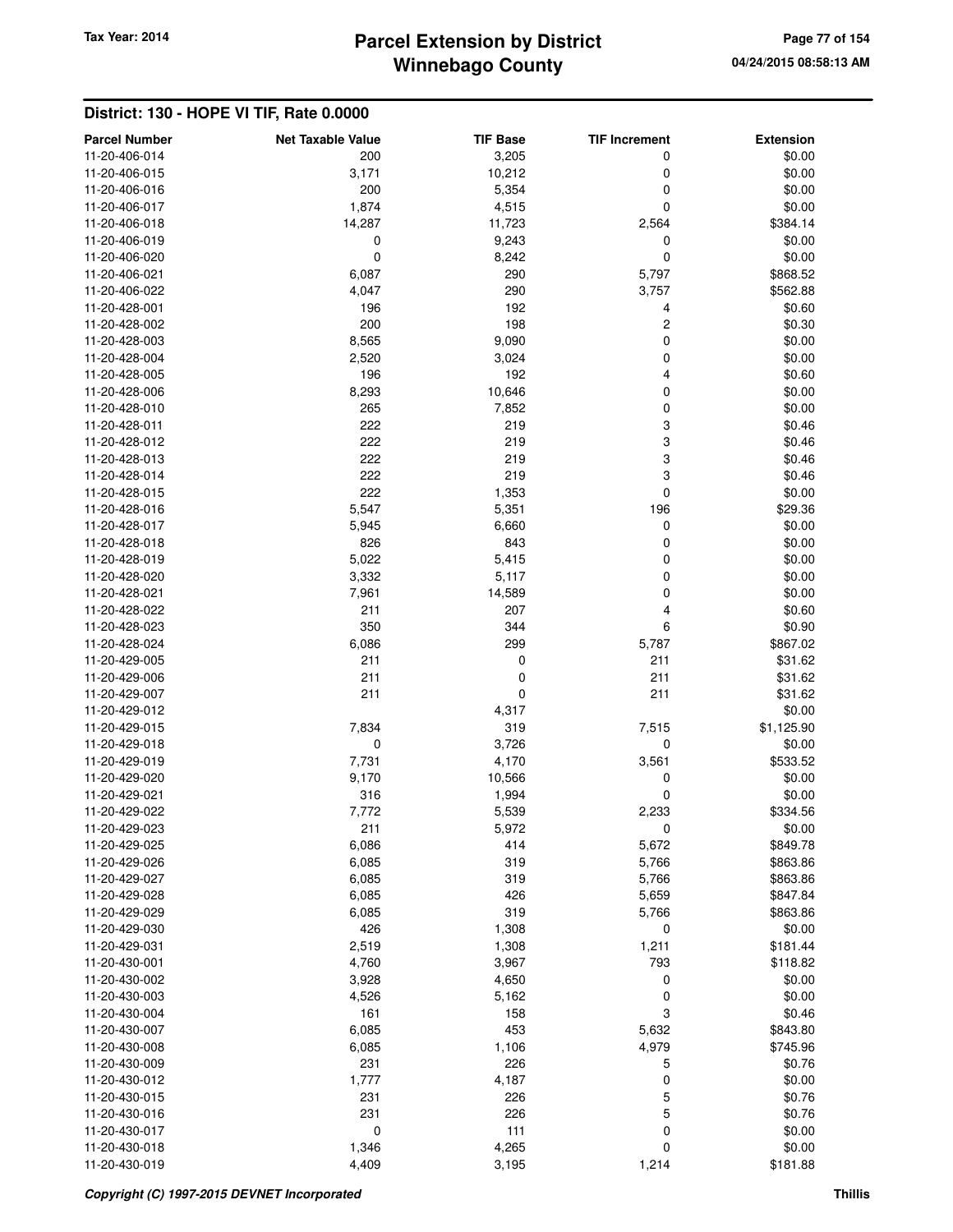## District: 130 - HOPE VI TIF, Rate 0.0000

| Parcel Number | Net Taxable Value | TIF Base | TIF Increment | Extension |
|---|---|---|---|---|
| 11-20-406-014 | 200 | 3,205 | 0 | $0.00 |
| 11-20-406-015 | 3,171 | 10,212 | 0 | $0.00 |
| 11-20-406-016 | 200 | 5,354 | 0 | $0.00 |
| 11-20-406-017 | 1,874 | 4,515 | 0 | $0.00 |
| 11-20-406-018 | 14,287 | 11,723 | 2,564 | $384.14 |
| 11-20-406-019 | 0 | 9,243 | 0 | $0.00 |
| 11-20-406-020 | 0 | 8,242 | 0 | $0.00 |
| 11-20-406-021 | 6,087 | 290 | 5,797 | $868.52 |
| 11-20-406-022 | 4,047 | 290 | 3,757 | $562.88 |
| 11-20-428-001 | 196 | 192 | 4 | $0.60 |
| 11-20-428-002 | 200 | 198 | 2 | $0.30 |
| 11-20-428-003 | 8,565 | 9,090 | 0 | $0.00 |
| 11-20-428-004 | 2,520 | 3,024 | 0 | $0.00 |
| 11-20-428-005 | 196 | 192 | 4 | $0.60 |
| 11-20-428-006 | 8,293 | 10,646 | 0 | $0.00 |
| 11-20-428-010 | 265 | 7,852 | 0 | $0.00 |
| 11-20-428-011 | 222 | 219 | 3 | $0.46 |
| 11-20-428-012 | 222 | 219 | 3 | $0.46 |
| 11-20-428-013 | 222 | 219 | 3 | $0.46 |
| 11-20-428-014 | 222 | 219 | 3 | $0.46 |
| 11-20-428-015 | 222 | 1,353 | 0 | $0.00 |
| 11-20-428-016 | 5,547 | 5,351 | 196 | $29.36 |
| 11-20-428-017 | 5,945 | 6,660 | 0 | $0.00 |
| 11-20-428-018 | 826 | 843 | 0 | $0.00 |
| 11-20-428-019 | 5,022 | 5,415 | 0 | $0.00 |
| 11-20-428-020 | 3,332 | 5,117 | 0 | $0.00 |
| 11-20-428-021 | 7,961 | 14,589 | 0 | $0.00 |
| 11-20-428-022 | 211 | 207 | 4 | $0.60 |
| 11-20-428-023 | 350 | 344 | 6 | $0.90 |
| 11-20-428-024 | 6,086 | 299 | 5,787 | $867.02 |
| 11-20-429-005 | 211 | 0 | 211 | $31.62 |
| 11-20-429-006 | 211 | 0 | 211 | $31.62 |
| 11-20-429-007 | 211 | 0 | 211 | $31.62 |
| 11-20-429-012 | | 4,317 | | $0.00 |
| 11-20-429-015 | 7,834 | 319 | 7,515 | $1,125.90 |
| 11-20-429-018 | 0 | 3,726 | 0 | $0.00 |
| 11-20-429-019 | 7,731 | 4,170 | 3,561 | $533.52 |
| 11-20-429-020 | 9,170 | 10,566 | 0 | $0.00 |
| 11-20-429-021 | 316 | 1,994 | 0 | $0.00 |
| 11-20-429-022 | 7,772 | 5,539 | 2,233 | $334.56 |
| 11-20-429-023 | 211 | 5,972 | 0 | $0.00 |
| 11-20-429-025 | 6,086 | 414 | 5,672 | $849.78 |
| 11-20-429-026 | 6,085 | 319 | 5,766 | $863.86 |
| 11-20-429-027 | 6,085 | 319 | 5,766 | $863.86 |
| 11-20-429-028 | 6,085 | 426 | 5,659 | $847.84 |
| 11-20-429-029 | 6,085 | 319 | 5,766 | $863.86 |
| 11-20-429-030 | 426 | 1,308 | 0 | $0.00 |
| 11-20-429-031 | 2,519 | 1,308 | 1,211 | $181.44 |
| 11-20-430-001 | 4,760 | 3,967 | 793 | $118.82 |
| 11-20-430-002 | 3,928 | 4,650 | 0 | $0.00 |
| 11-20-430-003 | 4,526 | 5,162 | 0 | $0.00 |
| 11-20-430-004 | 161 | 158 | 3 | $0.46 |
| 11-20-430-007 | 6,085 | 453 | 5,632 | $843.80 |
| 11-20-430-008 | 6,085 | 1,106 | 4,979 | $745.96 |
| 11-20-430-009 | 231 | 226 | 5 | $0.76 |
| 11-20-430-012 | 1,777 | 4,187 | 0 | $0.00 |
| 11-20-430-015 | 231 | 226 | 5 | $0.76 |
| 11-20-430-016 | 231 | 226 | 5 | $0.76 |
| 11-20-430-017 | 0 | 111 | 0 | $0.00 |
| 11-20-430-018 | 1,346 | 4,265 | 0 | $0.00 |
| 11-20-430-019 | 4,409 | 3,195 | 1,214 | $181.88 |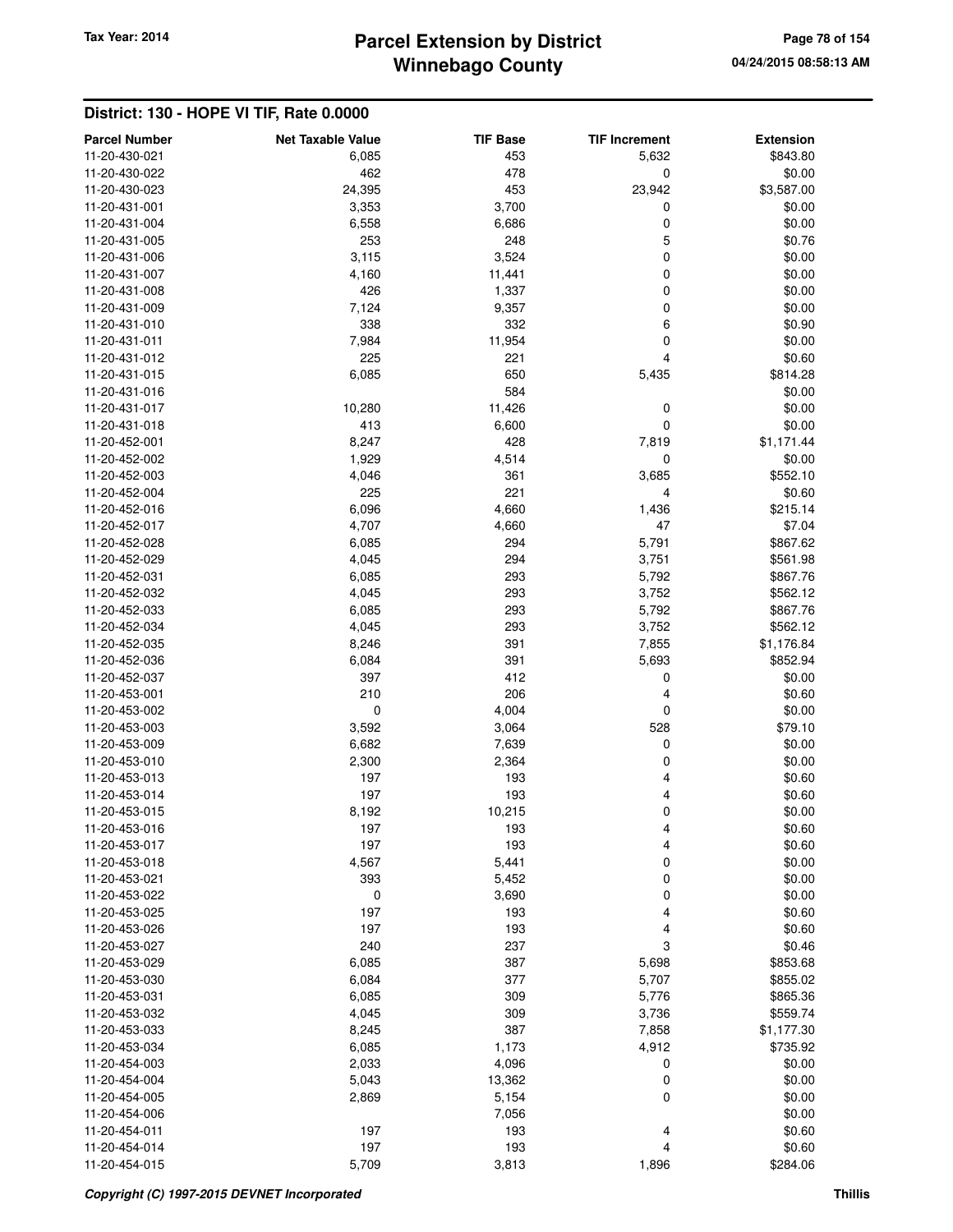## District: 130 - HOPE VI TIF, Rate 0.0000

| Parcel Number | Net Taxable Value | TIF Base | TIF Increment | Extension |
|---|---|---|---|---|
| 11-20-430-021 | 6,085 | 453 | 5,632 | $843.80 |
| 11-20-430-022 | 462 | 478 | 0 | $0.00 |
| 11-20-430-023 | 24,395 | 453 | 23,942 | $3,587.00 |
| 11-20-431-001 | 3,353 | 3,700 | 0 | $0.00 |
| 11-20-431-004 | 6,558 | 6,686 | 0 | $0.00 |
| 11-20-431-005 | 253 | 248 | 5 | $0.76 |
| 11-20-431-006 | 3,115 | 3,524 | 0 | $0.00 |
| 11-20-431-007 | 4,160 | 11,441 | 0 | $0.00 |
| 11-20-431-008 | 426 | 1,337 | 0 | $0.00 |
| 11-20-431-009 | 7,124 | 9,357 | 0 | $0.00 |
| 11-20-431-010 | 338 | 332 | 6 | $0.90 |
| 11-20-431-011 | 7,984 | 11,954 | 0 | $0.00 |
| 11-20-431-012 | 225 | 221 | 4 | $0.60 |
| 11-20-431-015 | 6,085 | 650 | 5,435 | $814.28 |
| 11-20-431-016 | | 584 | | $0.00 |
| 11-20-431-017 | 10,280 | 11,426 | 0 | $0.00 |
| 11-20-431-018 | 413 | 6,600 | 0 | $0.00 |
| 11-20-452-001 | 8,247 | 428 | 7,819 | $1,171.44 |
| 11-20-452-002 | 1,929 | 4,514 | 0 | $0.00 |
| 11-20-452-003 | 4,046 | 361 | 3,685 | $552.10 |
| 11-20-452-004 | 225 | 221 | 4 | $0.60 |
| 11-20-452-016 | 6,096 | 4,660 | 1,436 | $215.14 |
| 11-20-452-017 | 4,707 | 4,660 | 47 | $7.04 |
| 11-20-452-028 | 6,085 | 294 | 5,791 | $867.62 |
| 11-20-452-029 | 4,045 | 294 | 3,751 | $561.98 |
| 11-20-452-031 | 6,085 | 293 | 5,792 | $867.76 |
| 11-20-452-032 | 4,045 | 293 | 3,752 | $562.12 |
| 11-20-452-033 | 6,085 | 293 | 5,792 | $867.76 |
| 11-20-452-034 | 4,045 | 293 | 3,752 | $562.12 |
| 11-20-452-035 | 8,246 | 391 | 7,855 | $1,176.84 |
| 11-20-452-036 | 6,084 | 391 | 5,693 | $852.94 |
| 11-20-452-037 | 397 | 412 | 0 | $0.00 |
| 11-20-453-001 | 210 | 206 | 4 | $0.60 |
| 11-20-453-002 | 0 | 4,004 | 0 | $0.00 |
| 11-20-453-003 | 3,592 | 3,064 | 528 | $79.10 |
| 11-20-453-009 | 6,682 | 7,639 | 0 | $0.00 |
| 11-20-453-010 | 2,300 | 2,364 | 0 | $0.00 |
| 11-20-453-013 | 197 | 193 | 4 | $0.60 |
| 11-20-453-014 | 197 | 193 | 4 | $0.60 |
| 11-20-453-015 | 8,192 | 10,215 | 0 | $0.00 |
| 11-20-453-016 | 197 | 193 | 4 | $0.60 |
| 11-20-453-017 | 197 | 193 | 4 | $0.60 |
| 11-20-453-018 | 4,567 | 5,441 | 0 | $0.00 |
| 11-20-453-021 | 393 | 5,452 | 0 | $0.00 |
| 11-20-453-022 | 0 | 3,690 | 0 | $0.00 |
| 11-20-453-025 | 197 | 193 | 4 | $0.60 |
| 11-20-453-026 | 197 | 193 | 4 | $0.60 |
| 11-20-453-027 | 240 | 237 | 3 | $0.46 |
| 11-20-453-029 | 6,085 | 387 | 5,698 | $853.68 |
| 11-20-453-030 | 6,084 | 377 | 5,707 | $855.02 |
| 11-20-453-031 | 6,085 | 309 | 5,776 | $865.36 |
| 11-20-453-032 | 4,045 | 309 | 3,736 | $559.74 |
| 11-20-453-033 | 8,245 | 387 | 7,858 | $1,177.30 |
| 11-20-453-034 | 6,085 | 1,173 | 4,912 | $735.92 |
| 11-20-454-003 | 2,033 | 4,096 | 0 | $0.00 |
| 11-20-454-004 | 5,043 | 13,362 | 0 | $0.00 |
| 11-20-454-005 | 2,869 | 5,154 | 0 | $0.00 |
| 11-20-454-006 | | 7,056 | | $0.00 |
| 11-20-454-011 | 197 | 193 | 4 | $0.60 |
| 11-20-454-014 | 197 | 193 | 4 | $0.60 |
| 11-20-454-015 | 5,709 | 3,813 | 1,896 | $284.06 |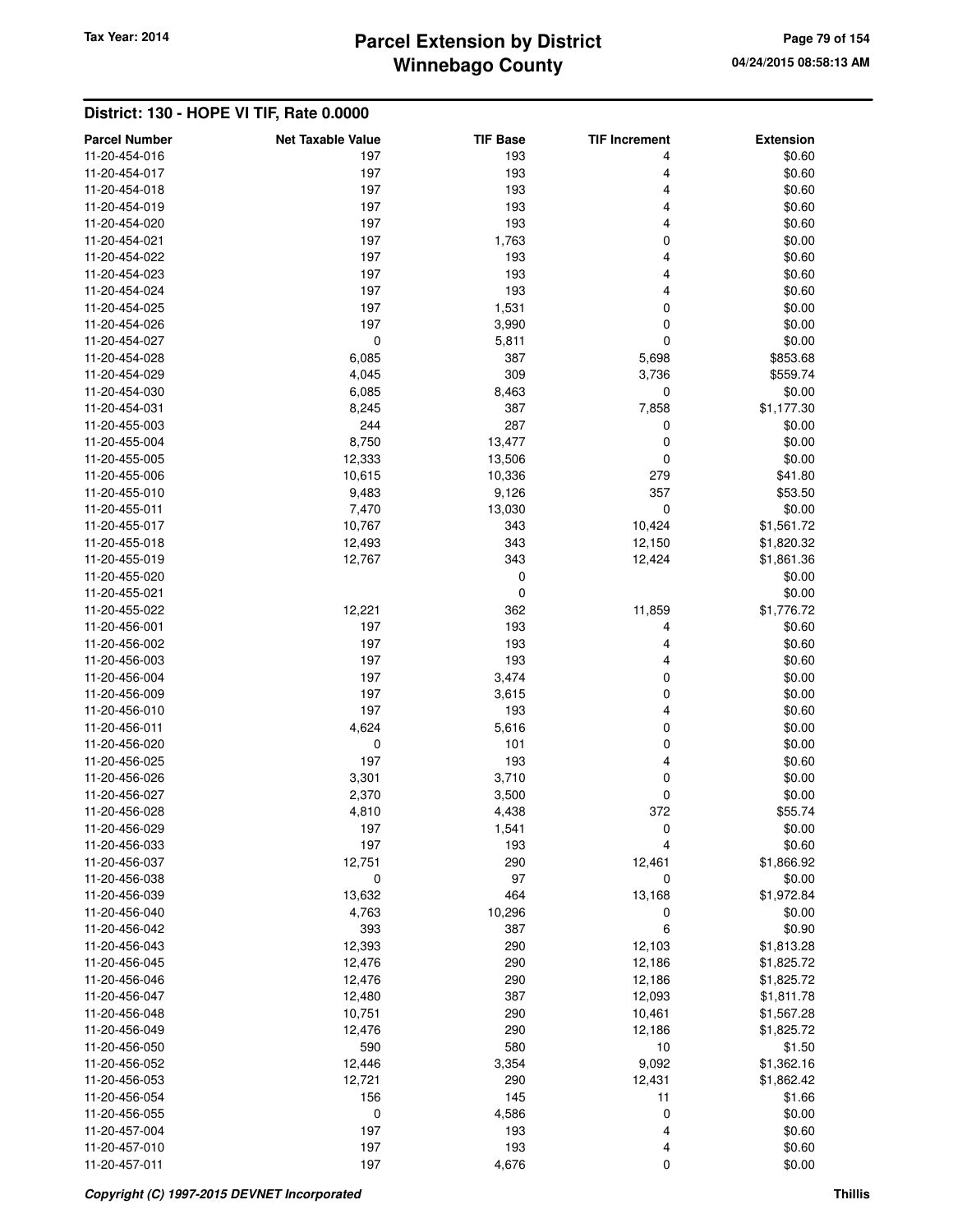## District: 130 - HOPE VI TIF, Rate 0.0000

| Parcel Number | Net Taxable Value | TIF Base | TIF Increment | Extension |
|---|---|---|---|---|
| 11-20-454-016 | 197 | 193 | 4 | $0.60 |
| 11-20-454-017 | 197 | 193 | 4 | $0.60 |
| 11-20-454-018 | 197 | 193 | 4 | $0.60 |
| 11-20-454-019 | 197 | 193 | 4 | $0.60 |
| 11-20-454-020 | 197 | 193 | 4 | $0.60 |
| 11-20-454-021 | 197 | 1,763 | 0 | $0.00 |
| 11-20-454-022 | 197 | 193 | 4 | $0.60 |
| 11-20-454-023 | 197 | 193 | 4 | $0.60 |
| 11-20-454-024 | 197 | 193 | 4 | $0.60 |
| 11-20-454-025 | 197 | 1,531 | 0 | $0.00 |
| 11-20-454-026 | 197 | 3,990 | 0 | $0.00 |
| 11-20-454-027 | 0 | 5,811 | 0 | $0.00 |
| 11-20-454-028 | 6,085 | 387 | 5,698 | $853.68 |
| 11-20-454-029 | 4,045 | 309 | 3,736 | $559.74 |
| 11-20-454-030 | 6,085 | 8,463 | 0 | $0.00 |
| 11-20-454-031 | 8,245 | 387 | 7,858 | $1,177.30 |
| 11-20-455-003 | 244 | 287 | 0 | $0.00 |
| 11-20-455-004 | 8,750 | 13,477 | 0 | $0.00 |
| 11-20-455-005 | 12,333 | 13,506 | 0 | $0.00 |
| 11-20-455-006 | 10,615 | 10,336 | 279 | $41.80 |
| 11-20-455-010 | 9,483 | 9,126 | 357 | $53.50 |
| 11-20-455-011 | 7,470 | 13,030 | 0 | $0.00 |
| 11-20-455-017 | 10,767 | 343 | 10,424 | $1,561.72 |
| 11-20-455-018 | 12,493 | 343 | 12,150 | $1,820.32 |
| 11-20-455-019 | 12,767 | 343 | 12,424 | $1,861.36 |
| 11-20-455-020 | | 0 | | $0.00 |
| 11-20-455-021 | | 0 | | $0.00 |
| 11-20-455-022 | 12,221 | 362 | 11,859 | $1,776.72 |
| 11-20-456-001 | 197 | 193 | 4 | $0.60 |
| 11-20-456-002 | 197 | 193 | 4 | $0.60 |
| 11-20-456-003 | 197 | 193 | 4 | $0.60 |
| 11-20-456-004 | 197 | 3,474 | 0 | $0.00 |
| 11-20-456-009 | 197 | 3,615 | 0 | $0.00 |
| 11-20-456-010 | 197 | 193 | 4 | $0.60 |
| 11-20-456-011 | 4,624 | 5,616 | 0 | $0.00 |
| 11-20-456-020 | 0 | 101 | 0 | $0.00 |
| 11-20-456-025 | 197 | 193 | 4 | $0.60 |
| 11-20-456-026 | 3,301 | 3,710 | 0 | $0.00 |
| 11-20-456-027 | 2,370 | 3,500 | 0 | $0.00 |
| 11-20-456-028 | 4,810 | 4,438 | 372 | $55.74 |
| 11-20-456-029 | 197 | 1,541 | 0 | $0.00 |
| 11-20-456-033 | 197 | 193 | 4 | $0.60 |
| 11-20-456-037 | 12,751 | 290 | 12,461 | $1,866.92 |
| 11-20-456-038 | 0 | 97 | 0 | $0.00 |
| 11-20-456-039 | 13,632 | 464 | 13,168 | $1,972.84 |
| 11-20-456-040 | 4,763 | 10,296 | 0 | $0.00 |
| 11-20-456-042 | 393 | 387 | 6 | $0.90 |
| 11-20-456-043 | 12,393 | 290 | 12,103 | $1,813.28 |
| 11-20-456-045 | 12,476 | 290 | 12,186 | $1,825.72 |
| 11-20-456-046 | 12,476 | 290 | 12,186 | $1,825.72 |
| 11-20-456-047 | 12,480 | 387 | 12,093 | $1,811.78 |
| 11-20-456-048 | 10,751 | 290 | 10,461 | $1,567.28 |
| 11-20-456-049 | 12,476 | 290 | 12,186 | $1,825.72 |
| 11-20-456-050 | 590 | 580 | 10 | $1.50 |
| 11-20-456-052 | 12,446 | 3,354 | 9,092 | $1,362.16 |
| 11-20-456-053 | 12,721 | 290 | 12,431 | $1,862.42 |
| 11-20-456-054 | 156 | 145 | 11 | $1.66 |
| 11-20-456-055 | 0 | 4,586 | 0 | $0.00 |
| 11-20-457-004 | 197 | 193 | 4 | $0.60 |
| 11-20-457-010 | 197 | 193 | 4 | $0.60 |
| 11-20-457-011 | 197 | 4,676 | 0 | $0.00 |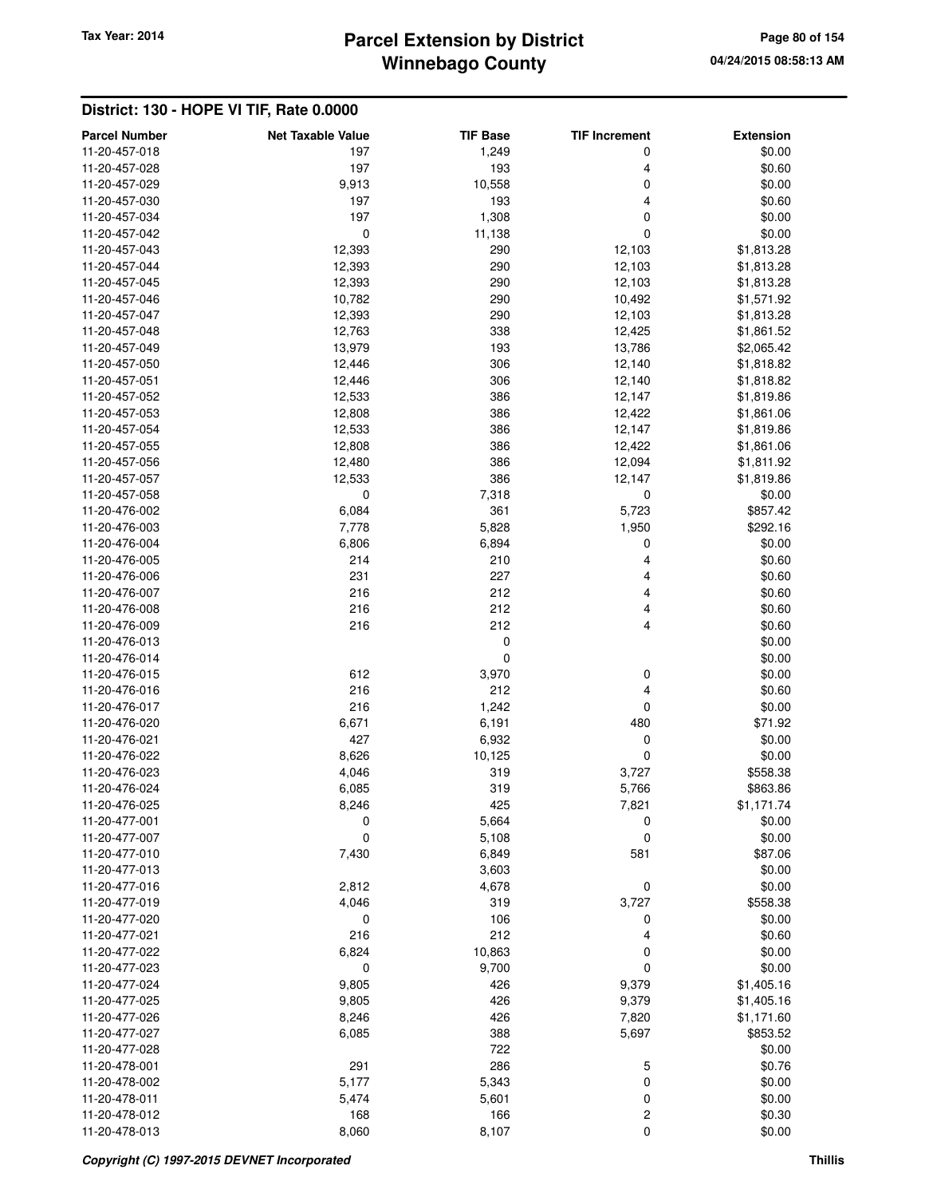## District: 130 - HOPE VI TIF, Rate 0.0000

| Parcel Number | Net Taxable Value | TIF Base | TIF Increment | Extension |
|---|---|---|---|---|
| 11-20-457-018 | 197 | 1,249 | 0 | $0.00 |
| 11-20-457-028 | 197 | 193 | 4 | $0.60 |
| 11-20-457-029 | 9,913 | 10,558 | 0 | $0.00 |
| 11-20-457-030 | 197 | 193 | 4 | $0.60 |
| 11-20-457-034 | 197 | 1,308 | 0 | $0.00 |
| 11-20-457-042 | 0 | 11,138 | 0 | $0.00 |
| 11-20-457-043 | 12,393 | 290 | 12,103 | $1,813.28 |
| 11-20-457-044 | 12,393 | 290 | 12,103 | $1,813.28 |
| 11-20-457-045 | 12,393 | 290 | 12,103 | $1,813.28 |
| 11-20-457-046 | 10,782 | 290 | 10,492 | $1,571.92 |
| 11-20-457-047 | 12,393 | 290 | 12,103 | $1,813.28 |
| 11-20-457-048 | 12,763 | 338 | 12,425 | $1,861.52 |
| 11-20-457-049 | 13,979 | 193 | 13,786 | $2,065.42 |
| 11-20-457-050 | 12,446 | 306 | 12,140 | $1,818.82 |
| 11-20-457-051 | 12,446 | 306 | 12,140 | $1,818.82 |
| 11-20-457-052 | 12,533 | 386 | 12,147 | $1,819.86 |
| 11-20-457-053 | 12,808 | 386 | 12,422 | $1,861.06 |
| 11-20-457-054 | 12,533 | 386 | 12,147 | $1,819.86 |
| 11-20-457-055 | 12,808 | 386 | 12,422 | $1,861.06 |
| 11-20-457-056 | 12,480 | 386 | 12,094 | $1,811.92 |
| 11-20-457-057 | 12,533 | 386 | 12,147 | $1,819.86 |
| 11-20-457-058 | 0 | 7,318 | 0 | $0.00 |
| 11-20-476-002 | 6,084 | 361 | 5,723 | $857.42 |
| 11-20-476-003 | 7,778 | 5,828 | 1,950 | $292.16 |
| 11-20-476-004 | 6,806 | 6,894 | 0 | $0.00 |
| 11-20-476-005 | 214 | 210 | 4 | $0.60 |
| 11-20-476-006 | 231 | 227 | 4 | $0.60 |
| 11-20-476-007 | 216 | 212 | 4 | $0.60 |
| 11-20-476-008 | 216 | 212 | 4 | $0.60 |
| 11-20-476-009 | 216 | 212 | 4 | $0.60 |
| 11-20-476-013 | | 0 | | $0.00 |
| 11-20-476-014 | | 0 | | $0.00 |
| 11-20-476-015 | 612 | 3,970 | 0 | $0.00 |
| 11-20-476-016 | 216 | 212 | 4 | $0.60 |
| 11-20-476-017 | 216 | 1,242 | 0 | $0.00 |
| 11-20-476-020 | 6,671 | 6,191 | 480 | $71.92 |
| 11-20-476-021 | 427 | 6,932 | 0 | $0.00 |
| 11-20-476-022 | 8,626 | 10,125 | 0 | $0.00 |
| 11-20-476-023 | 4,046 | 319 | 3,727 | $558.38 |
| 11-20-476-024 | 6,085 | 319 | 5,766 | $863.86 |
| 11-20-476-025 | 8,246 | 425 | 7,821 | $1,171.74 |
| 11-20-477-001 | 0 | 5,664 | 0 | $0.00 |
| 11-20-477-007 | 0 | 5,108 | 0 | $0.00 |
| 11-20-477-010 | 7,430 | 6,849 | 581 | $87.06 |
| 11-20-477-013 | | 3,603 | | $0.00 |
| 11-20-477-016 | 2,812 | 4,678 | 0 | $0.00 |
| 11-20-477-019 | 4,046 | 319 | 3,727 | $558.38 |
| 11-20-477-020 | 0 | 106 | 0 | $0.00 |
| 11-20-477-021 | 216 | 212 | 4 | $0.60 |
| 11-20-477-022 | 6,824 | 10,863 | 0 | $0.00 |
| 11-20-477-023 | 0 | 9,700 | 0 | $0.00 |
| 11-20-477-024 | 9,805 | 426 | 9,379 | $1,405.16 |
| 11-20-477-025 | 9,805 | 426 | 9,379 | $1,405.16 |
| 11-20-477-026 | 8,246 | 426 | 7,820 | $1,171.60 |
| 11-20-477-027 | 6,085 | 388 | 5,697 | $853.52 |
| 11-20-477-028 | | 722 | | $0.00 |
| 11-20-478-001 | 291 | 286 | 5 | $0.76 |
| 11-20-478-002 | 5,177 | 5,343 | 0 | $0.00 |
| 11-20-478-011 | 5,474 | 5,601 | 0 | $0.00 |
| 11-20-478-012 | 168 | 166 | 2 | $0.30 |
| 11-20-478-013 | 8,060 | 8,107 | 0 | $0.00 |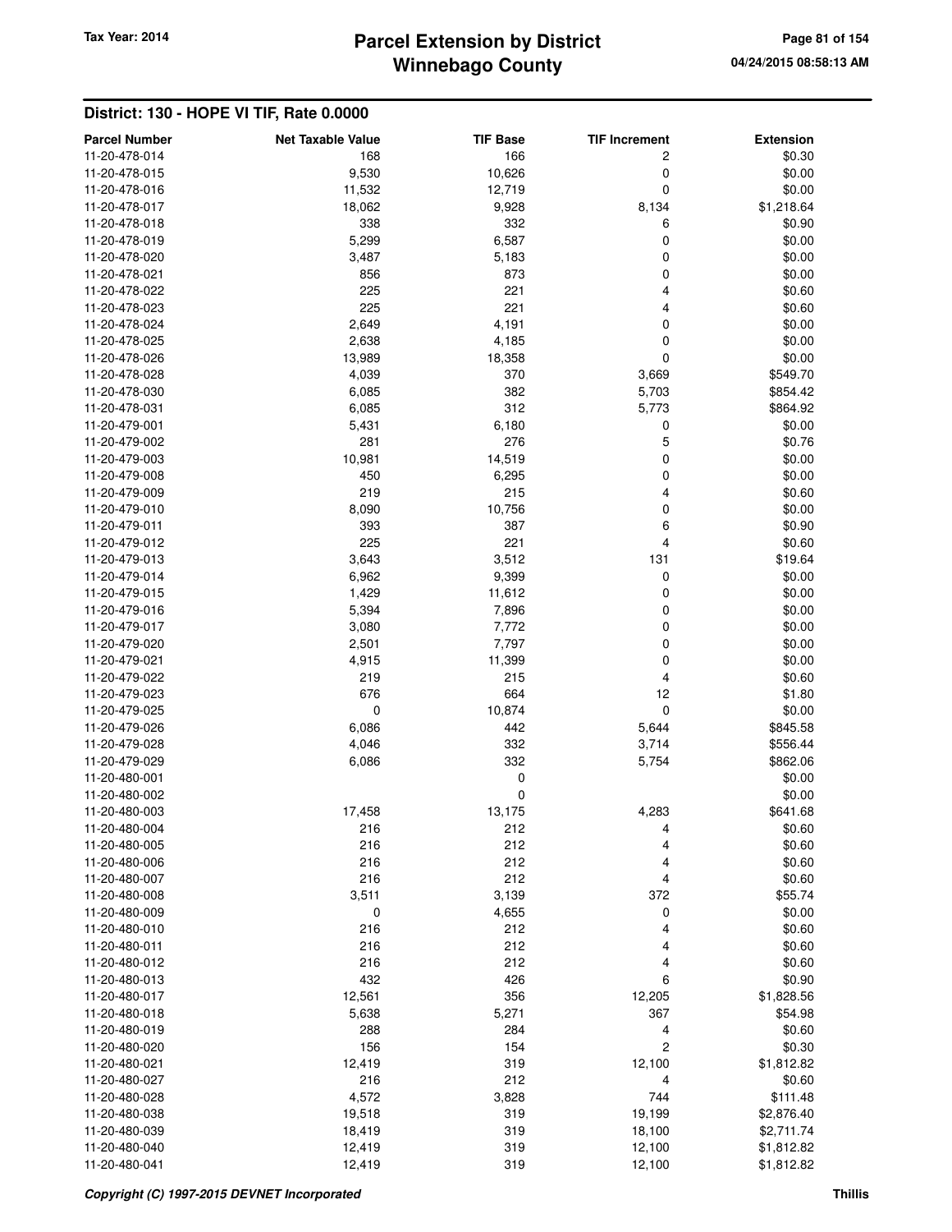## District: 130 - HOPE VI TIF, Rate 0.0000

| Parcel Number | Net Taxable Value | TIF Base | TIF Increment | Extension |
|---|---|---|---|---|
| 11-20-478-014 | 168 | 166 | 2 | $0.30 |
| 11-20-478-015 | 9,530 | 10,626 | 0 | $0.00 |
| 11-20-478-016 | 11,532 | 12,719 | 0 | $0.00 |
| 11-20-478-017 | 18,062 | 9,928 | 8,134 | $1,218.64 |
| 11-20-478-018 | 338 | 332 | 6 | $0.90 |
| 11-20-478-019 | 5,299 | 6,587 | 0 | $0.00 |
| 11-20-478-020 | 3,487 | 5,183 | 0 | $0.00 |
| 11-20-478-021 | 856 | 873 | 0 | $0.00 |
| 11-20-478-022 | 225 | 221 | 4 | $0.60 |
| 11-20-478-023 | 225 | 221 | 4 | $0.60 |
| 11-20-478-024 | 2,649 | 4,191 | 0 | $0.00 |
| 11-20-478-025 | 2,638 | 4,185 | 0 | $0.00 |
| 11-20-478-026 | 13,989 | 18,358 | 0 | $0.00 |
| 11-20-478-028 | 4,039 | 370 | 3,669 | $549.70 |
| 11-20-478-030 | 6,085 | 382 | 5,703 | $854.42 |
| 11-20-478-031 | 6,085 | 312 | 5,773 | $864.92 |
| 11-20-479-001 | 5,431 | 6,180 | 0 | $0.00 |
| 11-20-479-002 | 281 | 276 | 5 | $0.76 |
| 11-20-479-003 | 10,981 | 14,519 | 0 | $0.00 |
| 11-20-479-008 | 450 | 6,295 | 0 | $0.00 |
| 11-20-479-009 | 219 | 215 | 4 | $0.60 |
| 11-20-479-010 | 8,090 | 10,756 | 0 | $0.00 |
| 11-20-479-011 | 393 | 387 | 6 | $0.90 |
| 11-20-479-012 | 225 | 221 | 4 | $0.60 |
| 11-20-479-013 | 3,643 | 3,512 | 131 | $19.64 |
| 11-20-479-014 | 6,962 | 9,399 | 0 | $0.00 |
| 11-20-479-015 | 1,429 | 11,612 | 0 | $0.00 |
| 11-20-479-016 | 5,394 | 7,896 | 0 | $0.00 |
| 11-20-479-017 | 3,080 | 7,772 | 0 | $0.00 |
| 11-20-479-020 | 2,501 | 7,797 | 0 | $0.00 |
| 11-20-479-021 | 4,915 | 11,399 | 0 | $0.00 |
| 11-20-479-022 | 219 | 215 | 4 | $0.60 |
| 11-20-479-023 | 676 | 664 | 12 | $1.80 |
| 11-20-479-025 | 0 | 10,874 | 0 | $0.00 |
| 11-20-479-026 | 6,086 | 442 | 5,644 | $845.58 |
| 11-20-479-028 | 4,046 | 332 | 3,714 | $556.44 |
| 11-20-479-029 | 6,086 | 332 | 5,754 | $862.06 |
| 11-20-480-001 | | 0 | | $0.00 |
| 11-20-480-002 | | 0 | | $0.00 |
| 11-20-480-003 | 17,458 | 13,175 | 4,283 | $641.68 |
| 11-20-480-004 | 216 | 212 | 4 | $0.60 |
| 11-20-480-005 | 216 | 212 | 4 | $0.60 |
| 11-20-480-006 | 216 | 212 | 4 | $0.60 |
| 11-20-480-007 | 216 | 212 | 4 | $0.60 |
| 11-20-480-008 | 3,511 | 3,139 | 372 | $55.74 |
| 11-20-480-009 | 0 | 4,655 | 0 | $0.00 |
| 11-20-480-010 | 216 | 212 | 4 | $0.60 |
| 11-20-480-011 | 216 | 212 | 4 | $0.60 |
| 11-20-480-012 | 216 | 212 | 4 | $0.60 |
| 11-20-480-013 | 432 | 426 | 6 | $0.90 |
| 11-20-480-017 | 12,561 | 356 | 12,205 | $1,828.56 |
| 11-20-480-018 | 5,638 | 5,271 | 367 | $54.98 |
| 11-20-480-019 | 288 | 284 | 4 | $0.60 |
| 11-20-480-020 | 156 | 154 | 2 | $0.30 |
| 11-20-480-021 | 12,419 | 319 | 12,100 | $1,812.82 |
| 11-20-480-027 | 216 | 212 | 4 | $0.60 |
| 11-20-480-028 | 4,572 | 3,828 | 744 | $111.48 |
| 11-20-480-038 | 19,518 | 319 | 19,199 | $2,876.40 |
| 11-20-480-039 | 18,419 | 319 | 18,100 | $2,711.74 |
| 11-20-480-040 | 12,419 | 319 | 12,100 | $1,812.82 |
| 11-20-480-041 | 12,419 | 319 | 12,100 | $1,812.82 |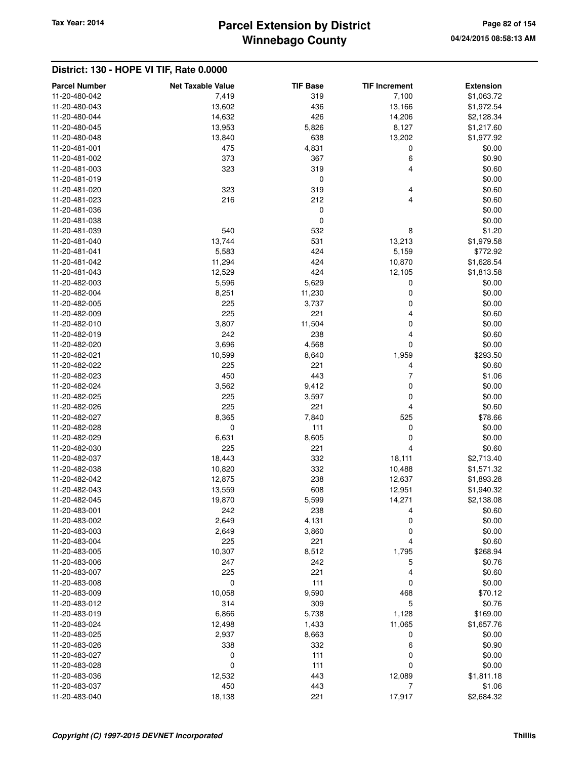# Parcel Extension by District
# Winnebago County

Tax Year: 2014

## District: 130 - HOPE VI TIF, Rate 0.0000

| Parcel Number | Net Taxable Value | TIF Base | TIF Increment | Extension |
|---|---|---|---|---|
| 11-20-480-042 | 7,419 | 319 | 7,100 | $1,063.72 |
| 11-20-480-043 | 13,602 | 436 | 13,166 | $1,972.54 |
| 11-20-480-044 | 14,632 | 426 | 14,206 | $2,128.34 |
| 11-20-480-045 | 13,953 | 5,826 | 8,127 | $1,217.60 |
| 11-20-480-048 | 13,840 | 638 | 13,202 | $1,977.92 |
| 11-20-481-001 | 475 | 4,831 | 0 | $0.00 |
| 11-20-481-002 | 373 | 367 | 6 | $0.90 |
| 11-20-481-003 | 323 | 319 | 4 | $0.60 |
| 11-20-481-019 | | 0 | | $0.00 |
| 11-20-481-020 | 323 | 319 | 4 | $0.60 |
| 11-20-481-023 | 216 | 212 | 4 | $0.60 |
| 11-20-481-036 | | 0 | | $0.00 |
| 11-20-481-038 | | 0 | | $0.00 |
| 11-20-481-039 | 540 | 532 | 8 | $1.20 |
| 11-20-481-040 | 13,744 | 531 | 13,213 | $1,979.58 |
| 11-20-481-041 | 5,583 | 424 | 5,159 | $772.92 |
| 11-20-481-042 | 11,294 | 424 | 10,870 | $1,628.54 |
| 11-20-481-043 | 12,529 | 424 | 12,105 | $1,813.58 |
| 11-20-482-003 | 5,596 | 5,629 | 0 | $0.00 |
| 11-20-482-004 | 8,251 | 11,230 | 0 | $0.00 |
| 11-20-482-005 | 225 | 3,737 | 0 | $0.00 |
| 11-20-482-009 | 225 | 221 | 4 | $0.60 |
| 11-20-482-010 | 3,807 | 11,504 | 0 | $0.00 |
| 11-20-482-019 | 242 | 238 | 4 | $0.60 |
| 11-20-482-020 | 3,696 | 4,568 | 0 | $0.00 |
| 11-20-482-021 | 10,599 | 8,640 | 1,959 | $293.50 |
| 11-20-482-022 | 225 | 221 | 4 | $0.60 |
| 11-20-482-023 | 450 | 443 | 7 | $1.06 |
| 11-20-482-024 | 3,562 | 9,412 | 0 | $0.00 |
| 11-20-482-025 | 225 | 3,597 | 0 | $0.00 |
| 11-20-482-026 | 225 | 221 | 4 | $0.60 |
| 11-20-482-027 | 8,365 | 7,840 | 525 | $78.66 |
| 11-20-482-028 | 0 | 111 | 0 | $0.00 |
| 11-20-482-029 | 6,631 | 8,605 | 0 | $0.00 |
| 11-20-482-030 | 225 | 221 | 4 | $0.60 |
| 11-20-482-037 | 18,443 | 332 | 18,111 | $2,713.40 |
| 11-20-482-038 | 10,820 | 332 | 10,488 | $1,571.32 |
| 11-20-482-042 | 12,875 | 238 | 12,637 | $1,893.28 |
| 11-20-482-043 | 13,559 | 608 | 12,951 | $1,940.32 |
| 11-20-482-045 | 19,870 | 5,599 | 14,271 | $2,138.08 |
| 11-20-483-001 | 242 | 238 | 4 | $0.60 |
| 11-20-483-002 | 2,649 | 4,131 | 0 | $0.00 |
| 11-20-483-003 | 2,649 | 3,860 | 0 | $0.00 |
| 11-20-483-004 | 225 | 221 | 4 | $0.60 |
| 11-20-483-005 | 10,307 | 8,512 | 1,795 | $268.94 |
| 11-20-483-006 | 247 | 242 | 5 | $0.76 |
| 11-20-483-007 | 225 | 221 | 4 | $0.60 |
| 11-20-483-008 | 0 | 111 | 0 | $0.00 |
| 11-20-483-009 | 10,058 | 9,590 | 468 | $70.12 |
| 11-20-483-012 | 314 | 309 | 5 | $0.76 |
| 11-20-483-019 | 6,866 | 5,738 | 1,128 | $169.00 |
| 11-20-483-024 | 12,498 | 1,433 | 11,065 | $1,657.76 |
| 11-20-483-025 | 2,937 | 8,663 | 0 | $0.00 |
| 11-20-483-026 | 338 | 332 | 6 | $0.90 |
| 11-20-483-027 | 0 | 111 | 0 | $0.00 |
| 11-20-483-028 | 0 | 111 | 0 | $0.00 |
| 11-20-483-036 | 12,532 | 443 | 12,089 | $1,811.18 |
| 11-20-483-037 | 450 | 443 | 7 | $1.06 |
| 11-20-483-040 | 18,138 | 221 | 17,917 | $2,684.32 |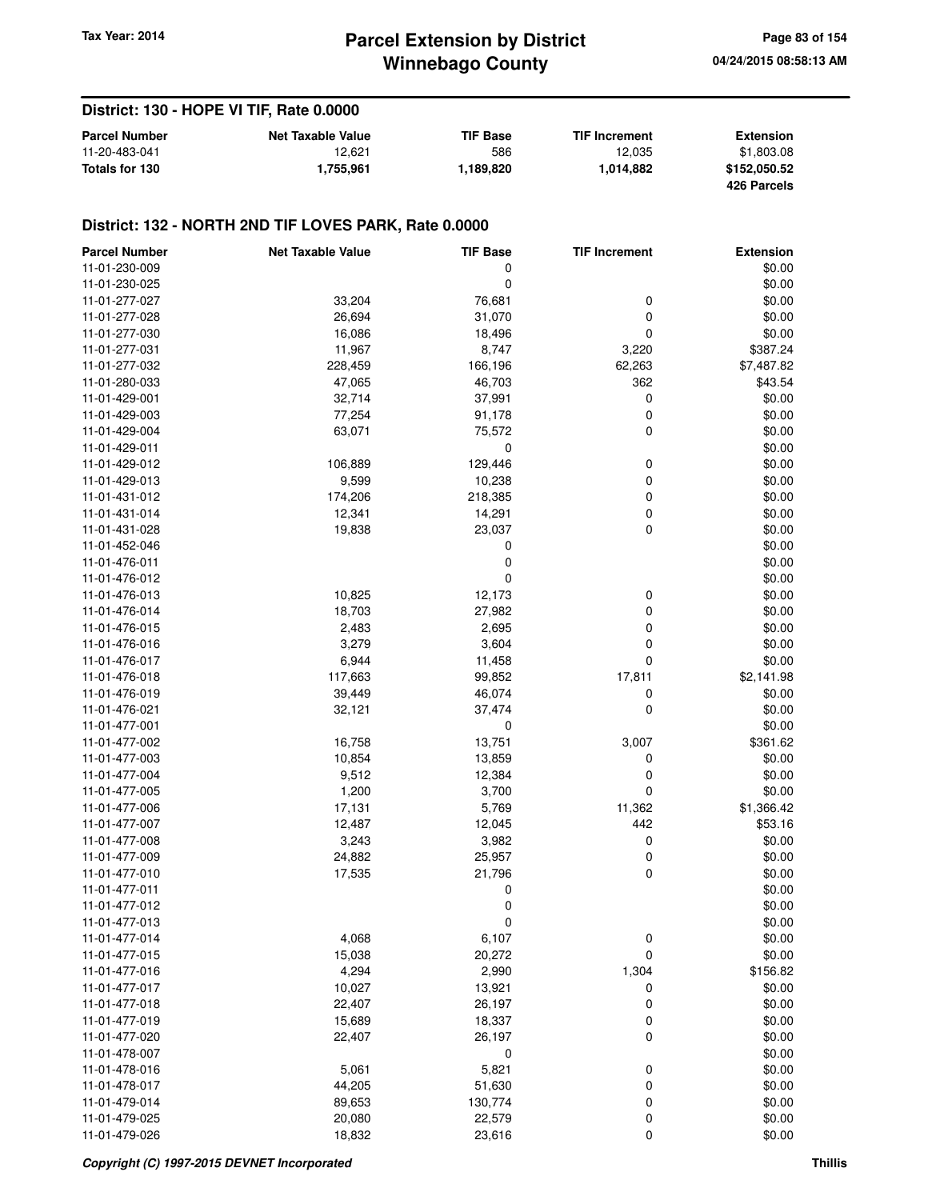## District: 130 - HOPE VI TIF, Rate 0.0000

| Parcel Number | Net Taxable Value | TIF Base | TIF Increment | Extension |
|---|---|---|---|---|
| 11-20-483-041 | 12,621 | 586 | 12,035 | $1,803.08 |
| **Totals for 130** | **1,755,961** | **1,189,820** | **1,014,882** | **$152,050.52** |
| | | | | **426 Parcels** |

## District: 132 - NORTH 2ND TIF LOVES PARK, Rate 0.0000

| Parcel Number | Net Taxable Value | TIF Base | TIF Increment | Extension |
|---|---|---|---|---|
| 11-01-230-009 | | 0 | | $0.00 |
| 11-01-230-025 | | 0 | | $0.00 |
| 11-01-277-027 | 33,204 | 76,681 | 0 | $0.00 |
| 11-01-277-028 | 26,694 | 31,070 | 0 | $0.00 |
| 11-01-277-030 | 16,086 | 18,496 | 0 | $0.00 |
| 11-01-277-031 | 11,967 | 8,747 | 3,220 | $387.24 |
| 11-01-277-032 | 228,459 | 166,196 | 62,263 | $7,487.82 |
| 11-01-280-033 | 47,065 | 46,703 | 362 | $43.54 |
| 11-01-429-001 | 32,714 | 37,991 | 0 | $0.00 |
| 11-01-429-003 | 77,254 | 91,178 | 0 | $0.00 |
| 11-01-429-004 | 63,071 | 75,572 | 0 | $0.00 |
| 11-01-429-011 | | 0 | | $0.00 |
| 11-01-429-012 | 106,889 | 129,446 | 0 | $0.00 |
| 11-01-429-013 | 9,599 | 10,238 | 0 | $0.00 |
| 11-01-431-012 | 174,206 | 218,385 | 0 | $0.00 |
| 11-01-431-014 | 12,341 | 14,291 | 0 | $0.00 |
| 11-01-431-028 | 19,838 | 23,037 | 0 | $0.00 |
| 11-01-452-046 | | 0 | | $0.00 |
| 11-01-476-011 | | 0 | | $0.00 |
| 11-01-476-012 | | 0 | | $0.00 |
| 11-01-476-013 | 10,825 | 12,173 | 0 | $0.00 |
| 11-01-476-014 | 18,703 | 27,982 | 0 | $0.00 |
| 11-01-476-015 | 2,483 | 2,695 | 0 | $0.00 |
| 11-01-476-016 | 3,279 | 3,604 | 0 | $0.00 |
| 11-01-476-017 | 6,944 | 11,458 | 0 | $0.00 |
| 11-01-476-018 | 117,663 | 99,852 | 17,811 | $2,141.98 |
| 11-01-476-019 | 39,449 | 46,074 | 0 | $0.00 |
| 11-01-476-021 | 32,121 | 37,474 | 0 | $0.00 |
| 11-01-477-001 | | 0 | | $0.00 |
| 11-01-477-002 | 16,758 | 13,751 | 3,007 | $361.62 |
| 11-01-477-003 | 10,854 | 13,859 | 0 | $0.00 |
| 11-01-477-004 | 9,512 | 12,384 | 0 | $0.00 |
| 11-01-477-005 | 1,200 | 3,700 | 0 | $0.00 |
| 11-01-477-006 | 17,131 | 5,769 | 11,362 | $1,366.42 |
| 11-01-477-007 | 12,487 | 12,045 | 442 | $53.16 |
| 11-01-477-008 | 3,243 | 3,982 | 0 | $0.00 |
| 11-01-477-009 | 24,882 | 25,957 | 0 | $0.00 |
| 11-01-477-010 | 17,535 | 21,796 | 0 | $0.00 |
| 11-01-477-011 | | 0 | | $0.00 |
| 11-01-477-012 | | 0 | | $0.00 |
| 11-01-477-013 | | 0 | | $0.00 |
| 11-01-477-014 | 4,068 | 6,107 | 0 | $0.00 |
| 11-01-477-015 | 15,038 | 20,272 | 0 | $0.00 |
| 11-01-477-016 | 4,294 | 2,990 | 1,304 | $156.82 |
| 11-01-477-017 | 10,027 | 13,921 | 0 | $0.00 |
| 11-01-477-018 | 22,407 | 26,197 | 0 | $0.00 |
| 11-01-477-019 | 15,689 | 18,337 | 0 | $0.00 |
| 11-01-477-020 | 22,407 | 26,197 | 0 | $0.00 |
| 11-01-478-007 | | 0 | | $0.00 |
| 11-01-478-016 | 5,061 | 5,821 | 0 | $0.00 |
| 11-01-478-017 | 44,205 | 51,630 | 0 | $0.00 |
| 11-01-479-014 | 89,653 | 130,774 | 0 | $0.00 |
| 11-01-479-025 | 20,080 | 22,579 | 0 | $0.00 |
| 11-01-479-026 | 18,832 | 23,616 | 0 | $0.00 |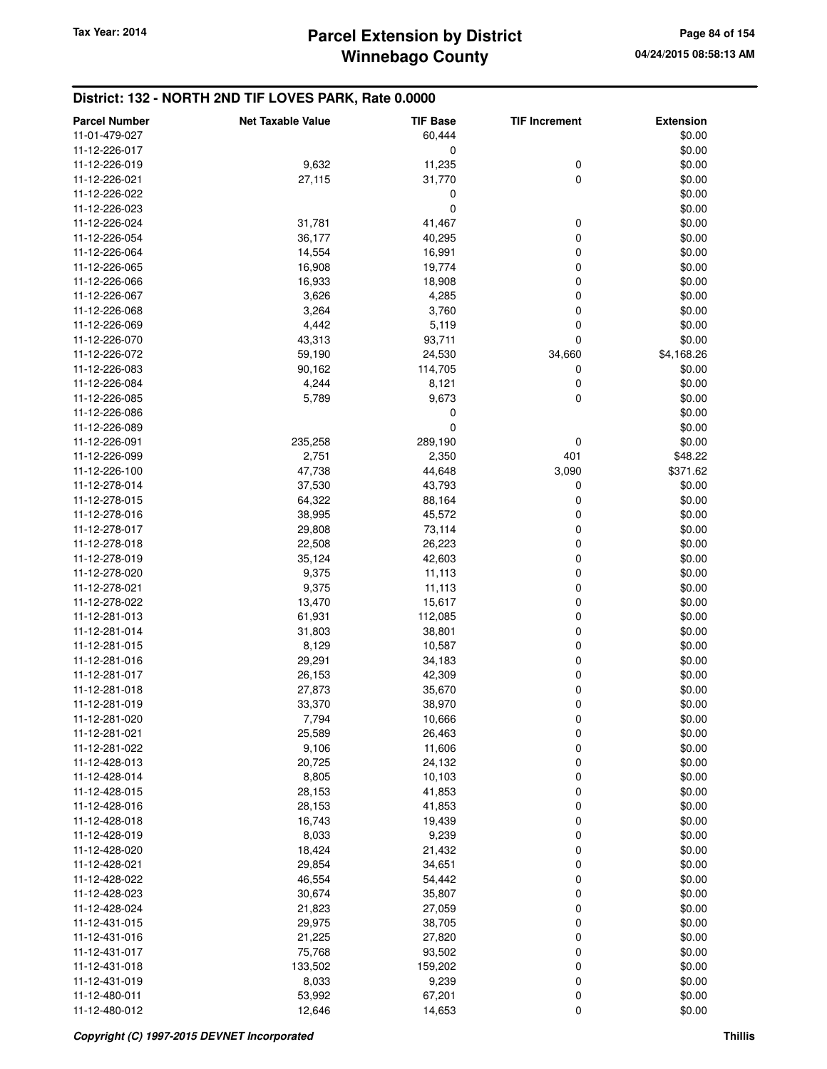## District: 132 - NORTH 2ND TIF LOVES PARK, Rate 0.0000

| Parcel Number | Net Taxable Value | TIF Base | TIF Increment | Extension |
|---|---|---|---|---|
| 11-01-479-027 | | 60,444 | | $0.00 |
| 11-12-226-017 | | 0 | | $0.00 |
| 11-12-226-019 | 9,632 | 11,235 | 0 | $0.00 |
| 11-12-226-021 | 27,115 | 31,770 | 0 | $0.00 |
| 11-12-226-022 | | 0 | | $0.00 |
| 11-12-226-023 | | 0 | | $0.00 |
| 11-12-226-024 | 31,781 | 41,467 | 0 | $0.00 |
| 11-12-226-054 | 36,177 | 40,295 | 0 | $0.00 |
| 11-12-226-064 | 14,554 | 16,991 | 0 | $0.00 |
| 11-12-226-065 | 16,908 | 19,774 | 0 | $0.00 |
| 11-12-226-066 | 16,933 | 18,908 | 0 | $0.00 |
| 11-12-226-067 | 3,626 | 4,285 | 0 | $0.00 |
| 11-12-226-068 | 3,264 | 3,760 | 0 | $0.00 |
| 11-12-226-069 | 4,442 | 5,119 | 0 | $0.00 |
| 11-12-226-070 | 43,313 | 93,711 | 0 | $0.00 |
| 11-12-226-072 | 59,190 | 24,530 | 34,660 | $4,168.26 |
| 11-12-226-083 | 90,162 | 114,705 | 0 | $0.00 |
| 11-12-226-084 | 4,244 | 8,121 | 0 | $0.00 |
| 11-12-226-085 | 5,789 | 9,673 | 0 | $0.00 |
| 11-12-226-086 | | 0 | | $0.00 |
| 11-12-226-089 | | 0 | | $0.00 |
| 11-12-226-091 | 235,258 | 289,190 | 0 | $0.00 |
| 11-12-226-099 | 2,751 | 2,350 | 401 | $48.22 |
| 11-12-226-100 | 47,738 | 44,648 | 3,090 | $371.62 |
| 11-12-278-014 | 37,530 | 43,793 | 0 | $0.00 |
| 11-12-278-015 | 64,322 | 88,164 | 0 | $0.00 |
| 11-12-278-016 | 38,995 | 45,572 | 0 | $0.00 |
| 11-12-278-017 | 29,808 | 73,114 | 0 | $0.00 |
| 11-12-278-018 | 22,508 | 26,223 | 0 | $0.00 |
| 11-12-278-019 | 35,124 | 42,603 | 0 | $0.00 |
| 11-12-278-020 | 9,375 | 11,113 | 0 | $0.00 |
| 11-12-278-021 | 9,375 | 11,113 | 0 | $0.00 |
| 11-12-278-022 | 13,470 | 15,617 | 0 | $0.00 |
| 11-12-281-013 | 61,931 | 112,085 | 0 | $0.00 |
| 11-12-281-014 | 31,803 | 38,801 | 0 | $0.00 |
| 11-12-281-015 | 8,129 | 10,587 | 0 | $0.00 |
| 11-12-281-016 | 29,291 | 34,183 | 0 | $0.00 |
| 11-12-281-017 | 26,153 | 42,309 | 0 | $0.00 |
| 11-12-281-018 | 27,873 | 35,670 | 0 | $0.00 |
| 11-12-281-019 | 33,370 | 38,970 | 0 | $0.00 |
| 11-12-281-020 | 7,794 | 10,666 | 0 | $0.00 |
| 11-12-281-021 | 25,589 | 26,463 | 0 | $0.00 |
| 11-12-281-022 | 9,106 | 11,606 | 0 | $0.00 |
| 11-12-428-013 | 20,725 | 24,132 | 0 | $0.00 |
| 11-12-428-014 | 8,805 | 10,103 | 0 | $0.00 |
| 11-12-428-015 | 28,153 | 41,853 | 0 | $0.00 |
| 11-12-428-016 | 28,153 | 41,853 | 0 | $0.00 |
| 11-12-428-018 | 16,743 | 19,439 | 0 | $0.00 |
| 11-12-428-019 | 8,033 | 9,239 | 0 | $0.00 |
| 11-12-428-020 | 18,424 | 21,432 | 0 | $0.00 |
| 11-12-428-021 | 29,854 | 34,651 | 0 | $0.00 |
| 11-12-428-022 | 46,554 | 54,442 | 0 | $0.00 |
| 11-12-428-023 | 30,674 | 35,807 | 0 | $0.00 |
| 11-12-428-024 | 21,823 | 27,059 | 0 | $0.00 |
| 11-12-431-015 | 29,975 | 38,705 | 0 | $0.00 |
| 11-12-431-016 | 21,225 | 27,820 | 0 | $0.00 |
| 11-12-431-017 | 75,768 | 93,502 | 0 | $0.00 |
| 11-12-431-018 | 133,502 | 159,202 | 0 | $0.00 |
| 11-12-431-019 | 8,033 | 9,239 | 0 | $0.00 |
| 11-12-480-011 | 53,992 | 67,201 | 0 | $0.00 |
| 11-12-480-012 | 12,646 | 14,653 | 0 | $0.00 |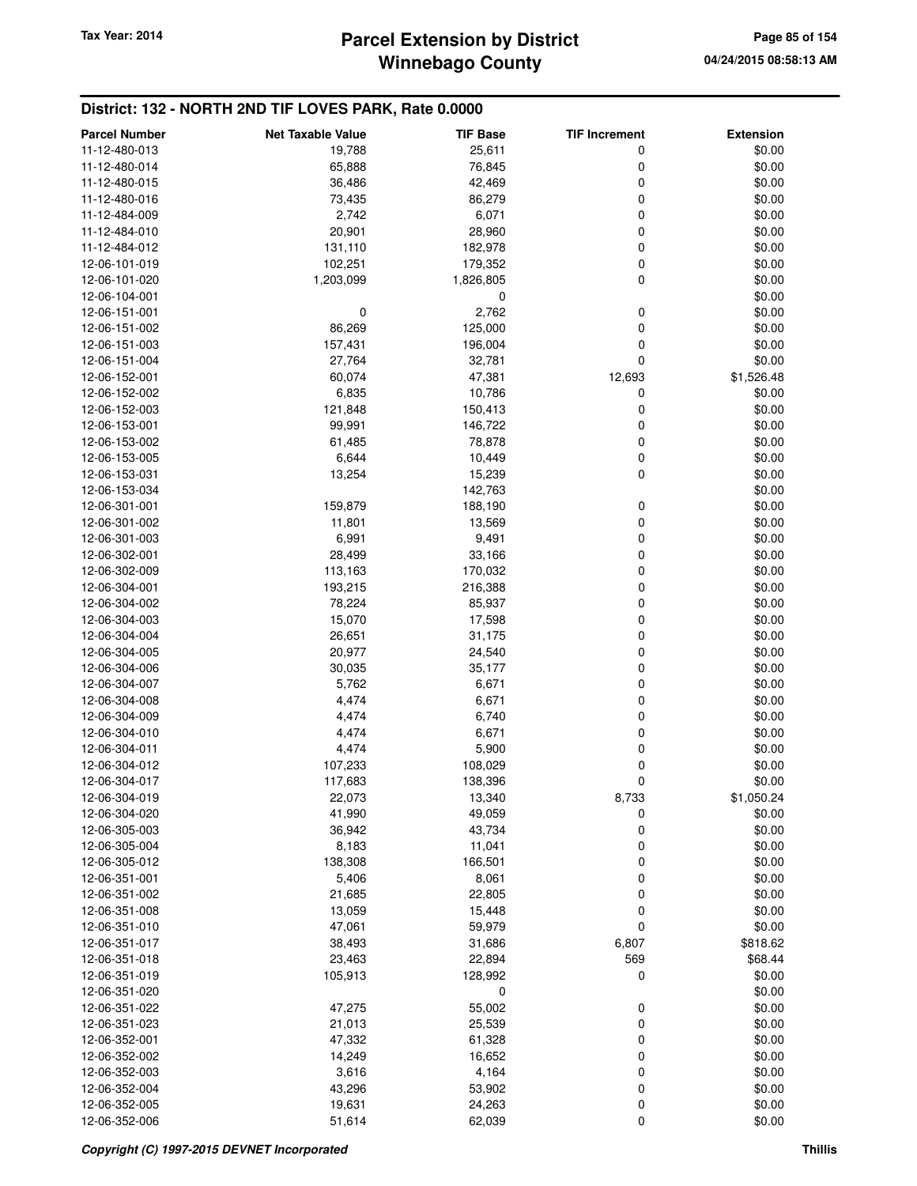## District: 132 - NORTH 2ND TIF LOVES PARK, Rate 0.0000

| Parcel Number | Net Taxable Value | TIF Base | TIF Increment | Extension |
|---|---|---|---|---|
| 11-12-480-013 | 19,788 | 25,611 | 0 | $0.00 |
| 11-12-480-014 | 65,888 | 76,845 | 0 | $0.00 |
| 11-12-480-015 | 36,486 | 42,469 | 0 | $0.00 |
| 11-12-480-016 | 73,435 | 86,279 | 0 | $0.00 |
| 11-12-484-009 | 2,742 | 6,071 | 0 | $0.00 |
| 11-12-484-010 | 20,901 | 28,960 | 0 | $0.00 |
| 11-12-484-012 | 131,110 | 182,978 | 0 | $0.00 |
| 12-06-101-019 | 102,251 | 179,352 | 0 | $0.00 |
| 12-06-101-020 | 1,203,099 | 1,826,805 | 0 | $0.00 |
| 12-06-104-001 | | 0 | | $0.00 |
| 12-06-151-001 | 0 | 2,762 | 0 | $0.00 |
| 12-06-151-002 | 86,269 | 125,000 | 0 | $0.00 |
| 12-06-151-003 | 157,431 | 196,004 | 0 | $0.00 |
| 12-06-151-004 | 27,764 | 32,781 | 0 | $0.00 |
| 12-06-152-001 | 60,074 | 47,381 | 12,693 | $1,526.48 |
| 12-06-152-002 | 6,835 | 10,786 | 0 | $0.00 |
| 12-06-152-003 | 121,848 | 150,413 | 0 | $0.00 |
| 12-06-153-001 | 99,991 | 146,722 | 0 | $0.00 |
| 12-06-153-002 | 61,485 | 78,878 | 0 | $0.00 |
| 12-06-153-005 | 6,644 | 10,449 | 0 | $0.00 |
| 12-06-153-031 | 13,254 | 15,239 | 0 | $0.00 |
| 12-06-153-034 | | 142,763 | | $0.00 |
| 12-06-301-001 | 159,879 | 188,190 | 0 | $0.00 |
| 12-06-301-002 | 11,801 | 13,569 | 0 | $0.00 |
| 12-06-301-003 | 6,991 | 9,491 | 0 | $0.00 |
| 12-06-302-001 | 28,499 | 33,166 | 0 | $0.00 |
| 12-06-302-009 | 113,163 | 170,032 | 0 | $0.00 |
| 12-06-304-001 | 193,215 | 216,388 | 0 | $0.00 |
| 12-06-304-002 | 78,224 | 85,937 | 0 | $0.00 |
| 12-06-304-003 | 15,070 | 17,598 | 0 | $0.00 |
| 12-06-304-004 | 26,651 | 31,175 | 0 | $0.00 |
| 12-06-304-005 | 20,977 | 24,540 | 0 | $0.00 |
| 12-06-304-006 | 30,035 | 35,177 | 0 | $0.00 |
| 12-06-304-007 | 5,762 | 6,671 | 0 | $0.00 |
| 12-06-304-008 | 4,474 | 6,671 | 0 | $0.00 |
| 12-06-304-009 | 4,474 | 6,740 | 0 | $0.00 |
| 12-06-304-010 | 4,474 | 6,671 | 0 | $0.00 |
| 12-06-304-011 | 4,474 | 5,900 | 0 | $0.00 |
| 12-06-304-012 | 107,233 | 108,029 | 0 | $0.00 |
| 12-06-304-017 | 117,683 | 138,396 | 0 | $0.00 |
| 12-06-304-019 | 22,073 | 13,340 | 8,733 | $1,050.24 |
| 12-06-304-020 | 41,990 | 49,059 | 0 | $0.00 |
| 12-06-305-003 | 36,942 | 43,734 | 0 | $0.00 |
| 12-06-305-004 | 8,183 | 11,041 | 0 | $0.00 |
| 12-06-305-012 | 138,308 | 166,501 | 0 | $0.00 |
| 12-06-351-001 | 5,406 | 8,061 | 0 | $0.00 |
| 12-06-351-002 | 21,685 | 22,805 | 0 | $0.00 |
| 12-06-351-008 | 13,059 | 15,448 | 0 | $0.00 |
| 12-06-351-010 | 47,061 | 59,979 | 0 | $0.00 |
| 12-06-351-017 | 38,493 | 31,686 | 6,807 | $818.62 |
| 12-06-351-018 | 23,463 | 22,894 | 569 | $68.44 |
| 12-06-351-019 | 105,913 | 128,992 | 0 | $0.00 |
| 12-06-351-020 | | 0 | | $0.00 |
| 12-06-351-022 | 47,275 | 55,002 | 0 | $0.00 |
| 12-06-351-023 | 21,013 | 25,539 | 0 | $0.00 |
| 12-06-352-001 | 47,332 | 61,328 | 0 | $0.00 |
| 12-06-352-002 | 14,249 | 16,652 | 0 | $0.00 |
| 12-06-352-003 | 3,616 | 4,164 | 0 | $0.00 |
| 12-06-352-004 | 43,296 | 53,902 | 0 | $0.00 |
| 12-06-352-005 | 19,631 | 24,263 | 0 | $0.00 |
| 12-06-352-006 | 51,614 | 62,039 | 0 | $0.00 |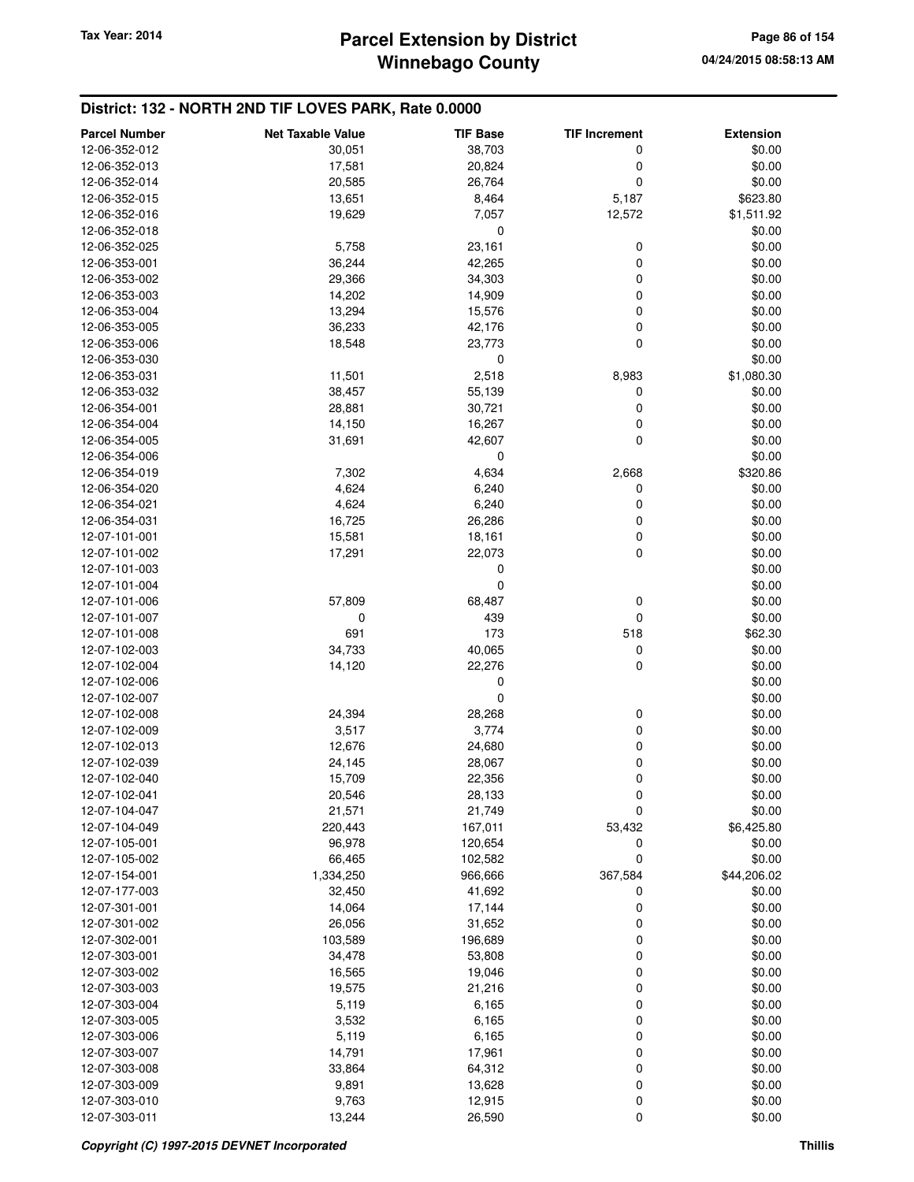## District: 132 - NORTH 2ND TIF LOVES PARK, Rate 0.0000

| Parcel Number | Net Taxable Value | TIF Base | TIF Increment | Extension |
|---|---|---|---|---|
| 12-06-352-012 | 30,051 | 38,703 | 0 | $0.00 |
| 12-06-352-013 | 17,581 | 20,824 | 0 | $0.00 |
| 12-06-352-014 | 20,585 | 26,764 | 0 | $0.00 |
| 12-06-352-015 | 13,651 | 8,464 | 5,187 | $623.80 |
| 12-06-352-016 | 19,629 | 7,057 | 12,572 | $1,511.92 |
| 12-06-352-018 | | 0 | | $0.00 |
| 12-06-352-025 | 5,758 | 23,161 | 0 | $0.00 |
| 12-06-353-001 | 36,244 | 42,265 | 0 | $0.00 |
| 12-06-353-002 | 29,366 | 34,303 | 0 | $0.00 |
| 12-06-353-003 | 14,202 | 14,909 | 0 | $0.00 |
| 12-06-353-004 | 13,294 | 15,576 | 0 | $0.00 |
| 12-06-353-005 | 36,233 | 42,176 | 0 | $0.00 |
| 12-06-353-006 | 18,548 | 23,773 | 0 | $0.00 |
| 12-06-353-030 | | 0 | | $0.00 |
| 12-06-353-031 | 11,501 | 2,518 | 8,983 | $1,080.30 |
| 12-06-353-032 | 38,457 | 55,139 | 0 | $0.00 |
| 12-06-354-001 | 28,881 | 30,721 | 0 | $0.00 |
| 12-06-354-004 | 14,150 | 16,267 | 0 | $0.00 |
| 12-06-354-005 | 31,691 | 42,607 | 0 | $0.00 |
| 12-06-354-006 | | 0 | | $0.00 |
| 12-06-354-019 | 7,302 | 4,634 | 2,668 | $320.86 |
| 12-06-354-020 | 4,624 | 6,240 | 0 | $0.00 |
| 12-06-354-021 | 4,624 | 6,240 | 0 | $0.00 |
| 12-06-354-031 | 16,725 | 26,286 | 0 | $0.00 |
| 12-07-101-001 | 15,581 | 18,161 | 0 | $0.00 |
| 12-07-101-002 | 17,291 | 22,073 | 0 | $0.00 |
| 12-07-101-003 | | 0 | | $0.00 |
| 12-07-101-004 | | 0 | | $0.00 |
| 12-07-101-006 | 57,809 | 68,487 | 0 | $0.00 |
| 12-07-101-007 | 0 | 439 | 0 | $0.00 |
| 12-07-101-008 | 691 | 173 | 518 | $62.30 |
| 12-07-102-003 | 34,733 | 40,065 | 0 | $0.00 |
| 12-07-102-004 | 14,120 | 22,276 | 0 | $0.00 |
| 12-07-102-006 | | 0 | | $0.00 |
| 12-07-102-007 | | 0 | | $0.00 |
| 12-07-102-008 | 24,394 | 28,268 | 0 | $0.00 |
| 12-07-102-009 | 3,517 | 3,774 | 0 | $0.00 |
| 12-07-102-013 | 12,676 | 24,680 | 0 | $0.00 |
| 12-07-102-039 | 24,145 | 28,067 | 0 | $0.00 |
| 12-07-102-040 | 15,709 | 22,356 | 0 | $0.00 |
| 12-07-102-041 | 20,546 | 28,133 | 0 | $0.00 |
| 12-07-104-047 | 21,571 | 21,749 | 0 | $0.00 |
| 12-07-104-049 | 220,443 | 167,011 | 53,432 | $6,425.80 |
| 12-07-105-001 | 96,978 | 120,654 | 0 | $0.00 |
| 12-07-105-002 | 66,465 | 102,582 | 0 | $0.00 |
| 12-07-154-001 | 1,334,250 | 966,666 | 367,584 | $44,206.02 |
| 12-07-177-003 | 32,450 | 41,692 | 0 | $0.00 |
| 12-07-301-001 | 14,064 | 17,144 | 0 | $0.00 |
| 12-07-301-002 | 26,056 | 31,652 | 0 | $0.00 |
| 12-07-302-001 | 103,589 | 196,689 | 0 | $0.00 |
| 12-07-303-001 | 34,478 | 53,808 | 0 | $0.00 |
| 12-07-303-002 | 16,565 | 19,046 | 0 | $0.00 |
| 12-07-303-003 | 19,575 | 21,216 | 0 | $0.00 |
| 12-07-303-004 | 5,119 | 6,165 | 0 | $0.00 |
| 12-07-303-005 | 3,532 | 6,165 | 0 | $0.00 |
| 12-07-303-006 | 5,119 | 6,165 | 0 | $0.00 |
| 12-07-303-007 | 14,791 | 17,961 | 0 | $0.00 |
| 12-07-303-008 | 33,864 | 64,312 | 0 | $0.00 |
| 12-07-303-009 | 9,891 | 13,628 | 0 | $0.00 |
| 12-07-303-010 | 9,763 | 12,915 | 0 | $0.00 |
| 12-07-303-011 | 13,244 | 26,590 | 0 | $0.00 |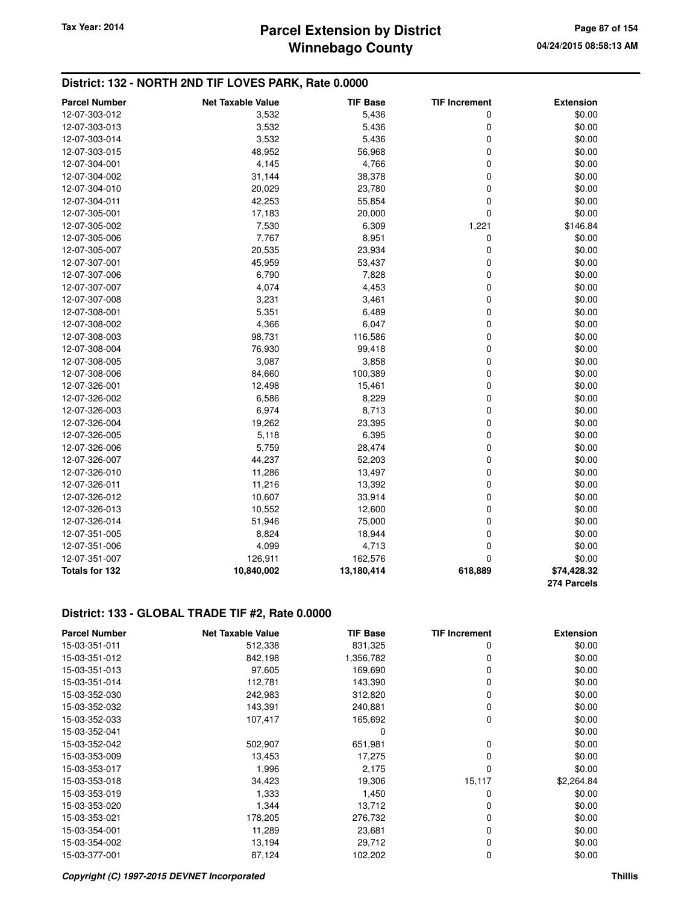## District: 132 - NORTH 2ND TIF LOVES PARK, Rate 0.0000

| Parcel Number | Net Taxable Value | TIF Base | TIF Increment | Extension |
|---|---|---|---|---|
| 12-07-303-012 | 3,532 | 5,436 | 0 | $0.00 |
| 12-07-303-013 | 3,532 | 5,436 | 0 | $0.00 |
| 12-07-303-014 | 3,532 | 5,436 | 0 | $0.00 |
| 12-07-303-015 | 48,952 | 56,968 | 0 | $0.00 |
| 12-07-304-001 | 4,145 | 4,766 | 0 | $0.00 |
| 12-07-304-002 | 31,144 | 38,378 | 0 | $0.00 |
| 12-07-304-010 | 20,029 | 23,780 | 0 | $0.00 |
| 12-07-304-011 | 42,253 | 55,854 | 0 | $0.00 |
| 12-07-305-001 | 17,183 | 20,000 | 0 | $0.00 |
| 12-07-305-002 | 7,530 | 6,309 | 1,221 | $146.84 |
| 12-07-305-006 | 7,767 | 8,951 | 0 | $0.00 |
| 12-07-305-007 | 20,535 | 23,934 | 0 | $0.00 |
| 12-07-307-001 | 45,959 | 53,437 | 0 | $0.00 |
| 12-07-307-006 | 6,790 | 7,828 | 0 | $0.00 |
| 12-07-307-007 | 4,074 | 4,453 | 0 | $0.00 |
| 12-07-307-008 | 3,231 | 3,461 | 0 | $0.00 |
| 12-07-308-001 | 5,351 | 6,489 | 0 | $0.00 |
| 12-07-308-002 | 4,366 | 6,047 | 0 | $0.00 |
| 12-07-308-003 | 98,731 | 116,586 | 0 | $0.00 |
| 12-07-308-004 | 76,930 | 99,418 | 0 | $0.00 |
| 12-07-308-005 | 3,087 | 3,858 | 0 | $0.00 |
| 12-07-308-006 | 84,660 | 100,389 | 0 | $0.00 |
| 12-07-326-001 | 12,498 | 15,461 | 0 | $0.00 |
| 12-07-326-002 | 6,586 | 8,229 | 0 | $0.00 |
| 12-07-326-003 | 6,974 | 8,713 | 0 | $0.00 |
| 12-07-326-004 | 19,262 | 23,395 | 0 | $0.00 |
| 12-07-326-005 | 5,118 | 6,395 | 0 | $0.00 |
| 12-07-326-006 | 5,759 | 28,474 | 0 | $0.00 |
| 12-07-326-007 | 44,237 | 52,203 | 0 | $0.00 |
| 12-07-326-010 | 11,286 | 13,497 | 0 | $0.00 |
| 12-07-326-011 | 11,216 | 13,392 | 0 | $0.00 |
| 12-07-326-012 | 10,607 | 33,914 | 0 | $0.00 |
| 12-07-326-013 | 10,552 | 12,600 | 0 | $0.00 |
| 12-07-326-014 | 51,946 | 75,000 | 0 | $0.00 |
| 12-07-351-005 | 8,824 | 18,944 | 0 | $0.00 |
| 12-07-351-006 | 4,099 | 4,713 | 0 | $0.00 |
| 12-07-351-007 | 126,911 | 162,576 | 0 | $0.00 |
| **Totals for 132** | **10,840,002** | **13,180,414** | **618,889** | **$74,428.32** |
| | | | | **274 Parcels** |

## District: 133 - GLOBAL TRADE TIF #2, Rate 0.0000

| Parcel Number | Net Taxable Value | TIF Base | TIF Increment | Extension |
|---|---|---|---|---|
| 15-03-351-011 | 512,338 | 831,325 | 0 | $0.00 |
| 15-03-351-012 | 842,198 | 1,356,782 | 0 | $0.00 |
| 15-03-351-013 | 97,605 | 169,690 | 0 | $0.00 |
| 15-03-351-014 | 112,781 | 143,390 | 0 | $0.00 |
| 15-03-352-030 | 242,983 | 312,820 | 0 | $0.00 |
| 15-03-352-032 | 143,391 | 240,881 | 0 | $0.00 |
| 15-03-352-033 | 107,417 | 165,692 | 0 | $0.00 |
| 15-03-352-041 | | 0 | | $0.00 |
| 15-03-352-042 | 502,907 | 651,981 | 0 | $0.00 |
| 15-03-353-009 | 13,453 | 17,275 | 0 | $0.00 |
| 15-03-353-017 | 1,996 | 2,175 | 0 | $0.00 |
| 15-03-353-018 | 34,423 | 19,306 | 15,117 | $2,264.84 |
| 15-03-353-019 | 1,333 | 1,450 | 0 | $0.00 |
| 15-03-353-020 | 1,344 | 13,712 | 0 | $0.00 |
| 15-03-353-021 | 178,205 | 276,732 | 0 | $0.00 |
| 15-03-354-001 | 11,289 | 23,681 | 0 | $0.00 |
| 15-03-354-002 | 13,194 | 29,712 | 0 | $0.00 |
| 15-03-377-001 | 87,124 | 102,202 | 0 | $0.00 |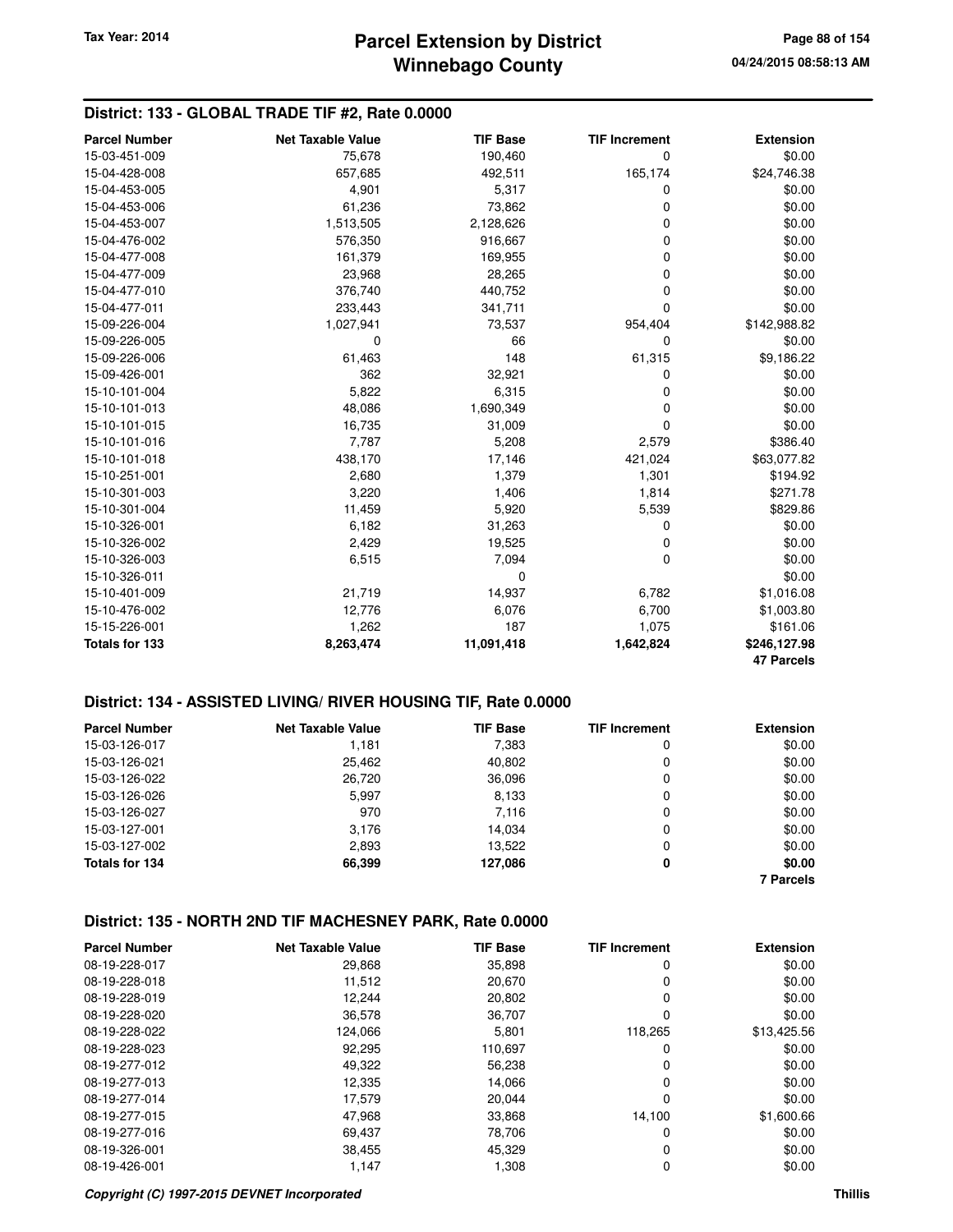## District: 133 - GLOBAL TRADE TIF #2, Rate 0.0000

| Parcel Number | Net Taxable Value | TIF Base | TIF Increment | Extension |
|---|---|---|---|---|
| 15-03-451-009 | 75,678 | 190,460 | 0 | $0.00 |
| 15-04-428-008 | 657,685 | 492,511 | 165,174 | $24,746.38 |
| 15-04-453-005 | 4,901 | 5,317 | 0 | $0.00 |
| 15-04-453-006 | 61,236 | 73,862 | 0 | $0.00 |
| 15-04-453-007 | 1,513,505 | 2,128,626 | 0 | $0.00 |
| 15-04-476-002 | 576,350 | 916,667 | 0 | $0.00 |
| 15-04-477-008 | 161,379 | 169,955 | 0 | $0.00 |
| 15-04-477-009 | 23,968 | 28,265 | 0 | $0.00 |
| 15-04-477-010 | 376,740 | 440,752 | 0 | $0.00 |
| 15-04-477-011 | 233,443 | 341,711 | 0 | $0.00 |
| 15-09-226-004 | 1,027,941 | 73,537 | 954,404 | $142,988.82 |
| 15-09-226-005 | 0 | 66 | 0 | $0.00 |
| 15-09-226-006 | 61,463 | 148 | 61,315 | $9,186.22 |
| 15-09-426-001 | 362 | 32,921 | 0 | $0.00 |
| 15-10-101-004 | 5,822 | 6,315 | 0 | $0.00 |
| 15-10-101-013 | 48,086 | 1,690,349 | 0 | $0.00 |
| 15-10-101-015 | 16,735 | 31,009 | 0 | $0.00 |
| 15-10-101-016 | 7,787 | 5,208 | 2,579 | $386.40 |
| 15-10-101-018 | 438,170 | 17,146 | 421,024 | $63,077.82 |
| 15-10-251-001 | 2,680 | 1,379 | 1,301 | $194.92 |
| 15-10-301-003 | 3,220 | 1,406 | 1,814 | $271.78 |
| 15-10-301-004 | 11,459 | 5,920 | 5,539 | $829.86 |
| 15-10-326-001 | 6,182 | 31,263 | 0 | $0.00 |
| 15-10-326-002 | 2,429 | 19,525 | 0 | $0.00 |
| 15-10-326-003 | 6,515 | 7,094 | 0 | $0.00 |
| 15-10-326-011 | | 0 | | $0.00 |
| 15-10-401-009 | 21,719 | 14,937 | 6,782 | $1,016.08 |
| 15-10-476-002 | 12,776 | 6,076 | 6,700 | $1,003.80 |
| 15-15-226-001 | 1,262 | 187 | 1,075 | $161.06 |
| **Totals for 133** | **8,263,474** | **11,091,418** | **1,642,824** | **$246,127.98** |
| | | | | **47 Parcels** |

## District: 134 - ASSISTED LIVING/ RIVER HOUSING TIF, Rate 0.0000

| Parcel Number | Net Taxable Value | TIF Base | TIF Increment | Extension |
|---|---|---|---|---|
| 15-03-126-017 | 1,181 | 7,383 | 0 | $0.00 |
| 15-03-126-021 | 25,462 | 40,802 | 0 | $0.00 |
| 15-03-126-022 | 26,720 | 36,096 | 0 | $0.00 |
| 15-03-126-026 | 5,997 | 8,133 | 0 | $0.00 |
| 15-03-126-027 | 970 | 7,116 | 0 | $0.00 |
| 15-03-127-001 | 3,176 | 14,034 | 0 | $0.00 |
| 15-03-127-002 | 2,893 | 13,522 | 0 | $0.00 |
| **Totals for 134** | **66,399** | **127,086** | **0** | **$0.00** |
| | | | | **7 Parcels** |

## District: 135 - NORTH 2ND TIF MACHESNEY PARK, Rate 0.0000

| Parcel Number | Net Taxable Value | TIF Base | TIF Increment | Extension |
|---|---|---|---|---|
| 08-19-228-017 | 29,868 | 35,898 | 0 | $0.00 |
| 08-19-228-018 | 11,512 | 20,670 | 0 | $0.00 |
| 08-19-228-019 | 12,244 | 20,802 | 0 | $0.00 |
| 08-19-228-020 | 36,578 | 36,707 | 0 | $0.00 |
| 08-19-228-022 | 124,066 | 5,801 | 118,265 | $13,425.56 |
| 08-19-228-023 | 92,295 | 110,697 | 0 | $0.00 |
| 08-19-277-012 | 49,322 | 56,238 | 0 | $0.00 |
| 08-19-277-013 | 12,335 | 14,066 | 0 | $0.00 |
| 08-19-277-014 | 17,579 | 20,044 | 0 | $0.00 |
| 08-19-277-015 | 47,968 | 33,868 | 14,100 | $1,600.66 |
| 08-19-277-016 | 69,437 | 78,706 | 0 | $0.00 |
| 08-19-326-001 | 38,455 | 45,329 | 0 | $0.00 |
| 08-19-426-001 | 1,147 | 1,308 | 0 | $0.00 |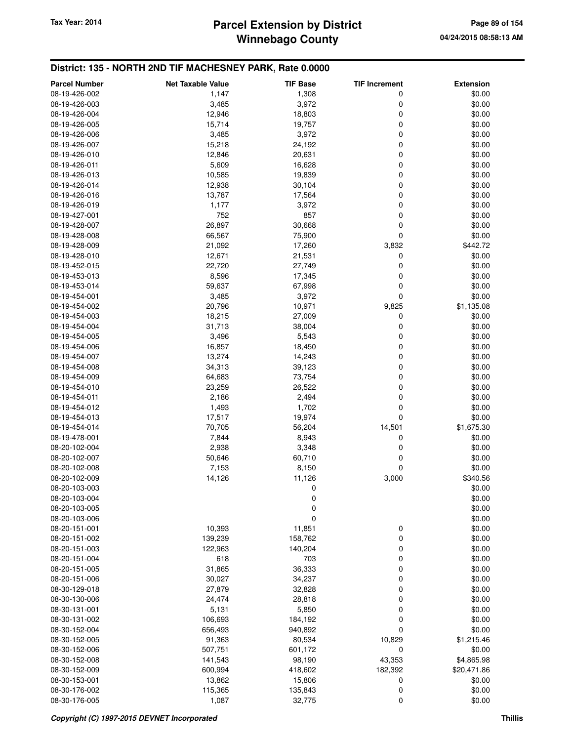## District: 135 - NORTH 2ND TIF MACHESNEY PARK, Rate 0.0000

| Parcel Number | Net Taxable Value | TIF Base | TIF Increment | Extension |
|---|---|---|---|---|
| 08-19-426-002 | 1,147 | 1,308 | 0 | $0.00 |
| 08-19-426-003 | 3,485 | 3,972 | 0 | $0.00 |
| 08-19-426-004 | 12,946 | 18,803 | 0 | $0.00 |
| 08-19-426-005 | 15,714 | 19,757 | 0 | $0.00 |
| 08-19-426-006 | 3,485 | 3,972 | 0 | $0.00 |
| 08-19-426-007 | 15,218 | 24,192 | 0 | $0.00 |
| 08-19-426-010 | 12,846 | 20,631 | 0 | $0.00 |
| 08-19-426-011 | 5,609 | 16,628 | 0 | $0.00 |
| 08-19-426-013 | 10,585 | 19,839 | 0 | $0.00 |
| 08-19-426-014 | 12,938 | 30,104 | 0 | $0.00 |
| 08-19-426-016 | 13,787 | 17,564 | 0 | $0.00 |
| 08-19-426-019 | 1,177 | 3,972 | 0 | $0.00 |
| 08-19-427-001 | 752 | 857 | 0 | $0.00 |
| 08-19-428-007 | 26,897 | 30,668 | 0 | $0.00 |
| 08-19-428-008 | 66,567 | 75,900 | 0 | $0.00 |
| 08-19-428-009 | 21,092 | 17,260 | 3,832 | $442.72 |
| 08-19-428-010 | 12,671 | 21,531 | 0 | $0.00 |
| 08-19-452-015 | 22,720 | 27,749 | 0 | $0.00 |
| 08-19-453-013 | 8,596 | 17,345 | 0 | $0.00 |
| 08-19-453-014 | 59,637 | 67,998 | 0 | $0.00 |
| 08-19-454-001 | 3,485 | 3,972 | 0 | $0.00 |
| 08-19-454-002 | 20,796 | 10,971 | 9,825 | $1,135.08 |
| 08-19-454-003 | 18,215 | 27,009 | 0 | $0.00 |
| 08-19-454-004 | 31,713 | 38,004 | 0 | $0.00 |
| 08-19-454-005 | 3,496 | 5,543 | 0 | $0.00 |
| 08-19-454-006 | 16,857 | 18,450 | 0 | $0.00 |
| 08-19-454-007 | 13,274 | 14,243 | 0 | $0.00 |
| 08-19-454-008 | 34,313 | 39,123 | 0 | $0.00 |
| 08-19-454-009 | 64,683 | 73,754 | 0 | $0.00 |
| 08-19-454-010 | 23,259 | 26,522 | 0 | $0.00 |
| 08-19-454-011 | 2,186 | 2,494 | 0 | $0.00 |
| 08-19-454-012 | 1,493 | 1,702 | 0 | $0.00 |
| 08-19-454-013 | 17,517 | 19,974 | 0 | $0.00 |
| 08-19-454-014 | 70,705 | 56,204 | 14,501 | $1,675.30 |
| 08-19-478-001 | 7,844 | 8,943 | 0 | $0.00 |
| 08-20-102-004 | 2,938 | 3,348 | 0 | $0.00 |
| 08-20-102-007 | 50,646 | 60,710 | 0 | $0.00 |
| 08-20-102-008 | 7,153 | 8,150 | 0 | $0.00 |
| 08-20-102-009 | 14,126 | 11,126 | 3,000 | $340.56 |
| 08-20-103-003 | | 0 | | $0.00 |
| 08-20-103-004 | | 0 | | $0.00 |
| 08-20-103-005 | | 0 | | $0.00 |
| 08-20-103-006 | | 0 | | $0.00 |
| 08-20-151-001 | 10,393 | 11,851 | 0 | $0.00 |
| 08-20-151-002 | 139,239 | 158,762 | 0 | $0.00 |
| 08-20-151-003 | 122,963 | 140,204 | 0 | $0.00 |
| 08-20-151-004 | 618 | 703 | 0 | $0.00 |
| 08-20-151-005 | 31,865 | 36,333 | 0 | $0.00 |
| 08-20-151-006 | 30,027 | 34,237 | 0 | $0.00 |
| 08-30-129-018 | 27,879 | 32,828 | 0 | $0.00 |
| 08-30-130-006 | 24,474 | 28,818 | 0 | $0.00 |
| 08-30-131-001 | 5,131 | 5,850 | 0 | $0.00 |
| 08-30-131-002 | 106,693 | 184,192 | 0 | $0.00 |
| 08-30-152-004 | 656,493 | 940,892 | 0 | $0.00 |
| 08-30-152-005 | 91,363 | 80,534 | 10,829 | $1,215.46 |
| 08-30-152-006 | 507,751 | 601,172 | 0 | $0.00 |
| 08-30-152-008 | 141,543 | 98,190 | 43,353 | $4,865.98 |
| 08-30-152-009 | 600,994 | 418,602 | 182,392 | $20,471.86 |
| 08-30-153-001 | 13,862 | 15,806 | 0 | $0.00 |
| 08-30-176-002 | 115,365 | 135,843 | 0 | $0.00 |
| 08-30-176-005 | 1,087 | 32,775 | 0 | $0.00 |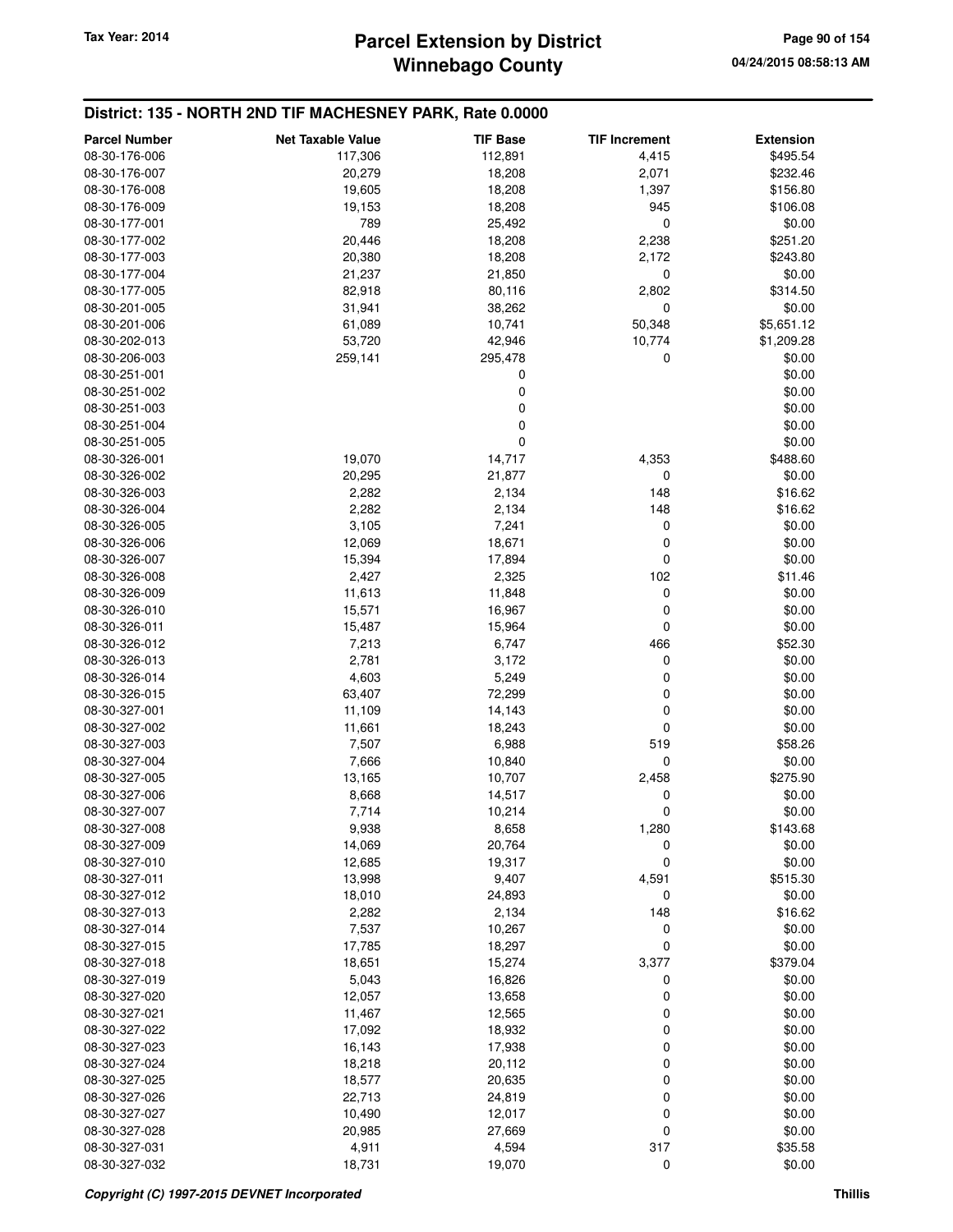## District: 135 - NORTH 2ND TIF MACHESNEY PARK, Rate 0.0000

| Parcel Number | Net Taxable Value | TIF Base | TIF Increment | Extension |
|---|---|---|---|---|
| 08-30-176-006 | 117,306 | 112,891 | 4,415 | $495.54 |
| 08-30-176-007 | 20,279 | 18,208 | 2,071 | $232.46 |
| 08-30-176-008 | 19,605 | 18,208 | 1,397 | $156.80 |
| 08-30-176-009 | 19,153 | 18,208 | 945 | $106.08 |
| 08-30-177-001 | 789 | 25,492 | 0 | $0.00 |
| 08-30-177-002 | 20,446 | 18,208 | 2,238 | $251.20 |
| 08-30-177-003 | 20,380 | 18,208 | 2,172 | $243.80 |
| 08-30-177-004 | 21,237 | 21,850 | 0 | $0.00 |
| 08-30-177-005 | 82,918 | 80,116 | 2,802 | $314.50 |
| 08-30-201-005 | 31,941 | 38,262 | 0 | $0.00 |
| 08-30-201-006 | 61,089 | 10,741 | 50,348 | $5,651.12 |
| 08-30-202-013 | 53,720 | 42,946 | 10,774 | $1,209.28 |
| 08-30-206-003 | 259,141 | 295,478 | 0 | $0.00 |
| 08-30-251-001 | | 0 | | $0.00 |
| 08-30-251-002 | | 0 | | $0.00 |
| 08-30-251-003 | | 0 | | $0.00 |
| 08-30-251-004 | | 0 | | $0.00 |
| 08-30-251-005 | | 0 | | $0.00 |
| 08-30-326-001 | 19,070 | 14,717 | 4,353 | $488.60 |
| 08-30-326-002 | 20,295 | 21,877 | 0 | $0.00 |
| 08-30-326-003 | 2,282 | 2,134 | 148 | $16.62 |
| 08-30-326-004 | 2,282 | 2,134 | 148 | $16.62 |
| 08-30-326-005 | 3,105 | 7,241 | 0 | $0.00 |
| 08-30-326-006 | 12,069 | 18,671 | 0 | $0.00 |
| 08-30-326-007 | 15,394 | 17,894 | 0 | $0.00 |
| 08-30-326-008 | 2,427 | 2,325 | 102 | $11.46 |
| 08-30-326-009 | 11,613 | 11,848 | 0 | $0.00 |
| 08-30-326-010 | 15,571 | 16,967 | 0 | $0.00 |
| 08-30-326-011 | 15,487 | 15,964 | 0 | $0.00 |
| 08-30-326-012 | 7,213 | 6,747 | 466 | $52.30 |
| 08-30-326-013 | 2,781 | 3,172 | 0 | $0.00 |
| 08-30-326-014 | 4,603 | 5,249 | 0 | $0.00 |
| 08-30-326-015 | 63,407 | 72,299 | 0 | $0.00 |
| 08-30-327-001 | 11,109 | 14,143 | 0 | $0.00 |
| 08-30-327-002 | 11,661 | 18,243 | 0 | $0.00 |
| 08-30-327-003 | 7,507 | 6,988 | 519 | $58.26 |
| 08-30-327-004 | 7,666 | 10,840 | 0 | $0.00 |
| 08-30-327-005 | 13,165 | 10,707 | 2,458 | $275.90 |
| 08-30-327-006 | 8,668 | 14,517 | 0 | $0.00 |
| 08-30-327-007 | 7,714 | 10,214 | 0 | $0.00 |
| 08-30-327-008 | 9,938 | 8,658 | 1,280 | $143.68 |
| 08-30-327-009 | 14,069 | 20,764 | 0 | $0.00 |
| 08-30-327-010 | 12,685 | 19,317 | 0 | $0.00 |
| 08-30-327-011 | 13,998 | 9,407 | 4,591 | $515.30 |
| 08-30-327-012 | 18,010 | 24,893 | 0 | $0.00 |
| 08-30-327-013 | 2,282 | 2,134 | 148 | $16.62 |
| 08-30-327-014 | 7,537 | 10,267 | 0 | $0.00 |
| 08-30-327-015 | 17,785 | 18,297 | 0 | $0.00 |
| 08-30-327-018 | 18,651 | 15,274 | 3,377 | $379.04 |
| 08-30-327-019 | 5,043 | 16,826 | 0 | $0.00 |
| 08-30-327-020 | 12,057 | 13,658 | 0 | $0.00 |
| 08-30-327-021 | 11,467 | 12,565 | 0 | $0.00 |
| 08-30-327-022 | 17,092 | 18,932 | 0 | $0.00 |
| 08-30-327-023 | 16,143 | 17,938 | 0 | $0.00 |
| 08-30-327-024 | 18,218 | 20,112 | 0 | $0.00 |
| 08-30-327-025 | 18,577 | 20,635 | 0 | $0.00 |
| 08-30-327-026 | 22,713 | 24,819 | 0 | $0.00 |
| 08-30-327-027 | 10,490 | 12,017 | 0 | $0.00 |
| 08-30-327-028 | 20,985 | 27,669 | 0 | $0.00 |
| 08-30-327-031 | 4,911 | 4,594 | 317 | $35.58 |
| 08-30-327-032 | 18,731 | 19,070 | 0 | $0.00 |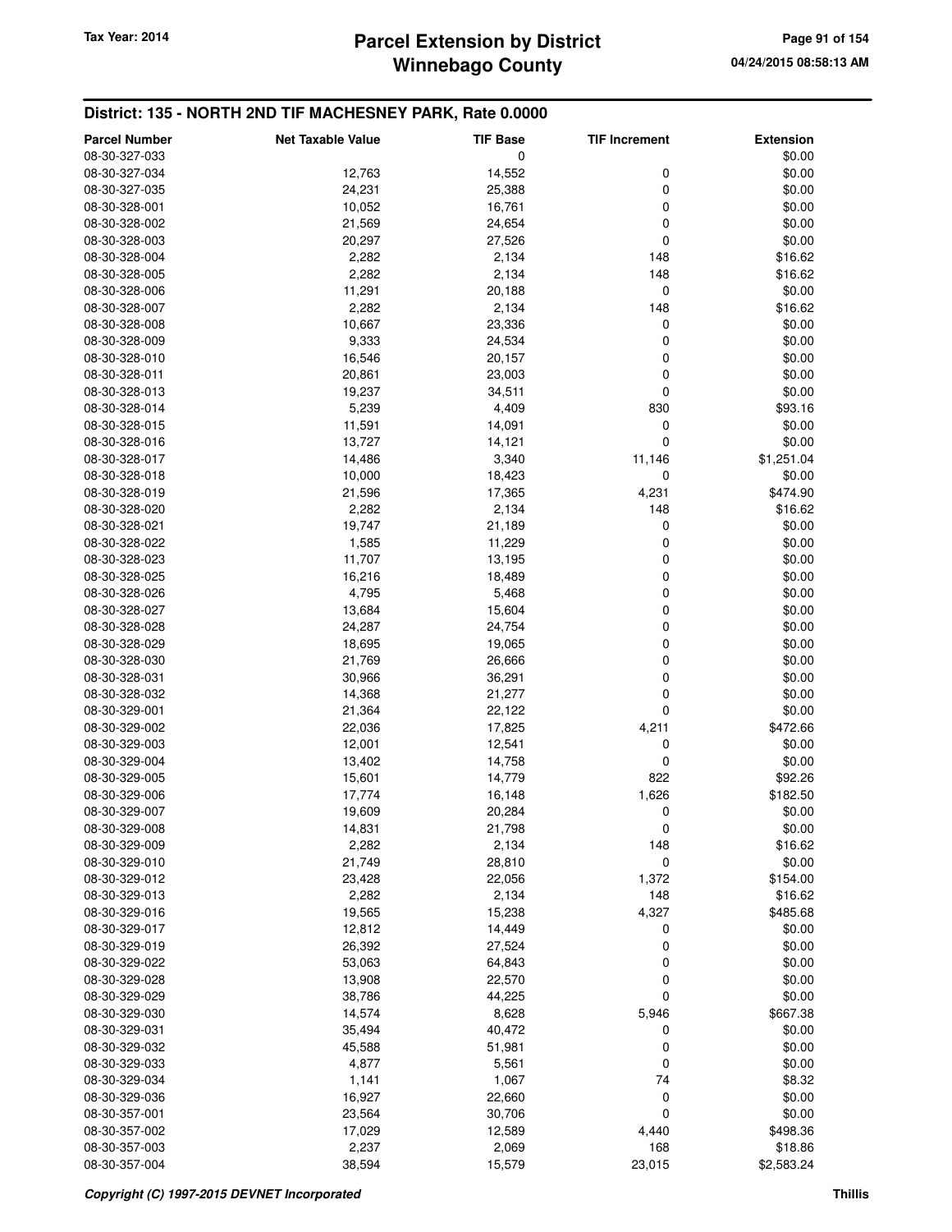## District: 135 - NORTH 2ND TIF MACHESNEY PARK, Rate 0.0000

| Parcel Number | Net Taxable Value | TIF Base | TIF Increment | Extension |
|---|---|---|---|---|
| 08-30-327-033 | | 0 | | $0.00 |
| 08-30-327-034 | 12,763 | 14,552 | 0 | $0.00 |
| 08-30-327-035 | 24,231 | 25,388 | 0 | $0.00 |
| 08-30-328-001 | 10,052 | 16,761 | 0 | $0.00 |
| 08-30-328-002 | 21,569 | 24,654 | 0 | $0.00 |
| 08-30-328-003 | 20,297 | 27,526 | 0 | $0.00 |
| 08-30-328-004 | 2,282 | 2,134 | 148 | $16.62 |
| 08-30-328-005 | 2,282 | 2,134 | 148 | $16.62 |
| 08-30-328-006 | 11,291 | 20,188 | 0 | $0.00 |
| 08-30-328-007 | 2,282 | 2,134 | 148 | $16.62 |
| 08-30-328-008 | 10,667 | 23,336 | 0 | $0.00 |
| 08-30-328-009 | 9,333 | 24,534 | 0 | $0.00 |
| 08-30-328-010 | 16,546 | 20,157 | 0 | $0.00 |
| 08-30-328-011 | 20,861 | 23,003 | 0 | $0.00 |
| 08-30-328-013 | 19,237 | 34,511 | 0 | $0.00 |
| 08-30-328-014 | 5,239 | 4,409 | 830 | $93.16 |
| 08-30-328-015 | 11,591 | 14,091 | 0 | $0.00 |
| 08-30-328-016 | 13,727 | 14,121 | 0 | $0.00 |
| 08-30-328-017 | 14,486 | 3,340 | 11,146 | $1,251.04 |
| 08-30-328-018 | 10,000 | 18,423 | 0 | $0.00 |
| 08-30-328-019 | 21,596 | 17,365 | 4,231 | $474.90 |
| 08-30-328-020 | 2,282 | 2,134 | 148 | $16.62 |
| 08-30-328-021 | 19,747 | 21,189 | 0 | $0.00 |
| 08-30-328-022 | 1,585 | 11,229 | 0 | $0.00 |
| 08-30-328-023 | 11,707 | 13,195 | 0 | $0.00 |
| 08-30-328-025 | 16,216 | 18,489 | 0 | $0.00 |
| 08-30-328-026 | 4,795 | 5,468 | 0 | $0.00 |
| 08-30-328-027 | 13,684 | 15,604 | 0 | $0.00 |
| 08-30-328-028 | 24,287 | 24,754 | 0 | $0.00 |
| 08-30-328-029 | 18,695 | 19,065 | 0 | $0.00 |
| 08-30-328-030 | 21,769 | 26,666 | 0 | $0.00 |
| 08-30-328-031 | 30,966 | 36,291 | 0 | $0.00 |
| 08-30-328-032 | 14,368 | 21,277 | 0 | $0.00 |
| 08-30-329-001 | 21,364 | 22,122 | 0 | $0.00 |
| 08-30-329-002 | 22,036 | 17,825 | 4,211 | $472.66 |
| 08-30-329-003 | 12,001 | 12,541 | 0 | $0.00 |
| 08-30-329-004 | 13,402 | 14,758 | 0 | $0.00 |
| 08-30-329-005 | 15,601 | 14,779 | 822 | $92.26 |
| 08-30-329-006 | 17,774 | 16,148 | 1,626 | $182.50 |
| 08-30-329-007 | 19,609 | 20,284 | 0 | $0.00 |
| 08-30-329-008 | 14,831 | 21,798 | 0 | $0.00 |
| 08-30-329-009 | 2,282 | 2,134 | 148 | $16.62 |
| 08-30-329-010 | 21,749 | 28,810 | 0 | $0.00 |
| 08-30-329-012 | 23,428 | 22,056 | 1,372 | $154.00 |
| 08-30-329-013 | 2,282 | 2,134 | 148 | $16.62 |
| 08-30-329-016 | 19,565 | 15,238 | 4,327 | $485.68 |
| 08-30-329-017 | 12,812 | 14,449 | 0 | $0.00 |
| 08-30-329-019 | 26,392 | 27,524 | 0 | $0.00 |
| 08-30-329-022 | 53,063 | 64,843 | 0 | $0.00 |
| 08-30-329-028 | 13,908 | 22,570 | 0 | $0.00 |
| 08-30-329-029 | 38,786 | 44,225 | 0 | $0.00 |
| 08-30-329-030 | 14,574 | 8,628 | 5,946 | $667.38 |
| 08-30-329-031 | 35,494 | 40,472 | 0 | $0.00 |
| 08-30-329-032 | 45,588 | 51,981 | 0 | $0.00 |
| 08-30-329-033 | 4,877 | 5,561 | 0 | $0.00 |
| 08-30-329-034 | 1,141 | 1,067 | 74 | $8.32 |
| 08-30-329-036 | 16,927 | 22,660 | 0 | $0.00 |
| 08-30-357-001 | 23,564 | 30,706 | 0 | $0.00 |
| 08-30-357-002 | 17,029 | 12,589 | 4,440 | $498.36 |
| 08-30-357-003 | 2,237 | 2,069 | 168 | $18.86 |
| 08-30-357-004 | 38,594 | 15,579 | 23,015 | $2,583.24 |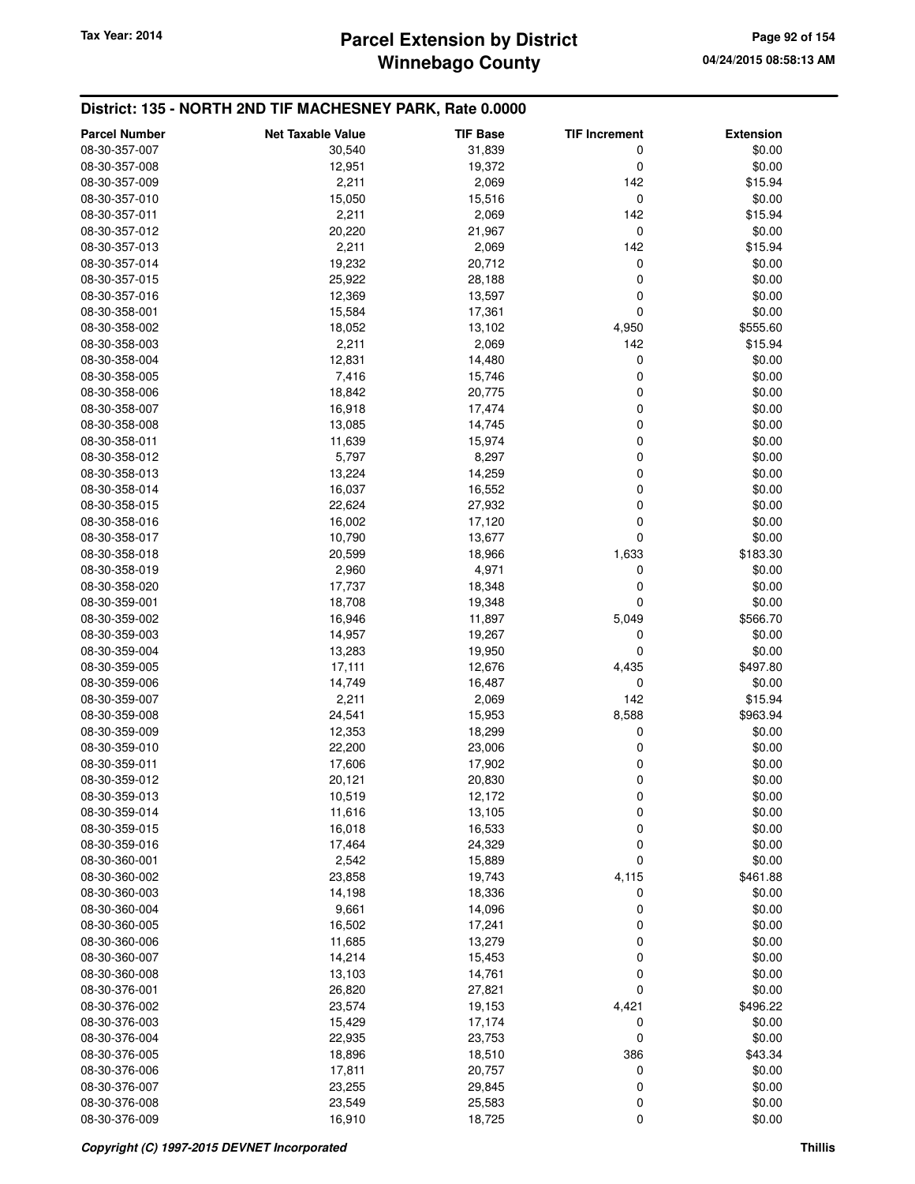## District: 135 - NORTH 2ND TIF MACHESNEY PARK, Rate 0.0000

| Parcel Number | Net Taxable Value | TIF Base | TIF Increment | Extension |
|---|---|---|---|---|
| 08-30-357-007 | 30,540 | 31,839 | 0 | $0.00 |
| 08-30-357-008 | 12,951 | 19,372 | 0 | $0.00 |
| 08-30-357-009 | 2,211 | 2,069 | 142 | $15.94 |
| 08-30-357-010 | 15,050 | 15,516 | 0 | $0.00 |
| 08-30-357-011 | 2,211 | 2,069 | 142 | $15.94 |
| 08-30-357-012 | 20,220 | 21,967 | 0 | $0.00 |
| 08-30-357-013 | 2,211 | 2,069 | 142 | $15.94 |
| 08-30-357-014 | 19,232 | 20,712 | 0 | $0.00 |
| 08-30-357-015 | 25,922 | 28,188 | 0 | $0.00 |
| 08-30-357-016 | 12,369 | 13,597 | 0 | $0.00 |
| 08-30-358-001 | 15,584 | 17,361 | 0 | $0.00 |
| 08-30-358-002 | 18,052 | 13,102 | 4,950 | $555.60 |
| 08-30-358-003 | 2,211 | 2,069 | 142 | $15.94 |
| 08-30-358-004 | 12,831 | 14,480 | 0 | $0.00 |
| 08-30-358-005 | 7,416 | 15,746 | 0 | $0.00 |
| 08-30-358-006 | 18,842 | 20,775 | 0 | $0.00 |
| 08-30-358-007 | 16,918 | 17,474 | 0 | $0.00 |
| 08-30-358-008 | 13,085 | 14,745 | 0 | $0.00 |
| 08-30-358-011 | 11,639 | 15,974 | 0 | $0.00 |
| 08-30-358-012 | 5,797 | 8,297 | 0 | $0.00 |
| 08-30-358-013 | 13,224 | 14,259 | 0 | $0.00 |
| 08-30-358-014 | 16,037 | 16,552 | 0 | $0.00 |
| 08-30-358-015 | 22,624 | 27,932 | 0 | $0.00 |
| 08-30-358-016 | 16,002 | 17,120 | 0 | $0.00 |
| 08-30-358-017 | 10,790 | 13,677 | 0 | $0.00 |
| 08-30-358-018 | 20,599 | 18,966 | 1,633 | $183.30 |
| 08-30-358-019 | 2,960 | 4,971 | 0 | $0.00 |
| 08-30-358-020 | 17,737 | 18,348 | 0 | $0.00 |
| 08-30-359-001 | 18,708 | 19,348 | 0 | $0.00 |
| 08-30-359-002 | 16,946 | 11,897 | 5,049 | $566.70 |
| 08-30-359-003 | 14,957 | 19,267 | 0 | $0.00 |
| 08-30-359-004 | 13,283 | 19,950 | 0 | $0.00 |
| 08-30-359-005 | 17,111 | 12,676 | 4,435 | $497.80 |
| 08-30-359-006 | 14,749 | 16,487 | 0 | $0.00 |
| 08-30-359-007 | 2,211 | 2,069 | 142 | $15.94 |
| 08-30-359-008 | 24,541 | 15,953 | 8,588 | $963.94 |
| 08-30-359-009 | 12,353 | 18,299 | 0 | $0.00 |
| 08-30-359-010 | 22,200 | 23,006 | 0 | $0.00 |
| 08-30-359-011 | 17,606 | 17,902 | 0 | $0.00 |
| 08-30-359-012 | 20,121 | 20,830 | 0 | $0.00 |
| 08-30-359-013 | 10,519 | 12,172 | 0 | $0.00 |
| 08-30-359-014 | 11,616 | 13,105 | 0 | $0.00 |
| 08-30-359-015 | 16,018 | 16,533 | 0 | $0.00 |
| 08-30-359-016 | 17,464 | 24,329 | 0 | $0.00 |
| 08-30-360-001 | 2,542 | 15,889 | 0 | $0.00 |
| 08-30-360-002 | 23,858 | 19,743 | 4,115 | $461.88 |
| 08-30-360-003 | 14,198 | 18,336 | 0 | $0.00 |
| 08-30-360-004 | 9,661 | 14,096 | 0 | $0.00 |
| 08-30-360-005 | 16,502 | 17,241 | 0 | $0.00 |
| 08-30-360-006 | 11,685 | 13,279 | 0 | $0.00 |
| 08-30-360-007 | 14,214 | 15,453 | 0 | $0.00 |
| 08-30-360-008 | 13,103 | 14,761 | 0 | $0.00 |
| 08-30-376-001 | 26,820 | 27,821 | 0 | $0.00 |
| 08-30-376-002 | 23,574 | 19,153 | 4,421 | $496.22 |
| 08-30-376-003 | 15,429 | 17,174 | 0 | $0.00 |
| 08-30-376-004 | 22,935 | 23,753 | 0 | $0.00 |
| 08-30-376-005 | 18,896 | 18,510 | 386 | $43.34 |
| 08-30-376-006 | 17,811 | 20,757 | 0 | $0.00 |
| 08-30-376-007 | 23,255 | 29,845 | 0 | $0.00 |
| 08-30-376-008 | 23,549 | 25,583 | 0 | $0.00 |
| 08-30-376-009 | 16,910 | 18,725 | 0 | $0.00 |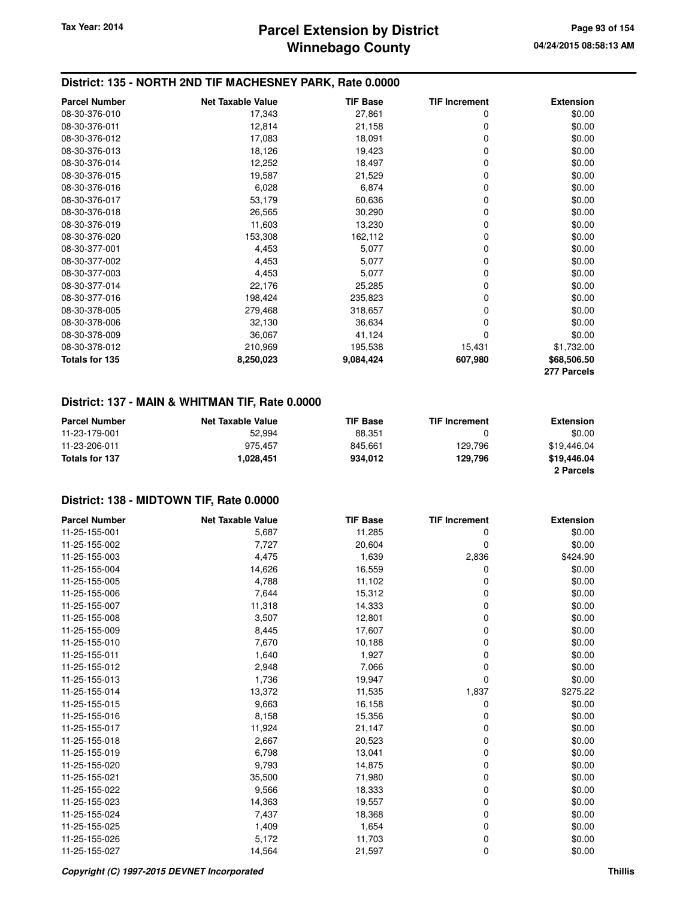## District: 135 - NORTH 2ND TIF MACHESNEY PARK, Rate 0.0000

| Parcel Number | Net Taxable Value | TIF Base | TIF Increment | Extension |
|---|---|---|---|---|
| 08-30-376-010 | 17,343 | 27,861 | 0 | $0.00 |
| 08-30-376-011 | 12,814 | 21,158 | 0 | $0.00 |
| 08-30-376-012 | 17,083 | 18,091 | 0 | $0.00 |
| 08-30-376-013 | 18,126 | 19,423 | 0 | $0.00 |
| 08-30-376-014 | 12,252 | 18,497 | 0 | $0.00 |
| 08-30-376-015 | 19,587 | 21,529 | 0 | $0.00 |
| 08-30-376-016 | 6,028 | 6,874 | 0 | $0.00 |
| 08-30-376-017 | 53,179 | 60,636 | 0 | $0.00 |
| 08-30-376-018 | 26,565 | 30,290 | 0 | $0.00 |
| 08-30-376-019 | 11,603 | 13,230 | 0 | $0.00 |
| 08-30-376-020 | 153,308 | 162,112 | 0 | $0.00 |
| 08-30-377-001 | 4,453 | 5,077 | 0 | $0.00 |
| 08-30-377-002 | 4,453 | 5,077 | 0 | $0.00 |
| 08-30-377-003 | 4,453 | 5,077 | 0 | $0.00 |
| 08-30-377-014 | 22,176 | 25,285 | 0 | $0.00 |
| 08-30-377-016 | 198,424 | 235,823 | 0 | $0.00 |
| 08-30-378-005 | 279,468 | 318,657 | 0 | $0.00 |
| 08-30-378-006 | 32,130 | 36,634 | 0 | $0.00 |
| 08-30-378-009 | 36,067 | 41,124 | 0 | $0.00 |
| 08-30-378-012 | 210,969 | 195,538 | 15,431 | $1,732.00 |
| **Totals for 135** | **8,250,023** | **9,084,424** | **607,980** | **$68,506.50** |
| | | | | **277 Parcels** |

## District: 137 - MAIN & WHITMAN TIF, Rate 0.0000

| Parcel Number | Net Taxable Value | TIF Base | TIF Increment | Extension |
|---|---|---|---|---|
| 11-23-179-001 | 52,994 | 88,351 | 0 | $0.00 |
| 11-23-206-011 | 975,457 | 845,661 | 129,796 | $19,446.04 |
| **Totals for 137** | **1,028,451** | **934,012** | **129,796** | **$19,446.04** |
| | | | | **2 Parcels** |

## District: 138 - MIDTOWN TIF, Rate 0.0000

| Parcel Number | Net Taxable Value | TIF Base | TIF Increment | Extension |
|---|---|---|---|---|
| 11-25-155-001 | 5,687 | 11,285 | 0 | $0.00 |
| 11-25-155-002 | 7,727 | 20,604 | 0 | $0.00 |
| 11-25-155-003 | 4,475 | 1,639 | 2,836 | $424.90 |
| 11-25-155-004 | 14,626 | 16,559 | 0 | $0.00 |
| 11-25-155-005 | 4,788 | 11,102 | 0 | $0.00 |
| 11-25-155-006 | 7,644 | 15,312 | 0 | $0.00 |
| 11-25-155-007 | 11,318 | 14,333 | 0 | $0.00 |
| 11-25-155-008 | 3,507 | 12,801 | 0 | $0.00 |
| 11-25-155-009 | 8,445 | 17,607 | 0 | $0.00 |
| 11-25-155-010 | 7,670 | 10,188 | 0 | $0.00 |
| 11-25-155-011 | 1,640 | 1,927 | 0 | $0.00 |
| 11-25-155-012 | 2,948 | 7,066 | 0 | $0.00 |
| 11-25-155-013 | 1,736 | 19,947 | 0 | $0.00 |
| 11-25-155-014 | 13,372 | 11,535 | 1,837 | $275.22 |
| 11-25-155-015 | 9,663 | 16,158 | 0 | $0.00 |
| 11-25-155-016 | 8,158 | 15,356 | 0 | $0.00 |
| 11-25-155-017 | 11,924 | 21,147 | 0 | $0.00 |
| 11-25-155-018 | 2,667 | 20,523 | 0 | $0.00 |
| 11-25-155-019 | 6,798 | 13,041 | 0 | $0.00 |
| 11-25-155-020 | 9,793 | 14,875 | 0 | $0.00 |
| 11-25-155-021 | 35,500 | 71,980 | 0 | $0.00 |
| 11-25-155-022 | 9,566 | 18,333 | 0 | $0.00 |
| 11-25-155-023 | 14,363 | 19,557 | 0 | $0.00 |
| 11-25-155-024 | 7,437 | 18,368 | 0 | $0.00 |
| 11-25-155-025 | 1,409 | 1,654 | 0 | $0.00 |
| 11-25-155-026 | 5,172 | 11,703 | 0 | $0.00 |
| 11-25-155-027 | 14,564 | 21,597 | 0 | $0.00 |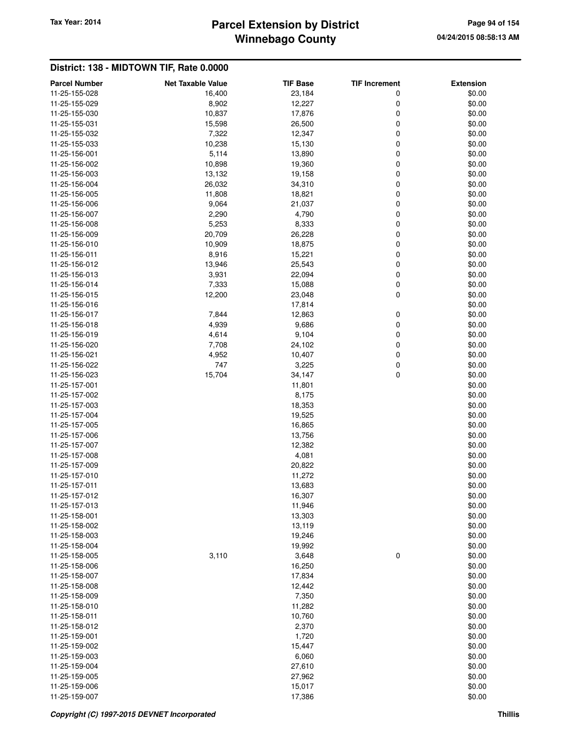# Parcel Extension by District
# Winnebago County

Tax Year: 2014

04/24/2015 08:58:13 AM

## District: 138 - MIDTOWN TIF, Rate 0.0000

| Parcel Number | Net Taxable Value | TIF Base | TIF Increment | Extension |
|---|---|---|---|---|
| 11-25-155-028 | 16,400 | 23,184 | 0 | $0.00 |
| 11-25-155-029 | 8,902 | 12,227 | 0 | $0.00 |
| 11-25-155-030 | 10,837 | 17,876 | 0 | $0.00 |
| 11-25-155-031 | 15,598 | 26,500 | 0 | $0.00 |
| 11-25-155-032 | 7,322 | 12,347 | 0 | $0.00 |
| 11-25-155-033 | 10,238 | 15,130 | 0 | $0.00 |
| 11-25-156-001 | 5,114 | 13,890 | 0 | $0.00 |
| 11-25-156-002 | 10,898 | 19,360 | 0 | $0.00 |
| 11-25-156-003 | 13,132 | 19,158 | 0 | $0.00 |
| 11-25-156-004 | 26,032 | 34,310 | 0 | $0.00 |
| 11-25-156-005 | 11,808 | 18,821 | 0 | $0.00 |
| 11-25-156-006 | 9,064 | 21,037 | 0 | $0.00 |
| 11-25-156-007 | 2,290 | 4,790 | 0 | $0.00 |
| 11-25-156-008 | 5,253 | 8,333 | 0 | $0.00 |
| 11-25-156-009 | 20,709 | 26,228 | 0 | $0.00 |
| 11-25-156-010 | 10,909 | 18,875 | 0 | $0.00 |
| 11-25-156-011 | 8,916 | 15,221 | 0 | $0.00 |
| 11-25-156-012 | 13,946 | 25,543 | 0 | $0.00 |
| 11-25-156-013 | 3,931 | 22,094 | 0 | $0.00 |
| 11-25-156-014 | 7,333 | 15,088 | 0 | $0.00 |
| 11-25-156-015 | 12,200 | 23,048 | 0 | $0.00 |
| 11-25-156-016 | | 17,814 | | $0.00 |
| 11-25-156-017 | 7,844 | 12,863 | 0 | $0.00 |
| 11-25-156-018 | 4,939 | 9,686 | 0 | $0.00 |
| 11-25-156-019 | 4,614 | 9,104 | 0 | $0.00 |
| 11-25-156-020 | 7,708 | 24,102 | 0 | $0.00 |
| 11-25-156-021 | 4,952 | 10,407 | 0 | $0.00 |
| 11-25-156-022 | 747 | 3,225 | 0 | $0.00 |
| 11-25-156-023 | 15,704 | 34,147 | 0 | $0.00 |
| 11-25-157-001 | | 11,801 | | $0.00 |
| 11-25-157-002 | | 8,175 | | $0.00 |
| 11-25-157-003 | | 18,353 | | $0.00 |
| 11-25-157-004 | | 19,525 | | $0.00 |
| 11-25-157-005 | | 16,865 | | $0.00 |
| 11-25-157-006 | | 13,756 | | $0.00 |
| 11-25-157-007 | | 12,382 | | $0.00 |
| 11-25-157-008 | | 4,081 | | $0.00 |
| 11-25-157-009 | | 20,822 | | $0.00 |
| 11-25-157-010 | | 11,272 | | $0.00 |
| 11-25-157-011 | | 13,683 | | $0.00 |
| 11-25-157-012 | | 16,307 | | $0.00 |
| 11-25-157-013 | | 11,946 | | $0.00 |
| 11-25-158-001 | | 13,303 | | $0.00 |
| 11-25-158-002 | | 13,119 | | $0.00 |
| 11-25-158-003 | | 19,246 | | $0.00 |
| 11-25-158-004 | | 19,992 | | $0.00 |
| 11-25-158-005 | 3,110 | 3,648 | 0 | $0.00 |
| 11-25-158-006 | | 16,250 | | $0.00 |
| 11-25-158-007 | | 17,834 | | $0.00 |
| 11-25-158-008 | | 12,442 | | $0.00 |
| 11-25-158-009 | | 7,350 | | $0.00 |
| 11-25-158-010 | | 11,282 | | $0.00 |
| 11-25-158-011 | | 10,760 | | $0.00 |
| 11-25-158-012 | | 2,370 | | $0.00 |
| 11-25-159-001 | | 1,720 | | $0.00 |
| 11-25-159-002 | | 15,447 | | $0.00 |
| 11-25-159-003 | | 6,060 | | $0.00 |
| 11-25-159-004 | | 27,610 | | $0.00 |
| 11-25-159-005 | | 27,962 | | $0.00 |
| 11-25-159-006 | | 15,017 | | $0.00 |
| 11-25-159-007 | | 17,386 | | $0.00 |

*Copyright (C) 1997-2015 DEVNET Incorporated* Thillis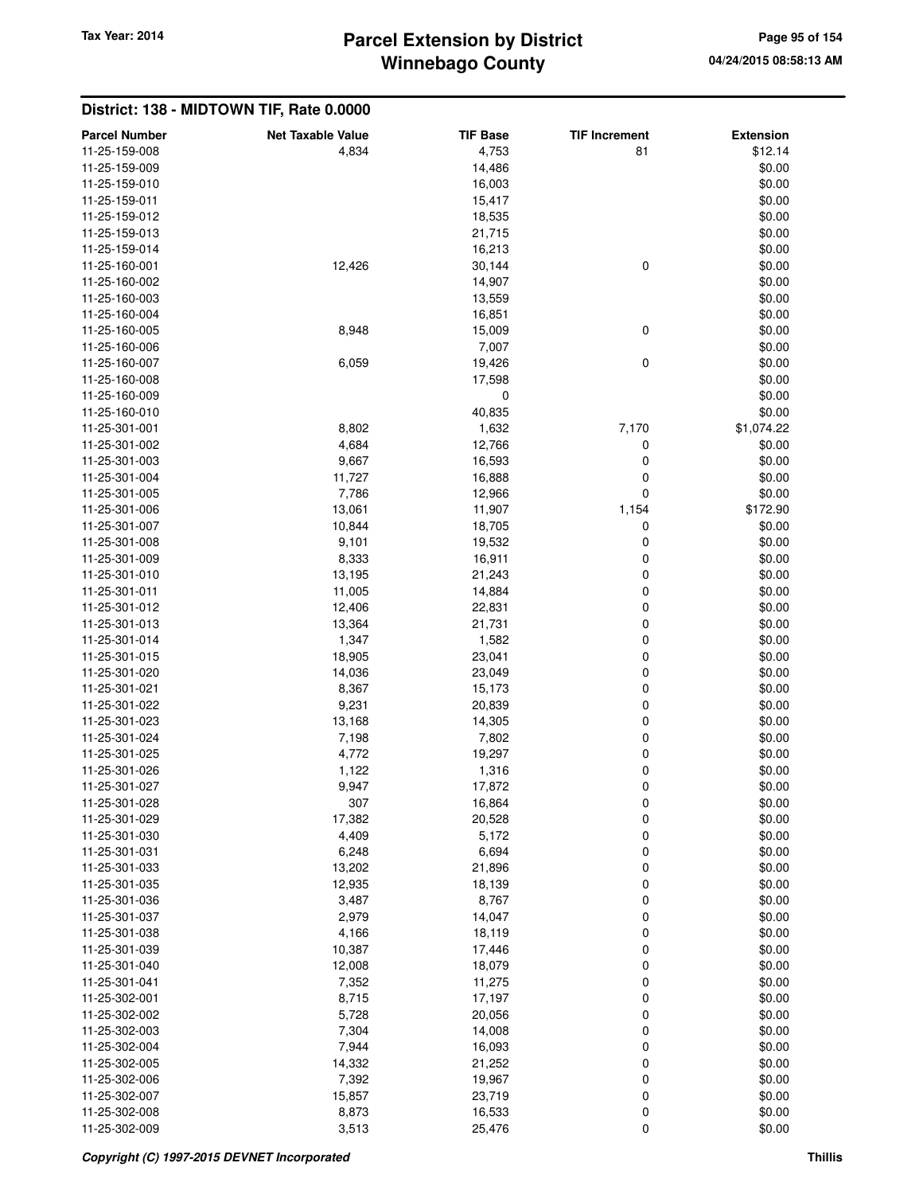## District: 138 - MIDTOWN TIF, Rate 0.0000

| Parcel Number | Net Taxable Value | TIF Base | TIF Increment | Extension |
|---|---|---|---|---|
| 11-25-159-008 | 4,834 | 4,753 | 81 | $12.14 |
| 11-25-159-009 | | 14,486 | | $0.00 |
| 11-25-159-010 | | 16,003 | | $0.00 |
| 11-25-159-011 | | 15,417 | | $0.00 |
| 11-25-159-012 | | 18,535 | | $0.00 |
| 11-25-159-013 | | 21,715 | | $0.00 |
| 11-25-159-014 | | 16,213 | | $0.00 |
| 11-25-160-001 | 12,426 | 30,144 | 0 | $0.00 |
| 11-25-160-002 | | 14,907 | | $0.00 |
| 11-25-160-003 | | 13,559 | | $0.00 |
| 11-25-160-004 | | 16,851 | | $0.00 |
| 11-25-160-005 | 8,948 | 15,009 | 0 | $0.00 |
| 11-25-160-006 | | 7,007 | | $0.00 |
| 11-25-160-007 | 6,059 | 19,426 | 0 | $0.00 |
| 11-25-160-008 | | 17,598 | | $0.00 |
| 11-25-160-009 | | 0 | | $0.00 |
| 11-25-160-010 | | 40,835 | | $0.00 |
| 11-25-301-001 | 8,802 | 1,632 | 7,170 | $1,074.22 |
| 11-25-301-002 | 4,684 | 12,766 | 0 | $0.00 |
| 11-25-301-003 | 9,667 | 16,593 | 0 | $0.00 |
| 11-25-301-004 | 11,727 | 16,888 | 0 | $0.00 |
| 11-25-301-005 | 7,786 | 12,966 | 0 | $0.00 |
| 11-25-301-006 | 13,061 | 11,907 | 1,154 | $172.90 |
| 11-25-301-007 | 10,844 | 18,705 | 0 | $0.00 |
| 11-25-301-008 | 9,101 | 19,532 | 0 | $0.00 |
| 11-25-301-009 | 8,333 | 16,911 | 0 | $0.00 |
| 11-25-301-010 | 13,195 | 21,243 | 0 | $0.00 |
| 11-25-301-011 | 11,005 | 14,884 | 0 | $0.00 |
| 11-25-301-012 | 12,406 | 22,831 | 0 | $0.00 |
| 11-25-301-013 | 13,364 | 21,731 | 0 | $0.00 |
| 11-25-301-014 | 1,347 | 1,582 | 0 | $0.00 |
| 11-25-301-015 | 18,905 | 23,041 | 0 | $0.00 |
| 11-25-301-020 | 14,036 | 23,049 | 0 | $0.00 |
| 11-25-301-021 | 8,367 | 15,173 | 0 | $0.00 |
| 11-25-301-022 | 9,231 | 20,839 | 0 | $0.00 |
| 11-25-301-023 | 13,168 | 14,305 | 0 | $0.00 |
| 11-25-301-024 | 7,198 | 7,802 | 0 | $0.00 |
| 11-25-301-025 | 4,772 | 19,297 | 0 | $0.00 |
| 11-25-301-026 | 1,122 | 1,316 | 0 | $0.00 |
| 11-25-301-027 | 9,947 | 17,872 | 0 | $0.00 |
| 11-25-301-028 | 307 | 16,864 | 0 | $0.00 |
| 11-25-301-029 | 17,382 | 20,528 | 0 | $0.00 |
| 11-25-301-030 | 4,409 | 5,172 | 0 | $0.00 |
| 11-25-301-031 | 6,248 | 6,694 | 0 | $0.00 |
| 11-25-301-033 | 13,202 | 21,896 | 0 | $0.00 |
| 11-25-301-035 | 12,935 | 18,139 | 0 | $0.00 |
| 11-25-301-036 | 3,487 | 8,767 | 0 | $0.00 |
| 11-25-301-037 | 2,979 | 14,047 | 0 | $0.00 |
| 11-25-301-038 | 4,166 | 18,119 | 0 | $0.00 |
| 11-25-301-039 | 10,387 | 17,446 | 0 | $0.00 |
| 11-25-301-040 | 12,008 | 18,079 | 0 | $0.00 |
| 11-25-301-041 | 7,352 | 11,275 | 0 | $0.00 |
| 11-25-302-001 | 8,715 | 17,197 | 0 | $0.00 |
| 11-25-302-002 | 5,728 | 20,056 | 0 | $0.00 |
| 11-25-302-003 | 7,304 | 14,008 | 0 | $0.00 |
| 11-25-302-004 | 7,944 | 16,093 | 0 | $0.00 |
| 11-25-302-005 | 14,332 | 21,252 | 0 | $0.00 |
| 11-25-302-006 | 7,392 | 19,967 | 0 | $0.00 |
| 11-25-302-007 | 15,857 | 23,719 | 0 | $0.00 |
| 11-25-302-008 | 8,873 | 16,533 | 0 | $0.00 |
| 11-25-302-009 | 3,513 | 25,476 | 0 | $0.00 |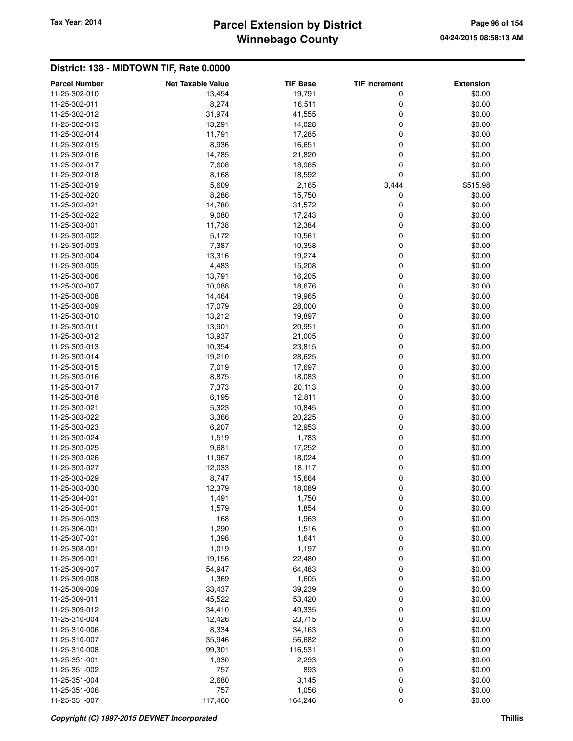## District: 138 - MIDTOWN TIF, Rate 0.0000

| Parcel Number | Net Taxable Value | TIF Base | TIF Increment | Extension |
|---|---|---|---|---|
| 11-25-302-010 | 13,454 | 19,791 | 0 | $0.00 |
| 11-25-302-011 | 8,274 | 16,511 | 0 | $0.00 |
| 11-25-302-012 | 31,974 | 41,555 | 0 | $0.00 |
| 11-25-302-013 | 13,291 | 14,028 | 0 | $0.00 |
| 11-25-302-014 | 11,791 | 17,285 | 0 | $0.00 |
| 11-25-302-015 | 8,936 | 16,651 | 0 | $0.00 |
| 11-25-302-016 | 14,785 | 21,820 | 0 | $0.00 |
| 11-25-302-017 | 7,608 | 18,985 | 0 | $0.00 |
| 11-25-302-018 | 8,168 | 18,592 | 0 | $0.00 |
| 11-25-302-019 | 5,609 | 2,165 | 3,444 | $515.98 |
| 11-25-302-020 | 8,286 | 15,750 | 0 | $0.00 |
| 11-25-302-021 | 14,780 | 31,572 | 0 | $0.00 |
| 11-25-302-022 | 9,080 | 17,243 | 0 | $0.00 |
| 11-25-303-001 | 11,738 | 12,384 | 0 | $0.00 |
| 11-25-303-002 | 5,172 | 10,561 | 0 | $0.00 |
| 11-25-303-003 | 7,387 | 10,358 | 0 | $0.00 |
| 11-25-303-004 | 13,316 | 19,274 | 0 | $0.00 |
| 11-25-303-005 | 4,483 | 15,208 | 0 | $0.00 |
| 11-25-303-006 | 13,791 | 16,205 | 0 | $0.00 |
| 11-25-303-007 | 10,088 | 18,676 | 0 | $0.00 |
| 11-25-303-008 | 14,464 | 19,965 | 0 | $0.00 |
| 11-25-303-009 | 17,079 | 28,000 | 0 | $0.00 |
| 11-25-303-010 | 13,212 | 19,897 | 0 | $0.00 |
| 11-25-303-011 | 13,901 | 20,951 | 0 | $0.00 |
| 11-25-303-012 | 13,937 | 21,005 | 0 | $0.00 |
| 11-25-303-013 | 10,354 | 23,815 | 0 | $0.00 |
| 11-25-303-014 | 19,210 | 28,625 | 0 | $0.00 |
| 11-25-303-015 | 7,019 | 17,697 | 0 | $0.00 |
| 11-25-303-016 | 8,875 | 18,083 | 0 | $0.00 |
| 11-25-303-017 | 7,373 | 20,113 | 0 | $0.00 |
| 11-25-303-018 | 6,195 | 12,811 | 0 | $0.00 |
| 11-25-303-021 | 5,323 | 10,845 | 0 | $0.00 |
| 11-25-303-022 | 3,366 | 20,225 | 0 | $0.00 |
| 11-25-303-023 | 6,207 | 12,953 | 0 | $0.00 |
| 11-25-303-024 | 1,519 | 1,783 | 0 | $0.00 |
| 11-25-303-025 | 9,681 | 17,252 | 0 | $0.00 |
| 11-25-303-026 | 11,967 | 18,024 | 0 | $0.00 |
| 11-25-303-027 | 12,033 | 18,117 | 0 | $0.00 |
| 11-25-303-029 | 8,747 | 15,664 | 0 | $0.00 |
| 11-25-303-030 | 12,379 | 18,089 | 0 | $0.00 |
| 11-25-304-001 | 1,491 | 1,750 | 0 | $0.00 |
| 11-25-305-001 | 1,579 | 1,854 | 0 | $0.00 |
| 11-25-305-003 | 168 | 1,963 | 0 | $0.00 |
| 11-25-306-001 | 1,290 | 1,516 | 0 | $0.00 |
| 11-25-307-001 | 1,398 | 1,641 | 0 | $0.00 |
| 11-25-308-001 | 1,019 | 1,197 | 0 | $0.00 |
| 11-25-309-001 | 19,156 | 22,480 | 0 | $0.00 |
| 11-25-309-007 | 54,947 | 64,483 | 0 | $0.00 |
| 11-25-309-008 | 1,369 | 1,605 | 0 | $0.00 |
| 11-25-309-009 | 33,437 | 39,239 | 0 | $0.00 |
| 11-25-309-011 | 45,522 | 53,420 | 0 | $0.00 |
| 11-25-309-012 | 34,410 | 49,335 | 0 | $0.00 |
| 11-25-310-004 | 12,426 | 23,715 | 0 | $0.00 |
| 11-25-310-006 | 8,334 | 34,163 | 0 | $0.00 |
| 11-25-310-007 | 35,946 | 56,682 | 0 | $0.00 |
| 11-25-310-008 | 99,301 | 116,531 | 0 | $0.00 |
| 11-25-351-001 | 1,930 | 2,293 | 0 | $0.00 |
| 11-25-351-002 | 757 | 893 | 0 | $0.00 |
| 11-25-351-004 | 2,680 | 3,145 | 0 | $0.00 |
| 11-25-351-006 | 757 | 1,056 | 0 | $0.00 |
| 11-25-351-007 | 117,460 | 164,246 | 0 | $0.00 |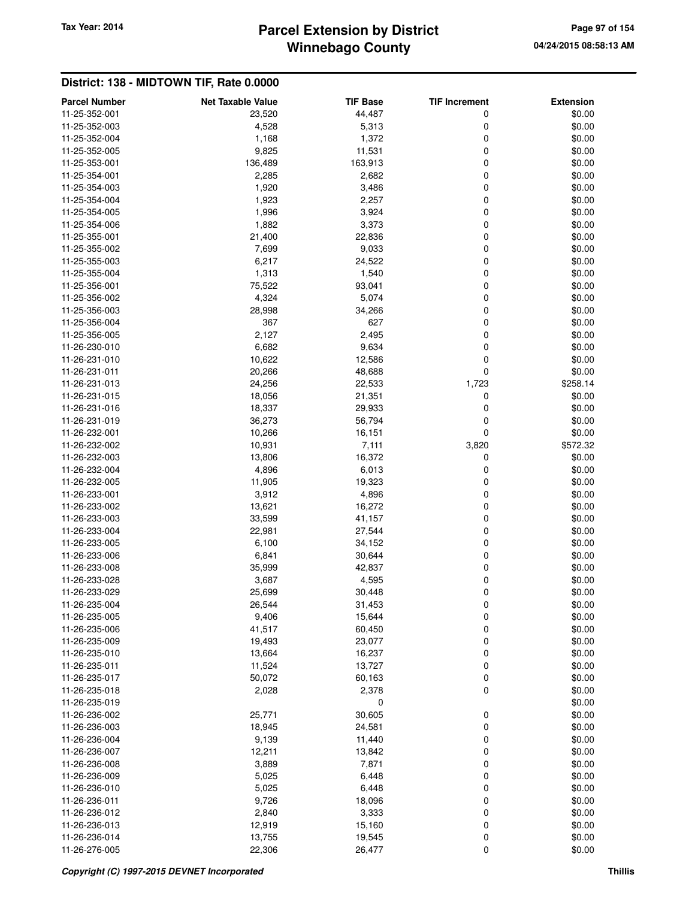## District: 138 - MIDTOWN TIF, Rate 0.0000

| Parcel Number | Net Taxable Value | TIF Base | TIF Increment | Extension |
|---|---|---|---|---|
| 11-25-352-001 | 23,520 | 44,487 | 0 | $0.00 |
| 11-25-352-003 | 4,528 | 5,313 | 0 | $0.00 |
| 11-25-352-004 | 1,168 | 1,372 | 0 | $0.00 |
| 11-25-352-005 | 9,825 | 11,531 | 0 | $0.00 |
| 11-25-353-001 | 136,489 | 163,913 | 0 | $0.00 |
| 11-25-354-001 | 2,285 | 2,682 | 0 | $0.00 |
| 11-25-354-003 | 1,920 | 3,486 | 0 | $0.00 |
| 11-25-354-004 | 1,923 | 2,257 | 0 | $0.00 |
| 11-25-354-005 | 1,996 | 3,924 | 0 | $0.00 |
| 11-25-354-006 | 1,882 | 3,373 | 0 | $0.00 |
| 11-25-355-001 | 21,400 | 22,836 | 0 | $0.00 |
| 11-25-355-002 | 7,699 | 9,033 | 0 | $0.00 |
| 11-25-355-003 | 6,217 | 24,522 | 0 | $0.00 |
| 11-25-355-004 | 1,313 | 1,540 | 0 | $0.00 |
| 11-25-356-001 | 75,522 | 93,041 | 0 | $0.00 |
| 11-25-356-002 | 4,324 | 5,074 | 0 | $0.00 |
| 11-25-356-003 | 28,998 | 34,266 | 0 | $0.00 |
| 11-25-356-004 | 367 | 627 | 0 | $0.00 |
| 11-25-356-005 | 2,127 | 2,495 | 0 | $0.00 |
| 11-26-230-010 | 6,682 | 9,634 | 0 | $0.00 |
| 11-26-231-010 | 10,622 | 12,586 | 0 | $0.00 |
| 11-26-231-011 | 20,266 | 48,688 | 0 | $0.00 |
| 11-26-231-013 | 24,256 | 22,533 | 1,723 | $258.14 |
| 11-26-231-015 | 18,056 | 21,351 | 0 | $0.00 |
| 11-26-231-016 | 18,337 | 29,933 | 0 | $0.00 |
| 11-26-231-019 | 36,273 | 56,794 | 0 | $0.00 |
| 11-26-232-001 | 10,266 | 16,151 | 0 | $0.00 |
| 11-26-232-002 | 10,931 | 7,111 | 3,820 | $572.32 |
| 11-26-232-003 | 13,806 | 16,372 | 0 | $0.00 |
| 11-26-232-004 | 4,896 | 6,013 | 0 | $0.00 |
| 11-26-232-005 | 11,905 | 19,323 | 0 | $0.00 |
| 11-26-233-001 | 3,912 | 4,896 | 0 | $0.00 |
| 11-26-233-002 | 13,621 | 16,272 | 0 | $0.00 |
| 11-26-233-003 | 33,599 | 41,157 | 0 | $0.00 |
| 11-26-233-004 | 22,981 | 27,544 | 0 | $0.00 |
| 11-26-233-005 | 6,100 | 34,152 | 0 | $0.00 |
| 11-26-233-006 | 6,841 | 30,644 | 0 | $0.00 |
| 11-26-233-008 | 35,999 | 42,837 | 0 | $0.00 |
| 11-26-233-028 | 3,687 | 4,595 | 0 | $0.00 |
| 11-26-233-029 | 25,699 | 30,448 | 0 | $0.00 |
| 11-26-235-004 | 26,544 | 31,453 | 0 | $0.00 |
| 11-26-235-005 | 9,406 | 15,644 | 0 | $0.00 |
| 11-26-235-006 | 41,517 | 60,450 | 0 | $0.00 |
| 11-26-235-009 | 19,493 | 23,077 | 0 | $0.00 |
| 11-26-235-010 | 13,664 | 16,237 | 0 | $0.00 |
| 11-26-235-011 | 11,524 | 13,727 | 0 | $0.00 |
| 11-26-235-017 | 50,072 | 60,163 | 0 | $0.00 |
| 11-26-235-018 | 2,028 | 2,378 | 0 | $0.00 |
| 11-26-235-019 | | 0 | | $0.00 |
| 11-26-236-002 | 25,771 | 30,605 | 0 | $0.00 |
| 11-26-236-003 | 18,945 | 24,581 | 0 | $0.00 |
| 11-26-236-004 | 9,139 | 11,440 | 0 | $0.00 |
| 11-26-236-007 | 12,211 | 13,842 | 0 | $0.00 |
| 11-26-236-008 | 3,889 | 7,871 | 0 | $0.00 |
| 11-26-236-009 | 5,025 | 6,448 | 0 | $0.00 |
| 11-26-236-010 | 5,025 | 6,448 | 0 | $0.00 |
| 11-26-236-011 | 9,726 | 18,096 | 0 | $0.00 |
| 11-26-236-012 | 2,840 | 3,333 | 0 | $0.00 |
| 11-26-236-013 | 12,919 | 15,160 | 0 | $0.00 |
| 11-26-236-014 | 13,755 | 19,545 | 0 | $0.00 |
| 11-26-276-005 | 22,306 | 26,477 | 0 | $0.00 |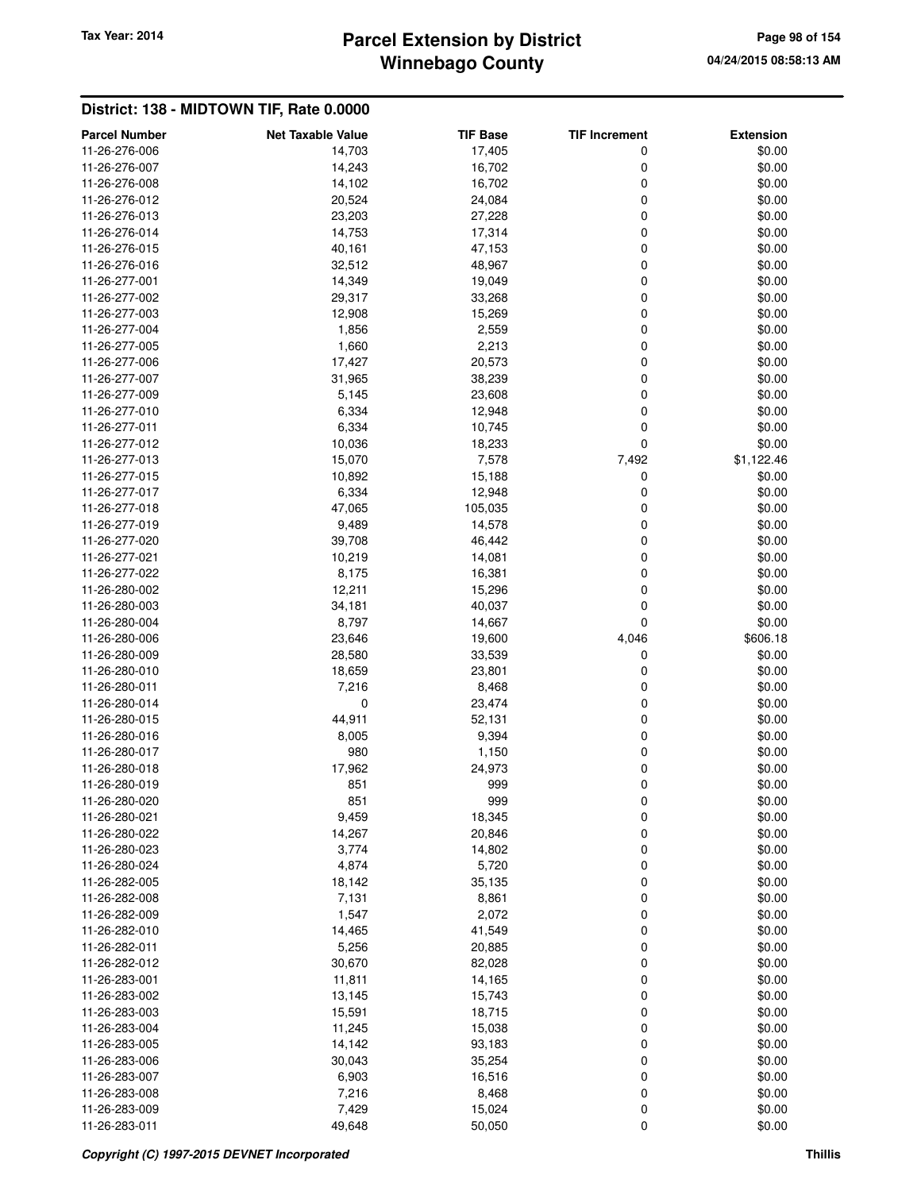## District: 138 - MIDTOWN TIF, Rate 0.0000

| Parcel Number | Net Taxable Value | TIF Base | TIF Increment | Extension |
|---|---|---|---|---|
| 11-26-276-006 | 14,703 | 17,405 | 0 | $0.00 |
| 11-26-276-007 | 14,243 | 16,702 | 0 | $0.00 |
| 11-26-276-008 | 14,102 | 16,702 | 0 | $0.00 |
| 11-26-276-012 | 20,524 | 24,084 | 0 | $0.00 |
| 11-26-276-013 | 23,203 | 27,228 | 0 | $0.00 |
| 11-26-276-014 | 14,753 | 17,314 | 0 | $0.00 |
| 11-26-276-015 | 40,161 | 47,153 | 0 | $0.00 |
| 11-26-276-016 | 32,512 | 48,967 | 0 | $0.00 |
| 11-26-277-001 | 14,349 | 19,049 | 0 | $0.00 |
| 11-26-277-002 | 29,317 | 33,268 | 0 | $0.00 |
| 11-26-277-003 | 12,908 | 15,269 | 0 | $0.00 |
| 11-26-277-004 | 1,856 | 2,559 | 0 | $0.00 |
| 11-26-277-005 | 1,660 | 2,213 | 0 | $0.00 |
| 11-26-277-006 | 17,427 | 20,573 | 0 | $0.00 |
| 11-26-277-007 | 31,965 | 38,239 | 0 | $0.00 |
| 11-26-277-009 | 5,145 | 23,608 | 0 | $0.00 |
| 11-26-277-010 | 6,334 | 12,948 | 0 | $0.00 |
| 11-26-277-011 | 6,334 | 10,745 | 0 | $0.00 |
| 11-26-277-012 | 10,036 | 18,233 | 0 | $0.00 |
| 11-26-277-013 | 15,070 | 7,578 | 7,492 | $1,122.46 |
| 11-26-277-015 | 10,892 | 15,188 | 0 | $0.00 |
| 11-26-277-017 | 6,334 | 12,948 | 0 | $0.00 |
| 11-26-277-018 | 47,065 | 105,035 | 0 | $0.00 |
| 11-26-277-019 | 9,489 | 14,578 | 0 | $0.00 |
| 11-26-277-020 | 39,708 | 46,442 | 0 | $0.00 |
| 11-26-277-021 | 10,219 | 14,081 | 0 | $0.00 |
| 11-26-277-022 | 8,175 | 16,381 | 0 | $0.00 |
| 11-26-280-002 | 12,211 | 15,296 | 0 | $0.00 |
| 11-26-280-003 | 34,181 | 40,037 | 0 | $0.00 |
| 11-26-280-004 | 8,797 | 14,667 | 0 | $0.00 |
| 11-26-280-006 | 23,646 | 19,600 | 4,046 | $606.18 |
| 11-26-280-009 | 28,580 | 33,539 | 0 | $0.00 |
| 11-26-280-010 | 18,659 | 23,801 | 0 | $0.00 |
| 11-26-280-011 | 7,216 | 8,468 | 0 | $0.00 |
| 11-26-280-014 | 0 | 23,474 | 0 | $0.00 |
| 11-26-280-015 | 44,911 | 52,131 | 0 | $0.00 |
| 11-26-280-016 | 8,005 | 9,394 | 0 | $0.00 |
| 11-26-280-017 | 980 | 1,150 | 0 | $0.00 |
| 11-26-280-018 | 17,962 | 24,973 | 0 | $0.00 |
| 11-26-280-019 | 851 | 999 | 0 | $0.00 |
| 11-26-280-020 | 851 | 999 | 0 | $0.00 |
| 11-26-280-021 | 9,459 | 18,345 | 0 | $0.00 |
| 11-26-280-022 | 14,267 | 20,846 | 0 | $0.00 |
| 11-26-280-023 | 3,774 | 14,802 | 0 | $0.00 |
| 11-26-280-024 | 4,874 | 5,720 | 0 | $0.00 |
| 11-26-282-005 | 18,142 | 35,135 | 0 | $0.00 |
| 11-26-282-008 | 7,131 | 8,861 | 0 | $0.00 |
| 11-26-282-009 | 1,547 | 2,072 | 0 | $0.00 |
| 11-26-282-010 | 14,465 | 41,549 | 0 | $0.00 |
| 11-26-282-011 | 5,256 | 20,885 | 0 | $0.00 |
| 11-26-282-012 | 30,670 | 82,028 | 0 | $0.00 |
| 11-26-283-001 | 11,811 | 14,165 | 0 | $0.00 |
| 11-26-283-002 | 13,145 | 15,743 | 0 | $0.00 |
| 11-26-283-003 | 15,591 | 18,715 | 0 | $0.00 |
| 11-26-283-004 | 11,245 | 15,038 | 0 | $0.00 |
| 11-26-283-005 | 14,142 | 93,183 | 0 | $0.00 |
| 11-26-283-006 | 30,043 | 35,254 | 0 | $0.00 |
| 11-26-283-007 | 6,903 | 16,516 | 0 | $0.00 |
| 11-26-283-008 | 7,216 | 8,468 | 0 | $0.00 |
| 11-26-283-009 | 7,429 | 15,024 | 0 | $0.00 |
| 11-26-283-011 | 49,648 | 50,050 | 0 | $0.00 |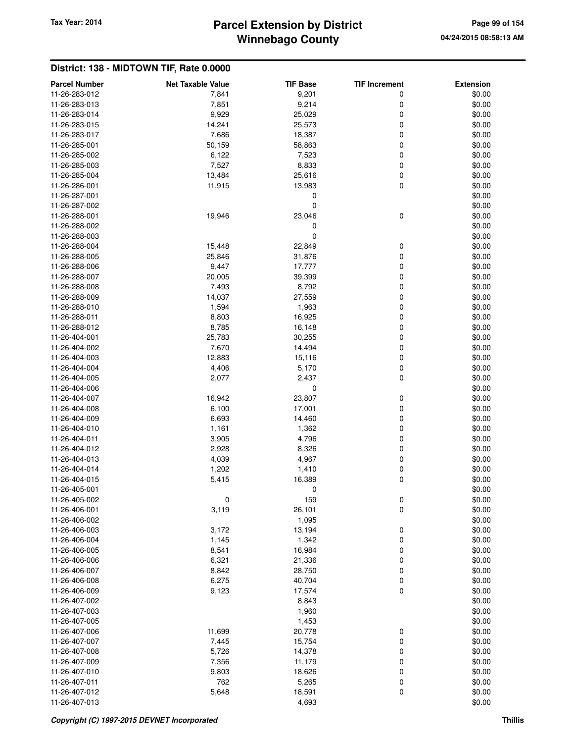## District: 138 - MIDTOWN TIF, Rate 0.0000

| Parcel Number | Net Taxable Value | TIF Base | TIF Increment | Extension |
|---|---|---|---|---|
| 11-26-283-012 | 7,841 | 9,201 | 0 | $0.00 |
| 11-26-283-013 | 7,851 | 9,214 | 0 | $0.00 |
| 11-26-283-014 | 9,929 | 25,029 | 0 | $0.00 |
| 11-26-283-015 | 14,241 | 25,573 | 0 | $0.00 |
| 11-26-283-017 | 7,686 | 18,387 | 0 | $0.00 |
| 11-26-285-001 | 50,159 | 58,863 | 0 | $0.00 |
| 11-26-285-002 | 6,122 | 7,523 | 0 | $0.00 |
| 11-26-285-003 | 7,527 | 8,833 | 0 | $0.00 |
| 11-26-285-004 | 13,484 | 25,616 | 0 | $0.00 |
| 11-26-286-001 | 11,915 | 13,983 | 0 | $0.00 |
| 11-26-287-001 | | 0 | | $0.00 |
| 11-26-287-002 | | 0 | | $0.00 |
| 11-26-288-001 | 19,946 | 23,046 | 0 | $0.00 |
| 11-26-288-002 | | 0 | | $0.00 |
| 11-26-288-003 | | 0 | | $0.00 |
| 11-26-288-004 | 15,448 | 22,849 | 0 | $0.00 |
| 11-26-288-005 | 25,846 | 31,876 | 0 | $0.00 |
| 11-26-288-006 | 9,447 | 17,777 | 0 | $0.00 |
| 11-26-288-007 | 20,005 | 39,399 | 0 | $0.00 |
| 11-26-288-008 | 7,493 | 8,792 | 0 | $0.00 |
| 11-26-288-009 | 14,037 | 27,559 | 0 | $0.00 |
| 11-26-288-010 | 1,594 | 1,963 | 0 | $0.00 |
| 11-26-288-011 | 8,803 | 16,925 | 0 | $0.00 |
| 11-26-288-012 | 8,785 | 16,148 | 0 | $0.00 |
| 11-26-404-001 | 25,783 | 30,255 | 0 | $0.00 |
| 11-26-404-002 | 7,670 | 14,494 | 0 | $0.00 |
| 11-26-404-003 | 12,883 | 15,116 | 0 | $0.00 |
| 11-26-404-004 | 4,406 | 5,170 | 0 | $0.00 |
| 11-26-404-005 | 2,077 | 2,437 | 0 | $0.00 |
| 11-26-404-006 | | 0 | | $0.00 |
| 11-26-404-007 | 16,942 | 23,807 | 0 | $0.00 |
| 11-26-404-008 | 6,100 | 17,001 | 0 | $0.00 |
| 11-26-404-009 | 6,693 | 14,460 | 0 | $0.00 |
| 11-26-404-010 | 1,161 | 1,362 | 0 | $0.00 |
| 11-26-404-011 | 3,905 | 4,796 | 0 | $0.00 |
| 11-26-404-012 | 2,928 | 8,326 | 0 | $0.00 |
| 11-26-404-013 | 4,039 | 4,967 | 0 | $0.00 |
| 11-26-404-014 | 1,202 | 1,410 | 0 | $0.00 |
| 11-26-404-015 | 5,415 | 16,389 | 0 | $0.00 |
| 11-26-405-001 | | 0 | | $0.00 |
| 11-26-405-002 | 0 | 159 | 0 | $0.00 |
| 11-26-406-001 | 3,119 | 26,101 | 0 | $0.00 |
| 11-26-406-002 | | 1,095 | | $0.00 |
| 11-26-406-003 | 3,172 | 13,194 | 0 | $0.00 |
| 11-26-406-004 | 1,145 | 1,342 | 0 | $0.00 |
| 11-26-406-005 | 8,541 | 16,984 | 0 | $0.00 |
| 11-26-406-006 | 6,321 | 21,336 | 0 | $0.00 |
| 11-26-406-007 | 8,842 | 28,750 | 0 | $0.00 |
| 11-26-406-008 | 6,275 | 40,704 | 0 | $0.00 |
| 11-26-406-009 | 9,123 | 17,574 | 0 | $0.00 |
| 11-26-407-002 | | 8,843 | | $0.00 |
| 11-26-407-003 | | 1,960 | | $0.00 |
| 11-26-407-005 | | 1,453 | | $0.00 |
| 11-26-407-006 | 11,699 | 20,778 | 0 | $0.00 |
| 11-26-407-007 | 7,445 | 15,754 | 0 | $0.00 |
| 11-26-407-008 | 5,726 | 14,378 | 0 | $0.00 |
| 11-26-407-009 | 7,356 | 11,179 | 0 | $0.00 |
| 11-26-407-010 | 9,803 | 18,626 | 0 | $0.00 |
| 11-26-407-011 | 762 | 5,265 | 0 | $0.00 |
| 11-26-407-012 | 5,648 | 18,591 | 0 | $0.00 |
| 11-26-407-013 | | 4,693 | | $0.00 |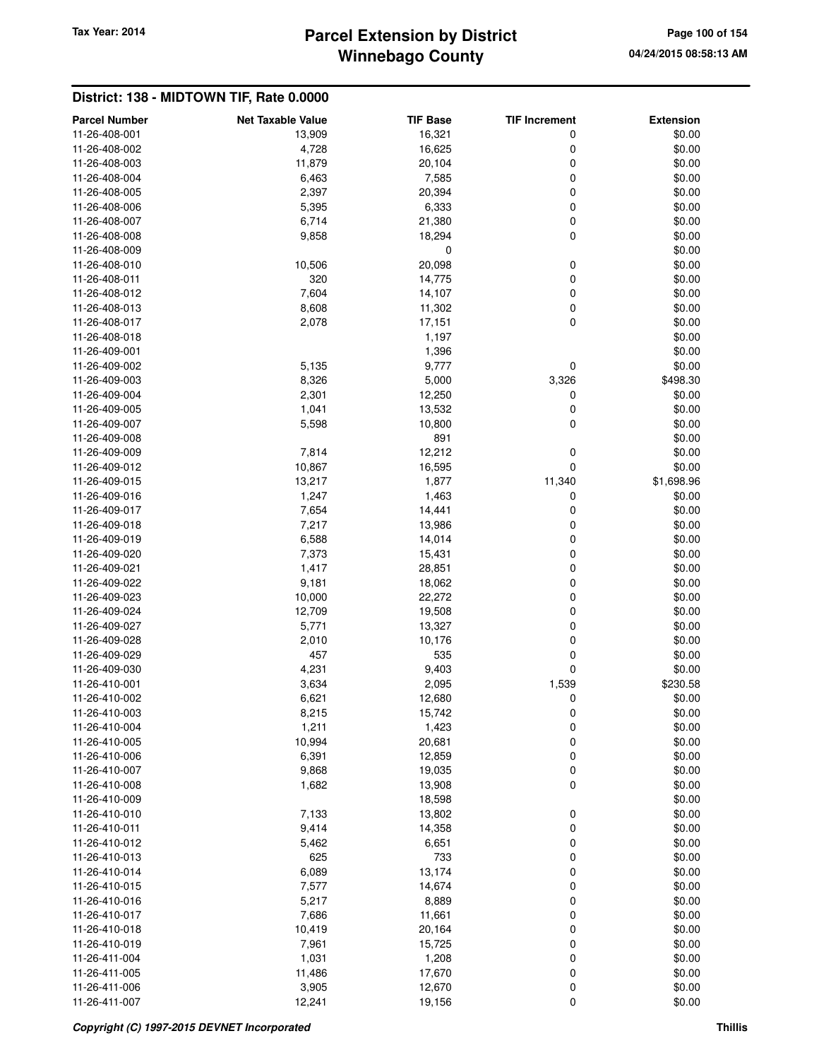## District: 138 - MIDTOWN TIF, Rate 0.0000

| Parcel Number | Net Taxable Value | TIF Base | TIF Increment | Extension |
|---|---|---|---|---|
| 11-26-408-001 | 13,909 | 16,321 | 0 | $0.00 |
| 11-26-408-002 | 4,728 | 16,625 | 0 | $0.00 |
| 11-26-408-003 | 11,879 | 20,104 | 0 | $0.00 |
| 11-26-408-004 | 6,463 | 7,585 | 0 | $0.00 |
| 11-26-408-005 | 2,397 | 20,394 | 0 | $0.00 |
| 11-26-408-006 | 5,395 | 6,333 | 0 | $0.00 |
| 11-26-408-007 | 6,714 | 21,380 | 0 | $0.00 |
| 11-26-408-008 | 9,858 | 18,294 | 0 | $0.00 |
| 11-26-408-009 | | 0 | | $0.00 |
| 11-26-408-010 | 10,506 | 20,098 | 0 | $0.00 |
| 11-26-408-011 | 320 | 14,775 | 0 | $0.00 |
| 11-26-408-012 | 7,604 | 14,107 | 0 | $0.00 |
| 11-26-408-013 | 8,608 | 11,302 | 0 | $0.00 |
| 11-26-408-017 | 2,078 | 17,151 | 0 | $0.00 |
| 11-26-408-018 | | 1,197 | | $0.00 |
| 11-26-409-001 | | 1,396 | | $0.00 |
| 11-26-409-002 | 5,135 | 9,777 | 0 | $0.00 |
| 11-26-409-003 | 8,326 | 5,000 | 3,326 | $498.30 |
| 11-26-409-004 | 2,301 | 12,250 | 0 | $0.00 |
| 11-26-409-005 | 1,041 | 13,532 | 0 | $0.00 |
| 11-26-409-007 | 5,598 | 10,800 | 0 | $0.00 |
| 11-26-409-008 | | 891 | | $0.00 |
| 11-26-409-009 | 7,814 | 12,212 | 0 | $0.00 |
| 11-26-409-012 | 10,867 | 16,595 | 0 | $0.00 |
| 11-26-409-015 | 13,217 | 1,877 | 11,340 | $1,698.96 |
| 11-26-409-016 | 1,247 | 1,463 | 0 | $0.00 |
| 11-26-409-017 | 7,654 | 14,441 | 0 | $0.00 |
| 11-26-409-018 | 7,217 | 13,986 | 0 | $0.00 |
| 11-26-409-019 | 6,588 | 14,014 | 0 | $0.00 |
| 11-26-409-020 | 7,373 | 15,431 | 0 | $0.00 |
| 11-26-409-021 | 1,417 | 28,851 | 0 | $0.00 |
| 11-26-409-022 | 9,181 | 18,062 | 0 | $0.00 |
| 11-26-409-023 | 10,000 | 22,272 | 0 | $0.00 |
| 11-26-409-024 | 12,709 | 19,508 | 0 | $0.00 |
| 11-26-409-027 | 5,771 | 13,327 | 0 | $0.00 |
| 11-26-409-028 | 2,010 | 10,176 | 0 | $0.00 |
| 11-26-409-029 | 457 | 535 | 0 | $0.00 |
| 11-26-409-030 | 4,231 | 9,403 | 0 | $0.00 |
| 11-26-410-001 | 3,634 | 2,095 | 1,539 | $230.58 |
| 11-26-410-002 | 6,621 | 12,680 | 0 | $0.00 |
| 11-26-410-003 | 8,215 | 15,742 | 0 | $0.00 |
| 11-26-410-004 | 1,211 | 1,423 | 0 | $0.00 |
| 11-26-410-005 | 10,994 | 20,681 | 0 | $0.00 |
| 11-26-410-006 | 6,391 | 12,859 | 0 | $0.00 |
| 11-26-410-007 | 9,868 | 19,035 | 0 | $0.00 |
| 11-26-410-008 | 1,682 | 13,908 | 0 | $0.00 |
| 11-26-410-009 | | 18,598 | | $0.00 |
| 11-26-410-010 | 7,133 | 13,802 | 0 | $0.00 |
| 11-26-410-011 | 9,414 | 14,358 | 0 | $0.00 |
| 11-26-410-012 | 5,462 | 6,651 | 0 | $0.00 |
| 11-26-410-013 | 625 | 733 | 0 | $0.00 |
| 11-26-410-014 | 6,089 | 13,174 | 0 | $0.00 |
| 11-26-410-015 | 7,577 | 14,674 | 0 | $0.00 |
| 11-26-410-016 | 5,217 | 8,889 | 0 | $0.00 |
| 11-26-410-017 | 7,686 | 11,661 | 0 | $0.00 |
| 11-26-410-018 | 10,419 | 20,164 | 0 | $0.00 |
| 11-26-410-019 | 7,961 | 15,725 | 0 | $0.00 |
| 11-26-411-004 | 1,031 | 1,208 | 0 | $0.00 |
| 11-26-411-005 | 11,486 | 17,670 | 0 | $0.00 |
| 11-26-411-006 | 3,905 | 12,670 | 0 | $0.00 |
| 11-26-411-007 | 12,241 | 19,156 | 0 | $0.00 |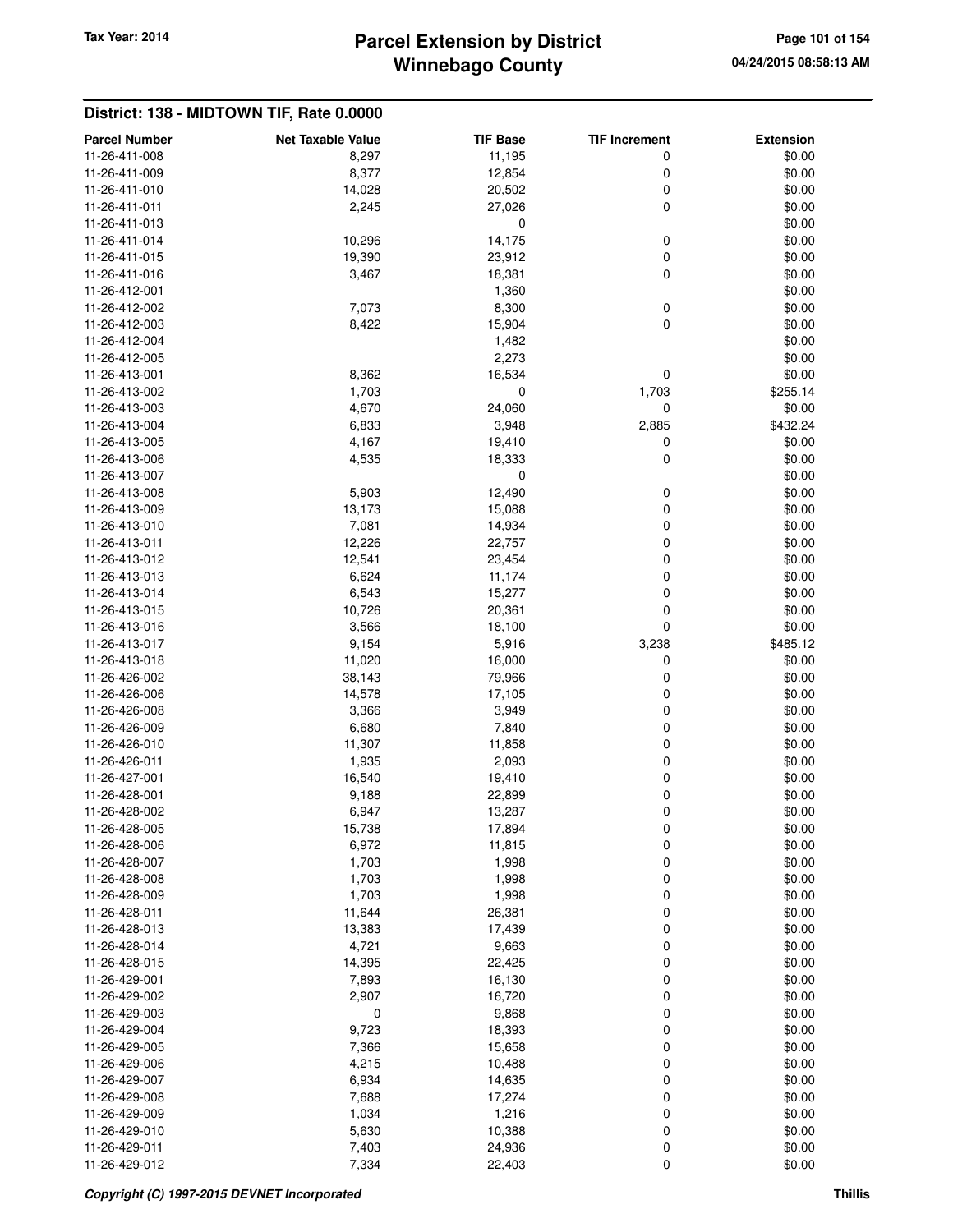## District: 138 - MIDTOWN TIF, Rate 0.0000

| Parcel Number | Net Taxable Value | TIF Base | TIF Increment | Extension |
|---|---|---|---|---|
| 11-26-411-008 | 8,297 | 11,195 | 0 | $0.00 |
| 11-26-411-009 | 8,377 | 12,854 | 0 | $0.00 |
| 11-26-411-010 | 14,028 | 20,502 | 0 | $0.00 |
| 11-26-411-011 | 2,245 | 27,026 | 0 | $0.00 |
| 11-26-411-013 | | 0 | | $0.00 |
| 11-26-411-014 | 10,296 | 14,175 | 0 | $0.00 |
| 11-26-411-015 | 19,390 | 23,912 | 0 | $0.00 |
| 11-26-411-016 | 3,467 | 18,381 | 0 | $0.00 |
| 11-26-412-001 | | 1,360 | | $0.00 |
| 11-26-412-002 | 7,073 | 8,300 | 0 | $0.00 |
| 11-26-412-003 | 8,422 | 15,904 | 0 | $0.00 |
| 11-26-412-004 | | 1,482 | | $0.00 |
| 11-26-412-005 | | 2,273 | | $0.00 |
| 11-26-413-001 | 8,362 | 16,534 | 0 | $0.00 |
| 11-26-413-002 | 1,703 | 0 | 1,703 | $255.14 |
| 11-26-413-003 | 4,670 | 24,060 | 0 | $0.00 |
| 11-26-413-004 | 6,833 | 3,948 | 2,885 | $432.24 |
| 11-26-413-005 | 4,167 | 19,410 | 0 | $0.00 |
| 11-26-413-006 | 4,535 | 18,333 | 0 | $0.00 |
| 11-26-413-007 | | 0 | | $0.00 |
| 11-26-413-008 | 5,903 | 12,490 | 0 | $0.00 |
| 11-26-413-009 | 13,173 | 15,088 | 0 | $0.00 |
| 11-26-413-010 | 7,081 | 14,934 | 0 | $0.00 |
| 11-26-413-011 | 12,226 | 22,757 | 0 | $0.00 |
| 11-26-413-012 | 12,541 | 23,454 | 0 | $0.00 |
| 11-26-413-013 | 6,624 | 11,174 | 0 | $0.00 |
| 11-26-413-014 | 6,543 | 15,277 | 0 | $0.00 |
| 11-26-413-015 | 10,726 | 20,361 | 0 | $0.00 |
| 11-26-413-016 | 3,566 | 18,100 | 0 | $0.00 |
| 11-26-413-017 | 9,154 | 5,916 | 3,238 | $485.12 |
| 11-26-413-018 | 11,020 | 16,000 | 0 | $0.00 |
| 11-26-426-002 | 38,143 | 79,966 | 0 | $0.00 |
| 11-26-426-006 | 14,578 | 17,105 | 0 | $0.00 |
| 11-26-426-008 | 3,366 | 3,949 | 0 | $0.00 |
| 11-26-426-009 | 6,680 | 7,840 | 0 | $0.00 |
| 11-26-426-010 | 11,307 | 11,858 | 0 | $0.00 |
| 11-26-426-011 | 1,935 | 2,093 | 0 | $0.00 |
| 11-26-427-001 | 16,540 | 19,410 | 0 | $0.00 |
| 11-26-428-001 | 9,188 | 22,899 | 0 | $0.00 |
| 11-26-428-002 | 6,947 | 13,287 | 0 | $0.00 |
| 11-26-428-005 | 15,738 | 17,894 | 0 | $0.00 |
| 11-26-428-006 | 6,972 | 11,815 | 0 | $0.00 |
| 11-26-428-007 | 1,703 | 1,998 | 0 | $0.00 |
| 11-26-428-008 | 1,703 | 1,998 | 0 | $0.00 |
| 11-26-428-009 | 1,703 | 1,998 | 0 | $0.00 |
| 11-26-428-011 | 11,644 | 26,381 | 0 | $0.00 |
| 11-26-428-013 | 13,383 | 17,439 | 0 | $0.00 |
| 11-26-428-014 | 4,721 | 9,663 | 0 | $0.00 |
| 11-26-428-015 | 14,395 | 22,425 | 0 | $0.00 |
| 11-26-429-001 | 7,893 | 16,130 | 0 | $0.00 |
| 11-26-429-002 | 2,907 | 16,720 | 0 | $0.00 |
| 11-26-429-003 | 0 | 9,868 | 0 | $0.00 |
| 11-26-429-004 | 9,723 | 18,393 | 0 | $0.00 |
| 11-26-429-005 | 7,366 | 15,658 | 0 | $0.00 |
| 11-26-429-006 | 4,215 | 10,488 | 0 | $0.00 |
| 11-26-429-007 | 6,934 | 14,635 | 0 | $0.00 |
| 11-26-429-008 | 7,688 | 17,274 | 0 | $0.00 |
| 11-26-429-009 | 1,034 | 1,216 | 0 | $0.00 |
| 11-26-429-010 | 5,630 | 10,388 | 0 | $0.00 |
| 11-26-429-011 | 7,403 | 24,936 | 0 | $0.00 |
| 11-26-429-012 | 7,334 | 22,403 | 0 | $0.00 |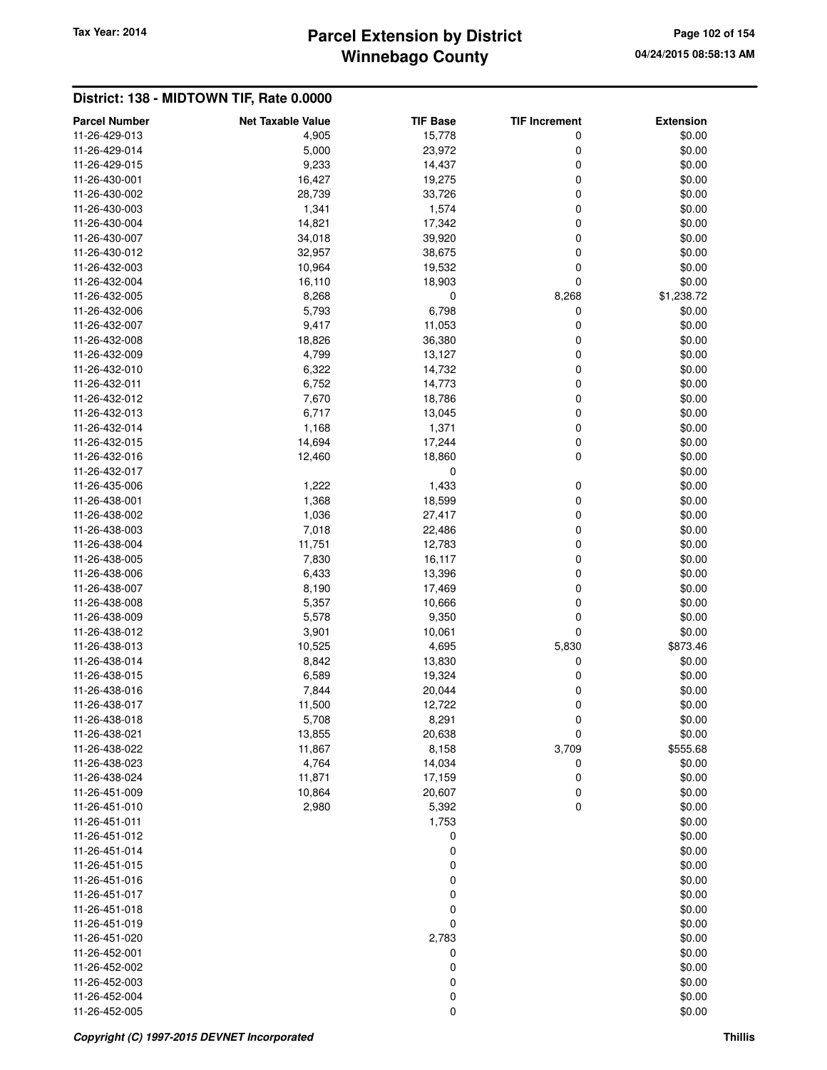## District: 138 - MIDTOWN TIF, Rate 0.0000

| Parcel Number | Net Taxable Value | TIF Base | TIF Increment | Extension |
|---|---|---|---|---|
| 11-26-429-013 | 4,905 | 15,778 | 0 | $0.00 |
| 11-26-429-014 | 5,000 | 23,972 | 0 | $0.00 |
| 11-26-429-015 | 9,233 | 14,437 | 0 | $0.00 |
| 11-26-430-001 | 16,427 | 19,275 | 0 | $0.00 |
| 11-26-430-002 | 28,739 | 33,726 | 0 | $0.00 |
| 11-26-430-003 | 1,341 | 1,574 | 0 | $0.00 |
| 11-26-430-004 | 14,821 | 17,342 | 0 | $0.00 |
| 11-26-430-007 | 34,018 | 39,920 | 0 | $0.00 |
| 11-26-430-012 | 32,957 | 38,675 | 0 | $0.00 |
| 11-26-432-003 | 10,964 | 19,532 | 0 | $0.00 |
| 11-26-432-004 | 16,110 | 18,903 | 0 | $0.00 |
| 11-26-432-005 | 8,268 | 0 | 8,268 | $1,238.72 |
| 11-26-432-006 | 5,793 | 6,798 | 0 | $0.00 |
| 11-26-432-007 | 9,417 | 11,053 | 0 | $0.00 |
| 11-26-432-008 | 18,826 | 36,380 | 0 | $0.00 |
| 11-26-432-009 | 4,799 | 13,127 | 0 | $0.00 |
| 11-26-432-010 | 6,322 | 14,732 | 0 | $0.00 |
| 11-26-432-011 | 6,752 | 14,773 | 0 | $0.00 |
| 11-26-432-012 | 7,670 | 18,786 | 0 | $0.00 |
| 11-26-432-013 | 6,717 | 13,045 | 0 | $0.00 |
| 11-26-432-014 | 1,168 | 1,371 | 0 | $0.00 |
| 11-26-432-015 | 14,694 | 17,244 | 0 | $0.00 |
| 11-26-432-016 | 12,460 | 18,860 | 0 | $0.00 |
| 11-26-432-017 | | 0 | | $0.00 |
| 11-26-435-006 | 1,222 | 1,433 | 0 | $0.00 |
| 11-26-438-001 | 1,368 | 18,599 | 0 | $0.00 |
| 11-26-438-002 | 1,036 | 27,417 | 0 | $0.00 |
| 11-26-438-003 | 7,018 | 22,486 | 0 | $0.00 |
| 11-26-438-004 | 11,751 | 12,783 | 0 | $0.00 |
| 11-26-438-005 | 7,830 | 16,117 | 0 | $0.00 |
| 11-26-438-006 | 6,433 | 13,396 | 0 | $0.00 |
| 11-26-438-007 | 8,190 | 17,469 | 0 | $0.00 |
| 11-26-438-008 | 5,357 | 10,666 | 0 | $0.00 |
| 11-26-438-009 | 5,578 | 9,350 | 0 | $0.00 |
| 11-26-438-012 | 3,901 | 10,061 | 0 | $0.00 |
| 11-26-438-013 | 10,525 | 4,695 | 5,830 | $873.46 |
| 11-26-438-014 | 8,842 | 13,830 | 0 | $0.00 |
| 11-26-438-015 | 6,589 | 19,324 | 0 | $0.00 |
| 11-26-438-016 | 7,844 | 20,044 | 0 | $0.00 |
| 11-26-438-017 | 11,500 | 12,722 | 0 | $0.00 |
| 11-26-438-018 | 5,708 | 8,291 | 0 | $0.00 |
| 11-26-438-021 | 13,855 | 20,638 | 0 | $0.00 |
| 11-26-438-022 | 11,867 | 8,158 | 3,709 | $555.68 |
| 11-26-438-023 | 4,764 | 14,034 | 0 | $0.00 |
| 11-26-438-024 | 11,871 | 17,159 | 0 | $0.00 |
| 11-26-451-009 | 10,864 | 20,607 | 0 | $0.00 |
| 11-26-451-010 | 2,980 | 5,392 | 0 | $0.00 |
| 11-26-451-011 | | 1,753 | | $0.00 |
| 11-26-451-012 | | 0 | | $0.00 |
| 11-26-451-014 | | 0 | | $0.00 |
| 11-26-451-015 | | 0 | | $0.00 |
| 11-26-451-016 | | 0 | | $0.00 |
| 11-26-451-017 | | 0 | | $0.00 |
| 11-26-451-018 | | 0 | | $0.00 |
| 11-26-451-019 | | 0 | | $0.00 |
| 11-26-451-020 | | 2,783 | | $0.00 |
| 11-26-452-001 | | 0 | | $0.00 |
| 11-26-452-002 | | 0 | | $0.00 |
| 11-26-452-003 | | 0 | | $0.00 |
| 11-26-452-004 | | 0 | | $0.00 |
| 11-26-452-005 | | 0 | | $0.00 |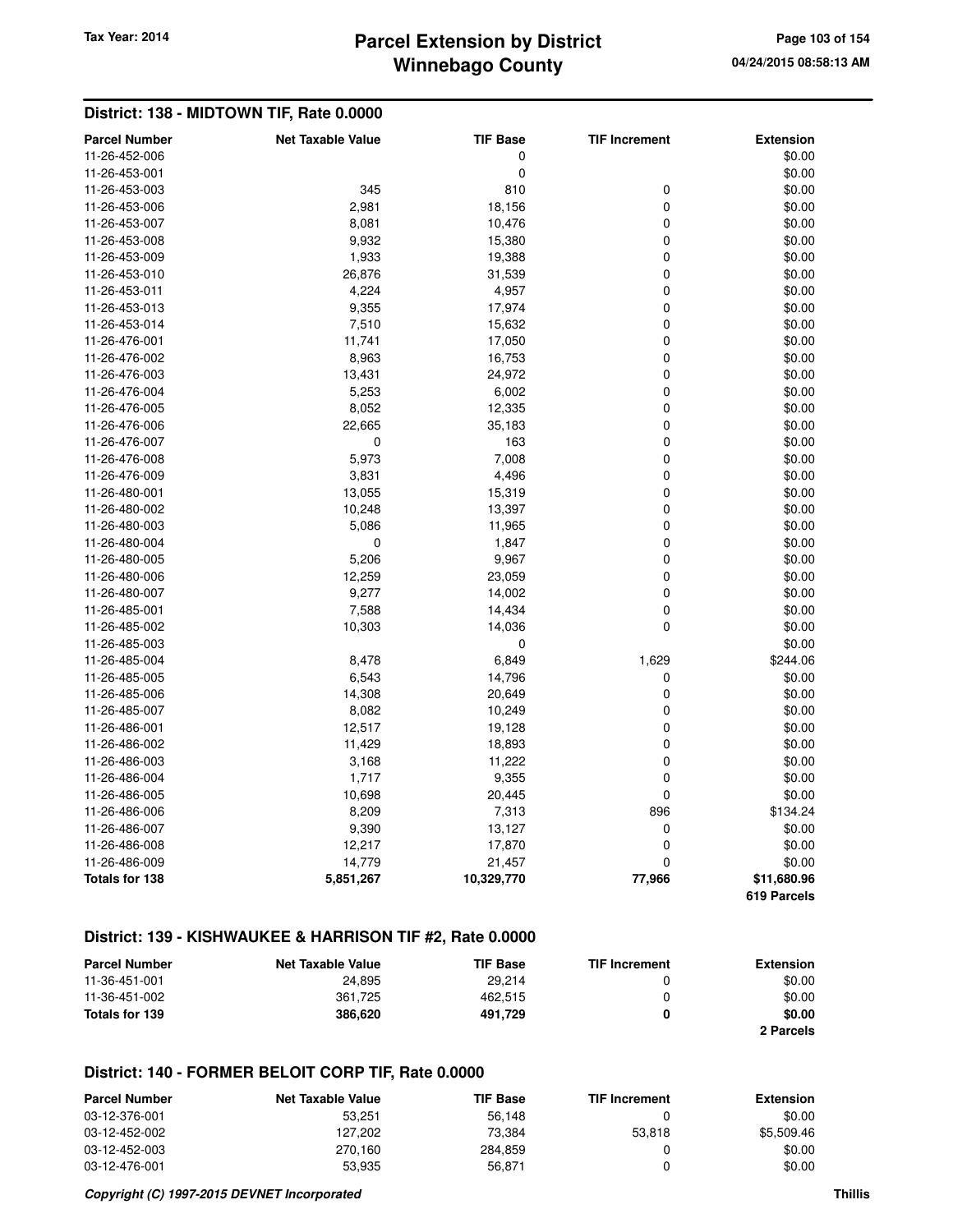## District: 138 - MIDTOWN TIF, Rate 0.0000

| Parcel Number | Net Taxable Value | TIF Base | TIF Increment | Extension |
|---|---|---|---|---|
| 11-26-452-006 | | 0 | | $0.00 |
| 11-26-453-001 | | 0 | | $0.00 |
| 11-26-453-003 | 345 | 810 | 0 | $0.00 |
| 11-26-453-006 | 2,981 | 18,156 | 0 | $0.00 |
| 11-26-453-007 | 8,081 | 10,476 | 0 | $0.00 |
| 11-26-453-008 | 9,932 | 15,380 | 0 | $0.00 |
| 11-26-453-009 | 1,933 | 19,388 | 0 | $0.00 |
| 11-26-453-010 | 26,876 | 31,539 | 0 | $0.00 |
| 11-26-453-011 | 4,224 | 4,957 | 0 | $0.00 |
| 11-26-453-013 | 9,355 | 17,974 | 0 | $0.00 |
| 11-26-453-014 | 7,510 | 15,632 | 0 | $0.00 |
| 11-26-476-001 | 11,741 | 17,050 | 0 | $0.00 |
| 11-26-476-002 | 8,963 | 16,753 | 0 | $0.00 |
| 11-26-476-003 | 13,431 | 24,972 | 0 | $0.00 |
| 11-26-476-004 | 5,253 | 6,002 | 0 | $0.00 |
| 11-26-476-005 | 8,052 | 12,335 | 0 | $0.00 |
| 11-26-476-006 | 22,665 | 35,183 | 0 | $0.00 |
| 11-26-476-007 | 0 | 163 | 0 | $0.00 |
| 11-26-476-008 | 5,973 | 7,008 | 0 | $0.00 |
| 11-26-476-009 | 3,831 | 4,496 | 0 | $0.00 |
| 11-26-480-001 | 13,055 | 15,319 | 0 | $0.00 |
| 11-26-480-002 | 10,248 | 13,397 | 0 | $0.00 |
| 11-26-480-003 | 5,086 | 11,965 | 0 | $0.00 |
| 11-26-480-004 | 0 | 1,847 | 0 | $0.00 |
| 11-26-480-005 | 5,206 | 9,967 | 0 | $0.00 |
| 11-26-480-006 | 12,259 | 23,059 | 0 | $0.00 |
| 11-26-480-007 | 9,277 | 14,002 | 0 | $0.00 |
| 11-26-485-001 | 7,588 | 14,434 | 0 | $0.00 |
| 11-26-485-002 | 10,303 | 14,036 | 0 | $0.00 |
| 11-26-485-003 | | 0 | | $0.00 |
| 11-26-485-004 | 8,478 | 6,849 | 1,629 | $244.06 |
| 11-26-485-005 | 6,543 | 14,796 | 0 | $0.00 |
| 11-26-485-006 | 14,308 | 20,649 | 0 | $0.00 |
| 11-26-485-007 | 8,082 | 10,249 | 0 | $0.00 |
| 11-26-486-001 | 12,517 | 19,128 | 0 | $0.00 |
| 11-26-486-002 | 11,429 | 18,893 | 0 | $0.00 |
| 11-26-486-003 | 3,168 | 11,222 | 0 | $0.00 |
| 11-26-486-004 | 1,717 | 9,355 | 0 | $0.00 |
| 11-26-486-005 | 10,698 | 20,445 | 0 | $0.00 |
| 11-26-486-006 | 8,209 | 7,313 | 896 | $134.24 |
| 11-26-486-007 | 9,390 | 13,127 | 0 | $0.00 |
| 11-26-486-008 | 12,217 | 17,870 | 0 | $0.00 |
| 11-26-486-009 | 14,779 | 21,457 | 0 | $0.00 |
| **Totals for 138** | **5,851,267** | **10,329,770** | **77,966** | **$11,680.96** |
| | | | | **619 Parcels** |

## District: 139 - KISHWAUKEE & HARRISON TIF #2, Rate 0.0000

| Parcel Number | Net Taxable Value | TIF Base | TIF Increment | Extension |
|---|---|---|---|---|
| 11-36-451-001 | 24,895 | 29,214 | 0 | $0.00 |
| 11-36-451-002 | 361,725 | 462,515 | 0 | $0.00 |
| **Totals for 139** | **386,620** | **491,729** | **0** | **$0.00** |
| | | | | **2 Parcels** |

## District: 140 - FORMER BELOIT CORP TIF, Rate 0.0000

| Parcel Number | Net Taxable Value | TIF Base | TIF Increment | Extension |
|---|---|---|---|---|
| 03-12-376-001 | 53,251 | 56,148 | 0 | $0.00 |
| 03-12-452-002 | 127,202 | 73,384 | 53,818 | $5,509.46 |
| 03-12-452-003 | 270,160 | 284,859 | 0 | $0.00 |
| 03-12-476-001 | 53,935 | 56,871 | 0 | $0.00 |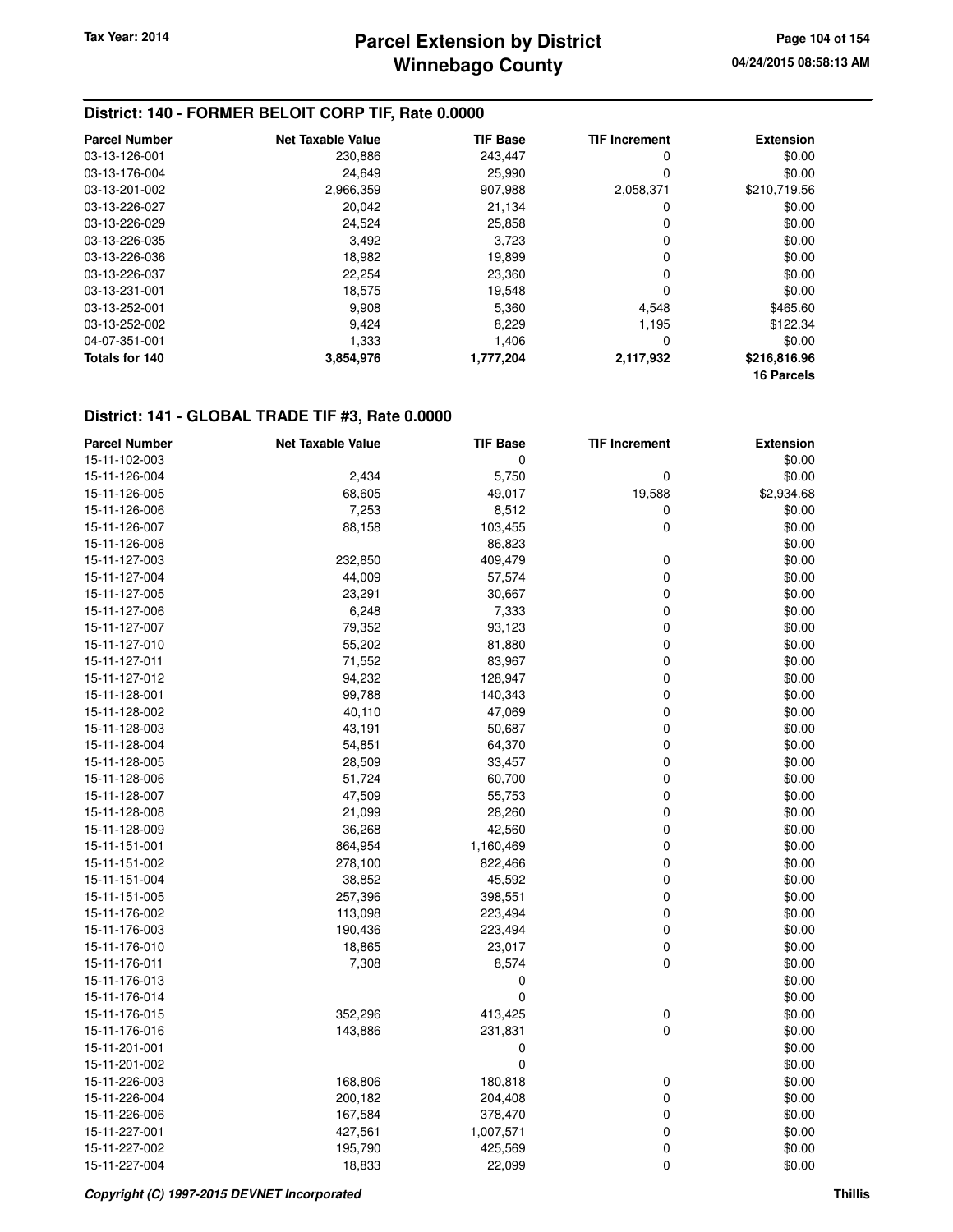## District: 140 - FORMER BELOIT CORP TIF, Rate 0.0000

| Parcel Number | Net Taxable Value | TIF Base | TIF Increment | Extension |
|---|---|---|---|---|
| 03-13-126-001 | 230,886 | 243,447 | 0 | $0.00 |
| 03-13-176-004 | 24,649 | 25,990 | 0 | $0.00 |
| 03-13-201-002 | 2,966,359 | 907,988 | 2,058,371 | $210,719.56 |
| 03-13-226-027 | 20,042 | 21,134 | 0 | $0.00 |
| 03-13-226-029 | 24,524 | 25,858 | 0 | $0.00 |
| 03-13-226-035 | 3,492 | 3,723 | 0 | $0.00 |
| 03-13-226-036 | 18,982 | 19,899 | 0 | $0.00 |
| 03-13-226-037 | 22,254 | 23,360 | 0 | $0.00 |
| 03-13-231-001 | 18,575 | 19,548 | 0 | $0.00 |
| 03-13-252-001 | 9,908 | 5,360 | 4,548 | $465.60 |
| 03-13-252-002 | 9,424 | 8,229 | 1,195 | $122.34 |
| 04-07-351-001 | 1,333 | 1,406 | 0 | $0.00 |
| **Totals for 140** | **3,854,976** | **1,777,204** | **2,117,932** | **$216,816.96** |
| | | | | **16 Parcels** |

## District: 141 - GLOBAL TRADE TIF #3, Rate 0.0000

| Parcel Number | Net Taxable Value | TIF Base | TIF Increment | Extension |
|---|---|---|---|---|
| 15-11-102-003 | | 0 | | $0.00 |
| 15-11-126-004 | 2,434 | 5,750 | 0 | $0.00 |
| 15-11-126-005 | 68,605 | 49,017 | 19,588 | $2,934.68 |
| 15-11-126-006 | 7,253 | 8,512 | 0 | $0.00 |
| 15-11-126-007 | 88,158 | 103,455 | 0 | $0.00 |
| 15-11-126-008 | | 86,823 | | $0.00 |
| 15-11-127-003 | 232,850 | 409,479 | 0 | $0.00 |
| 15-11-127-004 | 44,009 | 57,574 | 0 | $0.00 |
| 15-11-127-005 | 23,291 | 30,667 | 0 | $0.00 |
| 15-11-127-006 | 6,248 | 7,333 | 0 | $0.00 |
| 15-11-127-007 | 79,352 | 93,123 | 0 | $0.00 |
| 15-11-127-010 | 55,202 | 81,880 | 0 | $0.00 |
| 15-11-127-011 | 71,552 | 83,967 | 0 | $0.00 |
| 15-11-127-012 | 94,232 | 128,947 | 0 | $0.00 |
| 15-11-128-001 | 99,788 | 140,343 | 0 | $0.00 |
| 15-11-128-002 | 40,110 | 47,069 | 0 | $0.00 |
| 15-11-128-003 | 43,191 | 50,687 | 0 | $0.00 |
| 15-11-128-004 | 54,851 | 64,370 | 0 | $0.00 |
| 15-11-128-005 | 28,509 | 33,457 | 0 | $0.00 |
| 15-11-128-006 | 51,724 | 60,700 | 0 | $0.00 |
| 15-11-128-007 | 47,509 | 55,753 | 0 | $0.00 |
| 15-11-128-008 | 21,099 | 28,260 | 0 | $0.00 |
| 15-11-128-009 | 36,268 | 42,560 | 0 | $0.00 |
| 15-11-151-001 | 864,954 | 1,160,469 | 0 | $0.00 |
| 15-11-151-002 | 278,100 | 822,466 | 0 | $0.00 |
| 15-11-151-004 | 38,852 | 45,592 | 0 | $0.00 |
| 15-11-151-005 | 257,396 | 398,551 | 0 | $0.00 |
| 15-11-176-002 | 113,098 | 223,494 | 0 | $0.00 |
| 15-11-176-003 | 190,436 | 223,494 | 0 | $0.00 |
| 15-11-176-010 | 18,865 | 23,017 | 0 | $0.00 |
| 15-11-176-011 | 7,308 | 8,574 | 0 | $0.00 |
| 15-11-176-013 | | 0 | | $0.00 |
| 15-11-176-014 | | 0 | | $0.00 |
| 15-11-176-015 | 352,296 | 413,425 | 0 | $0.00 |
| 15-11-176-016 | 143,886 | 231,831 | 0 | $0.00 |
| 15-11-201-001 | | 0 | | $0.00 |
| 15-11-201-002 | | 0 | | $0.00 |
| 15-11-226-003 | 168,806 | 180,818 | 0 | $0.00 |
| 15-11-226-004 | 200,182 | 204,408 | 0 | $0.00 |
| 15-11-226-006 | 167,584 | 378,470 | 0 | $0.00 |
| 15-11-227-001 | 427,561 | 1,007,571 | 0 | $0.00 |
| 15-11-227-002 | 195,790 | 425,569 | 0 | $0.00 |
| 15-11-227-004 | 18,833 | 22,099 | 0 | $0.00 |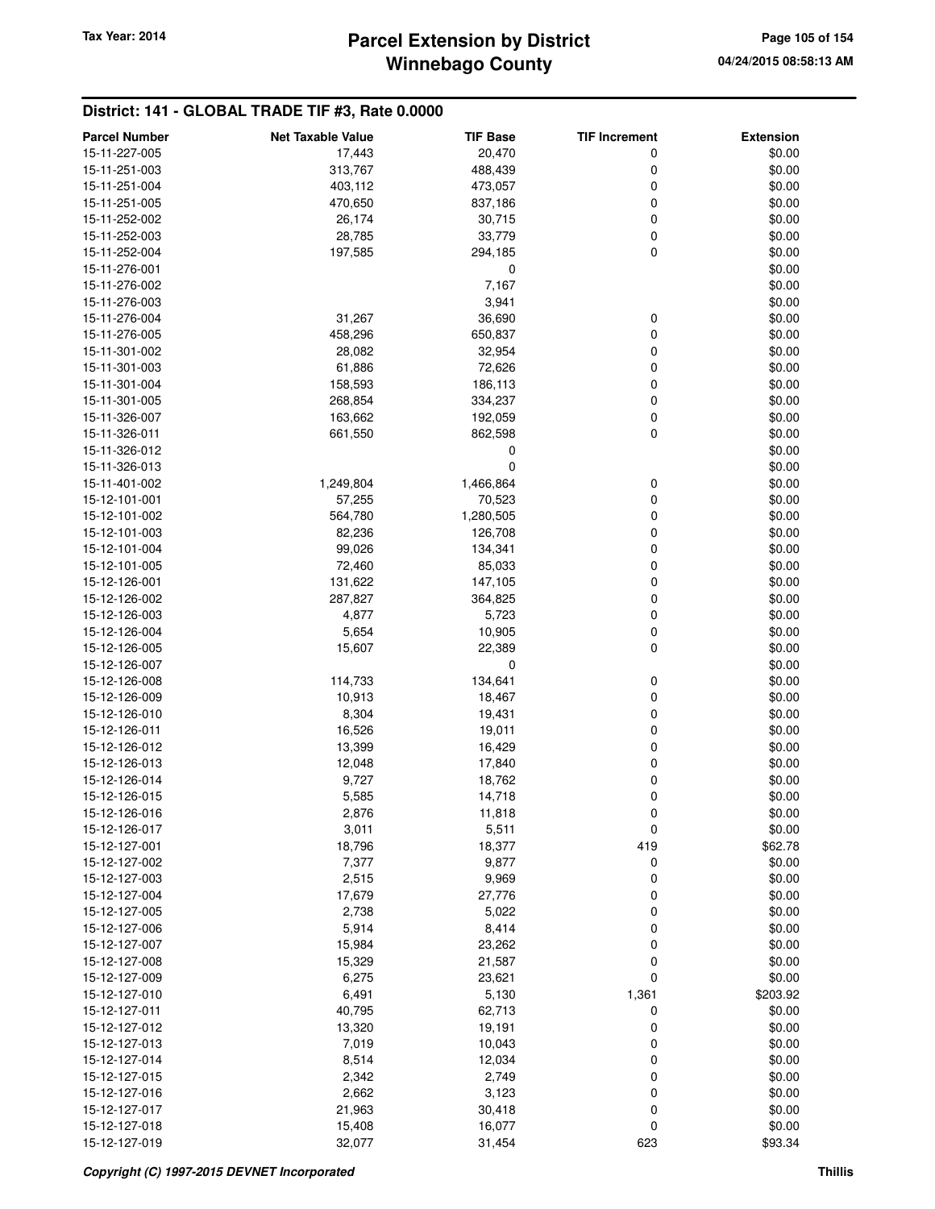## District: 141 - GLOBAL TRADE TIF #3, Rate 0.0000

| Parcel Number | Net Taxable Value | TIF Base | TIF Increment | Extension |
|---|---|---|---|---|
| 15-11-227-005 | 17,443 | 20,470 | 0 | $0.00 |
| 15-11-251-003 | 313,767 | 488,439 | 0 | $0.00 |
| 15-11-251-004 | 403,112 | 473,057 | 0 | $0.00 |
| 15-11-251-005 | 470,650 | 837,186 | 0 | $0.00 |
| 15-11-252-002 | 26,174 | 30,715 | 0 | $0.00 |
| 15-11-252-003 | 28,785 | 33,779 | 0 | $0.00 |
| 15-11-252-004 | 197,585 | 294,185 | 0 | $0.00 |
| 15-11-276-001 | | 0 | | $0.00 |
| 15-11-276-002 | | 7,167 | | $0.00 |
| 15-11-276-003 | | 3,941 | | $0.00 |
| 15-11-276-004 | 31,267 | 36,690 | 0 | $0.00 |
| 15-11-276-005 | 458,296 | 650,837 | 0 | $0.00 |
| 15-11-301-002 | 28,082 | 32,954 | 0 | $0.00 |
| 15-11-301-003 | 61,886 | 72,626 | 0 | $0.00 |
| 15-11-301-004 | 158,593 | 186,113 | 0 | $0.00 |
| 15-11-301-005 | 268,854 | 334,237 | 0 | $0.00 |
| 15-11-326-007 | 163,662 | 192,059 | 0 | $0.00 |
| 15-11-326-011 | 661,550 | 862,598 | 0 | $0.00 |
| 15-11-326-012 | | 0 | | $0.00 |
| 15-11-326-013 | | 0 | | $0.00 |
| 15-11-401-002 | 1,249,804 | 1,466,864 | 0 | $0.00 |
| 15-12-101-001 | 57,255 | 70,523 | 0 | $0.00 |
| 15-12-101-002 | 564,780 | 1,280,505 | 0 | $0.00 |
| 15-12-101-003 | 82,236 | 126,708 | 0 | $0.00 |
| 15-12-101-004 | 99,026 | 134,341 | 0 | $0.00 |
| 15-12-101-005 | 72,460 | 85,033 | 0 | $0.00 |
| 15-12-126-001 | 131,622 | 147,105 | 0 | $0.00 |
| 15-12-126-002 | 287,827 | 364,825 | 0 | $0.00 |
| 15-12-126-003 | 4,877 | 5,723 | 0 | $0.00 |
| 15-12-126-004 | 5,654 | 10,905 | 0 | $0.00 |
| 15-12-126-005 | 15,607 | 22,389 | 0 | $0.00 |
| 15-12-126-007 | | 0 | | $0.00 |
| 15-12-126-008 | 114,733 | 134,641 | 0 | $0.00 |
| 15-12-126-009 | 10,913 | 18,467 | 0 | $0.00 |
| 15-12-126-010 | 8,304 | 19,431 | 0 | $0.00 |
| 15-12-126-011 | 16,526 | 19,011 | 0 | $0.00 |
| 15-12-126-012 | 13,399 | 16,429 | 0 | $0.00 |
| 15-12-126-013 | 12,048 | 17,840 | 0 | $0.00 |
| 15-12-126-014 | 9,727 | 18,762 | 0 | $0.00 |
| 15-12-126-015 | 5,585 | 14,718 | 0 | $0.00 |
| 15-12-126-016 | 2,876 | 11,818 | 0 | $0.00 |
| 15-12-126-017 | 3,011 | 5,511 | 0 | $0.00 |
| 15-12-127-001 | 18,796 | 18,377 | 419 | $62.78 |
| 15-12-127-002 | 7,377 | 9,877 | 0 | $0.00 |
| 15-12-127-003 | 2,515 | 9,969 | 0 | $0.00 |
| 15-12-127-004 | 17,679 | 27,776 | 0 | $0.00 |
| 15-12-127-005 | 2,738 | 5,022 | 0 | $0.00 |
| 15-12-127-006 | 5,914 | 8,414 | 0 | $0.00 |
| 15-12-127-007 | 15,984 | 23,262 | 0 | $0.00 |
| 15-12-127-008 | 15,329 | 21,587 | 0 | $0.00 |
| 15-12-127-009 | 6,275 | 23,621 | 0 | $0.00 |
| 15-12-127-010 | 6,491 | 5,130 | 1,361 | $203.92 |
| 15-12-127-011 | 40,795 | 62,713 | 0 | $0.00 |
| 15-12-127-012 | 13,320 | 19,191 | 0 | $0.00 |
| 15-12-127-013 | 7,019 | 10,043 | 0 | $0.00 |
| 15-12-127-014 | 8,514 | 12,034 | 0 | $0.00 |
| 15-12-127-015 | 2,342 | 2,749 | 0 | $0.00 |
| 15-12-127-016 | 2,662 | 3,123 | 0 | $0.00 |
| 15-12-127-017 | 21,963 | 30,418 | 0 | $0.00 |
| 15-12-127-018 | 15,408 | 16,077 | 0 | $0.00 |
| 15-12-127-019 | 32,077 | 31,454 | 623 | $93.34 |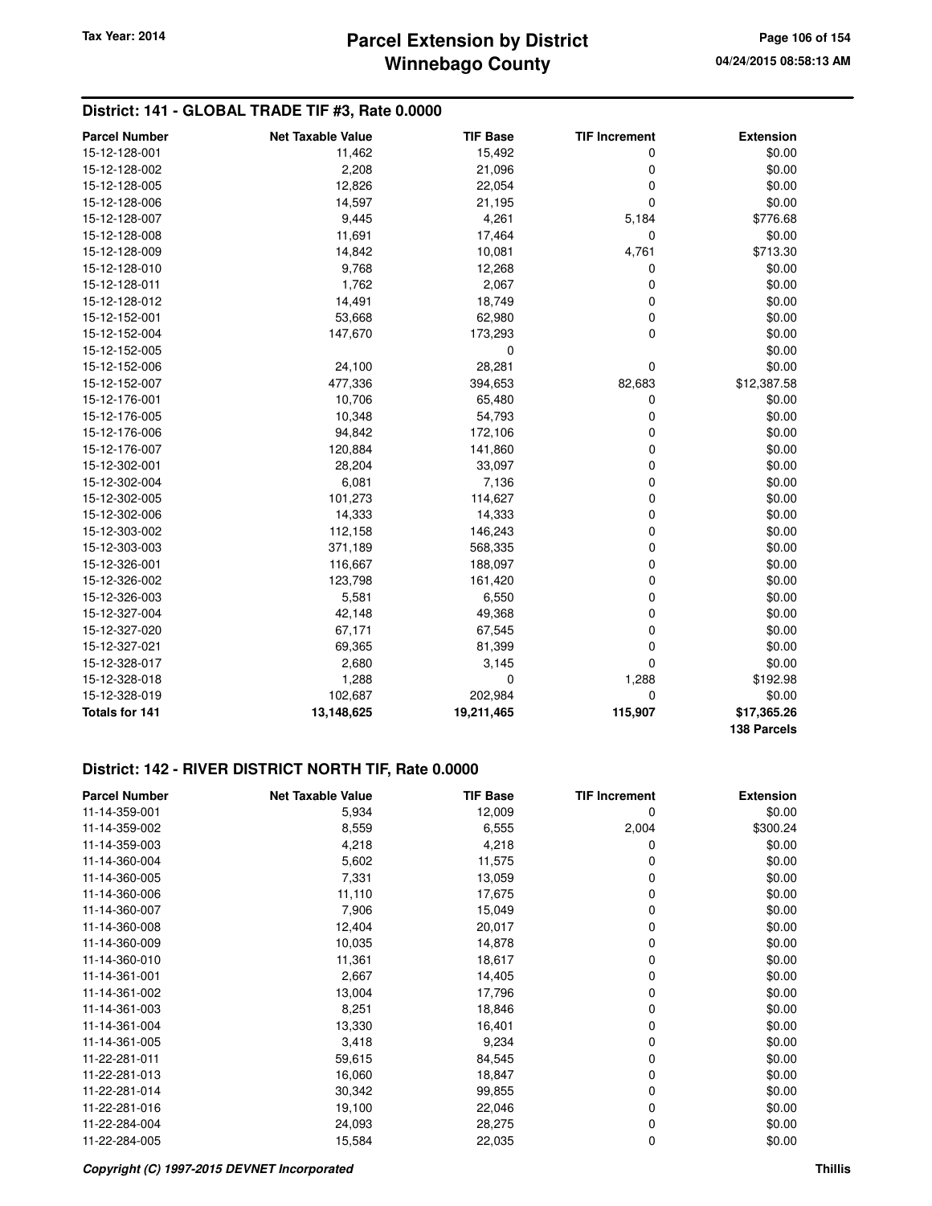## District: 141 - GLOBAL TRADE TIF #3, Rate 0.0000

| Parcel Number | Net Taxable Value | TIF Base | TIF Increment | Extension |
|---|---|---|---|---|
| 15-12-128-001 | 11,462 | 15,492 | 0 | $0.00 |
| 15-12-128-002 | 2,208 | 21,096 | 0 | $0.00 |
| 15-12-128-005 | 12,826 | 22,054 | 0 | $0.00 |
| 15-12-128-006 | 14,597 | 21,195 | 0 | $0.00 |
| 15-12-128-007 | 9,445 | 4,261 | 5,184 | $776.68 |
| 15-12-128-008 | 11,691 | 17,464 | 0 | $0.00 |
| 15-12-128-009 | 14,842 | 10,081 | 4,761 | $713.30 |
| 15-12-128-010 | 9,768 | 12,268 | 0 | $0.00 |
| 15-12-128-011 | 1,762 | 2,067 | 0 | $0.00 |
| 15-12-128-012 | 14,491 | 18,749 | 0 | $0.00 |
| 15-12-152-001 | 53,668 | 62,980 | 0 | $0.00 |
| 15-12-152-004 | 147,670 | 173,293 | 0 | $0.00 |
| 15-12-152-005 | | 0 | | $0.00 |
| 15-12-152-006 | 24,100 | 28,281 | 0 | $0.00 |
| 15-12-152-007 | 477,336 | 394,653 | 82,683 | $12,387.58 |
| 15-12-176-001 | 10,706 | 65,480 | 0 | $0.00 |
| 15-12-176-005 | 10,348 | 54,793 | 0 | $0.00 |
| 15-12-176-006 | 94,842 | 172,106 | 0 | $0.00 |
| 15-12-176-007 | 120,884 | 141,860 | 0 | $0.00 |
| 15-12-302-001 | 28,204 | 33,097 | 0 | $0.00 |
| 15-12-302-004 | 6,081 | 7,136 | 0 | $0.00 |
| 15-12-302-005 | 101,273 | 114,627 | 0 | $0.00 |
| 15-12-302-006 | 14,333 | 14,333 | 0 | $0.00 |
| 15-12-303-002 | 112,158 | 146,243 | 0 | $0.00 |
| 15-12-303-003 | 371,189 | 568,335 | 0 | $0.00 |
| 15-12-326-001 | 116,667 | 188,097 | 0 | $0.00 |
| 15-12-326-002 | 123,798 | 161,420 | 0 | $0.00 |
| 15-12-326-003 | 5,581 | 6,550 | 0 | $0.00 |
| 15-12-327-004 | 42,148 | 49,368 | 0 | $0.00 |
| 15-12-327-020 | 67,171 | 67,545 | 0 | $0.00 |
| 15-12-327-021 | 69,365 | 81,399 | 0 | $0.00 |
| 15-12-328-017 | 2,680 | 3,145 | 0 | $0.00 |
| 15-12-328-018 | 1,288 | 0 | 1,288 | $192.98 |
| 15-12-328-019 | 102,687 | 202,984 | 0 | $0.00 |
| **Totals for 141** | **13,148,625** | **19,211,465** | **115,907** | **$17,365.26** |
| | | | | **138 Parcels** |

## District: 142 - RIVER DISTRICT NORTH TIF, Rate 0.0000

| Parcel Number | Net Taxable Value | TIF Base | TIF Increment | Extension |
|---|---|---|---|---|
| 11-14-359-001 | 5,934 | 12,009 | 0 | $0.00 |
| 11-14-359-002 | 8,559 | 6,555 | 2,004 | $300.24 |
| 11-14-359-003 | 4,218 | 4,218 | 0 | $0.00 |
| 11-14-360-004 | 5,602 | 11,575 | 0 | $0.00 |
| 11-14-360-005 | 7,331 | 13,059 | 0 | $0.00 |
| 11-14-360-006 | 11,110 | 17,675 | 0 | $0.00 |
| 11-14-360-007 | 7,906 | 15,049 | 0 | $0.00 |
| 11-14-360-008 | 12,404 | 20,017 | 0 | $0.00 |
| 11-14-360-009 | 10,035 | 14,878 | 0 | $0.00 |
| 11-14-360-010 | 11,361 | 18,617 | 0 | $0.00 |
| 11-14-361-001 | 2,667 | 14,405 | 0 | $0.00 |
| 11-14-361-002 | 13,004 | 17,796 | 0 | $0.00 |
| 11-14-361-003 | 8,251 | 18,846 | 0 | $0.00 |
| 11-14-361-004 | 13,330 | 16,401 | 0 | $0.00 |
| 11-14-361-005 | 3,418 | 9,234 | 0 | $0.00 |
| 11-22-281-011 | 59,615 | 84,545 | 0 | $0.00 |
| 11-22-281-013 | 16,060 | 18,847 | 0 | $0.00 |
| 11-22-281-014 | 30,342 | 99,855 | 0 | $0.00 |
| 11-22-281-016 | 19,100 | 22,046 | 0 | $0.00 |
| 11-22-284-004 | 24,093 | 28,275 | 0 | $0.00 |
| 11-22-284-005 | 15,584 | 22,035 | 0 | $0.00 |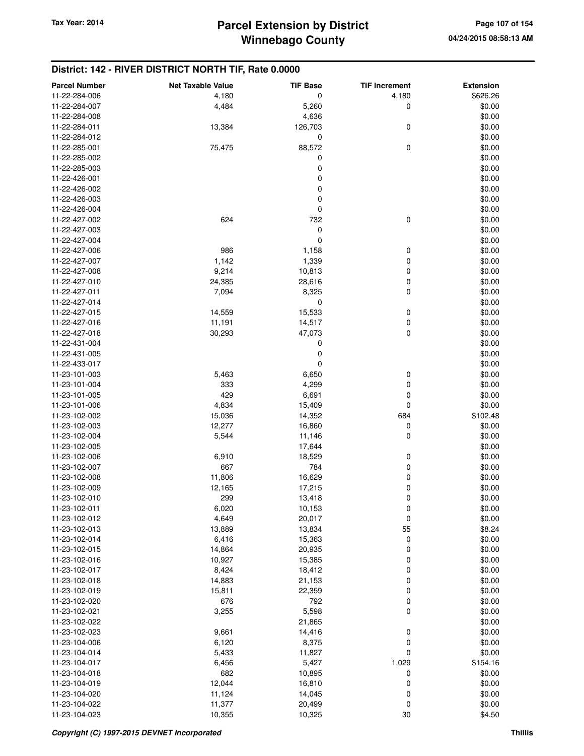## District: 142 - RIVER DISTRICT NORTH TIF, Rate 0.0000

| Parcel Number | Net Taxable Value | TIF Base | TIF Increment | Extension |
|---|---|---|---|---|
| 11-22-284-006 | 4,180 | 0 | 4,180 | $626.26 |
| 11-22-284-007 | 4,484 | 5,260 | 0 | $0.00 |
| 11-22-284-008 | | 4,636 | | $0.00 |
| 11-22-284-011 | 13,384 | 126,703 | 0 | $0.00 |
| 11-22-284-012 | | 0 | | $0.00 |
| 11-22-285-001 | 75,475 | 88,572 | 0 | $0.00 |
| 11-22-285-002 | | 0 | | $0.00 |
| 11-22-285-003 | | 0 | | $0.00 |
| 11-22-426-001 | | 0 | | $0.00 |
| 11-22-426-002 | | 0 | | $0.00 |
| 11-22-426-003 | | 0 | | $0.00 |
| 11-22-426-004 | | 0 | | $0.00 |
| 11-22-427-002 | 624 | 732 | 0 | $0.00 |
| 11-22-427-003 | | 0 | | $0.00 |
| 11-22-427-004 | | 0 | | $0.00 |
| 11-22-427-006 | 986 | 1,158 | 0 | $0.00 |
| 11-22-427-007 | 1,142 | 1,339 | 0 | $0.00 |
| 11-22-427-008 | 9,214 | 10,813 | 0 | $0.00 |
| 11-22-427-010 | 24,385 | 28,616 | 0 | $0.00 |
| 11-22-427-011 | 7,094 | 8,325 | 0 | $0.00 |
| 11-22-427-014 | | 0 | | $0.00 |
| 11-22-427-015 | 14,559 | 15,533 | 0 | $0.00 |
| 11-22-427-016 | 11,191 | 14,517 | 0 | $0.00 |
| 11-22-427-018 | 30,293 | 47,073 | 0 | $0.00 |
| 11-22-431-004 | | 0 | | $0.00 |
| 11-22-431-005 | | 0 | | $0.00 |
| 11-22-433-017 | | 0 | | $0.00 |
| 11-23-101-003 | 5,463 | 6,650 | 0 | $0.00 |
| 11-23-101-004 | 333 | 4,299 | 0 | $0.00 |
| 11-23-101-005 | 429 | 6,691 | 0 | $0.00 |
| 11-23-101-006 | 4,834 | 15,409 | 0 | $0.00 |
| 11-23-102-002 | 15,036 | 14,352 | 684 | $102.48 |
| 11-23-102-003 | 12,277 | 16,860 | 0 | $0.00 |
| 11-23-102-004 | 5,544 | 11,146 | 0 | $0.00 |
| 11-23-102-005 | | 17,644 | | $0.00 |
| 11-23-102-006 | 6,910 | 18,529 | 0 | $0.00 |
| 11-23-102-007 | 667 | 784 | 0 | $0.00 |
| 11-23-102-008 | 11,806 | 16,629 | 0 | $0.00 |
| 11-23-102-009 | 12,165 | 17,215 | 0 | $0.00 |
| 11-23-102-010 | 299 | 13,418 | 0 | $0.00 |
| 11-23-102-011 | 6,020 | 10,153 | 0 | $0.00 |
| 11-23-102-012 | 4,649 | 20,017 | 0 | $0.00 |
| 11-23-102-013 | 13,889 | 13,834 | 55 | $8.24 |
| 11-23-102-014 | 6,416 | 15,363 | 0 | $0.00 |
| 11-23-102-015 | 14,864 | 20,935 | 0 | $0.00 |
| 11-23-102-016 | 10,927 | 15,385 | 0 | $0.00 |
| 11-23-102-017 | 8,424 | 18,412 | 0 | $0.00 |
| 11-23-102-018 | 14,883 | 21,153 | 0 | $0.00 |
| 11-23-102-019 | 15,811 | 22,359 | 0 | $0.00 |
| 11-23-102-020 | 676 | 792 | 0 | $0.00 |
| 11-23-102-021 | 3,255 | 5,598 | 0 | $0.00 |
| 11-23-102-022 | | 21,865 | | $0.00 |
| 11-23-102-023 | 9,661 | 14,416 | 0 | $0.00 |
| 11-23-104-006 | 6,120 | 8,375 | 0 | $0.00 |
| 11-23-104-014 | 5,433 | 11,827 | 0 | $0.00 |
| 11-23-104-017 | 6,456 | 5,427 | 1,029 | $154.16 |
| 11-23-104-018 | 682 | 10,895 | 0 | $0.00 |
| 11-23-104-019 | 12,044 | 16,810 | 0 | $0.00 |
| 11-23-104-020 | 11,124 | 14,045 | 0 | $0.00 |
| 11-23-104-022 | 11,377 | 20,499 | 0 | $0.00 |
| 11-23-104-023 | 10,355 | 10,325 | 30 | $4.50 |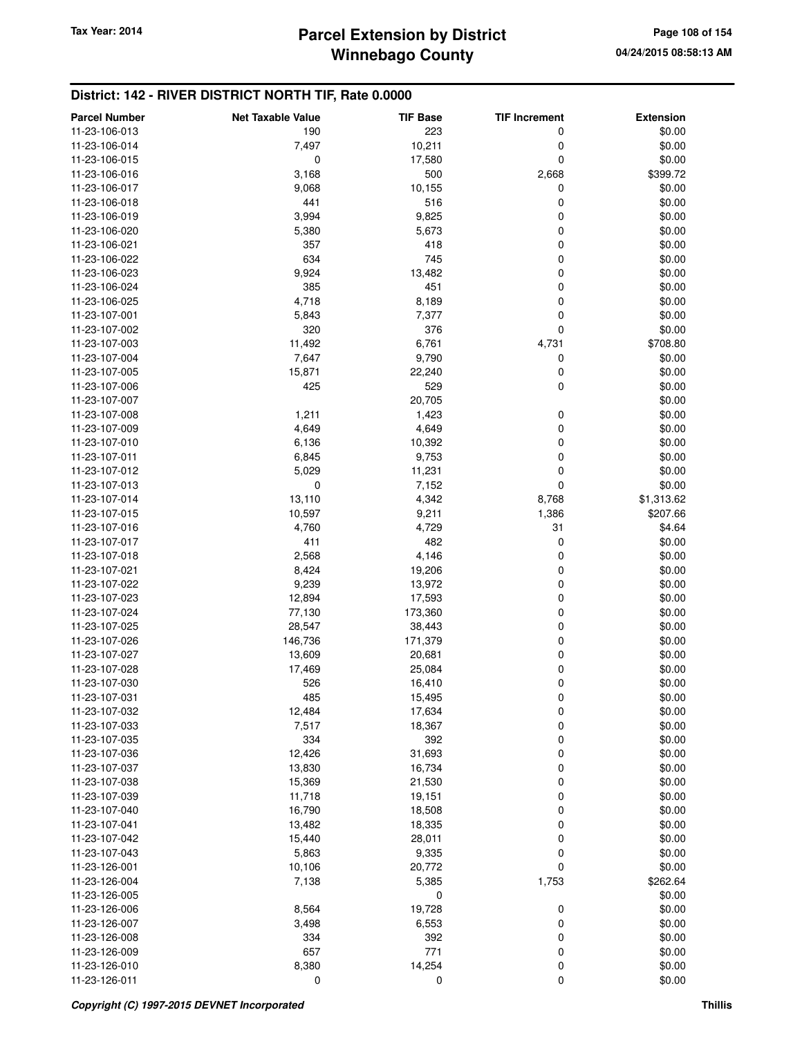## District: 142 - RIVER DISTRICT NORTH TIF, Rate 0.0000

| Parcel Number | Net Taxable Value | TIF Base | TIF Increment | Extension |
|---|---|---|---|---|
| 11-23-106-013 | 190 | 223 | 0 | $0.00 |
| 11-23-106-014 | 7,497 | 10,211 | 0 | $0.00 |
| 11-23-106-015 | 0 | 17,580 | 0 | $0.00 |
| 11-23-106-016 | 3,168 | 500 | 2,668 | $399.72 |
| 11-23-106-017 | 9,068 | 10,155 | 0 | $0.00 |
| 11-23-106-018 | 441 | 516 | 0 | $0.00 |
| 11-23-106-019 | 3,994 | 9,825 | 0 | $0.00 |
| 11-23-106-020 | 5,380 | 5,673 | 0 | $0.00 |
| 11-23-106-021 | 357 | 418 | 0 | $0.00 |
| 11-23-106-022 | 634 | 745 | 0 | $0.00 |
| 11-23-106-023 | 9,924 | 13,482 | 0 | $0.00 |
| 11-23-106-024 | 385 | 451 | 0 | $0.00 |
| 11-23-106-025 | 4,718 | 8,189 | 0 | $0.00 |
| 11-23-107-001 | 5,843 | 7,377 | 0 | $0.00 |
| 11-23-107-002 | 320 | 376 | 0 | $0.00 |
| 11-23-107-003 | 11,492 | 6,761 | 4,731 | $708.80 |
| 11-23-107-004 | 7,647 | 9,790 | 0 | $0.00 |
| 11-23-107-005 | 15,871 | 22,240 | 0 | $0.00 |
| 11-23-107-006 | 425 | 529 | 0 | $0.00 |
| 11-23-107-007 | | 20,705 | | $0.00 |
| 11-23-107-008 | 1,211 | 1,423 | 0 | $0.00 |
| 11-23-107-009 | 4,649 | 4,649 | 0 | $0.00 |
| 11-23-107-010 | 6,136 | 10,392 | 0 | $0.00 |
| 11-23-107-011 | 6,845 | 9,753 | 0 | $0.00 |
| 11-23-107-012 | 5,029 | 11,231 | 0 | $0.00 |
| 11-23-107-013 | 0 | 7,152 | 0 | $0.00 |
| 11-23-107-014 | 13,110 | 4,342 | 8,768 | $1,313.62 |
| 11-23-107-015 | 10,597 | 9,211 | 1,386 | $207.66 |
| 11-23-107-016 | 4,760 | 4,729 | 31 | $4.64 |
| 11-23-107-017 | 411 | 482 | 0 | $0.00 |
| 11-23-107-018 | 2,568 | 4,146 | 0 | $0.00 |
| 11-23-107-021 | 8,424 | 19,206 | 0 | $0.00 |
| 11-23-107-022 | 9,239 | 13,972 | 0 | $0.00 |
| 11-23-107-023 | 12,894 | 17,593 | 0 | $0.00 |
| 11-23-107-024 | 77,130 | 173,360 | 0 | $0.00 |
| 11-23-107-025 | 28,547 | 38,443 | 0 | $0.00 |
| 11-23-107-026 | 146,736 | 171,379 | 0 | $0.00 |
| 11-23-107-027 | 13,609 | 20,681 | 0 | $0.00 |
| 11-23-107-028 | 17,469 | 25,084 | 0 | $0.00 |
| 11-23-107-030 | 526 | 16,410 | 0 | $0.00 |
| 11-23-107-031 | 485 | 15,495 | 0 | $0.00 |
| 11-23-107-032 | 12,484 | 17,634 | 0 | $0.00 |
| 11-23-107-033 | 7,517 | 18,367 | 0 | $0.00 |
| 11-23-107-035 | 334 | 392 | 0 | $0.00 |
| 11-23-107-036 | 12,426 | 31,693 | 0 | $0.00 |
| 11-23-107-037 | 13,830 | 16,734 | 0 | $0.00 |
| 11-23-107-038 | 15,369 | 21,530 | 0 | $0.00 |
| 11-23-107-039 | 11,718 | 19,151 | 0 | $0.00 |
| 11-23-107-040 | 16,790 | 18,508 | 0 | $0.00 |
| 11-23-107-041 | 13,482 | 18,335 | 0 | $0.00 |
| 11-23-107-042 | 15,440 | 28,011 | 0 | $0.00 |
| 11-23-107-043 | 5,863 | 9,335 | 0 | $0.00 |
| 11-23-126-001 | 10,106 | 20,772 | 0 | $0.00 |
| 11-23-126-004 | 7,138 | 5,385 | 1,753 | $262.64 |
| 11-23-126-005 | | 0 | | $0.00 |
| 11-23-126-006 | 8,564 | 19,728 | 0 | $0.00 |
| 11-23-126-007 | 3,498 | 6,553 | 0 | $0.00 |
| 11-23-126-008 | 334 | 392 | 0 | $0.00 |
| 11-23-126-009 | 657 | 771 | 0 | $0.00 |
| 11-23-126-010 | 8,380 | 14,254 | 0 | $0.00 |
| 11-23-126-011 | 0 | 0 | 0 | $0.00 |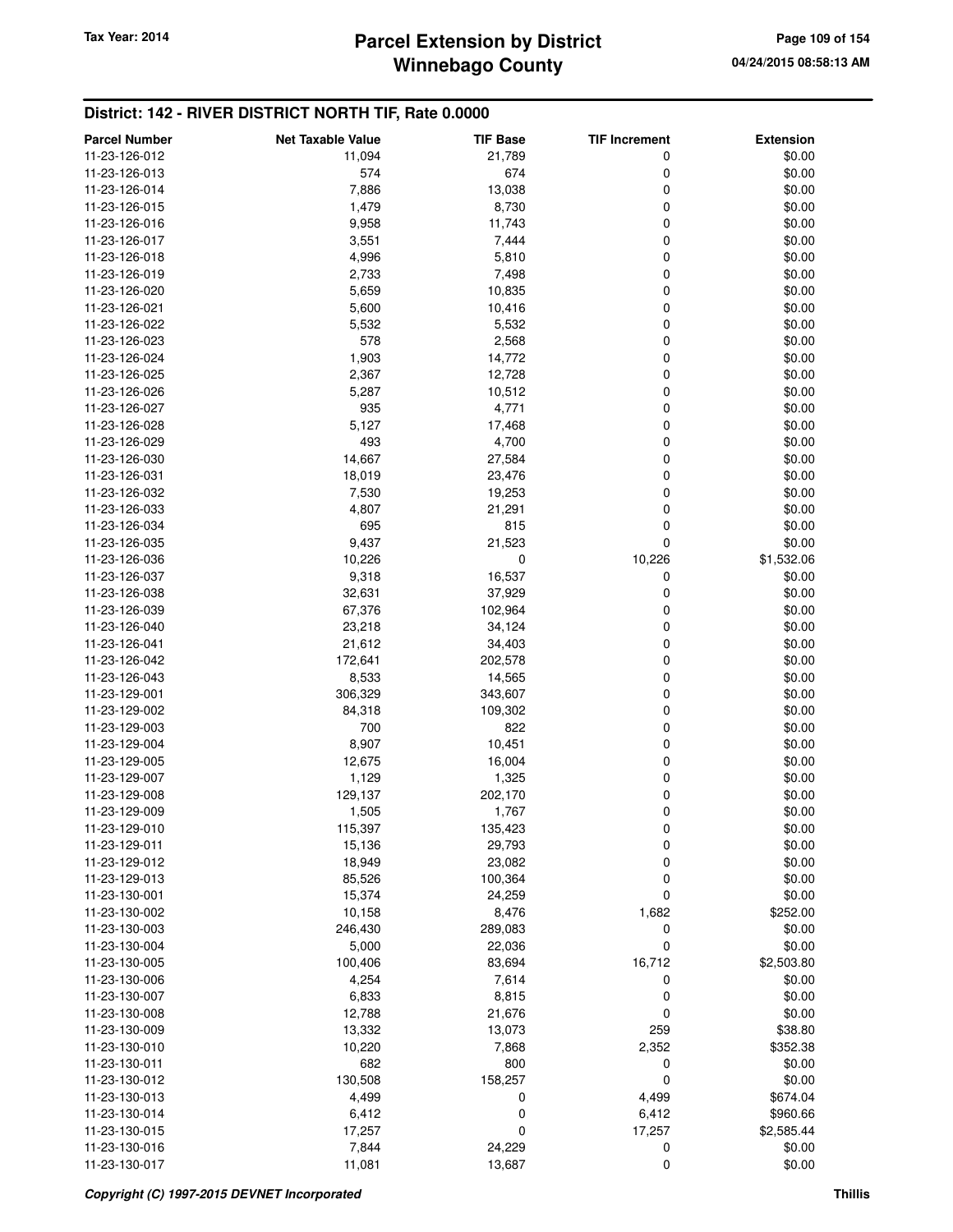## District: 142 - RIVER DISTRICT NORTH TIF, Rate 0.0000

| Parcel Number | Net Taxable Value | TIF Base | TIF Increment | Extension |
|---|---|---|---|---|
| 11-23-126-012 | 11,094 | 21,789 | 0 | $0.00 |
| 11-23-126-013 | 574 | 674 | 0 | $0.00 |
| 11-23-126-014 | 7,886 | 13,038 | 0 | $0.00 |
| 11-23-126-015 | 1,479 | 8,730 | 0 | $0.00 |
| 11-23-126-016 | 9,958 | 11,743 | 0 | $0.00 |
| 11-23-126-017 | 3,551 | 7,444 | 0 | $0.00 |
| 11-23-126-018 | 4,996 | 5,810 | 0 | $0.00 |
| 11-23-126-019 | 2,733 | 7,498 | 0 | $0.00 |
| 11-23-126-020 | 5,659 | 10,835 | 0 | $0.00 |
| 11-23-126-021 | 5,600 | 10,416 | 0 | $0.00 |
| 11-23-126-022 | 5,532 | 5,532 | 0 | $0.00 |
| 11-23-126-023 | 578 | 2,568 | 0 | $0.00 |
| 11-23-126-024 | 1,903 | 14,772 | 0 | $0.00 |
| 11-23-126-025 | 2,367 | 12,728 | 0 | $0.00 |
| 11-23-126-026 | 5,287 | 10,512 | 0 | $0.00 |
| 11-23-126-027 | 935 | 4,771 | 0 | $0.00 |
| 11-23-126-028 | 5,127 | 17,468 | 0 | $0.00 |
| 11-23-126-029 | 493 | 4,700 | 0 | $0.00 |
| 11-23-126-030 | 14,667 | 27,584 | 0 | $0.00 |
| 11-23-126-031 | 18,019 | 23,476 | 0 | $0.00 |
| 11-23-126-032 | 7,530 | 19,253 | 0 | $0.00 |
| 11-23-126-033 | 4,807 | 21,291 | 0 | $0.00 |
| 11-23-126-034 | 695 | 815 | 0 | $0.00 |
| 11-23-126-035 | 9,437 | 21,523 | 0 | $0.00 |
| 11-23-126-036 | 10,226 | 0 | 10,226 | $1,532.06 |
| 11-23-126-037 | 9,318 | 16,537 | 0 | $0.00 |
| 11-23-126-038 | 32,631 | 37,929 | 0 | $0.00 |
| 11-23-126-039 | 67,376 | 102,964 | 0 | $0.00 |
| 11-23-126-040 | 23,218 | 34,124 | 0 | $0.00 |
| 11-23-126-041 | 21,612 | 34,403 | 0 | $0.00 |
| 11-23-126-042 | 172,641 | 202,578 | 0 | $0.00 |
| 11-23-126-043 | 8,533 | 14,565 | 0 | $0.00 |
| 11-23-129-001 | 306,329 | 343,607 | 0 | $0.00 |
| 11-23-129-002 | 84,318 | 109,302 | 0 | $0.00 |
| 11-23-129-003 | 700 | 822 | 0 | $0.00 |
| 11-23-129-004 | 8,907 | 10,451 | 0 | $0.00 |
| 11-23-129-005 | 12,675 | 16,004 | 0 | $0.00 |
| 11-23-129-007 | 1,129 | 1,325 | 0 | $0.00 |
| 11-23-129-008 | 129,137 | 202,170 | 0 | $0.00 |
| 11-23-129-009 | 1,505 | 1,767 | 0 | $0.00 |
| 11-23-129-010 | 115,397 | 135,423 | 0 | $0.00 |
| 11-23-129-011 | 15,136 | 29,793 | 0 | $0.00 |
| 11-23-129-012 | 18,949 | 23,082 | 0 | $0.00 |
| 11-23-129-013 | 85,526 | 100,364 | 0 | $0.00 |
| 11-23-130-001 | 15,374 | 24,259 | 0 | $0.00 |
| 11-23-130-002 | 10,158 | 8,476 | 1,682 | $252.00 |
| 11-23-130-003 | 246,430 | 289,083 | 0 | $0.00 |
| 11-23-130-004 | 5,000 | 22,036 | 0 | $0.00 |
| 11-23-130-005 | 100,406 | 83,694 | 16,712 | $2,503.80 |
| 11-23-130-006 | 4,254 | 7,614 | 0 | $0.00 |
| 11-23-130-007 | 6,833 | 8,815 | 0 | $0.00 |
| 11-23-130-008 | 12,788 | 21,676 | 0 | $0.00 |
| 11-23-130-009 | 13,332 | 13,073 | 259 | $38.80 |
| 11-23-130-010 | 10,220 | 7,868 | 2,352 | $352.38 |
| 11-23-130-011 | 682 | 800 | 0 | $0.00 |
| 11-23-130-012 | 130,508 | 158,257 | 0 | $0.00 |
| 11-23-130-013 | 4,499 | 0 | 4,499 | $674.04 |
| 11-23-130-014 | 6,412 | 0 | 6,412 | $960.66 |
| 11-23-130-015 | 17,257 | 0 | 17,257 | $2,585.44 |
| 11-23-130-016 | 7,844 | 24,229 | 0 | $0.00 |
| 11-23-130-017 | 11,081 | 13,687 | 0 | $0.00 |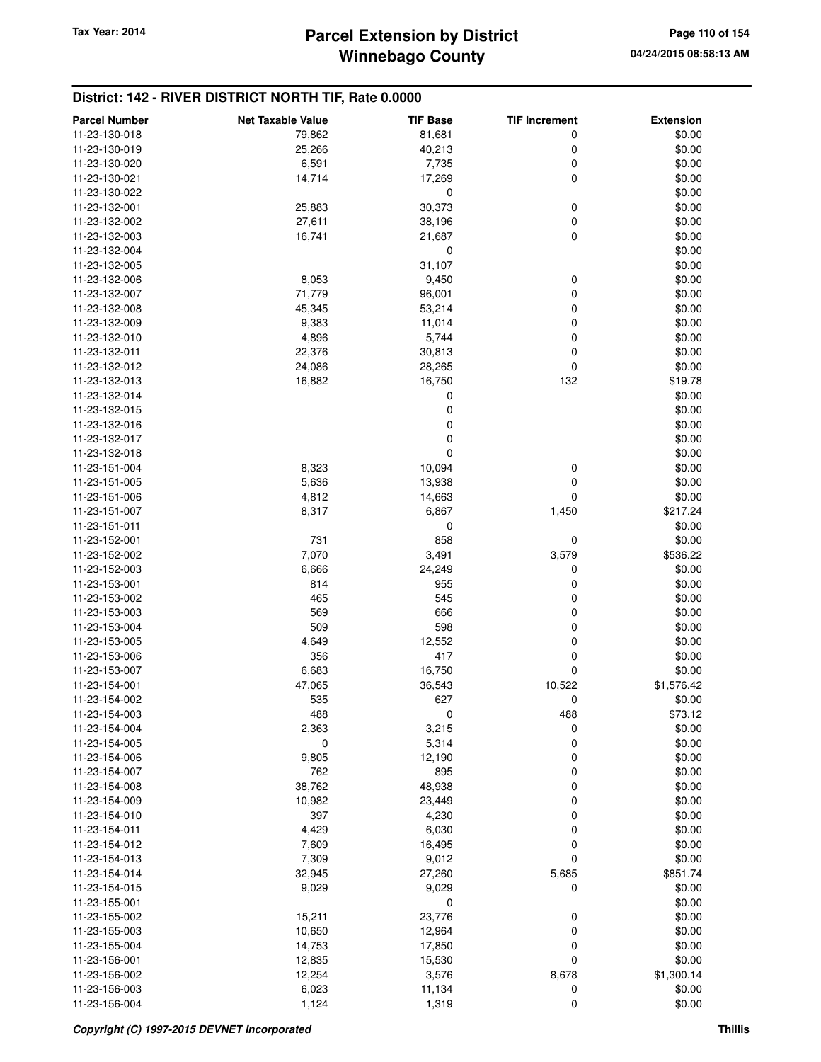## District: 142 - RIVER DISTRICT NORTH TIF, Rate 0.0000

| Parcel Number | Net Taxable Value | TIF Base | TIF Increment | Extension |
|---|---|---|---|---|
| 11-23-130-018 | 79,862 | 81,681 | 0 | $0.00 |
| 11-23-130-019 | 25,266 | 40,213 | 0 | $0.00 |
| 11-23-130-020 | 6,591 | 7,735 | 0 | $0.00 |
| 11-23-130-021 | 14,714 | 17,269 | 0 | $0.00 |
| 11-23-130-022 | | 0 | | $0.00 |
| 11-23-132-001 | 25,883 | 30,373 | 0 | $0.00 |
| 11-23-132-002 | 27,611 | 38,196 | 0 | $0.00 |
| 11-23-132-003 | 16,741 | 21,687 | 0 | $0.00 |
| 11-23-132-004 | | 0 | | $0.00 |
| 11-23-132-005 | | 31,107 | | $0.00 |
| 11-23-132-006 | 8,053 | 9,450 | 0 | $0.00 |
| 11-23-132-007 | 71,779 | 96,001 | 0 | $0.00 |
| 11-23-132-008 | 45,345 | 53,214 | 0 | $0.00 |
| 11-23-132-009 | 9,383 | 11,014 | 0 | $0.00 |
| 11-23-132-010 | 4,896 | 5,744 | 0 | $0.00 |
| 11-23-132-011 | 22,376 | 30,813 | 0 | $0.00 |
| 11-23-132-012 | 24,086 | 28,265 | 0 | $0.00 |
| 11-23-132-013 | 16,882 | 16,750 | 132 | $19.78 |
| 11-23-132-014 | | 0 | | $0.00 |
| 11-23-132-015 | | 0 | | $0.00 |
| 11-23-132-016 | | 0 | | $0.00 |
| 11-23-132-017 | | 0 | | $0.00 |
| 11-23-132-018 | | 0 | | $0.00 |
| 11-23-151-004 | 8,323 | 10,094 | 0 | $0.00 |
| 11-23-151-005 | 5,636 | 13,938 | 0 | $0.00 |
| 11-23-151-006 | 4,812 | 14,663 | 0 | $0.00 |
| 11-23-151-007 | 8,317 | 6,867 | 1,450 | $217.24 |
| 11-23-151-011 | | 0 | | $0.00 |
| 11-23-152-001 | 731 | 858 | 0 | $0.00 |
| 11-23-152-002 | 7,070 | 3,491 | 3,579 | $536.22 |
| 11-23-152-003 | 6,666 | 24,249 | 0 | $0.00 |
| 11-23-153-001 | 814 | 955 | 0 | $0.00 |
| 11-23-153-002 | 465 | 545 | 0 | $0.00 |
| 11-23-153-003 | 569 | 666 | 0 | $0.00 |
| 11-23-153-004 | 509 | 598 | 0 | $0.00 |
| 11-23-153-005 | 4,649 | 12,552 | 0 | $0.00 |
| 11-23-153-006 | 356 | 417 | 0 | $0.00 |
| 11-23-153-007 | 6,683 | 16,750 | 0 | $0.00 |
| 11-23-154-001 | 47,065 | 36,543 | 10,522 | $1,576.42 |
| 11-23-154-002 | 535 | 627 | 0 | $0.00 |
| 11-23-154-003 | 488 | 0 | 488 | $73.12 |
| 11-23-154-004 | 2,363 | 3,215 | 0 | $0.00 |
| 11-23-154-005 | 0 | 5,314 | 0 | $0.00 |
| 11-23-154-006 | 9,805 | 12,190 | 0 | $0.00 |
| 11-23-154-007 | 762 | 895 | 0 | $0.00 |
| 11-23-154-008 | 38,762 | 48,938 | 0 | $0.00 |
| 11-23-154-009 | 10,982 | 23,449 | 0 | $0.00 |
| 11-23-154-010 | 397 | 4,230 | 0 | $0.00 |
| 11-23-154-011 | 4,429 | 6,030 | 0 | $0.00 |
| 11-23-154-012 | 7,609 | 16,495 | 0 | $0.00 |
| 11-23-154-013 | 7,309 | 9,012 | 0 | $0.00 |
| 11-23-154-014 | 32,945 | 27,260 | 5,685 | $851.74 |
| 11-23-154-015 | 9,029 | 9,029 | 0 | $0.00 |
| 11-23-155-001 | | 0 | | $0.00 |
| 11-23-155-002 | 15,211 | 23,776 | 0 | $0.00 |
| 11-23-155-003 | 10,650 | 12,964 | 0 | $0.00 |
| 11-23-155-004 | 14,753 | 17,850 | 0 | $0.00 |
| 11-23-156-001 | 12,835 | 15,530 | 0 | $0.00 |
| 11-23-156-002 | 12,254 | 3,576 | 8,678 | $1,300.14 |
| 11-23-156-003 | 6,023 | 11,134 | 0 | $0.00 |
| 11-23-156-004 | 1,124 | 1,319 | 0 | $0.00 |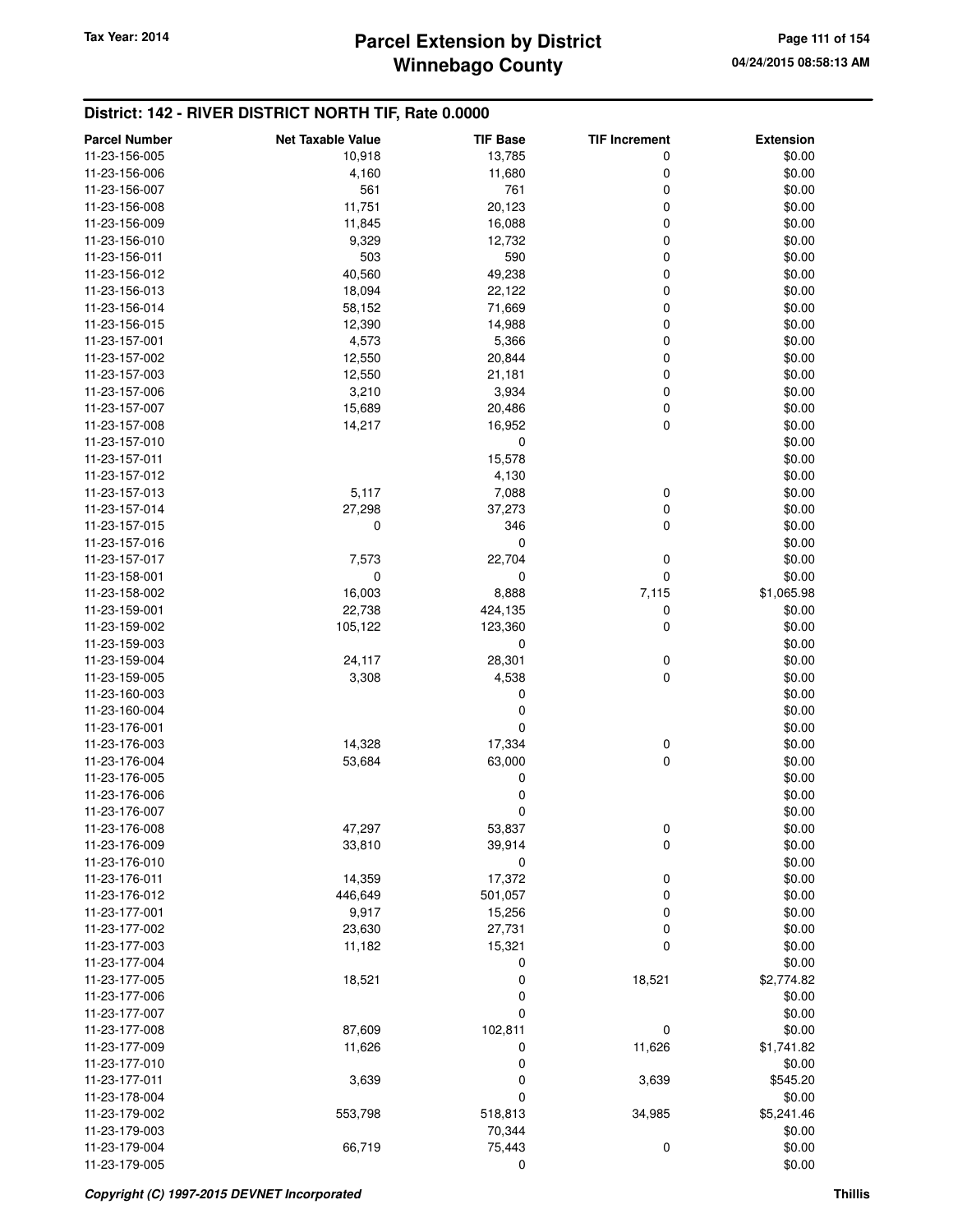## District: 142 - RIVER DISTRICT NORTH TIF, Rate 0.0000

| Parcel Number | Net Taxable Value | TIF Base | TIF Increment | Extension |
|---|---|---|---|---|
| 11-23-156-005 | 10,918 | 13,785 | 0 | $0.00 |
| 11-23-156-006 | 4,160 | 11,680 | 0 | $0.00 |
| 11-23-156-007 | 561 | 761 | 0 | $0.00 |
| 11-23-156-008 | 11,751 | 20,123 | 0 | $0.00 |
| 11-23-156-009 | 11,845 | 16,088 | 0 | $0.00 |
| 11-23-156-010 | 9,329 | 12,732 | 0 | $0.00 |
| 11-23-156-011 | 503 | 590 | 0 | $0.00 |
| 11-23-156-012 | 40,560 | 49,238 | 0 | $0.00 |
| 11-23-156-013 | 18,094 | 22,122 | 0 | $0.00 |
| 11-23-156-014 | 58,152 | 71,669 | 0 | $0.00 |
| 11-23-156-015 | 12,390 | 14,988 | 0 | $0.00 |
| 11-23-157-001 | 4,573 | 5,366 | 0 | $0.00 |
| 11-23-157-002 | 12,550 | 20,844 | 0 | $0.00 |
| 11-23-157-003 | 12,550 | 21,181 | 0 | $0.00 |
| 11-23-157-006 | 3,210 | 3,934 | 0 | $0.00 |
| 11-23-157-007 | 15,689 | 20,486 | 0 | $0.00 |
| 11-23-157-008 | 14,217 | 16,952 | 0 | $0.00 |
| 11-23-157-010 | | 0 | | $0.00 |
| 11-23-157-011 | | 15,578 | | $0.00 |
| 11-23-157-012 | | 4,130 | | $0.00 |
| 11-23-157-013 | 5,117 | 7,088 | 0 | $0.00 |
| 11-23-157-014 | 27,298 | 37,273 | 0 | $0.00 |
| 11-23-157-015 | 0 | 346 | 0 | $0.00 |
| 11-23-157-016 | | 0 | | $0.00 |
| 11-23-157-017 | 7,573 | 22,704 | 0 | $0.00 |
| 11-23-158-001 | 0 | 0 | 0 | $0.00 |
| 11-23-158-002 | 16,003 | 8,888 | 7,115 | $1,065.98 |
| 11-23-159-001 | 22,738 | 424,135 | 0 | $0.00 |
| 11-23-159-002 | 105,122 | 123,360 | 0 | $0.00 |
| 11-23-159-003 | | 0 | | $0.00 |
| 11-23-159-004 | 24,117 | 28,301 | 0 | $0.00 |
| 11-23-159-005 | 3,308 | 4,538 | 0 | $0.00 |
| 11-23-160-003 | | 0 | | $0.00 |
| 11-23-160-004 | | 0 | | $0.00 |
| 11-23-176-001 | | 0 | | $0.00 |
| 11-23-176-003 | 14,328 | 17,334 | 0 | $0.00 |
| 11-23-176-004 | 53,684 | 63,000 | 0 | $0.00 |
| 11-23-176-005 | | 0 | | $0.00 |
| 11-23-176-006 | | 0 | | $0.00 |
| 11-23-176-007 | | 0 | | $0.00 |
| 11-23-176-008 | 47,297 | 53,837 | 0 | $0.00 |
| 11-23-176-009 | 33,810 | 39,914 | 0 | $0.00 |
| 11-23-176-010 | | 0 | | $0.00 |
| 11-23-176-011 | 14,359 | 17,372 | 0 | $0.00 |
| 11-23-176-012 | 446,649 | 501,057 | 0 | $0.00 |
| 11-23-177-001 | 9,917 | 15,256 | 0 | $0.00 |
| 11-23-177-002 | 23,630 | 27,731 | 0 | $0.00 |
| 11-23-177-003 | 11,182 | 15,321 | 0 | $0.00 |
| 11-23-177-004 | | 0 | | $0.00 |
| 11-23-177-005 | 18,521 | 0 | 18,521 | $2,774.82 |
| 11-23-177-006 | | 0 | | $0.00 |
| 11-23-177-007 | | 0 | | $0.00 |
| 11-23-177-008 | 87,609 | 102,811 | 0 | $0.00 |
| 11-23-177-009 | 11,626 | 0 | 11,626 | $1,741.82 |
| 11-23-177-010 | | 0 | | $0.00 |
| 11-23-177-011 | 3,639 | 0 | 3,639 | $545.20 |
| 11-23-178-004 | | 0 | | $0.00 |
| 11-23-179-002 | 553,798 | 518,813 | 34,985 | $5,241.46 |
| 11-23-179-003 | | 70,344 | | $0.00 |
| 11-23-179-004 | 66,719 | 75,443 | 0 | $0.00 |
| 11-23-179-005 | | 0 | | $0.00 |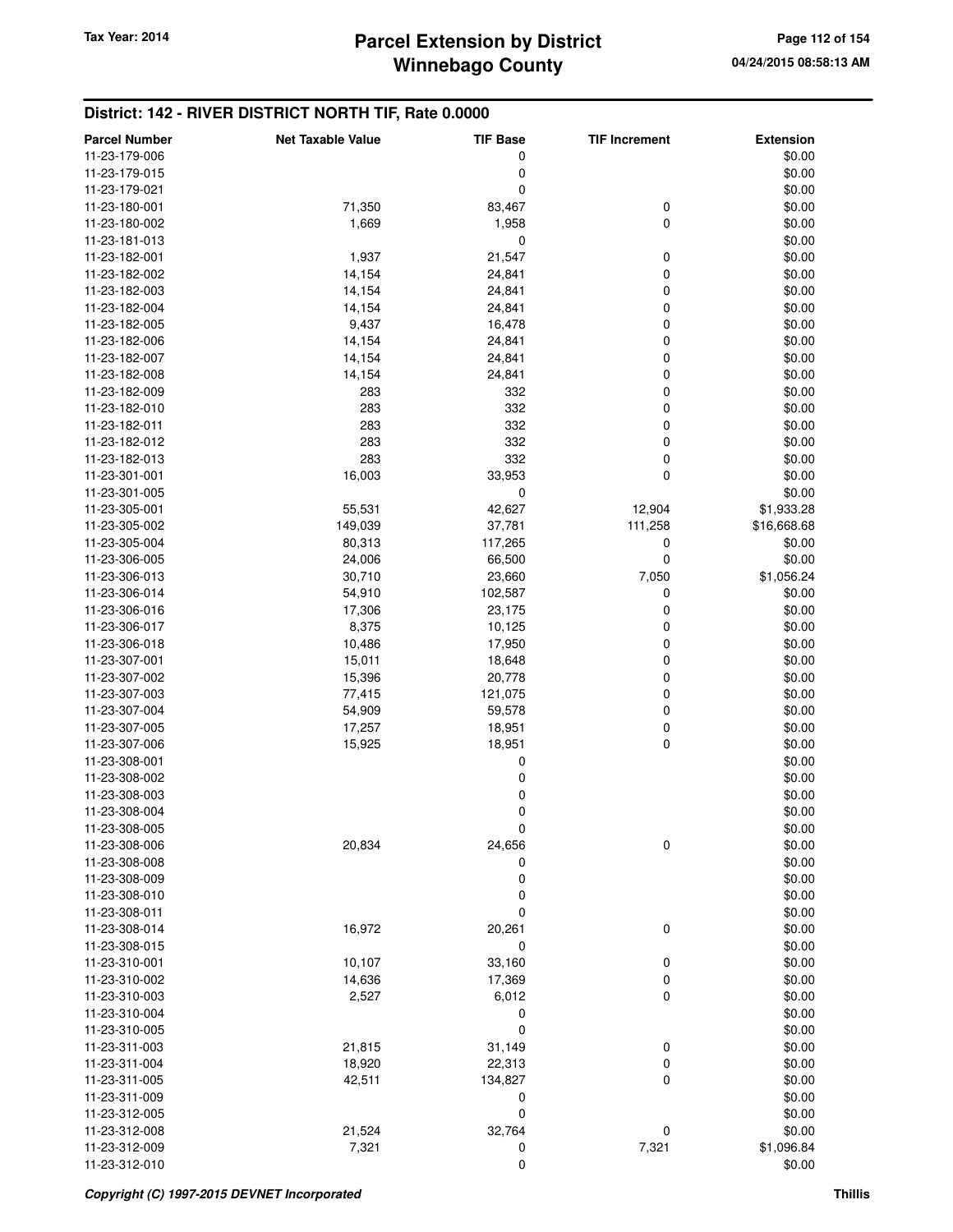## District: 142 - RIVER DISTRICT NORTH TIF, Rate 0.0000

| Parcel Number | Net Taxable Value | TIF Base | TIF Increment | Extension |
|---|---|---|---|---|
| 11-23-179-006 | | 0 | | $0.00 |
| 11-23-179-015 | | 0 | | $0.00 |
| 11-23-179-021 | | 0 | | $0.00 |
| 11-23-180-001 | 71,350 | 83,467 | 0 | $0.00 |
| 11-23-180-002 | 1,669 | 1,958 | 0 | $0.00 |
| 11-23-181-013 | | 0 | | $0.00 |
| 11-23-182-001 | 1,937 | 21,547 | 0 | $0.00 |
| 11-23-182-002 | 14,154 | 24,841 | 0 | $0.00 |
| 11-23-182-003 | 14,154 | 24,841 | 0 | $0.00 |
| 11-23-182-004 | 14,154 | 24,841 | 0 | $0.00 |
| 11-23-182-005 | 9,437 | 16,478 | 0 | $0.00 |
| 11-23-182-006 | 14,154 | 24,841 | 0 | $0.00 |
| 11-23-182-007 | 14,154 | 24,841 | 0 | $0.00 |
| 11-23-182-008 | 14,154 | 24,841 | 0 | $0.00 |
| 11-23-182-009 | 283 | 332 | 0 | $0.00 |
| 11-23-182-010 | 283 | 332 | 0 | $0.00 |
| 11-23-182-011 | 283 | 332 | 0 | $0.00 |
| 11-23-182-012 | 283 | 332 | 0 | $0.00 |
| 11-23-182-013 | 283 | 332 | 0 | $0.00 |
| 11-23-301-001 | 16,003 | 33,953 | 0 | $0.00 |
| 11-23-301-005 | | 0 | | $0.00 |
| 11-23-305-001 | 55,531 | 42,627 | 12,904 | $1,933.28 |
| 11-23-305-002 | 149,039 | 37,781 | 111,258 | $16,668.68 |
| 11-23-305-004 | 80,313 | 117,265 | 0 | $0.00 |
| 11-23-306-005 | 24,006 | 66,500 | 0 | $0.00 |
| 11-23-306-013 | 30,710 | 23,660 | 7,050 | $1,056.24 |
| 11-23-306-014 | 54,910 | 102,587 | 0 | $0.00 |
| 11-23-306-016 | 17,306 | 23,175 | 0 | $0.00 |
| 11-23-306-017 | 8,375 | 10,125 | 0 | $0.00 |
| 11-23-306-018 | 10,486 | 17,950 | 0 | $0.00 |
| 11-23-307-001 | 15,011 | 18,648 | 0 | $0.00 |
| 11-23-307-002 | 15,396 | 20,778 | 0 | $0.00 |
| 11-23-307-003 | 77,415 | 121,075 | 0 | $0.00 |
| 11-23-307-004 | 54,909 | 59,578 | 0 | $0.00 |
| 11-23-307-005 | 17,257 | 18,951 | 0 | $0.00 |
| 11-23-307-006 | 15,925 | 18,951 | 0 | $0.00 |
| 11-23-308-001 | | 0 | | $0.00 |
| 11-23-308-002 | | 0 | | $0.00 |
| 11-23-308-003 | | 0 | | $0.00 |
| 11-23-308-004 | | 0 | | $0.00 |
| 11-23-308-005 | | 0 | | $0.00 |
| 11-23-308-006 | 20,834 | 24,656 | 0 | $0.00 |
| 11-23-308-008 | | 0 | | $0.00 |
| 11-23-308-009 | | 0 | | $0.00 |
| 11-23-308-010 | | 0 | | $0.00 |
| 11-23-308-011 | | 0 | | $0.00 |
| 11-23-308-014 | 16,972 | 20,261 | 0 | $0.00 |
| 11-23-308-015 | | 0 | | $0.00 |
| 11-23-310-001 | 10,107 | 33,160 | 0 | $0.00 |
| 11-23-310-002 | 14,636 | 17,369 | 0 | $0.00 |
| 11-23-310-003 | 2,527 | 6,012 | 0 | $0.00 |
| 11-23-310-004 | | 0 | | $0.00 |
| 11-23-310-005 | | 0 | | $0.00 |
| 11-23-311-003 | 21,815 | 31,149 | 0 | $0.00 |
| 11-23-311-004 | 18,920 | 22,313 | 0 | $0.00 |
| 11-23-311-005 | 42,511 | 134,827 | 0 | $0.00 |
| 11-23-311-009 | | 0 | | $0.00 |
| 11-23-312-005 | | 0 | | $0.00 |
| 11-23-312-008 | 21,524 | 32,764 | 0 | $0.00 |
| 11-23-312-009 | 7,321 | 0 | 7,321 | $1,096.84 |
| 11-23-312-010 | | 0 | | $0.00 |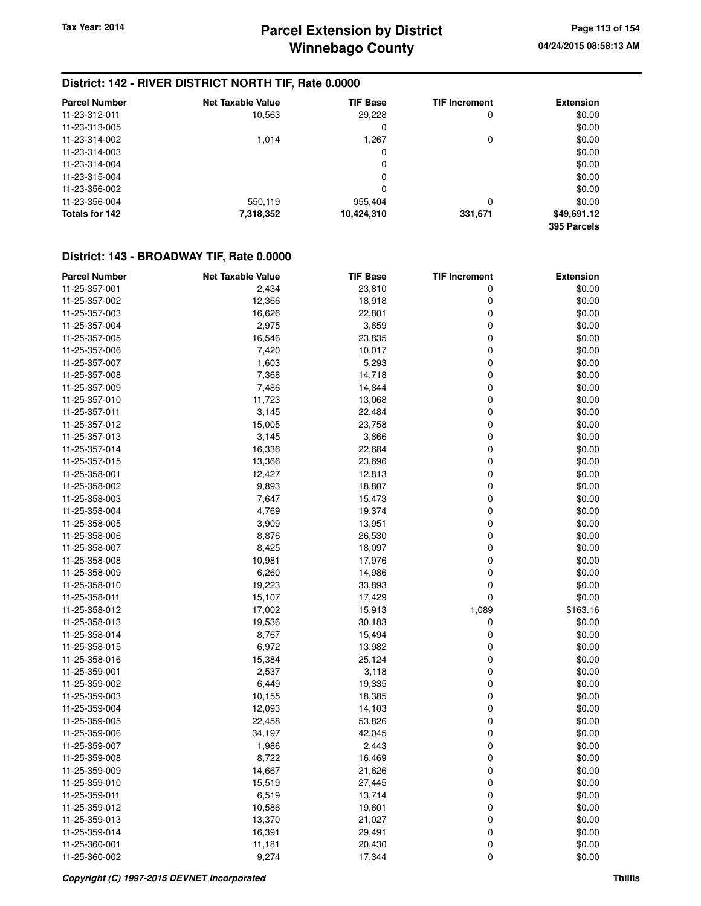## District: 142 - RIVER DISTRICT NORTH TIF, Rate 0.0000

| Parcel Number | Net Taxable Value | TIF Base | TIF Increment | Extension |
|---|---|---|---|---|
| 11-23-312-011 | 10,563 | 29,228 | 0 | $0.00 |
| 11-23-313-005 | | 0 | | $0.00 |
| 11-23-314-002 | 1,014 | 1,267 | 0 | $0.00 |
| 11-23-314-003 | | 0 | | $0.00 |
| 11-23-314-004 | | 0 | | $0.00 |
| 11-23-315-004 | | 0 | | $0.00 |
| 11-23-356-002 | | 0 | | $0.00 |
| 11-23-356-004 | 550,119 | 955,404 | 0 | $0.00 |
| **Totals for 142** | **7,318,352** | **10,424,310** | **331,671** | **$49,691.12** |
| | | | | **395 Parcels** |

## District: 143 - BROADWAY TIF, Rate 0.0000

| Parcel Number | Net Taxable Value | TIF Base | TIF Increment | Extension |
|---|---|---|---|---|
| 11-25-357-001 | 2,434 | 23,810 | 0 | $0.00 |
| 11-25-357-002 | 12,366 | 18,918 | 0 | $0.00 |
| 11-25-357-003 | 16,626 | 22,801 | 0 | $0.00 |
| 11-25-357-004 | 2,975 | 3,659 | 0 | $0.00 |
| 11-25-357-005 | 16,546 | 23,835 | 0 | $0.00 |
| 11-25-357-006 | 7,420 | 10,017 | 0 | $0.00 |
| 11-25-357-007 | 1,603 | 5,293 | 0 | $0.00 |
| 11-25-357-008 | 7,368 | 14,718 | 0 | $0.00 |
| 11-25-357-009 | 7,486 | 14,844 | 0 | $0.00 |
| 11-25-357-010 | 11,723 | 13,068 | 0 | $0.00 |
| 11-25-357-011 | 3,145 | 22,484 | 0 | $0.00 |
| 11-25-357-012 | 15,005 | 23,758 | 0 | $0.00 |
| 11-25-357-013 | 3,145 | 3,866 | 0 | $0.00 |
| 11-25-357-014 | 16,336 | 22,684 | 0 | $0.00 |
| 11-25-357-015 | 13,366 | 23,696 | 0 | $0.00 |
| 11-25-358-001 | 12,427 | 12,813 | 0 | $0.00 |
| 11-25-358-002 | 9,893 | 18,807 | 0 | $0.00 |
| 11-25-358-003 | 7,647 | 15,473 | 0 | $0.00 |
| 11-25-358-004 | 4,769 | 19,374 | 0 | $0.00 |
| 11-25-358-005 | 3,909 | 13,951 | 0 | $0.00 |
| 11-25-358-006 | 8,876 | 26,530 | 0 | $0.00 |
| 11-25-358-007 | 8,425 | 18,097 | 0 | $0.00 |
| 11-25-358-008 | 10,981 | 17,976 | 0 | $0.00 |
| 11-25-358-009 | 6,260 | 14,986 | 0 | $0.00 |
| 11-25-358-010 | 19,223 | 33,893 | 0 | $0.00 |
| 11-25-358-011 | 15,107 | 17,429 | 0 | $0.00 |
| 11-25-358-012 | 17,002 | 15,913 | 1,089 | $163.16 |
| 11-25-358-013 | 19,536 | 30,183 | 0 | $0.00 |
| 11-25-358-014 | 8,767 | 15,494 | 0 | $0.00 |
| 11-25-358-015 | 6,972 | 13,982 | 0 | $0.00 |
| 11-25-358-016 | 15,384 | 25,124 | 0 | $0.00 |
| 11-25-359-001 | 2,537 | 3,118 | 0 | $0.00 |
| 11-25-359-002 | 6,449 | 19,335 | 0 | $0.00 |
| 11-25-359-003 | 10,155 | 18,385 | 0 | $0.00 |
| 11-25-359-004 | 12,093 | 14,103 | 0 | $0.00 |
| 11-25-359-005 | 22,458 | 53,826 | 0 | $0.00 |
| 11-25-359-006 | 34,197 | 42,045 | 0 | $0.00 |
| 11-25-359-007 | 1,986 | 2,443 | 0 | $0.00 |
| 11-25-359-008 | 8,722 | 16,469 | 0 | $0.00 |
| 11-25-359-009 | 14,667 | 21,626 | 0 | $0.00 |
| 11-25-359-010 | 15,519 | 27,445 | 0 | $0.00 |
| 11-25-359-011 | 6,519 | 13,714 | 0 | $0.00 |
| 11-25-359-012 | 10,586 | 19,601 | 0 | $0.00 |
| 11-25-359-013 | 13,370 | 21,027 | 0 | $0.00 |
| 11-25-359-014 | 16,391 | 29,491 | 0 | $0.00 |
| 11-25-360-001 | 11,181 | 20,430 | 0 | $0.00 |
| 11-25-360-002 | 9,274 | 17,344 | 0 | $0.00 |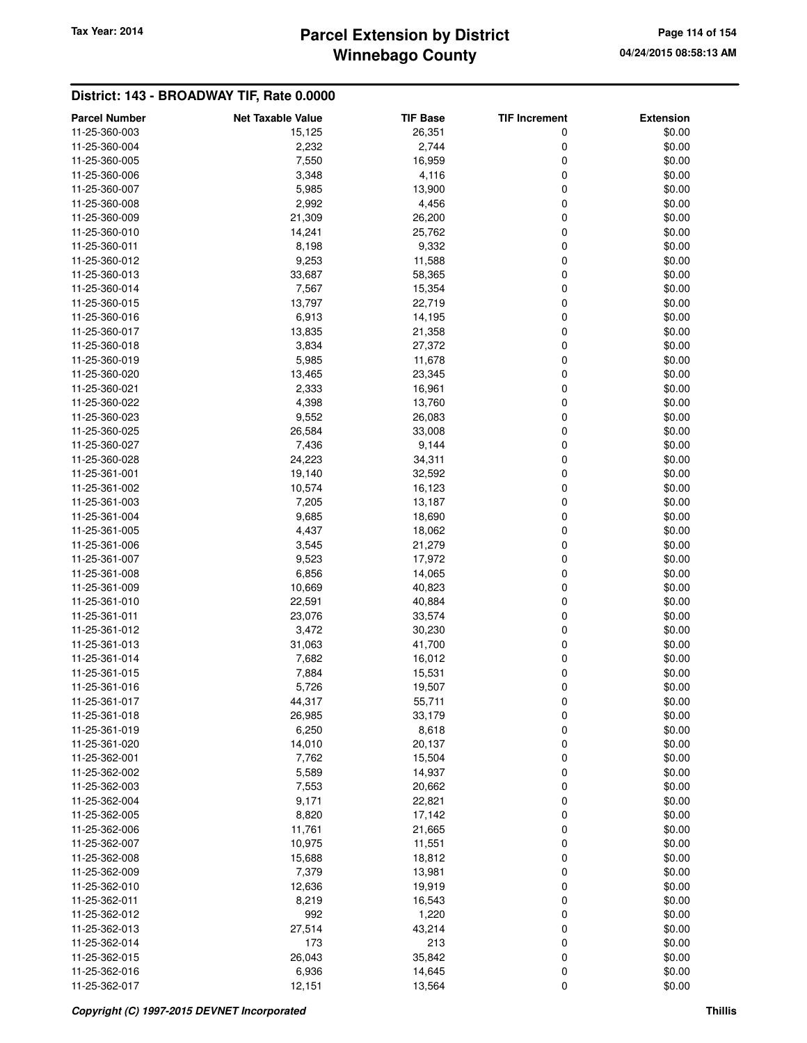# Parcel Extension by District
# Winnebago County

Tax Year: 2014

04/24/2015 08:58:13 AM

## District: 143 - BROADWAY TIF, Rate 0.0000

| Parcel Number | Net Taxable Value | TIF Base | TIF Increment | Extension |
|---|---|---|---|---|
| 11-25-360-003 | 15,125 | 26,351 | 0 | $0.00 |
| 11-25-360-004 | 2,232 | 2,744 | 0 | $0.00 |
| 11-25-360-005 | 7,550 | 16,959 | 0 | $0.00 |
| 11-25-360-006 | 3,348 | 4,116 | 0 | $0.00 |
| 11-25-360-007 | 5,985 | 13,900 | 0 | $0.00 |
| 11-25-360-008 | 2,992 | 4,456 | 0 | $0.00 |
| 11-25-360-009 | 21,309 | 26,200 | 0 | $0.00 |
| 11-25-360-010 | 14,241 | 25,762 | 0 | $0.00 |
| 11-25-360-011 | 8,198 | 9,332 | 0 | $0.00 |
| 11-25-360-012 | 9,253 | 11,588 | 0 | $0.00 |
| 11-25-360-013 | 33,687 | 58,365 | 0 | $0.00 |
| 11-25-360-014 | 7,567 | 15,354 | 0 | $0.00 |
| 11-25-360-015 | 13,797 | 22,719 | 0 | $0.00 |
| 11-25-360-016 | 6,913 | 14,195 | 0 | $0.00 |
| 11-25-360-017 | 13,835 | 21,358 | 0 | $0.00 |
| 11-25-360-018 | 3,834 | 27,372 | 0 | $0.00 |
| 11-25-360-019 | 5,985 | 11,678 | 0 | $0.00 |
| 11-25-360-020 | 13,465 | 23,345 | 0 | $0.00 |
| 11-25-360-021 | 2,333 | 16,961 | 0 | $0.00 |
| 11-25-360-022 | 4,398 | 13,760 | 0 | $0.00 |
| 11-25-360-023 | 9,552 | 26,083 | 0 | $0.00 |
| 11-25-360-025 | 26,584 | 33,008 | 0 | $0.00 |
| 11-25-360-027 | 7,436 | 9,144 | 0 | $0.00 |
| 11-25-360-028 | 24,223 | 34,311 | 0 | $0.00 |
| 11-25-361-001 | 19,140 | 32,592 | 0 | $0.00 |
| 11-25-361-002 | 10,574 | 16,123 | 0 | $0.00 |
| 11-25-361-003 | 7,205 | 13,187 | 0 | $0.00 |
| 11-25-361-004 | 9,685 | 18,690 | 0 | $0.00 |
| 11-25-361-005 | 4,437 | 18,062 | 0 | $0.00 |
| 11-25-361-006 | 3,545 | 21,279 | 0 | $0.00 |
| 11-25-361-007 | 9,523 | 17,972 | 0 | $0.00 |
| 11-25-361-008 | 6,856 | 14,065 | 0 | $0.00 |
| 11-25-361-009 | 10,669 | 40,823 | 0 | $0.00 |
| 11-25-361-010 | 22,591 | 40,884 | 0 | $0.00 |
| 11-25-361-011 | 23,076 | 33,574 | 0 | $0.00 |
| 11-25-361-012 | 3,472 | 30,230 | 0 | $0.00 |
| 11-25-361-013 | 31,063 | 41,700 | 0 | $0.00 |
| 11-25-361-014 | 7,682 | 16,012 | 0 | $0.00 |
| 11-25-361-015 | 7,884 | 15,531 | 0 | $0.00 |
| 11-25-361-016 | 5,726 | 19,507 | 0 | $0.00 |
| 11-25-361-017 | 44,317 | 55,711 | 0 | $0.00 |
| 11-25-361-018 | 26,985 | 33,179 | 0 | $0.00 |
| 11-25-361-019 | 6,250 | 8,618 | 0 | $0.00 |
| 11-25-361-020 | 14,010 | 20,137 | 0 | $0.00 |
| 11-25-362-001 | 7,762 | 15,504 | 0 | $0.00 |
| 11-25-362-002 | 5,589 | 14,937 | 0 | $0.00 |
| 11-25-362-003 | 7,553 | 20,662 | 0 | $0.00 |
| 11-25-362-004 | 9,171 | 22,821 | 0 | $0.00 |
| 11-25-362-005 | 8,820 | 17,142 | 0 | $0.00 |
| 11-25-362-006 | 11,761 | 21,665 | 0 | $0.00 |
| 11-25-362-007 | 10,975 | 11,551 | 0 | $0.00 |
| 11-25-362-008 | 15,688 | 18,812 | 0 | $0.00 |
| 11-25-362-009 | 7,379 | 13,981 | 0 | $0.00 |
| 11-25-362-010 | 12,636 | 19,919 | 0 | $0.00 |
| 11-25-362-011 | 8,219 | 16,543 | 0 | $0.00 |
| 11-25-362-012 | 992 | 1,220 | 0 | $0.00 |
| 11-25-362-013 | 27,514 | 43,214 | 0 | $0.00 |
| 11-25-362-014 | 173 | 213 | 0 | $0.00 |
| 11-25-362-015 | 26,043 | 35,842 | 0 | $0.00 |
| 11-25-362-016 | 6,936 | 14,645 | 0 | $0.00 |
| 11-25-362-017 | 12,151 | 13,564 | 0 | $0.00 |

*Copyright (C) 1997-2015 DEVNET Incorporated*

Thillis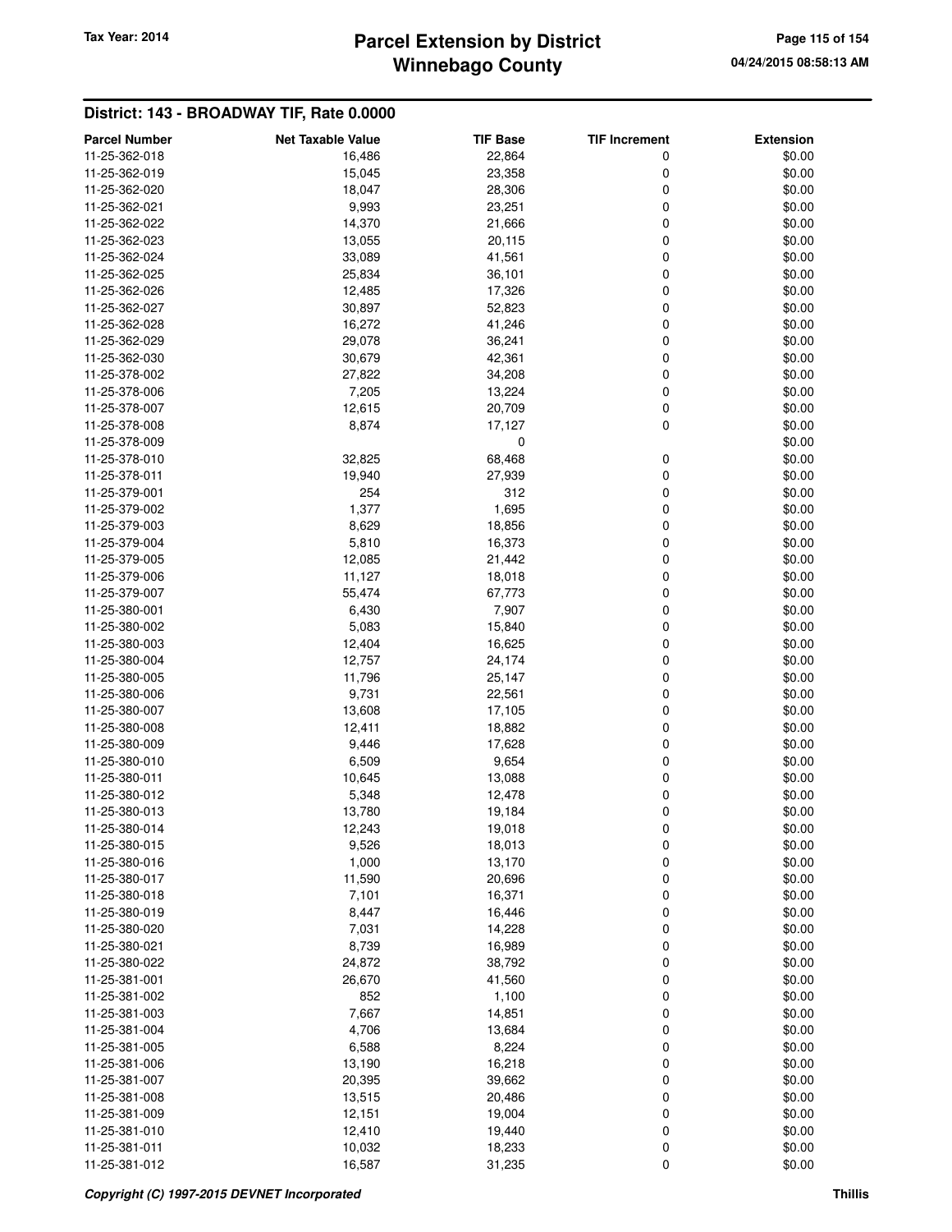## District: 143 - BROADWAY TIF, Rate 0.0000

| Parcel Number | Net Taxable Value | TIF Base | TIF Increment | Extension |
|---|---|---|---|---|
| 11-25-362-018 | 16,486 | 22,864 | 0 | $0.00 |
| 11-25-362-019 | 15,045 | 23,358 | 0 | $0.00 |
| 11-25-362-020 | 18,047 | 28,306 | 0 | $0.00 |
| 11-25-362-021 | 9,993 | 23,251 | 0 | $0.00 |
| 11-25-362-022 | 14,370 | 21,666 | 0 | $0.00 |
| 11-25-362-023 | 13,055 | 20,115 | 0 | $0.00 |
| 11-25-362-024 | 33,089 | 41,561 | 0 | $0.00 |
| 11-25-362-025 | 25,834 | 36,101 | 0 | $0.00 |
| 11-25-362-026 | 12,485 | 17,326 | 0 | $0.00 |
| 11-25-362-027 | 30,897 | 52,823 | 0 | $0.00 |
| 11-25-362-028 | 16,272 | 41,246 | 0 | $0.00 |
| 11-25-362-029 | 29,078 | 36,241 | 0 | $0.00 |
| 11-25-362-030 | 30,679 | 42,361 | 0 | $0.00 |
| 11-25-378-002 | 27,822 | 34,208 | 0 | $0.00 |
| 11-25-378-006 | 7,205 | 13,224 | 0 | $0.00 |
| 11-25-378-007 | 12,615 | 20,709 | 0 | $0.00 |
| 11-25-378-008 | 8,874 | 17,127 | 0 | $0.00 |
| 11-25-378-009 | | 0 | | $0.00 |
| 11-25-378-010 | 32,825 | 68,468 | 0 | $0.00 |
| 11-25-378-011 | 19,940 | 27,939 | 0 | $0.00 |
| 11-25-379-001 | 254 | 312 | 0 | $0.00 |
| 11-25-379-002 | 1,377 | 1,695 | 0 | $0.00 |
| 11-25-379-003 | 8,629 | 18,856 | 0 | $0.00 |
| 11-25-379-004 | 5,810 | 16,373 | 0 | $0.00 |
| 11-25-379-005 | 12,085 | 21,442 | 0 | $0.00 |
| 11-25-379-006 | 11,127 | 18,018 | 0 | $0.00 |
| 11-25-379-007 | 55,474 | 67,773 | 0 | $0.00 |
| 11-25-380-001 | 6,430 | 7,907 | 0 | $0.00 |
| 11-25-380-002 | 5,083 | 15,840 | 0 | $0.00 |
| 11-25-380-003 | 12,404 | 16,625 | 0 | $0.00 |
| 11-25-380-004 | 12,757 | 24,174 | 0 | $0.00 |
| 11-25-380-005 | 11,796 | 25,147 | 0 | $0.00 |
| 11-25-380-006 | 9,731 | 22,561 | 0 | $0.00 |
| 11-25-380-007 | 13,608 | 17,105 | 0 | $0.00 |
| 11-25-380-008 | 12,411 | 18,882 | 0 | $0.00 |
| 11-25-380-009 | 9,446 | 17,628 | 0 | $0.00 |
| 11-25-380-010 | 6,509 | 9,654 | 0 | $0.00 |
| 11-25-380-011 | 10,645 | 13,088 | 0 | $0.00 |
| 11-25-380-012 | 5,348 | 12,478 | 0 | $0.00 |
| 11-25-380-013 | 13,780 | 19,184 | 0 | $0.00 |
| 11-25-380-014 | 12,243 | 19,018 | 0 | $0.00 |
| 11-25-380-015 | 9,526 | 18,013 | 0 | $0.00 |
| 11-25-380-016 | 1,000 | 13,170 | 0 | $0.00 |
| 11-25-380-017 | 11,590 | 20,696 | 0 | $0.00 |
| 11-25-380-018 | 7,101 | 16,371 | 0 | $0.00 |
| 11-25-380-019 | 8,447 | 16,446 | 0 | $0.00 |
| 11-25-380-020 | 7,031 | 14,228 | 0 | $0.00 |
| 11-25-380-021 | 8,739 | 16,989 | 0 | $0.00 |
| 11-25-380-022 | 24,872 | 38,792 | 0 | $0.00 |
| 11-25-381-001 | 26,670 | 41,560 | 0 | $0.00 |
| 11-25-381-002 | 852 | 1,100 | 0 | $0.00 |
| 11-25-381-003 | 7,667 | 14,851 | 0 | $0.00 |
| 11-25-381-004 | 4,706 | 13,684 | 0 | $0.00 |
| 11-25-381-005 | 6,588 | 8,224 | 0 | $0.00 |
| 11-25-381-006 | 13,190 | 16,218 | 0 | $0.00 |
| 11-25-381-007 | 20,395 | 39,662 | 0 | $0.00 |
| 11-25-381-008 | 13,515 | 20,486 | 0 | $0.00 |
| 11-25-381-009 | 12,151 | 19,004 | 0 | $0.00 |
| 11-25-381-010 | 12,410 | 19,440 | 0 | $0.00 |
| 11-25-381-011 | 10,032 | 18,233 | 0 | $0.00 |
| 11-25-381-012 | 16,587 | 31,235 | 0 | $0.00 |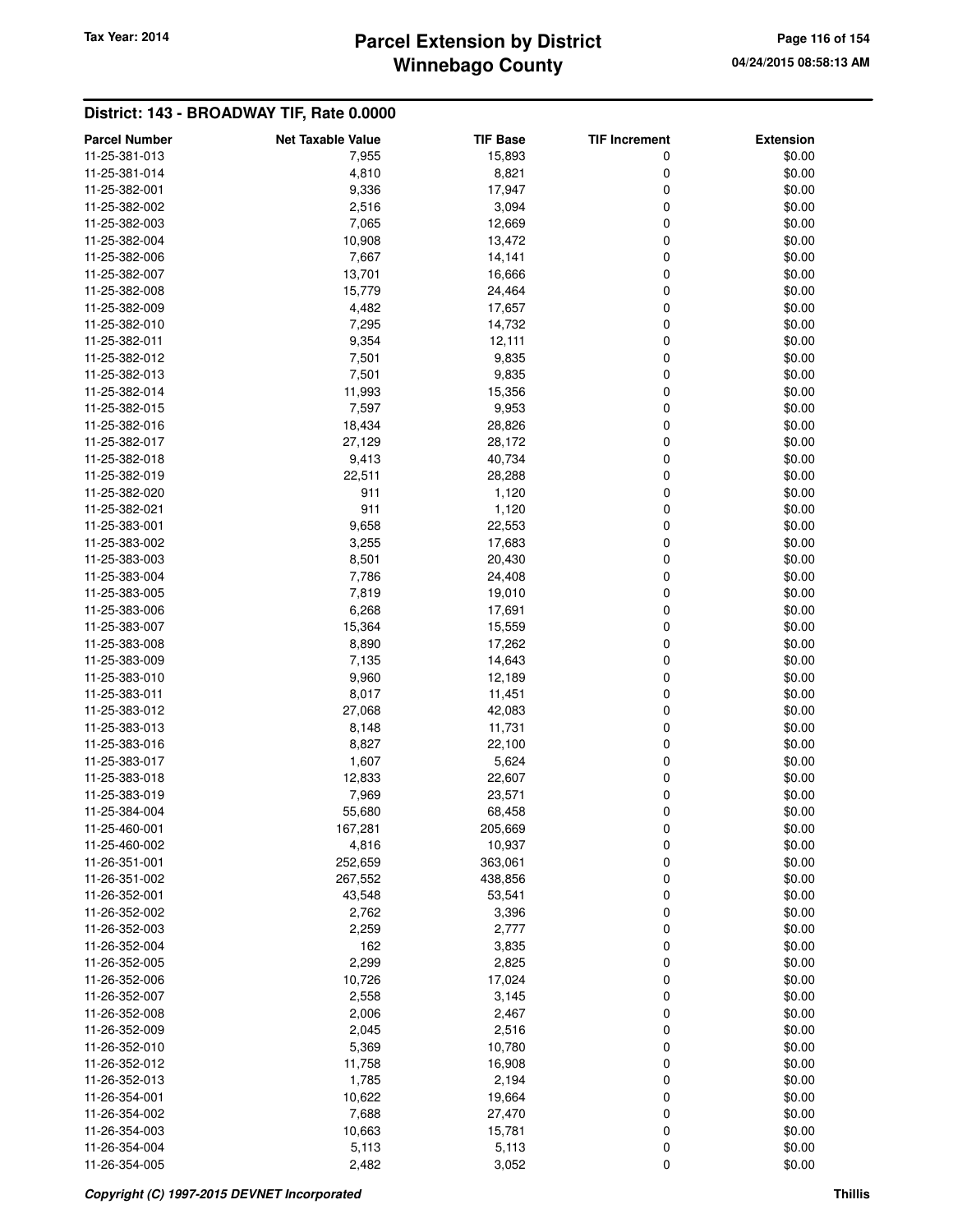## District: 143 - BROADWAY TIF, Rate 0.0000

| Parcel Number | Net Taxable Value | TIF Base | TIF Increment | Extension |
|---|---|---|---|---|
| 11-25-381-013 | 7,955 | 15,893 | 0 | $0.00 |
| 11-25-381-014 | 4,810 | 8,821 | 0 | $0.00 |
| 11-25-382-001 | 9,336 | 17,947 | 0 | $0.00 |
| 11-25-382-002 | 2,516 | 3,094 | 0 | $0.00 |
| 11-25-382-003 | 7,065 | 12,669 | 0 | $0.00 |
| 11-25-382-004 | 10,908 | 13,472 | 0 | $0.00 |
| 11-25-382-006 | 7,667 | 14,141 | 0 | $0.00 |
| 11-25-382-007 | 13,701 | 16,666 | 0 | $0.00 |
| 11-25-382-008 | 15,779 | 24,464 | 0 | $0.00 |
| 11-25-382-009 | 4,482 | 17,657 | 0 | $0.00 |
| 11-25-382-010 | 7,295 | 14,732 | 0 | $0.00 |
| 11-25-382-011 | 9,354 | 12,111 | 0 | $0.00 |
| 11-25-382-012 | 7,501 | 9,835 | 0 | $0.00 |
| 11-25-382-013 | 7,501 | 9,835 | 0 | $0.00 |
| 11-25-382-014 | 11,993 | 15,356 | 0 | $0.00 |
| 11-25-382-015 | 7,597 | 9,953 | 0 | $0.00 |
| 11-25-382-016 | 18,434 | 28,826 | 0 | $0.00 |
| 11-25-382-017 | 27,129 | 28,172 | 0 | $0.00 |
| 11-25-382-018 | 9,413 | 40,734 | 0 | $0.00 |
| 11-25-382-019 | 22,511 | 28,288 | 0 | $0.00 |
| 11-25-382-020 | 911 | 1,120 | 0 | $0.00 |
| 11-25-382-021 | 911 | 1,120 | 0 | $0.00 |
| 11-25-383-001 | 9,658 | 22,553 | 0 | $0.00 |
| 11-25-383-002 | 3,255 | 17,683 | 0 | $0.00 |
| 11-25-383-003 | 8,501 | 20,430 | 0 | $0.00 |
| 11-25-383-004 | 7,786 | 24,408 | 0 | $0.00 |
| 11-25-383-005 | 7,819 | 19,010 | 0 | $0.00 |
| 11-25-383-006 | 6,268 | 17,691 | 0 | $0.00 |
| 11-25-383-007 | 15,364 | 15,559 | 0 | $0.00 |
| 11-25-383-008 | 8,890 | 17,262 | 0 | $0.00 |
| 11-25-383-009 | 7,135 | 14,643 | 0 | $0.00 |
| 11-25-383-010 | 9,960 | 12,189 | 0 | $0.00 |
| 11-25-383-011 | 8,017 | 11,451 | 0 | $0.00 |
| 11-25-383-012 | 27,068 | 42,083 | 0 | $0.00 |
| 11-25-383-013 | 8,148 | 11,731 | 0 | $0.00 |
| 11-25-383-016 | 8,827 | 22,100 | 0 | $0.00 |
| 11-25-383-017 | 1,607 | 5,624 | 0 | $0.00 |
| 11-25-383-018 | 12,833 | 22,607 | 0 | $0.00 |
| 11-25-383-019 | 7,969 | 23,571 | 0 | $0.00 |
| 11-25-384-004 | 55,680 | 68,458 | 0 | $0.00 |
| 11-25-460-001 | 167,281 | 205,669 | 0 | $0.00 |
| 11-25-460-002 | 4,816 | 10,937 | 0 | $0.00 |
| 11-26-351-001 | 252,659 | 363,061 | 0 | $0.00 |
| 11-26-351-002 | 267,552 | 438,856 | 0 | $0.00 |
| 11-26-352-001 | 43,548 | 53,541 | 0 | $0.00 |
| 11-26-352-002 | 2,762 | 3,396 | 0 | $0.00 |
| 11-26-352-003 | 2,259 | 2,777 | 0 | $0.00 |
| 11-26-352-004 | 162 | 3,835 | 0 | $0.00 |
| 11-26-352-005 | 2,299 | 2,825 | 0 | $0.00 |
| 11-26-352-006 | 10,726 | 17,024 | 0 | $0.00 |
| 11-26-352-007 | 2,558 | 3,145 | 0 | $0.00 |
| 11-26-352-008 | 2,006 | 2,467 | 0 | $0.00 |
| 11-26-352-009 | 2,045 | 2,516 | 0 | $0.00 |
| 11-26-352-010 | 5,369 | 10,780 | 0 | $0.00 |
| 11-26-352-012 | 11,758 | 16,908 | 0 | $0.00 |
| 11-26-352-013 | 1,785 | 2,194 | 0 | $0.00 |
| 11-26-354-001 | 10,622 | 19,664 | 0 | $0.00 |
| 11-26-354-002 | 7,688 | 27,470 | 0 | $0.00 |
| 11-26-354-003 | 10,663 | 15,781 | 0 | $0.00 |
| 11-26-354-004 | 5,113 | 5,113 | 0 | $0.00 |
| 11-26-354-005 | 2,482 | 3,052 | 0 | $0.00 |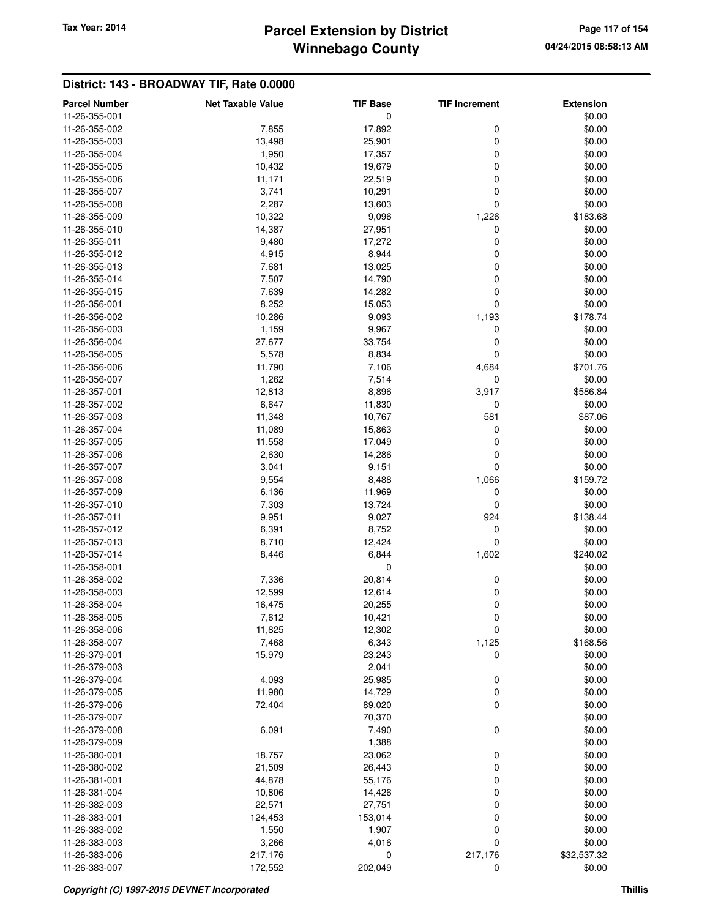## District: 143 - BROADWAY TIF, Rate 0.0000

| Parcel Number | Net Taxable Value | TIF Base | TIF Increment | Extension |
|---|---|---|---|---|
| 11-26-355-001 | | 0 | | $0.00 |
| 11-26-355-002 | 7,855 | 17,892 | 0 | $0.00 |
| 11-26-355-003 | 13,498 | 25,901 | 0 | $0.00 |
| 11-26-355-004 | 1,950 | 17,357 | 0 | $0.00 |
| 11-26-355-005 | 10,432 | 19,679 | 0 | $0.00 |
| 11-26-355-006 | 11,171 | 22,519 | 0 | $0.00 |
| 11-26-355-007 | 3,741 | 10,291 | 0 | $0.00 |
| 11-26-355-008 | 2,287 | 13,603 | 0 | $0.00 |
| 11-26-355-009 | 10,322 | 9,096 | 1,226 | $183.68 |
| 11-26-355-010 | 14,387 | 27,951 | 0 | $0.00 |
| 11-26-355-011 | 9,480 | 17,272 | 0 | $0.00 |
| 11-26-355-012 | 4,915 | 8,944 | 0 | $0.00 |
| 11-26-355-013 | 7,681 | 13,025 | 0 | $0.00 |
| 11-26-355-014 | 7,507 | 14,790 | 0 | $0.00 |
| 11-26-355-015 | 7,639 | 14,282 | 0 | $0.00 |
| 11-26-356-001 | 8,252 | 15,053 | 0 | $0.00 |
| 11-26-356-002 | 10,286 | 9,093 | 1,193 | $178.74 |
| 11-26-356-003 | 1,159 | 9,967 | 0 | $0.00 |
| 11-26-356-004 | 27,677 | 33,754 | 0 | $0.00 |
| 11-26-356-005 | 5,578 | 8,834 | 0 | $0.00 |
| 11-26-356-006 | 11,790 | 7,106 | 4,684 | $701.76 |
| 11-26-356-007 | 1,262 | 7,514 | 0 | $0.00 |
| 11-26-357-001 | 12,813 | 8,896 | 3,917 | $586.84 |
| 11-26-357-002 | 6,647 | 11,830 | 0 | $0.00 |
| 11-26-357-003 | 11,348 | 10,767 | 581 | $87.06 |
| 11-26-357-004 | 11,089 | 15,863 | 0 | $0.00 |
| 11-26-357-005 | 11,558 | 17,049 | 0 | $0.00 |
| 11-26-357-006 | 2,630 | 14,286 | 0 | $0.00 |
| 11-26-357-007 | 3,041 | 9,151 | 0 | $0.00 |
| 11-26-357-008 | 9,554 | 8,488 | 1,066 | $159.72 |
| 11-26-357-009 | 6,136 | 11,969 | 0 | $0.00 |
| 11-26-357-010 | 7,303 | 13,724 | 0 | $0.00 |
| 11-26-357-011 | 9,951 | 9,027 | 924 | $138.44 |
| 11-26-357-012 | 6,391 | 8,752 | 0 | $0.00 |
| 11-26-357-013 | 8,710 | 12,424 | 0 | $0.00 |
| 11-26-357-014 | 8,446 | 6,844 | 1,602 | $240.02 |
| 11-26-358-001 | | 0 | | $0.00 |
| 11-26-358-002 | 7,336 | 20,814 | 0 | $0.00 |
| 11-26-358-003 | 12,599 | 12,614 | 0 | $0.00 |
| 11-26-358-004 | 16,475 | 20,255 | 0 | $0.00 |
| 11-26-358-005 | 7,612 | 10,421 | 0 | $0.00 |
| 11-26-358-006 | 11,825 | 12,302 | 0 | $0.00 |
| 11-26-358-007 | 7,468 | 6,343 | 1,125 | $168.56 |
| 11-26-379-001 | 15,979 | 23,243 | 0 | $0.00 |
| 11-26-379-003 | | 2,041 | | $0.00 |
| 11-26-379-004 | 4,093 | 25,985 | 0 | $0.00 |
| 11-26-379-005 | 11,980 | 14,729 | 0 | $0.00 |
| 11-26-379-006 | 72,404 | 89,020 | 0 | $0.00 |
| 11-26-379-007 | | 70,370 | | $0.00 |
| 11-26-379-008 | 6,091 | 7,490 | 0 | $0.00 |
| 11-26-379-009 | | 1,388 | | $0.00 |
| 11-26-380-001 | 18,757 | 23,062 | 0 | $0.00 |
| 11-26-380-002 | 21,509 | 26,443 | 0 | $0.00 |
| 11-26-381-001 | 44,878 | 55,176 | 0 | $0.00 |
| 11-26-381-004 | 10,806 | 14,426 | 0 | $0.00 |
| 11-26-382-003 | 22,571 | 27,751 | 0 | $0.00 |
| 11-26-383-001 | 124,453 | 153,014 | 0 | $0.00 |
| 11-26-383-002 | 1,550 | 1,907 | 0 | $0.00 |
| 11-26-383-003 | 3,266 | 4,016 | 0 | $0.00 |
| 11-26-383-006 | 217,176 | 0 | 217,176 | $32,537.32 |
| 11-26-383-007 | 172,552 | 202,049 | 0 | $0.00 |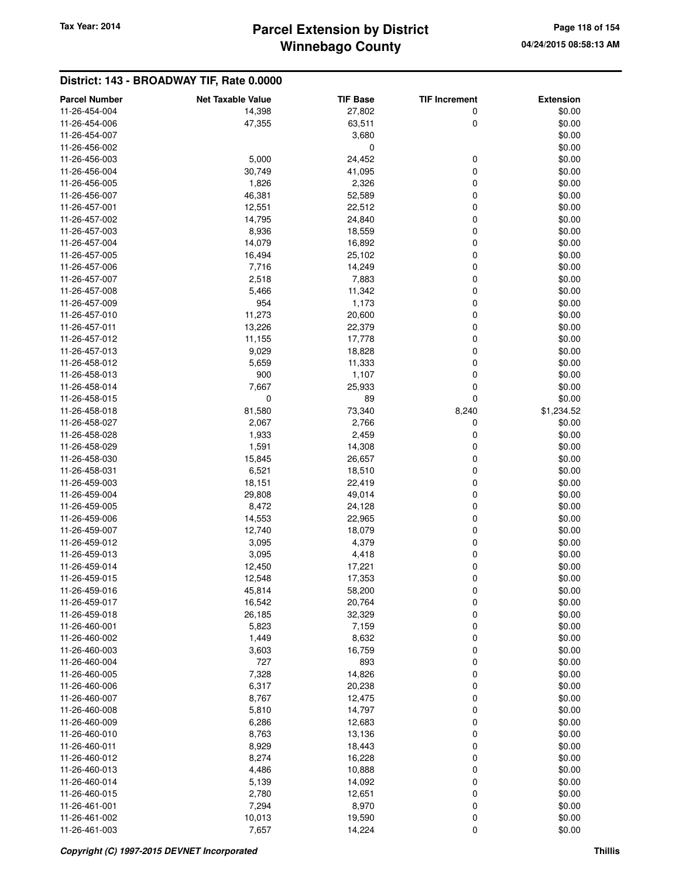## District: 143 - BROADWAY TIF, Rate 0.0000

| Parcel Number | Net Taxable Value | TIF Base | TIF Increment | Extension |
|---|---|---|---|---|
| 11-26-454-004 | 14,398 | 27,802 | 0 | $0.00 |
| 11-26-454-006 | 47,355 | 63,511 | 0 | $0.00 |
| 11-26-454-007 | | 3,680 | | $0.00 |
| 11-26-456-002 | | 0 | | $0.00 |
| 11-26-456-003 | 5,000 | 24,452 | 0 | $0.00 |
| 11-26-456-004 | 30,749 | 41,095 | 0 | $0.00 |
| 11-26-456-005 | 1,826 | 2,326 | 0 | $0.00 |
| 11-26-456-007 | 46,381 | 52,589 | 0 | $0.00 |
| 11-26-457-001 | 12,551 | 22,512 | 0 | $0.00 |
| 11-26-457-002 | 14,795 | 24,840 | 0 | $0.00 |
| 11-26-457-003 | 8,936 | 18,559 | 0 | $0.00 |
| 11-26-457-004 | 14,079 | 16,892 | 0 | $0.00 |
| 11-26-457-005 | 16,494 | 25,102 | 0 | $0.00 |
| 11-26-457-006 | 7,716 | 14,249 | 0 | $0.00 |
| 11-26-457-007 | 2,518 | 7,883 | 0 | $0.00 |
| 11-26-457-008 | 5,466 | 11,342 | 0 | $0.00 |
| 11-26-457-009 | 954 | 1,173 | 0 | $0.00 |
| 11-26-457-010 | 11,273 | 20,600 | 0 | $0.00 |
| 11-26-457-011 | 13,226 | 22,379 | 0 | $0.00 |
| 11-26-457-012 | 11,155 | 17,778 | 0 | $0.00 |
| 11-26-457-013 | 9,029 | 18,828 | 0 | $0.00 |
| 11-26-458-012 | 5,659 | 11,333 | 0 | $0.00 |
| 11-26-458-013 | 900 | 1,107 | 0 | $0.00 |
| 11-26-458-014 | 7,667 | 25,933 | 0 | $0.00 |
| 11-26-458-015 | 0 | 89 | 0 | $0.00 |
| 11-26-458-018 | 81,580 | 73,340 | 8,240 | $1,234.52 |
| 11-26-458-027 | 2,067 | 2,766 | 0 | $0.00 |
| 11-26-458-028 | 1,933 | 2,459 | 0 | $0.00 |
| 11-26-458-029 | 1,591 | 14,308 | 0 | $0.00 |
| 11-26-458-030 | 15,845 | 26,657 | 0 | $0.00 |
| 11-26-458-031 | 6,521 | 18,510 | 0 | $0.00 |
| 11-26-459-003 | 18,151 | 22,419 | 0 | $0.00 |
| 11-26-459-004 | 29,808 | 49,014 | 0 | $0.00 |
| 11-26-459-005 | 8,472 | 24,128 | 0 | $0.00 |
| 11-26-459-006 | 14,553 | 22,965 | 0 | $0.00 |
| 11-26-459-007 | 12,740 | 18,079 | 0 | $0.00 |
| 11-26-459-012 | 3,095 | 4,379 | 0 | $0.00 |
| 11-26-459-013 | 3,095 | 4,418 | 0 | $0.00 |
| 11-26-459-014 | 12,450 | 17,221 | 0 | $0.00 |
| 11-26-459-015 | 12,548 | 17,353 | 0 | $0.00 |
| 11-26-459-016 | 45,814 | 58,200 | 0 | $0.00 |
| 11-26-459-017 | 16,542 | 20,764 | 0 | $0.00 |
| 11-26-459-018 | 26,185 | 32,329 | 0 | $0.00 |
| 11-26-460-001 | 5,823 | 7,159 | 0 | $0.00 |
| 11-26-460-002 | 1,449 | 8,632 | 0 | $0.00 |
| 11-26-460-003 | 3,603 | 16,759 | 0 | $0.00 |
| 11-26-460-004 | 727 | 893 | 0 | $0.00 |
| 11-26-460-005 | 7,328 | 14,826 | 0 | $0.00 |
| 11-26-460-006 | 6,317 | 20,238 | 0 | $0.00 |
| 11-26-460-007 | 8,767 | 12,475 | 0 | $0.00 |
| 11-26-460-008 | 5,810 | 14,797 | 0 | $0.00 |
| 11-26-460-009 | 6,286 | 12,683 | 0 | $0.00 |
| 11-26-460-010 | 8,763 | 13,136 | 0 | $0.00 |
| 11-26-460-011 | 8,929 | 18,443 | 0 | $0.00 |
| 11-26-460-012 | 8,274 | 16,228 | 0 | $0.00 |
| 11-26-460-013 | 4,486 | 10,888 | 0 | $0.00 |
| 11-26-460-014 | 5,139 | 14,092 | 0 | $0.00 |
| 11-26-460-015 | 2,780 | 12,651 | 0 | $0.00 |
| 11-26-461-001 | 7,294 | 8,970 | 0 | $0.00 |
| 11-26-461-002 | 10,013 | 19,590 | 0 | $0.00 |
| 11-26-461-003 | 7,657 | 14,224 | 0 | $0.00 |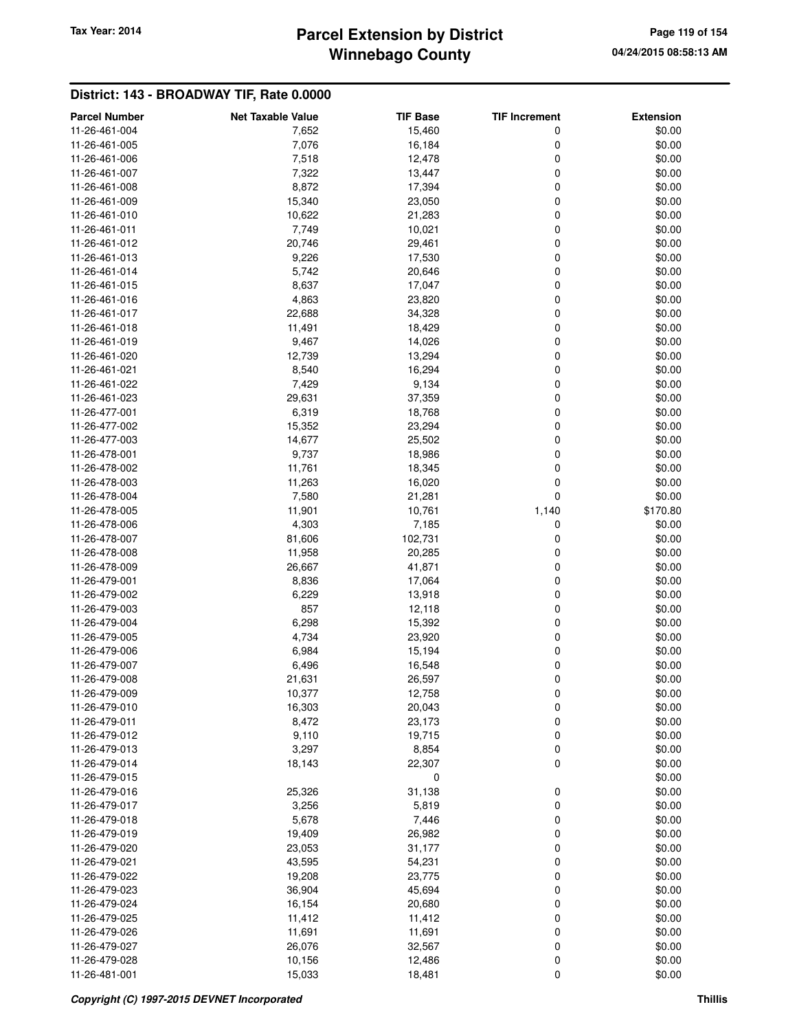## District: 143 - BROADWAY TIF, Rate 0.0000

| Parcel Number | Net Taxable Value | TIF Base | TIF Increment | Extension |
|---|---|---|---|---|
| 11-26-461-004 | 7,652 | 15,460 | 0 | $0.00 |
| 11-26-461-005 | 7,076 | 16,184 | 0 | $0.00 |
| 11-26-461-006 | 7,518 | 12,478 | 0 | $0.00 |
| 11-26-461-007 | 7,322 | 13,447 | 0 | $0.00 |
| 11-26-461-008 | 8,872 | 17,394 | 0 | $0.00 |
| 11-26-461-009 | 15,340 | 23,050 | 0 | $0.00 |
| 11-26-461-010 | 10,622 | 21,283 | 0 | $0.00 |
| 11-26-461-011 | 7,749 | 10,021 | 0 | $0.00 |
| 11-26-461-012 | 20,746 | 29,461 | 0 | $0.00 |
| 11-26-461-013 | 9,226 | 17,530 | 0 | $0.00 |
| 11-26-461-014 | 5,742 | 20,646 | 0 | $0.00 |
| 11-26-461-015 | 8,637 | 17,047 | 0 | $0.00 |
| 11-26-461-016 | 4,863 | 23,820 | 0 | $0.00 |
| 11-26-461-017 | 22,688 | 34,328 | 0 | $0.00 |
| 11-26-461-018 | 11,491 | 18,429 | 0 | $0.00 |
| 11-26-461-019 | 9,467 | 14,026 | 0 | $0.00 |
| 11-26-461-020 | 12,739 | 13,294 | 0 | $0.00 |
| 11-26-461-021 | 8,540 | 16,294 | 0 | $0.00 |
| 11-26-461-022 | 7,429 | 9,134 | 0 | $0.00 |
| 11-26-461-023 | 29,631 | 37,359 | 0 | $0.00 |
| 11-26-477-001 | 6,319 | 18,768 | 0 | $0.00 |
| 11-26-477-002 | 15,352 | 23,294 | 0 | $0.00 |
| 11-26-477-003 | 14,677 | 25,502 | 0 | $0.00 |
| 11-26-478-001 | 9,737 | 18,986 | 0 | $0.00 |
| 11-26-478-002 | 11,761 | 18,345 | 0 | $0.00 |
| 11-26-478-003 | 11,263 | 16,020 | 0 | $0.00 |
| 11-26-478-004 | 7,580 | 21,281 | 0 | $0.00 |
| 11-26-478-005 | 11,901 | 10,761 | 1,140 | $170.80 |
| 11-26-478-006 | 4,303 | 7,185 | 0 | $0.00 |
| 11-26-478-007 | 81,606 | 102,731 | 0 | $0.00 |
| 11-26-478-008 | 11,958 | 20,285 | 0 | $0.00 |
| 11-26-478-009 | 26,667 | 41,871 | 0 | $0.00 |
| 11-26-479-001 | 8,836 | 17,064 | 0 | $0.00 |
| 11-26-479-002 | 6,229 | 13,918 | 0 | $0.00 |
| 11-26-479-003 | 857 | 12,118 | 0 | $0.00 |
| 11-26-479-004 | 6,298 | 15,392 | 0 | $0.00 |
| 11-26-479-005 | 4,734 | 23,920 | 0 | $0.00 |
| 11-26-479-006 | 6,984 | 15,194 | 0 | $0.00 |
| 11-26-479-007 | 6,496 | 16,548 | 0 | $0.00 |
| 11-26-479-008 | 21,631 | 26,597 | 0 | $0.00 |
| 11-26-479-009 | 10,377 | 12,758 | 0 | $0.00 |
| 11-26-479-010 | 16,303 | 20,043 | 0 | $0.00 |
| 11-26-479-011 | 8,472 | 23,173 | 0 | $0.00 |
| 11-26-479-012 | 9,110 | 19,715 | 0 | $0.00 |
| 11-26-479-013 | 3,297 | 8,854 | 0 | $0.00 |
| 11-26-479-014 | 18,143 | 22,307 | 0 | $0.00 |
| 11-26-479-015 | | 0 | | $0.00 |
| 11-26-479-016 | 25,326 | 31,138 | 0 | $0.00 |
| 11-26-479-017 | 3,256 | 5,819 | 0 | $0.00 |
| 11-26-479-018 | 5,678 | 7,446 | 0 | $0.00 |
| 11-26-479-019 | 19,409 | 26,982 | 0 | $0.00 |
| 11-26-479-020 | 23,053 | 31,177 | 0 | $0.00 |
| 11-26-479-021 | 43,595 | 54,231 | 0 | $0.00 |
| 11-26-479-022 | 19,208 | 23,775 | 0 | $0.00 |
| 11-26-479-023 | 36,904 | 45,694 | 0 | $0.00 |
| 11-26-479-024 | 16,154 | 20,680 | 0 | $0.00 |
| 11-26-479-025 | 11,412 | 11,412 | 0 | $0.00 |
| 11-26-479-026 | 11,691 | 11,691 | 0 | $0.00 |
| 11-26-479-027 | 26,076 | 32,567 | 0 | $0.00 |
| 11-26-479-028 | 10,156 | 12,486 | 0 | $0.00 |
| 11-26-481-001 | 15,033 | 18,481 | 0 | $0.00 |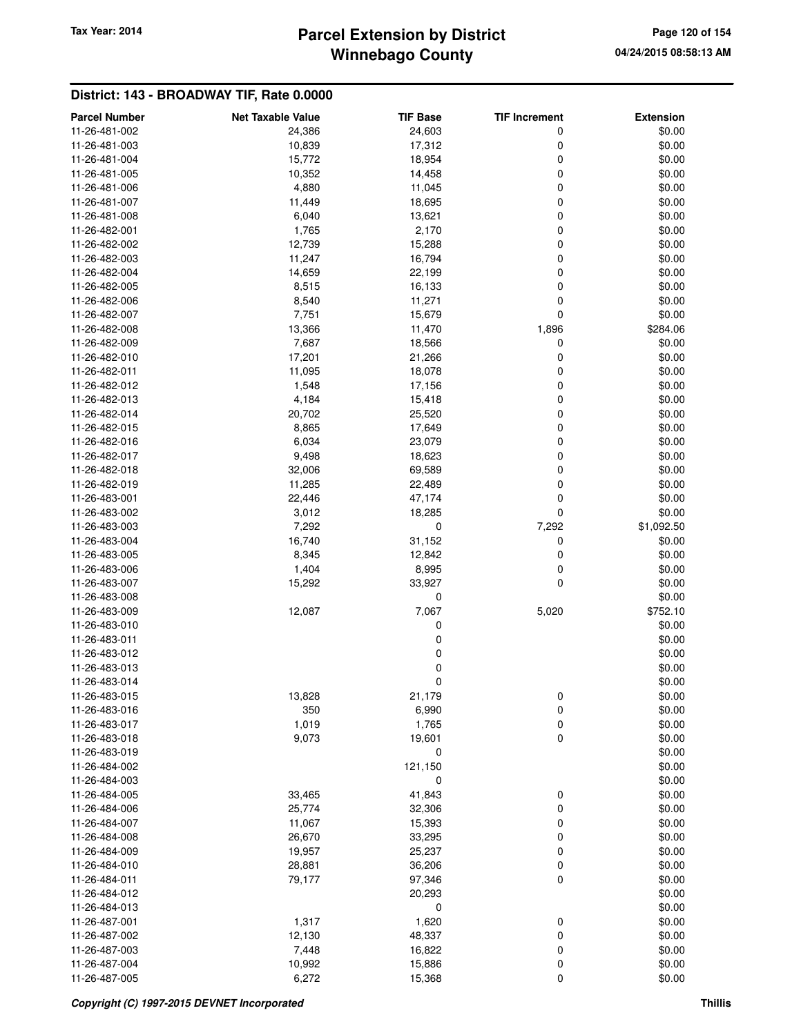## District: 143 - BROADWAY TIF, Rate 0.0000

| Parcel Number | Net Taxable Value | TIF Base | TIF Increment | Extension |
|---|---|---|---|---|
| 11-26-481-002 | 24,386 | 24,603 | 0 | $0.00 |
| 11-26-481-003 | 10,839 | 17,312 | 0 | $0.00 |
| 11-26-481-004 | 15,772 | 18,954 | 0 | $0.00 |
| 11-26-481-005 | 10,352 | 14,458 | 0 | $0.00 |
| 11-26-481-006 | 4,880 | 11,045 | 0 | $0.00 |
| 11-26-481-007 | 11,449 | 18,695 | 0 | $0.00 |
| 11-26-481-008 | 6,040 | 13,621 | 0 | $0.00 |
| 11-26-482-001 | 1,765 | 2,170 | 0 | $0.00 |
| 11-26-482-002 | 12,739 | 15,288 | 0 | $0.00 |
| 11-26-482-003 | 11,247 | 16,794 | 0 | $0.00 |
| 11-26-482-004 | 14,659 | 22,199 | 0 | $0.00 |
| 11-26-482-005 | 8,515 | 16,133 | 0 | $0.00 |
| 11-26-482-006 | 8,540 | 11,271 | 0 | $0.00 |
| 11-26-482-007 | 7,751 | 15,679 | 0 | $0.00 |
| 11-26-482-008 | 13,366 | 11,470 | 1,896 | $284.06 |
| 11-26-482-009 | 7,687 | 18,566 | 0 | $0.00 |
| 11-26-482-010 | 17,201 | 21,266 | 0 | $0.00 |
| 11-26-482-011 | 11,095 | 18,078 | 0 | $0.00 |
| 11-26-482-012 | 1,548 | 17,156 | 0 | $0.00 |
| 11-26-482-013 | 4,184 | 15,418 | 0 | $0.00 |
| 11-26-482-014 | 20,702 | 25,520 | 0 | $0.00 |
| 11-26-482-015 | 8,865 | 17,649 | 0 | $0.00 |
| 11-26-482-016 | 6,034 | 23,079 | 0 | $0.00 |
| 11-26-482-017 | 9,498 | 18,623 | 0 | $0.00 |
| 11-26-482-018 | 32,006 | 69,589 | 0 | $0.00 |
| 11-26-482-019 | 11,285 | 22,489 | 0 | $0.00 |
| 11-26-483-001 | 22,446 | 47,174 | 0 | $0.00 |
| 11-26-483-002 | 3,012 | 18,285 | 0 | $0.00 |
| 11-26-483-003 | 7,292 | 0 | 7,292 | $1,092.50 |
| 11-26-483-004 | 16,740 | 31,152 | 0 | $0.00 |
| 11-26-483-005 | 8,345 | 12,842 | 0 | $0.00 |
| 11-26-483-006 | 1,404 | 8,995 | 0 | $0.00 |
| 11-26-483-007 | 15,292 | 33,927 | 0 | $0.00 |
| 11-26-483-008 | | 0 | | $0.00 |
| 11-26-483-009 | 12,087 | 7,067 | 5,020 | $752.10 |
| 11-26-483-010 | | 0 | | $0.00 |
| 11-26-483-011 | | 0 | | $0.00 |
| 11-26-483-012 | | 0 | | $0.00 |
| 11-26-483-013 | | 0 | | $0.00 |
| 11-26-483-014 | | 0 | | $0.00 |
| 11-26-483-015 | 13,828 | 21,179 | 0 | $0.00 |
| 11-26-483-016 | 350 | 6,990 | 0 | $0.00 |
| 11-26-483-017 | 1,019 | 1,765 | 0 | $0.00 |
| 11-26-483-018 | 9,073 | 19,601 | 0 | $0.00 |
| 11-26-483-019 | | 0 | | $0.00 |
| 11-26-484-002 | | 121,150 | | $0.00 |
| 11-26-484-003 | | 0 | | $0.00 |
| 11-26-484-005 | 33,465 | 41,843 | 0 | $0.00 |
| 11-26-484-006 | 25,774 | 32,306 | 0 | $0.00 |
| 11-26-484-007 | 11,067 | 15,393 | 0 | $0.00 |
| 11-26-484-008 | 26,670 | 33,295 | 0 | $0.00 |
| 11-26-484-009 | 19,957 | 25,237 | 0 | $0.00 |
| 11-26-484-010 | 28,881 | 36,206 | 0 | $0.00 |
| 11-26-484-011 | 79,177 | 97,346 | 0 | $0.00 |
| 11-26-484-012 | | 20,293 | | $0.00 |
| 11-26-484-013 | | 0 | | $0.00 |
| 11-26-487-001 | 1,317 | 1,620 | 0 | $0.00 |
| 11-26-487-002 | 12,130 | 48,337 | 0 | $0.00 |
| 11-26-487-003 | 7,448 | 16,822 | 0 | $0.00 |
| 11-26-487-004 | 10,992 | 15,886 | 0 | $0.00 |
| 11-26-487-005 | 6,272 | 15,368 | 0 | $0.00 |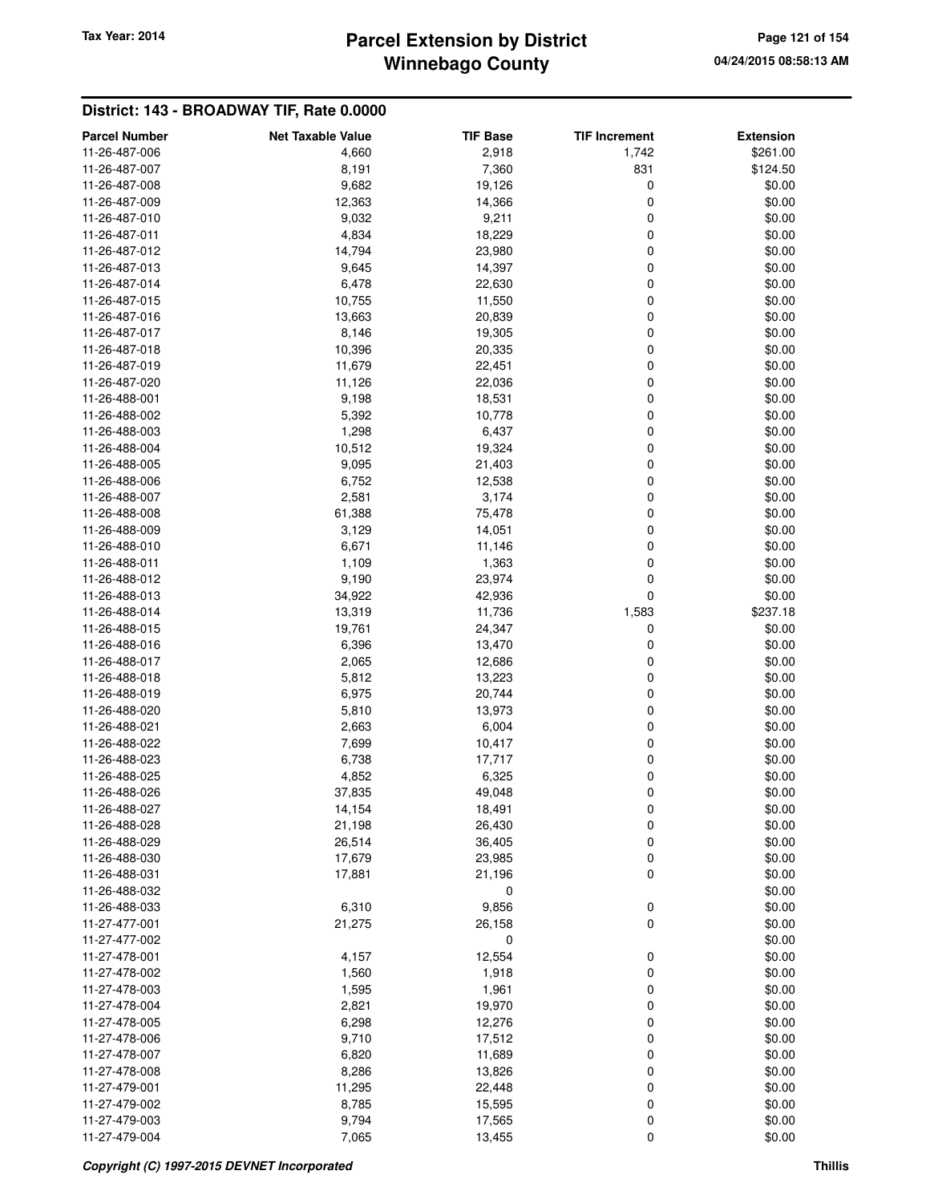## District: 143 - BROADWAY TIF, Rate 0.0000

| Parcel Number | Net Taxable Value | TIF Base | TIF Increment | Extension |
|---|---|---|---|---|
| 11-26-487-006 | 4,660 | 2,918 | 1,742 | $261.00 |
| 11-26-487-007 | 8,191 | 7,360 | 831 | $124.50 |
| 11-26-487-008 | 9,682 | 19,126 | 0 | $0.00 |
| 11-26-487-009 | 12,363 | 14,366 | 0 | $0.00 |
| 11-26-487-010 | 9,032 | 9,211 | 0 | $0.00 |
| 11-26-487-011 | 4,834 | 18,229 | 0 | $0.00 |
| 11-26-487-012 | 14,794 | 23,980 | 0 | $0.00 |
| 11-26-487-013 | 9,645 | 14,397 | 0 | $0.00 |
| 11-26-487-014 | 6,478 | 22,630 | 0 | $0.00 |
| 11-26-487-015 | 10,755 | 11,550 | 0 | $0.00 |
| 11-26-487-016 | 13,663 | 20,839 | 0 | $0.00 |
| 11-26-487-017 | 8,146 | 19,305 | 0 | $0.00 |
| 11-26-487-018 | 10,396 | 20,335 | 0 | $0.00 |
| 11-26-487-019 | 11,679 | 22,451 | 0 | $0.00 |
| 11-26-487-020 | 11,126 | 22,036 | 0 | $0.00 |
| 11-26-488-001 | 9,198 | 18,531 | 0 | $0.00 |
| 11-26-488-002 | 5,392 | 10,778 | 0 | $0.00 |
| 11-26-488-003 | 1,298 | 6,437 | 0 | $0.00 |
| 11-26-488-004 | 10,512 | 19,324 | 0 | $0.00 |
| 11-26-488-005 | 9,095 | 21,403 | 0 | $0.00 |
| 11-26-488-006 | 6,752 | 12,538 | 0 | $0.00 |
| 11-26-488-007 | 2,581 | 3,174 | 0 | $0.00 |
| 11-26-488-008 | 61,388 | 75,478 | 0 | $0.00 |
| 11-26-488-009 | 3,129 | 14,051 | 0 | $0.00 |
| 11-26-488-010 | 6,671 | 11,146 | 0 | $0.00 |
| 11-26-488-011 | 1,109 | 1,363 | 0 | $0.00 |
| 11-26-488-012 | 9,190 | 23,974 | 0 | $0.00 |
| 11-26-488-013 | 34,922 | 42,936 | 0 | $0.00 |
| 11-26-488-014 | 13,319 | 11,736 | 1,583 | $237.18 |
| 11-26-488-015 | 19,761 | 24,347 | 0 | $0.00 |
| 11-26-488-016 | 6,396 | 13,470 | 0 | $0.00 |
| 11-26-488-017 | 2,065 | 12,686 | 0 | $0.00 |
| 11-26-488-018 | 5,812 | 13,223 | 0 | $0.00 |
| 11-26-488-019 | 6,975 | 20,744 | 0 | $0.00 |
| 11-26-488-020 | 5,810 | 13,973 | 0 | $0.00 |
| 11-26-488-021 | 2,663 | 6,004 | 0 | $0.00 |
| 11-26-488-022 | 7,699 | 10,417 | 0 | $0.00 |
| 11-26-488-023 | 6,738 | 17,717 | 0 | $0.00 |
| 11-26-488-025 | 4,852 | 6,325 | 0 | $0.00 |
| 11-26-488-026 | 37,835 | 49,048 | 0 | $0.00 |
| 11-26-488-027 | 14,154 | 18,491 | 0 | $0.00 |
| 11-26-488-028 | 21,198 | 26,430 | 0 | $0.00 |
| 11-26-488-029 | 26,514 | 36,405 | 0 | $0.00 |
| 11-26-488-030 | 17,679 | 23,985 | 0 | $0.00 |
| 11-26-488-031 | 17,881 | 21,196 | 0 | $0.00 |
| 11-26-488-032 | | 0 | | $0.00 |
| 11-26-488-033 | 6,310 | 9,856 | 0 | $0.00 |
| 11-27-477-001 | 21,275 | 26,158 | 0 | $0.00 |
| 11-27-477-002 | | 0 | | $0.00 |
| 11-27-478-001 | 4,157 | 12,554 | 0 | $0.00 |
| 11-27-478-002 | 1,560 | 1,918 | 0 | $0.00 |
| 11-27-478-003 | 1,595 | 1,961 | 0 | $0.00 |
| 11-27-478-004 | 2,821 | 19,970 | 0 | $0.00 |
| 11-27-478-005 | 6,298 | 12,276 | 0 | $0.00 |
| 11-27-478-006 | 9,710 | 17,512 | 0 | $0.00 |
| 11-27-478-007 | 6,820 | 11,689 | 0 | $0.00 |
| 11-27-478-008 | 8,286 | 13,826 | 0 | $0.00 |
| 11-27-479-001 | 11,295 | 22,448 | 0 | $0.00 |
| 11-27-479-002 | 8,785 | 15,595 | 0 | $0.00 |
| 11-27-479-003 | 9,794 | 17,565 | 0 | $0.00 |
| 11-27-479-004 | 7,065 | 13,455 | 0 | $0.00 |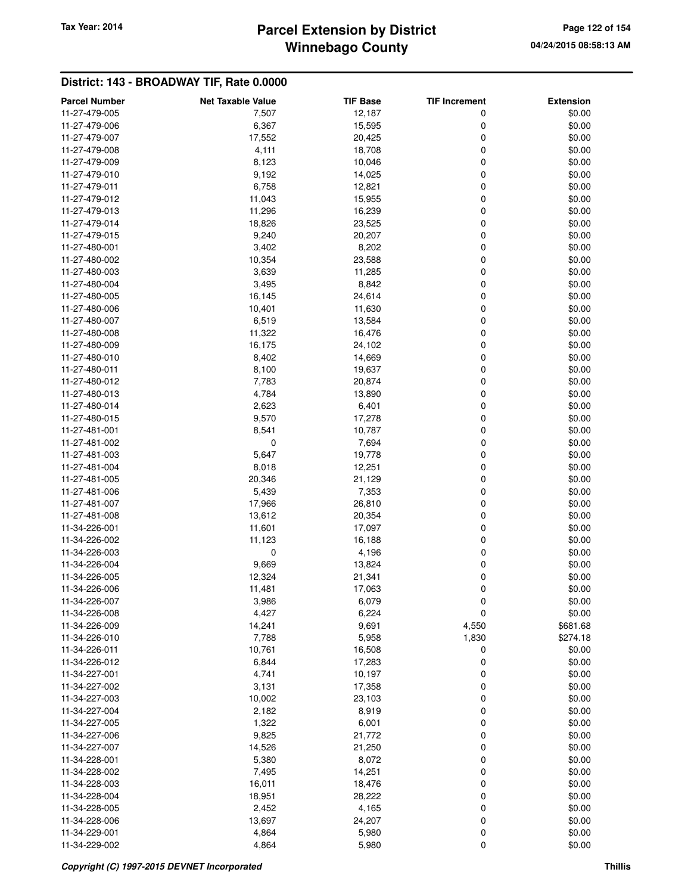# Parcel Extension by District
# Winnebago County

Tax Year: 2014

04/24/2015 08:58:13 AM

## District: 143 - BROADWAY TIF, Rate 0.0000

| Parcel Number | Net Taxable Value | TIF Base | TIF Increment | Extension |
|---|---|---|---|---|
| 11-27-479-005 | 7,507 | 12,187 | 0 | $0.00 |
| 11-27-479-006 | 6,367 | 15,595 | 0 | $0.00 |
| 11-27-479-007 | 17,552 | 20,425 | 0 | $0.00 |
| 11-27-479-008 | 4,111 | 18,708 | 0 | $0.00 |
| 11-27-479-009 | 8,123 | 10,046 | 0 | $0.00 |
| 11-27-479-010 | 9,192 | 14,025 | 0 | $0.00 |
| 11-27-479-011 | 6,758 | 12,821 | 0 | $0.00 |
| 11-27-479-012 | 11,043 | 15,955 | 0 | $0.00 |
| 11-27-479-013 | 11,296 | 16,239 | 0 | $0.00 |
| 11-27-479-014 | 18,826 | 23,525 | 0 | $0.00 |
| 11-27-479-015 | 9,240 | 20,207 | 0 | $0.00 |
| 11-27-480-001 | 3,402 | 8,202 | 0 | $0.00 |
| 11-27-480-002 | 10,354 | 23,588 | 0 | $0.00 |
| 11-27-480-003 | 3,639 | 11,285 | 0 | $0.00 |
| 11-27-480-004 | 3,495 | 8,842 | 0 | $0.00 |
| 11-27-480-005 | 16,145 | 24,614 | 0 | $0.00 |
| 11-27-480-006 | 10,401 | 11,630 | 0 | $0.00 |
| 11-27-480-007 | 6,519 | 13,584 | 0 | $0.00 |
| 11-27-480-008 | 11,322 | 16,476 | 0 | $0.00 |
| 11-27-480-009 | 16,175 | 24,102 | 0 | $0.00 |
| 11-27-480-010 | 8,402 | 14,669 | 0 | $0.00 |
| 11-27-480-011 | 8,100 | 19,637 | 0 | $0.00 |
| 11-27-480-012 | 7,783 | 20,874 | 0 | $0.00 |
| 11-27-480-013 | 4,784 | 13,890 | 0 | $0.00 |
| 11-27-480-014 | 2,623 | 6,401 | 0 | $0.00 |
| 11-27-480-015 | 9,570 | 17,278 | 0 | $0.00 |
| 11-27-481-001 | 8,541 | 10,787 | 0 | $0.00 |
| 11-27-481-002 | 0 | 7,694 | 0 | $0.00 |
| 11-27-481-003 | 5,647 | 19,778 | 0 | $0.00 |
| 11-27-481-004 | 8,018 | 12,251 | 0 | $0.00 |
| 11-27-481-005 | 20,346 | 21,129 | 0 | $0.00 |
| 11-27-481-006 | 5,439 | 7,353 | 0 | $0.00 |
| 11-27-481-007 | 17,966 | 26,810 | 0 | $0.00 |
| 11-27-481-008 | 13,612 | 20,354 | 0 | $0.00 |
| 11-34-226-001 | 11,601 | 17,097 | 0 | $0.00 |
| 11-34-226-002 | 11,123 | 16,188 | 0 | $0.00 |
| 11-34-226-003 | 0 | 4,196 | 0 | $0.00 |
| 11-34-226-004 | 9,669 | 13,824 | 0 | $0.00 |
| 11-34-226-005 | 12,324 | 21,341 | 0 | $0.00 |
| 11-34-226-006 | 11,481 | 17,063 | 0 | $0.00 |
| 11-34-226-007 | 3,986 | 6,079 | 0 | $0.00 |
| 11-34-226-008 | 4,427 | 6,224 | 0 | $0.00 |
| 11-34-226-009 | 14,241 | 9,691 | 4,550 | $681.68 |
| 11-34-226-010 | 7,788 | 5,958 | 1,830 | $274.18 |
| 11-34-226-011 | 10,761 | 16,508 | 0 | $0.00 |
| 11-34-226-012 | 6,844 | 17,283 | 0 | $0.00 |
| 11-34-227-001 | 4,741 | 10,197 | 0 | $0.00 |
| 11-34-227-002 | 3,131 | 17,358 | 0 | $0.00 |
| 11-34-227-003 | 10,002 | 23,103 | 0 | $0.00 |
| 11-34-227-004 | 2,182 | 8,919 | 0 | $0.00 |
| 11-34-227-005 | 1,322 | 6,001 | 0 | $0.00 |
| 11-34-227-006 | 9,825 | 21,772 | 0 | $0.00 |
| 11-34-227-007 | 14,526 | 21,250 | 0 | $0.00 |
| 11-34-228-001 | 5,380 | 8,072 | 0 | $0.00 |
| 11-34-228-002 | 7,495 | 14,251 | 0 | $0.00 |
| 11-34-228-003 | 16,011 | 18,476 | 0 | $0.00 |
| 11-34-228-004 | 18,951 | 28,222 | 0 | $0.00 |
| 11-34-228-005 | 2,452 | 4,165 | 0 | $0.00 |
| 11-34-228-006 | 13,697 | 24,207 | 0 | $0.00 |
| 11-34-229-001 | 4,864 | 5,980 | 0 | $0.00 |
| 11-34-229-002 | 4,864 | 5,980 | 0 | $0.00 |

*Copyright (C) 1997-2015 DEVNET Incorporated* Thillis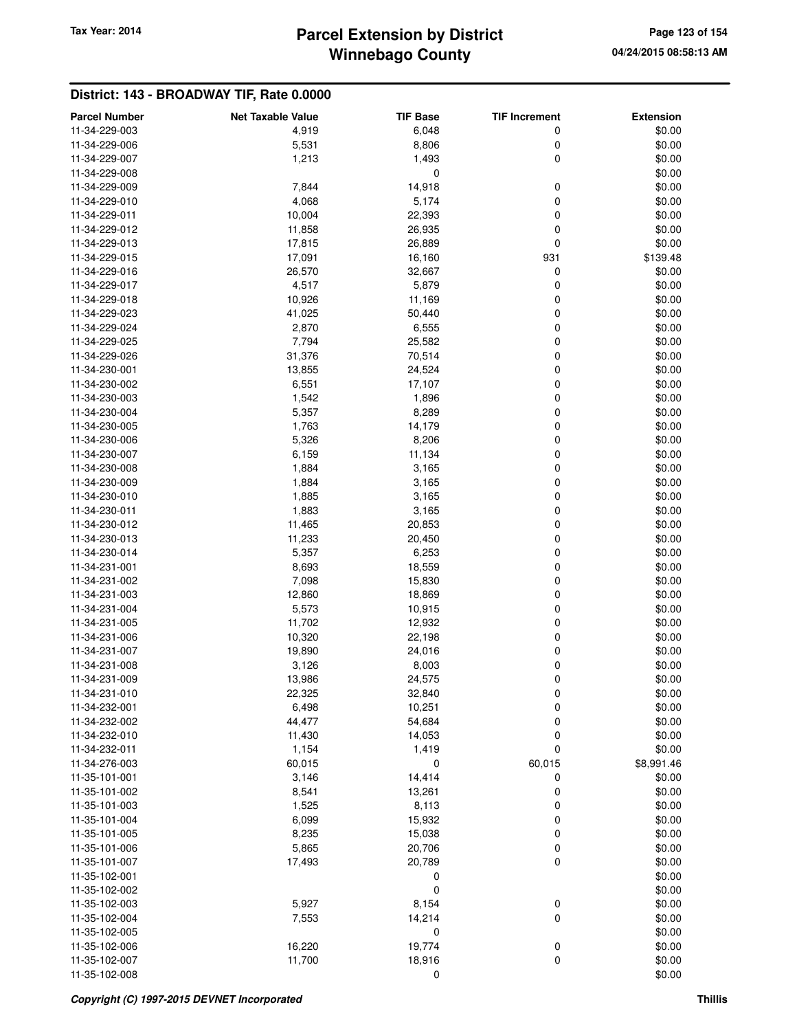## District: 143 - BROADWAY TIF, Rate 0.0000

| Parcel Number | Net Taxable Value | TIF Base | TIF Increment | Extension |
|---|---|---|---|---|
| 11-34-229-003 | 4,919 | 6,048 | 0 | $0.00 |
| 11-34-229-006 | 5,531 | 8,806 | 0 | $0.00 |
| 11-34-229-007 | 1,213 | 1,493 | 0 | $0.00 |
| 11-34-229-008 | | 0 | | $0.00 |
| 11-34-229-009 | 7,844 | 14,918 | 0 | $0.00 |
| 11-34-229-010 | 4,068 | 5,174 | 0 | $0.00 |
| 11-34-229-011 | 10,004 | 22,393 | 0 | $0.00 |
| 11-34-229-012 | 11,858 | 26,935 | 0 | $0.00 |
| 11-34-229-013 | 17,815 | 26,889 | 0 | $0.00 |
| 11-34-229-015 | 17,091 | 16,160 | 931 | $139.48 |
| 11-34-229-016 | 26,570 | 32,667 | 0 | $0.00 |
| 11-34-229-017 | 4,517 | 5,879 | 0 | $0.00 |
| 11-34-229-018 | 10,926 | 11,169 | 0 | $0.00 |
| 11-34-229-023 | 41,025 | 50,440 | 0 | $0.00 |
| 11-34-229-024 | 2,870 | 6,555 | 0 | $0.00 |
| 11-34-229-025 | 7,794 | 25,582 | 0 | $0.00 |
| 11-34-229-026 | 31,376 | 70,514 | 0 | $0.00 |
| 11-34-230-001 | 13,855 | 24,524 | 0 | $0.00 |
| 11-34-230-002 | 6,551 | 17,107 | 0 | $0.00 |
| 11-34-230-003 | 1,542 | 1,896 | 0 | $0.00 |
| 11-34-230-004 | 5,357 | 8,289 | 0 | $0.00 |
| 11-34-230-005 | 1,763 | 14,179 | 0 | $0.00 |
| 11-34-230-006 | 5,326 | 8,206 | 0 | $0.00 |
| 11-34-230-007 | 6,159 | 11,134 | 0 | $0.00 |
| 11-34-230-008 | 1,884 | 3,165 | 0 | $0.00 |
| 11-34-230-009 | 1,884 | 3,165 | 0 | $0.00 |
| 11-34-230-010 | 1,885 | 3,165 | 0 | $0.00 |
| 11-34-230-011 | 1,883 | 3,165 | 0 | $0.00 |
| 11-34-230-012 | 11,465 | 20,853 | 0 | $0.00 |
| 11-34-230-013 | 11,233 | 20,450 | 0 | $0.00 |
| 11-34-230-014 | 5,357 | 6,253 | 0 | $0.00 |
| 11-34-231-001 | 8,693 | 18,559 | 0 | $0.00 |
| 11-34-231-002 | 7,098 | 15,830 | 0 | $0.00 |
| 11-34-231-003 | 12,860 | 18,869 | 0 | $0.00 |
| 11-34-231-004 | 5,573 | 10,915 | 0 | $0.00 |
| 11-34-231-005 | 11,702 | 12,932 | 0 | $0.00 |
| 11-34-231-006 | 10,320 | 22,198 | 0 | $0.00 |
| 11-34-231-007 | 19,890 | 24,016 | 0 | $0.00 |
| 11-34-231-008 | 3,126 | 8,003 | 0 | $0.00 |
| 11-34-231-009 | 13,986 | 24,575 | 0 | $0.00 |
| 11-34-231-010 | 22,325 | 32,840 | 0 | $0.00 |
| 11-34-232-001 | 6,498 | 10,251 | 0 | $0.00 |
| 11-34-232-002 | 44,477 | 54,684 | 0 | $0.00 |
| 11-34-232-010 | 11,430 | 14,053 | 0 | $0.00 |
| 11-34-232-011 | 1,154 | 1,419 | 0 | $0.00 |
| 11-34-276-003 | 60,015 | 0 | 60,015 | $8,991.46 |
| 11-35-101-001 | 3,146 | 14,414 | 0 | $0.00 |
| 11-35-101-002 | 8,541 | 13,261 | 0 | $0.00 |
| 11-35-101-003 | 1,525 | 8,113 | 0 | $0.00 |
| 11-35-101-004 | 6,099 | 15,932 | 0 | $0.00 |
| 11-35-101-005 | 8,235 | 15,038 | 0 | $0.00 |
| 11-35-101-006 | 5,865 | 20,706 | 0 | $0.00 |
| 11-35-101-007 | 17,493 | 20,789 | 0 | $0.00 |
| 11-35-102-001 | | 0 | | $0.00 |
| 11-35-102-002 | | 0 | | $0.00 |
| 11-35-102-003 | 5,927 | 8,154 | 0 | $0.00 |
| 11-35-102-004 | 7,553 | 14,214 | 0 | $0.00 |
| 11-35-102-005 | | 0 | | $0.00 |
| 11-35-102-006 | 16,220 | 19,774 | 0 | $0.00 |
| 11-35-102-007 | 11,700 | 18,916 | 0 | $0.00 |
| 11-35-102-008 | | 0 | | $0.00 |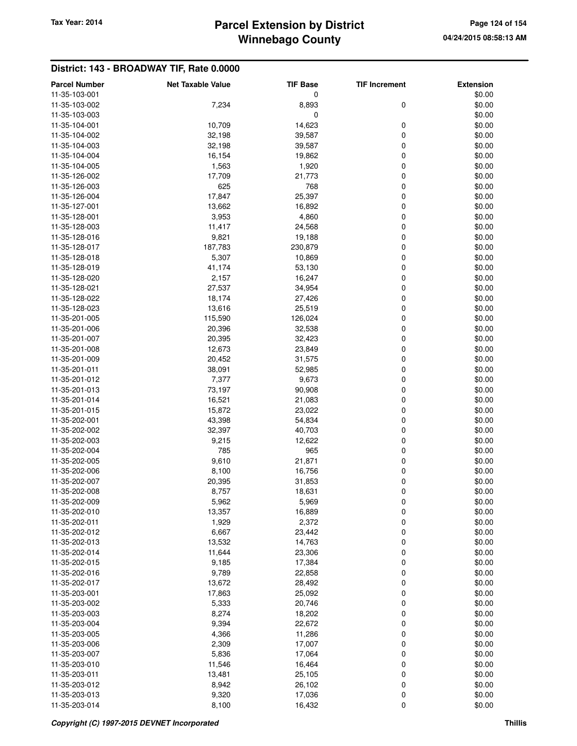## District: 143 - BROADWAY TIF, Rate 0.0000

| Parcel Number | Net Taxable Value | TIF Base | TIF Increment | Extension |
|---|---|---|---|---|
| 11-35-103-001 | | 0 | | $0.00 |
| 11-35-103-002 | 7,234 | 8,893 | 0 | $0.00 |
| 11-35-103-003 | | 0 | | $0.00 |
| 11-35-104-001 | 10,709 | 14,623 | 0 | $0.00 |
| 11-35-104-002 | 32,198 | 39,587 | 0 | $0.00 |
| 11-35-104-003 | 32,198 | 39,587 | 0 | $0.00 |
| 11-35-104-004 | 16,154 | 19,862 | 0 | $0.00 |
| 11-35-104-005 | 1,563 | 1,920 | 0 | $0.00 |
| 11-35-126-002 | 17,709 | 21,773 | 0 | $0.00 |
| 11-35-126-003 | 625 | 768 | 0 | $0.00 |
| 11-35-126-004 | 17,847 | 25,397 | 0 | $0.00 |
| 11-35-127-001 | 13,662 | 16,892 | 0 | $0.00 |
| 11-35-128-001 | 3,953 | 4,860 | 0 | $0.00 |
| 11-35-128-003 | 11,417 | 24,568 | 0 | $0.00 |
| 11-35-128-016 | 9,821 | 19,188 | 0 | $0.00 |
| 11-35-128-017 | 187,783 | 230,879 | 0 | $0.00 |
| 11-35-128-018 | 5,307 | 10,869 | 0 | $0.00 |
| 11-35-128-019 | 41,174 | 53,130 | 0 | $0.00 |
| 11-35-128-020 | 2,157 | 16,247 | 0 | $0.00 |
| 11-35-128-021 | 27,537 | 34,954 | 0 | $0.00 |
| 11-35-128-022 | 18,174 | 27,426 | 0 | $0.00 |
| 11-35-128-023 | 13,616 | 25,519 | 0 | $0.00 |
| 11-35-201-005 | 115,590 | 126,024 | 0 | $0.00 |
| 11-35-201-006 | 20,396 | 32,538 | 0 | $0.00 |
| 11-35-201-007 | 20,395 | 32,423 | 0 | $0.00 |
| 11-35-201-008 | 12,673 | 23,849 | 0 | $0.00 |
| 11-35-201-009 | 20,452 | 31,575 | 0 | $0.00 |
| 11-35-201-011 | 38,091 | 52,985 | 0 | $0.00 |
| 11-35-201-012 | 7,377 | 9,673 | 0 | $0.00 |
| 11-35-201-013 | 73,197 | 90,908 | 0 | $0.00 |
| 11-35-201-014 | 16,521 | 21,083 | 0 | $0.00 |
| 11-35-201-015 | 15,872 | 23,022 | 0 | $0.00 |
| 11-35-202-001 | 43,398 | 54,834 | 0 | $0.00 |
| 11-35-202-002 | 32,397 | 40,703 | 0 | $0.00 |
| 11-35-202-003 | 9,215 | 12,622 | 0 | $0.00 |
| 11-35-202-004 | 785 | 965 | 0 | $0.00 |
| 11-35-202-005 | 9,610 | 21,871 | 0 | $0.00 |
| 11-35-202-006 | 8,100 | 16,756 | 0 | $0.00 |
| 11-35-202-007 | 20,395 | 31,853 | 0 | $0.00 |
| 11-35-202-008 | 8,757 | 18,631 | 0 | $0.00 |
| 11-35-202-009 | 5,962 | 5,969 | 0 | $0.00 |
| 11-35-202-010 | 13,357 | 16,889 | 0 | $0.00 |
| 11-35-202-011 | 1,929 | 2,372 | 0 | $0.00 |
| 11-35-202-012 | 6,667 | 23,442 | 0 | $0.00 |
| 11-35-202-013 | 13,532 | 14,763 | 0 | $0.00 |
| 11-35-202-014 | 11,644 | 23,306 | 0 | $0.00 |
| 11-35-202-015 | 9,185 | 17,384 | 0 | $0.00 |
| 11-35-202-016 | 9,789 | 22,858 | 0 | $0.00 |
| 11-35-202-017 | 13,672 | 28,492 | 0 | $0.00 |
| 11-35-203-001 | 17,863 | 25,092 | 0 | $0.00 |
| 11-35-203-002 | 5,333 | 20,746 | 0 | $0.00 |
| 11-35-203-003 | 8,274 | 18,202 | 0 | $0.00 |
| 11-35-203-004 | 9,394 | 22,672 | 0 | $0.00 |
| 11-35-203-005 | 4,366 | 11,286 | 0 | $0.00 |
| 11-35-203-006 | 2,309 | 17,007 | 0 | $0.00 |
| 11-35-203-007 | 5,836 | 17,064 | 0 | $0.00 |
| 11-35-203-010 | 11,546 | 16,464 | 0 | $0.00 |
| 11-35-203-011 | 13,481 | 25,105 | 0 | $0.00 |
| 11-35-203-012 | 8,942 | 26,102 | 0 | $0.00 |
| 11-35-203-013 | 9,320 | 17,036 | 0 | $0.00 |
| 11-35-203-014 | 8,100 | 16,432 | 0 | $0.00 |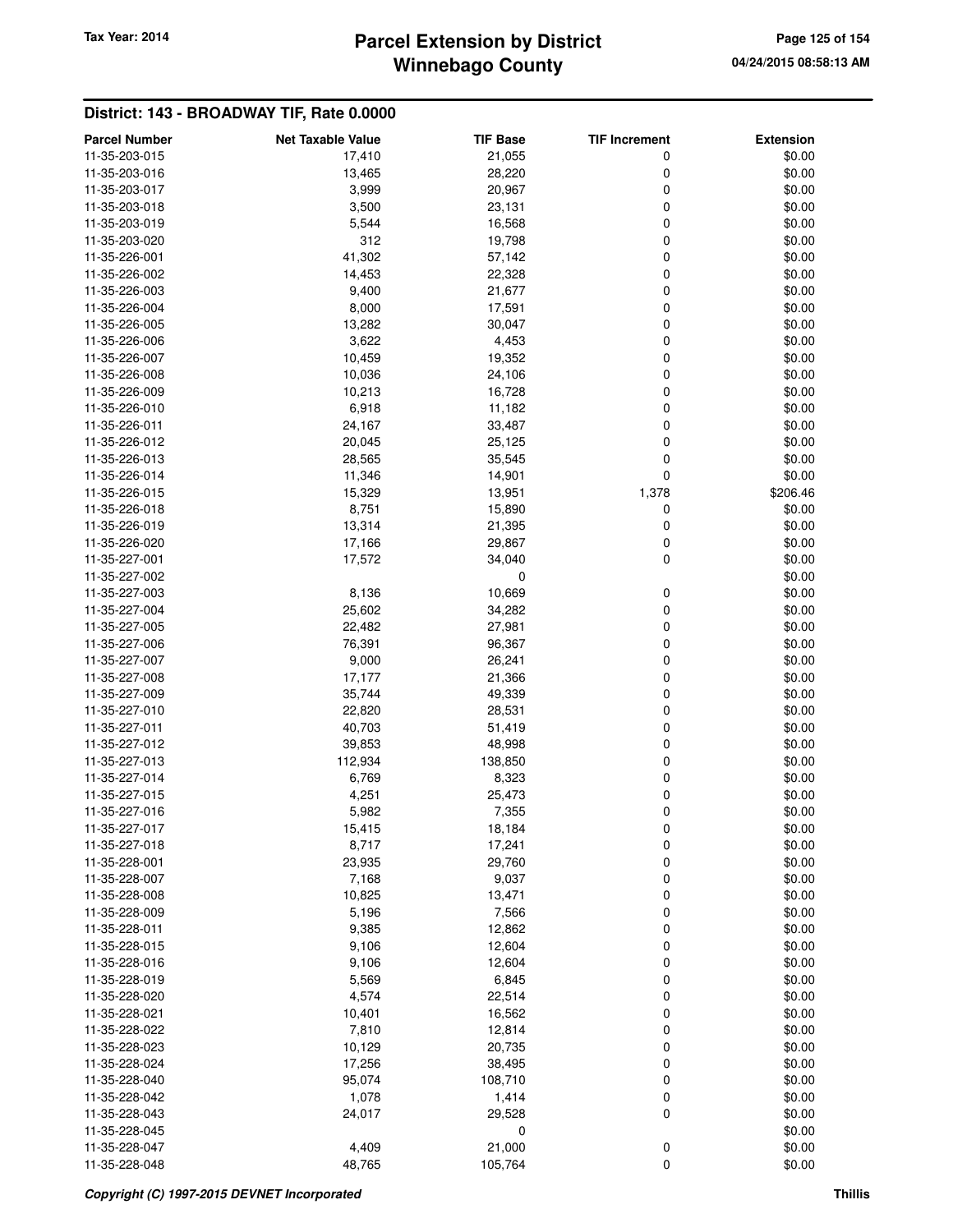## District: 143 - BROADWAY TIF, Rate 0.0000

| Parcel Number | Net Taxable Value | TIF Base | TIF Increment | Extension |
|---|---|---|---|---|
| 11-35-203-015 | 17,410 | 21,055 | 0 | $0.00 |
| 11-35-203-016 | 13,465 | 28,220 | 0 | $0.00 |
| 11-35-203-017 | 3,999 | 20,967 | 0 | $0.00 |
| 11-35-203-018 | 3,500 | 23,131 | 0 | $0.00 |
| 11-35-203-019 | 5,544 | 16,568 | 0 | $0.00 |
| 11-35-203-020 | 312 | 19,798 | 0 | $0.00 |
| 11-35-226-001 | 41,302 | 57,142 | 0 | $0.00 |
| 11-35-226-002 | 14,453 | 22,328 | 0 | $0.00 |
| 11-35-226-003 | 9,400 | 21,677 | 0 | $0.00 |
| 11-35-226-004 | 8,000 | 17,591 | 0 | $0.00 |
| 11-35-226-005 | 13,282 | 30,047 | 0 | $0.00 |
| 11-35-226-006 | 3,622 | 4,453 | 0 | $0.00 |
| 11-35-226-007 | 10,459 | 19,352 | 0 | $0.00 |
| 11-35-226-008 | 10,036 | 24,106 | 0 | $0.00 |
| 11-35-226-009 | 10,213 | 16,728 | 0 | $0.00 |
| 11-35-226-010 | 6,918 | 11,182 | 0 | $0.00 |
| 11-35-226-011 | 24,167 | 33,487 | 0 | $0.00 |
| 11-35-226-012 | 20,045 | 25,125 | 0 | $0.00 |
| 11-35-226-013 | 28,565 | 35,545 | 0 | $0.00 |
| 11-35-226-014 | 11,346 | 14,901 | 0 | $0.00 |
| 11-35-226-015 | 15,329 | 13,951 | 1,378 | $206.46 |
| 11-35-226-018 | 8,751 | 15,890 | 0 | $0.00 |
| 11-35-226-019 | 13,314 | 21,395 | 0 | $0.00 |
| 11-35-226-020 | 17,166 | 29,867 | 0 | $0.00 |
| 11-35-227-001 | 17,572 | 34,040 | 0 | $0.00 |
| 11-35-227-002 | | 0 | | $0.00 |
| 11-35-227-003 | 8,136 | 10,669 | 0 | $0.00 |
| 11-35-227-004 | 25,602 | 34,282 | 0 | $0.00 |
| 11-35-227-005 | 22,482 | 27,981 | 0 | $0.00 |
| 11-35-227-006 | 76,391 | 96,367 | 0 | $0.00 |
| 11-35-227-007 | 9,000 | 26,241 | 0 | $0.00 |
| 11-35-227-008 | 17,177 | 21,366 | 0 | $0.00 |
| 11-35-227-009 | 35,744 | 49,339 | 0 | $0.00 |
| 11-35-227-010 | 22,820 | 28,531 | 0 | $0.00 |
| 11-35-227-011 | 40,703 | 51,419 | 0 | $0.00 |
| 11-35-227-012 | 39,853 | 48,998 | 0 | $0.00 |
| 11-35-227-013 | 112,934 | 138,850 | 0 | $0.00 |
| 11-35-227-014 | 6,769 | 8,323 | 0 | $0.00 |
| 11-35-227-015 | 4,251 | 25,473 | 0 | $0.00 |
| 11-35-227-016 | 5,982 | 7,355 | 0 | $0.00 |
| 11-35-227-017 | 15,415 | 18,184 | 0 | $0.00 |
| 11-35-227-018 | 8,717 | 17,241 | 0 | $0.00 |
| 11-35-228-001 | 23,935 | 29,760 | 0 | $0.00 |
| 11-35-228-007 | 7,168 | 9,037 | 0 | $0.00 |
| 11-35-228-008 | 10,825 | 13,471 | 0 | $0.00 |
| 11-35-228-009 | 5,196 | 7,566 | 0 | $0.00 |
| 11-35-228-011 | 9,385 | 12,862 | 0 | $0.00 |
| 11-35-228-015 | 9,106 | 12,604 | 0 | $0.00 |
| 11-35-228-016 | 9,106 | 12,604 | 0 | $0.00 |
| 11-35-228-019 | 5,569 | 6,845 | 0 | $0.00 |
| 11-35-228-020 | 4,574 | 22,514 | 0 | $0.00 |
| 11-35-228-021 | 10,401 | 16,562 | 0 | $0.00 |
| 11-35-228-022 | 7,810 | 12,814 | 0 | $0.00 |
| 11-35-228-023 | 10,129 | 20,735 | 0 | $0.00 |
| 11-35-228-024 | 17,256 | 38,495 | 0 | $0.00 |
| 11-35-228-040 | 95,074 | 108,710 | 0 | $0.00 |
| 11-35-228-042 | 1,078 | 1,414 | 0 | $0.00 |
| 11-35-228-043 | 24,017 | 29,528 | 0 | $0.00 |
| 11-35-228-045 | | 0 | | $0.00 |
| 11-35-228-047 | 4,409 | 21,000 | 0 | $0.00 |
| 11-35-228-048 | 48,765 | 105,764 | 0 | $0.00 |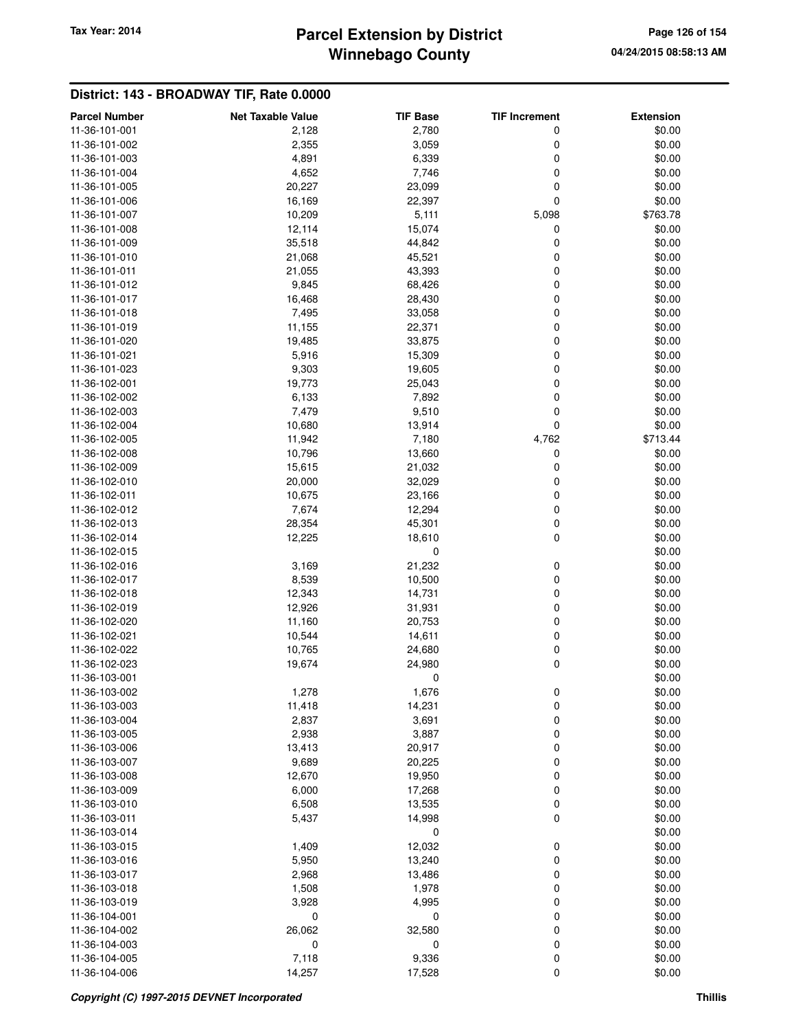## District: 143 - BROADWAY TIF, Rate 0.0000

| Parcel Number | Net Taxable Value | TIF Base | TIF Increment | Extension |
|---|---|---|---|---|
| 11-36-101-001 | 2,128 | 2,780 | 0 | $0.00 |
| 11-36-101-002 | 2,355 | 3,059 | 0 | $0.00 |
| 11-36-101-003 | 4,891 | 6,339 | 0 | $0.00 |
| 11-36-101-004 | 4,652 | 7,746 | 0 | $0.00 |
| 11-36-101-005 | 20,227 | 23,099 | 0 | $0.00 |
| 11-36-101-006 | 16,169 | 22,397 | 0 | $0.00 |
| 11-36-101-007 | 10,209 | 5,111 | 5,098 | $763.78 |
| 11-36-101-008 | 12,114 | 15,074 | 0 | $0.00 |
| 11-36-101-009 | 35,518 | 44,842 | 0 | $0.00 |
| 11-36-101-010 | 21,068 | 45,521 | 0 | $0.00 |
| 11-36-101-011 | 21,055 | 43,393 | 0 | $0.00 |
| 11-36-101-012 | 9,845 | 68,426 | 0 | $0.00 |
| 11-36-101-017 | 16,468 | 28,430 | 0 | $0.00 |
| 11-36-101-018 | 7,495 | 33,058 | 0 | $0.00 |
| 11-36-101-019 | 11,155 | 22,371 | 0 | $0.00 |
| 11-36-101-020 | 19,485 | 33,875 | 0 | $0.00 |
| 11-36-101-021 | 5,916 | 15,309 | 0 | $0.00 |
| 11-36-101-023 | 9,303 | 19,605 | 0 | $0.00 |
| 11-36-102-001 | 19,773 | 25,043 | 0 | $0.00 |
| 11-36-102-002 | 6,133 | 7,892 | 0 | $0.00 |
| 11-36-102-003 | 7,479 | 9,510 | 0 | $0.00 |
| 11-36-102-004 | 10,680 | 13,914 | 0 | $0.00 |
| 11-36-102-005 | 11,942 | 7,180 | 4,762 | $713.44 |
| 11-36-102-008 | 10,796 | 13,660 | 0 | $0.00 |
| 11-36-102-009 | 15,615 | 21,032 | 0 | $0.00 |
| 11-36-102-010 | 20,000 | 32,029 | 0 | $0.00 |
| 11-36-102-011 | 10,675 | 23,166 | 0 | $0.00 |
| 11-36-102-012 | 7,674 | 12,294 | 0 | $0.00 |
| 11-36-102-013 | 28,354 | 45,301 | 0 | $0.00 |
| 11-36-102-014 | 12,225 | 18,610 | 0 | $0.00 |
| 11-36-102-015 | | 0 | | $0.00 |
| 11-36-102-016 | 3,169 | 21,232 | 0 | $0.00 |
| 11-36-102-017 | 8,539 | 10,500 | 0 | $0.00 |
| 11-36-102-018 | 12,343 | 14,731 | 0 | $0.00 |
| 11-36-102-019 | 12,926 | 31,931 | 0 | $0.00 |
| 11-36-102-020 | 11,160 | 20,753 | 0 | $0.00 |
| 11-36-102-021 | 10,544 | 14,611 | 0 | $0.00 |
| 11-36-102-022 | 10,765 | 24,680 | 0 | $0.00 |
| 11-36-102-023 | 19,674 | 24,980 | 0 | $0.00 |
| 11-36-103-001 | | 0 | | $0.00 |
| 11-36-103-002 | 1,278 | 1,676 | 0 | $0.00 |
| 11-36-103-003 | 11,418 | 14,231 | 0 | $0.00 |
| 11-36-103-004 | 2,837 | 3,691 | 0 | $0.00 |
| 11-36-103-005 | 2,938 | 3,887 | 0 | $0.00 |
| 11-36-103-006 | 13,413 | 20,917 | 0 | $0.00 |
| 11-36-103-007 | 9,689 | 20,225 | 0 | $0.00 |
| 11-36-103-008 | 12,670 | 19,950 | 0 | $0.00 |
| 11-36-103-009 | 6,000 | 17,268 | 0 | $0.00 |
| 11-36-103-010 | 6,508 | 13,535 | 0 | $0.00 |
| 11-36-103-011 | 5,437 | 14,998 | 0 | $0.00 |
| 11-36-103-014 | | 0 | | $0.00 |
| 11-36-103-015 | 1,409 | 12,032 | 0 | $0.00 |
| 11-36-103-016 | 5,950 | 13,240 | 0 | $0.00 |
| 11-36-103-017 | 2,968 | 13,486 | 0 | $0.00 |
| 11-36-103-018 | 1,508 | 1,978 | 0 | $0.00 |
| 11-36-103-019 | 3,928 | 4,995 | 0 | $0.00 |
| 11-36-104-001 | 0 | 0 | 0 | $0.00 |
| 11-36-104-002 | 26,062 | 32,580 | 0 | $0.00 |
| 11-36-104-003 | 0 | 0 | 0 | $0.00 |
| 11-36-104-005 | 7,118 | 9,336 | 0 | $0.00 |
| 11-36-104-006 | 14,257 | 17,528 | 0 | $0.00 |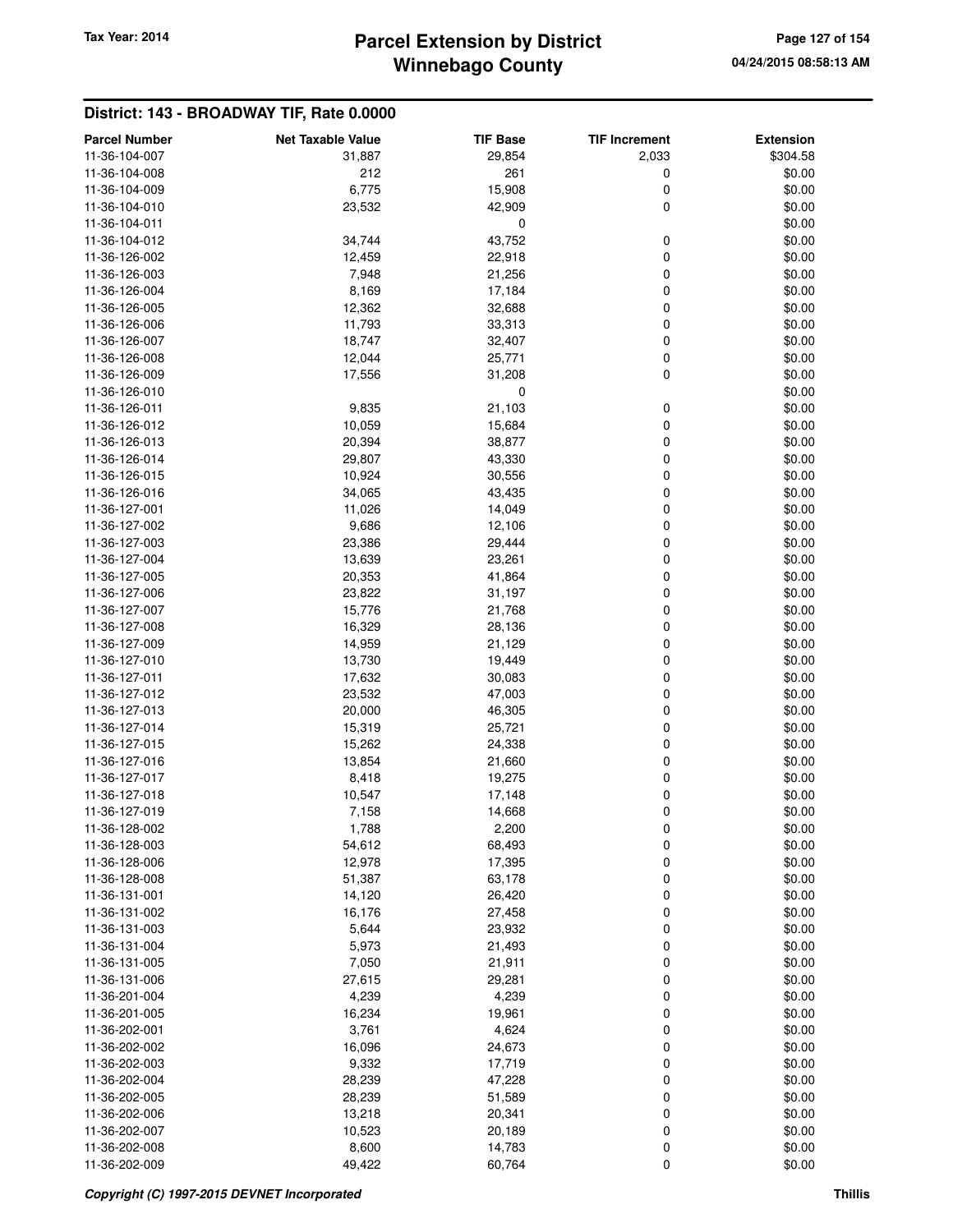# Parcel Extension by District
# Winnebago County

Tax Year: 2014

04/24/2015 08:58:13 AM

## District: 143 - BROADWAY TIF, Rate 0.0000

| Parcel Number | Net Taxable Value | TIF Base | TIF Increment | Extension |
|---|---|---|---|---|
| 11-36-104-007 | 31,887 | 29,854 | 2,033 | $304.58 |
| 11-36-104-008 | 212 | 261 | 0 | $0.00 |
| 11-36-104-009 | 6,775 | 15,908 | 0 | $0.00 |
| 11-36-104-010 | 23,532 | 42,909 | 0 | $0.00 |
| 11-36-104-011 | | 0 | | $0.00 |
| 11-36-104-012 | 34,744 | 43,752 | 0 | $0.00 |
| 11-36-126-002 | 12,459 | 22,918 | 0 | $0.00 |
| 11-36-126-003 | 7,948 | 21,256 | 0 | $0.00 |
| 11-36-126-004 | 8,169 | 17,184 | 0 | $0.00 |
| 11-36-126-005 | 12,362 | 32,688 | 0 | $0.00 |
| 11-36-126-006 | 11,793 | 33,313 | 0 | $0.00 |
| 11-36-126-007 | 18,747 | 32,407 | 0 | $0.00 |
| 11-36-126-008 | 12,044 | 25,771 | 0 | $0.00 |
| 11-36-126-009 | 17,556 | 31,208 | 0 | $0.00 |
| 11-36-126-010 | | 0 | | $0.00 |
| 11-36-126-011 | 9,835 | 21,103 | 0 | $0.00 |
| 11-36-126-012 | 10,059 | 15,684 | 0 | $0.00 |
| 11-36-126-013 | 20,394 | 38,877 | 0 | $0.00 |
| 11-36-126-014 | 29,807 | 43,330 | 0 | $0.00 |
| 11-36-126-015 | 10,924 | 30,556 | 0 | $0.00 |
| 11-36-126-016 | 34,065 | 43,435 | 0 | $0.00 |
| 11-36-127-001 | 11,026 | 14,049 | 0 | $0.00 |
| 11-36-127-002 | 9,686 | 12,106 | 0 | $0.00 |
| 11-36-127-003 | 23,386 | 29,444 | 0 | $0.00 |
| 11-36-127-004 | 13,639 | 23,261 | 0 | $0.00 |
| 11-36-127-005 | 20,353 | 41,864 | 0 | $0.00 |
| 11-36-127-006 | 23,822 | 31,197 | 0 | $0.00 |
| 11-36-127-007 | 15,776 | 21,768 | 0 | $0.00 |
| 11-36-127-008 | 16,329 | 28,136 | 0 | $0.00 |
| 11-36-127-009 | 14,959 | 21,129 | 0 | $0.00 |
| 11-36-127-010 | 13,730 | 19,449 | 0 | $0.00 |
| 11-36-127-011 | 17,632 | 30,083 | 0 | $0.00 |
| 11-36-127-012 | 23,532 | 47,003 | 0 | $0.00 |
| 11-36-127-013 | 20,000 | 46,305 | 0 | $0.00 |
| 11-36-127-014 | 15,319 | 25,721 | 0 | $0.00 |
| 11-36-127-015 | 15,262 | 24,338 | 0 | $0.00 |
| 11-36-127-016 | 13,854 | 21,660 | 0 | $0.00 |
| 11-36-127-017 | 8,418 | 19,275 | 0 | $0.00 |
| 11-36-127-018 | 10,547 | 17,148 | 0 | $0.00 |
| 11-36-127-019 | 7,158 | 14,668 | 0 | $0.00 |
| 11-36-128-002 | 1,788 | 2,200 | 0 | $0.00 |
| 11-36-128-003 | 54,612 | 68,493 | 0 | $0.00 |
| 11-36-128-006 | 12,978 | 17,395 | 0 | $0.00 |
| 11-36-128-008 | 51,387 | 63,178 | 0 | $0.00 |
| 11-36-131-001 | 14,120 | 26,420 | 0 | $0.00 |
| 11-36-131-002 | 16,176 | 27,458 | 0 | $0.00 |
| 11-36-131-003 | 5,644 | 23,932 | 0 | $0.00 |
| 11-36-131-004 | 5,973 | 21,493 | 0 | $0.00 |
| 11-36-131-005 | 7,050 | 21,911 | 0 | $0.00 |
| 11-36-131-006 | 27,615 | 29,281 | 0 | $0.00 |
| 11-36-201-004 | 4,239 | 4,239 | 0 | $0.00 |
| 11-36-201-005 | 16,234 | 19,961 | 0 | $0.00 |
| 11-36-202-001 | 3,761 | 4,624 | 0 | $0.00 |
| 11-36-202-002 | 16,096 | 24,673 | 0 | $0.00 |
| 11-36-202-003 | 9,332 | 17,719 | 0 | $0.00 |
| 11-36-202-004 | 28,239 | 47,228 | 0 | $0.00 |
| 11-36-202-005 | 28,239 | 51,589 | 0 | $0.00 |
| 11-36-202-006 | 13,218 | 20,341 | 0 | $0.00 |
| 11-36-202-007 | 10,523 | 20,189 | 0 | $0.00 |
| 11-36-202-008 | 8,600 | 14,783 | 0 | $0.00 |
| 11-36-202-009 | 49,422 | 60,764 | 0 | $0.00 |

*Copyright (C) 1997-2015 DEVNET Incorporated*

Thillis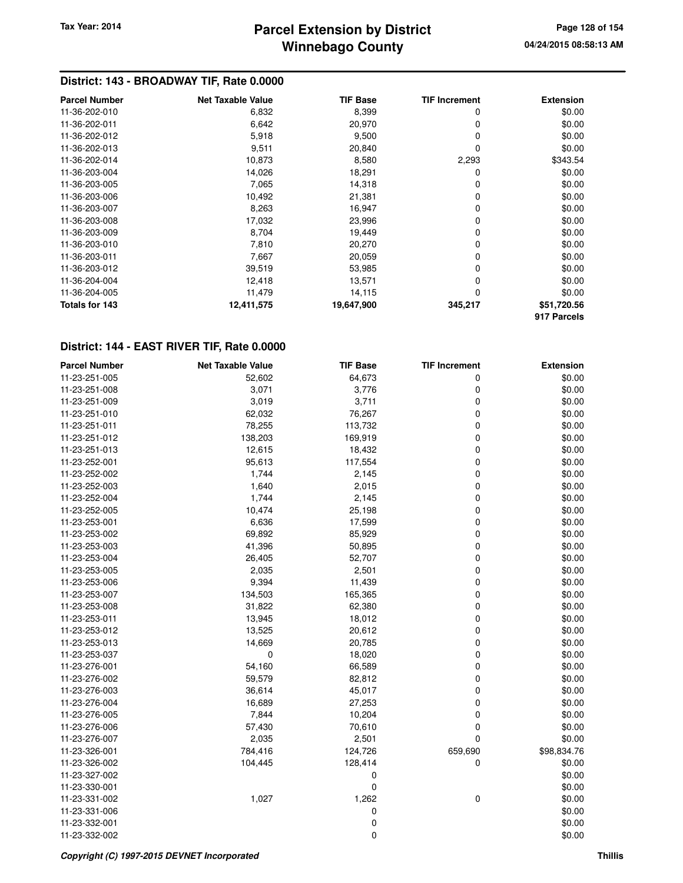## District: 143 - BROADWAY TIF, Rate 0.0000

| Parcel Number | Net Taxable Value | TIF Base | TIF Increment | Extension |
|---|---|---|---|---|
| 11-36-202-010 | 6,832 | 8,399 | 0 | $0.00 |
| 11-36-202-011 | 6,642 | 20,970 | 0 | $0.00 |
| 11-36-202-012 | 5,918 | 9,500 | 0 | $0.00 |
| 11-36-202-013 | 9,511 | 20,840 | 0 | $0.00 |
| 11-36-202-014 | 10,873 | 8,580 | 2,293 | $343.54 |
| 11-36-203-004 | 14,026 | 18,291 | 0 | $0.00 |
| 11-36-203-005 | 7,065 | 14,318 | 0 | $0.00 |
| 11-36-203-006 | 10,492 | 21,381 | 0 | $0.00 |
| 11-36-203-007 | 8,263 | 16,947 | 0 | $0.00 |
| 11-36-203-008 | 17,032 | 23,996 | 0 | $0.00 |
| 11-36-203-009 | 8,704 | 19,449 | 0 | $0.00 |
| 11-36-203-010 | 7,810 | 20,270 | 0 | $0.00 |
| 11-36-203-011 | 7,667 | 20,059 | 0 | $0.00 |
| 11-36-203-012 | 39,519 | 53,985 | 0 | $0.00 |
| 11-36-204-004 | 12,418 | 13,571 | 0 | $0.00 |
| 11-36-204-005 | 11,479 | 14,115 | 0 | $0.00 |
| **Totals for 143** | **12,411,575** | **19,647,900** | **345,217** | **$51,720.56** |
| | | | | **917 Parcels** |

## District: 144 - EAST RIVER TIF, Rate 0.0000

| Parcel Number | Net Taxable Value | TIF Base | TIF Increment | Extension |
|---|---|---|---|---|
| 11-23-251-005 | 52,602 | 64,673 | 0 | $0.00 |
| 11-23-251-008 | 3,071 | 3,776 | 0 | $0.00 |
| 11-23-251-009 | 3,019 | 3,711 | 0 | $0.00 |
| 11-23-251-010 | 62,032 | 76,267 | 0 | $0.00 |
| 11-23-251-011 | 78,255 | 113,732 | 0 | $0.00 |
| 11-23-251-012 | 138,203 | 169,919 | 0 | $0.00 |
| 11-23-251-013 | 12,615 | 18,432 | 0 | $0.00 |
| 11-23-252-001 | 95,613 | 117,554 | 0 | $0.00 |
| 11-23-252-002 | 1,744 | 2,145 | 0 | $0.00 |
| 11-23-252-003 | 1,640 | 2,015 | 0 | $0.00 |
| 11-23-252-004 | 1,744 | 2,145 | 0 | $0.00 |
| 11-23-252-005 | 10,474 | 25,198 | 0 | $0.00 |
| 11-23-253-001 | 6,636 | 17,599 | 0 | $0.00 |
| 11-23-253-002 | 69,892 | 85,929 | 0 | $0.00 |
| 11-23-253-003 | 41,396 | 50,895 | 0 | $0.00 |
| 11-23-253-004 | 26,405 | 52,707 | 0 | $0.00 |
| 11-23-253-005 | 2,035 | 2,501 | 0 | $0.00 |
| 11-23-253-006 | 9,394 | 11,439 | 0 | $0.00 |
| 11-23-253-007 | 134,503 | 165,365 | 0 | $0.00 |
| 11-23-253-008 | 31,822 | 62,380 | 0 | $0.00 |
| 11-23-253-011 | 13,945 | 18,012 | 0 | $0.00 |
| 11-23-253-012 | 13,525 | 20,612 | 0 | $0.00 |
| 11-23-253-013 | 14,669 | 20,785 | 0 | $0.00 |
| 11-23-253-037 | 0 | 18,020 | 0 | $0.00 |
| 11-23-276-001 | 54,160 | 66,589 | 0 | $0.00 |
| 11-23-276-002 | 59,579 | 82,812 | 0 | $0.00 |
| 11-23-276-003 | 36,614 | 45,017 | 0 | $0.00 |
| 11-23-276-004 | 16,689 | 27,253 | 0 | $0.00 |
| 11-23-276-005 | 7,844 | 10,204 | 0 | $0.00 |
| 11-23-276-006 | 57,430 | 70,610 | 0 | $0.00 |
| 11-23-276-007 | 2,035 | 2,501 | 0 | $0.00 |
| 11-23-326-001 | 784,416 | 124,726 | 659,690 | $98,834.76 |
| 11-23-326-002 | 104,445 | 128,414 | 0 | $0.00 |
| 11-23-327-002 | | 0 | | $0.00 |
| 11-23-330-001 | | 0 | | $0.00 |
| 11-23-331-002 | 1,027 | 1,262 | 0 | $0.00 |
| 11-23-331-006 | | 0 | | $0.00 |
| 11-23-332-001 | | 0 | | $0.00 |
| 11-23-332-002 | | 0 | | $0.00 |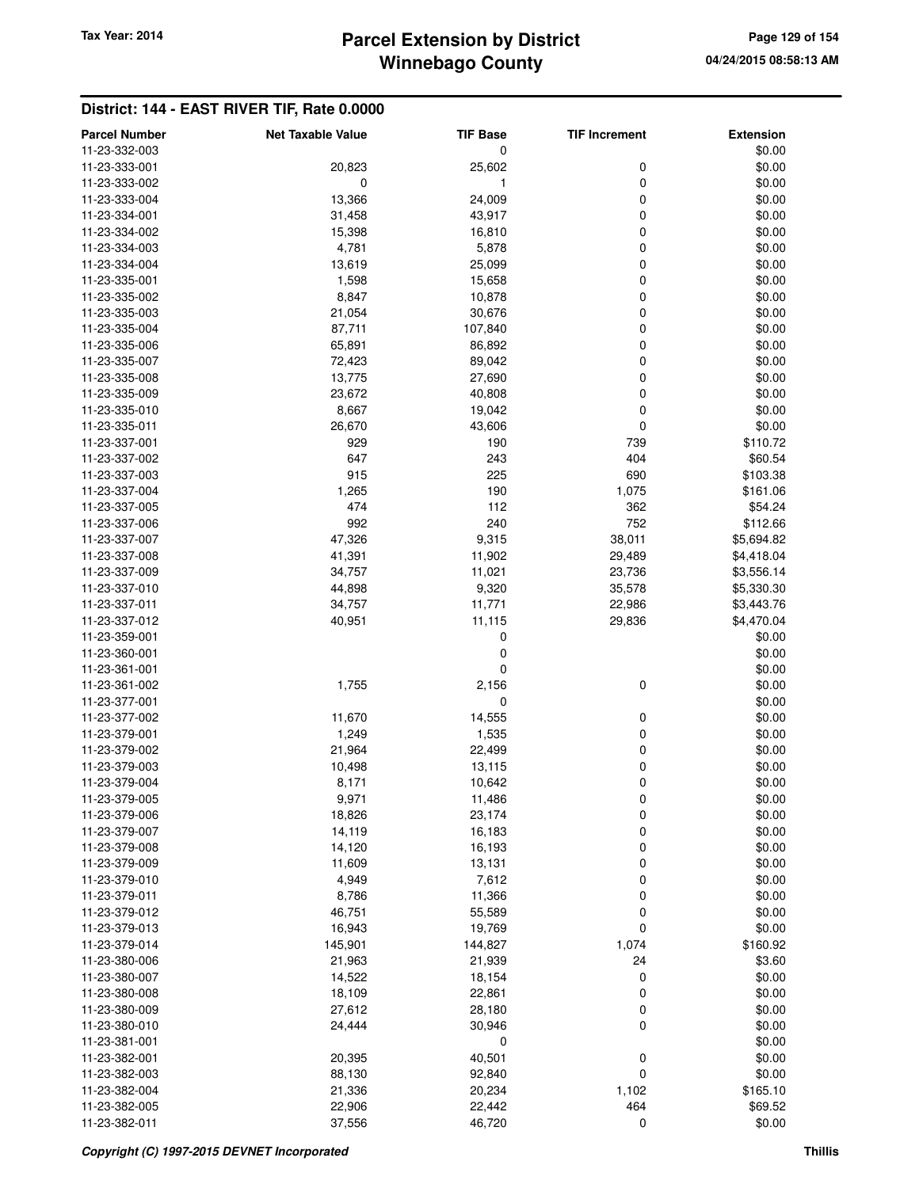## District: 144 - EAST RIVER TIF, Rate 0.0000

| Parcel Number | Net Taxable Value | TIF Base | TIF Increment | Extension |
|---|---|---|---|---|
| 11-23-332-003 | | 0 | | $0.00 |
| 11-23-333-001 | 20,823 | 25,602 | 0 | $0.00 |
| 11-23-333-002 | 0 | 1 | 0 | $0.00 |
| 11-23-333-004 | 13,366 | 24,009 | 0 | $0.00 |
| 11-23-334-001 | 31,458 | 43,917 | 0 | $0.00 |
| 11-23-334-002 | 15,398 | 16,810 | 0 | $0.00 |
| 11-23-334-003 | 4,781 | 5,878 | 0 | $0.00 |
| 11-23-334-004 | 13,619 | 25,099 | 0 | $0.00 |
| 11-23-335-001 | 1,598 | 15,658 | 0 | $0.00 |
| 11-23-335-002 | 8,847 | 10,878 | 0 | $0.00 |
| 11-23-335-003 | 21,054 | 30,676 | 0 | $0.00 |
| 11-23-335-004 | 87,711 | 107,840 | 0 | $0.00 |
| 11-23-335-006 | 65,891 | 86,892 | 0 | $0.00 |
| 11-23-335-007 | 72,423 | 89,042 | 0 | $0.00 |
| 11-23-335-008 | 13,775 | 27,690 | 0 | $0.00 |
| 11-23-335-009 | 23,672 | 40,808 | 0 | $0.00 |
| 11-23-335-010 | 8,667 | 19,042 | 0 | $0.00 |
| 11-23-335-011 | 26,670 | 43,606 | 0 | $0.00 |
| 11-23-337-001 | 929 | 190 | 739 | $110.72 |
| 11-23-337-002 | 647 | 243 | 404 | $60.54 |
| 11-23-337-003 | 915 | 225 | 690 | $103.38 |
| 11-23-337-004 | 1,265 | 190 | 1,075 | $161.06 |
| 11-23-337-005 | 474 | 112 | 362 | $54.24 |
| 11-23-337-006 | 992 | 240 | 752 | $112.66 |
| 11-23-337-007 | 47,326 | 9,315 | 38,011 | $5,694.82 |
| 11-23-337-008 | 41,391 | 11,902 | 29,489 | $4,418.04 |
| 11-23-337-009 | 34,757 | 11,021 | 23,736 | $3,556.14 |
| 11-23-337-010 | 44,898 | 9,320 | 35,578 | $5,330.30 |
| 11-23-337-011 | 34,757 | 11,771 | 22,986 | $3,443.76 |
| 11-23-337-012 | 40,951 | 11,115 | 29,836 | $4,470.04 |
| 11-23-359-001 | | 0 | | $0.00 |
| 11-23-360-001 | | 0 | | $0.00 |
| 11-23-361-001 | | 0 | | $0.00 |
| 11-23-361-002 | 1,755 | 2,156 | 0 | $0.00 |
| 11-23-377-001 | | 0 | | $0.00 |
| 11-23-377-002 | 11,670 | 14,555 | 0 | $0.00 |
| 11-23-379-001 | 1,249 | 1,535 | 0 | $0.00 |
| 11-23-379-002 | 21,964 | 22,499 | 0 | $0.00 |
| 11-23-379-003 | 10,498 | 13,115 | 0 | $0.00 |
| 11-23-379-004 | 8,171 | 10,642 | 0 | $0.00 |
| 11-23-379-005 | 9,971 | 11,486 | 0 | $0.00 |
| 11-23-379-006 | 18,826 | 23,174 | 0 | $0.00 |
| 11-23-379-007 | 14,119 | 16,183 | 0 | $0.00 |
| 11-23-379-008 | 14,120 | 16,193 | 0 | $0.00 |
| 11-23-379-009 | 11,609 | 13,131 | 0 | $0.00 |
| 11-23-379-010 | 4,949 | 7,612 | 0 | $0.00 |
| 11-23-379-011 | 8,786 | 11,366 | 0 | $0.00 |
| 11-23-379-012 | 46,751 | 55,589 | 0 | $0.00 |
| 11-23-379-013 | 16,943 | 19,769 | 0 | $0.00 |
| 11-23-379-014 | 145,901 | 144,827 | 1,074 | $160.92 |
| 11-23-380-006 | 21,963 | 21,939 | 24 | $3.60 |
| 11-23-380-007 | 14,522 | 18,154 | 0 | $0.00 |
| 11-23-380-008 | 18,109 | 22,861 | 0 | $0.00 |
| 11-23-380-009 | 27,612 | 28,180 | 0 | $0.00 |
| 11-23-380-010 | 24,444 | 30,946 | 0 | $0.00 |
| 11-23-381-001 | | 0 | | $0.00 |
| 11-23-382-001 | 20,395 | 40,501 | 0 | $0.00 |
| 11-23-382-003 | 88,130 | 92,840 | 0 | $0.00 |
| 11-23-382-004 | 21,336 | 20,234 | 1,102 | $165.10 |
| 11-23-382-005 | 22,906 | 22,442 | 464 | $69.52 |
| 11-23-382-011 | 37,556 | 46,720 | 0 | $0.00 |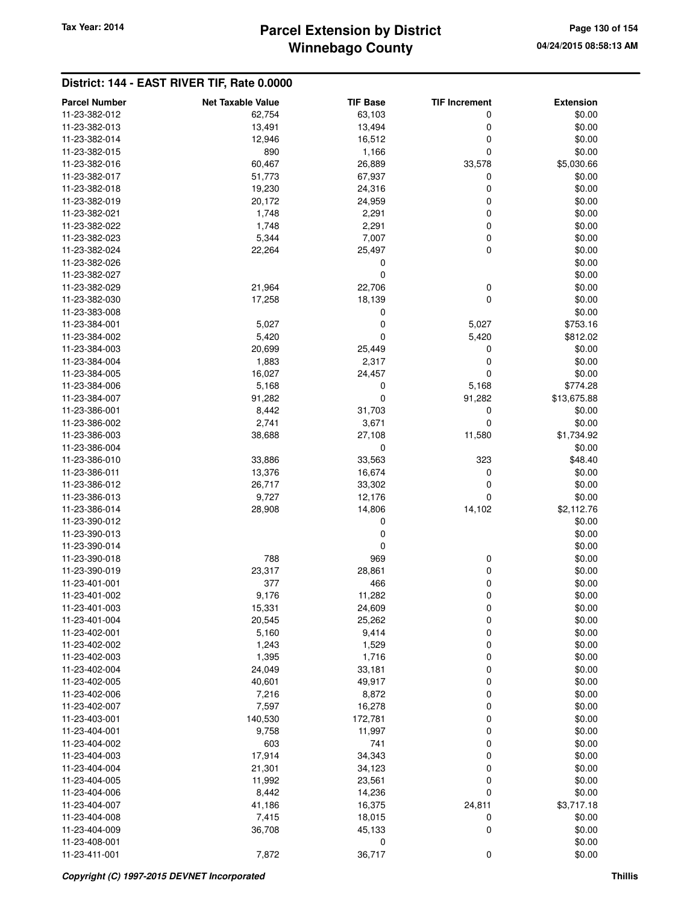## District: 144 - EAST RIVER TIF, Rate 0.0000

| Parcel Number | Net Taxable Value | TIF Base | TIF Increment | Extension |
|---|---|---|---|---|
| 11-23-382-012 | 62,754 | 63,103 | 0 | $0.00 |
| 11-23-382-013 | 13,491 | 13,494 | 0 | $0.00 |
| 11-23-382-014 | 12,946 | 16,512 | 0 | $0.00 |
| 11-23-382-015 | 890 | 1,166 | 0 | $0.00 |
| 11-23-382-016 | 60,467 | 26,889 | 33,578 | $5,030.66 |
| 11-23-382-017 | 51,773 | 67,937 | 0 | $0.00 |
| 11-23-382-018 | 19,230 | 24,316 | 0 | $0.00 |
| 11-23-382-019 | 20,172 | 24,959 | 0 | $0.00 |
| 11-23-382-021 | 1,748 | 2,291 | 0 | $0.00 |
| 11-23-382-022 | 1,748 | 2,291 | 0 | $0.00 |
| 11-23-382-023 | 5,344 | 7,007 | 0 | $0.00 |
| 11-23-382-024 | 22,264 | 25,497 | 0 | $0.00 |
| 11-23-382-026 | | 0 | | $0.00 |
| 11-23-382-027 | | 0 | | $0.00 |
| 11-23-382-029 | 21,964 | 22,706 | 0 | $0.00 |
| 11-23-382-030 | 17,258 | 18,139 | 0 | $0.00 |
| 11-23-383-008 | | 0 | | $0.00 |
| 11-23-384-001 | 5,027 | 0 | 5,027 | $753.16 |
| 11-23-384-002 | 5,420 | 0 | 5,420 | $812.02 |
| 11-23-384-003 | 20,699 | 25,449 | 0 | $0.00 |
| 11-23-384-004 | 1,883 | 2,317 | 0 | $0.00 |
| 11-23-384-005 | 16,027 | 24,457 | 0 | $0.00 |
| 11-23-384-006 | 5,168 | 0 | 5,168 | $774.28 |
| 11-23-384-007 | 91,282 | 0 | 91,282 | $13,675.88 |
| 11-23-386-001 | 8,442 | 31,703 | 0 | $0.00 |
| 11-23-386-002 | 2,741 | 3,671 | 0 | $0.00 |
| 11-23-386-003 | 38,688 | 27,108 | 11,580 | $1,734.92 |
| 11-23-386-004 | | 0 | | $0.00 |
| 11-23-386-010 | 33,886 | 33,563 | 323 | $48.40 |
| 11-23-386-011 | 13,376 | 16,674 | 0 | $0.00 |
| 11-23-386-012 | 26,717 | 33,302 | 0 | $0.00 |
| 11-23-386-013 | 9,727 | 12,176 | 0 | $0.00 |
| 11-23-386-014 | 28,908 | 14,806 | 14,102 | $2,112.76 |
| 11-23-390-012 | | 0 | | $0.00 |
| 11-23-390-013 | | 0 | | $0.00 |
| 11-23-390-014 | | 0 | | $0.00 |
| 11-23-390-018 | 788 | 969 | 0 | $0.00 |
| 11-23-390-019 | 23,317 | 28,861 | 0 | $0.00 |
| 11-23-401-001 | 377 | 466 | 0 | $0.00 |
| 11-23-401-002 | 9,176 | 11,282 | 0 | $0.00 |
| 11-23-401-003 | 15,331 | 24,609 | 0 | $0.00 |
| 11-23-401-004 | 20,545 | 25,262 | 0 | $0.00 |
| 11-23-402-001 | 5,160 | 9,414 | 0 | $0.00 |
| 11-23-402-002 | 1,243 | 1,529 | 0 | $0.00 |
| 11-23-402-003 | 1,395 | 1,716 | 0 | $0.00 |
| 11-23-402-004 | 24,049 | 33,181 | 0 | $0.00 |
| 11-23-402-005 | 40,601 | 49,917 | 0 | $0.00 |
| 11-23-402-006 | 7,216 | 8,872 | 0 | $0.00 |
| 11-23-402-007 | 7,597 | 16,278 | 0 | $0.00 |
| 11-23-403-001 | 140,530 | 172,781 | 0 | $0.00 |
| 11-23-404-001 | 9,758 | 11,997 | 0 | $0.00 |
| 11-23-404-002 | 603 | 741 | 0 | $0.00 |
| 11-23-404-003 | 17,914 | 34,343 | 0 | $0.00 |
| 11-23-404-004 | 21,301 | 34,123 | 0 | $0.00 |
| 11-23-404-005 | 11,992 | 23,561 | 0 | $0.00 |
| 11-23-404-006 | 8,442 | 14,236 | 0 | $0.00 |
| 11-23-404-007 | 41,186 | 16,375 | 24,811 | $3,717.18 |
| 11-23-404-008 | 7,415 | 18,015 | 0 | $0.00 |
| 11-23-404-009 | 36,708 | 45,133 | 0 | $0.00 |
| 11-23-408-001 | | 0 | | $0.00 |
| 11-23-411-001 | 7,872 | 36,717 | 0 | $0.00 |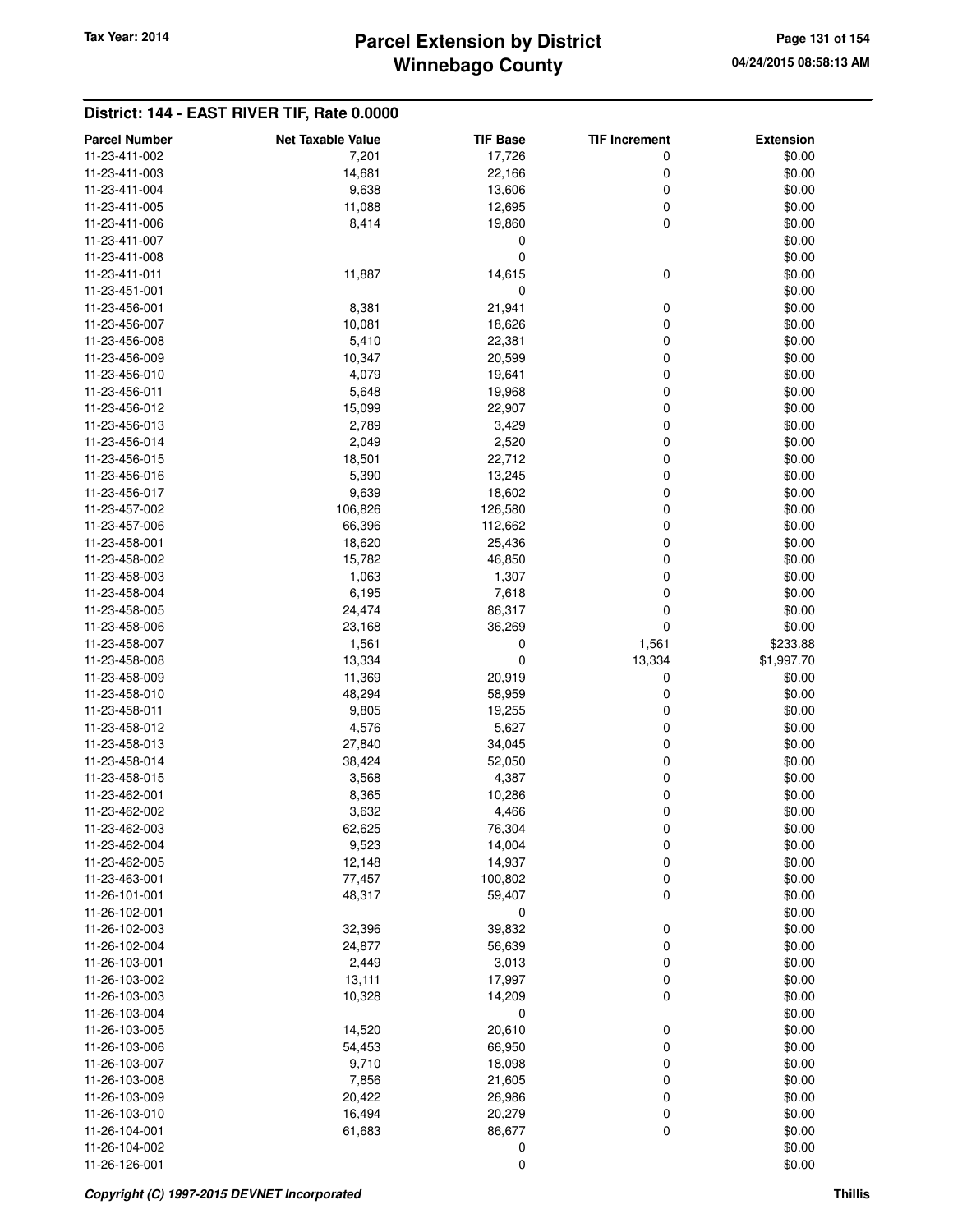## District: 144 - EAST RIVER TIF, Rate 0.0000

| Parcel Number | Net Taxable Value | TIF Base | TIF Increment | Extension |
|---|---|---|---|---|
| 11-23-411-002 | 7,201 | 17,726 | 0 | $0.00 |
| 11-23-411-003 | 14,681 | 22,166 | 0 | $0.00 |
| 11-23-411-004 | 9,638 | 13,606 | 0 | $0.00 |
| 11-23-411-005 | 11,088 | 12,695 | 0 | $0.00 |
| 11-23-411-006 | 8,414 | 19,860 | 0 | $0.00 |
| 11-23-411-007 | | 0 | | $0.00 |
| 11-23-411-008 | | 0 | | $0.00 |
| 11-23-411-011 | 11,887 | 14,615 | 0 | $0.00 |
| 11-23-451-001 | | 0 | | $0.00 |
| 11-23-456-001 | 8,381 | 21,941 | 0 | $0.00 |
| 11-23-456-007 | 10,081 | 18,626 | 0 | $0.00 |
| 11-23-456-008 | 5,410 | 22,381 | 0 | $0.00 |
| 11-23-456-009 | 10,347 | 20,599 | 0 | $0.00 |
| 11-23-456-010 | 4,079 | 19,641 | 0 | $0.00 |
| 11-23-456-011 | 5,648 | 19,968 | 0 | $0.00 |
| 11-23-456-012 | 15,099 | 22,907 | 0 | $0.00 |
| 11-23-456-013 | 2,789 | 3,429 | 0 | $0.00 |
| 11-23-456-014 | 2,049 | 2,520 | 0 | $0.00 |
| 11-23-456-015 | 18,501 | 22,712 | 0 | $0.00 |
| 11-23-456-016 | 5,390 | 13,245 | 0 | $0.00 |
| 11-23-456-017 | 9,639 | 18,602 | 0 | $0.00 |
| 11-23-457-002 | 106,826 | 126,580 | 0 | $0.00 |
| 11-23-457-006 | 66,396 | 112,662 | 0 | $0.00 |
| 11-23-458-001 | 18,620 | 25,436 | 0 | $0.00 |
| 11-23-458-002 | 15,782 | 46,850 | 0 | $0.00 |
| 11-23-458-003 | 1,063 | 1,307 | 0 | $0.00 |
| 11-23-458-004 | 6,195 | 7,618 | 0 | $0.00 |
| 11-23-458-005 | 24,474 | 86,317 | 0 | $0.00 |
| 11-23-458-006 | 23,168 | 36,269 | 0 | $0.00 |
| 11-23-458-007 | 1,561 | 0 | 1,561 | $233.88 |
| 11-23-458-008 | 13,334 | 0 | 13,334 | $1,997.70 |
| 11-23-458-009 | 11,369 | 20,919 | 0 | $0.00 |
| 11-23-458-010 | 48,294 | 58,959 | 0 | $0.00 |
| 11-23-458-011 | 9,805 | 19,255 | 0 | $0.00 |
| 11-23-458-012 | 4,576 | 5,627 | 0 | $0.00 |
| 11-23-458-013 | 27,840 | 34,045 | 0 | $0.00 |
| 11-23-458-014 | 38,424 | 52,050 | 0 | $0.00 |
| 11-23-458-015 | 3,568 | 4,387 | 0 | $0.00 |
| 11-23-462-001 | 8,365 | 10,286 | 0 | $0.00 |
| 11-23-462-002 | 3,632 | 4,466 | 0 | $0.00 |
| 11-23-462-003 | 62,625 | 76,304 | 0 | $0.00 |
| 11-23-462-004 | 9,523 | 14,004 | 0 | $0.00 |
| 11-23-462-005 | 12,148 | 14,937 | 0 | $0.00 |
| 11-23-463-001 | 77,457 | 100,802 | 0 | $0.00 |
| 11-26-101-001 | 48,317 | 59,407 | 0 | $0.00 |
| 11-26-102-001 | | 0 | | $0.00 |
| 11-26-102-003 | 32,396 | 39,832 | 0 | $0.00 |
| 11-26-102-004 | 24,877 | 56,639 | 0 | $0.00 |
| 11-26-103-001 | 2,449 | 3,013 | 0 | $0.00 |
| 11-26-103-002 | 13,111 | 17,997 | 0 | $0.00 |
| 11-26-103-003 | 10,328 | 14,209 | 0 | $0.00 |
| 11-26-103-004 | | 0 | | $0.00 |
| 11-26-103-005 | 14,520 | 20,610 | 0 | $0.00 |
| 11-26-103-006 | 54,453 | 66,950 | 0 | $0.00 |
| 11-26-103-007 | 9,710 | 18,098 | 0 | $0.00 |
| 11-26-103-008 | 7,856 | 21,605 | 0 | $0.00 |
| 11-26-103-009 | 20,422 | 26,986 | 0 | $0.00 |
| 11-26-103-010 | 16,494 | 20,279 | 0 | $0.00 |
| 11-26-104-001 | 61,683 | 86,677 | 0 | $0.00 |
| 11-26-104-002 | | 0 | | $0.00 |
| 11-26-126-001 | | 0 | | $0.00 |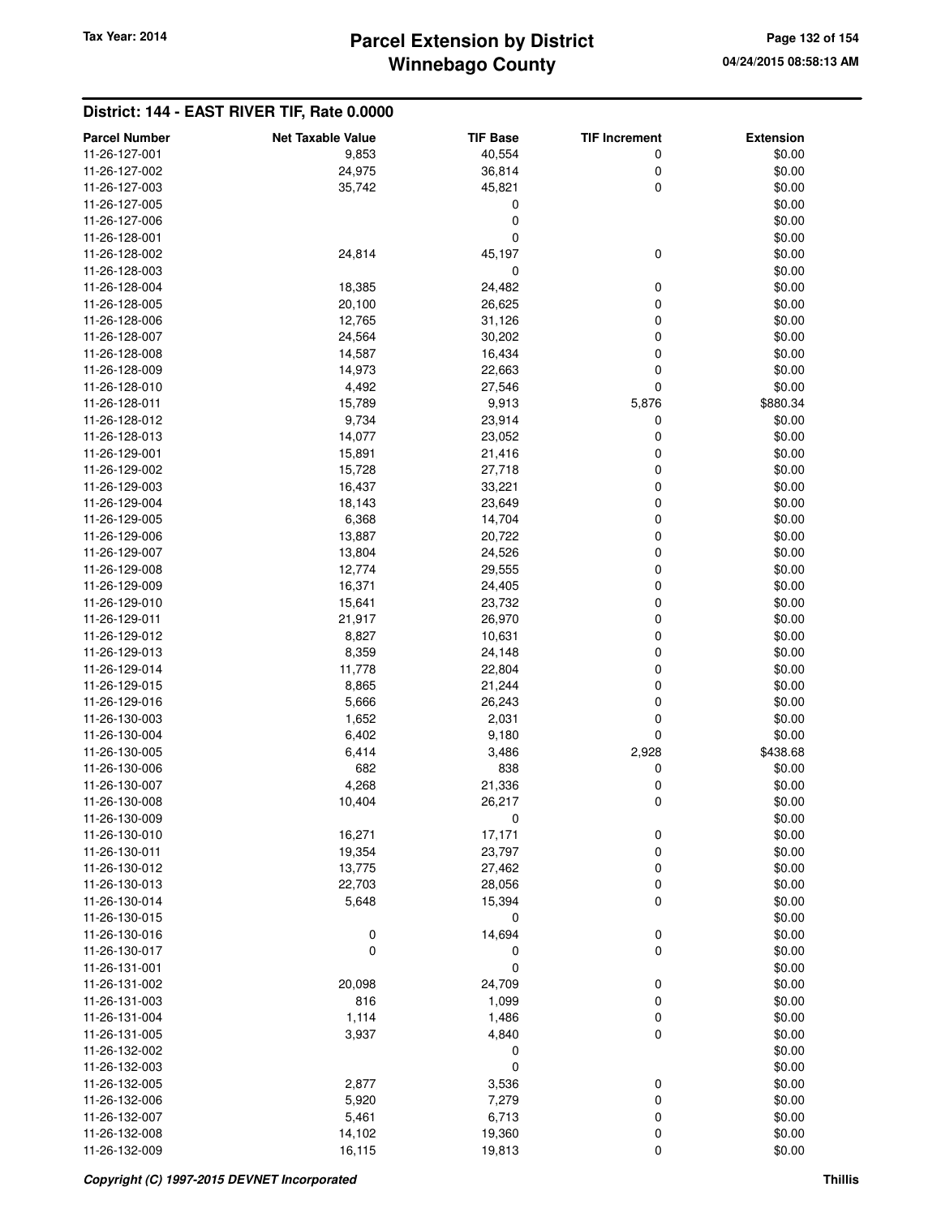## District: 144 - EAST RIVER TIF, Rate 0.0000

| Parcel Number | Net Taxable Value | TIF Base | TIF Increment | Extension |
|---|---|---|---|---|
| 11-26-127-001 | 9,853 | 40,554 | 0 | $0.00 |
| 11-26-127-002 | 24,975 | 36,814 | 0 | $0.00 |
| 11-26-127-003 | 35,742 | 45,821 | 0 | $0.00 |
| 11-26-127-005 | | 0 | | $0.00 |
| 11-26-127-006 | | 0 | | $0.00 |
| 11-26-128-001 | | 0 | | $0.00 |
| 11-26-128-002 | 24,814 | 45,197 | 0 | $0.00 |
| 11-26-128-003 | | 0 | | $0.00 |
| 11-26-128-004 | 18,385 | 24,482 | 0 | $0.00 |
| 11-26-128-005 | 20,100 | 26,625 | 0 | $0.00 |
| 11-26-128-006 | 12,765 | 31,126 | 0 | $0.00 |
| 11-26-128-007 | 24,564 | 30,202 | 0 | $0.00 |
| 11-26-128-008 | 14,587 | 16,434 | 0 | $0.00 |
| 11-26-128-009 | 14,973 | 22,663 | 0 | $0.00 |
| 11-26-128-010 | 4,492 | 27,546 | 0 | $0.00 |
| 11-26-128-011 | 15,789 | 9,913 | 5,876 | $880.34 |
| 11-26-128-012 | 9,734 | 23,914 | 0 | $0.00 |
| 11-26-128-013 | 14,077 | 23,052 | 0 | $0.00 |
| 11-26-129-001 | 15,891 | 21,416 | 0 | $0.00 |
| 11-26-129-002 | 15,728 | 27,718 | 0 | $0.00 |
| 11-26-129-003 | 16,437 | 33,221 | 0 | $0.00 |
| 11-26-129-004 | 18,143 | 23,649 | 0 | $0.00 |
| 11-26-129-005 | 6,368 | 14,704 | 0 | $0.00 |
| 11-26-129-006 | 13,887 | 20,722 | 0 | $0.00 |
| 11-26-129-007 | 13,804 | 24,526 | 0 | $0.00 |
| 11-26-129-008 | 12,774 | 29,555 | 0 | $0.00 |
| 11-26-129-009 | 16,371 | 24,405 | 0 | $0.00 |
| 11-26-129-010 | 15,641 | 23,732 | 0 | $0.00 |
| 11-26-129-011 | 21,917 | 26,970 | 0 | $0.00 |
| 11-26-129-012 | 8,827 | 10,631 | 0 | $0.00 |
| 11-26-129-013 | 8,359 | 24,148 | 0 | $0.00 |
| 11-26-129-014 | 11,778 | 22,804 | 0 | $0.00 |
| 11-26-129-015 | 8,865 | 21,244 | 0 | $0.00 |
| 11-26-129-016 | 5,666 | 26,243 | 0 | $0.00 |
| 11-26-130-003 | 1,652 | 2,031 | 0 | $0.00 |
| 11-26-130-004 | 6,402 | 9,180 | 0 | $0.00 |
| 11-26-130-005 | 6,414 | 3,486 | 2,928 | $438.68 |
| 11-26-130-006 | 682 | 838 | 0 | $0.00 |
| 11-26-130-007 | 4,268 | 21,336 | 0 | $0.00 |
| 11-26-130-008 | 10,404 | 26,217 | 0 | $0.00 |
| 11-26-130-009 | | 0 | | $0.00 |
| 11-26-130-010 | 16,271 | 17,171 | 0 | $0.00 |
| 11-26-130-011 | 19,354 | 23,797 | 0 | $0.00 |
| 11-26-130-012 | 13,775 | 27,462 | 0 | $0.00 |
| 11-26-130-013 | 22,703 | 28,056 | 0 | $0.00 |
| 11-26-130-014 | 5,648 | 15,394 | 0 | $0.00 |
| 11-26-130-015 | | 0 | | $0.00 |
| 11-26-130-016 | 0 | 14,694 | 0 | $0.00 |
| 11-26-130-017 | 0 | 0 | 0 | $0.00 |
| 11-26-131-001 | | 0 | | $0.00 |
| 11-26-131-002 | 20,098 | 24,709 | 0 | $0.00 |
| 11-26-131-003 | 816 | 1,099 | 0 | $0.00 |
| 11-26-131-004 | 1,114 | 1,486 | 0 | $0.00 |
| 11-26-131-005 | 3,937 | 4,840 | 0 | $0.00 |
| 11-26-132-002 | | 0 | | $0.00 |
| 11-26-132-003 | | 0 | | $0.00 |
| 11-26-132-005 | 2,877 | 3,536 | 0 | $0.00 |
| 11-26-132-006 | 5,920 | 7,279 | 0 | $0.00 |
| 11-26-132-007 | 5,461 | 6,713 | 0 | $0.00 |
| 11-26-132-008 | 14,102 | 19,360 | 0 | $0.00 |
| 11-26-132-009 | 16,115 | 19,813 | 0 | $0.00 |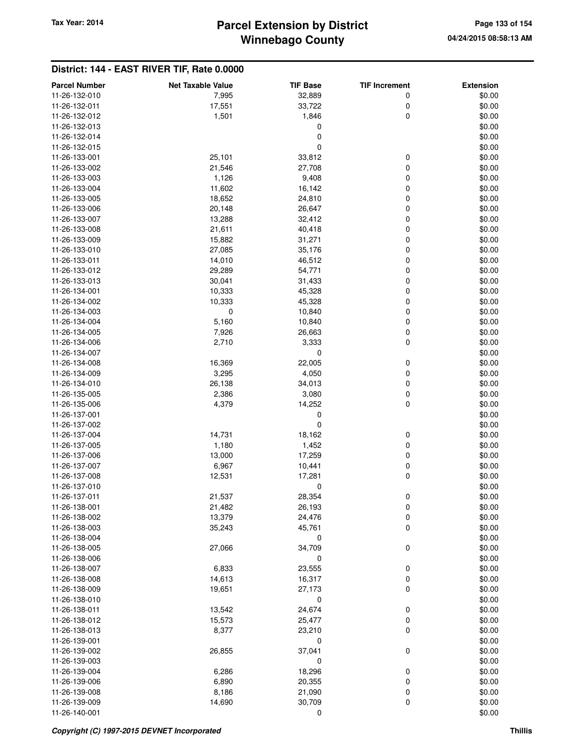## District: 144 - EAST RIVER TIF, Rate 0.0000

| Parcel Number | Net Taxable Value | TIF Base | TIF Increment | Extension |
|---|---|---|---|---|
| 11-26-132-010 | 7,995 | 32,889 | 0 | $0.00 |
| 11-26-132-011 | 17,551 | 33,722 | 0 | $0.00 |
| 11-26-132-012 | 1,501 | 1,846 | 0 | $0.00 |
| 11-26-132-013 | | 0 | | $0.00 |
| 11-26-132-014 | | 0 | | $0.00 |
| 11-26-132-015 | | 0 | | $0.00 |
| 11-26-133-001 | 25,101 | 33,812 | 0 | $0.00 |
| 11-26-133-002 | 21,546 | 27,708 | 0 | $0.00 |
| 11-26-133-003 | 1,126 | 9,408 | 0 | $0.00 |
| 11-26-133-004 | 11,602 | 16,142 | 0 | $0.00 |
| 11-26-133-005 | 18,652 | 24,810 | 0 | $0.00 |
| 11-26-133-006 | 20,148 | 26,647 | 0 | $0.00 |
| 11-26-133-007 | 13,288 | 32,412 | 0 | $0.00 |
| 11-26-133-008 | 21,611 | 40,418 | 0 | $0.00 |
| 11-26-133-009 | 15,882 | 31,271 | 0 | $0.00 |
| 11-26-133-010 | 27,085 | 35,176 | 0 | $0.00 |
| 11-26-133-011 | 14,010 | 46,512 | 0 | $0.00 |
| 11-26-133-012 | 29,289 | 54,771 | 0 | $0.00 |
| 11-26-133-013 | 30,041 | 31,433 | 0 | $0.00 |
| 11-26-134-001 | 10,333 | 45,328 | 0 | $0.00 |
| 11-26-134-002 | 10,333 | 45,328 | 0 | $0.00 |
| 11-26-134-003 | 0 | 10,840 | 0 | $0.00 |
| 11-26-134-004 | 5,160 | 10,840 | 0 | $0.00 |
| 11-26-134-005 | 7,926 | 26,663 | 0 | $0.00 |
| 11-26-134-006 | 2,710 | 3,333 | 0 | $0.00 |
| 11-26-134-007 | | 0 | | $0.00 |
| 11-26-134-008 | 16,369 | 22,005 | 0 | $0.00 |
| 11-26-134-009 | 3,295 | 4,050 | 0 | $0.00 |
| 11-26-134-010 | 26,138 | 34,013 | 0 | $0.00 |
| 11-26-135-005 | 2,386 | 3,080 | 0 | $0.00 |
| 11-26-135-006 | 4,379 | 14,252 | 0 | $0.00 |
| 11-26-137-001 | | 0 | | $0.00 |
| 11-26-137-002 | | 0 | | $0.00 |
| 11-26-137-004 | 14,731 | 18,162 | 0 | $0.00 |
| 11-26-137-005 | 1,180 | 1,452 | 0 | $0.00 |
| 11-26-137-006 | 13,000 | 17,259 | 0 | $0.00 |
| 11-26-137-007 | 6,967 | 10,441 | 0 | $0.00 |
| 11-26-137-008 | 12,531 | 17,281 | 0 | $0.00 |
| 11-26-137-010 | | 0 | | $0.00 |
| 11-26-137-011 | 21,537 | 28,354 | 0 | $0.00 |
| 11-26-138-001 | 21,482 | 26,193 | 0 | $0.00 |
| 11-26-138-002 | 13,379 | 24,476 | 0 | $0.00 |
| 11-26-138-003 | 35,243 | 45,761 | 0 | $0.00 |
| 11-26-138-004 | | 0 | | $0.00 |
| 11-26-138-005 | 27,066 | 34,709 | 0 | $0.00 |
| 11-26-138-006 | | 0 | | $0.00 |
| 11-26-138-007 | 6,833 | 23,555 | 0 | $0.00 |
| 11-26-138-008 | 14,613 | 16,317 | 0 | $0.00 |
| 11-26-138-009 | 19,651 | 27,173 | 0 | $0.00 |
| 11-26-138-010 | | 0 | | $0.00 |
| 11-26-138-011 | 13,542 | 24,674 | 0 | $0.00 |
| 11-26-138-012 | 15,573 | 25,477 | 0 | $0.00 |
| 11-26-138-013 | 8,377 | 23,210 | 0 | $0.00 |
| 11-26-139-001 | | 0 | | $0.00 |
| 11-26-139-002 | 26,855 | 37,041 | 0 | $0.00 |
| 11-26-139-003 | | 0 | | $0.00 |
| 11-26-139-004 | 6,286 | 18,296 | 0 | $0.00 |
| 11-26-139-006 | 6,890 | 20,355 | 0 | $0.00 |
| 11-26-139-008 | 8,186 | 21,090 | 0 | $0.00 |
| 11-26-139-009 | 14,690 | 30,709 | 0 | $0.00 |
| 11-26-140-001 | | 0 | | $0.00 |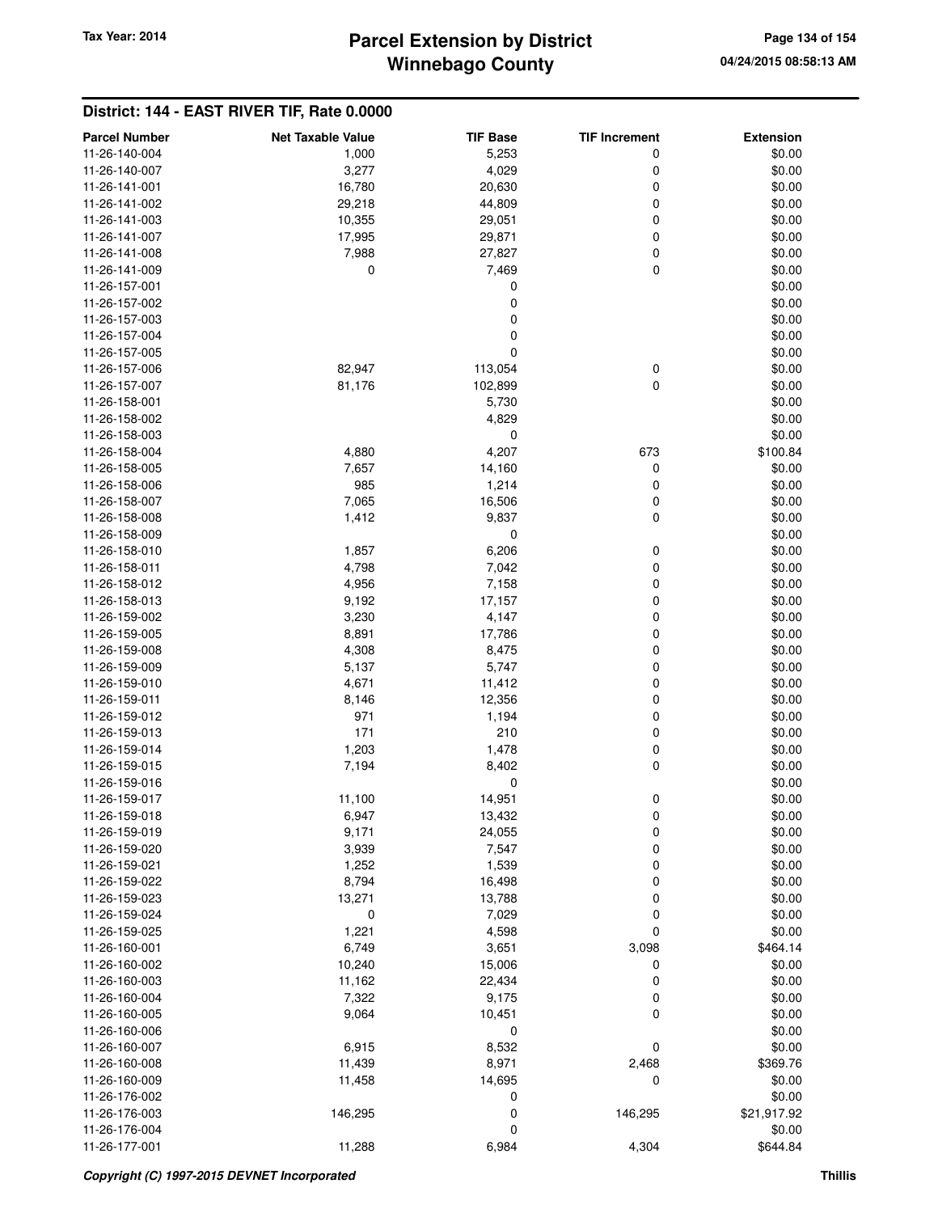## District: 144 - EAST RIVER TIF, Rate 0.0000

| Parcel Number | Net Taxable Value | TIF Base | TIF Increment | Extension |
|---|---|---|---|---|
| 11-26-140-004 | 1,000 | 5,253 | 0 | $0.00 |
| 11-26-140-007 | 3,277 | 4,029 | 0 | $0.00 |
| 11-26-141-001 | 16,780 | 20,630 | 0 | $0.00 |
| 11-26-141-002 | 29,218 | 44,809 | 0 | $0.00 |
| 11-26-141-003 | 10,355 | 29,051 | 0 | $0.00 |
| 11-26-141-007 | 17,995 | 29,871 | 0 | $0.00 |
| 11-26-141-008 | 7,988 | 27,827 | 0 | $0.00 |
| 11-26-141-009 | 0 | 7,469 | 0 | $0.00 |
| 11-26-157-001 | | 0 | | $0.00 |
| 11-26-157-002 | | 0 | | $0.00 |
| 11-26-157-003 | | 0 | | $0.00 |
| 11-26-157-004 | | 0 | | $0.00 |
| 11-26-157-005 | | 0 | | $0.00 |
| 11-26-157-006 | 82,947 | 113,054 | 0 | $0.00 |
| 11-26-157-007 | 81,176 | 102,899 | 0 | $0.00 |
| 11-26-158-001 | | 5,730 | | $0.00 |
| 11-26-158-002 | | 4,829 | | $0.00 |
| 11-26-158-003 | | 0 | | $0.00 |
| 11-26-158-004 | 4,880 | 4,207 | 673 | $100.84 |
| 11-26-158-005 | 7,657 | 14,160 | 0 | $0.00 |
| 11-26-158-006 | 985 | 1,214 | 0 | $0.00 |
| 11-26-158-007 | 7,065 | 16,506 | 0 | $0.00 |
| 11-26-158-008 | 1,412 | 9,837 | 0 | $0.00 |
| 11-26-158-009 | | 0 | | $0.00 |
| 11-26-158-010 | 1,857 | 6,206 | 0 | $0.00 |
| 11-26-158-011 | 4,798 | 7,042 | 0 | $0.00 |
| 11-26-158-012 | 4,956 | 7,158 | 0 | $0.00 |
| 11-26-158-013 | 9,192 | 17,157 | 0 | $0.00 |
| 11-26-159-002 | 3,230 | 4,147 | 0 | $0.00 |
| 11-26-159-005 | 8,891 | 17,786 | 0 | $0.00 |
| 11-26-159-008 | 4,308 | 8,475 | 0 | $0.00 |
| 11-26-159-009 | 5,137 | 5,747 | 0 | $0.00 |
| 11-26-159-010 | 4,671 | 11,412 | 0 | $0.00 |
| 11-26-159-011 | 8,146 | 12,356 | 0 | $0.00 |
| 11-26-159-012 | 971 | 1,194 | 0 | $0.00 |
| 11-26-159-013 | 171 | 210 | 0 | $0.00 |
| 11-26-159-014 | 1,203 | 1,478 | 0 | $0.00 |
| 11-26-159-015 | 7,194 | 8,402 | 0 | $0.00 |
| 11-26-159-016 | | 0 | | $0.00 |
| 11-26-159-017 | 11,100 | 14,951 | 0 | $0.00 |
| 11-26-159-018 | 6,947 | 13,432 | 0 | $0.00 |
| 11-26-159-019 | 9,171 | 24,055 | 0 | $0.00 |
| 11-26-159-020 | 3,939 | 7,547 | 0 | $0.00 |
| 11-26-159-021 | 1,252 | 1,539 | 0 | $0.00 |
| 11-26-159-022 | 8,794 | 16,498 | 0 | $0.00 |
| 11-26-159-023 | 13,271 | 13,788 | 0 | $0.00 |
| 11-26-159-024 | 0 | 7,029 | 0 | $0.00 |
| 11-26-159-025 | 1,221 | 4,598 | 0 | $0.00 |
| 11-26-160-001 | 6,749 | 3,651 | 3,098 | $464.14 |
| 11-26-160-002 | 10,240 | 15,006 | 0 | $0.00 |
| 11-26-160-003 | 11,162 | 22,434 | 0 | $0.00 |
| 11-26-160-004 | 7,322 | 9,175 | 0 | $0.00 |
| 11-26-160-005 | 9,064 | 10,451 | 0 | $0.00 |
| 11-26-160-006 | | 0 | | $0.00 |
| 11-26-160-007 | 6,915 | 8,532 | 0 | $0.00 |
| 11-26-160-008 | 11,439 | 8,971 | 2,468 | $369.76 |
| 11-26-160-009 | 11,458 | 14,695 | 0 | $0.00 |
| 11-26-176-002 | | 0 | | $0.00 |
| 11-26-176-003 | 146,295 | 0 | 146,295 | $21,917.92 |
| 11-26-176-004 | | 0 | | $0.00 |
| 11-26-177-001 | 11,288 | 6,984 | 4,304 | $644.84 |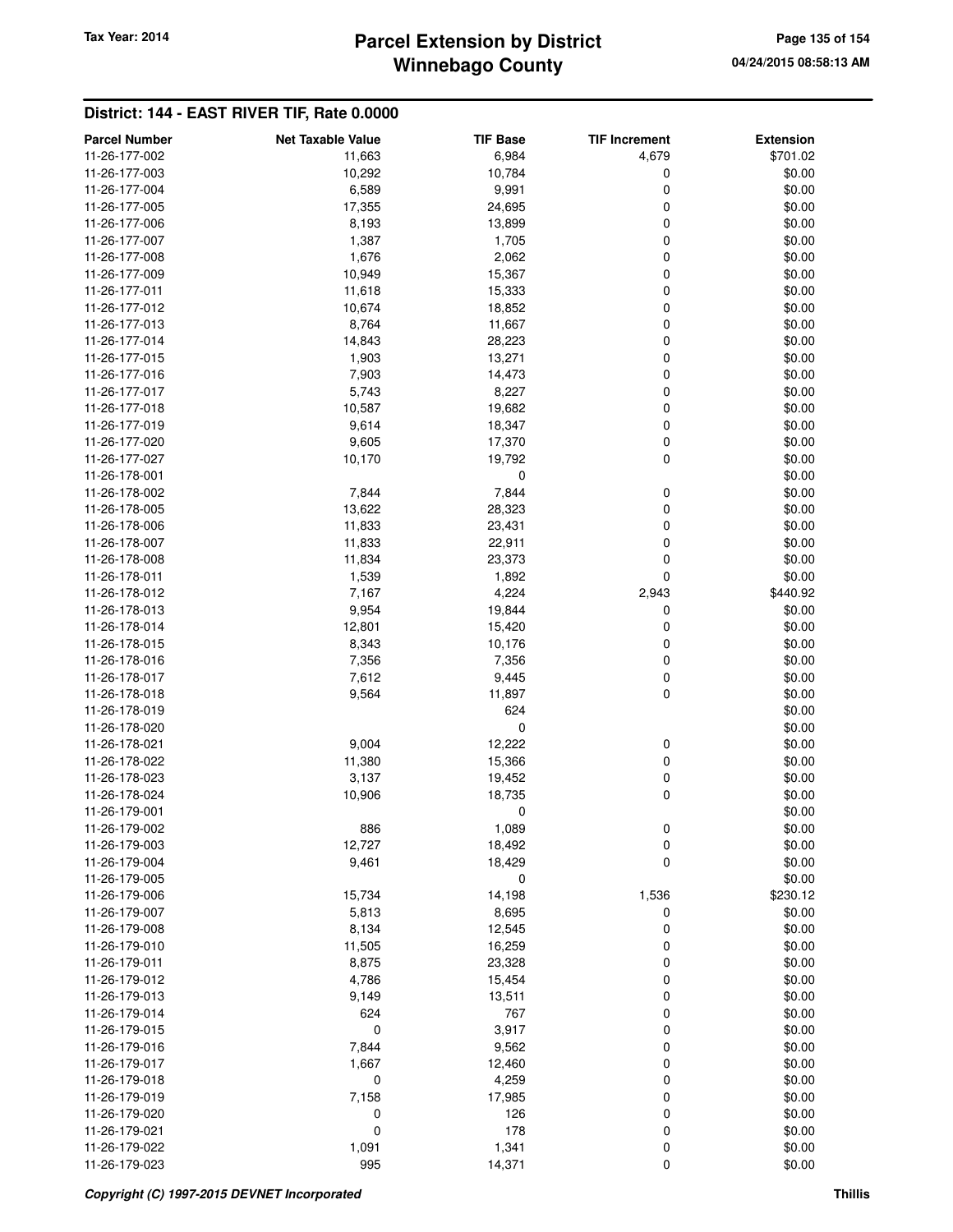## District: 144 - EAST RIVER TIF, Rate 0.0000

| Parcel Number | Net Taxable Value | TIF Base | TIF Increment | Extension |
|---|---|---|---|---|
| 11-26-177-002 | 11,663 | 6,984 | 4,679 | $701.02 |
| 11-26-177-003 | 10,292 | 10,784 | 0 | $0.00 |
| 11-26-177-004 | 6,589 | 9,991 | 0 | $0.00 |
| 11-26-177-005 | 17,355 | 24,695 | 0 | $0.00 |
| 11-26-177-006 | 8,193 | 13,899 | 0 | $0.00 |
| 11-26-177-007 | 1,387 | 1,705 | 0 | $0.00 |
| 11-26-177-008 | 1,676 | 2,062 | 0 | $0.00 |
| 11-26-177-009 | 10,949 | 15,367 | 0 | $0.00 |
| 11-26-177-011 | 11,618 | 15,333 | 0 | $0.00 |
| 11-26-177-012 | 10,674 | 18,852 | 0 | $0.00 |
| 11-26-177-013 | 8,764 | 11,667 | 0 | $0.00 |
| 11-26-177-014 | 14,843 | 28,223 | 0 | $0.00 |
| 11-26-177-015 | 1,903 | 13,271 | 0 | $0.00 |
| 11-26-177-016 | 7,903 | 14,473 | 0 | $0.00 |
| 11-26-177-017 | 5,743 | 8,227 | 0 | $0.00 |
| 11-26-177-018 | 10,587 | 19,682 | 0 | $0.00 |
| 11-26-177-019 | 9,614 | 18,347 | 0 | $0.00 |
| 11-26-177-020 | 9,605 | 17,370 | 0 | $0.00 |
| 11-26-177-027 | 10,170 | 19,792 | 0 | $0.00 |
| 11-26-178-001 | | 0 | | $0.00 |
| 11-26-178-002 | 7,844 | 7,844 | 0 | $0.00 |
| 11-26-178-005 | 13,622 | 28,323 | 0 | $0.00 |
| 11-26-178-006 | 11,833 | 23,431 | 0 | $0.00 |
| 11-26-178-007 | 11,833 | 22,911 | 0 | $0.00 |
| 11-26-178-008 | 11,834 | 23,373 | 0 | $0.00 |
| 11-26-178-011 | 1,539 | 1,892 | 0 | $0.00 |
| 11-26-178-012 | 7,167 | 4,224 | 2,943 | $440.92 |
| 11-26-178-013 | 9,954 | 19,844 | 0 | $0.00 |
| 11-26-178-014 | 12,801 | 15,420 | 0 | $0.00 |
| 11-26-178-015 | 8,343 | 10,176 | 0 | $0.00 |
| 11-26-178-016 | 7,356 | 7,356 | 0 | $0.00 |
| 11-26-178-017 | 7,612 | 9,445 | 0 | $0.00 |
| 11-26-178-018 | 9,564 | 11,897 | 0 | $0.00 |
| 11-26-178-019 | | 624 | | $0.00 |
| 11-26-178-020 | | 0 | | $0.00 |
| 11-26-178-021 | 9,004 | 12,222 | 0 | $0.00 |
| 11-26-178-022 | 11,380 | 15,366 | 0 | $0.00 |
| 11-26-178-023 | 3,137 | 19,452 | 0 | $0.00 |
| 11-26-178-024 | 10,906 | 18,735 | 0 | $0.00 |
| 11-26-179-001 | | 0 | | $0.00 |
| 11-26-179-002 | 886 | 1,089 | 0 | $0.00 |
| 11-26-179-003 | 12,727 | 18,492 | 0 | $0.00 |
| 11-26-179-004 | 9,461 | 18,429 | 0 | $0.00 |
| 11-26-179-005 | | 0 | | $0.00 |
| 11-26-179-006 | 15,734 | 14,198 | 1,536 | $230.12 |
| 11-26-179-007 | 5,813 | 8,695 | 0 | $0.00 |
| 11-26-179-008 | 8,134 | 12,545 | 0 | $0.00 |
| 11-26-179-010 | 11,505 | 16,259 | 0 | $0.00 |
| 11-26-179-011 | 8,875 | 23,328 | 0 | $0.00 |
| 11-26-179-012 | 4,786 | 15,454 | 0 | $0.00 |
| 11-26-179-013 | 9,149 | 13,511 | 0 | $0.00 |
| 11-26-179-014 | 624 | 767 | 0 | $0.00 |
| 11-26-179-015 | 0 | 3,917 | 0 | $0.00 |
| 11-26-179-016 | 7,844 | 9,562 | 0 | $0.00 |
| 11-26-179-017 | 1,667 | 12,460 | 0 | $0.00 |
| 11-26-179-018 | 0 | 4,259 | 0 | $0.00 |
| 11-26-179-019 | 7,158 | 17,985 | 0 | $0.00 |
| 11-26-179-020 | 0 | 126 | 0 | $0.00 |
| 11-26-179-021 | 0 | 178 | 0 | $0.00 |
| 11-26-179-022 | 1,091 | 1,341 | 0 | $0.00 |
| 11-26-179-023 | 995 | 14,371 | 0 | $0.00 |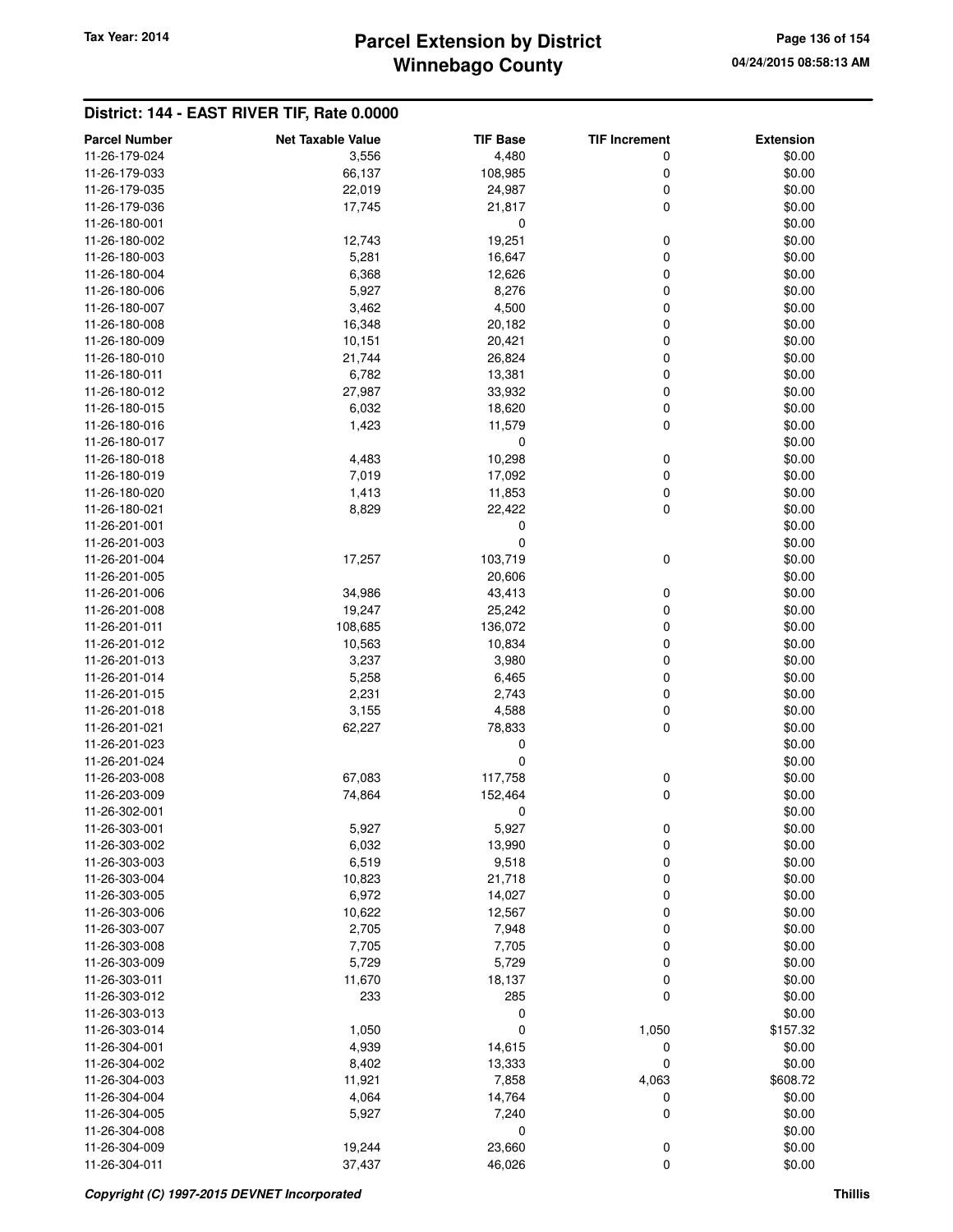## District: 144 - EAST RIVER TIF, Rate 0.0000

| Parcel Number | Net Taxable Value | TIF Base | TIF Increment | Extension |
|---|---|---|---|---|
| 11-26-179-024 | 3,556 | 4,480 | 0 | $0.00 |
| 11-26-179-033 | 66,137 | 108,985 | 0 | $0.00 |
| 11-26-179-035 | 22,019 | 24,987 | 0 | $0.00 |
| 11-26-179-036 | 17,745 | 21,817 | 0 | $0.00 |
| 11-26-180-001 | | 0 | | $0.00 |
| 11-26-180-002 | 12,743 | 19,251 | 0 | $0.00 |
| 11-26-180-003 | 5,281 | 16,647 | 0 | $0.00 |
| 11-26-180-004 | 6,368 | 12,626 | 0 | $0.00 |
| 11-26-180-006 | 5,927 | 8,276 | 0 | $0.00 |
| 11-26-180-007 | 3,462 | 4,500 | 0 | $0.00 |
| 11-26-180-008 | 16,348 | 20,182 | 0 | $0.00 |
| 11-26-180-009 | 10,151 | 20,421 | 0 | $0.00 |
| 11-26-180-010 | 21,744 | 26,824 | 0 | $0.00 |
| 11-26-180-011 | 6,782 | 13,381 | 0 | $0.00 |
| 11-26-180-012 | 27,987 | 33,932 | 0 | $0.00 |
| 11-26-180-015 | 6,032 | 18,620 | 0 | $0.00 |
| 11-26-180-016 | 1,423 | 11,579 | 0 | $0.00 |
| 11-26-180-017 | | 0 | | $0.00 |
| 11-26-180-018 | 4,483 | 10,298 | 0 | $0.00 |
| 11-26-180-019 | 7,019 | 17,092 | 0 | $0.00 |
| 11-26-180-020 | 1,413 | 11,853 | 0 | $0.00 |
| 11-26-180-021 | 8,829 | 22,422 | 0 | $0.00 |
| 11-26-201-001 | | 0 | | $0.00 |
| 11-26-201-003 | | 0 | | $0.00 |
| 11-26-201-004 | 17,257 | 103,719 | 0 | $0.00 |
| 11-26-201-005 | | 20,606 | | $0.00 |
| 11-26-201-006 | 34,986 | 43,413 | 0 | $0.00 |
| 11-26-201-008 | 19,247 | 25,242 | 0 | $0.00 |
| 11-26-201-011 | 108,685 | 136,072 | 0 | $0.00 |
| 11-26-201-012 | 10,563 | 10,834 | 0 | $0.00 |
| 11-26-201-013 | 3,237 | 3,980 | 0 | $0.00 |
| 11-26-201-014 | 5,258 | 6,465 | 0 | $0.00 |
| 11-26-201-015 | 2,231 | 2,743 | 0 | $0.00 |
| 11-26-201-018 | 3,155 | 4,588 | 0 | $0.00 |
| 11-26-201-021 | 62,227 | 78,833 | 0 | $0.00 |
| 11-26-201-023 | | 0 | | $0.00 |
| 11-26-201-024 | | 0 | | $0.00 |
| 11-26-203-008 | 67,083 | 117,758 | 0 | $0.00 |
| 11-26-203-009 | 74,864 | 152,464 | 0 | $0.00 |
| 11-26-302-001 | | 0 | | $0.00 |
| 11-26-303-001 | 5,927 | 5,927 | 0 | $0.00 |
| 11-26-303-002 | 6,032 | 13,990 | 0 | $0.00 |
| 11-26-303-003 | 6,519 | 9,518 | 0 | $0.00 |
| 11-26-303-004 | 10,823 | 21,718 | 0 | $0.00 |
| 11-26-303-005 | 6,972 | 14,027 | 0 | $0.00 |
| 11-26-303-006 | 10,622 | 12,567 | 0 | $0.00 |
| 11-26-303-007 | 2,705 | 7,948 | 0 | $0.00 |
| 11-26-303-008 | 7,705 | 7,705 | 0 | $0.00 |
| 11-26-303-009 | 5,729 | 5,729 | 0 | $0.00 |
| 11-26-303-011 | 11,670 | 18,137 | 0 | $0.00 |
| 11-26-303-012 | 233 | 285 | 0 | $0.00 |
| 11-26-303-013 | | 0 | | $0.00 |
| 11-26-303-014 | 1,050 | 0 | 1,050 | $157.32 |
| 11-26-304-001 | 4,939 | 14,615 | 0 | $0.00 |
| 11-26-304-002 | 8,402 | 13,333 | 0 | $0.00 |
| 11-26-304-003 | 11,921 | 7,858 | 4,063 | $608.72 |
| 11-26-304-004 | 4,064 | 14,764 | 0 | $0.00 |
| 11-26-304-005 | 5,927 | 7,240 | 0 | $0.00 |
| 11-26-304-008 | | 0 | | $0.00 |
| 11-26-304-009 | 19,244 | 23,660 | 0 | $0.00 |
| 11-26-304-011 | 37,437 | 46,026 | 0 | $0.00 |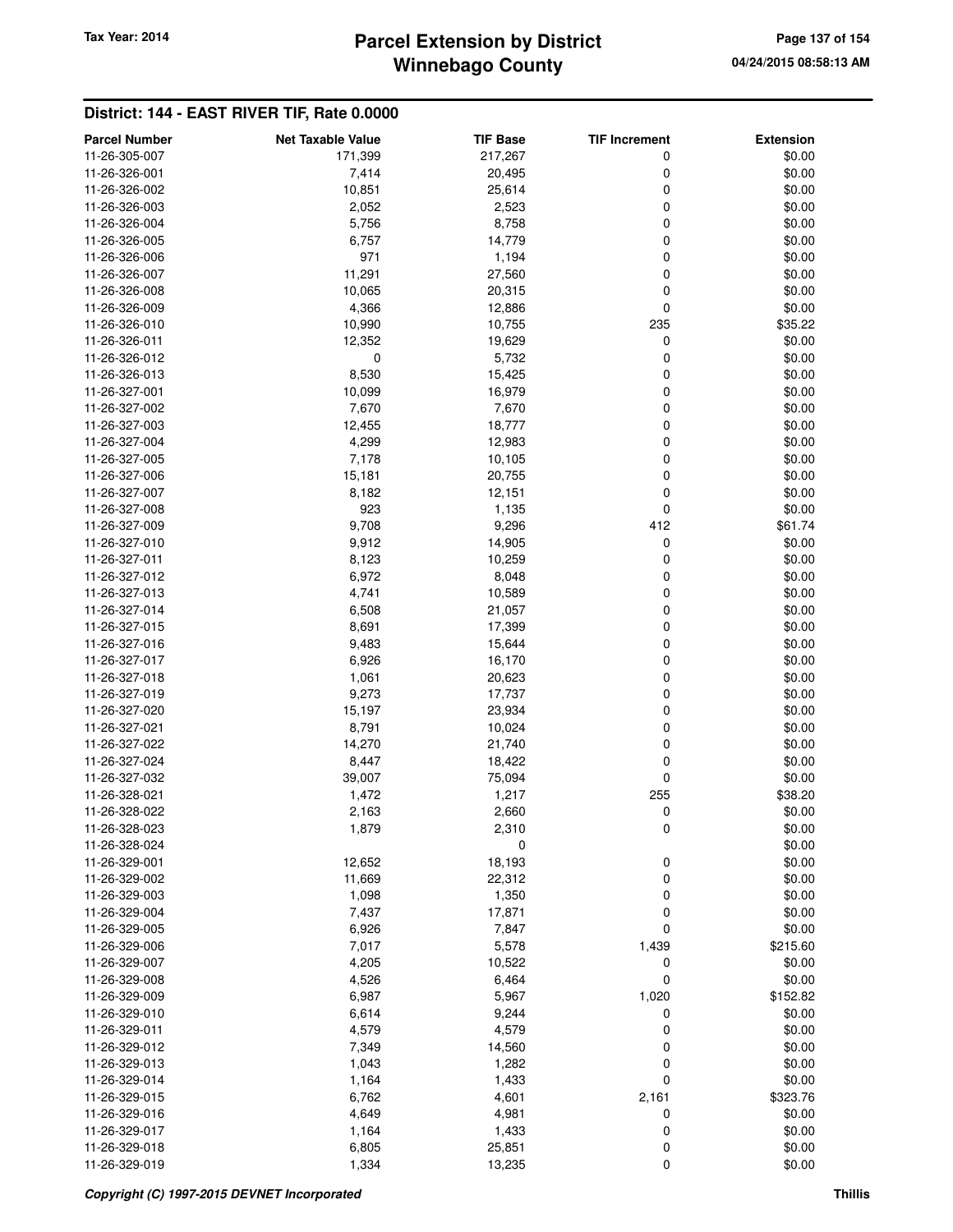## District: 144 - EAST RIVER TIF, Rate 0.0000

| Parcel Number | Net Taxable Value | TIF Base | TIF Increment | Extension |
|---|---|---|---|---|
| 11-26-305-007 | 171,399 | 217,267 | 0 | $0.00 |
| 11-26-326-001 | 7,414 | 20,495 | 0 | $0.00 |
| 11-26-326-002 | 10,851 | 25,614 | 0 | $0.00 |
| 11-26-326-003 | 2,052 | 2,523 | 0 | $0.00 |
| 11-26-326-004 | 5,756 | 8,758 | 0 | $0.00 |
| 11-26-326-005 | 6,757 | 14,779 | 0 | $0.00 |
| 11-26-326-006 | 971 | 1,194 | 0 | $0.00 |
| 11-26-326-007 | 11,291 | 27,560 | 0 | $0.00 |
| 11-26-326-008 | 10,065 | 20,315 | 0 | $0.00 |
| 11-26-326-009 | 4,366 | 12,886 | 0 | $0.00 |
| 11-26-326-010 | 10,990 | 10,755 | 235 | $35.22 |
| 11-26-326-011 | 12,352 | 19,629 | 0 | $0.00 |
| 11-26-326-012 | 0 | 5,732 | 0 | $0.00 |
| 11-26-326-013 | 8,530 | 15,425 | 0 | $0.00 |
| 11-26-327-001 | 10,099 | 16,979 | 0 | $0.00 |
| 11-26-327-002 | 7,670 | 7,670 | 0 | $0.00 |
| 11-26-327-003 | 12,455 | 18,777 | 0 | $0.00 |
| 11-26-327-004 | 4,299 | 12,983 | 0 | $0.00 |
| 11-26-327-005 | 7,178 | 10,105 | 0 | $0.00 |
| 11-26-327-006 | 15,181 | 20,755 | 0 | $0.00 |
| 11-26-327-007 | 8,182 | 12,151 | 0 | $0.00 |
| 11-26-327-008 | 923 | 1,135 | 0 | $0.00 |
| 11-26-327-009 | 9,708 | 9,296 | 412 | $61.74 |
| 11-26-327-010 | 9,912 | 14,905 | 0 | $0.00 |
| 11-26-327-011 | 8,123 | 10,259 | 0 | $0.00 |
| 11-26-327-012 | 6,972 | 8,048 | 0 | $0.00 |
| 11-26-327-013 | 4,741 | 10,589 | 0 | $0.00 |
| 11-26-327-014 | 6,508 | 21,057 | 0 | $0.00 |
| 11-26-327-015 | 8,691 | 17,399 | 0 | $0.00 |
| 11-26-327-016 | 9,483 | 15,644 | 0 | $0.00 |
| 11-26-327-017 | 6,926 | 16,170 | 0 | $0.00 |
| 11-26-327-018 | 1,061 | 20,623 | 0 | $0.00 |
| 11-26-327-019 | 9,273 | 17,737 | 0 | $0.00 |
| 11-26-327-020 | 15,197 | 23,934 | 0 | $0.00 |
| 11-26-327-021 | 8,791 | 10,024 | 0 | $0.00 |
| 11-26-327-022 | 14,270 | 21,740 | 0 | $0.00 |
| 11-26-327-024 | 8,447 | 18,422 | 0 | $0.00 |
| 11-26-327-032 | 39,007 | 75,094 | 0 | $0.00 |
| 11-26-328-021 | 1,472 | 1,217 | 255 | $38.20 |
| 11-26-328-022 | 2,163 | 2,660 | 0 | $0.00 |
| 11-26-328-023 | 1,879 | 2,310 | 0 | $0.00 |
| 11-26-328-024 | | 0 | | $0.00 |
| 11-26-329-001 | 12,652 | 18,193 | 0 | $0.00 |
| 11-26-329-002 | 11,669 | 22,312 | 0 | $0.00 |
| 11-26-329-003 | 1,098 | 1,350 | 0 | $0.00 |
| 11-26-329-004 | 7,437 | 17,871 | 0 | $0.00 |
| 11-26-329-005 | 6,926 | 7,847 | 0 | $0.00 |
| 11-26-329-006 | 7,017 | 5,578 | 1,439 | $215.60 |
| 11-26-329-007 | 4,205 | 10,522 | 0 | $0.00 |
| 11-26-329-008 | 4,526 | 6,464 | 0 | $0.00 |
| 11-26-329-009 | 6,987 | 5,967 | 1,020 | $152.82 |
| 11-26-329-010 | 6,614 | 9,244 | 0 | $0.00 |
| 11-26-329-011 | 4,579 | 4,579 | 0 | $0.00 |
| 11-26-329-012 | 7,349 | 14,560 | 0 | $0.00 |
| 11-26-329-013 | 1,043 | 1,282 | 0 | $0.00 |
| 11-26-329-014 | 1,164 | 1,433 | 0 | $0.00 |
| 11-26-329-015 | 6,762 | 4,601 | 2,161 | $323.76 |
| 11-26-329-016 | 4,649 | 4,981 | 0 | $0.00 |
| 11-26-329-017 | 1,164 | 1,433 | 0 | $0.00 |
| 11-26-329-018 | 6,805 | 25,851 | 0 | $0.00 |
| 11-26-329-019 | 1,334 | 13,235 | 0 | $0.00 |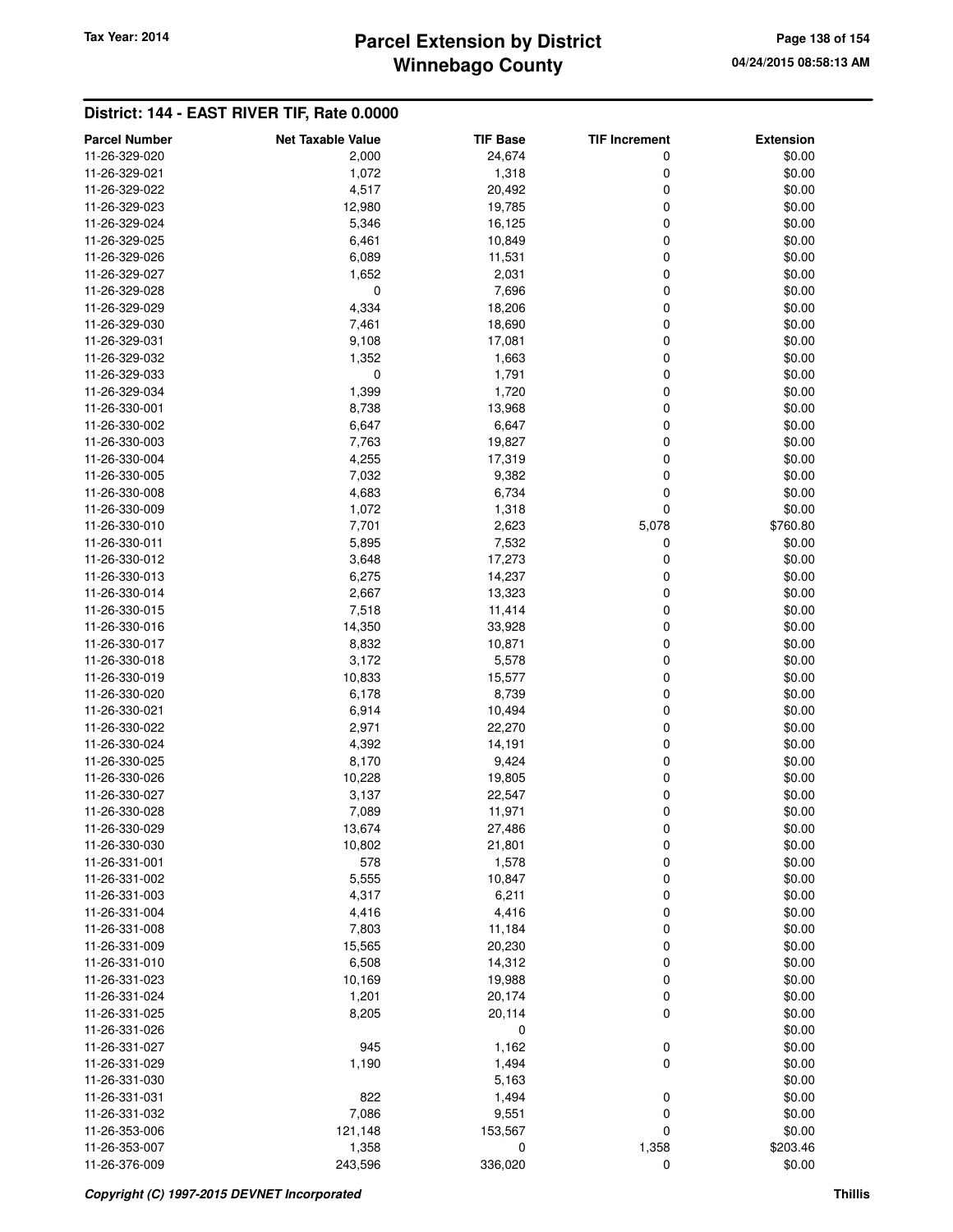## District: 144 - EAST RIVER TIF, Rate 0.0000

| Parcel Number | Net Taxable Value | TIF Base | TIF Increment | Extension |
|---|---|---|---|---|
| 11-26-329-020 | 2,000 | 24,674 | 0 | $0.00 |
| 11-26-329-021 | 1,072 | 1,318 | 0 | $0.00 |
| 11-26-329-022 | 4,517 | 20,492 | 0 | $0.00 |
| 11-26-329-023 | 12,980 | 19,785 | 0 | $0.00 |
| 11-26-329-024 | 5,346 | 16,125 | 0 | $0.00 |
| 11-26-329-025 | 6,461 | 10,849 | 0 | $0.00 |
| 11-26-329-026 | 6,089 | 11,531 | 0 | $0.00 |
| 11-26-329-027 | 1,652 | 2,031 | 0 | $0.00 |
| 11-26-329-028 | 0 | 7,696 | 0 | $0.00 |
| 11-26-329-029 | 4,334 | 18,206 | 0 | $0.00 |
| 11-26-329-030 | 7,461 | 18,690 | 0 | $0.00 |
| 11-26-329-031 | 9,108 | 17,081 | 0 | $0.00 |
| 11-26-329-032 | 1,352 | 1,663 | 0 | $0.00 |
| 11-26-329-033 | 0 | 1,791 | 0 | $0.00 |
| 11-26-329-034 | 1,399 | 1,720 | 0 | $0.00 |
| 11-26-330-001 | 8,738 | 13,968 | 0 | $0.00 |
| 11-26-330-002 | 6,647 | 6,647 | 0 | $0.00 |
| 11-26-330-003 | 7,763 | 19,827 | 0 | $0.00 |
| 11-26-330-004 | 4,255 | 17,319 | 0 | $0.00 |
| 11-26-330-005 | 7,032 | 9,382 | 0 | $0.00 |
| 11-26-330-008 | 4,683 | 6,734 | 0 | $0.00 |
| 11-26-330-009 | 1,072 | 1,318 | 0 | $0.00 |
| 11-26-330-010 | 7,701 | 2,623 | 5,078 | $760.80 |
| 11-26-330-011 | 5,895 | 7,532 | 0 | $0.00 |
| 11-26-330-012 | 3,648 | 17,273 | 0 | $0.00 |
| 11-26-330-013 | 6,275 | 14,237 | 0 | $0.00 |
| 11-26-330-014 | 2,667 | 13,323 | 0 | $0.00 |
| 11-26-330-015 | 7,518 | 11,414 | 0 | $0.00 |
| 11-26-330-016 | 14,350 | 33,928 | 0 | $0.00 |
| 11-26-330-017 | 8,832 | 10,871 | 0 | $0.00 |
| 11-26-330-018 | 3,172 | 5,578 | 0 | $0.00 |
| 11-26-330-019 | 10,833 | 15,577 | 0 | $0.00 |
| 11-26-330-020 | 6,178 | 8,739 | 0 | $0.00 |
| 11-26-330-021 | 6,914 | 10,494 | 0 | $0.00 |
| 11-26-330-022 | 2,971 | 22,270 | 0 | $0.00 |
| 11-26-330-024 | 4,392 | 14,191 | 0 | $0.00 |
| 11-26-330-025 | 8,170 | 9,424 | 0 | $0.00 |
| 11-26-330-026 | 10,228 | 19,805 | 0 | $0.00 |
| 11-26-330-027 | 3,137 | 22,547 | 0 | $0.00 |
| 11-26-330-028 | 7,089 | 11,971 | 0 | $0.00 |
| 11-26-330-029 | 13,674 | 27,486 | 0 | $0.00 |
| 11-26-330-030 | 10,802 | 21,801 | 0 | $0.00 |
| 11-26-331-001 | 578 | 1,578 | 0 | $0.00 |
| 11-26-331-002 | 5,555 | 10,847 | 0 | $0.00 |
| 11-26-331-003 | 4,317 | 6,211 | 0 | $0.00 |
| 11-26-331-004 | 4,416 | 4,416 | 0 | $0.00 |
| 11-26-331-008 | 7,803 | 11,184 | 0 | $0.00 |
| 11-26-331-009 | 15,565 | 20,230 | 0 | $0.00 |
| 11-26-331-010 | 6,508 | 14,312 | 0 | $0.00 |
| 11-26-331-023 | 10,169 | 19,988 | 0 | $0.00 |
| 11-26-331-024 | 1,201 | 20,174 | 0 | $0.00 |
| 11-26-331-025 | 8,205 | 20,114 | 0 | $0.00 |
| 11-26-331-026 | | 0 | | $0.00 |
| 11-26-331-027 | 945 | 1,162 | 0 | $0.00 |
| 11-26-331-029 | 1,190 | 1,494 | 0 | $0.00 |
| 11-26-331-030 | | 5,163 | | $0.00 |
| 11-26-331-031 | 822 | 1,494 | 0 | $0.00 |
| 11-26-331-032 | 7,086 | 9,551 | 0 | $0.00 |
| 11-26-353-006 | 121,148 | 153,567 | 0 | $0.00 |
| 11-26-353-007 | 1,358 | 0 | 1,358 | $203.46 |
| 11-26-376-009 | 243,596 | 336,020 | 0 | $0.00 |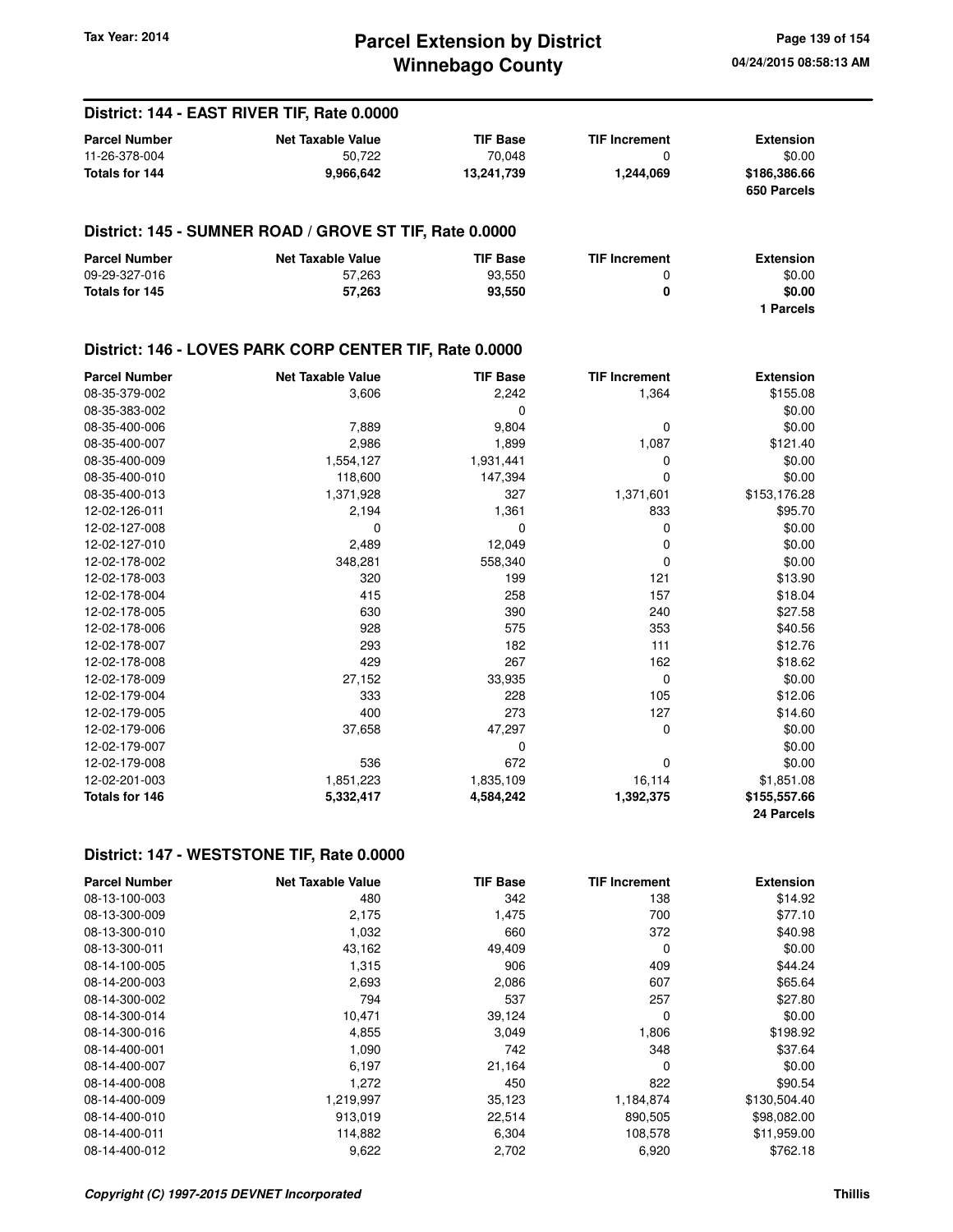## District: 144 - EAST RIVER TIF, Rate 0.0000

| Parcel Number | Net Taxable Value | TIF Base | TIF Increment | Extension |
|---|---|---|---|---|
| 11-26-378-004 | 50,722 | 70,048 | 0 | $0.00 |
| **Totals for 144** | **9,966,642** | **13,241,739** | **1,244,069** | **$186,386.66** |
| | | | | **650 Parcels** |

## District: 145 - SUMNER ROAD / GROVE ST TIF, Rate 0.0000

| Parcel Number | Net Taxable Value | TIF Base | TIF Increment | Extension |
|---|---|---|---|---|
| 09-29-327-016 | 57,263 | 93,550 | 0 | $0.00 |
| **Totals for 145** | **57,263** | **93,550** | **0** | **$0.00** |
| | | | | **1 Parcels** |

## District: 146 - LOVES PARK CORP CENTER TIF, Rate 0.0000

| Parcel Number | Net Taxable Value | TIF Base | TIF Increment | Extension |
|---|---|---|---|---|
| 08-35-379-002 | 3,606 | 2,242 | 1,364 | $155.08 |
| 08-35-383-002 | | 0 | | $0.00 |
| 08-35-400-006 | 7,889 | 9,804 | 0 | $0.00 |
| 08-35-400-007 | 2,986 | 1,899 | 1,087 | $121.40 |
| 08-35-400-009 | 1,554,127 | 1,931,441 | 0 | $0.00 |
| 08-35-400-010 | 118,600 | 147,394 | 0 | $0.00 |
| 08-35-400-013 | 1,371,928 | 327 | 1,371,601 | $153,176.28 |
| 12-02-126-011 | 2,194 | 1,361 | 833 | $95.70 |
| 12-02-127-008 | 0 | 0 | 0 | $0.00 |
| 12-02-127-010 | 2,489 | 12,049 | 0 | $0.00 |
| 12-02-178-002 | 348,281 | 558,340 | 0 | $0.00 |
| 12-02-178-003 | 320 | 199 | 121 | $13.90 |
| 12-02-178-004 | 415 | 258 | 157 | $18.04 |
| 12-02-178-005 | 630 | 390 | 240 | $27.58 |
| 12-02-178-006 | 928 | 575 | 353 | $40.56 |
| 12-02-178-007 | 293 | 182 | 111 | $12.76 |
| 12-02-178-008 | 429 | 267 | 162 | $18.62 |
| 12-02-178-009 | 27,152 | 33,935 | 0 | $0.00 |
| 12-02-179-004 | 333 | 228 | 105 | $12.06 |
| 12-02-179-005 | 400 | 273 | 127 | $14.60 |
| 12-02-179-006 | 37,658 | 47,297 | 0 | $0.00 |
| 12-02-179-007 | | 0 | | $0.00 |
| 12-02-179-008 | 536 | 672 | 0 | $0.00 |
| 12-02-201-003 | 1,851,223 | 1,835,109 | 16,114 | $1,851.08 |
| **Totals for 146** | **5,332,417** | **4,584,242** | **1,392,375** | **$155,557.66** |
| | | | | **24 Parcels** |

## District: 147 - WESTSTONE TIF, Rate 0.0000

| Parcel Number | Net Taxable Value | TIF Base | TIF Increment | Extension |
|---|---|---|---|---|
| 08-13-100-003 | 480 | 342 | 138 | $14.92 |
| 08-13-300-009 | 2,175 | 1,475 | 700 | $77.10 |
| 08-13-300-010 | 1,032 | 660 | 372 | $40.98 |
| 08-13-300-011 | 43,162 | 49,409 | 0 | $0.00 |
| 08-14-100-005 | 1,315 | 906 | 409 | $44.24 |
| 08-14-200-003 | 2,693 | 2,086 | 607 | $65.64 |
| 08-14-300-002 | 794 | 537 | 257 | $27.80 |
| 08-14-300-014 | 10,471 | 39,124 | 0 | $0.00 |
| 08-14-300-016 | 4,855 | 3,049 | 1,806 | $198.92 |
| 08-14-400-001 | 1,090 | 742 | 348 | $37.64 |
| 08-14-400-007 | 6,197 | 21,164 | 0 | $0.00 |
| 08-14-400-008 | 1,272 | 450 | 822 | $90.54 |
| 08-14-400-009 | 1,219,997 | 35,123 | 1,184,874 | $130,504.40 |
| 08-14-400-010 | 913,019 | 22,514 | 890,505 | $98,082.00 |
| 08-14-400-011 | 114,882 | 6,304 | 108,578 | $11,959.00 |
| 08-14-400-012 | 9,622 | 2,702 | 6,920 | $762.18 |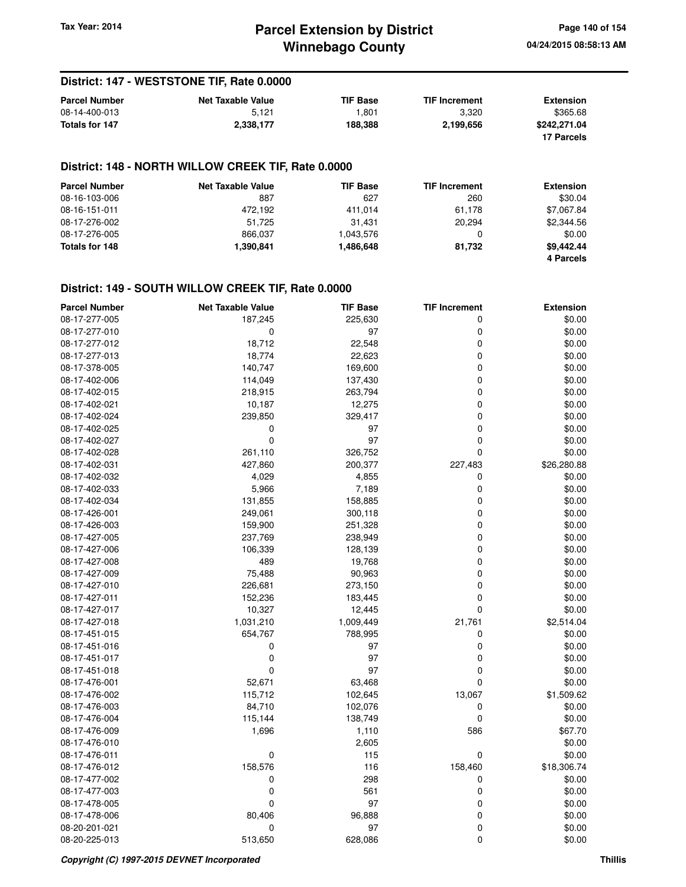## District: 147 - WESTSTONE TIF, Rate 0.0000

| Parcel Number | Net Taxable Value | TIF Base | TIF Increment | Extension |
|---|---|---|---|---|
| 08-14-400-013 | 5,121 | 1,801 | 3,320 | $365.68 |
| **Totals for 147** | **2,338,177** | **188,388** | **2,199,656** | **$242,271.04** |
| | | | | **17 Parcels** |

## District: 148 - NORTH WILLOW CREEK TIF, Rate 0.0000

| Parcel Number | Net Taxable Value | TIF Base | TIF Increment | Extension |
|---|---|---|---|---|
| 08-16-103-006 | 887 | 627 | 260 | $30.04 |
| 08-16-151-011 | 472,192 | 411,014 | 61,178 | $7,067.84 |
| 08-17-276-002 | 51,725 | 31,431 | 20,294 | $2,344.56 |
| 08-17-276-005 | 866,037 | 1,043,576 | 0 | $0.00 |
| **Totals for 148** | **1,390,841** | **1,486,648** | **81,732** | **$9,442.44** |
| | | | | **4 Parcels** |

## District: 149 - SOUTH WILLOW CREEK TIF, Rate 0.0000

| Parcel Number | Net Taxable Value | TIF Base | TIF Increment | Extension |
|---|---|---|---|---|
| 08-17-277-005 | 187,245 | 225,630 | 0 | $0.00 |
| 08-17-277-010 | 0 | 97 | 0 | $0.00 |
| 08-17-277-012 | 18,712 | 22,548 | 0 | $0.00 |
| 08-17-277-013 | 18,774 | 22,623 | 0 | $0.00 |
| 08-17-378-005 | 140,747 | 169,600 | 0 | $0.00 |
| 08-17-402-006 | 114,049 | 137,430 | 0 | $0.00 |
| 08-17-402-015 | 218,915 | 263,794 | 0 | $0.00 |
| 08-17-402-021 | 10,187 | 12,275 | 0 | $0.00 |
| 08-17-402-024 | 239,850 | 329,417 | 0 | $0.00 |
| 08-17-402-025 | 0 | 97 | 0 | $0.00 |
| 08-17-402-027 | 0 | 97 | 0 | $0.00 |
| 08-17-402-028 | 261,110 | 326,752 | 0 | $0.00 |
| 08-17-402-031 | 427,860 | 200,377 | 227,483 | $26,280.88 |
| 08-17-402-032 | 4,029 | 4,855 | 0 | $0.00 |
| 08-17-402-033 | 5,966 | 7,189 | 0 | $0.00 |
| 08-17-402-034 | 131,855 | 158,885 | 0 | $0.00 |
| 08-17-426-001 | 249,061 | 300,118 | 0 | $0.00 |
| 08-17-426-003 | 159,900 | 251,328 | 0 | $0.00 |
| 08-17-427-005 | 237,769 | 238,949 | 0 | $0.00 |
| 08-17-427-006 | 106,339 | 128,139 | 0 | $0.00 |
| 08-17-427-008 | 489 | 19,768 | 0 | $0.00 |
| 08-17-427-009 | 75,488 | 90,963 | 0 | $0.00 |
| 08-17-427-010 | 226,681 | 273,150 | 0 | $0.00 |
| 08-17-427-011 | 152,236 | 183,445 | 0 | $0.00 |
| 08-17-427-017 | 10,327 | 12,445 | 0 | $0.00 |
| 08-17-427-018 | 1,031,210 | 1,009,449 | 21,761 | $2,514.04 |
| 08-17-451-015 | 654,767 | 788,995 | 0 | $0.00 |
| 08-17-451-016 | 0 | 97 | 0 | $0.00 |
| 08-17-451-017 | 0 | 97 | 0 | $0.00 |
| 08-17-451-018 | 0 | 97 | 0 | $0.00 |
| 08-17-476-001 | 52,671 | 63,468 | 0 | $0.00 |
| 08-17-476-002 | 115,712 | 102,645 | 13,067 | $1,509.62 |
| 08-17-476-003 | 84,710 | 102,076 | 0 | $0.00 |
| 08-17-476-004 | 115,144 | 138,749 | 0 | $0.00 |
| 08-17-476-009 | 1,696 | 1,110 | 586 | $67.70 |
| 08-17-476-010 | | 2,605 | | $0.00 |
| 08-17-476-011 | 0 | 115 | 0 | $0.00 |
| 08-17-476-012 | 158,576 | 116 | 158,460 | $18,306.74 |
| 08-17-477-002 | 0 | 298 | 0 | $0.00 |
| 08-17-477-003 | 0 | 561 | 0 | $0.00 |
| 08-17-478-005 | 0 | 97 | 0 | $0.00 |
| 08-17-478-006 | 80,406 | 96,888 | 0 | $0.00 |
| 08-20-201-021 | 0 | 97 | 0 | $0.00 |
| 08-20-225-013 | 513,650 | 628,086 | 0 | $0.00 |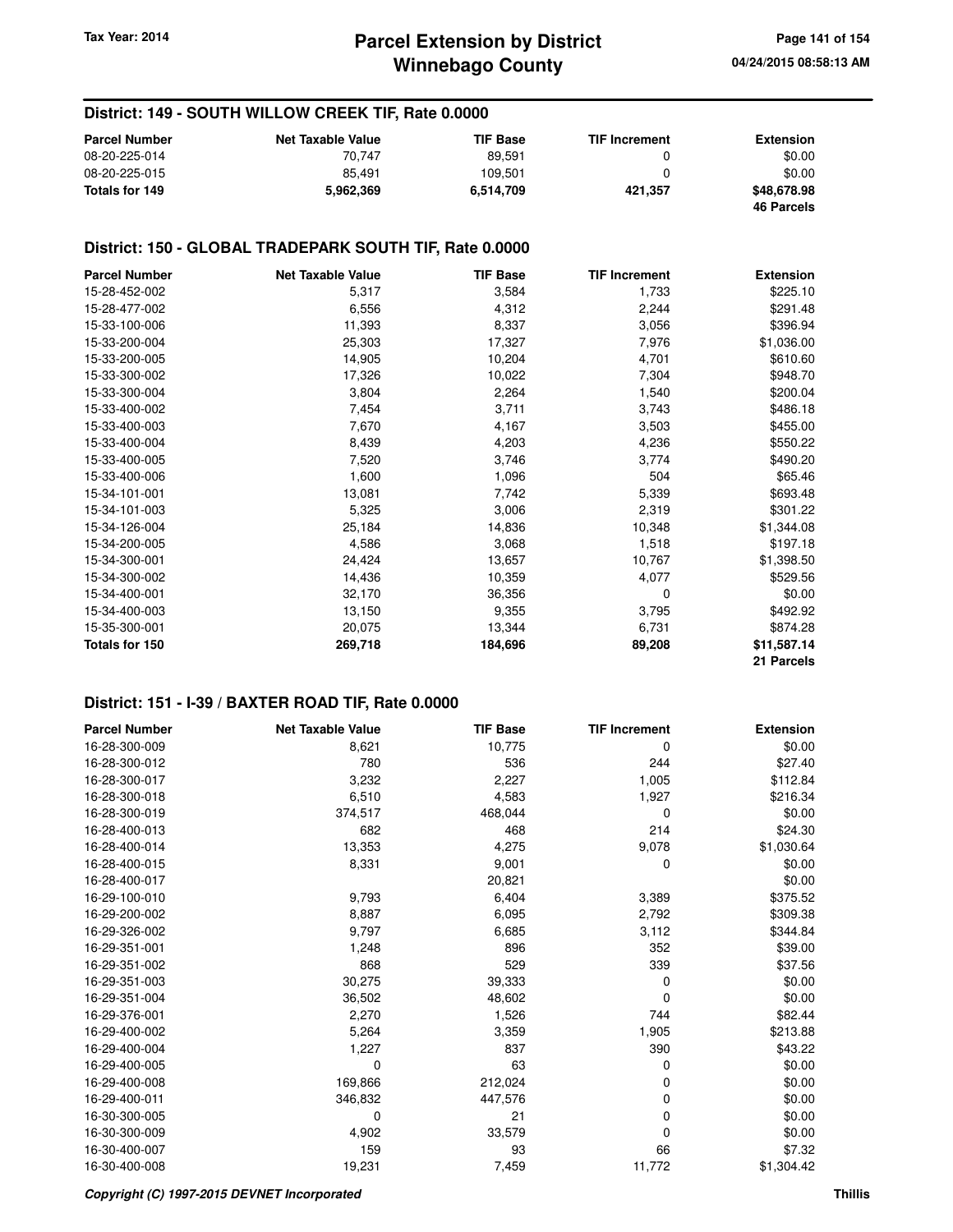## District: 149 - SOUTH WILLOW CREEK TIF, Rate 0.0000

| Parcel Number | Net Taxable Value | TIF Base | TIF Increment | Extension |
|---|---|---|---|---|
| 08-20-225-014 | 70,747 | 89,591 | 0 | $0.00 |
| 08-20-225-015 | 85,491 | 109,501 | 0 | $0.00 |
| **Totals for 149** | **5,962,369** | **6,514,709** | **421,357** | **$48,678.98** |
| | | | | **46 Parcels** |

## District: 150 - GLOBAL TRADEPARK SOUTH TIF, Rate 0.0000

| Parcel Number | Net Taxable Value | TIF Base | TIF Increment | Extension |
|---|---|---|---|---|
| 15-28-452-002 | 5,317 | 3,584 | 1,733 | $225.10 |
| 15-28-477-002 | 6,556 | 4,312 | 2,244 | $291.48 |
| 15-33-100-006 | 11,393 | 8,337 | 3,056 | $396.94 |
| 15-33-200-004 | 25,303 | 17,327 | 7,976 | $1,036.00 |
| 15-33-200-005 | 14,905 | 10,204 | 4,701 | $610.60 |
| 15-33-300-002 | 17,326 | 10,022 | 7,304 | $948.70 |
| 15-33-300-004 | 3,804 | 2,264 | 1,540 | $200.04 |
| 15-33-400-002 | 7,454 | 3,711 | 3,743 | $486.18 |
| 15-33-400-003 | 7,670 | 4,167 | 3,503 | $455.00 |
| 15-33-400-004 | 8,439 | 4,203 | 4,236 | $550.22 |
| 15-33-400-005 | 7,520 | 3,746 | 3,774 | $490.20 |
| 15-33-400-006 | 1,600 | 1,096 | 504 | $65.46 |
| 15-34-101-001 | 13,081 | 7,742 | 5,339 | $693.48 |
| 15-34-101-003 | 5,325 | 3,006 | 2,319 | $301.22 |
| 15-34-126-004 | 25,184 | 14,836 | 10,348 | $1,344.08 |
| 15-34-200-005 | 4,586 | 3,068 | 1,518 | $197.18 |
| 15-34-300-001 | 24,424 | 13,657 | 10,767 | $1,398.50 |
| 15-34-300-002 | 14,436 | 10,359 | 4,077 | $529.56 |
| 15-34-400-001 | 32,170 | 36,356 | 0 | $0.00 |
| 15-34-400-003 | 13,150 | 9,355 | 3,795 | $492.92 |
| 15-35-300-001 | 20,075 | 13,344 | 6,731 | $874.28 |
| **Totals for 150** | **269,718** | **184,696** | **89,208** | **$11,587.14** |
| | | | | **21 Parcels** |

## District: 151 - I-39 / BAXTER ROAD TIF, Rate 0.0000

| Parcel Number | Net Taxable Value | TIF Base | TIF Increment | Extension |
|---|---|---|---|---|
| 16-28-300-009 | 8,621 | 10,775 | 0 | $0.00 |
| 16-28-300-012 | 780 | 536 | 244 | $27.40 |
| 16-28-300-017 | 3,232 | 2,227 | 1,005 | $112.84 |
| 16-28-300-018 | 6,510 | 4,583 | 1,927 | $216.34 |
| 16-28-300-019 | 374,517 | 468,044 | 0 | $0.00 |
| 16-28-400-013 | 682 | 468 | 214 | $24.30 |
| 16-28-400-014 | 13,353 | 4,275 | 9,078 | $1,030.64 |
| 16-28-400-015 | 8,331 | 9,001 | 0 | $0.00 |
| 16-28-400-017 | | 20,821 | | $0.00 |
| 16-29-100-010 | 9,793 | 6,404 | 3,389 | $375.52 |
| 16-29-200-002 | 8,887 | 6,095 | 2,792 | $309.38 |
| 16-29-326-002 | 9,797 | 6,685 | 3,112 | $344.84 |
| 16-29-351-001 | 1,248 | 896 | 352 | $39.00 |
| 16-29-351-002 | 868 | 529 | 339 | $37.56 |
| 16-29-351-003 | 30,275 | 39,333 | 0 | $0.00 |
| 16-29-351-004 | 36,502 | 48,602 | 0 | $0.00 |
| 16-29-376-001 | 2,270 | 1,526 | 744 | $82.44 |
| 16-29-400-002 | 5,264 | 3,359 | 1,905 | $213.88 |
| 16-29-400-004 | 1,227 | 837 | 390 | $43.22 |
| 16-29-400-005 | 0 | 63 | 0 | $0.00 |
| 16-29-400-008 | 169,866 | 212,024 | 0 | $0.00 |
| 16-29-400-011 | 346,832 | 447,576 | 0 | $0.00 |
| 16-30-300-005 | 0 | 21 | 0 | $0.00 |
| 16-30-300-009 | 4,902 | 33,579 | 0 | $0.00 |
| 16-30-400-007 | 159 | 93 | 66 | $7.32 |
| 16-30-400-008 | 19,231 | 7,459 | 11,772 | $1,304.42 |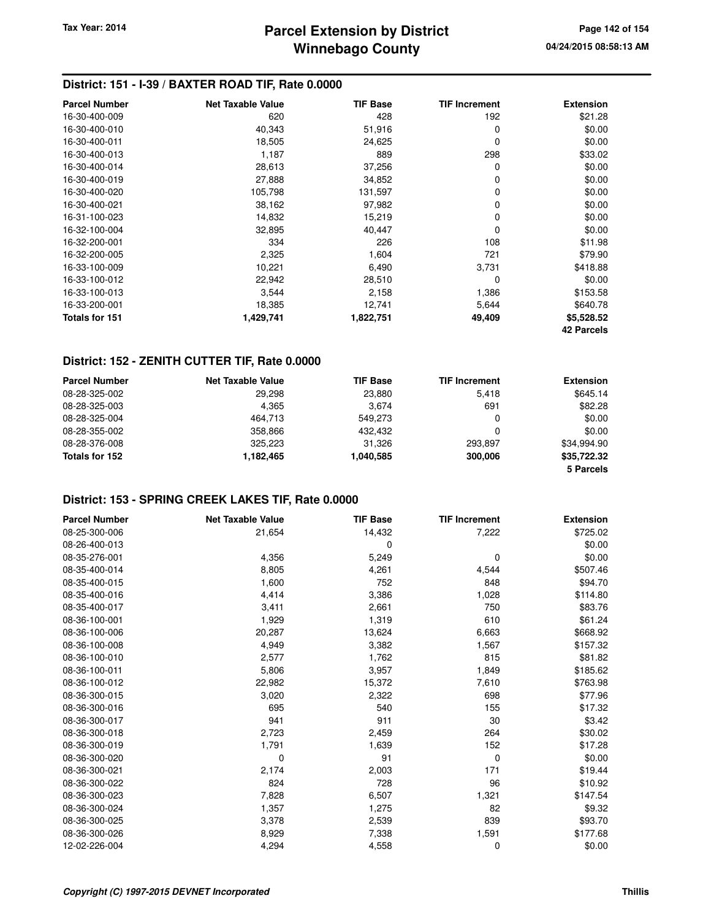## District: 151 - I-39 / BAXTER ROAD TIF, Rate 0.0000

| Parcel Number | Net Taxable Value | TIF Base | TIF Increment | Extension |
|---|---|---|---|---|
| 16-30-400-009 | 620 | 428 | 192 | $21.28 |
| 16-30-400-010 | 40,343 | 51,916 | 0 | $0.00 |
| 16-30-400-011 | 18,505 | 24,625 | 0 | $0.00 |
| 16-30-400-013 | 1,187 | 889 | 298 | $33.02 |
| 16-30-400-014 | 28,613 | 37,256 | 0 | $0.00 |
| 16-30-400-019 | 27,888 | 34,852 | 0 | $0.00 |
| 16-30-400-020 | 105,798 | 131,597 | 0 | $0.00 |
| 16-30-400-021 | 38,162 | 97,982 | 0 | $0.00 |
| 16-31-100-023 | 14,832 | 15,219 | 0 | $0.00 |
| 16-32-100-004 | 32,895 | 40,447 | 0 | $0.00 |
| 16-32-200-001 | 334 | 226 | 108 | $11.98 |
| 16-32-200-005 | 2,325 | 1,604 | 721 | $79.90 |
| 16-33-100-009 | 10,221 | 6,490 | 3,731 | $418.88 |
| 16-33-100-012 | 22,942 | 28,510 | 0 | $0.00 |
| 16-33-100-013 | 3,544 | 2,158 | 1,386 | $153.58 |
| 16-33-200-001 | 18,385 | 12,741 | 5,644 | $640.78 |
| **Totals for 151** | **1,429,741** | **1,822,751** | **49,409** | **$5,528.52** |
| | | | | **42 Parcels** |

## District: 152 - ZENITH CUTTER TIF, Rate 0.0000

| Parcel Number | Net Taxable Value | TIF Base | TIF Increment | Extension |
|---|---|---|---|---|
| 08-28-325-002 | 29,298 | 23,880 | 5,418 | $645.14 |
| 08-28-325-003 | 4,365 | 3,674 | 691 | $82.28 |
| 08-28-325-004 | 464,713 | 549,273 | 0 | $0.00 |
| 08-28-355-002 | 358,866 | 432,432 | 0 | $0.00 |
| 08-28-376-008 | 325,223 | 31,326 | 293,897 | $34,994.90 |
| **Totals for 152** | **1,182,465** | **1,040,585** | **300,006** | **$35,722.32** |
| | | | | **5 Parcels** |

## District: 153 - SPRING CREEK LAKES TIF, Rate 0.0000

| Parcel Number | Net Taxable Value | TIF Base | TIF Increment | Extension |
|---|---|---|---|---|
| 08-25-300-006 | 21,654 | 14,432 | 7,222 | $725.02 |
| 08-26-400-013 | | 0 | | $0.00 |
| 08-35-276-001 | 4,356 | 5,249 | 0 | $0.00 |
| 08-35-400-014 | 8,805 | 4,261 | 4,544 | $507.46 |
| 08-35-400-015 | 1,600 | 752 | 848 | $94.70 |
| 08-35-400-016 | 4,414 | 3,386 | 1,028 | $114.80 |
| 08-35-400-017 | 3,411 | 2,661 | 750 | $83.76 |
| 08-36-100-001 | 1,929 | 1,319 | 610 | $61.24 |
| 08-36-100-006 | 20,287 | 13,624 | 6,663 | $668.92 |
| 08-36-100-008 | 4,949 | 3,382 | 1,567 | $157.32 |
| 08-36-100-010 | 2,577 | 1,762 | 815 | $81.82 |
| 08-36-100-011 | 5,806 | 3,957 | 1,849 | $185.62 |
| 08-36-100-012 | 22,982 | 15,372 | 7,610 | $763.98 |
| 08-36-300-015 | 3,020 | 2,322 | 698 | $77.96 |
| 08-36-300-016 | 695 | 540 | 155 | $17.32 |
| 08-36-300-017 | 941 | 911 | 30 | $3.42 |
| 08-36-300-018 | 2,723 | 2,459 | 264 | $30.02 |
| 08-36-300-019 | 1,791 | 1,639 | 152 | $17.28 |
| 08-36-300-020 | 0 | 91 | 0 | $0.00 |
| 08-36-300-021 | 2,174 | 2,003 | 171 | $19.44 |
| 08-36-300-022 | 824 | 728 | 96 | $10.92 |
| 08-36-300-023 | 7,828 | 6,507 | 1,321 | $147.54 |
| 08-36-300-024 | 1,357 | 1,275 | 82 | $9.32 |
| 08-36-300-025 | 3,378 | 2,539 | 839 | $93.70 |
| 08-36-300-026 | 8,929 | 7,338 | 1,591 | $177.68 |
| 12-02-226-004 | 4,294 | 4,558 | 0 | $0.00 |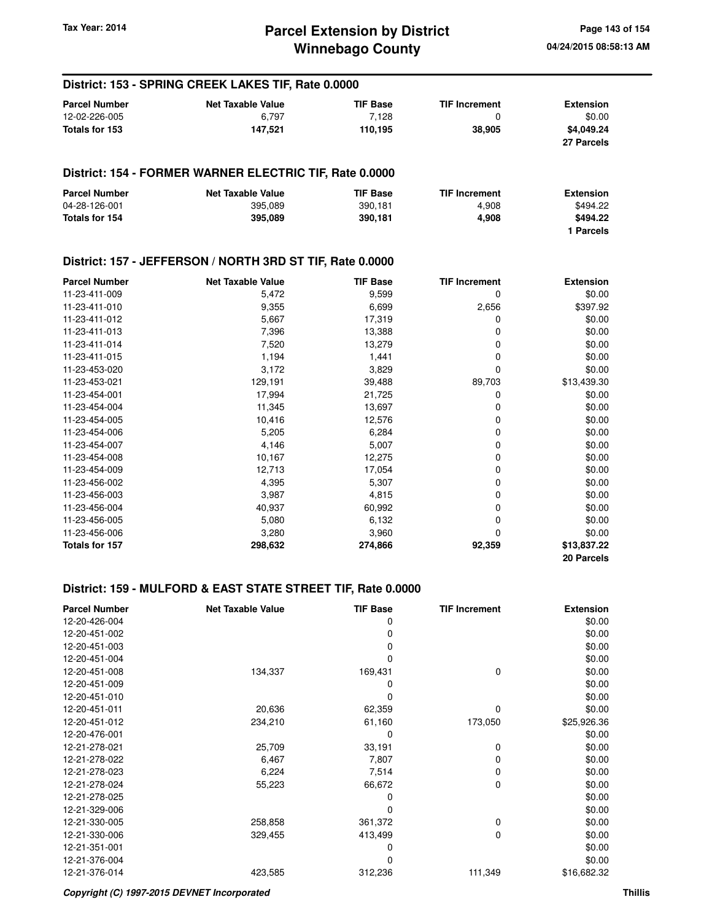## District: 153 - SPRING CREEK LAKES TIF, Rate 0.0000

| Parcel Number | Net Taxable Value | TIF Base | TIF Increment | Extension |
|---|---|---|---|---|
| 12-02-226-005 | 6,797 | 7,128 | 0 | $0.00 |
| **Totals for 153** | **147,521** | **110,195** | **38,905** | **$4,049.24** |
| | | | | **27 Parcels** |

## District: 154 - FORMER WARNER ELECTRIC TIF, Rate 0.0000

| Parcel Number | Net Taxable Value | TIF Base | TIF Increment | Extension |
|---|---|---|---|---|
| 04-28-126-001 | 395,089 | 390,181 | 4,908 | $494.22 |
| **Totals for 154** | **395,089** | **390,181** | **4,908** | **$494.22** |
| | | | | **1 Parcels** |

## District: 157 - JEFFERSON / NORTH 3RD ST TIF, Rate 0.0000

| Parcel Number | Net Taxable Value | TIF Base | TIF Increment | Extension |
|---|---|---|---|---|
| 11-23-411-009 | 5,472 | 9,599 | 0 | $0.00 |
| 11-23-411-010 | 9,355 | 6,699 | 2,656 | $397.92 |
| 11-23-411-012 | 5,667 | 17,319 | 0 | $0.00 |
| 11-23-411-013 | 7,396 | 13,388 | 0 | $0.00 |
| 11-23-411-014 | 7,520 | 13,279 | 0 | $0.00 |
| 11-23-411-015 | 1,194 | 1,441 | 0 | $0.00 |
| 11-23-453-020 | 3,172 | 3,829 | 0 | $0.00 |
| 11-23-453-021 | 129,191 | 39,488 | 89,703 | $13,439.30 |
| 11-23-454-001 | 17,994 | 21,725 | 0 | $0.00 |
| 11-23-454-004 | 11,345 | 13,697 | 0 | $0.00 |
| 11-23-454-005 | 10,416 | 12,576 | 0 | $0.00 |
| 11-23-454-006 | 5,205 | 6,284 | 0 | $0.00 |
| 11-23-454-007 | 4,146 | 5,007 | 0 | $0.00 |
| 11-23-454-008 | 10,167 | 12,275 | 0 | $0.00 |
| 11-23-454-009 | 12,713 | 17,054 | 0 | $0.00 |
| 11-23-456-002 | 4,395 | 5,307 | 0 | $0.00 |
| 11-23-456-003 | 3,987 | 4,815 | 0 | $0.00 |
| 11-23-456-004 | 40,937 | 60,992 | 0 | $0.00 |
| 11-23-456-005 | 5,080 | 6,132 | 0 | $0.00 |
| 11-23-456-006 | 3,280 | 3,960 | 0 | $0.00 |
| **Totals for 157** | **298,632** | **274,866** | **92,359** | **$13,837.22** |
| | | | | **20 Parcels** |

## District: 159 - MULFORD & EAST STATE STREET TIF, Rate 0.0000

| Parcel Number | Net Taxable Value | TIF Base | TIF Increment | Extension |
|---|---|---|---|---|
| 12-20-426-004 | | 0 | | $0.00 |
| 12-20-451-002 | | 0 | | $0.00 |
| 12-20-451-003 | | 0 | | $0.00 |
| 12-20-451-004 | | 0 | | $0.00 |
| 12-20-451-008 | 134,337 | 169,431 | 0 | $0.00 |
| 12-20-451-009 | | 0 | | $0.00 |
| 12-20-451-010 | | 0 | | $0.00 |
| 12-20-451-011 | 20,636 | 62,359 | 0 | $0.00 |
| 12-20-451-012 | 234,210 | 61,160 | 173,050 | $25,926.36 |
| 12-20-476-001 | | 0 | | $0.00 |
| 12-21-278-021 | 25,709 | 33,191 | 0 | $0.00 |
| 12-21-278-022 | 6,467 | 7,807 | 0 | $0.00 |
| 12-21-278-023 | 6,224 | 7,514 | 0 | $0.00 |
| 12-21-278-024 | 55,223 | 66,672 | 0 | $0.00 |
| 12-21-278-025 | | 0 | | $0.00 |
| 12-21-329-006 | | 0 | | $0.00 |
| 12-21-330-005 | 258,858 | 361,372 | 0 | $0.00 |
| 12-21-330-006 | 329,455 | 413,499 | 0 | $0.00 |
| 12-21-351-001 | | 0 | | $0.00 |
| 12-21-376-004 | | 0 | | $0.00 |
| 12-21-376-014 | 423,585 | 312,236 | 111,349 | $16,682.32 |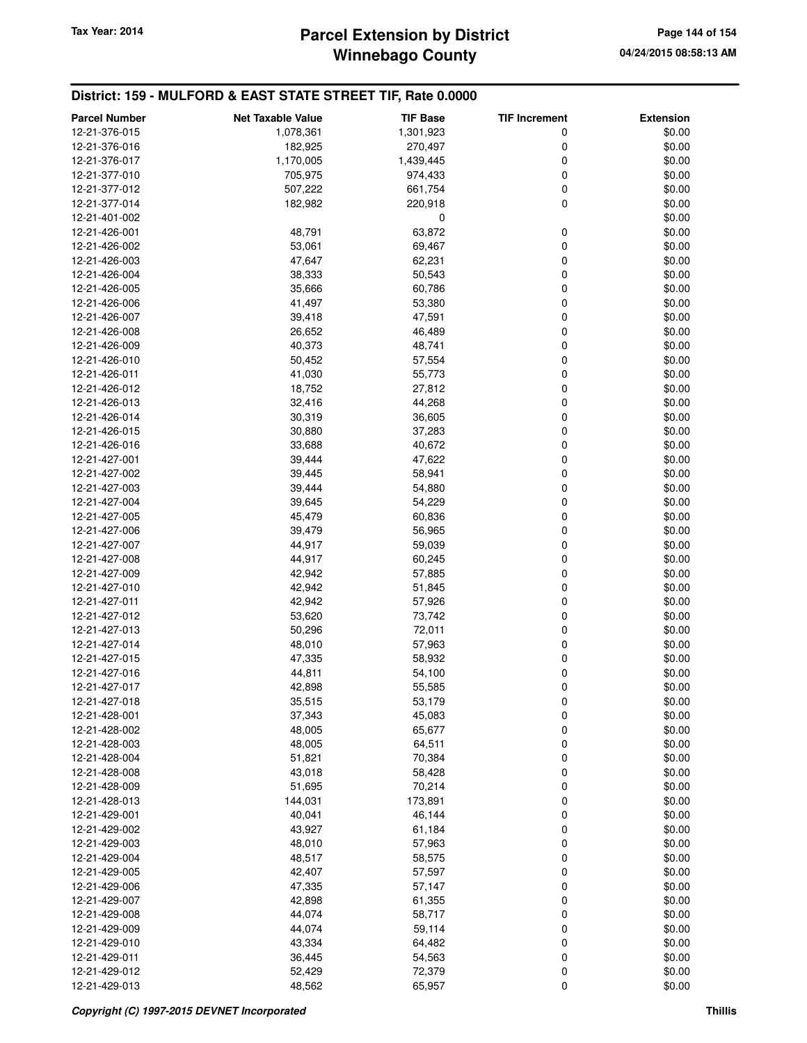## District: 159 - MULFORD & EAST STATE STREET TIF, Rate 0.0000

| Parcel Number | Net Taxable Value | TIF Base | TIF Increment | Extension |
|---|---|---|---|---|
| 12-21-376-015 | 1,078,361 | 1,301,923 | 0 | $0.00 |
| 12-21-376-016 | 182,925 | 270,497 | 0 | $0.00 |
| 12-21-376-017 | 1,170,005 | 1,439,445 | 0 | $0.00 |
| 12-21-377-010 | 705,975 | 974,433 | 0 | $0.00 |
| 12-21-377-012 | 507,222 | 661,754 | 0 | $0.00 |
| 12-21-377-014 | 182,982 | 220,918 | 0 | $0.00 |
| 12-21-401-002 | | 0 | | $0.00 |
| 12-21-426-001 | 48,791 | 63,872 | 0 | $0.00 |
| 12-21-426-002 | 53,061 | 69,467 | 0 | $0.00 |
| 12-21-426-003 | 47,647 | 62,231 | 0 | $0.00 |
| 12-21-426-004 | 38,333 | 50,543 | 0 | $0.00 |
| 12-21-426-005 | 35,666 | 60,786 | 0 | $0.00 |
| 12-21-426-006 | 41,497 | 53,380 | 0 | $0.00 |
| 12-21-426-007 | 39,418 | 47,591 | 0 | $0.00 |
| 12-21-426-008 | 26,652 | 46,489 | 0 | $0.00 |
| 12-21-426-009 | 40,373 | 48,741 | 0 | $0.00 |
| 12-21-426-010 | 50,452 | 57,554 | 0 | $0.00 |
| 12-21-426-011 | 41,030 | 55,773 | 0 | $0.00 |
| 12-21-426-012 | 18,752 | 27,812 | 0 | $0.00 |
| 12-21-426-013 | 32,416 | 44,268 | 0 | $0.00 |
| 12-21-426-014 | 30,319 | 36,605 | 0 | $0.00 |
| 12-21-426-015 | 30,880 | 37,283 | 0 | $0.00 |
| 12-21-426-016 | 33,688 | 40,672 | 0 | $0.00 |
| 12-21-427-001 | 39,444 | 47,622 | 0 | $0.00 |
| 12-21-427-002 | 39,445 | 58,941 | 0 | $0.00 |
| 12-21-427-003 | 39,444 | 54,880 | 0 | $0.00 |
| 12-21-427-004 | 39,645 | 54,229 | 0 | $0.00 |
| 12-21-427-005 | 45,479 | 60,836 | 0 | $0.00 |
| 12-21-427-006 | 39,479 | 56,965 | 0 | $0.00 |
| 12-21-427-007 | 44,917 | 59,039 | 0 | $0.00 |
| 12-21-427-008 | 44,917 | 60,245 | 0 | $0.00 |
| 12-21-427-009 | 42,942 | 57,885 | 0 | $0.00 |
| 12-21-427-010 | 42,942 | 51,845 | 0 | $0.00 |
| 12-21-427-011 | 42,942 | 57,926 | 0 | $0.00 |
| 12-21-427-012 | 53,620 | 73,742 | 0 | $0.00 |
| 12-21-427-013 | 50,296 | 72,011 | 0 | $0.00 |
| 12-21-427-014 | 48,010 | 57,963 | 0 | $0.00 |
| 12-21-427-015 | 47,335 | 58,932 | 0 | $0.00 |
| 12-21-427-016 | 44,811 | 54,100 | 0 | $0.00 |
| 12-21-427-017 | 42,898 | 55,585 | 0 | $0.00 |
| 12-21-427-018 | 35,515 | 53,179 | 0 | $0.00 |
| 12-21-428-001 | 37,343 | 45,083 | 0 | $0.00 |
| 12-21-428-002 | 48,005 | 65,677 | 0 | $0.00 |
| 12-21-428-003 | 48,005 | 64,511 | 0 | $0.00 |
| 12-21-428-004 | 51,821 | 70,384 | 0 | $0.00 |
| 12-21-428-008 | 43,018 | 58,428 | 0 | $0.00 |
| 12-21-428-009 | 51,695 | 70,214 | 0 | $0.00 |
| 12-21-428-013 | 144,031 | 173,891 | 0 | $0.00 |
| 12-21-429-001 | 40,041 | 46,144 | 0 | $0.00 |
| 12-21-429-002 | 43,927 | 61,184 | 0 | $0.00 |
| 12-21-429-003 | 48,010 | 57,963 | 0 | $0.00 |
| 12-21-429-004 | 48,517 | 58,575 | 0 | $0.00 |
| 12-21-429-005 | 42,407 | 57,597 | 0 | $0.00 |
| 12-21-429-006 | 47,335 | 57,147 | 0 | $0.00 |
| 12-21-429-007 | 42,898 | 61,355 | 0 | $0.00 |
| 12-21-429-008 | 44,074 | 58,717 | 0 | $0.00 |
| 12-21-429-009 | 44,074 | 59,114 | 0 | $0.00 |
| 12-21-429-010 | 43,334 | 64,482 | 0 | $0.00 |
| 12-21-429-011 | 36,445 | 54,563 | 0 | $0.00 |
| 12-21-429-012 | 52,429 | 72,379 | 0 | $0.00 |
| 12-21-429-013 | 48,562 | 65,957 | 0 | $0.00 |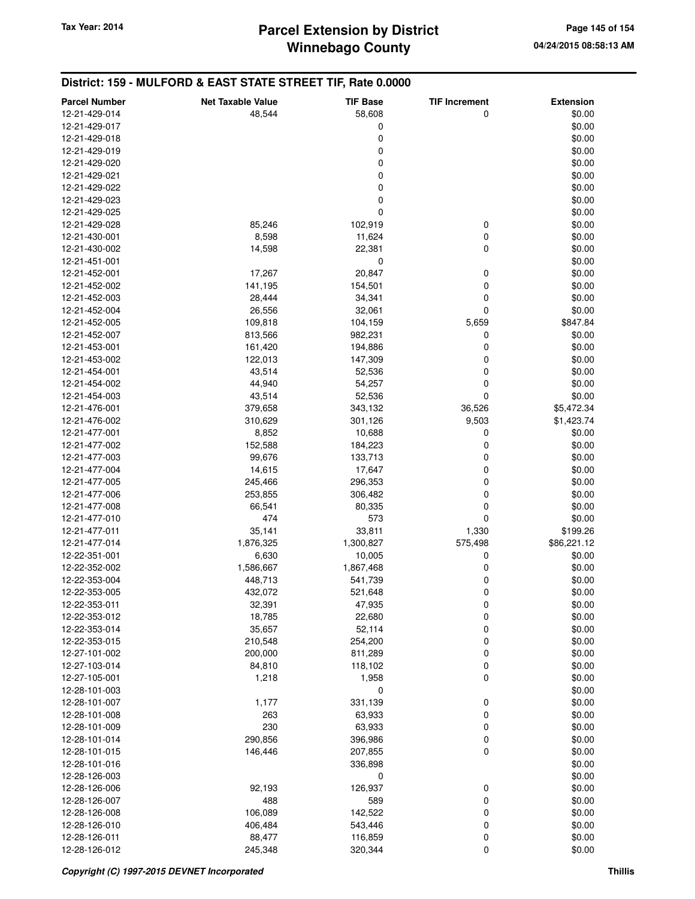## District: 159 - MULFORD & EAST STATE STREET TIF, Rate 0.0000

| Parcel Number | Net Taxable Value | TIF Base | TIF Increment | Extension |
|---|---|---|---|---|
| 12-21-429-014 | 48,544 | 58,608 | 0 | $0.00 |
| 12-21-429-017 | | 0 | | $0.00 |
| 12-21-429-018 | | 0 | | $0.00 |
| 12-21-429-019 | | 0 | | $0.00 |
| 12-21-429-020 | | 0 | | $0.00 |
| 12-21-429-021 | | 0 | | $0.00 |
| 12-21-429-022 | | 0 | | $0.00 |
| 12-21-429-023 | | 0 | | $0.00 |
| 12-21-429-025 | | 0 | | $0.00 |
| 12-21-429-028 | 85,246 | 102,919 | 0 | $0.00 |
| 12-21-430-001 | 8,598 | 11,624 | 0 | $0.00 |
| 12-21-430-002 | 14,598 | 22,381 | 0 | $0.00 |
| 12-21-451-001 | | 0 | | $0.00 |
| 12-21-452-001 | 17,267 | 20,847 | 0 | $0.00 |
| 12-21-452-002 | 141,195 | 154,501 | 0 | $0.00 |
| 12-21-452-003 | 28,444 | 34,341 | 0 | $0.00 |
| 12-21-452-004 | 26,556 | 32,061 | 0 | $0.00 |
| 12-21-452-005 | 109,818 | 104,159 | 5,659 | $847.84 |
| 12-21-452-007 | 813,566 | 982,231 | 0 | $0.00 |
| 12-21-453-001 | 161,420 | 194,886 | 0 | $0.00 |
| 12-21-453-002 | 122,013 | 147,309 | 0 | $0.00 |
| 12-21-454-001 | 43,514 | 52,536 | 0 | $0.00 |
| 12-21-454-002 | 44,940 | 54,257 | 0 | $0.00 |
| 12-21-454-003 | 43,514 | 52,536 | 0 | $0.00 |
| 12-21-476-001 | 379,658 | 343,132 | 36,526 | $5,472.34 |
| 12-21-476-002 | 310,629 | 301,126 | 9,503 | $1,423.74 |
| 12-21-477-001 | 8,852 | 10,688 | 0 | $0.00 |
| 12-21-477-002 | 152,588 | 184,223 | 0 | $0.00 |
| 12-21-477-003 | 99,676 | 133,713 | 0 | $0.00 |
| 12-21-477-004 | 14,615 | 17,647 | 0 | $0.00 |
| 12-21-477-005 | 245,466 | 296,353 | 0 | $0.00 |
| 12-21-477-006 | 253,855 | 306,482 | 0 | $0.00 |
| 12-21-477-008 | 66,541 | 80,335 | 0 | $0.00 |
| 12-21-477-010 | 474 | 573 | 0 | $0.00 |
| 12-21-477-011 | 35,141 | 33,811 | 1,330 | $199.26 |
| 12-21-477-014 | 1,876,325 | 1,300,827 | 575,498 | $86,221.12 |
| 12-22-351-001 | 6,630 | 10,005 | 0 | $0.00 |
| 12-22-352-002 | 1,586,667 | 1,867,468 | 0 | $0.00 |
| 12-22-353-004 | 448,713 | 541,739 | 0 | $0.00 |
| 12-22-353-005 | 432,072 | 521,648 | 0 | $0.00 |
| 12-22-353-011 | 32,391 | 47,935 | 0 | $0.00 |
| 12-22-353-012 | 18,785 | 22,680 | 0 | $0.00 |
| 12-22-353-014 | 35,657 | 52,114 | 0 | $0.00 |
| 12-22-353-015 | 210,548 | 254,200 | 0 | $0.00 |
| 12-27-101-002 | 200,000 | 811,289 | 0 | $0.00 |
| 12-27-103-014 | 84,810 | 118,102 | 0 | $0.00 |
| 12-27-105-001 | 1,218 | 1,958 | 0 | $0.00 |
| 12-28-101-003 | | 0 | | $0.00 |
| 12-28-101-007 | 1,177 | 331,139 | 0 | $0.00 |
| 12-28-101-008 | 263 | 63,933 | 0 | $0.00 |
| 12-28-101-009 | 230 | 63,933 | 0 | $0.00 |
| 12-28-101-014 | 290,856 | 396,986 | 0 | $0.00 |
| 12-28-101-015 | 146,446 | 207,855 | 0 | $0.00 |
| 12-28-101-016 | | 336,898 | | $0.00 |
| 12-28-126-003 | | 0 | | $0.00 |
| 12-28-126-006 | 92,193 | 126,937 | 0 | $0.00 |
| 12-28-126-007 | 488 | 589 | 0 | $0.00 |
| 12-28-126-008 | 106,089 | 142,522 | 0 | $0.00 |
| 12-28-126-010 | 406,484 | 543,446 | 0 | $0.00 |
| 12-28-126-011 | 88,477 | 116,859 | 0 | $0.00 |
| 12-28-126-012 | 245,348 | 320,344 | 0 | $0.00 |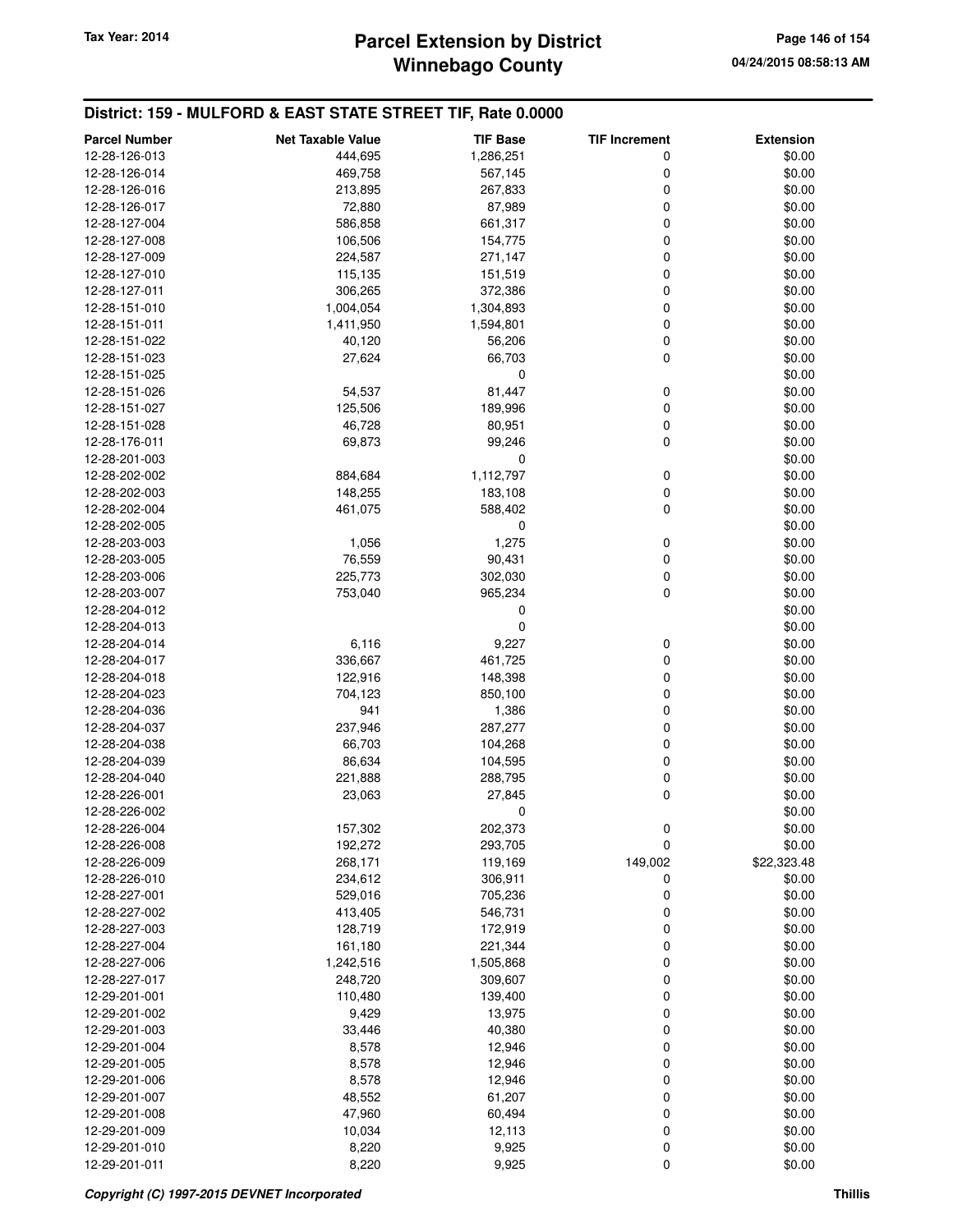## District: 159 - MULFORD & EAST STATE STREET TIF, Rate 0.0000

| Parcel Number | Net Taxable Value | TIF Base | TIF Increment | Extension |
|---|---|---|---|---|
| 12-28-126-013 | 444,695 | 1,286,251 | 0 | $0.00 |
| 12-28-126-014 | 469,758 | 567,145 | 0 | $0.00 |
| 12-28-126-016 | 213,895 | 267,833 | 0 | $0.00 |
| 12-28-126-017 | 72,880 | 87,989 | 0 | $0.00 |
| 12-28-127-004 | 586,858 | 661,317 | 0 | $0.00 |
| 12-28-127-008 | 106,506 | 154,775 | 0 | $0.00 |
| 12-28-127-009 | 224,587 | 271,147 | 0 | $0.00 |
| 12-28-127-010 | 115,135 | 151,519 | 0 | $0.00 |
| 12-28-127-011 | 306,265 | 372,386 | 0 | $0.00 |
| 12-28-151-010 | 1,004,054 | 1,304,893 | 0 | $0.00 |
| 12-28-151-011 | 1,411,950 | 1,594,801 | 0 | $0.00 |
| 12-28-151-022 | 40,120 | 56,206 | 0 | $0.00 |
| 12-28-151-023 | 27,624 | 66,703 | 0 | $0.00 |
| 12-28-151-025 | | 0 | | $0.00 |
| 12-28-151-026 | 54,537 | 81,447 | 0 | $0.00 |
| 12-28-151-027 | 125,506 | 189,996 | 0 | $0.00 |
| 12-28-151-028 | 46,728 | 80,951 | 0 | $0.00 |
| 12-28-176-011 | 69,873 | 99,246 | 0 | $0.00 |
| 12-28-201-003 | | 0 | | $0.00 |
| 12-28-202-002 | 884,684 | 1,112,797 | 0 | $0.00 |
| 12-28-202-003 | 148,255 | 183,108 | 0 | $0.00 |
| 12-28-202-004 | 461,075 | 588,402 | 0 | $0.00 |
| 12-28-202-005 | | 0 | | $0.00 |
| 12-28-203-003 | 1,056 | 1,275 | 0 | $0.00 |
| 12-28-203-005 | 76,559 | 90,431 | 0 | $0.00 |
| 12-28-203-006 | 225,773 | 302,030 | 0 | $0.00 |
| 12-28-203-007 | 753,040 | 965,234 | 0 | $0.00 |
| 12-28-204-012 | | 0 | | $0.00 |
| 12-28-204-013 | | 0 | | $0.00 |
| 12-28-204-014 | 6,116 | 9,227 | 0 | $0.00 |
| 12-28-204-017 | 336,667 | 461,725 | 0 | $0.00 |
| 12-28-204-018 | 122,916 | 148,398 | 0 | $0.00 |
| 12-28-204-023 | 704,123 | 850,100 | 0 | $0.00 |
| 12-28-204-036 | 941 | 1,386 | 0 | $0.00 |
| 12-28-204-037 | 237,946 | 287,277 | 0 | $0.00 |
| 12-28-204-038 | 66,703 | 104,268 | 0 | $0.00 |
| 12-28-204-039 | 86,634 | 104,595 | 0 | $0.00 |
| 12-28-204-040 | 221,888 | 288,795 | 0 | $0.00 |
| 12-28-226-001 | 23,063 | 27,845 | 0 | $0.00 |
| 12-28-226-002 | | 0 | | $0.00 |
| 12-28-226-004 | 157,302 | 202,373 | 0 | $0.00 |
| 12-28-226-008 | 192,272 | 293,705 | 0 | $0.00 |
| 12-28-226-009 | 268,171 | 119,169 | 149,002 | $22,323.48 |
| 12-28-226-010 | 234,612 | 306,911 | 0 | $0.00 |
| 12-28-227-001 | 529,016 | 705,236 | 0 | $0.00 |
| 12-28-227-002 | 413,405 | 546,731 | 0 | $0.00 |
| 12-28-227-003 | 128,719 | 172,919 | 0 | $0.00 |
| 12-28-227-004 | 161,180 | 221,344 | 0 | $0.00 |
| 12-28-227-006 | 1,242,516 | 1,505,868 | 0 | $0.00 |
| 12-28-227-017 | 248,720 | 309,607 | 0 | $0.00 |
| 12-29-201-001 | 110,480 | 139,400 | 0 | $0.00 |
| 12-29-201-002 | 9,429 | 13,975 | 0 | $0.00 |
| 12-29-201-003 | 33,446 | 40,380 | 0 | $0.00 |
| 12-29-201-004 | 8,578 | 12,946 | 0 | $0.00 |
| 12-29-201-005 | 8,578 | 12,946 | 0 | $0.00 |
| 12-29-201-006 | 8,578 | 12,946 | 0 | $0.00 |
| 12-29-201-007 | 48,552 | 61,207 | 0 | $0.00 |
| 12-29-201-008 | 47,960 | 60,494 | 0 | $0.00 |
| 12-29-201-009 | 10,034 | 12,113 | 0 | $0.00 |
| 12-29-201-010 | 8,220 | 9,925 | 0 | $0.00 |
| 12-29-201-011 | 8,220 | 9,925 | 0 | $0.00 |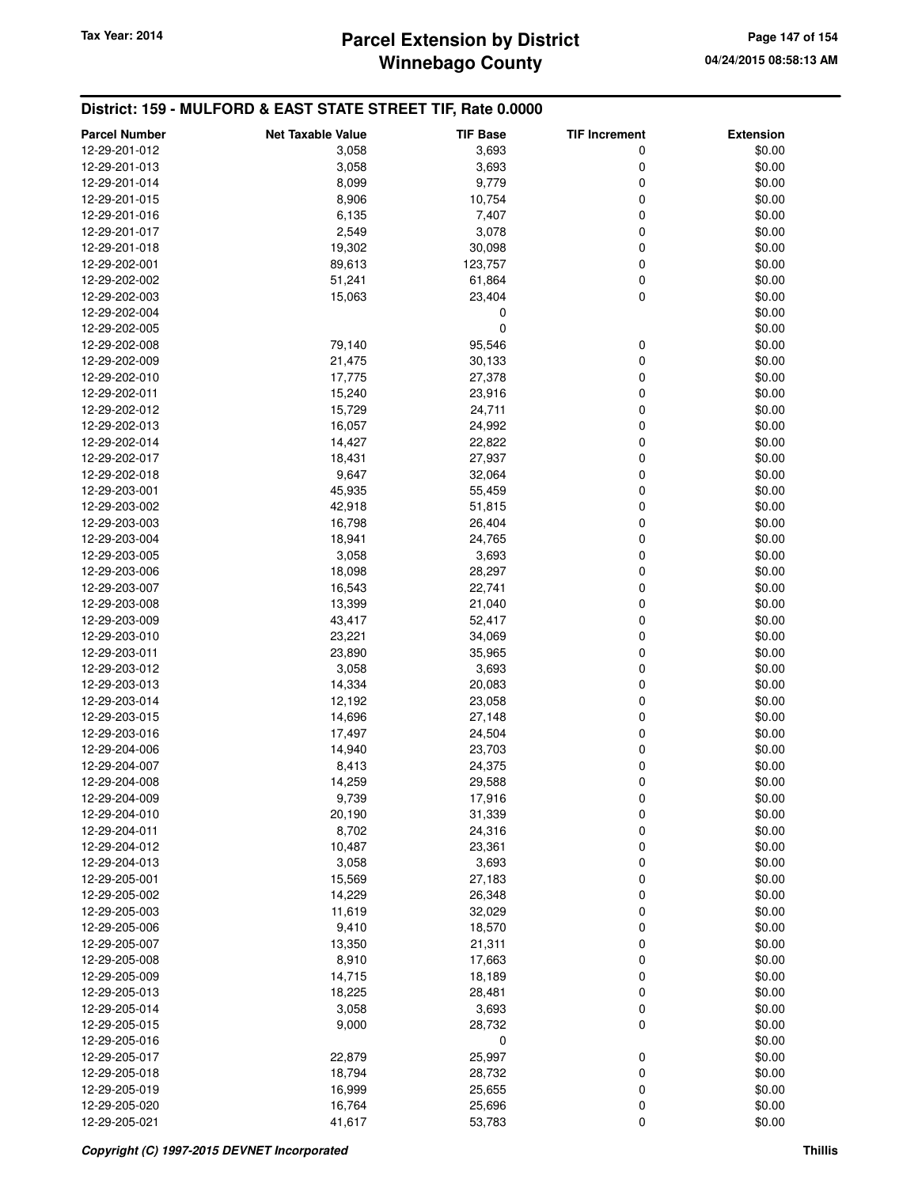## District: 159 - MULFORD & EAST STATE STREET TIF, Rate 0.0000

| Parcel Number | Net Taxable Value | TIF Base | TIF Increment | Extension |
|---|---|---|---|---|
| 12-29-201-012 | 3,058 | 3,693 | 0 | $0.00 |
| 12-29-201-013 | 3,058 | 3,693 | 0 | $0.00 |
| 12-29-201-014 | 8,099 | 9,779 | 0 | $0.00 |
| 12-29-201-015 | 8,906 | 10,754 | 0 | $0.00 |
| 12-29-201-016 | 6,135 | 7,407 | 0 | $0.00 |
| 12-29-201-017 | 2,549 | 3,078 | 0 | $0.00 |
| 12-29-201-018 | 19,302 | 30,098 | 0 | $0.00 |
| 12-29-202-001 | 89,613 | 123,757 | 0 | $0.00 |
| 12-29-202-002 | 51,241 | 61,864 | 0 | $0.00 |
| 12-29-202-003 | 15,063 | 23,404 | 0 | $0.00 |
| 12-29-202-004 | | 0 | | $0.00 |
| 12-29-202-005 | | 0 | | $0.00 |
| 12-29-202-008 | 79,140 | 95,546 | 0 | $0.00 |
| 12-29-202-009 | 21,475 | 30,133 | 0 | $0.00 |
| 12-29-202-010 | 17,775 | 27,378 | 0 | $0.00 |
| 12-29-202-011 | 15,240 | 23,916 | 0 | $0.00 |
| 12-29-202-012 | 15,729 | 24,711 | 0 | $0.00 |
| 12-29-202-013 | 16,057 | 24,992 | 0 | $0.00 |
| 12-29-202-014 | 14,427 | 22,822 | 0 | $0.00 |
| 12-29-202-017 | 18,431 | 27,937 | 0 | $0.00 |
| 12-29-202-018 | 9,647 | 32,064 | 0 | $0.00 |
| 12-29-203-001 | 45,935 | 55,459 | 0 | $0.00 |
| 12-29-203-002 | 42,918 | 51,815 | 0 | $0.00 |
| 12-29-203-003 | 16,798 | 26,404 | 0 | $0.00 |
| 12-29-203-004 | 18,941 | 24,765 | 0 | $0.00 |
| 12-29-203-005 | 3,058 | 3,693 | 0 | $0.00 |
| 12-29-203-006 | 18,098 | 28,297 | 0 | $0.00 |
| 12-29-203-007 | 16,543 | 22,741 | 0 | $0.00 |
| 12-29-203-008 | 13,399 | 21,040 | 0 | $0.00 |
| 12-29-203-009 | 43,417 | 52,417 | 0 | $0.00 |
| 12-29-203-010 | 23,221 | 34,069 | 0 | $0.00 |
| 12-29-203-011 | 23,890 | 35,965 | 0 | $0.00 |
| 12-29-203-012 | 3,058 | 3,693 | 0 | $0.00 |
| 12-29-203-013 | 14,334 | 20,083 | 0 | $0.00 |
| 12-29-203-014 | 12,192 | 23,058 | 0 | $0.00 |
| 12-29-203-015 | 14,696 | 27,148 | 0 | $0.00 |
| 12-29-203-016 | 17,497 | 24,504 | 0 | $0.00 |
| 12-29-204-006 | 14,940 | 23,703 | 0 | $0.00 |
| 12-29-204-007 | 8,413 | 24,375 | 0 | $0.00 |
| 12-29-204-008 | 14,259 | 29,588 | 0 | $0.00 |
| 12-29-204-009 | 9,739 | 17,916 | 0 | $0.00 |
| 12-29-204-010 | 20,190 | 31,339 | 0 | $0.00 |
| 12-29-204-011 | 8,702 | 24,316 | 0 | $0.00 |
| 12-29-204-012 | 10,487 | 23,361 | 0 | $0.00 |
| 12-29-204-013 | 3,058 | 3,693 | 0 | $0.00 |
| 12-29-205-001 | 15,569 | 27,183 | 0 | $0.00 |
| 12-29-205-002 | 14,229 | 26,348 | 0 | $0.00 |
| 12-29-205-003 | 11,619 | 32,029 | 0 | $0.00 |
| 12-29-205-006 | 9,410 | 18,570 | 0 | $0.00 |
| 12-29-205-007 | 13,350 | 21,311 | 0 | $0.00 |
| 12-29-205-008 | 8,910 | 17,663 | 0 | $0.00 |
| 12-29-205-009 | 14,715 | 18,189 | 0 | $0.00 |
| 12-29-205-013 | 18,225 | 28,481 | 0 | $0.00 |
| 12-29-205-014 | 3,058 | 3,693 | 0 | $0.00 |
| 12-29-205-015 | 9,000 | 28,732 | 0 | $0.00 |
| 12-29-205-016 | | 0 | | $0.00 |
| 12-29-205-017 | 22,879 | 25,997 | 0 | $0.00 |
| 12-29-205-018 | 18,794 | 28,732 | 0 | $0.00 |
| 12-29-205-019 | 16,999 | 25,655 | 0 | $0.00 |
| 12-29-205-020 | 16,764 | 25,696 | 0 | $0.00 |
| 12-29-205-021 | 41,617 | 53,783 | 0 | $0.00 |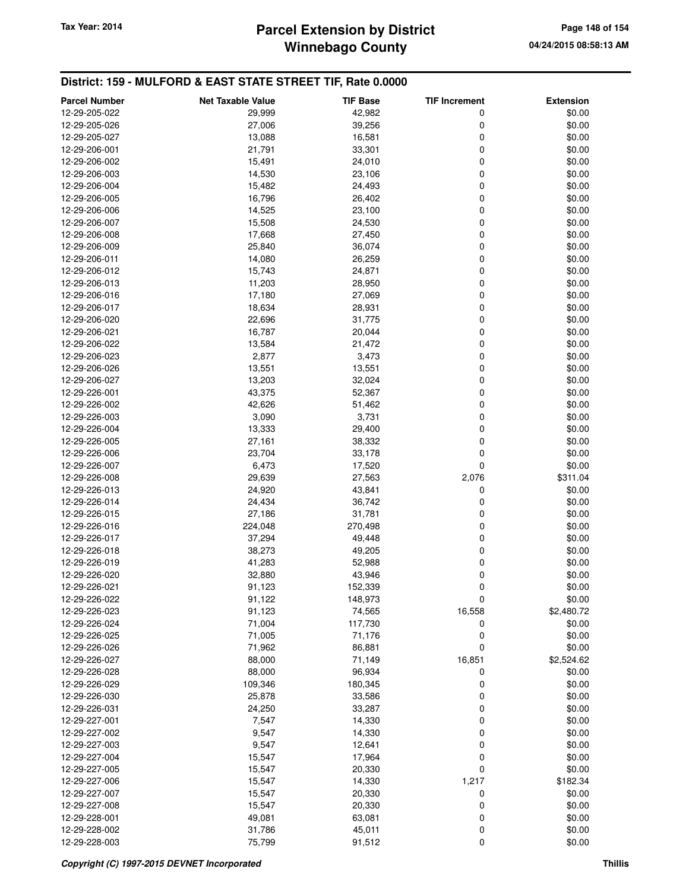## District: 159 - MULFORD & EAST STATE STREET TIF, Rate 0.0000

| Parcel Number | Net Taxable Value | TIF Base | TIF Increment | Extension |
|---|---|---|---|---|
| 12-29-205-022 | 29,999 | 42,982 | 0 | $0.00 |
| 12-29-205-026 | 27,006 | 39,256 | 0 | $0.00 |
| 12-29-205-027 | 13,088 | 16,581 | 0 | $0.00 |
| 12-29-206-001 | 21,791 | 33,301 | 0 | $0.00 |
| 12-29-206-002 | 15,491 | 24,010 | 0 | $0.00 |
| 12-29-206-003 | 14,530 | 23,106 | 0 | $0.00 |
| 12-29-206-004 | 15,482 | 24,493 | 0 | $0.00 |
| 12-29-206-005 | 16,796 | 26,402 | 0 | $0.00 |
| 12-29-206-006 | 14,525 | 23,100 | 0 | $0.00 |
| 12-29-206-007 | 15,508 | 24,530 | 0 | $0.00 |
| 12-29-206-008 | 17,668 | 27,450 | 0 | $0.00 |
| 12-29-206-009 | 25,840 | 36,074 | 0 | $0.00 |
| 12-29-206-011 | 14,080 | 26,259 | 0 | $0.00 |
| 12-29-206-012 | 15,743 | 24,871 | 0 | $0.00 |
| 12-29-206-013 | 11,203 | 28,950 | 0 | $0.00 |
| 12-29-206-016 | 17,180 | 27,069 | 0 | $0.00 |
| 12-29-206-017 | 18,634 | 28,931 | 0 | $0.00 |
| 12-29-206-020 | 22,696 | 31,775 | 0 | $0.00 |
| 12-29-206-021 | 16,787 | 20,044 | 0 | $0.00 |
| 12-29-206-022 | 13,584 | 21,472 | 0 | $0.00 |
| 12-29-206-023 | 2,877 | 3,473 | 0 | $0.00 |
| 12-29-206-026 | 13,551 | 13,551 | 0 | $0.00 |
| 12-29-206-027 | 13,203 | 32,024 | 0 | $0.00 |
| 12-29-226-001 | 43,375 | 52,367 | 0 | $0.00 |
| 12-29-226-002 | 42,626 | 51,462 | 0 | $0.00 |
| 12-29-226-003 | 3,090 | 3,731 | 0 | $0.00 |
| 12-29-226-004 | 13,333 | 29,400 | 0 | $0.00 |
| 12-29-226-005 | 27,161 | 38,332 | 0 | $0.00 |
| 12-29-226-006 | 23,704 | 33,178 | 0 | $0.00 |
| 12-29-226-007 | 6,473 | 17,520 | 0 | $0.00 |
| 12-29-226-008 | 29,639 | 27,563 | 2,076 | $311.04 |
| 12-29-226-013 | 24,920 | 43,841 | 0 | $0.00 |
| 12-29-226-014 | 24,434 | 36,742 | 0 | $0.00 |
| 12-29-226-015 | 27,186 | 31,781 | 0 | $0.00 |
| 12-29-226-016 | 224,048 | 270,498 | 0 | $0.00 |
| 12-29-226-017 | 37,294 | 49,448 | 0 | $0.00 |
| 12-29-226-018 | 38,273 | 49,205 | 0 | $0.00 |
| 12-29-226-019 | 41,283 | 52,988 | 0 | $0.00 |
| 12-29-226-020 | 32,880 | 43,946 | 0 | $0.00 |
| 12-29-226-021 | 91,123 | 152,339 | 0 | $0.00 |
| 12-29-226-022 | 91,122 | 148,973 | 0 | $0.00 |
| 12-29-226-023 | 91,123 | 74,565 | 16,558 | $2,480.72 |
| 12-29-226-024 | 71,004 | 117,730 | 0 | $0.00 |
| 12-29-226-025 | 71,005 | 71,176 | 0 | $0.00 |
| 12-29-226-026 | 71,962 | 86,881 | 0 | $0.00 |
| 12-29-226-027 | 88,000 | 71,149 | 16,851 | $2,524.62 |
| 12-29-226-028 | 88,000 | 96,934 | 0 | $0.00 |
| 12-29-226-029 | 109,346 | 180,345 | 0 | $0.00 |
| 12-29-226-030 | 25,878 | 33,586 | 0 | $0.00 |
| 12-29-226-031 | 24,250 | 33,287 | 0 | $0.00 |
| 12-29-227-001 | 7,547 | 14,330 | 0 | $0.00 |
| 12-29-227-002 | 9,547 | 14,330 | 0 | $0.00 |
| 12-29-227-003 | 9,547 | 12,641 | 0 | $0.00 |
| 12-29-227-004 | 15,547 | 17,964 | 0 | $0.00 |
| 12-29-227-005 | 15,547 | 20,330 | 0 | $0.00 |
| 12-29-227-006 | 15,547 | 14,330 | 1,217 | $182.34 |
| 12-29-227-007 | 15,547 | 20,330 | 0 | $0.00 |
| 12-29-227-008 | 15,547 | 20,330 | 0 | $0.00 |
| 12-29-228-001 | 49,081 | 63,081 | 0 | $0.00 |
| 12-29-228-002 | 31,786 | 45,011 | 0 | $0.00 |
| 12-29-228-003 | 75,799 | 91,512 | 0 | $0.00 |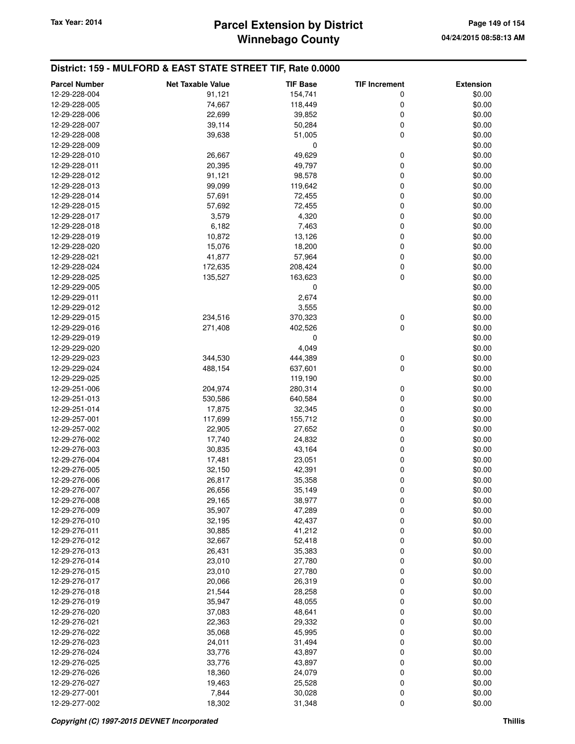## District: 159 - MULFORD & EAST STATE STREET TIF, Rate 0.0000

| Parcel Number | Net Taxable Value | TIF Base | TIF Increment | Extension |
|---|---|---|---|---|
| 12-29-228-004 | 91,121 | 154,741 | 0 | $0.00 |
| 12-29-228-005 | 74,667 | 118,449 | 0 | $0.00 |
| 12-29-228-006 | 22,699 | 39,852 | 0 | $0.00 |
| 12-29-228-007 | 39,114 | 50,284 | 0 | $0.00 |
| 12-29-228-008 | 39,638 | 51,005 | 0 | $0.00 |
| 12-29-228-009 | | 0 | | $0.00 |
| 12-29-228-010 | 26,667 | 49,629 | 0 | $0.00 |
| 12-29-228-011 | 20,395 | 49,797 | 0 | $0.00 |
| 12-29-228-012 | 91,121 | 98,578 | 0 | $0.00 |
| 12-29-228-013 | 99,099 | 119,642 | 0 | $0.00 |
| 12-29-228-014 | 57,691 | 72,455 | 0 | $0.00 |
| 12-29-228-015 | 57,692 | 72,455 | 0 | $0.00 |
| 12-29-228-017 | 3,579 | 4,320 | 0 | $0.00 |
| 12-29-228-018 | 6,182 | 7,463 | 0 | $0.00 |
| 12-29-228-019 | 10,872 | 13,126 | 0 | $0.00 |
| 12-29-228-020 | 15,076 | 18,200 | 0 | $0.00 |
| 12-29-228-021 | 41,877 | 57,964 | 0 | $0.00 |
| 12-29-228-024 | 172,635 | 208,424 | 0 | $0.00 |
| 12-29-228-025 | 135,527 | 163,623 | 0 | $0.00 |
| 12-29-229-005 | | 0 | | $0.00 |
| 12-29-229-011 | | 2,674 | | $0.00 |
| 12-29-229-012 | | 3,555 | | $0.00 |
| 12-29-229-015 | 234,516 | 370,323 | 0 | $0.00 |
| 12-29-229-016 | 271,408 | 402,526 | 0 | $0.00 |
| 12-29-229-019 | | 0 | | $0.00 |
| 12-29-229-020 | | 4,049 | | $0.00 |
| 12-29-229-023 | 344,530 | 444,389 | 0 | $0.00 |
| 12-29-229-024 | 488,154 | 637,601 | 0 | $0.00 |
| 12-29-229-025 | | 119,190 | | $0.00 |
| 12-29-251-006 | 204,974 | 280,314 | 0 | $0.00 |
| 12-29-251-013 | 530,586 | 640,584 | 0 | $0.00 |
| 12-29-251-014 | 17,875 | 32,345 | 0 | $0.00 |
| 12-29-257-001 | 117,699 | 155,712 | 0 | $0.00 |
| 12-29-257-002 | 22,905 | 27,652 | 0 | $0.00 |
| 12-29-276-002 | 17,740 | 24,832 | 0 | $0.00 |
| 12-29-276-003 | 30,835 | 43,164 | 0 | $0.00 |
| 12-29-276-004 | 17,481 | 23,051 | 0 | $0.00 |
| 12-29-276-005 | 32,150 | 42,391 | 0 | $0.00 |
| 12-29-276-006 | 26,817 | 35,358 | 0 | $0.00 |
| 12-29-276-007 | 26,656 | 35,149 | 0 | $0.00 |
| 12-29-276-008 | 29,165 | 38,977 | 0 | $0.00 |
| 12-29-276-009 | 35,907 | 47,289 | 0 | $0.00 |
| 12-29-276-010 | 32,195 | 42,437 | 0 | $0.00 |
| 12-29-276-011 | 30,885 | 41,212 | 0 | $0.00 |
| 12-29-276-012 | 32,667 | 52,418 | 0 | $0.00 |
| 12-29-276-013 | 26,431 | 35,383 | 0 | $0.00 |
| 12-29-276-014 | 23,010 | 27,780 | 0 | $0.00 |
| 12-29-276-015 | 23,010 | 27,780 | 0 | $0.00 |
| 12-29-276-017 | 20,066 | 26,319 | 0 | $0.00 |
| 12-29-276-018 | 21,544 | 28,258 | 0 | $0.00 |
| 12-29-276-019 | 35,947 | 48,055 | 0 | $0.00 |
| 12-29-276-020 | 37,083 | 48,641 | 0 | $0.00 |
| 12-29-276-021 | 22,363 | 29,332 | 0 | $0.00 |
| 12-29-276-022 | 35,068 | 45,995 | 0 | $0.00 |
| 12-29-276-023 | 24,011 | 31,494 | 0 | $0.00 |
| 12-29-276-024 | 33,776 | 43,897 | 0 | $0.00 |
| 12-29-276-025 | 33,776 | 43,897 | 0 | $0.00 |
| 12-29-276-026 | 18,360 | 24,079 | 0 | $0.00 |
| 12-29-276-027 | 19,463 | 25,528 | 0 | $0.00 |
| 12-29-277-001 | 7,844 | 30,028 | 0 | $0.00 |
| 12-29-277-002 | 18,302 | 31,348 | 0 | $0.00 |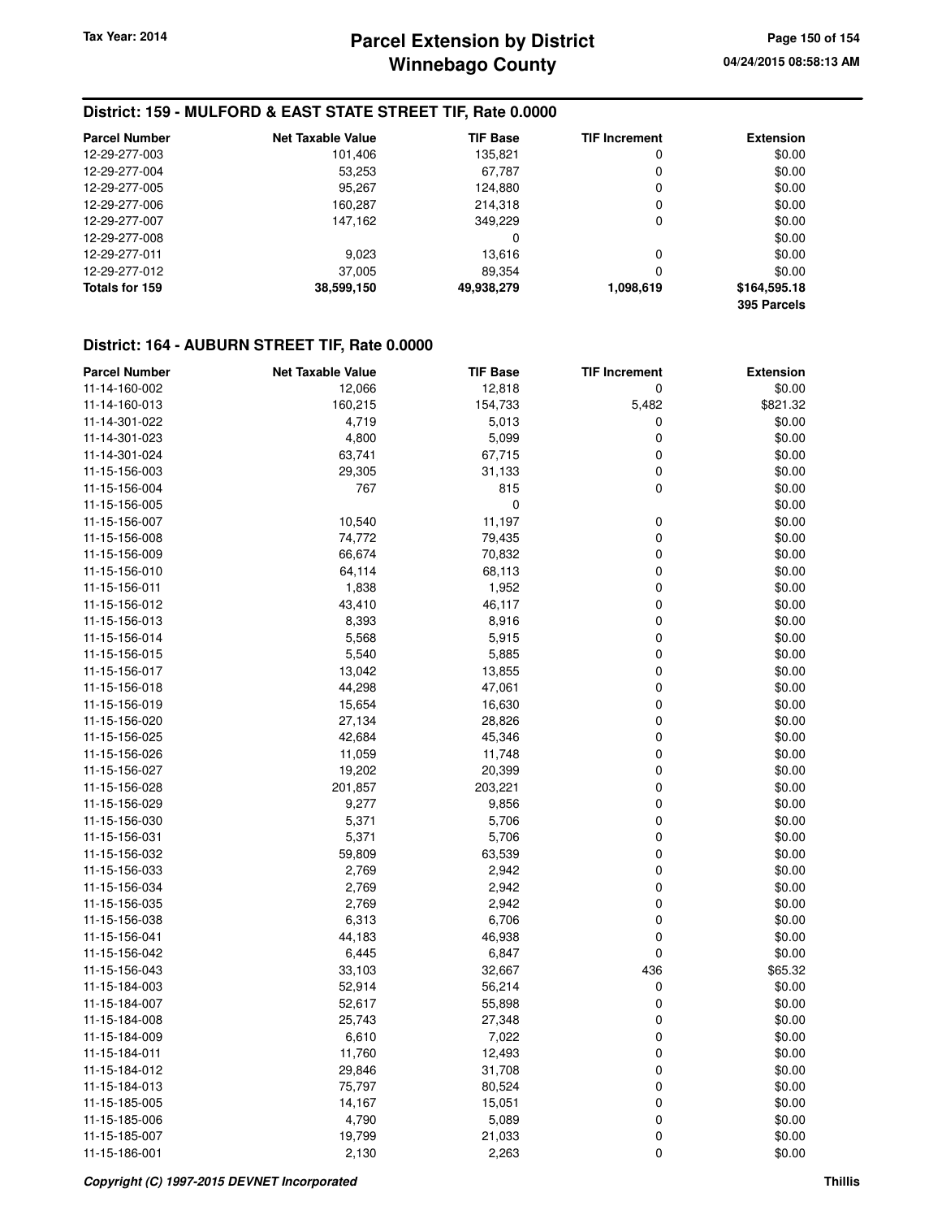## District: 159 - MULFORD & EAST STATE STREET TIF, Rate 0.0000

| Parcel Number | Net Taxable Value | TIF Base | TIF Increment | Extension |
|---|---|---|---|---|
| 12-29-277-003 | 101,406 | 135,821 | 0 | $0.00 |
| 12-29-277-004 | 53,253 | 67,787 | 0 | $0.00 |
| 12-29-277-005 | 95,267 | 124,880 | 0 | $0.00 |
| 12-29-277-006 | 160,287 | 214,318 | 0 | $0.00 |
| 12-29-277-007 | 147,162 | 349,229 | 0 | $0.00 |
| 12-29-277-008 | | 0 | | $0.00 |
| 12-29-277-011 | 9,023 | 13,616 | 0 | $0.00 |
| 12-29-277-012 | 37,005 | 89,354 | 0 | $0.00 |
| **Totals for 159** | **38,599,150** | **49,938,279** | **1,098,619** | **$164,595.18** |
| | | | | **395 Parcels** |

## District: 164 - AUBURN STREET TIF, Rate 0.0000

| Parcel Number | Net Taxable Value | TIF Base | TIF Increment | Extension |
|---|---|---|---|---|
| 11-14-160-002 | 12,066 | 12,818 | 0 | $0.00 |
| 11-14-160-013 | 160,215 | 154,733 | 5,482 | $821.32 |
| 11-14-301-022 | 4,719 | 5,013 | 0 | $0.00 |
| 11-14-301-023 | 4,800 | 5,099 | 0 | $0.00 |
| 11-14-301-024 | 63,741 | 67,715 | 0 | $0.00 |
| 11-15-156-003 | 29,305 | 31,133 | 0 | $0.00 |
| 11-15-156-004 | 767 | 815 | 0 | $0.00 |
| 11-15-156-005 | | 0 | | $0.00 |
| 11-15-156-007 | 10,540 | 11,197 | 0 | $0.00 |
| 11-15-156-008 | 74,772 | 79,435 | 0 | $0.00 |
| 11-15-156-009 | 66,674 | 70,832 | 0 | $0.00 |
| 11-15-156-010 | 64,114 | 68,113 | 0 | $0.00 |
| 11-15-156-011 | 1,838 | 1,952 | 0 | $0.00 |
| 11-15-156-012 | 43,410 | 46,117 | 0 | $0.00 |
| 11-15-156-013 | 8,393 | 8,916 | 0 | $0.00 |
| 11-15-156-014 | 5,568 | 5,915 | 0 | $0.00 |
| 11-15-156-015 | 5,540 | 5,885 | 0 | $0.00 |
| 11-15-156-017 | 13,042 | 13,855 | 0 | $0.00 |
| 11-15-156-018 | 44,298 | 47,061 | 0 | $0.00 |
| 11-15-156-019 | 15,654 | 16,630 | 0 | $0.00 |
| 11-15-156-020 | 27,134 | 28,826 | 0 | $0.00 |
| 11-15-156-025 | 42,684 | 45,346 | 0 | $0.00 |
| 11-15-156-026 | 11,059 | 11,748 | 0 | $0.00 |
| 11-15-156-027 | 19,202 | 20,399 | 0 | $0.00 |
| 11-15-156-028 | 201,857 | 203,221 | 0 | $0.00 |
| 11-15-156-029 | 9,277 | 9,856 | 0 | $0.00 |
| 11-15-156-030 | 5,371 | 5,706 | 0 | $0.00 |
| 11-15-156-031 | 5,371 | 5,706 | 0 | $0.00 |
| 11-15-156-032 | 59,809 | 63,539 | 0 | $0.00 |
| 11-15-156-033 | 2,769 | 2,942 | 0 | $0.00 |
| 11-15-156-034 | 2,769 | 2,942 | 0 | $0.00 |
| 11-15-156-035 | 2,769 | 2,942 | 0 | $0.00 |
| 11-15-156-038 | 6,313 | 6,706 | 0 | $0.00 |
| 11-15-156-041 | 44,183 | 46,938 | 0 | $0.00 |
| 11-15-156-042 | 6,445 | 6,847 | 0 | $0.00 |
| 11-15-156-043 | 33,103 | 32,667 | 436 | $65.32 |
| 11-15-184-003 | 52,914 | 56,214 | 0 | $0.00 |
| 11-15-184-007 | 52,617 | 55,898 | 0 | $0.00 |
| 11-15-184-008 | 25,743 | 27,348 | 0 | $0.00 |
| 11-15-184-009 | 6,610 | 7,022 | 0 | $0.00 |
| 11-15-184-011 | 11,760 | 12,493 | 0 | $0.00 |
| 11-15-184-012 | 29,846 | 31,708 | 0 | $0.00 |
| 11-15-184-013 | 75,797 | 80,524 | 0 | $0.00 |
| 11-15-185-005 | 14,167 | 15,051 | 0 | $0.00 |
| 11-15-185-006 | 4,790 | 5,089 | 0 | $0.00 |
| 11-15-185-007 | 19,799 | 21,033 | 0 | $0.00 |
| 11-15-186-001 | 2,130 | 2,263 | 0 | $0.00 |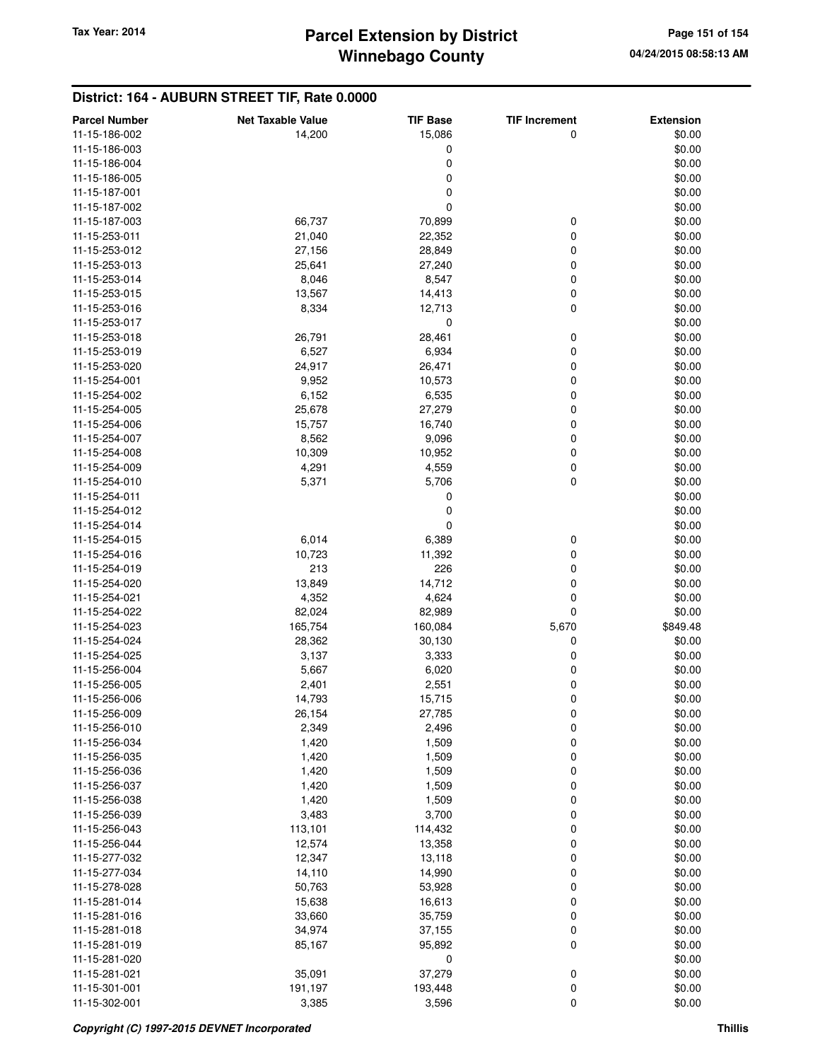## District: 164 - AUBURN STREET TIF, Rate 0.0000

| Parcel Number | Net Taxable Value | TIF Base | TIF Increment | Extension |
|---|---|---|---|---|
| 11-15-186-002 | 14,200 | 15,086 | 0 | $0.00 |
| 11-15-186-003 | | 0 | | $0.00 |
| 11-15-186-004 | | 0 | | $0.00 |
| 11-15-186-005 | | 0 | | $0.00 |
| 11-15-187-001 | | 0 | | $0.00 |
| 11-15-187-002 | | 0 | | $0.00 |
| 11-15-187-003 | 66,737 | 70,899 | 0 | $0.00 |
| 11-15-253-011 | 21,040 | 22,352 | 0 | $0.00 |
| 11-15-253-012 | 27,156 | 28,849 | 0 | $0.00 |
| 11-15-253-013 | 25,641 | 27,240 | 0 | $0.00 |
| 11-15-253-014 | 8,046 | 8,547 | 0 | $0.00 |
| 11-15-253-015 | 13,567 | 14,413 | 0 | $0.00 |
| 11-15-253-016 | 8,334 | 12,713 | 0 | $0.00 |
| 11-15-253-017 | | 0 | | $0.00 |
| 11-15-253-018 | 26,791 | 28,461 | 0 | $0.00 |
| 11-15-253-019 | 6,527 | 6,934 | 0 | $0.00 |
| 11-15-253-020 | 24,917 | 26,471 | 0 | $0.00 |
| 11-15-254-001 | 9,952 | 10,573 | 0 | $0.00 |
| 11-15-254-002 | 6,152 | 6,535 | 0 | $0.00 |
| 11-15-254-005 | 25,678 | 27,279 | 0 | $0.00 |
| 11-15-254-006 | 15,757 | 16,740 | 0 | $0.00 |
| 11-15-254-007 | 8,562 | 9,096 | 0 | $0.00 |
| 11-15-254-008 | 10,309 | 10,952 | 0 | $0.00 |
| 11-15-254-009 | 4,291 | 4,559 | 0 | $0.00 |
| 11-15-254-010 | 5,371 | 5,706 | 0 | $0.00 |
| 11-15-254-011 | | 0 | | $0.00 |
| 11-15-254-012 | | 0 | | $0.00 |
| 11-15-254-014 | | 0 | | $0.00 |
| 11-15-254-015 | 6,014 | 6,389 | 0 | $0.00 |
| 11-15-254-016 | 10,723 | 11,392 | 0 | $0.00 |
| 11-15-254-019 | 213 | 226 | 0 | $0.00 |
| 11-15-254-020 | 13,849 | 14,712 | 0 | $0.00 |
| 11-15-254-021 | 4,352 | 4,624 | 0 | $0.00 |
| 11-15-254-022 | 82,024 | 82,989 | 0 | $0.00 |
| 11-15-254-023 | 165,754 | 160,084 | 5,670 | $849.48 |
| 11-15-254-024 | 28,362 | 30,130 | 0 | $0.00 |
| 11-15-254-025 | 3,137 | 3,333 | 0 | $0.00 |
| 11-15-256-004 | 5,667 | 6,020 | 0 | $0.00 |
| 11-15-256-005 | 2,401 | 2,551 | 0 | $0.00 |
| 11-15-256-006 | 14,793 | 15,715 | 0 | $0.00 |
| 11-15-256-009 | 26,154 | 27,785 | 0 | $0.00 |
| 11-15-256-010 | 2,349 | 2,496 | 0 | $0.00 |
| 11-15-256-034 | 1,420 | 1,509 | 0 | $0.00 |
| 11-15-256-035 | 1,420 | 1,509 | 0 | $0.00 |
| 11-15-256-036 | 1,420 | 1,509 | 0 | $0.00 |
| 11-15-256-037 | 1,420 | 1,509 | 0 | $0.00 |
| 11-15-256-038 | 1,420 | 1,509 | 0 | $0.00 |
| 11-15-256-039 | 3,483 | 3,700 | 0 | $0.00 |
| 11-15-256-043 | 113,101 | 114,432 | 0 | $0.00 |
| 11-15-256-044 | 12,574 | 13,358 | 0 | $0.00 |
| 11-15-277-032 | 12,347 | 13,118 | 0 | $0.00 |
| 11-15-277-034 | 14,110 | 14,990 | 0 | $0.00 |
| 11-15-278-028 | 50,763 | 53,928 | 0 | $0.00 |
| 11-15-281-014 | 15,638 | 16,613 | 0 | $0.00 |
| 11-15-281-016 | 33,660 | 35,759 | 0 | $0.00 |
| 11-15-281-018 | 34,974 | 37,155 | 0 | $0.00 |
| 11-15-281-019 | 85,167 | 95,892 | 0 | $0.00 |
| 11-15-281-020 | | 0 | | $0.00 |
| 11-15-281-021 | 35,091 | 37,279 | 0 | $0.00 |
| 11-15-301-001 | 191,197 | 193,448 | 0 | $0.00 |
| 11-15-302-001 | 3,385 | 3,596 | 0 | $0.00 |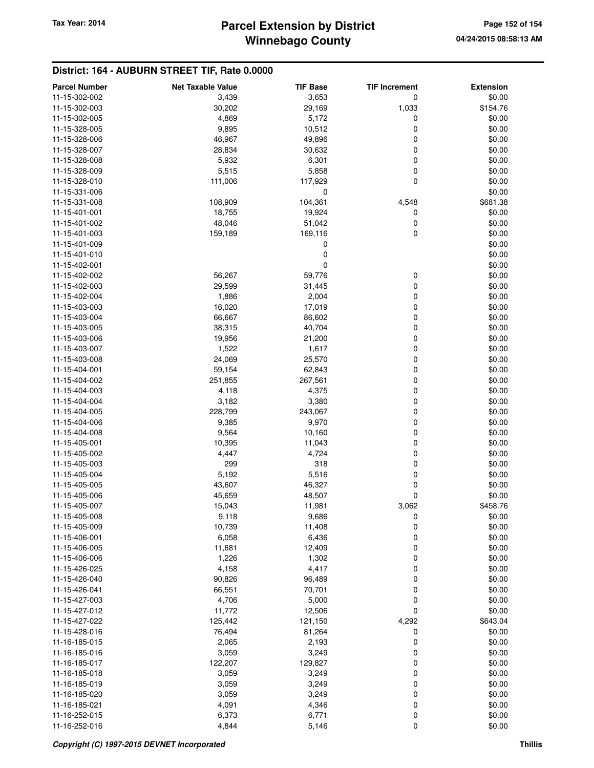## District: 164 - AUBURN STREET TIF, Rate 0.0000

| Parcel Number | Net Taxable Value | TIF Base | TIF Increment | Extension |
|---|---|---|---|---|
| 11-15-302-002 | 3,439 | 3,653 | 0 | $0.00 |
| 11-15-302-003 | 30,202 | 29,169 | 1,033 | $154.76 |
| 11-15-302-005 | 4,869 | 5,172 | 0 | $0.00 |
| 11-15-328-005 | 9,895 | 10,512 | 0 | $0.00 |
| 11-15-328-006 | 46,967 | 49,896 | 0 | $0.00 |
| 11-15-328-007 | 28,834 | 30,632 | 0 | $0.00 |
| 11-15-328-008 | 5,932 | 6,301 | 0 | $0.00 |
| 11-15-328-009 | 5,515 | 5,858 | 0 | $0.00 |
| 11-15-328-010 | 111,006 | 117,929 | 0 | $0.00 |
| 11-15-331-006 | | 0 | | $0.00 |
| 11-15-331-008 | 108,909 | 104,361 | 4,548 | $681.38 |
| 11-15-401-001 | 18,755 | 19,924 | 0 | $0.00 |
| 11-15-401-002 | 48,046 | 51,042 | 0 | $0.00 |
| 11-15-401-003 | 159,189 | 169,116 | 0 | $0.00 |
| 11-15-401-009 | | 0 | | $0.00 |
| 11-15-401-010 | | 0 | | $0.00 |
| 11-15-402-001 | | 0 | | $0.00 |
| 11-15-402-002 | 56,267 | 59,776 | 0 | $0.00 |
| 11-15-402-003 | 29,599 | 31,445 | 0 | $0.00 |
| 11-15-402-004 | 1,886 | 2,004 | 0 | $0.00 |
| 11-15-403-003 | 16,020 | 17,019 | 0 | $0.00 |
| 11-15-403-004 | 66,667 | 86,602 | 0 | $0.00 |
| 11-15-403-005 | 38,315 | 40,704 | 0 | $0.00 |
| 11-15-403-006 | 19,956 | 21,200 | 0 | $0.00 |
| 11-15-403-007 | 1,522 | 1,617 | 0 | $0.00 |
| 11-15-403-008 | 24,069 | 25,570 | 0 | $0.00 |
| 11-15-404-001 | 59,154 | 62,843 | 0 | $0.00 |
| 11-15-404-002 | 251,855 | 267,561 | 0 | $0.00 |
| 11-15-404-003 | 4,118 | 4,375 | 0 | $0.00 |
| 11-15-404-004 | 3,182 | 3,380 | 0 | $0.00 |
| 11-15-404-005 | 228,799 | 243,067 | 0 | $0.00 |
| 11-15-404-006 | 9,385 | 9,970 | 0 | $0.00 |
| 11-15-404-008 | 9,564 | 10,160 | 0 | $0.00 |
| 11-15-405-001 | 10,395 | 11,043 | 0 | $0.00 |
| 11-15-405-002 | 4,447 | 4,724 | 0 | $0.00 |
| 11-15-405-003 | 299 | 318 | 0 | $0.00 |
| 11-15-405-004 | 5,192 | 5,516 | 0 | $0.00 |
| 11-15-405-005 | 43,607 | 46,327 | 0 | $0.00 |
| 11-15-405-006 | 45,659 | 48,507 | 0 | $0.00 |
| 11-15-405-007 | 15,043 | 11,981 | 3,062 | $458.76 |
| 11-15-405-008 | 9,118 | 9,686 | 0 | $0.00 |
| 11-15-405-009 | 10,739 | 11,408 | 0 | $0.00 |
| 11-15-406-001 | 6,058 | 6,436 | 0 | $0.00 |
| 11-15-406-005 | 11,681 | 12,409 | 0 | $0.00 |
| 11-15-406-006 | 1,226 | 1,302 | 0 | $0.00 |
| 11-15-426-025 | 4,158 | 4,417 | 0 | $0.00 |
| 11-15-426-040 | 90,826 | 96,489 | 0 | $0.00 |
| 11-15-426-041 | 66,551 | 70,701 | 0 | $0.00 |
| 11-15-427-003 | 4,706 | 5,000 | 0 | $0.00 |
| 11-15-427-012 | 11,772 | 12,506 | 0 | $0.00 |
| 11-15-427-022 | 125,442 | 121,150 | 4,292 | $643.04 |
| 11-15-428-016 | 76,494 | 81,264 | 0 | $0.00 |
| 11-16-185-015 | 2,065 | 2,193 | 0 | $0.00 |
| 11-16-185-016 | 3,059 | 3,249 | 0 | $0.00 |
| 11-16-185-017 | 122,207 | 129,827 | 0 | $0.00 |
| 11-16-185-018 | 3,059 | 3,249 | 0 | $0.00 |
| 11-16-185-019 | 3,059 | 3,249 | 0 | $0.00 |
| 11-16-185-020 | 3,059 | 3,249 | 0 | $0.00 |
| 11-16-185-021 | 4,091 | 4,346 | 0 | $0.00 |
| 11-16-252-015 | 6,373 | 6,771 | 0 | $0.00 |
| 11-16-252-016 | 4,844 | 5,146 | 0 | $0.00 |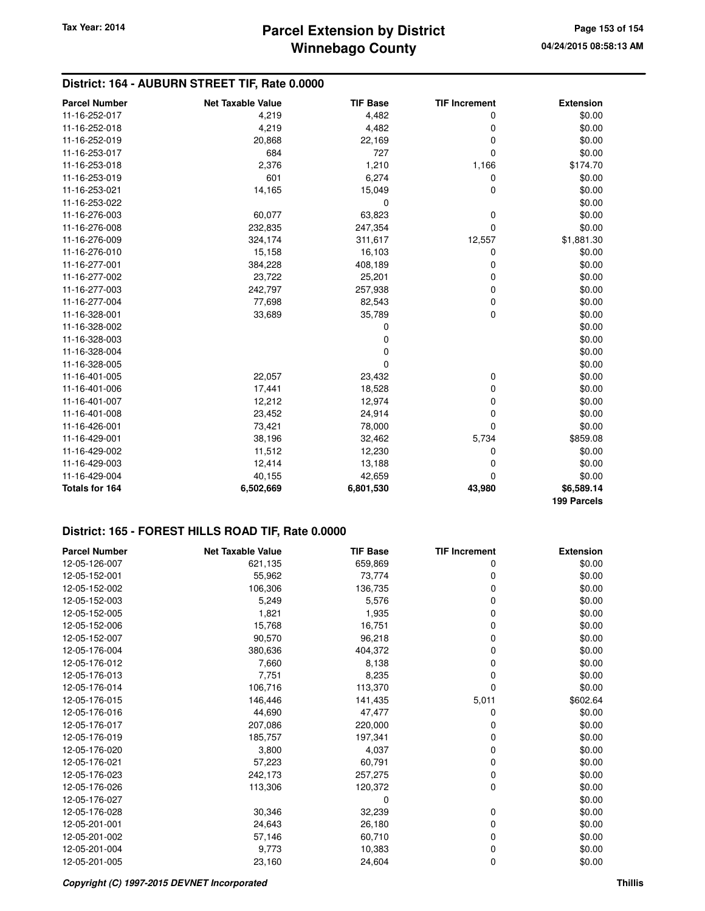## District: 164 - AUBURN STREET TIF, Rate 0.0000

| Parcel Number | Net Taxable Value | TIF Base | TIF Increment | Extension |
|---|---|---|---|---|
| 11-16-252-017 | 4,219 | 4,482 | 0 | $0.00 |
| 11-16-252-018 | 4,219 | 4,482 | 0 | $0.00 |
| 11-16-252-019 | 20,868 | 22,169 | 0 | $0.00 |
| 11-16-253-017 | 684 | 727 | 0 | $0.00 |
| 11-16-253-018 | 2,376 | 1,210 | 1,166 | $174.70 |
| 11-16-253-019 | 601 | 6,274 | 0 | $0.00 |
| 11-16-253-021 | 14,165 | 15,049 | 0 | $0.00 |
| 11-16-253-022 | | 0 | | $0.00 |
| 11-16-276-003 | 60,077 | 63,823 | 0 | $0.00 |
| 11-16-276-008 | 232,835 | 247,354 | 0 | $0.00 |
| 11-16-276-009 | 324,174 | 311,617 | 12,557 | $1,881.30 |
| 11-16-276-010 | 15,158 | 16,103 | 0 | $0.00 |
| 11-16-277-001 | 384,228 | 408,189 | 0 | $0.00 |
| 11-16-277-002 | 23,722 | 25,201 | 0 | $0.00 |
| 11-16-277-003 | 242,797 | 257,938 | 0 | $0.00 |
| 11-16-277-004 | 77,698 | 82,543 | 0 | $0.00 |
| 11-16-328-001 | 33,689 | 35,789 | 0 | $0.00 |
| 11-16-328-002 | | 0 | | $0.00 |
| 11-16-328-003 | | 0 | | $0.00 |
| 11-16-328-004 | | 0 | | $0.00 |
| 11-16-328-005 | | 0 | | $0.00 |
| 11-16-401-005 | 22,057 | 23,432 | 0 | $0.00 |
| 11-16-401-006 | 17,441 | 18,528 | 0 | $0.00 |
| 11-16-401-007 | 12,212 | 12,974 | 0 | $0.00 |
| 11-16-401-008 | 23,452 | 24,914 | 0 | $0.00 |
| 11-16-426-001 | 73,421 | 78,000 | 0 | $0.00 |
| 11-16-429-001 | 38,196 | 32,462 | 5,734 | $859.08 |
| 11-16-429-002 | 11,512 | 12,230 | 0 | $0.00 |
| 11-16-429-003 | 12,414 | 13,188 | 0 | $0.00 |
| 11-16-429-004 | 40,155 | 42,659 | 0 | $0.00 |
| **Totals for 164** | **6,502,669** | **6,801,530** | **43,980** | **$6,589.14** |
| | | | | **199 Parcels** |

## District: 165 - FOREST HILLS ROAD TIF, Rate 0.0000

| Parcel Number | Net Taxable Value | TIF Base | TIF Increment | Extension |
|---|---|---|---|---|
| 12-05-126-007 | 621,135 | 659,869 | 0 | $0.00 |
| 12-05-152-001 | 55,962 | 73,774 | 0 | $0.00 |
| 12-05-152-002 | 106,306 | 136,735 | 0 | $0.00 |
| 12-05-152-003 | 5,249 | 5,576 | 0 | $0.00 |
| 12-05-152-005 | 1,821 | 1,935 | 0 | $0.00 |
| 12-05-152-006 | 15,768 | 16,751 | 0 | $0.00 |
| 12-05-152-007 | 90,570 | 96,218 | 0 | $0.00 |
| 12-05-176-004 | 380,636 | 404,372 | 0 | $0.00 |
| 12-05-176-012 | 7,660 | 8,138 | 0 | $0.00 |
| 12-05-176-013 | 7,751 | 8,235 | 0 | $0.00 |
| 12-05-176-014 | 106,716 | 113,370 | 0 | $0.00 |
| 12-05-176-015 | 146,446 | 141,435 | 5,011 | $602.64 |
| 12-05-176-016 | 44,690 | 47,477 | 0 | $0.00 |
| 12-05-176-017 | 207,086 | 220,000 | 0 | $0.00 |
| 12-05-176-019 | 185,757 | 197,341 | 0 | $0.00 |
| 12-05-176-020 | 3,800 | 4,037 | 0 | $0.00 |
| 12-05-176-021 | 57,223 | 60,791 | 0 | $0.00 |
| 12-05-176-023 | 242,173 | 257,275 | 0 | $0.00 |
| 12-05-176-026 | 113,306 | 120,372 | 0 | $0.00 |
| 12-05-176-027 | | 0 | | $0.00 |
| 12-05-176-028 | 30,346 | 32,239 | 0 | $0.00 |
| 12-05-201-001 | 24,643 | 26,180 | 0 | $0.00 |
| 12-05-201-002 | 57,146 | 60,710 | 0 | $0.00 |
| 12-05-201-004 | 9,773 | 10,383 | 0 | $0.00 |
| 12-05-201-005 | 23,160 | 24,604 | 0 | $0.00 |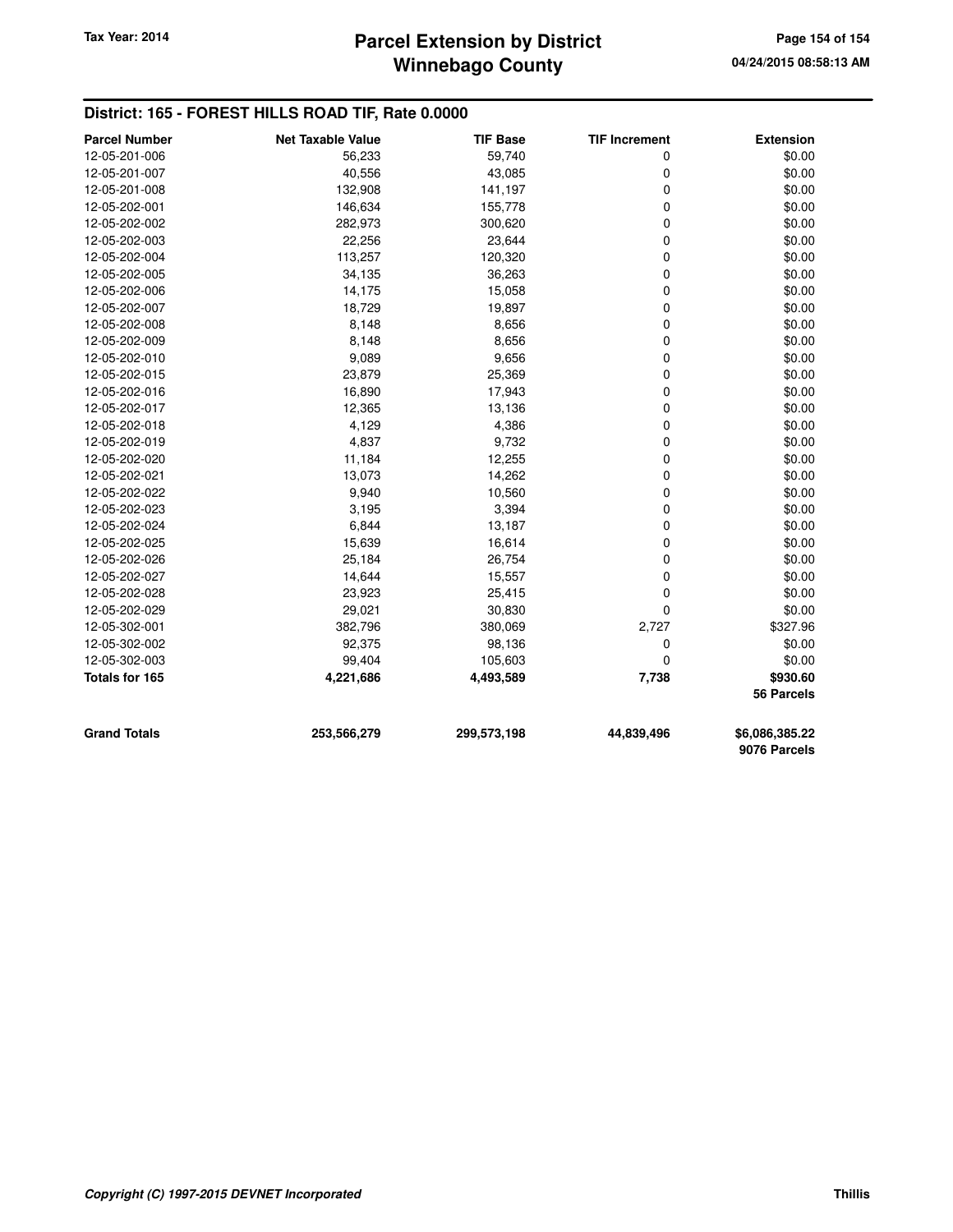## District: 165 - FOREST HILLS ROAD TIF, Rate 0.0000

| Parcel Number | Net Taxable Value | TIF Base | TIF Increment | Extension |
|---|---|---|---|---|
| 12-05-201-006 | 56,233 | 59,740 | 0 | $0.00 |
| 12-05-201-007 | 40,556 | 43,085 | 0 | $0.00 |
| 12-05-201-008 | 132,908 | 141,197 | 0 | $0.00 |
| 12-05-202-001 | 146,634 | 155,778 | 0 | $0.00 |
| 12-05-202-002 | 282,973 | 300,620 | 0 | $0.00 |
| 12-05-202-003 | 22,256 | 23,644 | 0 | $0.00 |
| 12-05-202-004 | 113,257 | 120,320 | 0 | $0.00 |
| 12-05-202-005 | 34,135 | 36,263 | 0 | $0.00 |
| 12-05-202-006 | 14,175 | 15,058 | 0 | $0.00 |
| 12-05-202-007 | 18,729 | 19,897 | 0 | $0.00 |
| 12-05-202-008 | 8,148 | 8,656 | 0 | $0.00 |
| 12-05-202-009 | 8,148 | 8,656 | 0 | $0.00 |
| 12-05-202-010 | 9,089 | 9,656 | 0 | $0.00 |
| 12-05-202-015 | 23,879 | 25,369 | 0 | $0.00 |
| 12-05-202-016 | 16,890 | 17,943 | 0 | $0.00 |
| 12-05-202-017 | 12,365 | 13,136 | 0 | $0.00 |
| 12-05-202-018 | 4,129 | 4,386 | 0 | $0.00 |
| 12-05-202-019 | 4,837 | 9,732 | 0 | $0.00 |
| 12-05-202-020 | 11,184 | 12,255 | 0 | $0.00 |
| 12-05-202-021 | 13,073 | 14,262 | 0 | $0.00 |
| 12-05-202-022 | 9,940 | 10,560 | 0 | $0.00 |
| 12-05-202-023 | 3,195 | 3,394 | 0 | $0.00 |
| 12-05-202-024 | 6,844 | 13,187 | 0 | $0.00 |
| 12-05-202-025 | 15,639 | 16,614 | 0 | $0.00 |
| 12-05-202-026 | 25,184 | 26,754 | 0 | $0.00 |
| 12-05-202-027 | 14,644 | 15,557 | 0 | $0.00 |
| 12-05-202-028 | 23,923 | 25,415 | 0 | $0.00 |
| 12-05-202-029 | 29,021 | 30,830 | 0 | $0.00 |
| 12-05-302-001 | 382,796 | 380,069 | 2,727 | $327.96 |
| 12-05-302-002 | 92,375 | 98,136 | 0 | $0.00 |
| 12-05-302-003 | 99,404 | 105,603 | 0 | $0.00 |
| **Totals for 165** | **4,221,686** | **4,493,589** | **7,738** | **$930.60** |
| | | | | **56 Parcels** |
| **Grand Totals** | **253,566,279** | **299,573,198** | **44,839,496** | **$6,086,385.22** |
| | | | | **9076 Parcels** |